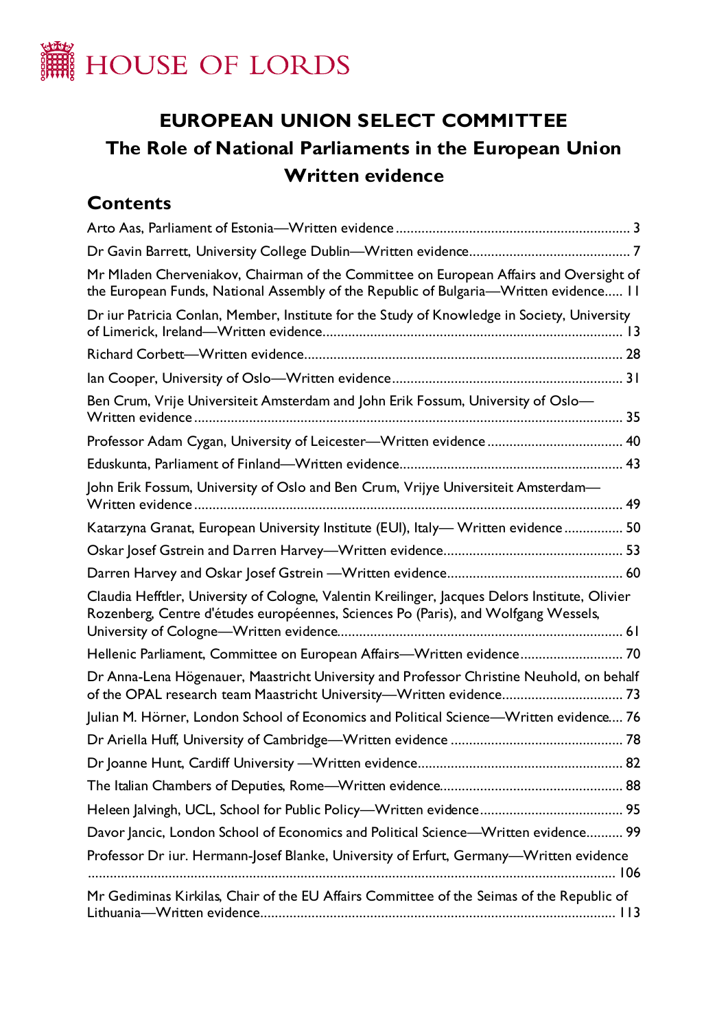# HOUSE OF LORDS

## EUROPEAN UNION SELECT COMMITTEE

## The Role of National Parliaments in the European Union

## Written evidence

### Contents

Arto Aas, Parliament of Estonia—Written evidence ............................................................... 3

Dr Gavin Barrett, University College Dublin—Written evidence........................................... 7

Mr Mladen Cherveniakov, Chairman of the Committee on European Affairs and Oversight of the European Funds, National Assembly of the Republic of Bulgaria—Written evidence..... 11

Dr iur Patricia Conlan, Member, Institute for the Study of Knowledge in Society, University of Limerick, Ireland—Written evidence................................................................................ 13

Richard Corbett—Written evidence..................................................................................... 28

Ian Cooper, University of Oslo—Written evidence.............................................................. 31

Ben Crum, Vrije Universiteit Amsterdam and John Erik Fossum, University of Oslo—Written evidence.................................................................................................................... 35

Professor Adam Cygan, University of Leicester—Written evidence ..................................... 40

Eduskunta, Parliament of Finland—Written evidence............................................................ 43

John Erik Fossum, University of Oslo and Ben Crum, Vrijye Universiteit Amsterdam—Written evidence.................................................................................................................... 49

Katarzyna Granat, European University Institute (EUI), Italy— Written evidence ................ 50

Oskar Josef Gstrein and Darren Harvey—Written evidence................................................ 53

Darren Harvey and Oskar Josef Gstrein —Written evidence............................................... 60

Claudia Hefftler, University of Cologne, Valentin Kreilinger, Jacques Delors Institute, Olivier Rozenberg, Centre d'études européennes, Sciences Po (Paris), and Wolfgang Wessels, University of Cologne—Written evidence............................................................................ 61

Hellenic Parliament, Committee on European Affairs—Written evidence........................... 70

Dr Anna-Lena Högenauer, Maastricht University and Professor Christine Neuhold, on behalf of the OPAL research team Maastricht University—Written evidence................................ 73

Julian M. Hörner, London School of Economics and Political Science—Written evidence.... 76

Dr Ariella Huff, University of Cambridge—Written evidence ............................................... 78

Dr Joanne Hunt, Cardiff University —Written evidence....................................................... 82

The Italian Chambers of Deputies, Rome—Written evidence................................................. 88

Heleen Jalvingh, UCL, School for Public Policy—Written evidence....................................... 95

Davor Jancic, London School of Economics and Political Science—Written evidence.......... 99

Professor Dr iur. Hermann-Josef Blanke, University of Erfurt, Germany—Written evidence ............................................................................................................................................ 106

Mr Gediminas Kirkilas, Chair of the EU Affairs Committee of the Seimas of the Republic of Lithuania—Written evidence................................................................................................ 113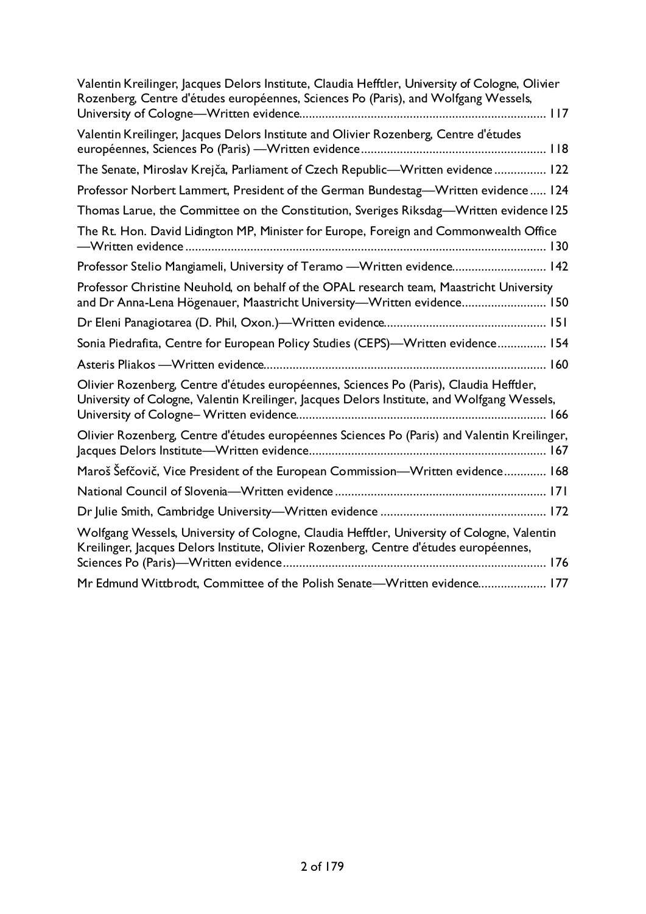Valentin Kreilinger, Jacques Delors Institute, Claudia Hefftler, University of Cologne, Olivier Rozenberg, Centre d'études européennes, Sciences Po (Paris), and Wolfgang Wessels, University of Cologne—Written evidence........................................................................... 117

Valentin Kreilinger, Jacques Delors Institute and Olivier Rozenberg, Centre d'études européennes, Sciences Po (Paris) —Written evidence......................................................... 118

The Senate, Miroslav Krejča, Parliament of Czech Republic—Written evidence ................ 122

Professor Norbert Lammert, President of the German Bundestag—Written evidence ..... 124

Thomas Larue, the Committee on the Constitution, Sveriges Riksdag—Written evidence 125

The Rt. Hon. David Lidington MP, Minister for Europe, Foreign and Commonwealth Office —Written evidence .............................................................................................................. 130

Professor Stelio Mangiameli, University of Teramo —Written evidence............................. 142

Professor Christine Neuhold, on behalf of the OPAL research team, Maastricht University and Dr Anna-Lena Högenauer, Maastricht University—Written evidence.......................... 150

Dr Eleni Panagiotarea (D. Phil, Oxon.)—Written evidence.................................................. 151

Sonia Piedrafita, Centre for European Policy Studies (CEPS)—Written evidence............... 154

Asteris Pliakos —Written evidence...................................................................................... 160

Olivier Rozenberg, Centre d'études européennes, Sciences Po (Paris), Claudia Hefftler, University of Cologne, Valentin Kreilinger, Jacques Delors Institute, and Wolfgang Wessels, University of Cologne– Written evidence............................................................................ 166

Olivier Rozenberg, Centre d'études européennes Sciences Po (Paris) and Valentin Kreilinger, Jacques Delors Institute—Written evidence........................................................................ 167

Maroš Šefčovič, Vice President of the European Commission—Written evidence............. 168

National Council of Slovenia—Written evidence ................................................................. 171

Dr Julie Smith, Cambridge University—Written evidence ................................................... 172

Wolfgang Wessels, University of Cologne, Claudia Hefftler, University of Cologne, Valentin Kreilinger, Jacques Delors Institute, Olivier Rozenberg, Centre d'études européennes, Sciences Po (Paris)—Written evidence................................................................................. 176

Mr Edmund Wittbrodt, Committee of the Polish Senate—Written evidence..................... 177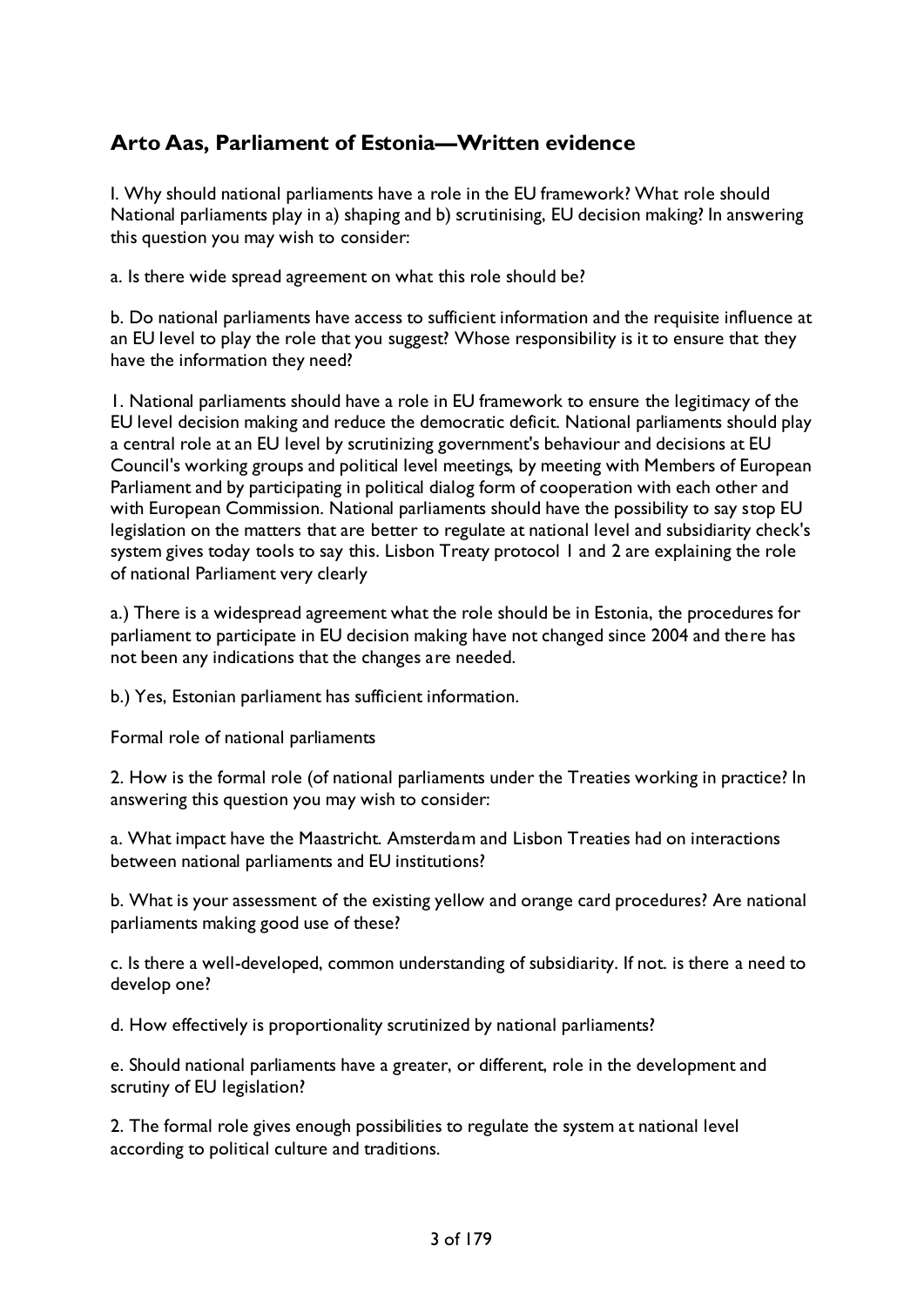## Arto Aas, Parliament of Estonia—Written evidence

I. Why should national parliaments have a role in the EU framework? What role should National parliaments play in a) shaping and b) scrutinising, EU decision making? In answering this question you may wish to consider:

a. Is there wide spread agreement on what this role should be?

b. Do national parliaments have access to sufficient information and the requisite influence at an EU level to play the role that you suggest? Whose responsibility is it to ensure that they have the information they need?

1. National parliaments should have a role in EU framework to ensure the legitimacy of the EU level decision making and reduce the democratic deficit. National parliaments should play a central role at an EU level by scrutinizing government's behaviour and decisions at EU Council's working groups and political level meetings, by meeting with Members of European Parliament and by participating in political dialog form of cooperation with each other and with European Commission. National parliaments should have the possibility to say stop EU legislation on the matters that are better to regulate at national level and subsidiarity check's system gives today tools to say this. Lisbon Treaty protocol 1 and 2 are explaining the role of national Parliament very clearly

a.) There is a widespread agreement what the role should be in Estonia, the procedures for parliament to participate in EU decision making have not changed since 2004 and there has not been any indications that the changes are needed.

b.) Yes, Estonian parliament has sufficient information.

Formal role of national parliaments

2. How is the formal role (of national parliaments under the Treaties working in practice? In answering this question you may wish to consider:

a. What impact have the Maastricht. Amsterdam and Lisbon Treaties had on interactions between national parliaments and EU institutions?

b. What is your assessment of the existing yellow and orange card procedures? Are national parliaments making good use of these?

c. Is there a well-developed, common understanding of subsidiarity. If not. is there a need to develop one?

d. How effectively is proportionality scrutinized by national parliaments?

e. Should national parliaments have a greater, or different, role in the development and scrutiny of EU legislation?

2. The formal role gives enough possibilities to regulate the system at national level according to political culture and traditions.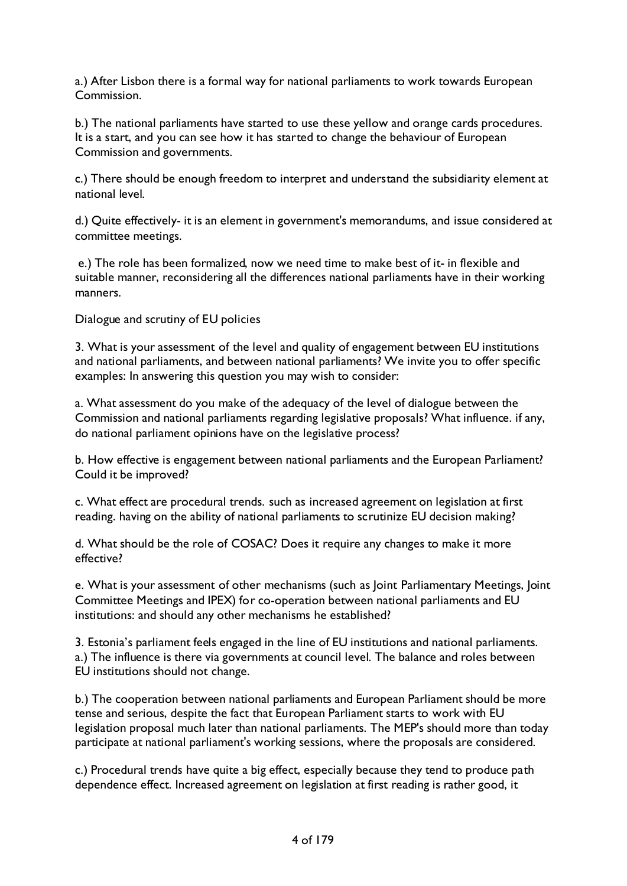a.) After Lisbon there is a formal way for national parliaments to work towards European Commission.

b.) The national parliaments have started to use these yellow and orange cards procedures. It is a start, and you can see how it has started to change the behaviour of European Commission and governments.

c.) There should be enough freedom to interpret and understand the subsidiarity element at national level.

d.) Quite effectively- it is an element in government's memorandums, and issue considered at committee meetings.

e.) The role has been formalized, now we need time to make best of it- in flexible and suitable manner, reconsidering all the differences national parliaments have in their working manners.

Dialogue and scrutiny of EU policies

3. What is your assessment of the level and quality of engagement between EU institutions and national parliaments, and between national parliaments? We invite you to offer specific examples: In answering this question you may wish to consider:

a. What assessment do you make of the adequacy of the level of dialogue between the Commission and national parliaments regarding legislative proposals? What influence. if any, do national parliament opinions have on the legislative process?

b. How effective is engagement between national parliaments and the European Parliament? Could it be improved?

c. What effect are procedural trends. such as increased agreement on legislation at first reading. having on the ability of national parliaments to scrutinize EU decision making?

d. What should be the role of COSAC? Does it require any changes to make it more effective?

e. What is your assessment of other mechanisms (such as Joint Parliamentary Meetings, Joint Committee Meetings and IPEX) for co-operation between national parliaments and EU institutions: and should any other mechanisms he established?

3. Estonia's parliament feels engaged in the line of EU institutions and national parliaments.
a.) The influence is there via governments at council level. The balance and roles between EU institutions should not change.

b.) The cooperation between national parliaments and European Parliament should be more tense and serious, despite the fact that European Parliament starts to work with EU legislation proposal much later than national parliaments. The MEP's should more than today participate at national parliament's working sessions, where the proposals are considered.

c.) Procedural trends have quite a big effect, especially because they tend to produce path dependence effect. Increased agreement on legislation at first reading is rather good, it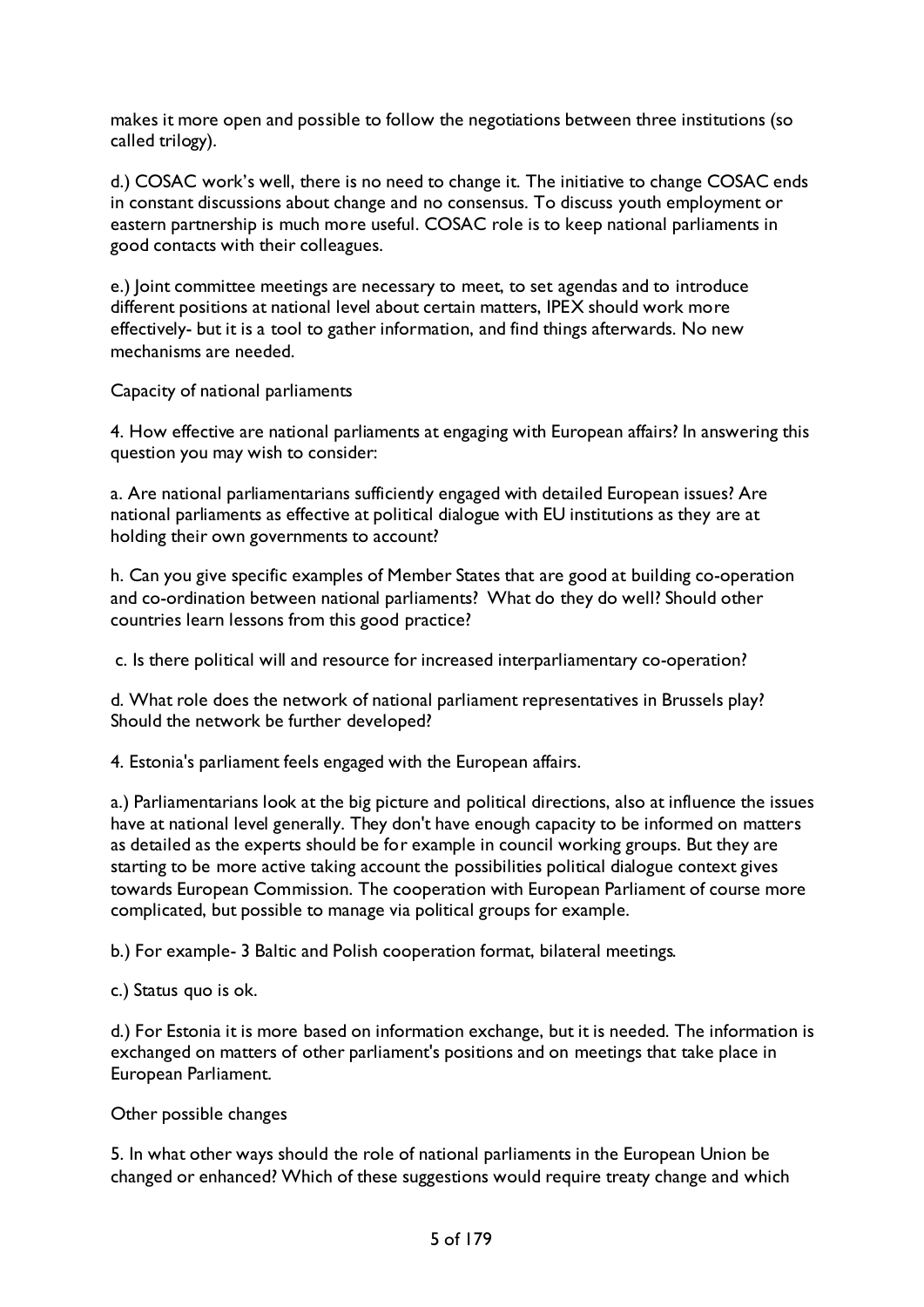makes it more open and possible to follow the negotiations between three institutions (so called trilogy).

d.) COSAC work's well, there is no need to change it. The initiative to change COSAC ends in constant discussions about change and no consensus. To discuss youth employment or eastern partnership is much more useful. COSAC role is to keep national parliaments in good contacts with their colleagues.

e.) Joint committee meetings are necessary to meet, to set agendas and to introduce different positions at national level about certain matters, IPEX should work more effectively- but it is a tool to gather information, and find things afterwards. No new mechanisms are needed.

Capacity of national parliaments

4. How effective are national parliaments at engaging with European affairs? In answering this question you may wish to consider:

a. Are national parliamentarians sufficiently engaged with detailed European issues? Are national parliaments as effective at political dialogue with EU institutions as they are at holding their own governments to account?

h. Can you give specific examples of Member States that are good at building co-operation and co-ordination between national parliaments? What do they do well? Should other countries learn lessons from this good practice?

c. Is there political will and resource for increased interparliamentary co-operation?

d. What role does the network of national parliament representatives in Brussels play? Should the network be further developed?

4. Estonia's parliament feels engaged with the European affairs.

a.) Parliamentarians look at the big picture and political directions, also at influence the issues have at national level generally. They don't have enough capacity to be informed on matters as detailed as the experts should be for example in council working groups. But they are starting to be more active taking account the possibilities political dialogue context gives towards European Commission. The cooperation with European Parliament of course more complicated, but possible to manage via political groups for example.

b.) For example- 3 Baltic and Polish cooperation format, bilateral meetings.

c.) Status quo is ok.

d.) For Estonia it is more based on information exchange, but it is needed. The information is exchanged on matters of other parliament's positions and on meetings that take place in European Parliament.

Other possible changes

5. In what other ways should the role of national parliaments in the European Union be changed or enhanced? Which of these suggestions would require treaty change and which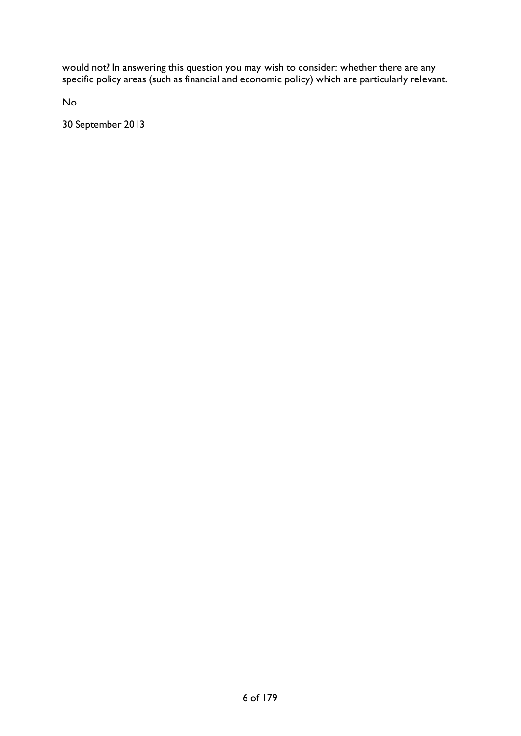would not? In answering this question you may wish to consider: whether there are any specific policy areas (such as financial and economic policy) which are particularly relevant.

No

30 September 2013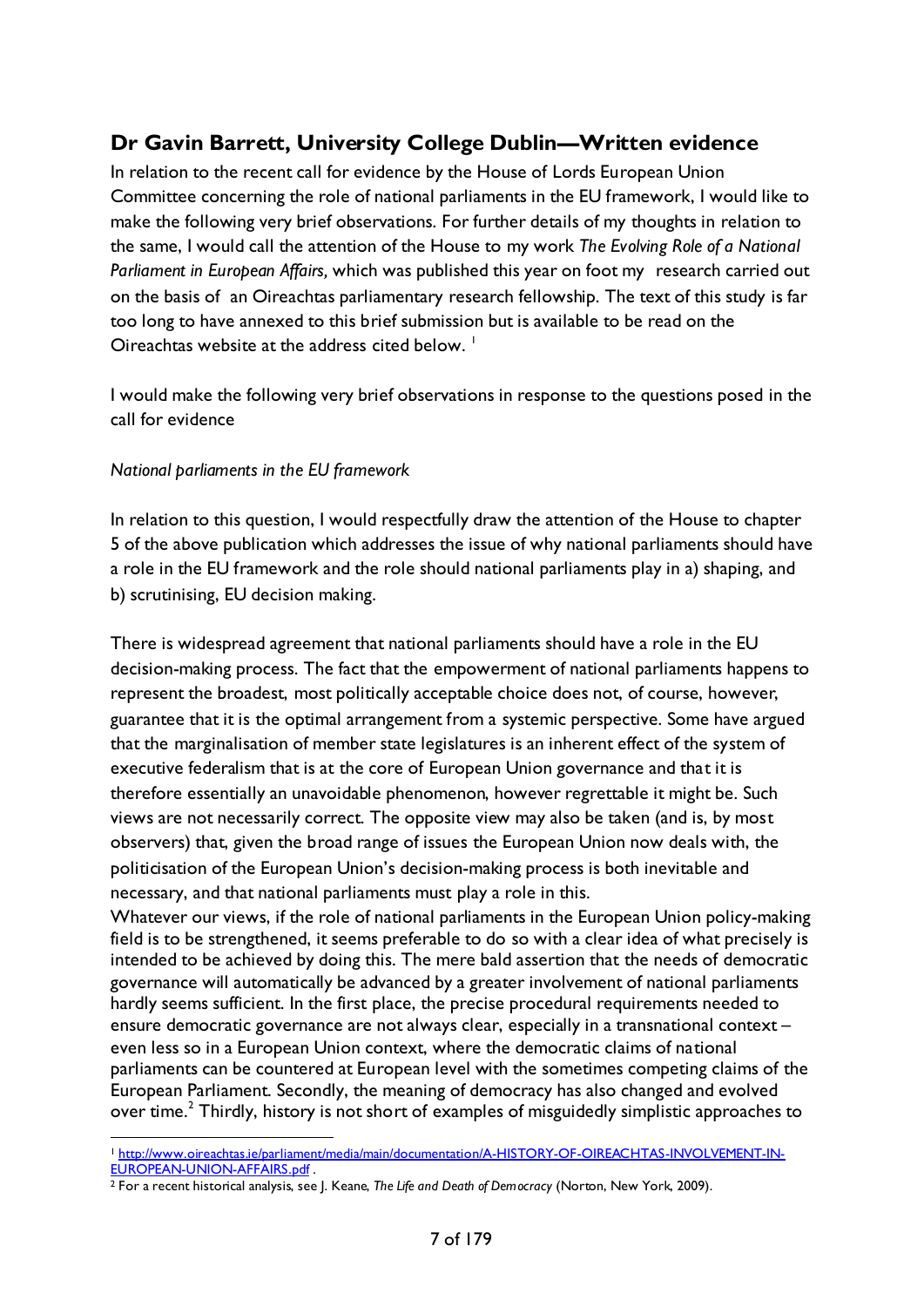## Dr Gavin Barrett, University College Dublin—Written evidence

In relation to the recent call for evidence by the House of Lords European Union Committee concerning the role of national parliaments in the EU framework, I would like to make the following very brief observations. For further details of my thoughts in relation to the same, I would call the attention of the House to my work *The Evolving Role of a National Parliament in European Affairs,* which was published this year on foot my research carried out on the basis of an Oireachtas parliamentary research fellowship. The text of this study is far too long to have annexed to this brief submission but is available to be read on the Oireachtas website at the address cited below. [1]

I would make the following very brief observations in response to the questions posed in the call for evidence

*National parliaments in the EU framework*

In relation to this question, I would respectfully draw the attention of the House to chapter 5 of the above publication which addresses the issue of why national parliaments should have a role in the EU framework and the role should national parliaments play in a) shaping, and b) scrutinising, EU decision making.

There is widespread agreement that national parliaments should have a role in the EU decision-making process. The fact that the empowerment of national parliaments happens to represent the broadest, most politically acceptable choice does not, of course, however, guarantee that it is the optimal arrangement from a systemic perspective. Some have argued that the marginalisation of member state legislatures is an inherent effect of the system of executive federalism that is at the core of European Union governance and that it is therefore essentially an unavoidable phenomenon, however regrettable it might be. Such views are not necessarily correct. The opposite view may also be taken (and is, by most observers) that, given the broad range of issues the European Union now deals with, the politicisation of the European Union's decision-making process is both inevitable and necessary, and that national parliaments must play a role in this.

Whatever our views, if the role of national parliaments in the European Union policy-making field is to be strengthened, it seems preferable to do so with a clear idea of what precisely is intended to be achieved by doing this. The mere bald assertion that the needs of democratic governance will automatically be advanced by a greater involvement of national parliaments hardly seems sufficient. In the first place, the precise procedural requirements needed to ensure democratic governance are not always clear, especially in a transnational context – even less so in a European Union context, where the democratic claims of national parliaments can be countered at European level with the sometimes competing claims of the European Parliament. Secondly, the meaning of democracy has also changed and evolved over time.[2] Thirdly, history is not short of examples of misguidedly simplistic approaches to

---

[1] http://www.oireachtas.ie/parliament/media/main/documentation/A-HISTORY-OF-OIREACHTAS-INVOLVEMENT-IN-EUROPEAN-UNION-AFFAIRS.pdf .

[2] For a recent historical analysis, see J. Keane, *The Life and Death of Democracy* (Norton, New York, 2009).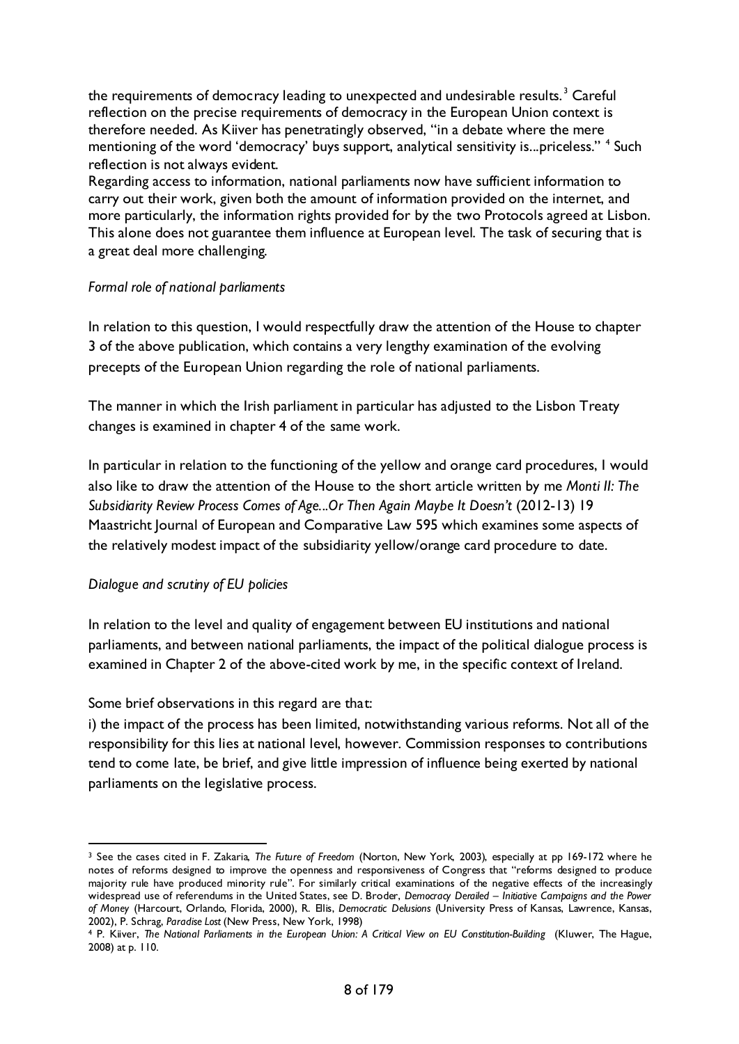the requirements of democracy leading to unexpected and undesirable results.[3] Careful reflection on the precise requirements of democracy in the European Union context is therefore needed. As Kiiver has penetratingly observed, "in a debate where the mere mentioning of the word 'democracy' buys support, analytical sensitivity is...priceless." [4] Such reflection is not always evident.

Regarding access to information, national parliaments now have sufficient information to carry out their work, given both the amount of information provided on the internet, and more particularly, the information rights provided for by the two Protocols agreed at Lisbon. This alone does not guarantee them influence at European level. The task of securing that is a great deal more challenging.

*Formal role of national parliaments*

In relation to this question, I would respectfully draw the attention of the House to chapter 3 of the above publication, which contains a very lengthy examination of the evolving precepts of the European Union regarding the role of national parliaments.

The manner in which the Irish parliament in particular has adjusted to the Lisbon Treaty changes is examined in chapter 4 of the same work.

In particular in relation to the functioning of the yellow and orange card procedures, I would also like to draw the attention of the House to the short article written by me *Monti II: The Subsidiarity Review Process Comes of Age...Or Then Again Maybe It Doesn't* (2012-13) 19 Maastricht Journal of European and Comparative Law 595 which examines some aspects of the relatively modest impact of the subsidiarity yellow/orange card procedure to date.

*Dialogue and scrutiny of EU policies*

In relation to the level and quality of engagement between EU institutions and national parliaments, and between national parliaments, the impact of the political dialogue process is examined in Chapter 2 of the above-cited work by me, in the specific context of Ireland.

Some brief observations in this regard are that:

i) the impact of the process has been limited, notwithstanding various reforms. Not all of the responsibility for this lies at national level, however. Commission responses to contributions tend to come late, be brief, and give little impression of influence being exerted by national parliaments on the legislative process.

---

[3] See the cases cited in F. Zakaria, *The Future of Freedom* (Norton, New York, 2003), especially at pp 169-172 where he notes of reforms designed to improve the openness and responsiveness of Congress that "reforms designed to produce majority rule have produced minority rule". For similarly critical examinations of the negative effects of the increasingly widespread use of referendums in the United States, see D. Broder, *Democracy Derailed – Initiative Campaigns and the Power of Money* (Harcourt, Orlando, Florida, 2000), R. Ellis, *Democratic Delusions* (University Press of Kansas, Lawrence, Kansas, 2002), P. Schrag, *Paradise Lost* (New Press, New York, 1998)

[4] P. Kiiver, *The National Parliaments in the European Union: A Critical View on EU Constitution-Building* (Kluwer, The Hague, 2008) at p. 110.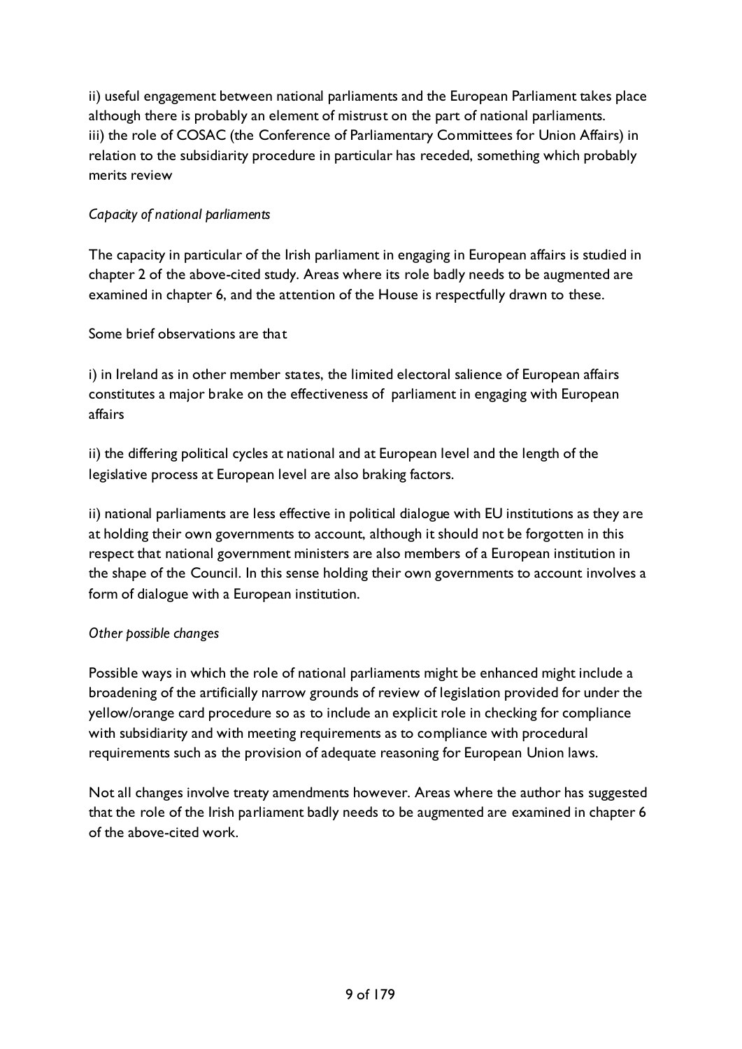ii) useful engagement between national parliaments and the European Parliament takes place although there is probably an element of mistrust on the part of national parliaments.
iii) the role of COSAC (the Conference of Parliamentary Committees for Union Affairs) in relation to the subsidiarity procedure in particular has receded, something which probably merits review

*Capacity of national parliaments*

The capacity in particular of the Irish parliament in engaging in European affairs is studied in chapter 2 of the above-cited study. Areas where its role badly needs to be augmented are examined in chapter 6, and the attention of the House is respectfully drawn to these.

Some brief observations are that

i) in Ireland as in other member states, the limited electoral salience of European affairs constitutes a major brake on the effectiveness of parliament in engaging with European affairs

ii) the differing political cycles at national and at European level and the length of the legislative process at European level are also braking factors.

ii) national parliaments are less effective in political dialogue with EU institutions as they are at holding their own governments to account, although it should not be forgotten in this respect that national government ministers are also members of a European institution in the shape of the Council. In this sense holding their own governments to account involves a form of dialogue with a European institution.

*Other possible changes*

Possible ways in which the role of national parliaments might be enhanced might include a broadening of the artificially narrow grounds of review of legislation provided for under the yellow/orange card procedure so as to include an explicit role in checking for compliance with subsidiarity and with meeting requirements as to compliance with procedural requirements such as the provision of adequate reasoning for European Union laws.

Not all changes involve treaty amendments however. Areas where the author has suggested that the role of the Irish parliament badly needs to be augmented are examined in chapter 6 of the above-cited work.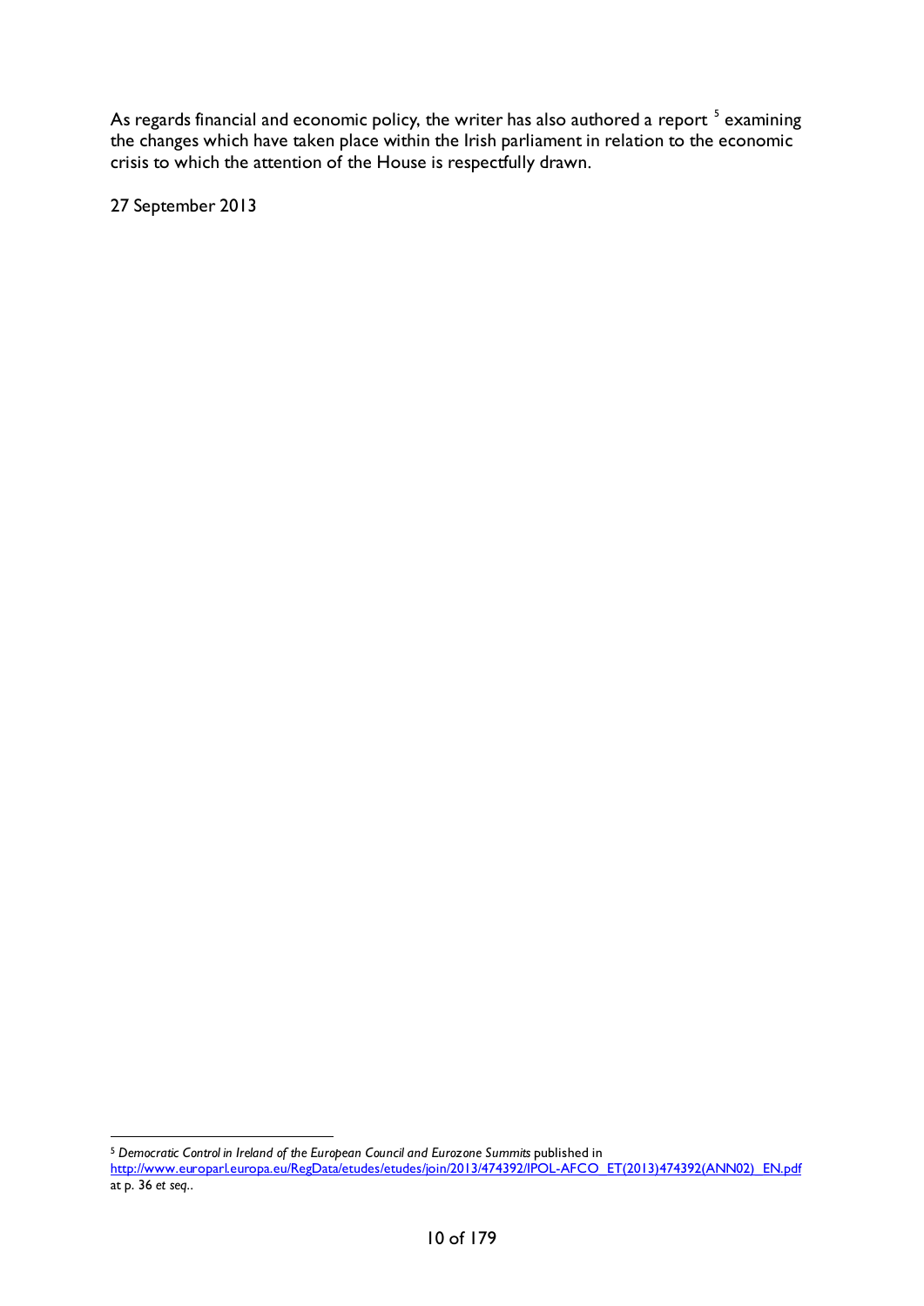As regards financial and economic policy, the writer has also authored a report [5] examining the changes which have taken place within the Irish parliament in relation to the economic crisis to which the attention of the House is respectfully drawn.

27 September 2013

---

[5] *Democratic Control in Ireland of the European Council and Eurozone Summits* published in http://www.europarl.europa.eu/RegData/etudes/etudes/join/2013/474392/IPOL-AFCO_ET(2013)474392(ANN02)_EN.pdf at p. 36 *et seq.*.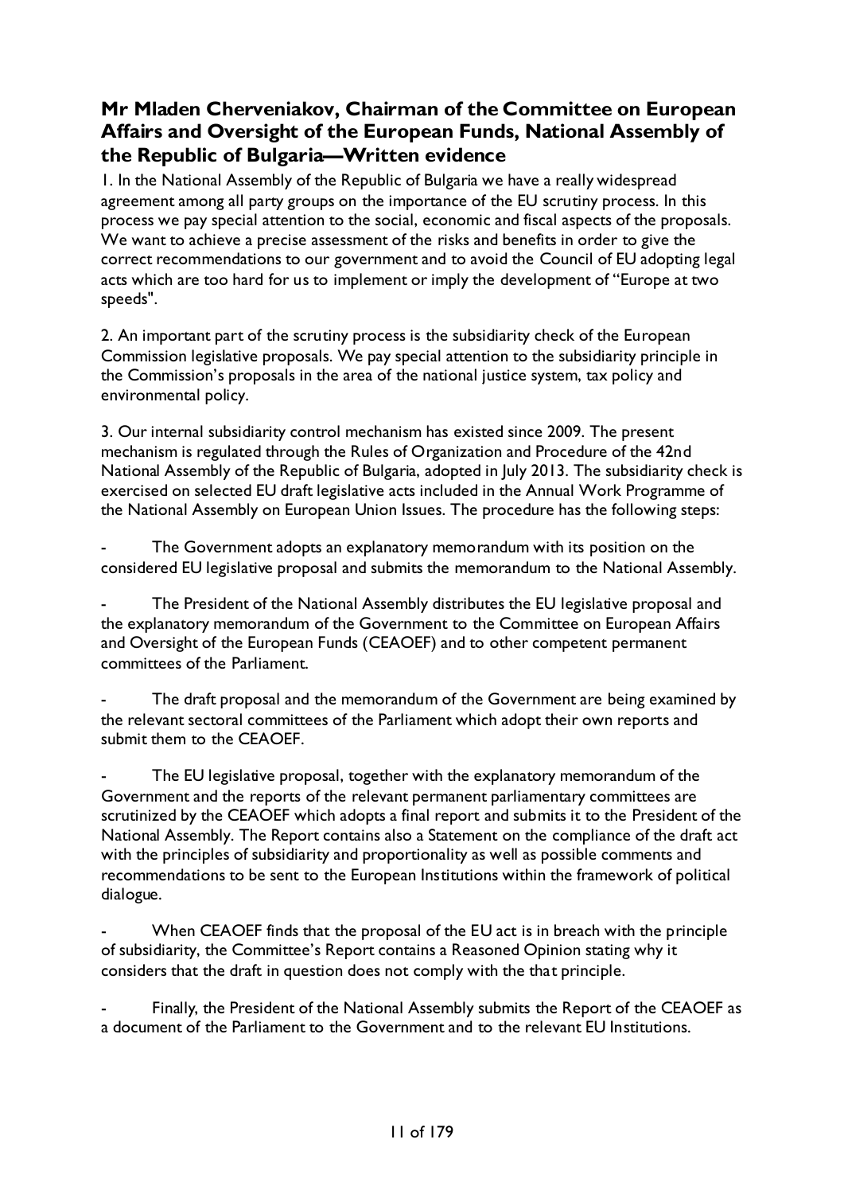## Mr Mladen Cherveniakov, Chairman of the Committee on European Affairs and Oversight of the European Funds, National Assembly of the Republic of Bulgaria—Written evidence

1. In the National Assembly of the Republic of Bulgaria we have a really widespread agreement among all party groups on the importance of the EU scrutiny process. In this process we pay special attention to the social, economic and fiscal aspects of the proposals. We want to achieve a precise assessment of the risks and benefits in order to give the correct recommendations to our government and to avoid the Council of EU adopting legal acts which are too hard for us to implement or imply the development of "Europe at two speeds".

2. An important part of the scrutiny process is the subsidiarity check of the European Commission legislative proposals. We pay special attention to the subsidiarity principle in the Commission's proposals in the area of the national justice system, tax policy and environmental policy.

3. Our internal subsidiarity control mechanism has existed since 2009. The present mechanism is regulated through the Rules of Organization and Procedure of the 42nd National Assembly of the Republic of Bulgaria, adopted in July 2013. The subsidiarity check is exercised on selected EU draft legislative acts included in the Annual Work Programme of the National Assembly on European Union Issues. The procedure has the following steps:

- The Government adopts an explanatory memorandum with its position on the considered EU legislative proposal and submits the memorandum to the National Assembly.

- The President of the National Assembly distributes the EU legislative proposal and the explanatory memorandum of the Government to the Committee on European Affairs and Oversight of the European Funds (CEAOEF) and to other competent permanent committees of the Parliament.

- The draft proposal and the memorandum of the Government are being examined by the relevant sectoral committees of the Parliament which adopt their own reports and submit them to the CEAOEF.

- The EU legislative proposal, together with the explanatory memorandum of the Government and the reports of the relevant permanent parliamentary committees are scrutinized by the CEAOEF which adopts a final report and submits it to the President of the National Assembly. The Report contains also a Statement on the compliance of the draft act with the principles of subsidiarity and proportionality as well as possible comments and recommendations to be sent to the European Institutions within the framework of political dialogue.

- When CEAOEF finds that the proposal of the EU act is in breach with the principle of subsidiarity, the Committee's Report contains a Reasoned Opinion stating why it considers that the draft in question does not comply with the that principle.

- Finally, the President of the National Assembly submits the Report of the CEAOEF as a document of the Parliament to the Government and to the relevant EU Institutions.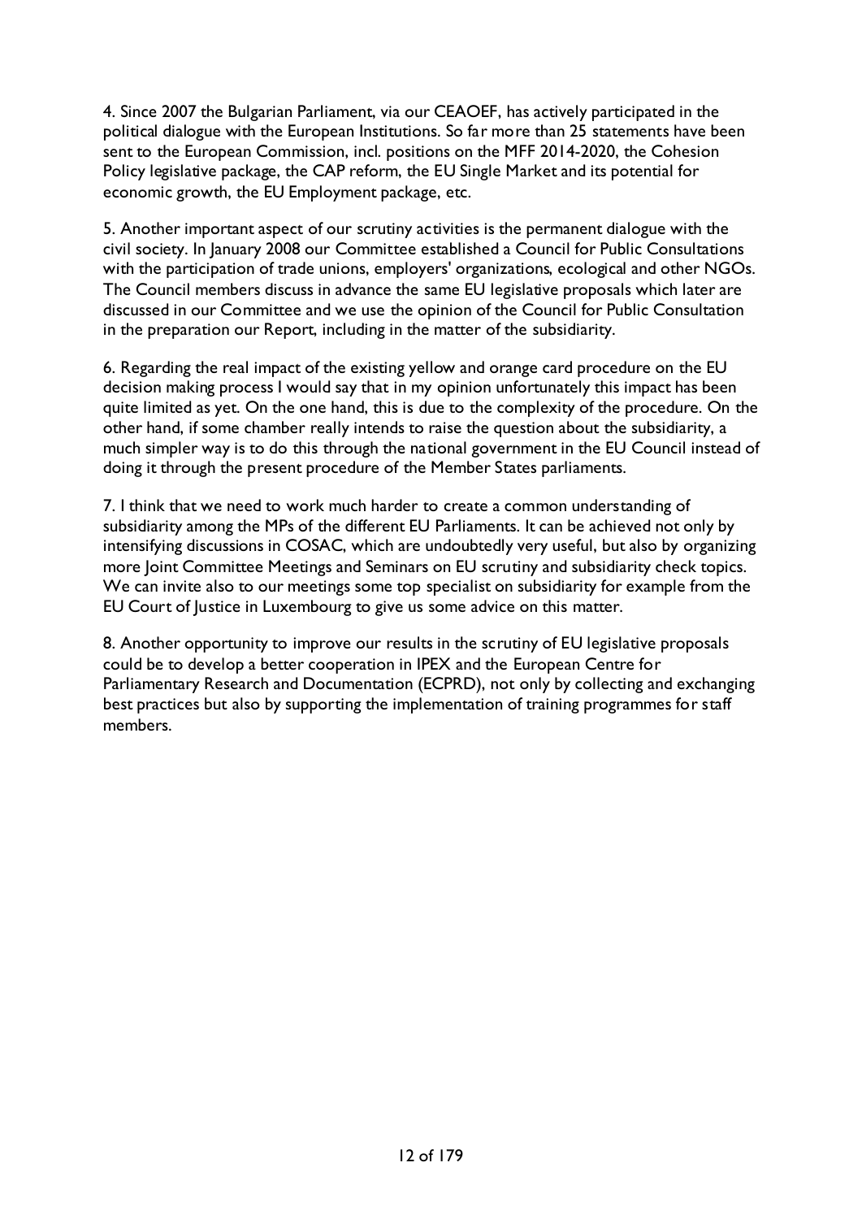4. Since 2007 the Bulgarian Parliament, via our CEAOEF, has actively participated in the political dialogue with the European Institutions. So far more than 25 statements have been sent to the European Commission, incl. positions on the MFF 2014-2020, the Cohesion Policy legislative package, the CAP reform, the EU Single Market and its potential for economic growth, the EU Employment package, etc.

5. Another important aspect of our scrutiny activities is the permanent dialogue with the civil society. In January 2008 our Committee established a Council for Public Consultations with the participation of trade unions, employers' organizations, ecological and other NGOs. The Council members discuss in advance the same EU legislative proposals which later are discussed in our Committee and we use the opinion of the Council for Public Consultation in the preparation our Report, including in the matter of the subsidiarity.

6. Regarding the real impact of the existing yellow and orange card procedure on the EU decision making process I would say that in my opinion unfortunately this impact has been quite limited as yet. On the one hand, this is due to the complexity of the procedure. On the other hand, if some chamber really intends to raise the question about the subsidiarity, a much simpler way is to do this through the national government in the EU Council instead of doing it through the present procedure of the Member States parliaments.

7. I think that we need to work much harder to create a common understanding of subsidiarity among the MPs of the different EU Parliaments. It can be achieved not only by intensifying discussions in COSAC, which are undoubtedly very useful, but also by organizing more Joint Committee Meetings and Seminars on EU scrutiny and subsidiarity check topics. We can invite also to our meetings some top specialist on subsidiarity for example from the EU Court of Justice in Luxembourg to give us some advice on this matter.

8. Another opportunity to improve our results in the scrutiny of EU legislative proposals could be to develop a better cooperation in IPEX and the European Centre for Parliamentary Research and Documentation (ECPRD), not only by collecting and exchanging best practices but also by supporting the implementation of training programmes for staff members.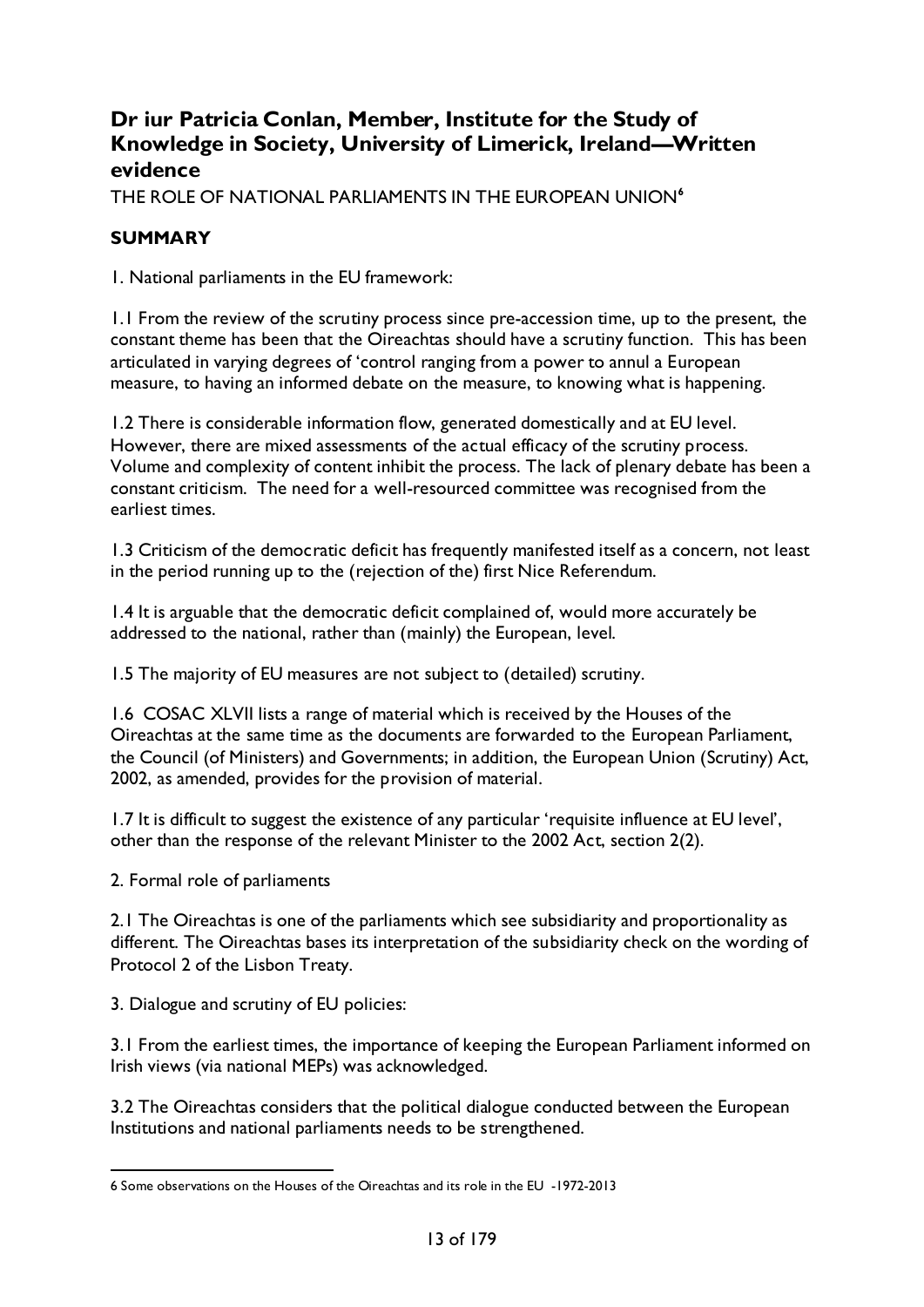## Dr iur Patricia Conlan, Member, Institute for the Study of Knowledge in Society, University of Limerick, Ireland—Written evidence

THE ROLE OF NATIONAL PARLIAMENTS IN THE EUROPEAN UNION[6]

### SUMMARY

1. National parliaments in the EU framework:

1.1 From the review of the scrutiny process since pre-accession time, up to the present, the constant theme has been that the Oireachtas should have a scrutiny function. This has been articulated in varying degrees of 'control ranging from a power to annul a European measure, to having an informed debate on the measure, to knowing what is happening.

1.2 There is considerable information flow, generated domestically and at EU level. However, there are mixed assessments of the actual efficacy of the scrutiny process. Volume and complexity of content inhibit the process. The lack of plenary debate has been a constant criticism. The need for a well-resourced committee was recognised from the earliest times.

1.3 Criticism of the democratic deficit has frequently manifested itself as a concern, not least in the period running up to the (rejection of the) first Nice Referendum.

1.4 It is arguable that the democratic deficit complained of, would more accurately be addressed to the national, rather than (mainly) the European, level.

1.5 The majority of EU measures are not subject to (detailed) scrutiny.

1.6 COSAC XLVII lists a range of material which is received by the Houses of the Oireachtas at the same time as the documents are forwarded to the European Parliament, the Council (of Ministers) and Governments; in addition, the European Union (Scrutiny) Act, 2002, as amended, provides for the provision of material.

1.7 It is difficult to suggest the existence of any particular 'requisite influence at EU level', other than the response of the relevant Minister to the 2002 Act, section 2(2).

2. Formal role of parliaments

2.1 The Oireachtas is one of the parliaments which see subsidiarity and proportionality as different. The Oireachtas bases its interpretation of the subsidiarity check on the wording of Protocol 2 of the Lisbon Treaty.

3. Dialogue and scrutiny of EU policies:

3.1 From the earliest times, the importance of keeping the European Parliament informed on Irish views (via national MEPs) was acknowledged.

3.2 The Oireachtas considers that the political dialogue conducted between the European Institutions and national parliaments needs to be strengthened.

---

6 Some observations on the Houses of the Oireachtas and its role in the EU -1972-2013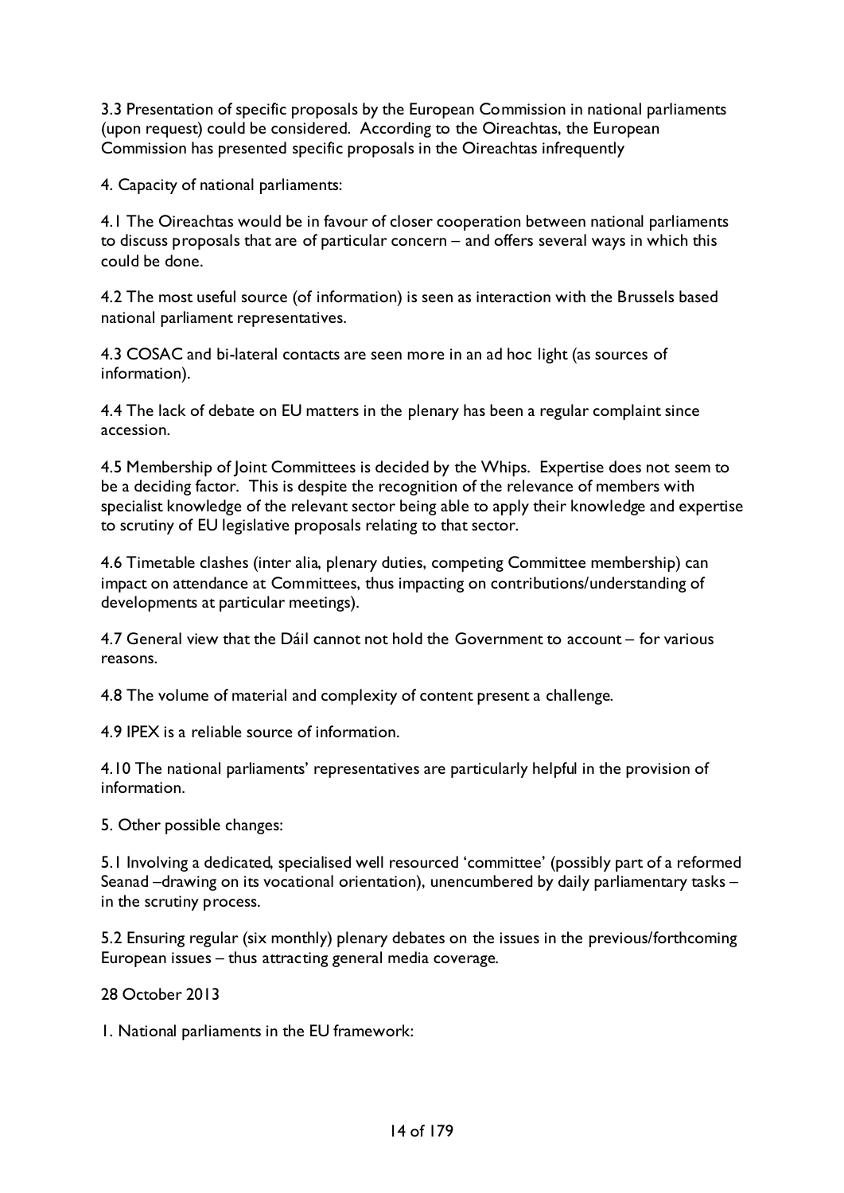3.3 Presentation of specific proposals by the European Commission in national parliaments (upon request) could be considered. According to the Oireachtas, the European Commission has presented specific proposals in the Oireachtas infrequently

4. Capacity of national parliaments:

4.1 The Oireachtas would be in favour of closer cooperation between national parliaments to discuss proposals that are of particular concern – and offers several ways in which this could be done.

4.2 The most useful source (of information) is seen as interaction with the Brussels based national parliament representatives.

4.3 COSAC and bi-lateral contacts are seen more in an ad hoc light (as sources of information).

4.4 The lack of debate on EU matters in the plenary has been a regular complaint since accession.

4.5 Membership of Joint Committees is decided by the Whips. Expertise does not seem to be a deciding factor. This is despite the recognition of the relevance of members with specialist knowledge of the relevant sector being able to apply their knowledge and expertise to scrutiny of EU legislative proposals relating to that sector.

4.6 Timetable clashes (inter alia, plenary duties, competing Committee membership) can impact on attendance at Committees, thus impacting on contributions/understanding of developments at particular meetings).

4.7 General view that the Dáil cannot not hold the Government to account – for various reasons.

4.8 The volume of material and complexity of content present a challenge.

4.9 IPEX is a reliable source of information.

4.10 The national parliaments' representatives are particularly helpful in the provision of information.

5. Other possible changes:

5.1 Involving a dedicated, specialised well resourced 'committee' (possibly part of a reformed Seanad –drawing on its vocational orientation), unencumbered by daily parliamentary tasks – in the scrutiny process.

5.2 Ensuring regular (six monthly) plenary debates on the issues in the previous/forthcoming European issues – thus attracting general media coverage.

28 October 2013

1. National parliaments in the EU framework: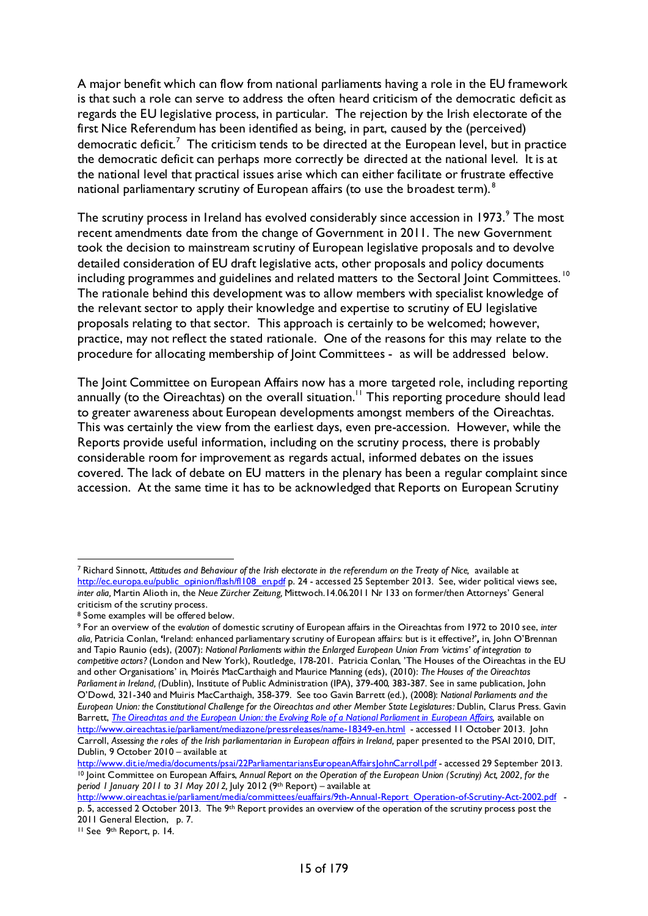A major benefit which can flow from national parliaments having a role in the EU framework is that such a role can serve to address the often heard criticism of the democratic deficit as regards the EU legislative process, in particular. The rejection by the Irish electorate of the first Nice Referendum has been identified as being, in part, caused by the (perceived) democratic deficit.[7] The criticism tends to be directed at the European level, but in practice the democratic deficit can perhaps more correctly be directed at the national level. It is at the national level that practical issues arise which can either facilitate or frustrate effective national parliamentary scrutiny of European affairs (to use the broadest term).[8]

The scrutiny process in Ireland has evolved considerably since accession in 1973.[9] The most recent amendments date from the change of Government in 2011. The new Government took the decision to mainstream scrutiny of European legislative proposals and to devolve detailed consideration of EU draft legislative acts, other proposals and policy documents including programmes and guidelines and related matters to the Sectoral Joint Committees.[10] The rationale behind this development was to allow members with specialist knowledge of the relevant sector to apply their knowledge and expertise to scrutiny of EU legislative proposals relating to that sector. This approach is certainly to be welcomed; however, practice, may not reflect the stated rationale. One of the reasons for this may relate to the procedure for allocating membership of Joint Committees - as will be addressed below.

The Joint Committee on European Affairs now has a more targeted role, including reporting annually (to the Oireachtas) on the overall situation.[11] This reporting procedure should lead to greater awareness about European developments amongst members of the Oireachtas. This was certainly the view from the earliest days, even pre-accession. However, while the Reports provide useful information, including on the scrutiny process, there is probably considerable room for improvement as regards actual, informed debates on the issues covered. The lack of debate on EU matters in the plenary has been a regular complaint since accession. At the same time it has to be acknowledged that Reports on European Scrutiny

---

[7] Richard Sinnott, *Attitudes and Behaviour of the Irish electorate in the referendum on the Treaty of Nice,* available at http://ec.europa.eu/public_opinion/flash/fl108_en.pdf p. 24 - accessed 25 September 2013. See, wider political views see, *inter alia,* Martin Alioth in, the *Neue Zürcher Zeitung,* Mittwoch.14.06.2011 Nr 133 on former/then Attorneys' General criticism of the scrutiny process.

[8] Some examples will be offered below.

[9] For an overview of the *evolution* of domestic scrutiny of European affairs in the Oireachtas from 1972 to 2010 see, *inter alia,* Patricia Conlan, 'Ireland: enhanced parliamentary scrutiny of European affairs: but is it effective?', in, John O'Brennan and Tapio Raunio (eds), (2007): *National Parliaments within the Enlarged European Union From 'victims' of integration to competitive actors?* (London and New York), Routledge, 178-201. Patricia Conlan, 'The Houses of the Oireachtas in the EU and other Organisations' in, Moirés MacCarthaigh and Maurice Manning (eds), (2010): *The Houses of the Oireachtas Parliament in Ireland, (*Dublin), Institute of Public Administration (IPA), 379-400, 383-387. See in same publication, John O'Dowd, 321-340 and Muiris MacCarthaigh, 358-379. See too Gavin Barrett (ed.), (2008): *National Parliaments and the European Union: the Constitutional Challenge for the Oireachtas and other Member State Legislatures:* Dublin, Clarus Press. Gavin Barrett, *The Oireachtas and the European Union: the Evolving Role of a National Parliament in European Affairs,* available on http://www.oireachtas.ie/parliament/mediazone/pressreleases/name-18349-en.html - accessed 11 October 2013. John Carroll, *Assessing the roles of the Irish parliamentarian in European affairs in Ireland,* paper presented to the PSAI 2010, DIT, Dublin, 9 October 2010 – available at http://www.dit.ie/media/documents/psai/22ParliamentariansEuropeanAffairsJohnCarroll.pdf - accessed 29 September 2013.

[10] Joint Committee on European Affairs, *Annual Report on the Operation of the European Union (Scrutiny) Act, 2002, for the period 1 January 2011 to 31 May 2012,* July 2012 (9th Report) – available at http://www.oireachtas.ie/parliament/media/committees/euaffairs/9th-Annual-Report_Operation-of-Scrutiny-Act-2002.pdf - p. 5, accessed 2 October 2013. The 9th Report provides an overview of the operation of the scrutiny process post the 2011 General Election, p. 7.

[11] See 9th Report, p. 14.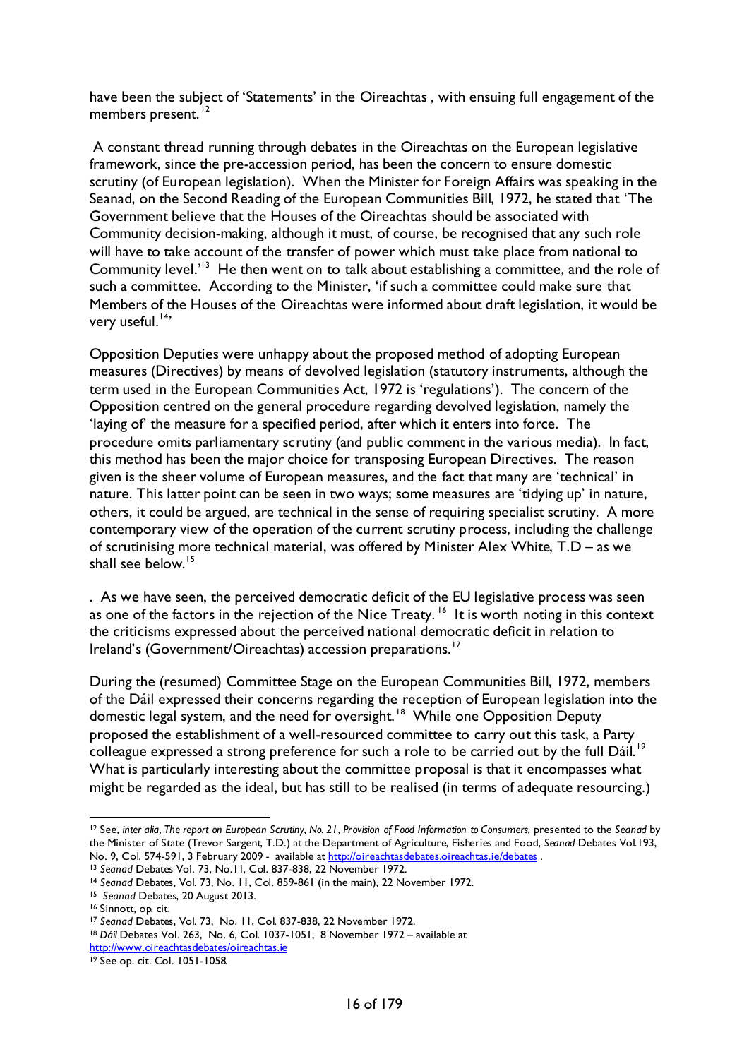have been the subject of 'Statements' in the Oireachtas , with ensuing full engagement of the members present.[12]

A constant thread running through debates in the Oireachtas on the European legislative framework, since the pre-accession period, has been the concern to ensure domestic scrutiny (of European legislation). When the Minister for Foreign Affairs was speaking in the Seanad, on the Second Reading of the European Communities Bill, 1972, he stated that 'The Government believe that the Houses of the Oireachtas should be associated with Community decision-making, although it must, of course, be recognised that any such role will have to take account of the transfer of power which must take place from national to Community level.'[13] He then went on to talk about establishing a committee, and the role of such a committee. According to the Minister, 'if such a committee could make sure that Members of the Houses of the Oireachtas were informed about draft legislation, it would be very useful.[14]'

Opposition Deputies were unhappy about the proposed method of adopting European measures (Directives) by means of devolved legislation (statutory instruments, although the term used in the European Communities Act, 1972 is 'regulations'). The concern of the Opposition centred on the general procedure regarding devolved legislation, namely the 'laying of' the measure for a specified period, after which it enters into force. The procedure omits parliamentary scrutiny (and public comment in the various media). In fact, this method has been the major choice for transposing European Directives. The reason given is the sheer volume of European measures, and the fact that many are 'technical' in nature. This latter point can be seen in two ways; some measures are 'tidying up' in nature, others, it could be argued, are technical in the sense of requiring specialist scrutiny. A more contemporary view of the operation of the current scrutiny process, including the challenge of scrutinising more technical material, was offered by Minister Alex White, T.D – as we shall see below.[15]

. As we have seen, the perceived democratic deficit of the EU legislative process was seen as one of the factors in the rejection of the Nice Treaty.[16] It is worth noting in this context the criticisms expressed about the perceived national democratic deficit in relation to Ireland's (Government/Oireachtas) accession preparations.[17]

During the (resumed) Committee Stage on the European Communities Bill, 1972, members of the Dáil expressed their concerns regarding the reception of European legislation into the domestic legal system, and the need for oversight.[18] While one Opposition Deputy proposed the establishment of a well-resourced committee to carry out this task, a Party colleague expressed a strong preference for such a role to be carried out by the full Dáil.[19] What is particularly interesting about the committee proposal is that it encompasses what might be regarded as the ideal, but has still to be realised (in terms of adequate resourcing.)

---

[12] See, *inter alia, The report on European Scrutiny, No. 21, Provision of Food Information to Consumers,* presented to the *Seanad* by the Minister of State (Trevor Sargent, T.D.) at the Department of Agriculture, Fisheries and Food, *Seanad* Debates Vol.193, No. 9, Col. 574-591, 3 February 2009 - available at http://oireachtasdebates.oireachtas.ie/debates .

[13] *Seanad* Debates Vol. 73, No.11, Col. 837-838, 22 November 1972.

[14] *Seanad* Debates, Vol. 73, No. 11, Col. 859-861 (in the main), 22 November 1972.

[15] *Seanad* Debates, 20 August 2013.

[16] Sinnott, op. cit.

[17] *Seanad* Debates, Vol. 73, No. 11, Col. 837-838, 22 November 1972.

[18] *Dáil* Debates Vol. 263, No. 6, Col. 1037-1051, 8 November 1972 – available at http://www.oireachtasdebates/oireachtas.ie

[19] See op. cit. Col. 1051-1058.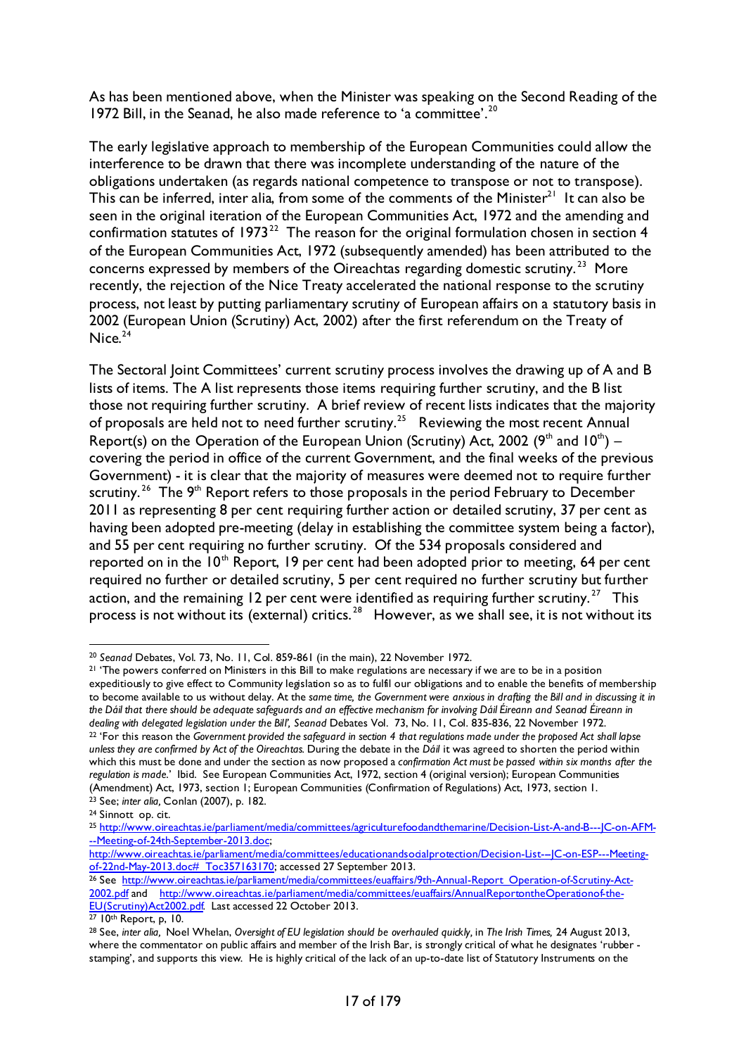As has been mentioned above, when the Minister was speaking on the Second Reading of the 1972 Bill, in the Seanad, he also made reference to 'a committee'.[20]

The early legislative approach to membership of the European Communities could allow the interference to be drawn that there was incomplete understanding of the nature of the obligations undertaken (as regards national competence to transpose or not to transpose). This can be inferred, inter alia, from some of the comments of the Minister[21] It can also be seen in the original iteration of the European Communities Act, 1972 and the amending and confirmation statutes of 1973[22] The reason for the original formulation chosen in section 4 of the European Communities Act, 1972 (subsequently amended) has been attributed to the concerns expressed by members of the Oireachtas regarding domestic scrutiny.[23] More recently, the rejection of the Nice Treaty accelerated the national response to the scrutiny process, not least by putting parliamentary scrutiny of European affairs on a statutory basis in 2002 (European Union (Scrutiny) Act, 2002) after the first referendum on the Treaty of Nice.[24]

The Sectoral Joint Committees' current scrutiny process involves the drawing up of A and B lists of items. The A list represents those items requiring further scrutiny, and the B list those not requiring further scrutiny. A brief review of recent lists indicates that the majority of proposals are held not to need further scrutiny.[25] Reviewing the most recent Annual Report(s) on the Operation of the European Union (Scrutiny) Act, 2002 (9th and 10th) – covering the period in office of the current Government, and the final weeks of the previous Government) - it is clear that the majority of measures were deemed not to require further scrutiny.[26] The 9th Report refers to those proposals in the period February to December 2011 as representing 8 per cent requiring further action or detailed scrutiny, 37 per cent as having been adopted pre-meeting (delay in establishing the committee system being a factor), and 55 per cent requiring no further scrutiny. Of the 534 proposals considered and reported on in the 10th Report, 19 per cent had been adopted prior to meeting, 64 per cent required no further or detailed scrutiny, 5 per cent required no further scrutiny but further action, and the remaining 12 per cent were identified as requiring further scrutiny.[27] This process is not without its (external) critics.[28] However, as we shall see, it is not without its

---

[20] *Seanad* Debates, Vol. 73, No. 11, Col. 859-861 (in the main), 22 November 1972.

[21] 'The powers conferred on Ministers in this Bill to make regulations are necessary if we are to be in a position expeditiously to give effect to Community legislation so as to fulfil our obligations and to enable the benefits of membership to become available to us without delay. At the *same time, the Government were anxious in drafting the Bill and in discussing it in the Dáil that there should be adequate safeguards and an effective mechanism for involving Dáil Éireann and Seanad Éireann in dealing with delegated legislation under the Bill', Seanad* Debates Vol. 73, No. 11, Col. 835-836, 22 November 1972.

[22] 'For this reason the *Government provided the safeguard in section 4 that regulations made under the proposed Act shall lapse unless they are confirmed by Act of the Oireachtas.* During the debate in the *Dáil* it was agreed to shorten the period within which this must be done and under the section as now proposed a *confirmation Act must be passed within six months after the regulation is made.*' Ibid. See European Communities Act, 1972, section 4 (original version); European Communities (Amendment) Act, 1973, section 1; European Communities (Confirmation of Regulations) Act, 1973, section 1.

[23] See; *inter alia,* Conlan (2007), p. 182.

[24] Sinnott op. cit.

[25] http://www.oireachtas.ie/parliament/media/committees/agriculturefoodandthemarine/Decision-List-A-and-B---JC-on-AFM---Meeting-of-24th-September-2013.doc; http://www.oireachtas.ie/parliament/media/committees/educationandsocialprotection/Decision-List-–-JC-on-ESP---Meeting-of-22nd-May-2013.doc#_Toc357163170; accessed 27 September 2013.

[26] See http://www.oireachtas.ie/parliament/media/committees/euaffairs/9th-Annual-Report_Operation-of-Scrutiny-Act-2002.pdf and http://www.oireachtas.ie/parliament/media/committees/euaffairs/AnnualReportontheOperationof-the-EU(Scrutiny)Act2002.pdf. Last accessed 22 October 2013.

[27] 10th Report, p, 10.

[28] See, *inter alia,* Noel Whelan, *Oversight of EU legislation should be overhauled quickly*, in *The Irish Times,* 24 August 2013, where the commentator on public affairs and member of the Irish Bar, is strongly critical of what he designates 'rubber - stamping', and supports this view. He is highly critical of the lack of an up-to-date list of Statutory Instruments on the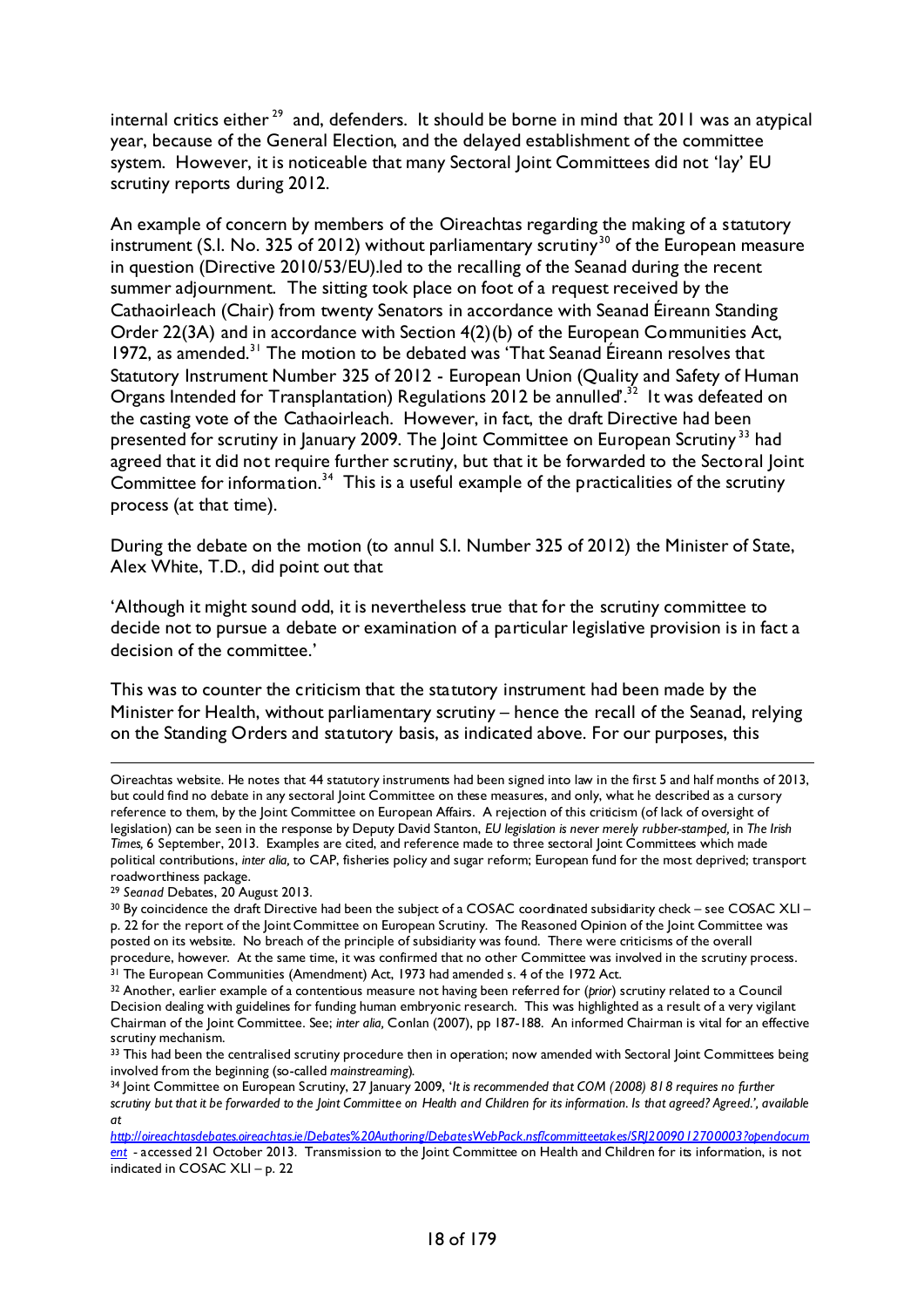internal critics either [29] and, defenders. It should be borne in mind that 2011 was an atypical year, because of the General Election, and the delayed establishment of the committee system. However, it is noticeable that many Sectoral Joint Committees did not 'lay' EU scrutiny reports during 2012.

An example of concern by members of the Oireachtas regarding the making of a statutory instrument (S.I. No. 325 of 2012) without parliamentary scrutiny [30] of the European measure in question (Directive 2010/53/EU).led to the recalling of the Seanad during the recent summer adjournment. The sitting took place on foot of a request received by the Cathaoirleach (Chair) from twenty Senators in accordance with Seanad Éireann Standing Order 22(3A) and in accordance with Section 4(2)(b) of the European Communities Act, 1972, as amended.[31] The motion to be debated was 'That Seanad Éireann resolves that Statutory Instrument Number 325 of 2012 - European Union (Quality and Safety of Human Organs Intended for Transplantation) Regulations 2012 be annulled'.[32] It was defeated on the casting vote of the Cathaoirleach. However, in fact, the draft Directive had been presented for scrutiny in January 2009. The Joint Committee on European Scrutiny [33] had agreed that it did not require further scrutiny, but that it be forwarded to the Sectoral Joint Committee for information.[34] This is a useful example of the practicalities of the scrutiny process (at that time).

During the debate on the motion (to annul S.I. Number 325 of 2012) the Minister of State, Alex White, T.D., did point out that

'Although it might sound odd, it is nevertheless true that for the scrutiny committee to decide not to pursue a debate or examination of a particular legislative provision is in fact a decision of the committee.'

This was to counter the criticism that the statutory instrument had been made by the Minister for Health, without parliamentary scrutiny – hence the recall of the Seanad, relying on the Standing Orders and statutory basis, as indicated above. For our purposes, this

---

Oireachtas website. He notes that 44 statutory instruments had been signed into law in the first 5 and half months of 2013, but could find no debate in any sectoral Joint Committee on these measures, and only, what he described as a cursory reference to them, by the Joint Committee on European Affairs. A rejection of this criticism (of lack of oversight of legislation) can be seen in the response by Deputy David Stanton, *EU legislation is never merely rubber-stamped*, in *The Irish Times*, 6 September, 2013. Examples are cited, and reference made to three sectoral Joint Committees which made political contributions, *inter alia*, to CAP, fisheries policy and sugar reform; European fund for the most deprived; transport roadworthiness package.

[29] *Seanad* Debates, 20 August 2013.

[30] By coincidence the draft Directive had been the subject of a COSAC coordinated subsidiarity check – see COSAC XLI – p. 22 for the report of the Joint Committee on European Scrutiny. The Reasoned Opinion of the Joint Committee was posted on its website. No breach of the principle of subsidiarity was found. There were criticisms of the overall procedure, however. At the same time, it was confirmed that no other Committee was involved in the scrutiny process.

[31] The European Communities (Amendment) Act, 1973 had amended s. 4 of the 1972 Act.

[32] Another, earlier example of a contentious measure not having been referred for (*prior*) scrutiny related to a Council Decision dealing with guidelines for funding human embryonic research. This was highlighted as a result of a very vigilant Chairman of the Joint Committee. See; *inter alia*, Conlan (2007), pp 187-188. An informed Chairman is vital for an effective scrutiny mechanism.

[33] This had been the centralised scrutiny procedure then in operation; now amended with Sectoral Joint Committees being involved from the beginning (so-called *mainstreaming*).

[34] Joint Committee on European Scrutiny, 27 January 2009, '*It is recommended that COM (2008) 818 requires no further scrutiny but that it be forwarded to the Joint Committee on Health and Children for its information. Is that agreed? Agreed.', available at*
*http://oireachtasdebates.oireachtas.ie/Debates%20Authoring/DebatesWebPack.nsf/committeetakes/SRJ2009012700003?opendocument* - accessed 21 October 2013. Transmission to the Joint Committee on Health and Children for its information, is not indicated in COSAC XLI – p. 22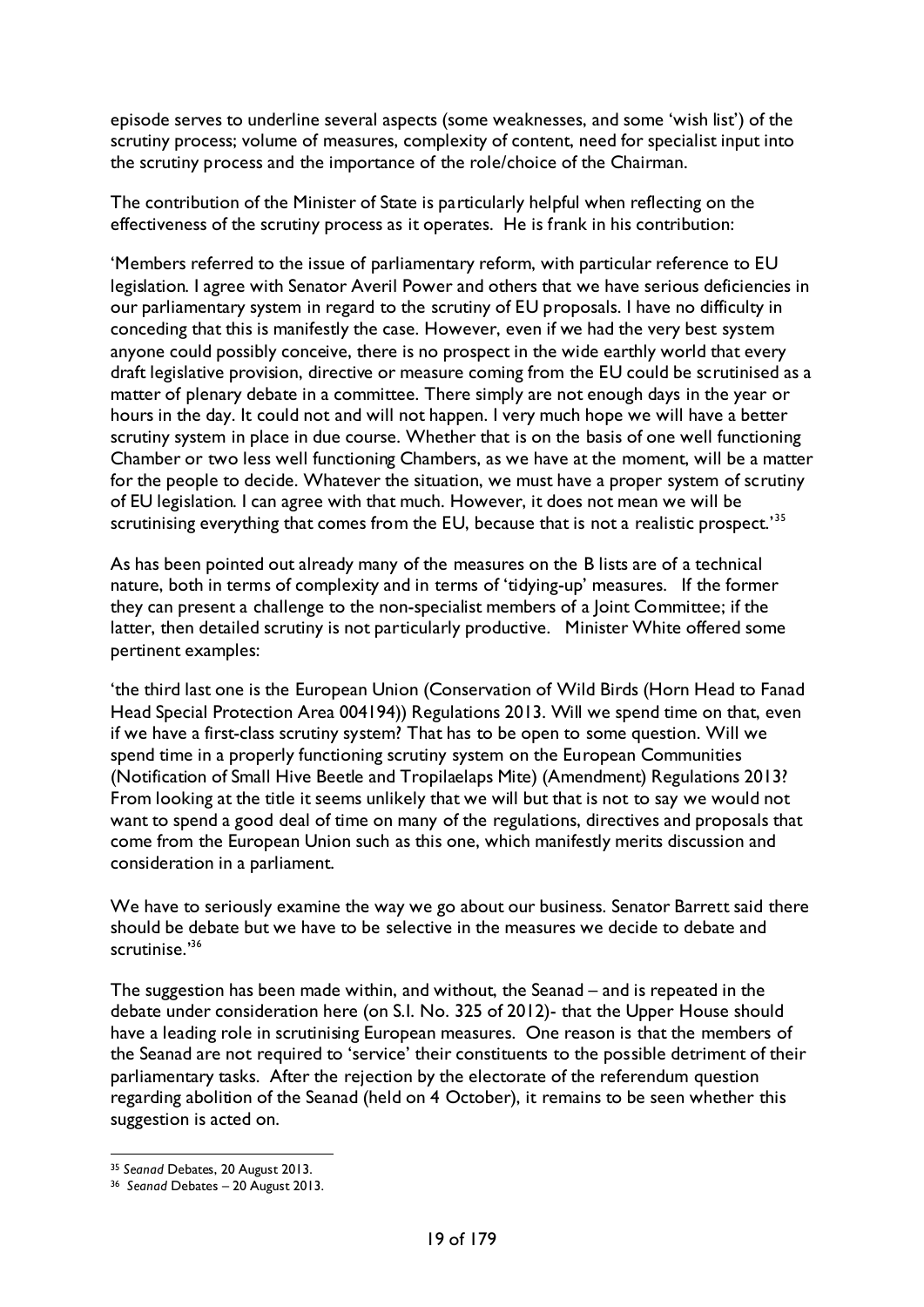episode serves to underline several aspects (some weaknesses, and some 'wish list') of the scrutiny process; volume of measures, complexity of content, need for specialist input into the scrutiny process and the importance of the role/choice of the Chairman.

The contribution of the Minister of State is particularly helpful when reflecting on the effectiveness of the scrutiny process as it operates. He is frank in his contribution:

'Members referred to the issue of parliamentary reform, with particular reference to EU legislation. I agree with Senator Averil Power and others that we have serious deficiencies in our parliamentary system in regard to the scrutiny of EU proposals. I have no difficulty in conceding that this is manifestly the case. However, even if we had the very best system anyone could possibly conceive, there is no prospect in the wide earthly world that every draft legislative provision, directive or measure coming from the EU could be scrutinised as a matter of plenary debate in a committee. There simply are not enough days in the year or hours in the day. It could not and will not happen. I very much hope we will have a better scrutiny system in place in due course. Whether that is on the basis of one well functioning Chamber or two less well functioning Chambers, as we have at the moment, will be a matter for the people to decide. Whatever the situation, we must have a proper system of scrutiny of EU legislation. I can agree with that much. However, it does not mean we will be scrutinising everything that comes from the EU, because that is not a realistic prospect.'[35]

As has been pointed out already many of the measures on the B lists are of a technical nature, both in terms of complexity and in terms of 'tidying-up' measures. If the former they can present a challenge to the non-specialist members of a Joint Committee; if the latter, then detailed scrutiny is not particularly productive. Minister White offered some pertinent examples:

'the third last one is the European Union (Conservation of Wild Birds (Horn Head to Fanad Head Special Protection Area 004194)) Regulations 2013. Will we spend time on that, even if we have a first-class scrutiny system? That has to be open to some question. Will we spend time in a properly functioning scrutiny system on the European Communities (Notification of Small Hive Beetle and Tropilaelaps Mite) (Amendment) Regulations 2013? From looking at the title it seems unlikely that we will but that is not to say we would not want to spend a good deal of time on many of the regulations, directives and proposals that come from the European Union such as this one, which manifestly merits discussion and consideration in a parliament.

We have to seriously examine the way we go about our business. Senator Barrett said there should be debate but we have to be selective in the measures we decide to debate and scrutinise.'[36]

The suggestion has been made within, and without, the Seanad – and is repeated in the debate under consideration here (on S.I. No. 325 of 2012)- that the Upper House should have a leading role in scrutinising European measures. One reason is that the members of the Seanad are not required to 'service' their constituents to the possible detriment of their parliamentary tasks. After the rejection by the electorate of the referendum question regarding abolition of the Seanad (held on 4 October), it remains to be seen whether this suggestion is acted on.

---

[35] *Seanad* Debates, 20 August 2013.

[36] *Seanad* Debates – 20 August 2013.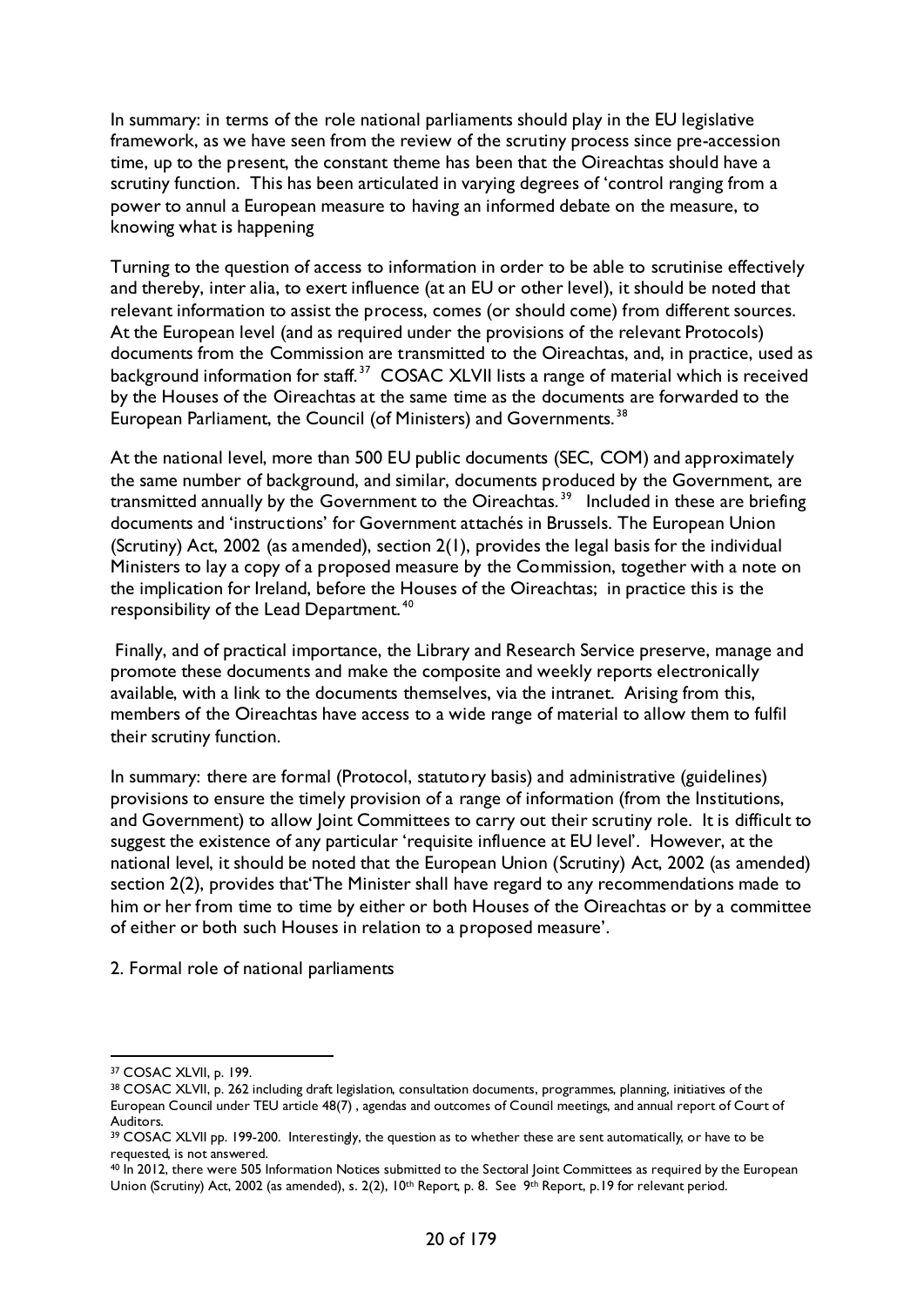In summary: in terms of the role national parliaments should play in the EU legislative framework, as we have seen from the review of the scrutiny process since pre-accession time, up to the present, the constant theme has been that the Oireachtas should have a scrutiny function. This has been articulated in varying degrees of 'control ranging from a power to annul a European measure to having an informed debate on the measure, to knowing what is happening

Turning to the question of access to information in order to be able to scrutinise effectively and thereby, inter alia, to exert influence (at an EU or other level), it should be noted that relevant information to assist the process, comes (or should come) from different sources. At the European level (and as required under the provisions of the relevant Protocols) documents from the Commission are transmitted to the Oireachtas, and, in practice, used as background information for staff.[37] COSAC XLVII lists a range of material which is received by the Houses of the Oireachtas at the same time as the documents are forwarded to the European Parliament, the Council (of Ministers) and Governments.[38]

At the national level, more than 500 EU public documents (SEC, COM) and approximately the same number of background, and similar, documents produced by the Government, are transmitted annually by the Government to the Oireachtas.[39] Included in these are briefing documents and 'instructions' for Government attachés in Brussels. The European Union (Scrutiny) Act, 2002 (as amended), section 2(1), provides the legal basis for the individual Ministers to lay a copy of a proposed measure by the Commission, together with a note on the implication for Ireland, before the Houses of the Oireachtas; in practice this is the responsibility of the Lead Department.[40]

Finally, and of practical importance, the Library and Research Service preserve, manage and promote these documents and make the composite and weekly reports electronically available, with a link to the documents themselves, via the intranet. Arising from this, members of the Oireachtas have access to a wide range of material to allow them to fulfil their scrutiny function.

In summary: there are formal (Protocol, statutory basis) and administrative (guidelines) provisions to ensure the timely provision of a range of information (from the Institutions, and Government) to allow Joint Committees to carry out their scrutiny role. It is difficult to suggest the existence of any particular 'requisite influence at EU level'. However, at the national level, it should be noted that the European Union (Scrutiny) Act, 2002 (as amended) section 2(2), provides that'The Minister shall have regard to any recommendations made to him or her from time to time by either or both Houses of the Oireachtas or by a committee of either or both such Houses in relation to a proposed measure'.

2. Formal role of national parliaments

---

[37] COSAC XLVII, p. 199.

[38] COSAC XLVII, p. 262 including draft legislation, consultation documents, programmes, planning, initiatives of the European Council under TEU article 48(7) , agendas and outcomes of Council meetings, and annual report of Court of Auditors.

[39] COSAC XLVII pp. 199-200. Interestingly, the question as to whether these are sent automatically, or have to be requested, is not answered.

[40] In 2012, there were 505 Information Notices submitted to the Sectoral Joint Committees as required by the European Union (Scrutiny) Act, 2002 (as amended), s. 2(2), 10th Report, p. 8. See 9th Report, p.19 for relevant period.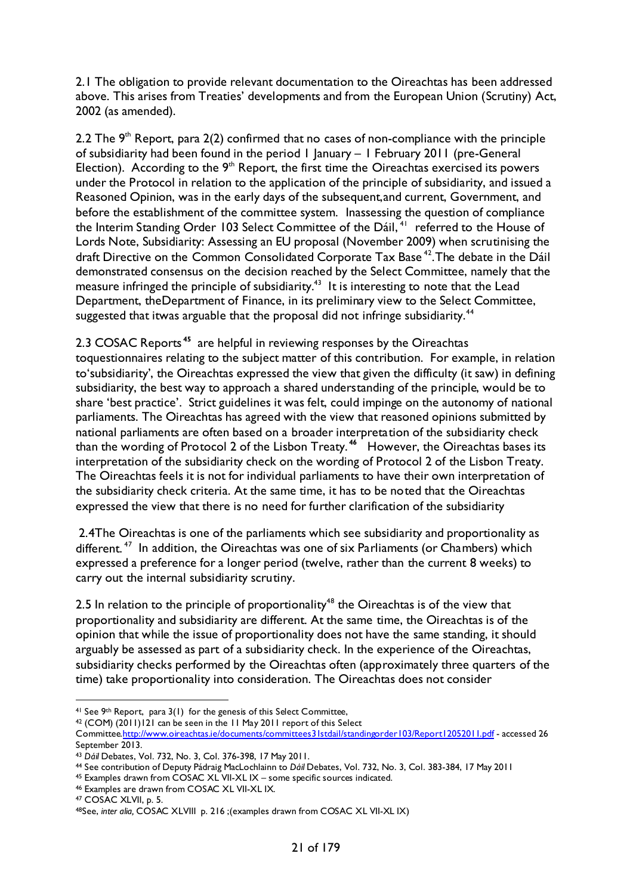2.1 The obligation to provide relevant documentation to the Oireachtas has been addressed above. This arises from Treaties' developments and from the European Union (Scrutiny) Act, 2002 (as amended).

2.2 The 9th Report, para 2(2) confirmed that no cases of non-compliance with the principle of subsidiarity had been found in the period 1 January – 1 February 2011 (pre-General Election). According to the 9th Report, the first time the Oireachtas exercised its powers under the Protocol in relation to the application of the principle of subsidiarity, and issued a Reasoned Opinion, was in the early days of the subsequent,and current, Government, and before the establishment of the committee system. Inassessing the question of compliance the Interim Standing Order 103 Select Committee of the Dáil,[41] referred to the House of Lords Note, Subsidiarity: Assessing an EU proposal (November 2009) when scrutinising the draft Directive on the Common Consolidated Corporate Tax Base[42].The debate in the Dáil demonstrated consensus on the decision reached by the Select Committee, namely that the measure infringed the principle of subsidiarity.[43] It is interesting to note that the Lead Department, theDepartment of Finance, in its preliminary view to the Select Committee, suggested that itwas arguable that the proposal did not infringe subsidiarity.[44]

2.3 COSAC Reports[45] are helpful in reviewing responses by the Oireachtas toquestionnaires relating to the subject matter of this contribution. For example, in relation to'subsidiarity', the Oireachtas expressed the view that given the difficulty (it saw) in defining subsidiarity, the best way to approach a shared understanding of the principle, would be to share 'best practice'. Strict guidelines it was felt, could impinge on the autonomy of national parliaments. The Oireachtas has agreed with the view that reasoned opinions submitted by national parliaments are often based on a broader interpretation of the subsidiarity check than the wording of Protocol 2 of the Lisbon Treaty.[46] However, the Oireachtas bases its interpretation of the subsidiarity check on the wording of Protocol 2 of the Lisbon Treaty. The Oireachtas feels it is not for individual parliaments to have their own interpretation of the subsidiarity check criteria. At the same time, it has to be noted that the Oireachtas expressed the view that there is no need for further clarification of the subsidiarity

2.4The Oireachtas is one of the parliaments which see subsidiarity and proportionality as different.[47] In addition, the Oireachtas was one of six Parliaments (or Chambers) which expressed a preference for a longer period (twelve, rather than the current 8 weeks) to carry out the internal subsidiarity scrutiny.

2.5 In relation to the principle of proportionality[48] the Oireachtas is of the view that proportionality and subsidiarity are different. At the same time, the Oireachtas is of the opinion that while the issue of proportionality does not have the same standing, it should arguably be assessed as part of a subsidiarity check. In the experience of the Oireachtas, subsidiarity checks performed by the Oireachtas often (approximately three quarters of the time) take proportionality into consideration. The Oireachtas does not consider

---

[41] See 9th Report, para 3(1) for the genesis of this Select Committee,

[42] (COM) (2011)121 can be seen in the 11 May 2011 report of this Select Committee.http://www.oireachtas.ie/documents/committees31stdail/standingorder103/Report12052011.pdf - accessed 26 September 2013.

[43] *Dáil* Debates, Vol. 732, No. 3, Col. 376-398, 17 May 2011.

[44] See contribution of Deputy Pádraig MacLochlainn to *Dáil* Debates, Vol. 732, No. 3, Col. 383-384, 17 May 2011

[45] Examples drawn from COSAC XL VII-XL IX – some specific sources indicated.

[46] Examples are drawn from COSAC XL VII-XL IX.

[47] COSAC XLVII, p. 5.

[48] See, *inter alia,* COSAC XLVIII p. 216 ;(examples drawn from COSAC XL VII-XL IX)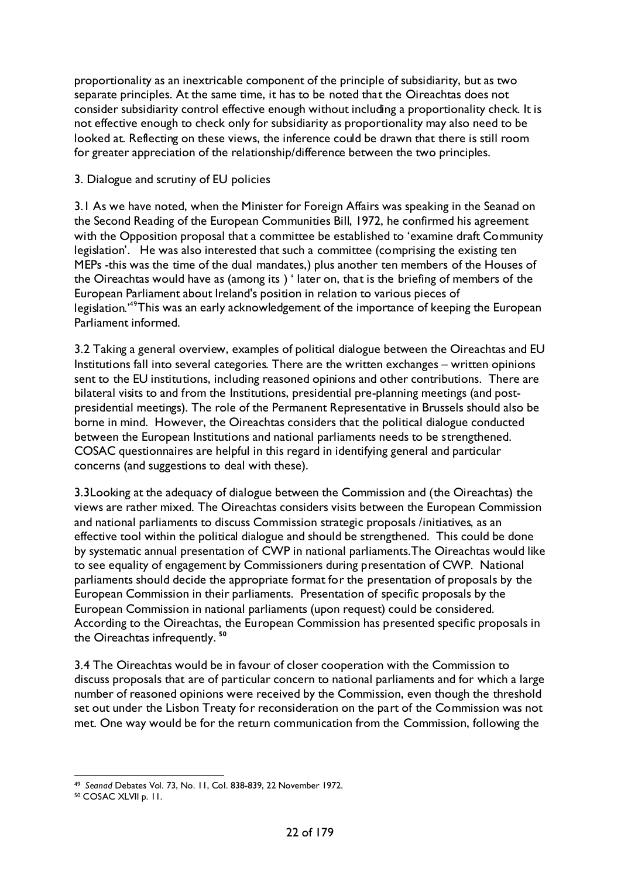proportionality as an inextricable component of the principle of subsidiarity, but as two separate principles. At the same time, it has to be noted that the Oireachtas does not consider subsidiarity control effective enough without including a proportionality check. It is not effective enough to check only for subsidiarity as proportionality may also need to be looked at. Reflecting on these views, the inference could be drawn that there is still room for greater appreciation of the relationship/difference between the two principles.

3. Dialogue and scrutiny of EU policies

3.1 As we have noted, when the Minister for Foreign Affairs was speaking in the Seanad on the Second Reading of the European Communities Bill, 1972, he confirmed his agreement with the Opposition proposal that a committee be established to 'examine draft Community legislation'. He was also interested that such a committee (comprising the existing ten MEPs -this was the time of the dual mandates,) plus another ten members of the Houses of the Oireachtas would have as (among its ) ' later on, that is the briefing of members of the European Parliament about Ireland's position in relation to various pieces of legislation.'[49] This was an early acknowledgement of the importance of keeping the European Parliament informed.

3.2 Taking a general overview, examples of political dialogue between the Oireachtas and EU Institutions fall into several categories. There are the written exchanges – written opinions sent to the EU institutions, including reasoned opinions and other contributions. There are bilateral visits to and from the Institutions, presidential pre-planning meetings (and post-presidential meetings). The role of the Permanent Representative in Brussels should also be borne in mind. However, the Oireachtas considers that the political dialogue conducted between the European Institutions and national parliaments needs to be strengthened. COSAC questionnaires are helpful in this regard in identifying general and particular concerns (and suggestions to deal with these).

3.3Looking at the adequacy of dialogue between the Commission and (the Oireachtas) the views are rather mixed. The Oireachtas considers visits between the European Commission and national parliaments to discuss Commission strategic proposals /initiatives, as an effective tool within the political dialogue and should be strengthened. This could be done by systematic annual presentation of CWP in national parliaments.The Oireachtas would like to see equality of engagement by Commissioners during presentation of CWP. National parliaments should decide the appropriate format for the presentation of proposals by the European Commission in their parliaments. Presentation of specific proposals by the European Commission in national parliaments (upon request) could be considered. According to the Oireachtas, the European Commission has presented specific proposals in the Oireachtas infrequently. [50]

3.4 The Oireachtas would be in favour of closer cooperation with the Commission to discuss proposals that are of particular concern to national parliaments and for which a large number of reasoned opinions were received by the Commission, even though the threshold set out under the Lisbon Treaty for reconsideration on the part of the Commission was not met. One way would be for the return communication from the Commission, following the

---

[49] *Seanad* Debates Vol. 73, No. 11, Col. 838-839, 22 November 1972.

[50] COSAC XLVII p. 11.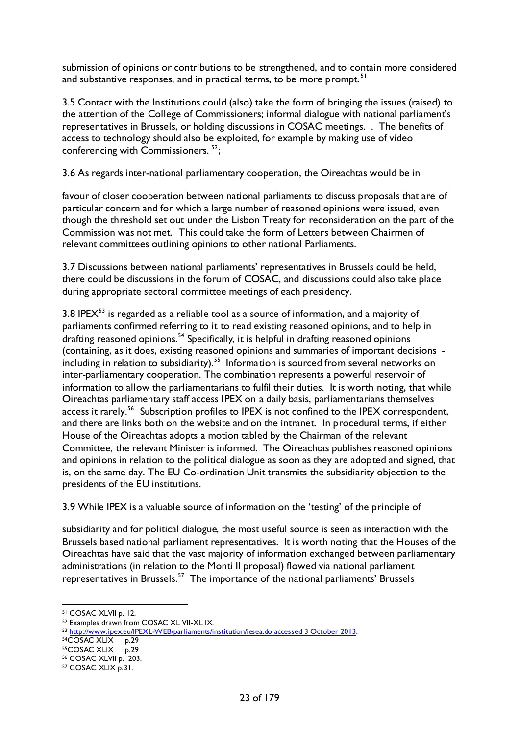submission of opinions or contributions to be strengthened, and to contain more considered and substantive responses, and in practical terms, to be more prompt.[51]

3.5 Contact with the Institutions could (also) take the form of bringing the issues (raised) to the attention of the College of Commissioners; informal dialogue with national parliament's representatives in Brussels, or holding discussions in COSAC meetings. . The benefits of access to technology should also be exploited, for example by making use of video conferencing with Commissioners. [52];

3.6 As regards inter-national parliamentary cooperation, the Oireachtas would be in

favour of closer cooperation between national parliaments to discuss proposals that are of particular concern and for which a large number of reasoned opinions were issued, even though the threshold set out under the Lisbon Treaty for reconsideration on the part of the Commission was not met. This could take the form of Letters between Chairmen of relevant committees outlining opinions to other national Parliaments.

3.7 Discussions between national parliaments' representatives in Brussels could be held, there could be discussions in the forum of COSAC, and discussions could also take place during appropriate sectoral committee meetings of each presidency.

3.8 IPEX[53] is regarded as a reliable tool as a source of information, and a majority of parliaments confirmed referring to it to read existing reasoned opinions, and to help in drafting reasoned opinions.[54] Specifically, it is helpful in drafting reasoned opinions (containing, as it does, existing reasoned opinions and summaries of important decisions - including in relation to subsidiarity).[55] Information is sourced from several networks on inter-parliamentary cooperation. The combination represents a powerful reservoir of information to allow the parliamentarians to fulfil their duties. It is worth noting, that while Oireachtas parliamentary staff access IPEX on a daily basis, parliamentarians themselves access it rarely.[56] Subscription profiles to IPEX is not confined to the IPEX correspondent, and there are links both on the website and on the intranet. In procedural terms, if either House of the Oireachtas adopts a motion tabled by the Chairman of the relevant Committee, the relevant Minister is informed. The Oireachtas publishes reasoned opinions and opinions in relation to the political dialogue as soon as they are adopted and signed, that is, on the same day. The EU Co-ordination Unit transmits the subsidiarity objection to the presidents of the EU institutions.

3.9 While IPEX is a valuable source of information on the 'testing' of the principle of

subsidiarity and for political dialogue, the most useful source is seen as interaction with the Brussels based national parliament representatives. It is worth noting that the Houses of the Oireachtas have said that the vast majority of information exchanged between parliamentary administrations (in relation to the Monti II proposal) flowed via national parliament representatives in Brussels.[57] The importance of the national parliaments' Brussels

---

[51] COSAC XLVII p. 12.

[52] Examples drawn from COSAC XL VII-XL IX.

[53] http://www.ipex.eu/IPEXL-WEB/parliaments/institution/iesea.do accessed 3 October 2013.

[54] COSAC XLIX p.29

[55] COSAC XLIX p.29

[56] COSAC XLVII p. 203.

[57] COSAC XLIX p.31.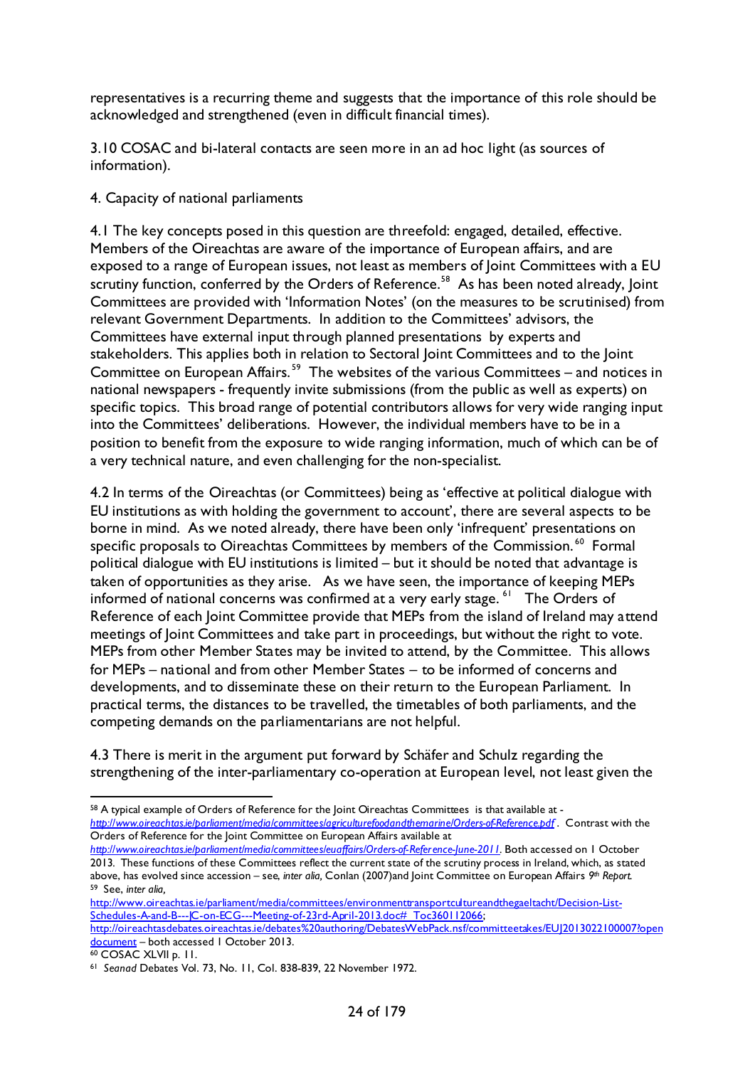representatives is a recurring theme and suggests that the importance of this role should be acknowledged and strengthened (even in difficult financial times).

3.10 COSAC and bi-lateral contacts are seen more in an ad hoc light (as sources of information).

4. Capacity of national parliaments

4.1 The key concepts posed in this question are threefold: engaged, detailed, effective. Members of the Oireachtas are aware of the importance of European affairs, and are exposed to a range of European issues, not least as members of Joint Committees with a EU scrutiny function, conferred by the Orders of Reference.[58] As has been noted already, Joint Committees are provided with 'Information Notes' (on the measures to be scrutinised) from relevant Government Departments. In addition to the Committees' advisors, the Committees have external input through planned presentations by experts and stakeholders. This applies both in relation to Sectoral Joint Committees and to the Joint Committee on European Affairs.[59] The websites of the various Committees – and notices in national newspapers - frequently invite submissions (from the public as well as experts) on specific topics. This broad range of potential contributors allows for very wide ranging input into the Committees' deliberations. However, the individual members have to be in a position to benefit from the exposure to wide ranging information, much of which can be of a very technical nature, and even challenging for the non-specialist.

4.2 In terms of the Oireachtas (or Committees) being as 'effective at political dialogue with EU institutions as with holding the government to account', there are several aspects to be borne in mind. As we noted already, there have been only 'infrequent' presentations on specific proposals to Oireachtas Committees by members of the Commission.[60] Formal political dialogue with EU institutions is limited – but it should be noted that advantage is taken of opportunities as they arise. As we have seen, the importance of keeping MEPs informed of national concerns was confirmed at a very early stage.[61] The Orders of Reference of each Joint Committee provide that MEPs from the island of Ireland may attend meetings of Joint Committees and take part in proceedings, but without the right to vote. MEPs from other Member States may be invited to attend, by the Committee. This allows for MEPs – national and from other Member States – to be informed of concerns and developments, and to disseminate these on their return to the European Parliament. In practical terms, the distances to be travelled, the timetables of both parliaments, and the competing demands on the parliamentarians are not helpful.

4.3 There is merit in the argument put forward by Schäfer and Schulz regarding the strengthening of the inter-parliamentary co-operation at European level, not least given the

---

[58] A typical example of Orders of Reference for the Joint Oireachtas Committees is that available at - *http://www.oireachtas.ie/parliament/media/committees/agriculturefoodandthemarine/Orders-of-Reference.pdf* . Contrast with the Orders of Reference for the Joint Committee on European Affairs available at *http://www.oireachtas.ie/parliament/media/committees/euaffairs/Orders-of-Reference-June-2011*. Both accessed on 1 October 2013. These functions of these Committees reflect the current state of the scrutiny process in Ireland, which, as stated above, has evolved since accession – see, *inter alia,* Conlan (2007)and Joint Committee on European Affairs *9th Report.*

[59] See, *inter alia,* http://www.oireachtas.ie/parliament/media/committees/environmenttransportcultureandthegaeltacht/Decision-List-Schedules-A-and-B---JC-on-ECG---Meeting-of-23rd-April-2013.doc#_Toc360112066; http://oireachtasdebates.oireachtas.ie/debates%20authoring/DebatesWebPack.nsf/committeetakes/EUJ2013022100007?opendocument – both accessed 1 October 2013.

[60] COSAC XLVII p. 11.

[61] *Seanad* Debates Vol. 73, No. 11, Col. 838-839, 22 November 1972.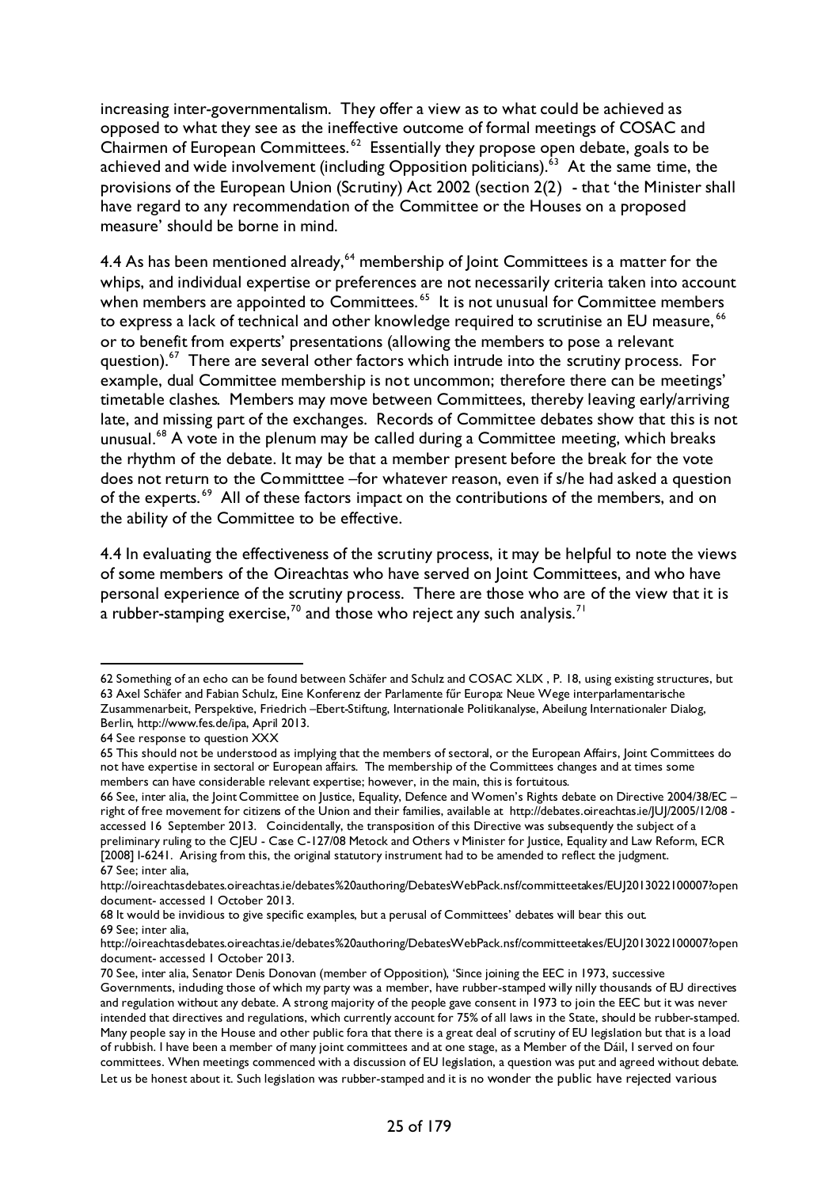increasing inter-governmentalism. They offer a view as to what could be achieved as opposed to what they see as the ineffective outcome of formal meetings of COSAC and Chairmen of European Committees.[62] Essentially they propose open debate, goals to be achieved and wide involvement (including Opposition politicians).[63] At the same time, the provisions of the European Union (Scrutiny) Act 2002 (section 2(2) - that 'the Minister shall have regard to any recommendation of the Committee or the Houses on a proposed measure' should be borne in mind.

4.4 As has been mentioned already,[64] membership of Joint Committees is a matter for the whips, and individual expertise or preferences are not necessarily criteria taken into account when members are appointed to Committees.[65] It is not unusual for Committee members to express a lack of technical and other knowledge required to scrutinise an EU measure,[66] or to benefit from experts' presentations (allowing the members to pose a relevant question).[67] There are several other factors which intrude into the scrutiny process. For example, dual Committee membership is not uncommon; therefore there can be meetings' timetable clashes. Members may move between Committees, thereby leaving early/arriving late, and missing part of the exchanges. Records of Committee debates show that this is not unusual.[68] A vote in the plenum may be called during a Committee meeting, which breaks the rhythm of the debate. It may be that a member present before the break for the vote does not return to the Committtee –for whatever reason, even if s/he had asked a question of the experts.[69] All of these factors impact on the contributions of the members, and on the ability of the Committee to be effective.

4.4 In evaluating the effectiveness of the scrutiny process, it may be helpful to note the views of some members of the Oireachtas who have served on Joint Committees, and who have personal experience of the scrutiny process. There are those who are of the view that it is a rubber-stamping exercise,[70] and those who reject any such analysis.[71]

---

62 Something of an echo can be found between Schäfer and Schulz and COSAC XLIX , P. 18, using existing structures, but

63 Axel Schäfer and Fabian Schulz, Eine Konferenz der Parlamente fűr Europa: Neue Wege interparlamentarische Zusammenarbeit, Perspektive, Friedrich –Ebert-Stiftung, Internationale Politikanalyse, Abeilung Internationaler Dialog, Berlin, http://www.fes.de/ipa, April 2013.

64 See response to question XXX

65 This should not be understood as implying that the members of sectoral, or the European Affairs, Joint Committees do not have expertise in sectoral or European affairs. The membership of the Committees changes and at times some members can have considerable relevant expertise; however, in the main, this is fortuitous.

66 See, inter alia, the Joint Committee on Justice, Equality, Defence and Women's Rights debate on Directive 2004/38/EC – right of free movement for citizens of the Union and their families, available at http://debates.oireachtas.ie/JUJ/2005/12/08 - accessed 16 September 2013. Coincidentally, the transposition of this Directive was subsequently the subject of a preliminary ruling to the CJEU - Case C-127/08 Metock and Others v Minister for Justice, Equality and Law Reform, ECR [2008] I-6241. Arising from this, the original statutory instrument had to be amended to reflect the judgment.

67 See; inter alia, http://oireachtasdebates.oireachtas.ie/debates%20authoring/DebatesWebPack.nsf/committeetakes/EUJ2013022100007?opendocument- accessed 1 October 2013.

68 It would be invidious to give specific examples, but a perusal of Committees' debates will bear this out.

69 See; inter alia, http://oireachtasdebates.oireachtas.ie/debates%20authoring/DebatesWebPack.nsf/committeetakes/EUJ2013022100007?opendocument- accessed 1 October 2013.

70 See, inter alia, Senator Denis Donovan (member of Opposition), 'Since joining the EEC in 1973, successive Governments, including those of which my party was a member, have rubber-stamped willy nilly thousands of EU directives and regulation without any debate. A strong majority of the people gave consent in 1973 to join the EEC but it was never intended that directives and regulations, which currently account for 75% of all laws in the State, should be rubber-stamped. Many people say in the House and other public fora that there is a great deal of scrutiny of EU legislation but that is a load of rubbish. I have been a member of many joint committees and at one stage, as a Member of the Dáil, I served on four committees. When meetings commenced with a discussion of EU legislation, a question was put and agreed without debate. Let us be honest about it. Such legislation was rubber-stamped and it is no wonder the public have rejected various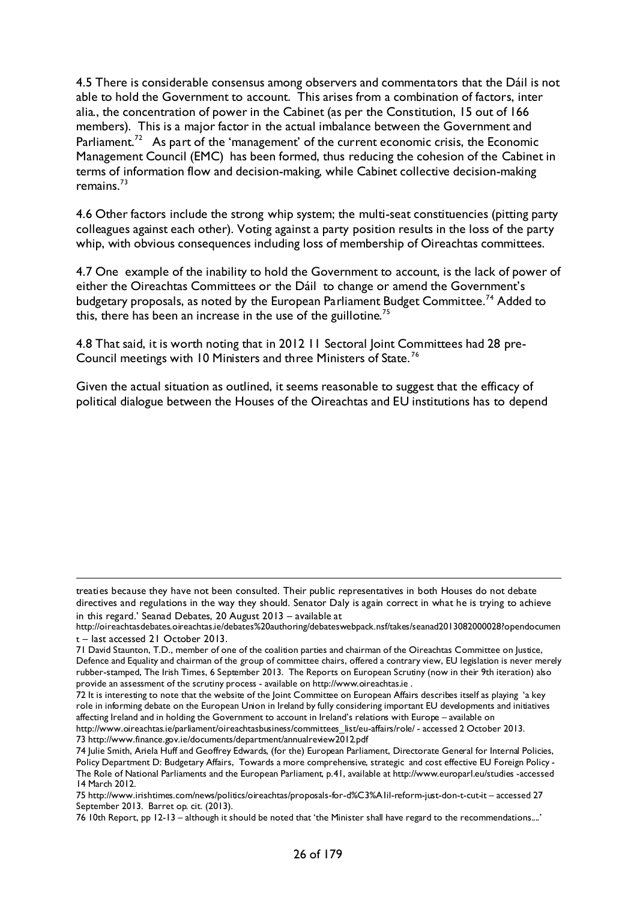4.5 There is considerable consensus among observers and commentators that the Dáil is not able to hold the Government to account. This arises from a combination of factors, inter alia., the concentration of power in the Cabinet (as per the Constitution, 15 out of 166 members). This is a major factor in the actual imbalance between the Government and Parliament.[72] As part of the 'management' of the current economic crisis, the Economic Management Council (EMC) has been formed, thus reducing the cohesion of the Cabinet in terms of information flow and decision-making, while Cabinet collective decision-making remains.[73]

4.6 Other factors include the strong whip system; the multi-seat constituencies (pitting party colleagues against each other). Voting against a party position results in the loss of the party whip, with obvious consequences including loss of membership of Oireachtas committees.

4.7 One example of the inability to hold the Government to account, is the lack of power of either the Oireachtas Committees or the Dáil to change or amend the Government's budgetary proposals, as noted by the European Parliament Budget Committee.[74] Added to this, there has been an increase in the use of the guillotine.[75]

4.8 That said, it is worth noting that in 2012 11 Sectoral Joint Committees had 28 pre-Council meetings with 10 Ministers and three Ministers of State.[76]

Given the actual situation as outlined, it seems reasonable to suggest that the efficacy of political dialogue between the Houses of the Oireachtas and EU institutions has to depend

---

treaties because they have not been consulted. Their public representatives in both Houses do not debate directives and regulations in the way they should. Senator Daly is again correct in what he is trying to achieve in this regard.' Seanad Debates, 20 August 2013 – available at http://oireachtasdebates.oireachtas.ie/debates%20authoring/debateswebpack.nsf/takes/seanad2013082000028?opendocument – last accessed 21 October 2013.

71 David Staunton, T.D., member of one of the coalition parties and chairman of the Oireachtas Committee on Justice, Defence and Equality and chairman of the group of committee chairs, offered a contrary view, EU legislation is never merely rubber-stamped, The Irish Times, 6 September 2013. The Reports on European Scrutiny (now in their 9th iteration) also provide an assessment of the scrutiny process - available on http://www.oireachtas.ie .

72 It is interesting to note that the website of the Joint Committee on European Affairs describes itself as playing 'a key role in informing debate on the European Union in Ireland by fully considering important EU developments and initiatives affecting Ireland and in holding the Government to account in Ireland's relations with Europe – available on http://www.oireachtas.ie/parliament/oireachtasbusiness/committees_list/eu-affairs/role/ - accessed 2 October 2013.

73 http://www.finance.gov.ie/documents/department/annualreview2012.pdf

74 Julie Smith, Ariela Huff and Geoffrey Edwards, (for the) European Parliament, Directorate General for Internal Policies, Policy Department D: Budgetary Affairs, Towards a more comprehensive, strategic and cost effective EU Foreign Policy - The Role of National Parliaments and the European Parliament, p.41, available at http://www.europarl.eu/studies -accessed 14 March 2012.

75 http://www.irishtimes.com/news/politics/oireachtas/proposals-for-d%C3%A1il-reform-just-don-t-cut-it – accessed 27 September 2013. Barret op. cit. (2013).

76 10th Report, pp 12-13 – although it should be noted that 'the Minister shall have regard to the recommendations....'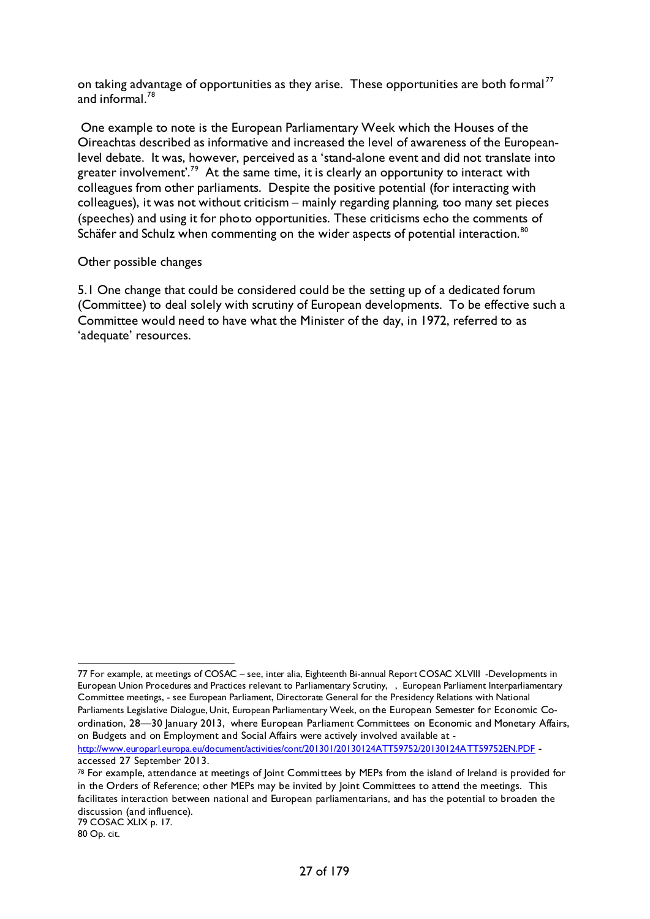on taking advantage of opportunities as they arise. These opportunities are both formal[77] and informal.[78]

One example to note is the European Parliamentary Week which the Houses of the Oireachtas described as informative and increased the level of awareness of the European-level debate. It was, however, perceived as a 'stand-alone event and did not translate into greater involvement'.[79] At the same time, it is clearly an opportunity to interact with colleagues from other parliaments. Despite the positive potential (for interacting with colleagues), it was not without criticism – mainly regarding planning, too many set pieces (speeches) and using it for photo opportunities. These criticisms echo the comments of Schäfer and Schulz when commenting on the wider aspects of potential interaction.[80]

Other possible changes

5.1 One change that could be considered could be the setting up of a dedicated forum (Committee) to deal solely with scrutiny of European developments. To be effective such a Committee would need to have what the Minister of the day, in 1972, referred to as 'adequate' resources.

---

77 For example, at meetings of COSAC – see, inter alia, Eighteenth Bi-annual Report COSAC XLVIII -Developments in European Union Procedures and Practices relevant to Parliamentary Scrutiny, , European Parliament Interparliamentary Committee meetings, - see European Parliament, Directorate General for the Presidency Relations with National Parliaments Legislative Dialogue, Unit, European Parliamentary Week, on the European Semester for Economic Co-ordination, 28—30 January 2013, where European Parliament Committees on Economic and Monetary Affairs, on Budgets and on Employment and Social Affairs were actively involved available at - http://www.europarl.europa.eu/document/activities/cont/201301/20130124ATT59752/20130124ATT59752EN.PDF - accessed 27 September 2013.

78 For example, attendance at meetings of Joint Committees by MEPs from the island of Ireland is provided for in the Orders of Reference; other MEPs may be invited by Joint Committees to attend the meetings. This facilitates interaction between national and European parliamentarians, and has the potential to broaden the discussion (and influence).

79 COSAC XLIX p. 17.

80 Op. cit.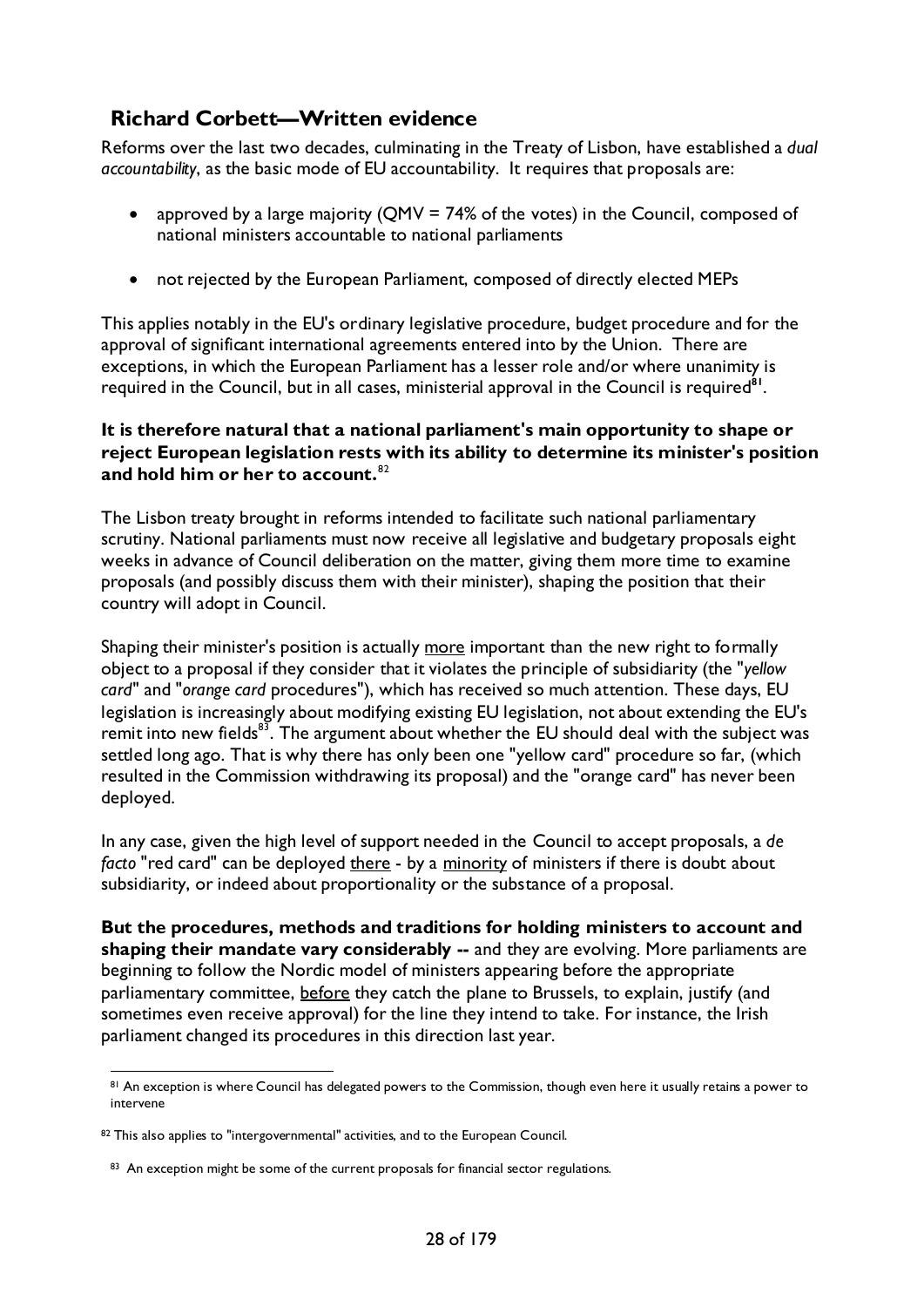## Richard Corbett—Written evidence

Reforms over the last two decades, culminating in the Treaty of Lisbon, have established a *dual accountability*, as the basic mode of EU accountability. It requires that proposals are:

- approved by a large majority (QMV = 74% of the votes) in the Council, composed of national ministers accountable to national parliaments
- not rejected by the European Parliament, composed of directly elected MEPs

This applies notably in the EU's ordinary legislative procedure, budget procedure and for the approval of significant international agreements entered into by the Union. There are exceptions, in which the European Parliament has a lesser role and/or where unanimity is required in the Council, but in all cases, ministerial approval in the Council is required[81].

**It is therefore natural that a national parliament's main opportunity to shape or reject European legislation rests with its ability to determine its minister's position and hold him or her to account.**[82]

The Lisbon treaty brought in reforms intended to facilitate such national parliamentary scrutiny. National parliaments must now receive all legislative and budgetary proposals eight weeks in advance of Council deliberation on the matter, giving them more time to examine proposals (and possibly discuss them with their minister), shaping the position that their country will adopt in Council.

Shaping their minister's position is actually <u>more</u> important than the new right to formally object to a proposal if they consider that it violates the principle of subsidiarity (the "*yellow card*" and "*orange card* procedures"), which has received so much attention. These days, EU legislation is increasingly about modifying existing EU legislation, not about extending the EU's remit into new fields[83]. The argument about whether the EU should deal with the subject was settled long ago. That is why there has only been one "yellow card" procedure so far, (which resulted in the Commission withdrawing its proposal) and the "orange card" has never been deployed.

In any case, given the high level of support needed in the Council to accept proposals, a *de facto* "red card" can be deployed <u>there</u> - by a <u>minority</u> of ministers if there is doubt about subsidiarity, or indeed about proportionality or the substance of a proposal.

**But the procedures, methods and traditions for holding ministers to account and shaping their mandate vary considerably --** and they are evolving. More parliaments are beginning to follow the Nordic model of ministers appearing before the appropriate parliamentary committee, <u>before</u> they catch the plane to Brussels, to explain, justify (and sometimes even receive approval) for the line they intend to take. For instance, the Irish parliament changed its procedures in this direction last year.

---

[81] An exception is where Council has delegated powers to the Commission, though even here it usually retains a power to intervene

[82] This also applies to "intergovernmental" activities, and to the European Council.

[83] An exception might be some of the current proposals for financial sector regulations.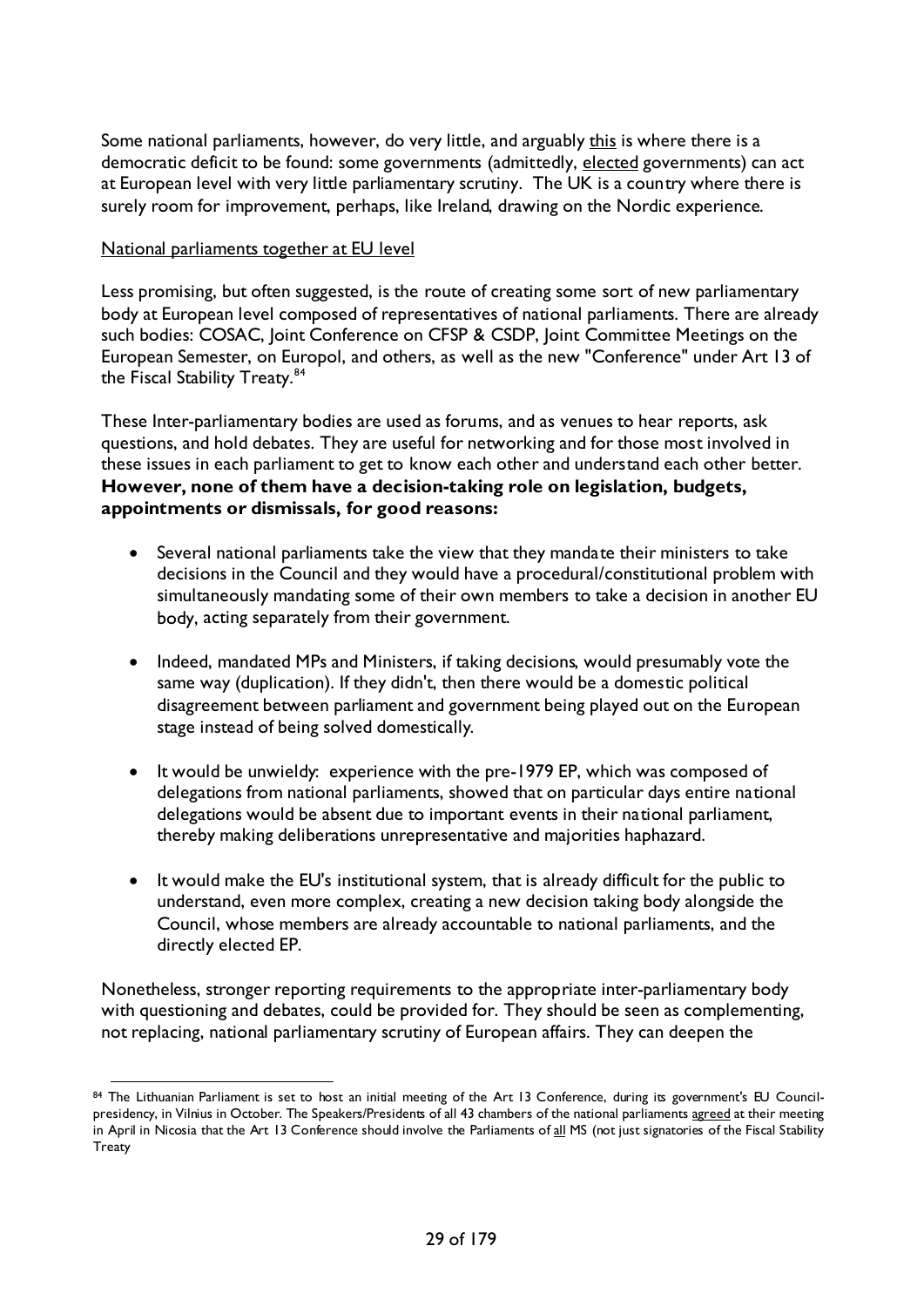Some national parliaments, however, do very little, and arguably this is where there is a democratic deficit to be found: some governments (admittedly, elected governments) can act at European level with very little parliamentary scrutiny. The UK is a country where there is surely room for improvement, perhaps, like Ireland, drawing on the Nordic experience.

National parliaments together at EU level

Less promising, but often suggested, is the route of creating some sort of new parliamentary body at European level composed of representatives of national parliaments. There are already such bodies: COSAC, Joint Conference on CFSP & CSDP, Joint Committee Meetings on the European Semester, on Europol, and others, as well as the new "Conference" under Art 13 of the Fiscal Stability Treaty.[84]

These Inter-parliamentary bodies are used as forums, and as venues to hear reports, ask questions, and hold debates. They are useful for networking and for those most involved in these issues in each parliament to get to know each other and understand each other better. **However, none of them have a decision-taking role on legislation, budgets, appointments or dismissals, for good reasons:**

- Several national parliaments take the view that they mandate their ministers to take decisions in the Council and they would have a procedural/constitutional problem with simultaneously mandating some of their own members to take a decision in another EU body, acting separately from their government.

- Indeed, mandated MPs and Ministers, if taking decisions, would presumably vote the same way (duplication). If they didn't, then there would be a domestic political disagreement between parliament and government being played out on the European stage instead of being solved domestically.

- It would be unwieldy: experience with the pre-1979 EP, which was composed of delegations from national parliaments, showed that on particular days entire national delegations would be absent due to important events in their national parliament, thereby making deliberations unrepresentative and majorities haphazard.

- It would make the EU's institutional system, that is already difficult for the public to understand, even more complex, creating a new decision taking body alongside the Council, whose members are already accountable to national parliaments, and the directly elected EP.

Nonetheless, stronger reporting requirements to the appropriate inter-parliamentary body with questioning and debates, could be provided for. They should be seen as complementing, not replacing, national parliamentary scrutiny of European affairs. They can deepen the

[84] The Lithuanian Parliament is set to host an initial meeting of the Art 13 Conference, during its government's EU Council-presidency, in Vilnius in October. The Speakers/Presidents of all 43 chambers of the national parliaments agreed at their meeting in April in Nicosia that the Art 13 Conference should involve the Parliaments of all MS (not just signatories of the Fiscal Stability Treaty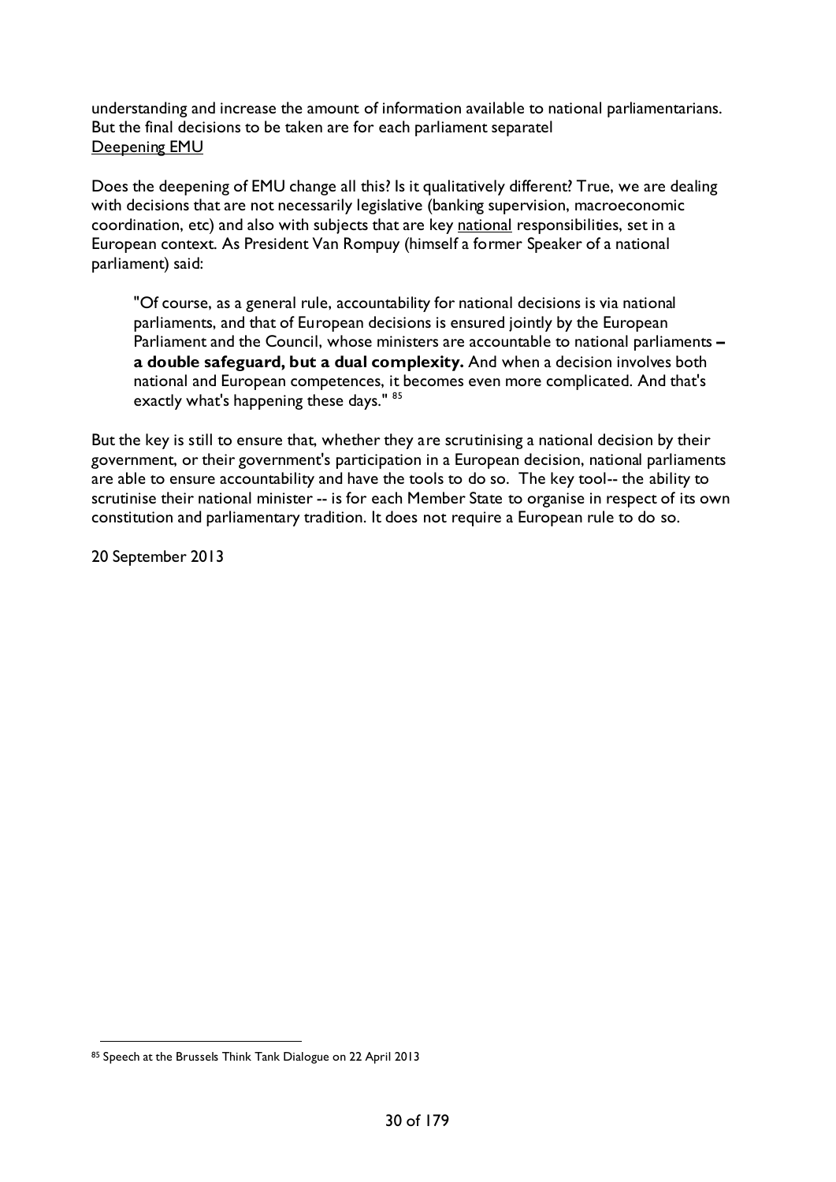understanding and increase the amount of information available to national parliamentarians. But the final decisions to be taken are for each parliament separatel

Deepening EMU

Does the deepening of EMU change all this? Is it qualitatively different? True, we are dealing with decisions that are not necessarily legislative (banking supervision, macroeconomic coordination, etc) and also with subjects that are key national responsibilities, set in a European context. As President Van Rompuy (himself a former Speaker of a national parliament) said:

> "Of course, as a general rule, accountability for national decisions is via national parliaments, and that of European decisions is ensured jointly by the European Parliament and the Council, whose ministers are accountable to national parliaments **– a double safeguard, but a dual complexity.** And when a decision involves both national and European competences, it becomes even more complicated. And that's exactly what's happening these days." [85]

But the key is still to ensure that, whether they are scrutinising a national decision by their government, or their government's participation in a European decision, national parliaments are able to ensure accountability and have the tools to do so. The key tool-- the ability to scrutinise their national minister -- is for each Member State to organise in respect of its own constitution and parliamentary tradition. It does not require a European rule to do so.

20 September 2013

[85] Speech at the Brussels Think Tank Dialogue on 22 April 2013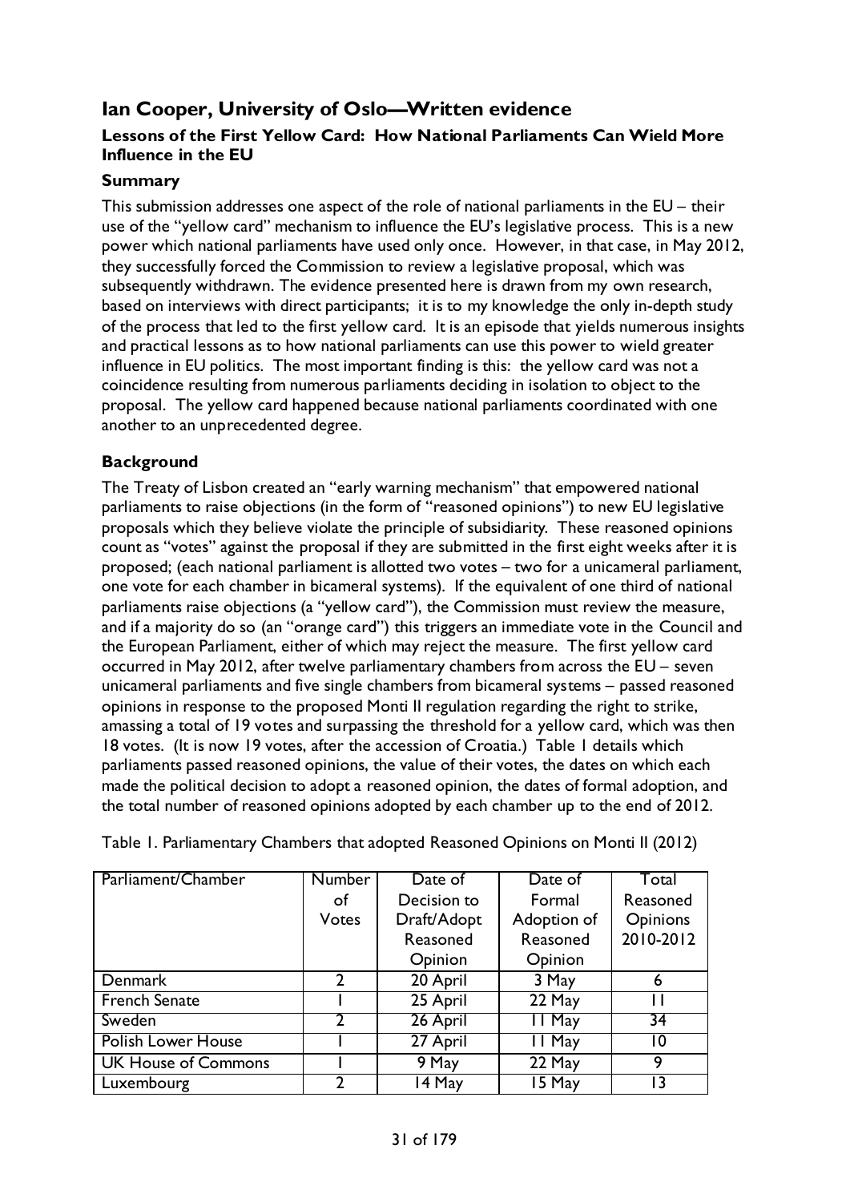## Ian Cooper, University of Oslo—Written evidence

### Lessons of the First Yellow Card: How National Parliaments Can Wield More Influence in the EU

### Summary

This submission addresses one aspect of the role of national parliaments in the EU – their use of the "yellow card" mechanism to influence the EU's legislative process. This is a new power which national parliaments have used only once. However, in that case, in May 2012, they successfully forced the Commission to review a legislative proposal, which was subsequently withdrawn. The evidence presented here is drawn from my own research, based on interviews with direct participants; it is to my knowledge the only in-depth study of the process that led to the first yellow card. It is an episode that yields numerous insights and practical lessons as to how national parliaments can use this power to wield greater influence in EU politics. The most important finding is this: the yellow card was not a coincidence resulting from numerous parliaments deciding in isolation to object to the proposal. The yellow card happened because national parliaments coordinated with one another to an unprecedented degree.

### Background

The Treaty of Lisbon created an "early warning mechanism" that empowered national parliaments to raise objections (in the form of "reasoned opinions") to new EU legislative proposals which they believe violate the principle of subsidiarity. These reasoned opinions count as "votes" against the proposal if they are submitted in the first eight weeks after it is proposed; (each national parliament is allotted two votes – two for a unicameral parliament, one vote for each chamber in bicameral systems). If the equivalent of one third of national parliaments raise objections (a "yellow card"), the Commission must review the measure, and if a majority do so (an "orange card") this triggers an immediate vote in the Council and the European Parliament, either of which may reject the measure. The first yellow card occurred in May 2012, after twelve parliamentary chambers from across the EU – seven unicameral parliaments and five single chambers from bicameral systems – passed reasoned opinions in response to the proposed Monti II regulation regarding the right to strike, amassing a total of 19 votes and surpassing the threshold for a yellow card, which was then 18 votes. (It is now 19 votes, after the accession of Croatia.) Table 1 details which parliaments passed reasoned opinions, the value of their votes, the dates on which each made the political decision to adopt a reasoned opinion, the dates of formal adoption, and the total number of reasoned opinions adopted by each chamber up to the end of 2012.

Table 1. Parliamentary Chambers that adopted Reasoned Opinions on Monti II (2012)

| Parliament/Chamber | Number of Votes | Date of Decision to Draft/Adopt Reasoned Opinion | Date of Formal Adoption of Reasoned Opinion | Total Reasoned Opinions 2010-2012 |
|---|---|---|---|---|
| Denmark | 2 | 20 April | 3 May | 6 |
| French Senate | 1 | 25 April | 22 May | 11 |
| Sweden | 2 | 26 April | 11 May | 34 |
| Polish Lower House | 1 | 27 April | 11 May | 10 |
| UK House of Commons | 1 | 9 May | 22 May | 9 |
| Luxembourg | 2 | 14 May | 15 May | 13 |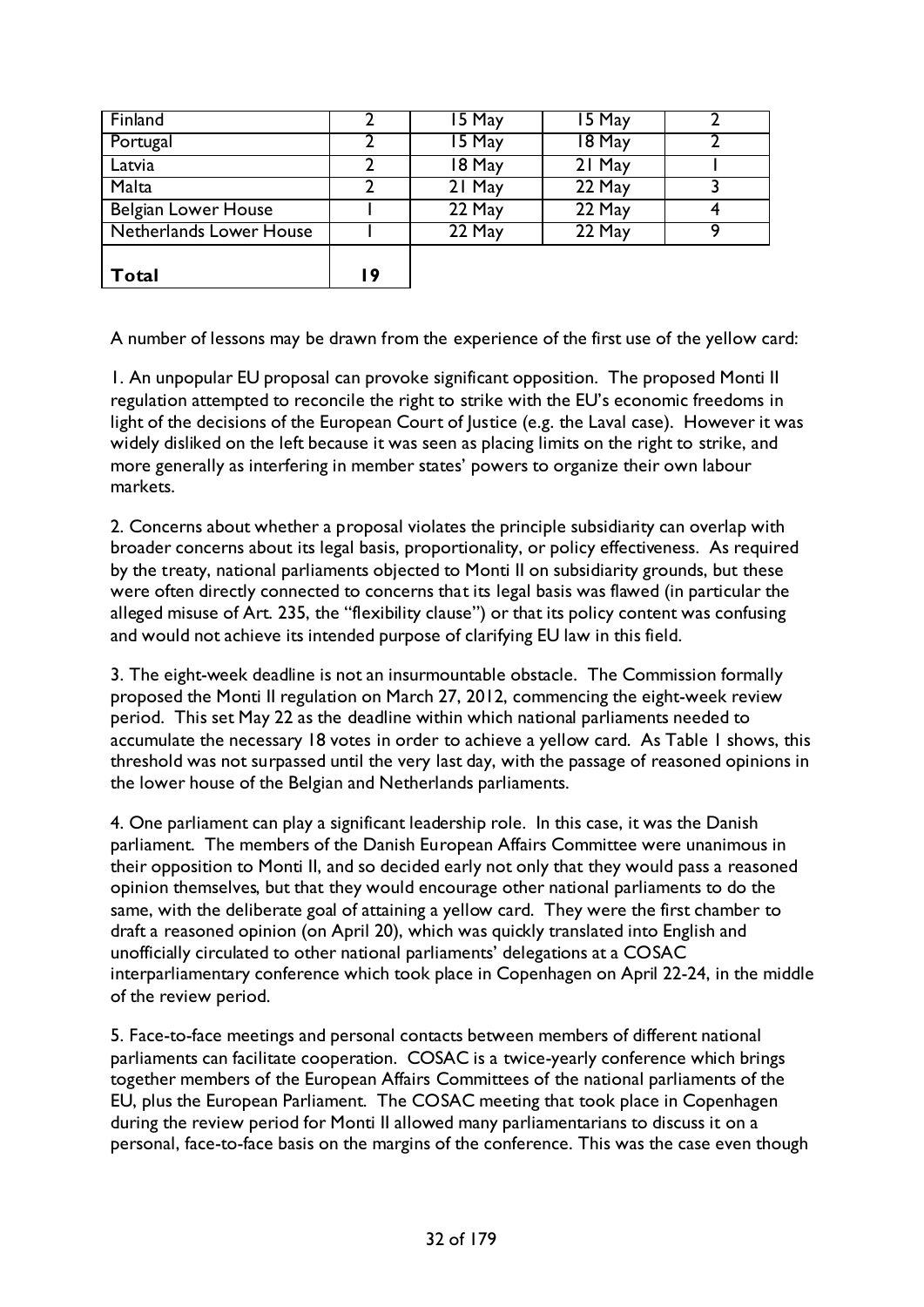| | | | | |
|---|---|---|---|---|
| Finland | 2 | 15 May | 15 May | 2 |
| Portugal | 2 | 15 May | 18 May | 2 |
| Latvia | 2 | 18 May | 21 May | 1 |
| Malta | 2 | 21 May | 22 May | 3 |
| Belgian Lower House | 1 | 22 May | 22 May | 4 |
| Netherlands Lower House | 1 | 22 May | 22 May | 9 |
| **Total** | **19** | | | |

A number of lessons may be drawn from the experience of the first use of the yellow card:

1. An unpopular EU proposal can provoke significant opposition. The proposed Monti II regulation attempted to reconcile the right to strike with the EU's economic freedoms in light of the decisions of the European Court of Justice (e.g. the Laval case). However it was widely disliked on the left because it was seen as placing limits on the right to strike, and more generally as interfering in member states' powers to organize their own labour markets.

2. Concerns about whether a proposal violates the principle subsidiarity can overlap with broader concerns about its legal basis, proportionality, or policy effectiveness. As required by the treaty, national parliaments objected to Monti II on subsidiarity grounds, but these were often directly connected to concerns that its legal basis was flawed (in particular the alleged misuse of Art. 235, the "flexibility clause") or that its policy content was confusing and would not achieve its intended purpose of clarifying EU law in this field.

3. The eight-week deadline is not an insurmountable obstacle. The Commission formally proposed the Monti II regulation on March 27, 2012, commencing the eight-week review period. This set May 22 as the deadline within which national parliaments needed to accumulate the necessary 18 votes in order to achieve a yellow card. As Table 1 shows, this threshold was not surpassed until the very last day, with the passage of reasoned opinions in the lower house of the Belgian and Netherlands parliaments.

4. One parliament can play a significant leadership role. In this case, it was the Danish parliament. The members of the Danish European Affairs Committee were unanimous in their opposition to Monti II, and so decided early not only that they would pass a reasoned opinion themselves, but that they would encourage other national parliaments to do the same, with the deliberate goal of attaining a yellow card. They were the first chamber to draft a reasoned opinion (on April 20), which was quickly translated into English and unofficially circulated to other national parliaments' delegations at a COSAC interparliamentary conference which took place in Copenhagen on April 22-24, in the middle of the review period.

5. Face-to-face meetings and personal contacts between members of different national parliaments can facilitate cooperation. COSAC is a twice-yearly conference which brings together members of the European Affairs Committees of the national parliaments of the EU, plus the European Parliament. The COSAC meeting that took place in Copenhagen during the review period for Monti II allowed many parliamentarians to discuss it on a personal, face-to-face basis on the margins of the conference. This was the case even though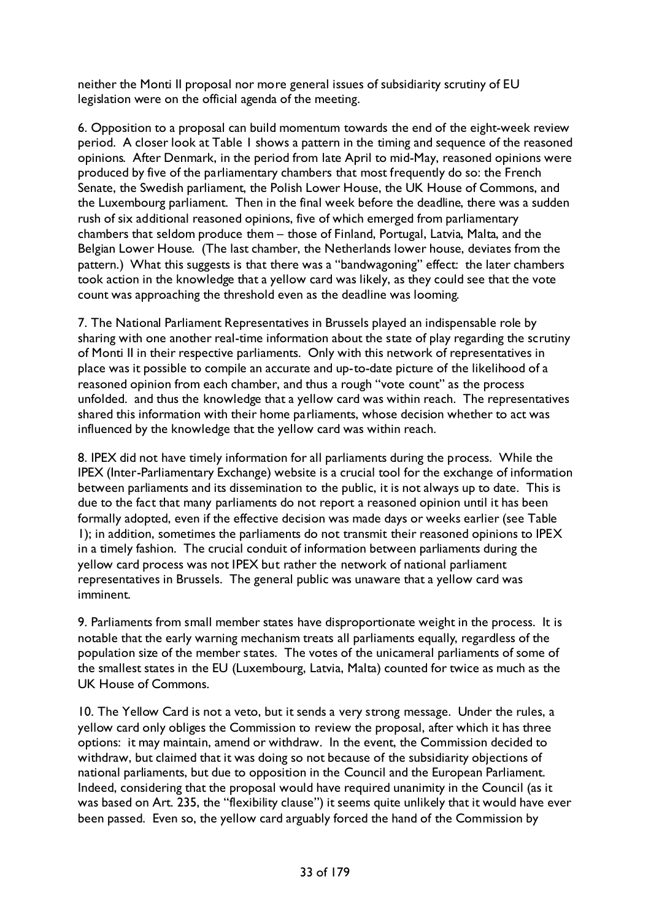neither the Monti II proposal nor more general issues of subsidiarity scrutiny of EU legislation were on the official agenda of the meeting.

6. Opposition to a proposal can build momentum towards the end of the eight-week review period. A closer look at Table 1 shows a pattern in the timing and sequence of the reasoned opinions. After Denmark, in the period from late April to mid-May, reasoned opinions were produced by five of the parliamentary chambers that most frequently do so: the French Senate, the Swedish parliament, the Polish Lower House, the UK House of Commons, and the Luxembourg parliament. Then in the final week before the deadline, there was a sudden rush of six additional reasoned opinions, five of which emerged from parliamentary chambers that seldom produce them – those of Finland, Portugal, Latvia, Malta, and the Belgian Lower House. (The last chamber, the Netherlands lower house, deviates from the pattern.) What this suggests is that there was a "bandwagoning" effect: the later chambers took action in the knowledge that a yellow card was likely, as they could see that the vote count was approaching the threshold even as the deadline was looming.

7. The National Parliament Representatives in Brussels played an indispensable role by sharing with one another real-time information about the state of play regarding the scrutiny of Monti II in their respective parliaments. Only with this network of representatives in place was it possible to compile an accurate and up-to-date picture of the likelihood of a reasoned opinion from each chamber, and thus a rough "vote count" as the process unfolded. and thus the knowledge that a yellow card was within reach. The representatives shared this information with their home parliaments, whose decision whether to act was influenced by the knowledge that the yellow card was within reach.

8. IPEX did not have timely information for all parliaments during the process. While the IPEX (Inter-Parliamentary Exchange) website is a crucial tool for the exchange of information between parliaments and its dissemination to the public, it is not always up to date. This is due to the fact that many parliaments do not report a reasoned opinion until it has been formally adopted, even if the effective decision was made days or weeks earlier (see Table 1); in addition, sometimes the parliaments do not transmit their reasoned opinions to IPEX in a timely fashion. The crucial conduit of information between parliaments during the yellow card process was not IPEX but rather the network of national parliament representatives in Brussels. The general public was unaware that a yellow card was imminent.

9. Parliaments from small member states have disproportionate weight in the process. It is notable that the early warning mechanism treats all parliaments equally, regardless of the population size of the member states. The votes of the unicameral parliaments of some of the smallest states in the EU (Luxembourg, Latvia, Malta) counted for twice as much as the UK House of Commons.

10. The Yellow Card is not a veto, but it sends a very strong message. Under the rules, a yellow card only obliges the Commission to review the proposal, after which it has three options: it may maintain, amend or withdraw. In the event, the Commission decided to withdraw, but claimed that it was doing so not because of the subsidiarity objections of national parliaments, but due to opposition in the Council and the European Parliament. Indeed, considering that the proposal would have required unanimity in the Council (as it was based on Art. 235, the "flexibility clause") it seems quite unlikely that it would have ever been passed. Even so, the yellow card arguably forced the hand of the Commission by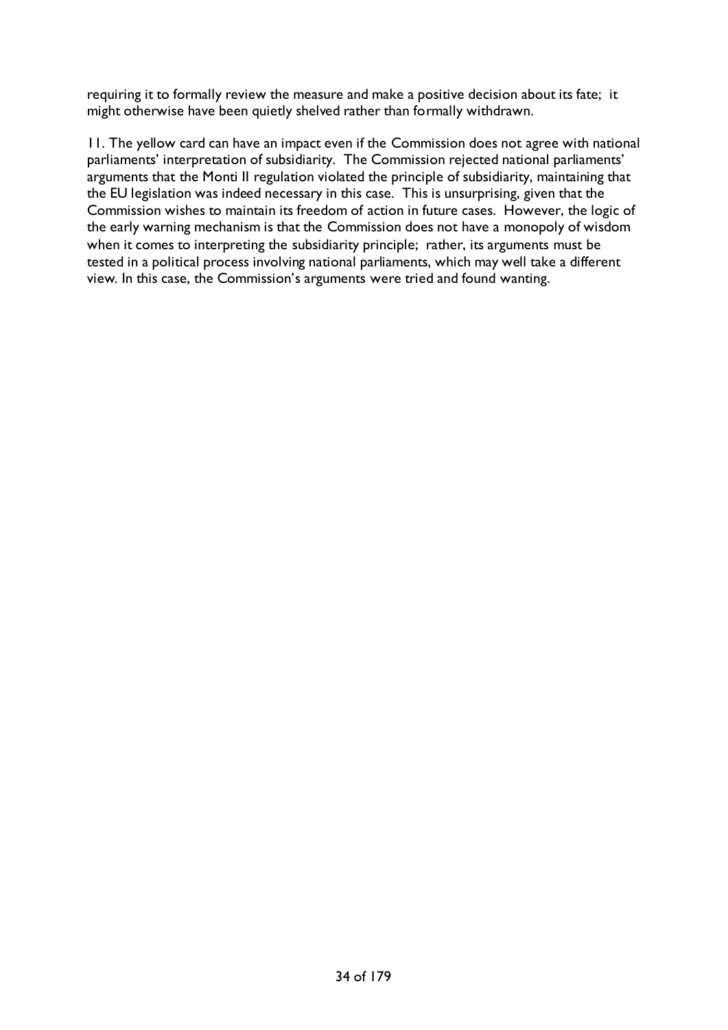requiring it to formally review the measure and make a positive decision about its fate; it might otherwise have been quietly shelved rather than formally withdrawn.

11. The yellow card can have an impact even if the Commission does not agree with national parliaments' interpretation of subsidiarity. The Commission rejected national parliaments' arguments that the Monti II regulation violated the principle of subsidiarity, maintaining that the EU legislation was indeed necessary in this case. This is unsurprising, given that the Commission wishes to maintain its freedom of action in future cases. However, the logic of the early warning mechanism is that the Commission does not have a monopoly of wisdom when it comes to interpreting the subsidiarity principle; rather, its arguments must be tested in a political process involving national parliaments, which may well take a different view. In this case, the Commission's arguments were tried and found wanting.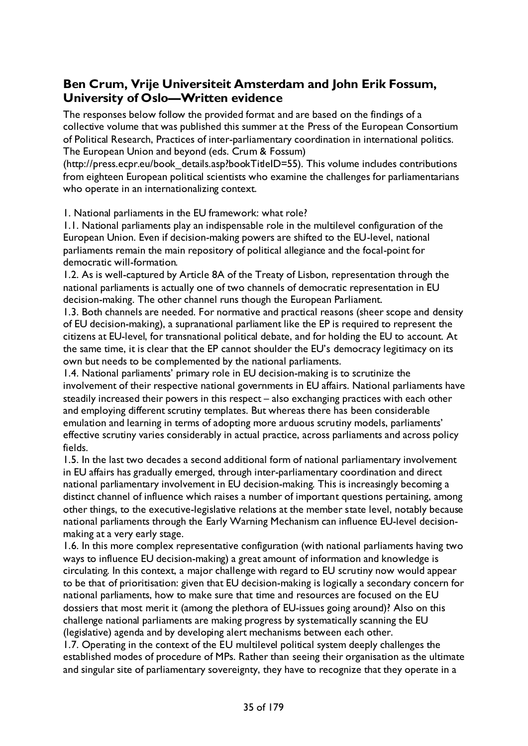## Ben Crum, Vrije Universiteit Amsterdam and John Erik Fossum, University of Oslo—Written evidence

The responses below follow the provided format and are based on the findings of a collective volume that was published this summer at the Press of the European Consortium of Political Research, Practices of inter-parliamentary coordination in international politics. The European Union and beyond (eds. Crum & Fossum) (http://press.ecpr.eu/book_details.asp?bookTitleID=55). This volume includes contributions from eighteen European political scientists who examine the challenges for parliamentarians who operate in an internationalizing context.

1. National parliaments in the EU framework: what role?

1.1. National parliaments play an indispensable role in the multilevel configuration of the European Union. Even if decision-making powers are shifted to the EU-level, national parliaments remain the main repository of political allegiance and the focal-point for democratic will-formation.

1.2. As is well-captured by Article 8A of the Treaty of Lisbon, representation through the national parliaments is actually one of two channels of democratic representation in EU decision-making. The other channel runs though the European Parliament.

1.3. Both channels are needed. For normative and practical reasons (sheer scope and density of EU decision-making), a supranational parliament like the EP is required to represent the citizens at EU-level, for transnational political debate, and for holding the EU to account. At the same time, it is clear that the EP cannot shoulder the EU's democracy legitimacy on its own but needs to be complemented by the national parliaments.

1.4. National parliaments' primary role in EU decision-making is to scrutinize the involvement of their respective national governments in EU affairs. National parliaments have steadily increased their powers in this respect – also exchanging practices with each other and employing different scrutiny templates. But whereas there has been considerable emulation and learning in terms of adopting more arduous scrutiny models, parliaments' effective scrutiny varies considerably in actual practice, across parliaments and across policy fields.

1.5. In the last two decades a second additional form of national parliamentary involvement in EU affairs has gradually emerged, through inter-parliamentary coordination and direct national parliamentary involvement in EU decision-making. This is increasingly becoming a distinct channel of influence which raises a number of important questions pertaining, among other things, to the executive-legislative relations at the member state level, notably because national parliaments through the Early Warning Mechanism can influence EU-level decision-making at a very early stage.

1.6. In this more complex representative configuration (with national parliaments having two ways to influence EU decision-making) a great amount of information and knowledge is circulating. In this context, a major challenge with regard to EU scrutiny now would appear to be that of prioritisation: given that EU decision-making is logically a secondary concern for national parliaments, how to make sure that time and resources are focused on the EU dossiers that most merit it (among the plethora of EU-issues going around)? Also on this challenge national parliaments are making progress by systematically scanning the EU (legislative) agenda and by developing alert mechanisms between each other.

1.7. Operating in the context of the EU multilevel political system deeply challenges the established modes of procedure of MPs. Rather than seeing their organisation as the ultimate and singular site of parliamentary sovereignty, they have to recognize that they operate in a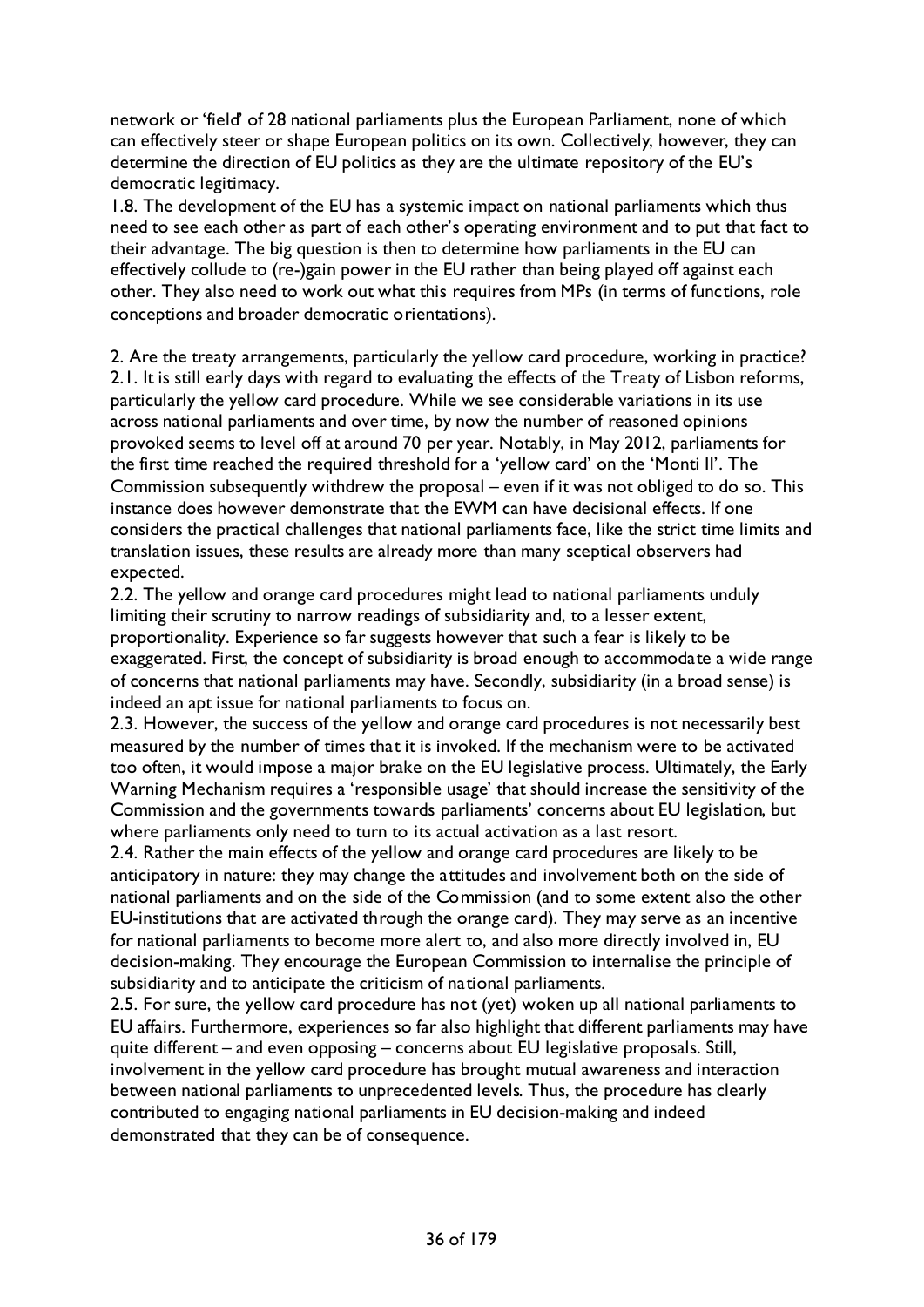network or 'field' of 28 national parliaments plus the European Parliament, none of which can effectively steer or shape European politics on its own. Collectively, however, they can determine the direction of EU politics as they are the ultimate repository of the EU's democratic legitimacy.

1.8. The development of the EU has a systemic impact on national parliaments which thus need to see each other as part of each other's operating environment and to put that fact to their advantage. The big question is then to determine how parliaments in the EU can effectively collude to (re-)gain power in the EU rather than being played off against each other. They also need to work out what this requires from MPs (in terms of functions, role conceptions and broader democratic orientations).

2. Are the treaty arrangements, particularly the yellow card procedure, working in practice?

2.1. It is still early days with regard to evaluating the effects of the Treaty of Lisbon reforms, particularly the yellow card procedure. While we see considerable variations in its use across national parliaments and over time, by now the number of reasoned opinions provoked seems to level off at around 70 per year. Notably, in May 2012, parliaments for the first time reached the required threshold for a 'yellow card' on the 'Monti II'. The Commission subsequently withdrew the proposal – even if it was not obliged to do so. This instance does however demonstrate that the EWM can have decisional effects. If one considers the practical challenges that national parliaments face, like the strict time limits and translation issues, these results are already more than many sceptical observers had expected.

2.2. The yellow and orange card procedures might lead to national parliaments unduly limiting their scrutiny to narrow readings of subsidiarity and, to a lesser extent, proportionality. Experience so far suggests however that such a fear is likely to be exaggerated. First, the concept of subsidiarity is broad enough to accommodate a wide range of concerns that national parliaments may have. Secondly, subsidiarity (in a broad sense) is indeed an apt issue for national parliaments to focus on.

2.3. However, the success of the yellow and orange card procedures is not necessarily best measured by the number of times that it is invoked. If the mechanism were to be activated too often, it would impose a major brake on the EU legislative process. Ultimately, the Early Warning Mechanism requires a 'responsible usage' that should increase the sensitivity of the Commission and the governments towards parliaments' concerns about EU legislation, but where parliaments only need to turn to its actual activation as a last resort.

2.4. Rather the main effects of the yellow and orange card procedures are likely to be anticipatory in nature: they may change the attitudes and involvement both on the side of national parliaments and on the side of the Commission (and to some extent also the other EU-institutions that are activated through the orange card). They may serve as an incentive for national parliaments to become more alert to, and also more directly involved in, EU decision-making. They encourage the European Commission to internalise the principle of subsidiarity and to anticipate the criticism of national parliaments.

2.5. For sure, the yellow card procedure has not (yet) woken up all national parliaments to EU affairs. Furthermore, experiences so far also highlight that different parliaments may have quite different – and even opposing – concerns about EU legislative proposals. Still, involvement in the yellow card procedure has brought mutual awareness and interaction between national parliaments to unprecedented levels. Thus, the procedure has clearly contributed to engaging national parliaments in EU decision-making and indeed demonstrated that they can be of consequence.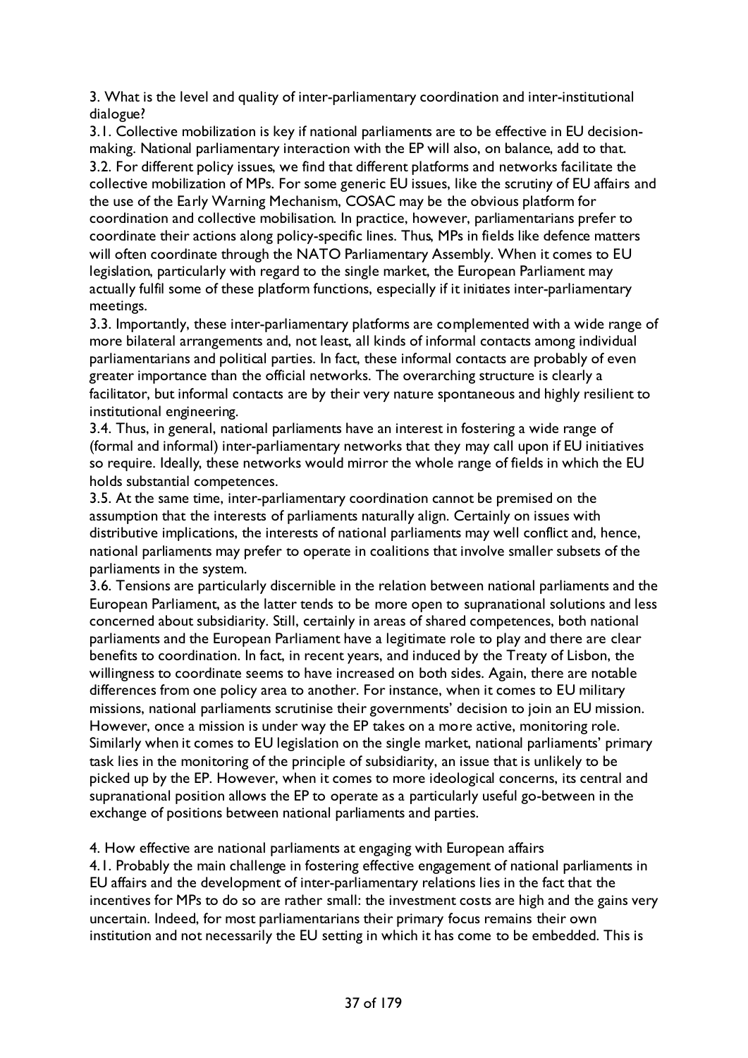3. What is the level and quality of inter-parliamentary coordination and inter-institutional dialogue?

3.1. Collective mobilization is key if national parliaments are to be effective in EU decision-making. National parliamentary interaction with the EP will also, on balance, add to that.

3.2. For different policy issues, we find that different platforms and networks facilitate the collective mobilization of MPs. For some generic EU issues, like the scrutiny of EU affairs and the use of the Early Warning Mechanism, COSAC may be the obvious platform for coordination and collective mobilisation. In practice, however, parliamentarians prefer to coordinate their actions along policy-specific lines. Thus, MPs in fields like defence matters will often coordinate through the NATO Parliamentary Assembly. When it comes to EU legislation, particularly with regard to the single market, the European Parliament may actually fulfil some of these platform functions, especially if it initiates inter-parliamentary meetings.

3.3. Importantly, these inter-parliamentary platforms are complemented with a wide range of more bilateral arrangements and, not least, all kinds of informal contacts among individual parliamentarians and political parties. In fact, these informal contacts are probably of even greater importance than the official networks. The overarching structure is clearly a facilitator, but informal contacts are by their very nature spontaneous and highly resilient to institutional engineering.

3.4. Thus, in general, national parliaments have an interest in fostering a wide range of (formal and informal) inter-parliamentary networks that they may call upon if EU initiatives so require. Ideally, these networks would mirror the whole range of fields in which the EU holds substantial competences.

3.5. At the same time, inter-parliamentary coordination cannot be premised on the assumption that the interests of parliaments naturally align. Certainly on issues with distributive implications, the interests of national parliaments may well conflict and, hence, national parliaments may prefer to operate in coalitions that involve smaller subsets of the parliaments in the system.

3.6. Tensions are particularly discernible in the relation between national parliaments and the European Parliament, as the latter tends to be more open to supranational solutions and less concerned about subsidiarity. Still, certainly in areas of shared competences, both national parliaments and the European Parliament have a legitimate role to play and there are clear benefits to coordination. In fact, in recent years, and induced by the Treaty of Lisbon, the willingness to coordinate seems to have increased on both sides. Again, there are notable differences from one policy area to another. For instance, when it comes to EU military missions, national parliaments scrutinise their governments' decision to join an EU mission. However, once a mission is under way the EP takes on a more active, monitoring role. Similarly when it comes to EU legislation on the single market, national parliaments' primary task lies in the monitoring of the principle of subsidiarity, an issue that is unlikely to be picked up by the EP. However, when it comes to more ideological concerns, its central and supranational position allows the EP to operate as a particularly useful go-between in the exchange of positions between national parliaments and parties.

4. How effective are national parliaments at engaging with European affairs

4.1. Probably the main challenge in fostering effective engagement of national parliaments in EU affairs and the development of inter-parliamentary relations lies in the fact that the incentives for MPs to do so are rather small: the investment costs are high and the gains very uncertain. Indeed, for most parliamentarians their primary focus remains their own institution and not necessarily the EU setting in which it has come to be embedded. This is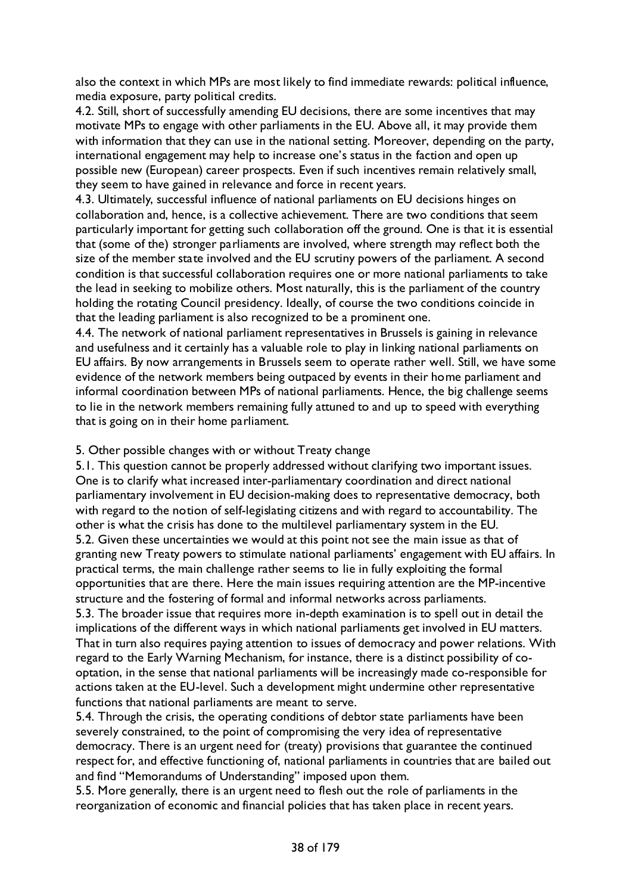also the context in which MPs are most likely to find immediate rewards: political influence, media exposure, party political credits.

4.2. Still, short of successfully amending EU decisions, there are some incentives that may motivate MPs to engage with other parliaments in the EU. Above all, it may provide them with information that they can use in the national setting. Moreover, depending on the party, international engagement may help to increase one's status in the faction and open up possible new (European) career prospects. Even if such incentives remain relatively small, they seem to have gained in relevance and force in recent years.

4.3. Ultimately, successful influence of national parliaments on EU decisions hinges on collaboration and, hence, is a collective achievement. There are two conditions that seem particularly important for getting such collaboration off the ground. One is that it is essential that (some of the) stronger parliaments are involved, where strength may reflect both the size of the member state involved and the EU scrutiny powers of the parliament. A second condition is that successful collaboration requires one or more national parliaments to take the lead in seeking to mobilize others. Most naturally, this is the parliament of the country holding the rotating Council presidency. Ideally, of course the two conditions coincide in that the leading parliament is also recognized to be a prominent one.

4.4. The network of national parliament representatives in Brussels is gaining in relevance and usefulness and it certainly has a valuable role to play in linking national parliaments on EU affairs. By now arrangements in Brussels seem to operate rather well. Still, we have some evidence of the network members being outpaced by events in their home parliament and informal coordination between MPs of national parliaments. Hence, the big challenge seems to lie in the network members remaining fully attuned to and up to speed with everything that is going on in their home parliament.

5. Other possible changes with or without Treaty change

5.1. This question cannot be properly addressed without clarifying two important issues. One is to clarify what increased inter-parliamentary coordination and direct national parliamentary involvement in EU decision-making does to representative democracy, both with regard to the notion of self-legislating citizens and with regard to accountability. The other is what the crisis has done to the multilevel parliamentary system in the EU.

5.2. Given these uncertainties we would at this point not see the main issue as that of granting new Treaty powers to stimulate national parliaments' engagement with EU affairs. In practical terms, the main challenge rather seems to lie in fully exploiting the formal opportunities that are there. Here the main issues requiring attention are the MP-incentive structure and the fostering of formal and informal networks across parliaments.

5.3. The broader issue that requires more in-depth examination is to spell out in detail the implications of the different ways in which national parliaments get involved in EU matters. That in turn also requires paying attention to issues of democracy and power relations. With regard to the Early Warning Mechanism, for instance, there is a distinct possibility of co-optation, in the sense that national parliaments will be increasingly made co-responsible for actions taken at the EU-level. Such a development might undermine other representative functions that national parliaments are meant to serve.

5.4. Through the crisis, the operating conditions of debtor state parliaments have been severely constrained, to the point of compromising the very idea of representative democracy. There is an urgent need for (treaty) provisions that guarantee the continued respect for, and effective functioning of, national parliaments in countries that are bailed out and find "Memorandums of Understanding" imposed upon them.

5.5. More generally, there is an urgent need to flesh out the role of parliaments in the reorganization of economic and financial policies that has taken place in recent years.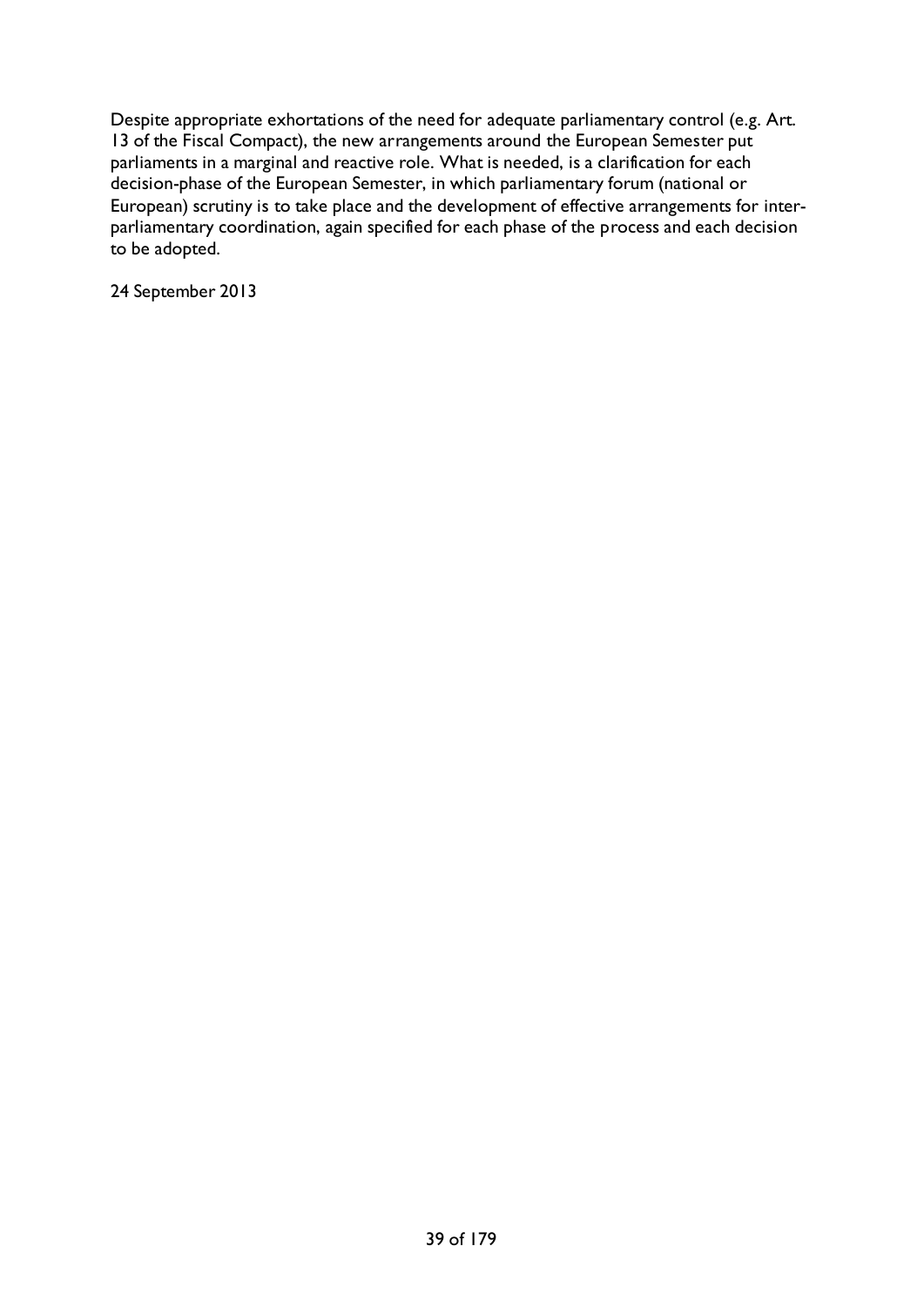Despite appropriate exhortations of the need for adequate parliamentary control (e.g. Art. 13 of the Fiscal Compact), the new arrangements around the European Semester put parliaments in a marginal and reactive role. What is needed, is a clarification for each decision-phase of the European Semester, in which parliamentary forum (national or European) scrutiny is to take place and the development of effective arrangements for inter-parliamentary coordination, again specified for each phase of the process and each decision to be adopted.

24 September 2013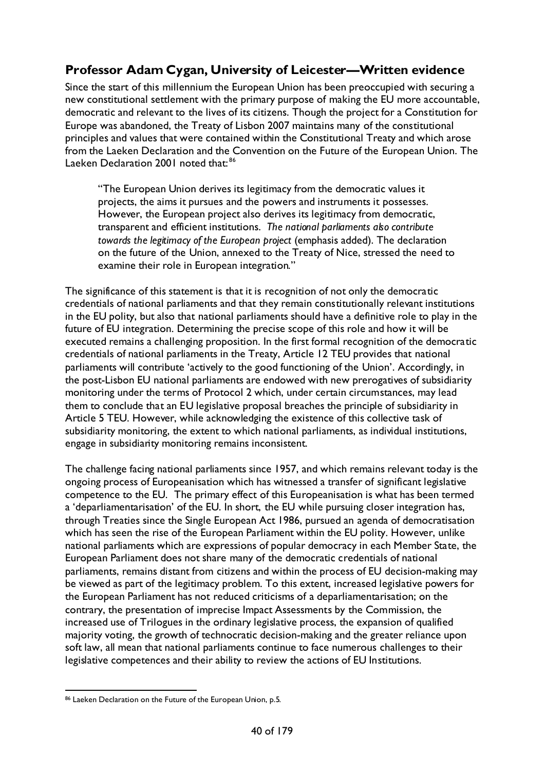## Professor Adam Cygan, University of Leicester—Written evidence

Since the start of this millennium the European Union has been preoccupied with securing a new constitutional settlement with the primary purpose of making the EU more accountable, democratic and relevant to the lives of its citizens. Though the project for a Constitution for Europe was abandoned, the Treaty of Lisbon 2007 maintains many of the constitutional principles and values that were contained within the Constitutional Treaty and which arose from the Laeken Declaration and the Convention on the Future of the European Union. The Laeken Declaration 2001 noted that:[86]

> "The European Union derives its legitimacy from the democratic values it projects, the aims it pursues and the powers and instruments it possesses. However, the European project also derives its legitimacy from democratic, transparent and efficient institutions. *The national parliaments also contribute towards the legitimacy of the European project* (emphasis added). The declaration on the future of the Union, annexed to the Treaty of Nice, stressed the need to examine their role in European integration."

The significance of this statement is that it is recognition of not only the democratic credentials of national parliaments and that they remain constitutionally relevant institutions in the EU polity, but also that national parliaments should have a definitive role to play in the future of EU integration. Determining the precise scope of this role and how it will be executed remains a challenging proposition. In the first formal recognition of the democratic credentials of national parliaments in the Treaty, Article 12 TEU provides that national parliaments will contribute 'actively to the good functioning of the Union'. Accordingly, in the post-Lisbon EU national parliaments are endowed with new prerogatives of subsidiarity monitoring under the terms of Protocol 2 which, under certain circumstances, may lead them to conclude that an EU legislative proposal breaches the principle of subsidiarity in Article 5 TEU. However, while acknowledging the existence of this collective task of subsidiarity monitoring, the extent to which national parliaments, as individual institutions, engage in subsidiarity monitoring remains inconsistent.

The challenge facing national parliaments since 1957, and which remains relevant today is the ongoing process of Europeanisation which has witnessed a transfer of significant legislative competence to the EU. The primary effect of this Europeanisation is what has been termed a 'deparliamentarisation' of the EU. In short, the EU while pursuing closer integration has, through Treaties since the Single European Act 1986, pursued an agenda of democratisation which has seen the rise of the European Parliament within the EU polity. However, unlike national parliaments which are expressions of popular democracy in each Member State, the European Parliament does not share many of the democratic credentials of national parliaments, remains distant from citizens and within the process of EU decision-making may be viewed as part of the legitimacy problem. To this extent, increased legislative powers for the European Parliament has not reduced criticisms of a deparliamentarisation; on the contrary, the presentation of imprecise Impact Assessments by the Commission, the increased use of Trilogues in the ordinary legislative process, the expansion of qualified majority voting, the growth of technocratic decision-making and the greater reliance upon soft law, all mean that national parliaments continue to face numerous challenges to their legislative competences and their ability to review the actions of EU Institutions.

[86] Laeken Declaration on the Future of the European Union, p.5.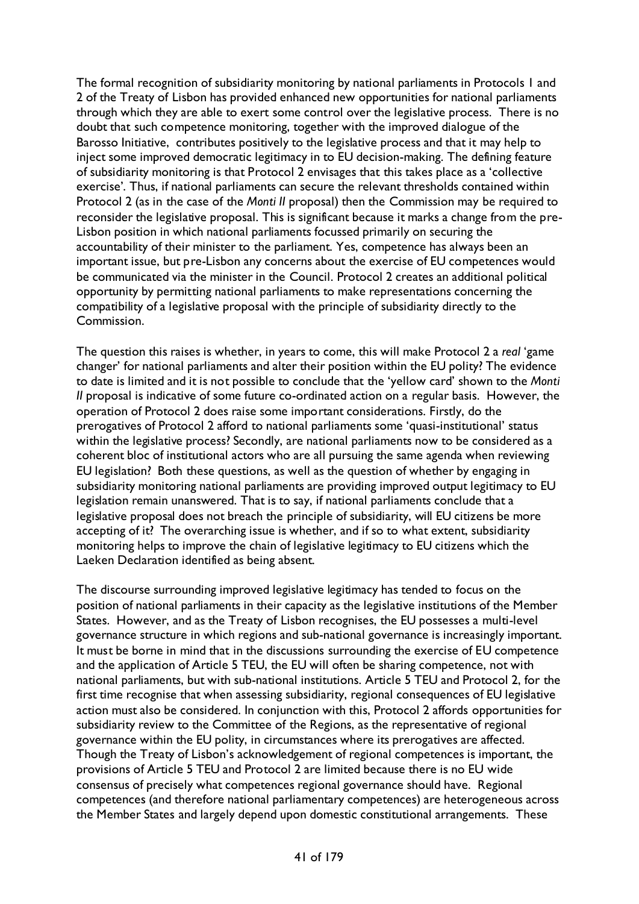The formal recognition of subsidiarity monitoring by national parliaments in Protocols 1 and 2 of the Treaty of Lisbon has provided enhanced new opportunities for national parliaments through which they are able to exert some control over the legislative process. There is no doubt that such competence monitoring, together with the improved dialogue of the Barosso Initiative, contributes positively to the legislative process and that it may help to inject some improved democratic legitimacy in to EU decision-making. The defining feature of subsidiarity monitoring is that Protocol 2 envisages that this takes place as a 'collective exercise'. Thus, if national parliaments can secure the relevant thresholds contained within Protocol 2 (as in the case of the *Monti II* proposal) then the Commission may be required to reconsider the legislative proposal. This is significant because it marks a change from the pre-Lisbon position in which national parliaments focussed primarily on securing the accountability of their minister to the parliament. Yes, competence has always been an important issue, but pre-Lisbon any concerns about the exercise of EU competences would be communicated via the minister in the Council. Protocol 2 creates an additional political opportunity by permitting national parliaments to make representations concerning the compatibility of a legislative proposal with the principle of subsidiarity directly to the Commission.

The question this raises is whether, in years to come, this will make Protocol 2 a *real* 'game changer' for national parliaments and alter their position within the EU polity? The evidence to date is limited and it is not possible to conclude that the 'yellow card' shown to the *Monti II* proposal is indicative of some future co-ordinated action on a regular basis. However, the operation of Protocol 2 does raise some important considerations. Firstly, do the prerogatives of Protocol 2 afford to national parliaments some 'quasi-institutional' status within the legislative process? Secondly, are national parliaments now to be considered as a coherent bloc of institutional actors who are all pursuing the same agenda when reviewing EU legislation? Both these questions, as well as the question of whether by engaging in subsidiarity monitoring national parliaments are providing improved output legitimacy to EU legislation remain unanswered. That is to say, if national parliaments conclude that a legislative proposal does not breach the principle of subsidiarity, will EU citizens be more accepting of it? The overarching issue is whether, and if so to what extent, subsidiarity monitoring helps to improve the chain of legislative legitimacy to EU citizens which the Laeken Declaration identified as being absent.

The discourse surrounding improved legislative legitimacy has tended to focus on the position of national parliaments in their capacity as the legislative institutions of the Member States. However, and as the Treaty of Lisbon recognises, the EU possesses a multi-level governance structure in which regions and sub-national governance is increasingly important. It must be borne in mind that in the discussions surrounding the exercise of EU competence and the application of Article 5 TEU, the EU will often be sharing competence, not with national parliaments, but with sub-national institutions. Article 5 TEU and Protocol 2, for the first time recognise that when assessing subsidiarity, regional consequences of EU legislative action must also be considered. In conjunction with this, Protocol 2 affords opportunities for subsidiarity review to the Committee of the Regions, as the representative of regional governance within the EU polity, in circumstances where its prerogatives are affected. Though the Treaty of Lisbon's acknowledgement of regional competences is important, the provisions of Article 5 TEU and Protocol 2 are limited because there is no EU wide consensus of precisely what competences regional governance should have. Regional competences (and therefore national parliamentary competences) are heterogeneous across the Member States and largely depend upon domestic constitutional arrangements. These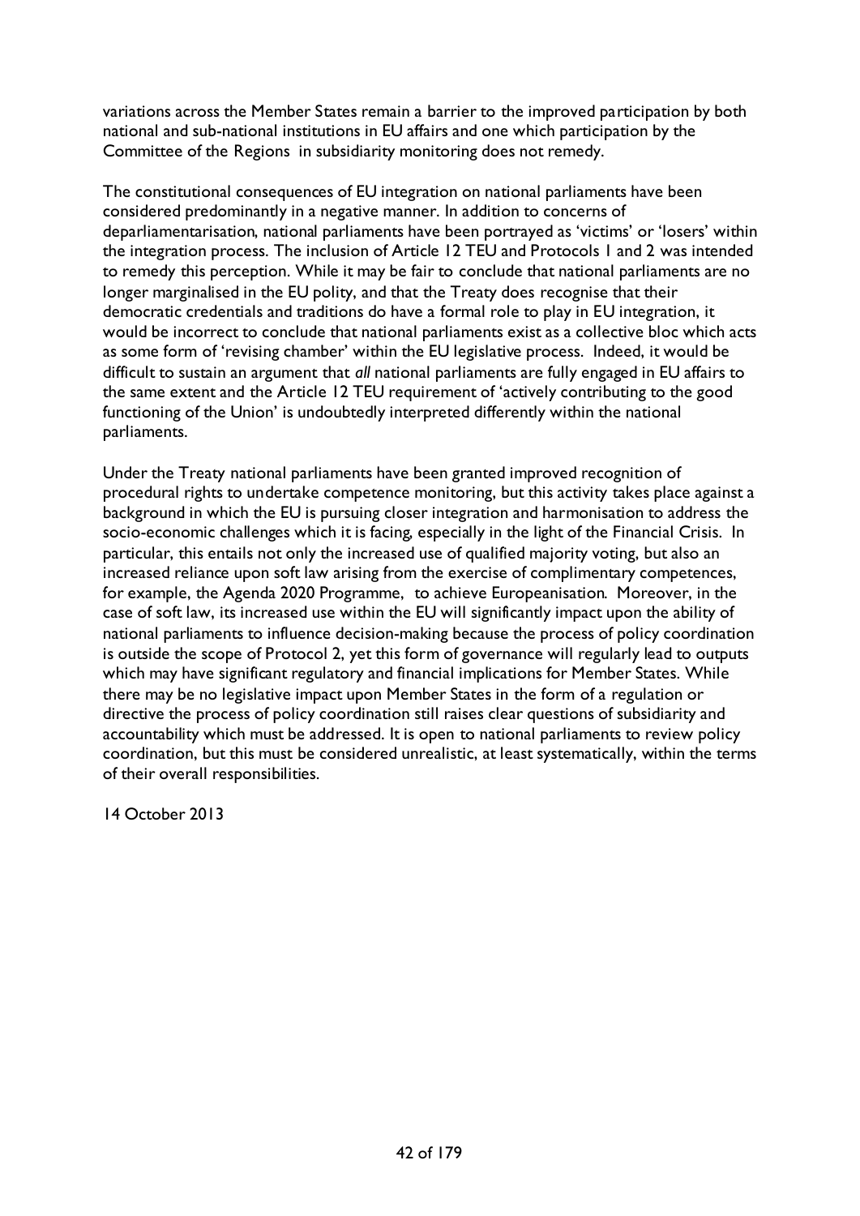variations across the Member States remain a barrier to the improved participation by both national and sub-national institutions in EU affairs and one which participation by the Committee of the Regions in subsidiarity monitoring does not remedy.

The constitutional consequences of EU integration on national parliaments have been considered predominantly in a negative manner. In addition to concerns of deparliamentarisation, national parliaments have been portrayed as 'victims' or 'losers' within the integration process. The inclusion of Article 12 TEU and Protocols 1 and 2 was intended to remedy this perception. While it may be fair to conclude that national parliaments are no longer marginalised in the EU polity, and that the Treaty does recognise that their democratic credentials and traditions do have a formal role to play in EU integration, it would be incorrect to conclude that national parliaments exist as a collective bloc which acts as some form of 'revising chamber' within the EU legislative process. Indeed, it would be difficult to sustain an argument that *all* national parliaments are fully engaged in EU affairs to the same extent and the Article 12 TEU requirement of 'actively contributing to the good functioning of the Union' is undoubtedly interpreted differently within the national parliaments.

Under the Treaty national parliaments have been granted improved recognition of procedural rights to undertake competence monitoring, but this activity takes place against a background in which the EU is pursuing closer integration and harmonisation to address the socio-economic challenges which it is facing, especially in the light of the Financial Crisis. In particular, this entails not only the increased use of qualified majority voting, but also an increased reliance upon soft law arising from the exercise of complimentary competences, for example, the Agenda 2020 Programme, to achieve Europeanisation. Moreover, in the case of soft law, its increased use within the EU will significantly impact upon the ability of national parliaments to influence decision-making because the process of policy coordination is outside the scope of Protocol 2, yet this form of governance will regularly lead to outputs which may have significant regulatory and financial implications for Member States. While there may be no legislative impact upon Member States in the form of a regulation or directive the process of policy coordination still raises clear questions of subsidiarity and accountability which must be addressed. It is open to national parliaments to review policy coordination, but this must be considered unrealistic, at least systematically, within the terms of their overall responsibilities.

14 October 2013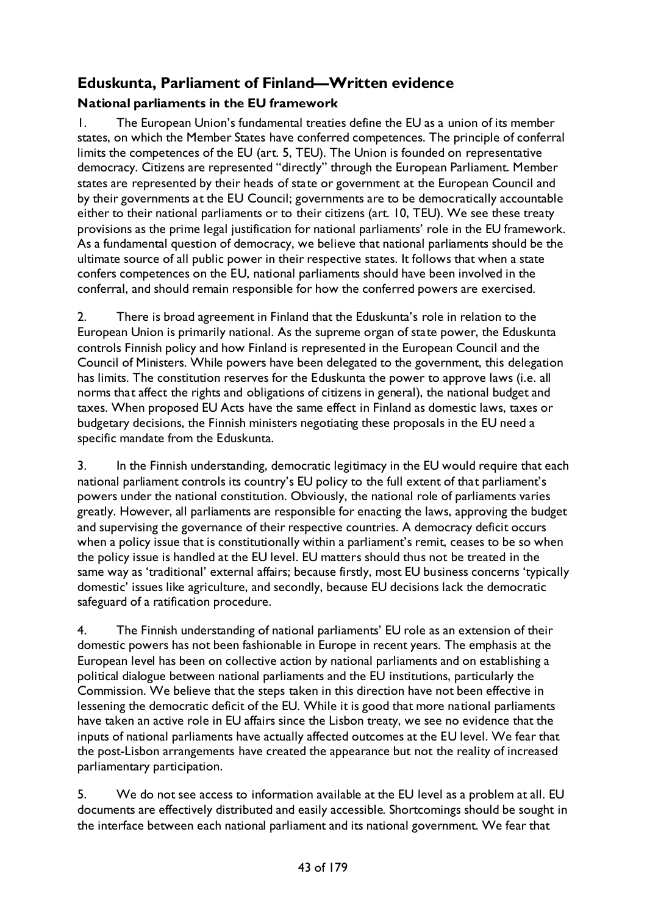## Eduskunta, Parliament of Finland—Written evidence

### National parliaments in the EU framework

1. The European Union's fundamental treaties define the EU as a union of its member states, on which the Member States have conferred competences. The principle of conferral limits the competences of the EU (art. 5, TEU). The Union is founded on representative democracy. Citizens are represented "directly" through the European Parliament. Member states are represented by their heads of state or government at the European Council and by their governments at the EU Council; governments are to be democratically accountable either to their national parliaments or to their citizens (art. 10, TEU). We see these treaty provisions as the prime legal justification for national parliaments' role in the EU framework. As a fundamental question of democracy, we believe that national parliaments should be the ultimate source of all public power in their respective states. It follows that when a state confers competences on the EU, national parliaments should have been involved in the conferral, and should remain responsible for how the conferred powers are exercised.

2. There is broad agreement in Finland that the Eduskunta's role in relation to the European Union is primarily national. As the supreme organ of state power, the Eduskunta controls Finnish policy and how Finland is represented in the European Council and the Council of Ministers. While powers have been delegated to the government, this delegation has limits. The constitution reserves for the Eduskunta the power to approve laws (i.e. all norms that affect the rights and obligations of citizens in general), the national budget and taxes. When proposed EU Acts have the same effect in Finland as domestic laws, taxes or budgetary decisions, the Finnish ministers negotiating these proposals in the EU need a specific mandate from the Eduskunta.

3. In the Finnish understanding, democratic legitimacy in the EU would require that each national parliament controls its country's EU policy to the full extent of that parliament's powers under the national constitution. Obviously, the national role of parliaments varies greatly. However, all parliaments are responsible for enacting the laws, approving the budget and supervising the governance of their respective countries. A democracy deficit occurs when a policy issue that is constitutionally within a parliament's remit, ceases to be so when the policy issue is handled at the EU level. EU matters should thus not be treated in the same way as 'traditional' external affairs; because firstly, most EU business concerns 'typically domestic' issues like agriculture, and secondly, because EU decisions lack the democratic safeguard of a ratification procedure.

4. The Finnish understanding of national parliaments' EU role as an extension of their domestic powers has not been fashionable in Europe in recent years. The emphasis at the European level has been on collective action by national parliaments and on establishing a political dialogue between national parliaments and the EU institutions, particularly the Commission. We believe that the steps taken in this direction have not been effective in lessening the democratic deficit of the EU. While it is good that more national parliaments have taken an active role in EU affairs since the Lisbon treaty, we see no evidence that the inputs of national parliaments have actually affected outcomes at the EU level. We fear that the post-Lisbon arrangements have created the appearance but not the reality of increased parliamentary participation.

5. We do not see access to information available at the EU level as a problem at all. EU documents are effectively distributed and easily accessible. Shortcomings should be sought in the interface between each national parliament and its national government. We fear that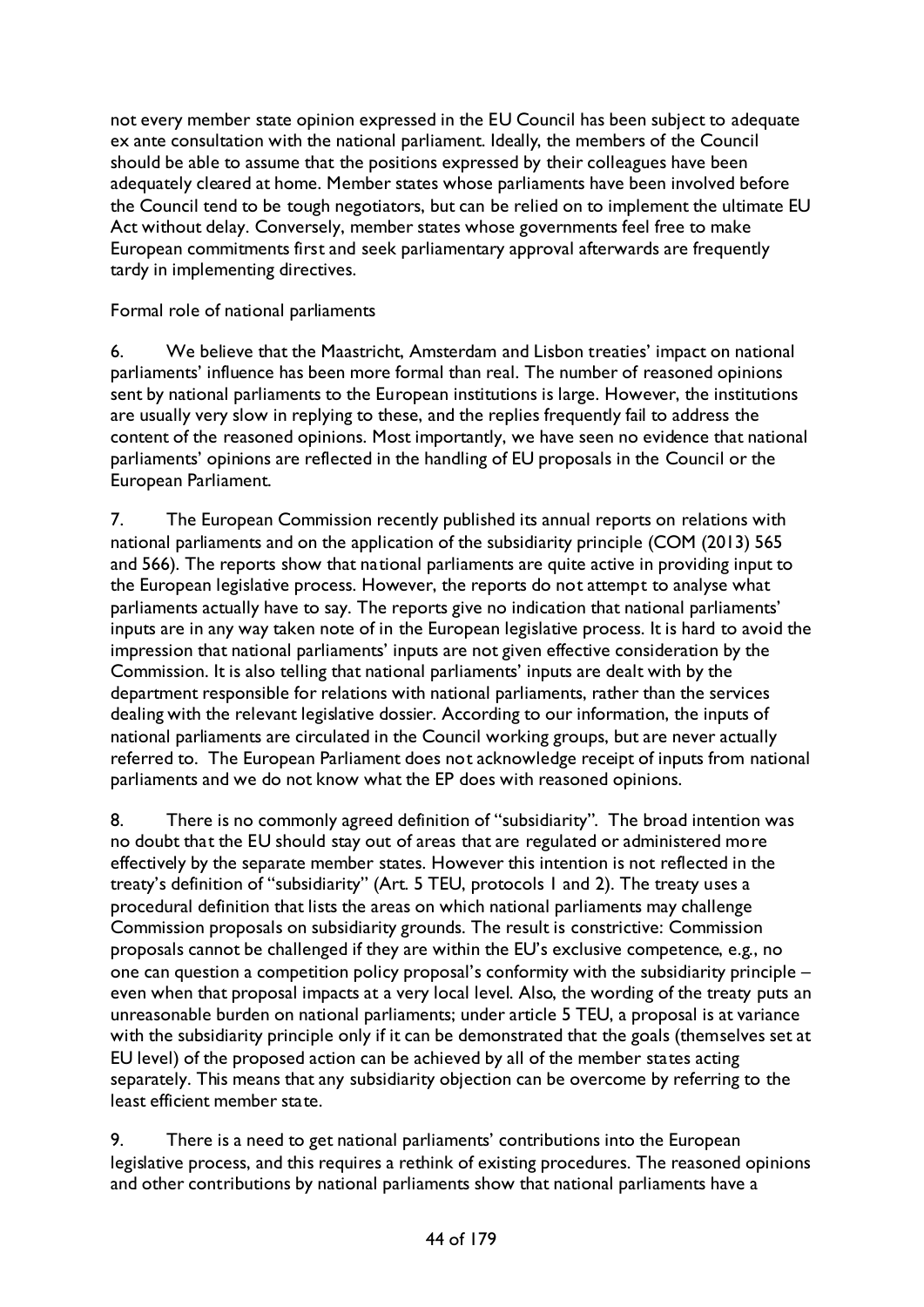not every member state opinion expressed in the EU Council has been subject to adequate ex ante consultation with the national parliament. Ideally, the members of the Council should be able to assume that the positions expressed by their colleagues have been adequately cleared at home. Member states whose parliaments have been involved before the Council tend to be tough negotiators, but can be relied on to implement the ultimate EU Act without delay. Conversely, member states whose governments feel free to make European commitments first and seek parliamentary approval afterwards are frequently tardy in implementing directives.

Formal role of national parliaments

6. We believe that the Maastricht, Amsterdam and Lisbon treaties' impact on national parliaments' influence has been more formal than real. The number of reasoned opinions sent by national parliaments to the European institutions is large. However, the institutions are usually very slow in replying to these, and the replies frequently fail to address the content of the reasoned opinions. Most importantly, we have seen no evidence that national parliaments' opinions are reflected in the handling of EU proposals in the Council or the European Parliament.

7. The European Commission recently published its annual reports on relations with national parliaments and on the application of the subsidiarity principle (COM (2013) 565 and 566). The reports show that national parliaments are quite active in providing input to the European legislative process. However, the reports do not attempt to analyse what parliaments actually have to say. The reports give no indication that national parliaments' inputs are in any way taken note of in the European legislative process. It is hard to avoid the impression that national parliaments' inputs are not given effective consideration by the Commission. It is also telling that national parliaments' inputs are dealt with by the department responsible for relations with national parliaments, rather than the services dealing with the relevant legislative dossier. According to our information, the inputs of national parliaments are circulated in the Council working groups, but are never actually referred to. The European Parliament does not acknowledge receipt of inputs from national parliaments and we do not know what the EP does with reasoned opinions.

8. There is no commonly agreed definition of "subsidiarity". The broad intention was no doubt that the EU should stay out of areas that are regulated or administered more effectively by the separate member states. However this intention is not reflected in the treaty's definition of "subsidiarity" (Art. 5 TEU, protocols 1 and 2). The treaty uses a procedural definition that lists the areas on which national parliaments may challenge Commission proposals on subsidiarity grounds. The result is constrictive: Commission proposals cannot be challenged if they are within the EU's exclusive competence, e.g., no one can question a competition policy proposal's conformity with the subsidiarity principle – even when that proposal impacts at a very local level. Also, the wording of the treaty puts an unreasonable burden on national parliaments; under article 5 TEU, a proposal is at variance with the subsidiarity principle only if it can be demonstrated that the goals (themselves set at EU level) of the proposed action can be achieved by all of the member states acting separately. This means that any subsidiarity objection can be overcome by referring to the least efficient member state.

9. There is a need to get national parliaments' contributions into the European legislative process, and this requires a rethink of existing procedures. The reasoned opinions and other contributions by national parliaments show that national parliaments have a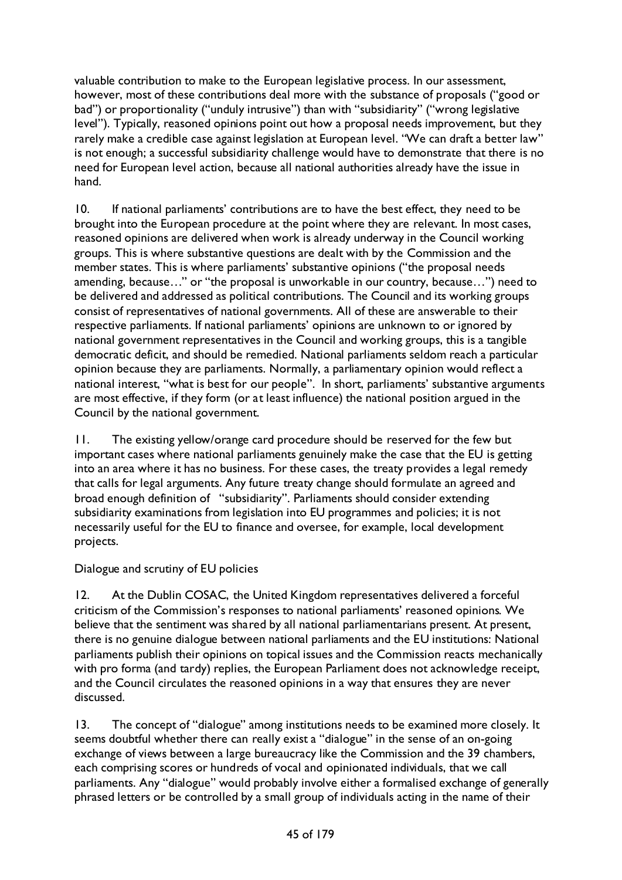valuable contribution to make to the European legislative process. In our assessment, however, most of these contributions deal more with the substance of proposals ("good or bad") or proportionality ("unduly intrusive") than with "subsidiarity" ("wrong legislative level"). Typically, reasoned opinions point out how a proposal needs improvement, but they rarely make a credible case against legislation at European level. "We can draft a better law" is not enough; a successful subsidiarity challenge would have to demonstrate that there is no need for European level action, because all national authorities already have the issue in hand.

10. If national parliaments' contributions are to have the best effect, they need to be brought into the European procedure at the point where they are relevant. In most cases, reasoned opinions are delivered when work is already underway in the Council working groups. This is where substantive questions are dealt with by the Commission and the member states. This is where parliaments' substantive opinions ("the proposal needs amending, because…" or "the proposal is unworkable in our country, because…") need to be delivered and addressed as political contributions. The Council and its working groups consist of representatives of national governments. All of these are answerable to their respective parliaments. If national parliaments' opinions are unknown to or ignored by national government representatives in the Council and working groups, this is a tangible democratic deficit, and should be remedied. National parliaments seldom reach a particular opinion because they are parliaments. Normally, a parliamentary opinion would reflect a national interest, "what is best for our people". In short, parliaments' substantive arguments are most effective, if they form (or at least influence) the national position argued in the Council by the national government.

11. The existing yellow/orange card procedure should be reserved for the few but important cases where national parliaments genuinely make the case that the EU is getting into an area where it has no business. For these cases, the treaty provides a legal remedy that calls for legal arguments. Any future treaty change should formulate an agreed and broad enough definition of "subsidiarity". Parliaments should consider extending subsidiarity examinations from legislation into EU programmes and policies; it is not necessarily useful for the EU to finance and oversee, for example, local development projects.

Dialogue and scrutiny of EU policies

12. At the Dublin COSAC, the United Kingdom representatives delivered a forceful criticism of the Commission's responses to national parliaments' reasoned opinions. We believe that the sentiment was shared by all national parliamentarians present. At present, there is no genuine dialogue between national parliaments and the EU institutions: National parliaments publish their opinions on topical issues and the Commission reacts mechanically with pro forma (and tardy) replies, the European Parliament does not acknowledge receipt, and the Council circulates the reasoned opinions in a way that ensures they are never discussed.

13. The concept of "dialogue" among institutions needs to be examined more closely. It seems doubtful whether there can really exist a "dialogue" in the sense of an on-going exchange of views between a large bureaucracy like the Commission and the 39 chambers, each comprising scores or hundreds of vocal and opinionated individuals, that we call parliaments. Any "dialogue" would probably involve either a formalised exchange of generally phrased letters or be controlled by a small group of individuals acting in the name of their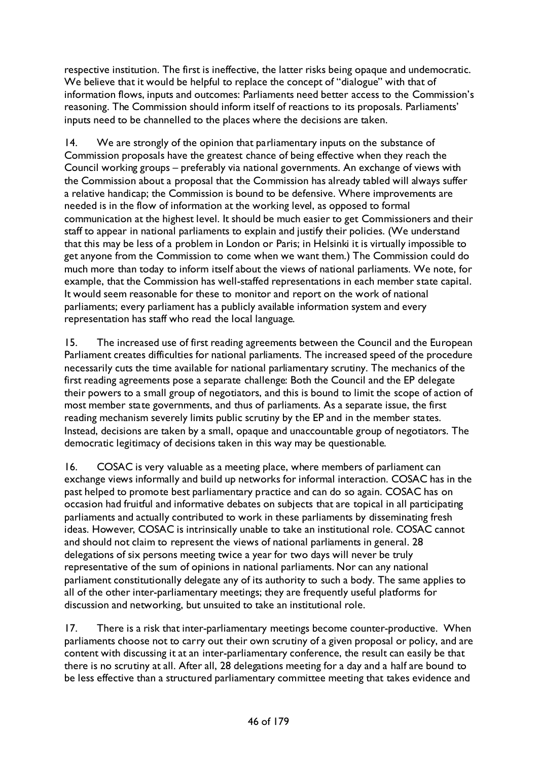respective institution. The first is ineffective, the latter risks being opaque and undemocratic. We believe that it would be helpful to replace the concept of "dialogue" with that of information flows, inputs and outcomes: Parliaments need better access to the Commission's reasoning. The Commission should inform itself of reactions to its proposals. Parliaments' inputs need to be channelled to the places where the decisions are taken.

14. We are strongly of the opinion that parliamentary inputs on the substance of Commission proposals have the greatest chance of being effective when they reach the Council working groups – preferably via national governments. An exchange of views with the Commission about a proposal that the Commission has already tabled will always suffer a relative handicap; the Commission is bound to be defensive. Where improvements are needed is in the flow of information at the working level, as opposed to formal communication at the highest level. It should be much easier to get Commissioners and their staff to appear in national parliaments to explain and justify their policies. (We understand that this may be less of a problem in London or Paris; in Helsinki it is virtually impossible to get anyone from the Commission to come when we want them.) The Commission could do much more than today to inform itself about the views of national parliaments. We note, for example, that the Commission has well-staffed representations in each member state capital. It would seem reasonable for these to monitor and report on the work of national parliaments; every parliament has a publicly available information system and every representation has staff who read the local language.

15. The increased use of first reading agreements between the Council and the European Parliament creates difficulties for national parliaments. The increased speed of the procedure necessarily cuts the time available for national parliamentary scrutiny. The mechanics of the first reading agreements pose a separate challenge: Both the Council and the EP delegate their powers to a small group of negotiators, and this is bound to limit the scope of action of most member state governments, and thus of parliaments. As a separate issue, the first reading mechanism severely limits public scrutiny by the EP and in the member states. Instead, decisions are taken by a small, opaque and unaccountable group of negotiators. The democratic legitimacy of decisions taken in this way may be questionable.

16. COSAC is very valuable as a meeting place, where members of parliament can exchange views informally and build up networks for informal interaction. COSAC has in the past helped to promote best parliamentary practice and can do so again. COSAC has on occasion had fruitful and informative debates on subjects that are topical in all participating parliaments and actually contributed to work in these parliaments by disseminating fresh ideas. However, COSAC is intrinsically unable to take an institutional role. COSAC cannot and should not claim to represent the views of national parliaments in general. 28 delegations of six persons meeting twice a year for two days will never be truly representative of the sum of opinions in national parliaments. Nor can any national parliament constitutionally delegate any of its authority to such a body. The same applies to all of the other inter-parliamentary meetings; they are frequently useful platforms for discussion and networking, but unsuited to take an institutional role.

17. There is a risk that inter-parliamentary meetings become counter-productive. When parliaments choose not to carry out their own scrutiny of a given proposal or policy, and are content with discussing it at an inter-parliamentary conference, the result can easily be that there is no scrutiny at all. After all, 28 delegations meeting for a day and a half are bound to be less effective than a structured parliamentary committee meeting that takes evidence and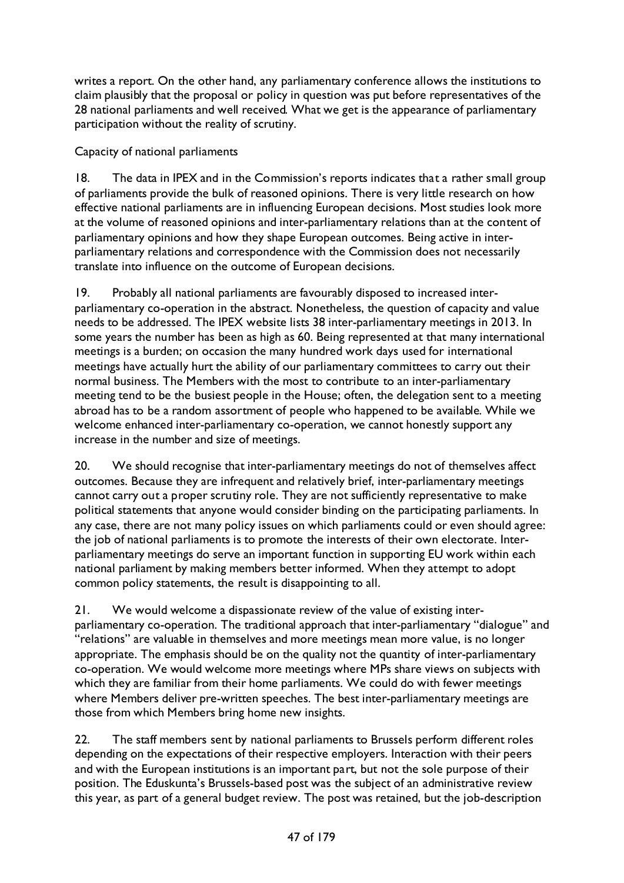writes a report. On the other hand, any parliamentary conference allows the institutions to claim plausibly that the proposal or policy in question was put before representatives of the 28 national parliaments and well received. What we get is the appearance of parliamentary participation without the reality of scrutiny.

Capacity of national parliaments

18. The data in IPEX and in the Commission's reports indicates that a rather small group of parliaments provide the bulk of reasoned opinions. There is very little research on how effective national parliaments are in influencing European decisions. Most studies look more at the volume of reasoned opinions and inter-parliamentary relations than at the content of parliamentary opinions and how they shape European outcomes. Being active in inter-parliamentary relations and correspondence with the Commission does not necessarily translate into influence on the outcome of European decisions.

19. Probably all national parliaments are favourably disposed to increased inter-parliamentary co-operation in the abstract. Nonetheless, the question of capacity and value needs to be addressed. The IPEX website lists 38 inter-parliamentary meetings in 2013. In some years the number has been as high as 60. Being represented at that many international meetings is a burden; on occasion the many hundred work days used for international meetings have actually hurt the ability of our parliamentary committees to carry out their normal business. The Members with the most to contribute to an inter-parliamentary meeting tend to be the busiest people in the House; often, the delegation sent to a meeting abroad has to be a random assortment of people who happened to be available. While we welcome enhanced inter-parliamentary co-operation, we cannot honestly support any increase in the number and size of meetings.

20. We should recognise that inter-parliamentary meetings do not of themselves affect outcomes. Because they are infrequent and relatively brief, inter-parliamentary meetings cannot carry out a proper scrutiny role. They are not sufficiently representative to make political statements that anyone would consider binding on the participating parliaments. In any case, there are not many policy issues on which parliaments could or even should agree: the job of national parliaments is to promote the interests of their own electorate. Inter-parliamentary meetings do serve an important function in supporting EU work within each national parliament by making members better informed. When they attempt to adopt common policy statements, the result is disappointing to all.

21. We would welcome a dispassionate review of the value of existing inter-parliamentary co-operation. The traditional approach that inter-parliamentary "dialogue" and "relations" are valuable in themselves and more meetings mean more value, is no longer appropriate. The emphasis should be on the quality not the quantity of inter-parliamentary co-operation. We would welcome more meetings where MPs share views on subjects with which they are familiar from their home parliaments. We could do with fewer meetings where Members deliver pre-written speeches. The best inter-parliamentary meetings are those from which Members bring home new insights.

22. The staff members sent by national parliaments to Brussels perform different roles depending on the expectations of their respective employers. Interaction with their peers and with the European institutions is an important part, but not the sole purpose of their position. The Eduskunta's Brussels-based post was the subject of an administrative review this year, as part of a general budget review. The post was retained, but the job-description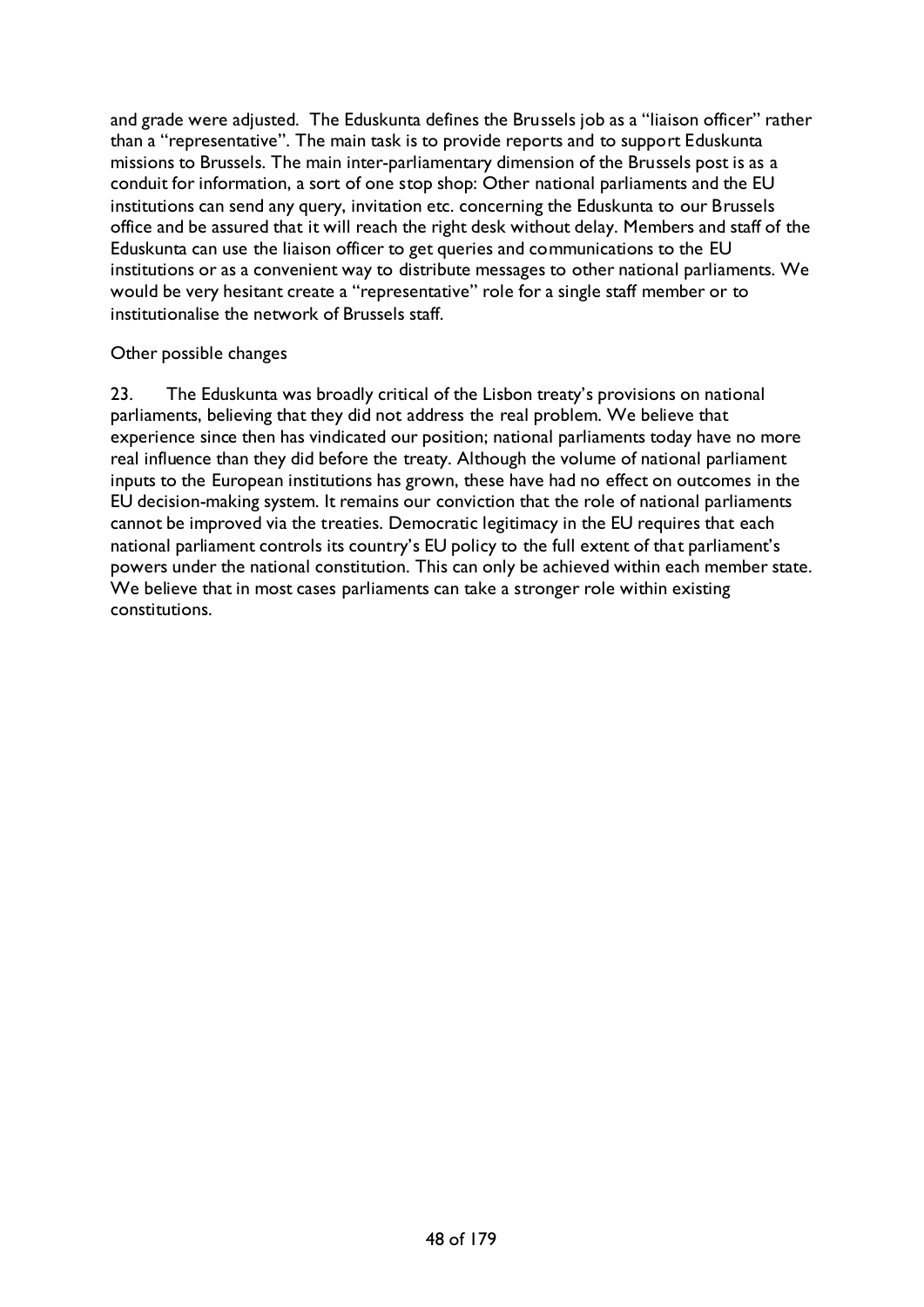and grade were adjusted. The Eduskunta defines the Brussels job as a "liaison officer" rather than a "representative". The main task is to provide reports and to support Eduskunta missions to Brussels. The main inter-parliamentary dimension of the Brussels post is as a conduit for information, a sort of one stop shop: Other national parliaments and the EU institutions can send any query, invitation etc. concerning the Eduskunta to our Brussels office and be assured that it will reach the right desk without delay. Members and staff of the Eduskunta can use the liaison officer to get queries and communications to the EU institutions or as a convenient way to distribute messages to other national parliaments. We would be very hesitant create a "representative" role for a single staff member or to institutionalise the network of Brussels staff.

Other possible changes

23. The Eduskunta was broadly critical of the Lisbon treaty's provisions on national parliaments, believing that they did not address the real problem. We believe that experience since then has vindicated our position; national parliaments today have no more real influence than they did before the treaty. Although the volume of national parliament inputs to the European institutions has grown, these have had no effect on outcomes in the EU decision-making system. It remains our conviction that the role of national parliaments cannot be improved via the treaties. Democratic legitimacy in the EU requires that each national parliament controls its country's EU policy to the full extent of that parliament's powers under the national constitution. This can only be achieved within each member state. We believe that in most cases parliaments can take a stronger role within existing constitutions.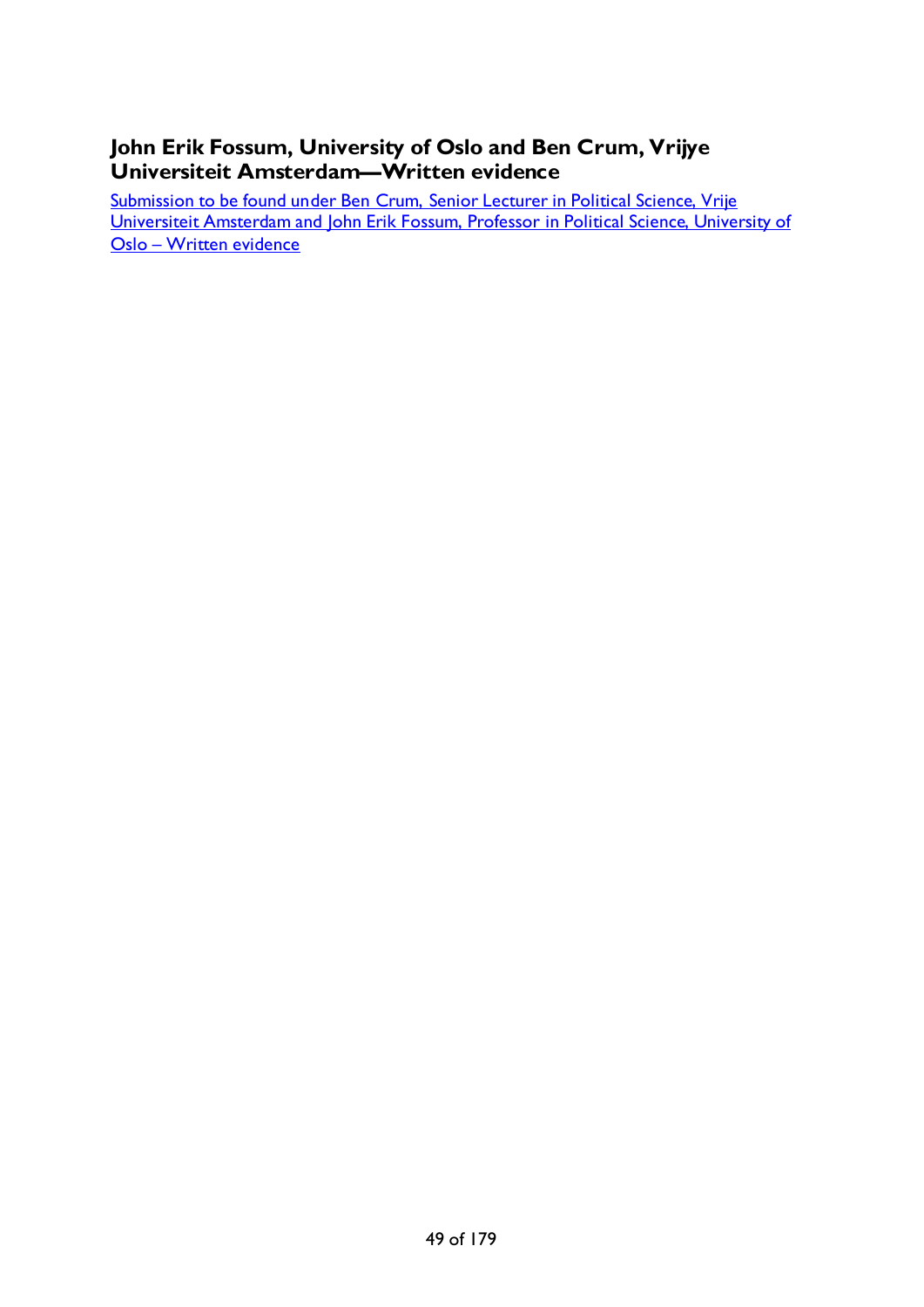# John Erik Fossum, University of Oslo and Ben Crum, Vrijye Universiteit Amsterdam—Written evidence

Submission to be found under Ben Crum, Senior Lecturer in Political Science, Vrije Universiteit Amsterdam and John Erik Fossum, Professor in Political Science, University of Oslo – Written evidence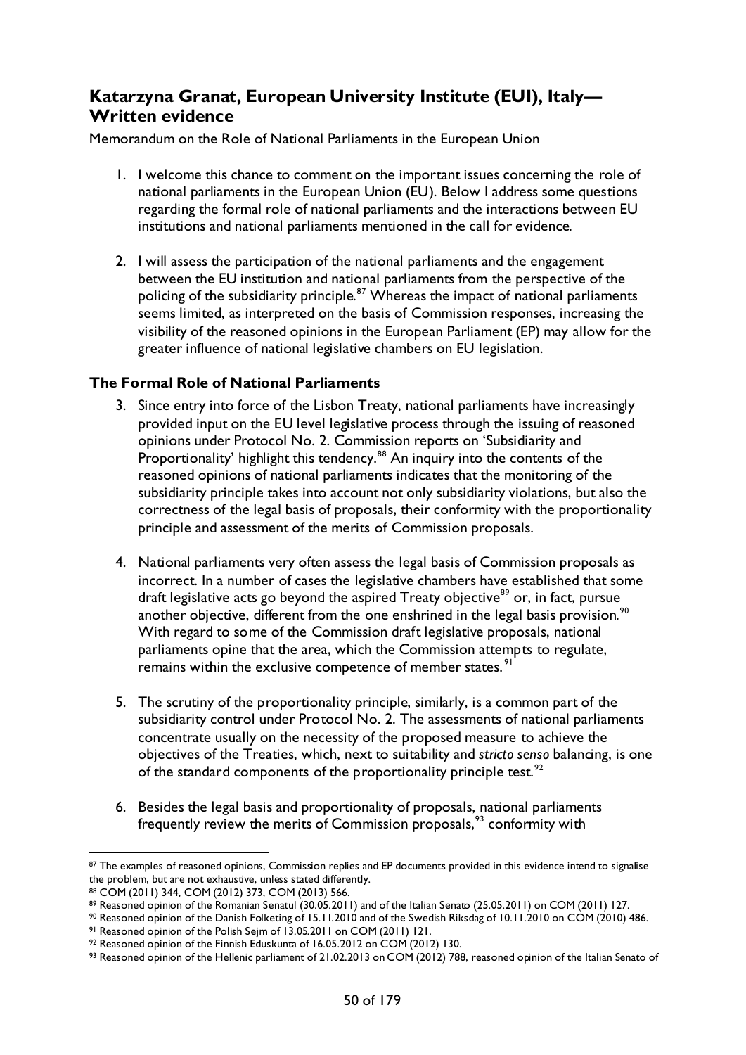## Katarzyna Granat, European University Institute (EUI), Italy—Written evidence

Memorandum on the Role of National Parliaments in the European Union

1. I welcome this chance to comment on the important issues concerning the role of national parliaments in the European Union (EU). Below I address some questions regarding the formal role of national parliaments and the interactions between EU institutions and national parliaments mentioned in the call for evidence.

2. I will assess the participation of the national parliaments and the engagement between the EU institution and national parliaments from the perspective of the policing of the subsidiarity principle.[87] Whereas the impact of national parliaments seems limited, as interpreted on the basis of Commission responses, increasing the visibility of the reasoned opinions in the European Parliament (EP) may allow for the greater influence of national legislative chambers on EU legislation.

### The Formal Role of National Parliaments

3. Since entry into force of the Lisbon Treaty, national parliaments have increasingly provided input on the EU level legislative process through the issuing of reasoned opinions under Protocol No. 2. Commission reports on 'Subsidiarity and Proportionality' highlight this tendency.[88] An inquiry into the contents of the reasoned opinions of national parliaments indicates that the monitoring of the subsidiarity principle takes into account not only subsidiarity violations, but also the correctness of the legal basis of proposals, their conformity with the proportionality principle and assessment of the merits of Commission proposals.

4. National parliaments very often assess the legal basis of Commission proposals as incorrect. In a number of cases the legislative chambers have established that some draft legislative acts go beyond the aspired Treaty objective[89] or, in fact, pursue another objective, different from the one enshrined in the legal basis provision.[90] With regard to some of the Commission draft legislative proposals, national parliaments opine that the area, which the Commission attempts to regulate, remains within the exclusive competence of member states.[91]

5. The scrutiny of the proportionality principle, similarly, is a common part of the subsidiarity control under Protocol No. 2. The assessments of national parliaments concentrate usually on the necessity of the proposed measure to achieve the objectives of the Treaties, which, next to suitability and *stricto senso* balancing, is one of the standard components of the proportionality principle test.[92]

6. Besides the legal basis and proportionality of proposals, national parliaments frequently review the merits of Commission proposals,[93] conformity with

---

[87] The examples of reasoned opinions, Commission replies and EP documents provided in this evidence intend to signalise the problem, but are not exhaustive, unless stated differently.

[88] COM (2011) 344, COM (2012) 373, COM (2013) 566.

[89] Reasoned opinion of the Romanian Senatul (30.05.2011) and of the Italian Senato (25.05.2011) on COM (2011) 127.

[90] Reasoned opinion of the Danish Folketing of 15.11.2010 and of the Swedish Riksdag of 10.11.2010 on COM (2010) 486.

[91] Reasoned opinion of the Polish Sejm of 13.05.2011 on COM (2011) 121.

[92] Reasoned opinion of the Finnish Eduskunta of 16.05.2012 on COM (2012) 130.

[93] Reasoned opinion of the Hellenic parliament of 21.02.2013 on COM (2012) 788, reasoned opinion of the Italian Senato of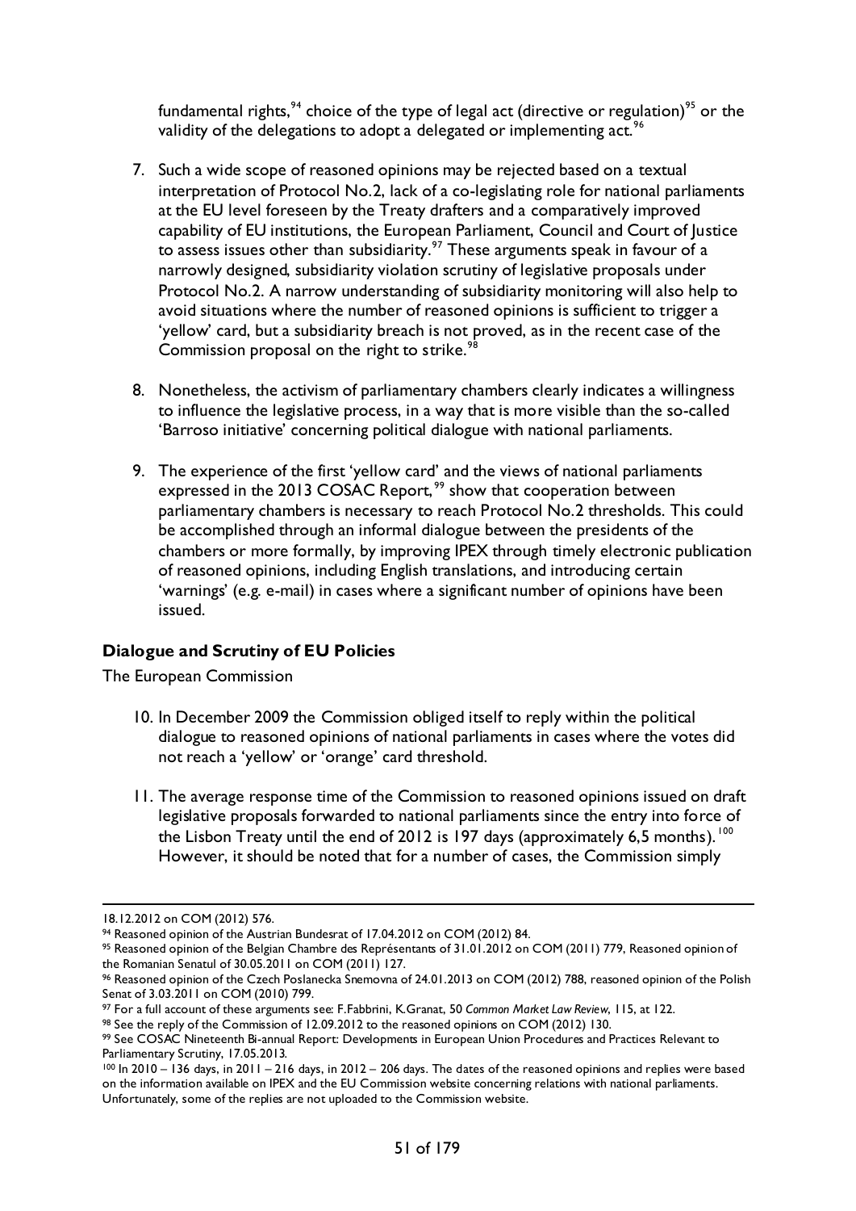fundamental rights,[94] choice of the type of legal act (directive or regulation)[95] or the validity of the delegations to adopt a delegated or implementing act.[96]

7. Such a wide scope of reasoned opinions may be rejected based on a textual interpretation of Protocol No.2, lack of a co-legislating role for national parliaments at the EU level foreseen by the Treaty drafters and a comparatively improved capability of EU institutions, the European Parliament, Council and Court of Justice to assess issues other than subsidiarity.[97] These arguments speak in favour of a narrowly designed, subsidiarity violation scrutiny of legislative proposals under Protocol No.2. A narrow understanding of subsidiarity monitoring will also help to avoid situations where the number of reasoned opinions is sufficient to trigger a 'yellow' card, but a subsidiarity breach is not proved, as in the recent case of the Commission proposal on the right to strike.[98]

8. Nonetheless, the activism of parliamentary chambers clearly indicates a willingness to influence the legislative process, in a way that is more visible than the so-called 'Barroso initiative' concerning political dialogue with national parliaments.

9. The experience of the first 'yellow card' and the views of national parliaments expressed in the 2013 COSAC Report,[99] show that cooperation between parliamentary chambers is necessary to reach Protocol No.2 thresholds. This could be accomplished through an informal dialogue between the presidents of the chambers or more formally, by improving IPEX through timely electronic publication of reasoned opinions, including English translations, and introducing certain 'warnings' (e.g. e-mail) in cases where a significant number of opinions have been issued.

**Dialogue and Scrutiny of EU Policies**

The European Commission

10. In December 2009 the Commission obliged itself to reply within the political dialogue to reasoned opinions of national parliaments in cases where the votes did not reach a 'yellow' or 'orange' card threshold.

11. The average response time of the Commission to reasoned opinions issued on draft legislative proposals forwarded to national parliaments since the entry into force of the Lisbon Treaty until the end of 2012 is 197 days (approximately 6,5 months).[100] However, it should be noted that for a number of cases, the Commission simply

---

18.12.2012 on COM (2012) 576.

[94] Reasoned opinion of the Austrian Bundesrat of 17.04.2012 on COM (2012) 84.

[95] Reasoned opinion of the Belgian Chambre des Représentants of 31.01.2012 on COM (2011) 779, Reasoned opinion of the Romanian Senatul of 30.05.2011 on COM (2011) 127.

[96] Reasoned opinion of the Czech Poslanecka Snemovna of 24.01.2013 on COM (2012) 788, reasoned opinion of the Polish Senat of 3.03.2011 on COM (2010) 799.

[97] For a full account of these arguments see: F.Fabbrini, K.Granat, 50 *Common Market Law Review*, 115, at 122.

[98] See the reply of the Commission of 12.09.2012 to the reasoned opinions on COM (2012) 130.

[99] See COSAC Nineteenth Bi-annual Report: Developments in European Union Procedures and Practices Relevant to Parliamentary Scrutiny, 17.05.2013.

[100] In 2010 – 136 days, in 2011 – 216 days, in 2012 – 206 days. The dates of the reasoned opinions and replies were based on the information available on IPEX and the EU Commission website concerning relations with national parliaments. Unfortunately, some of the replies are not uploaded to the Commission website.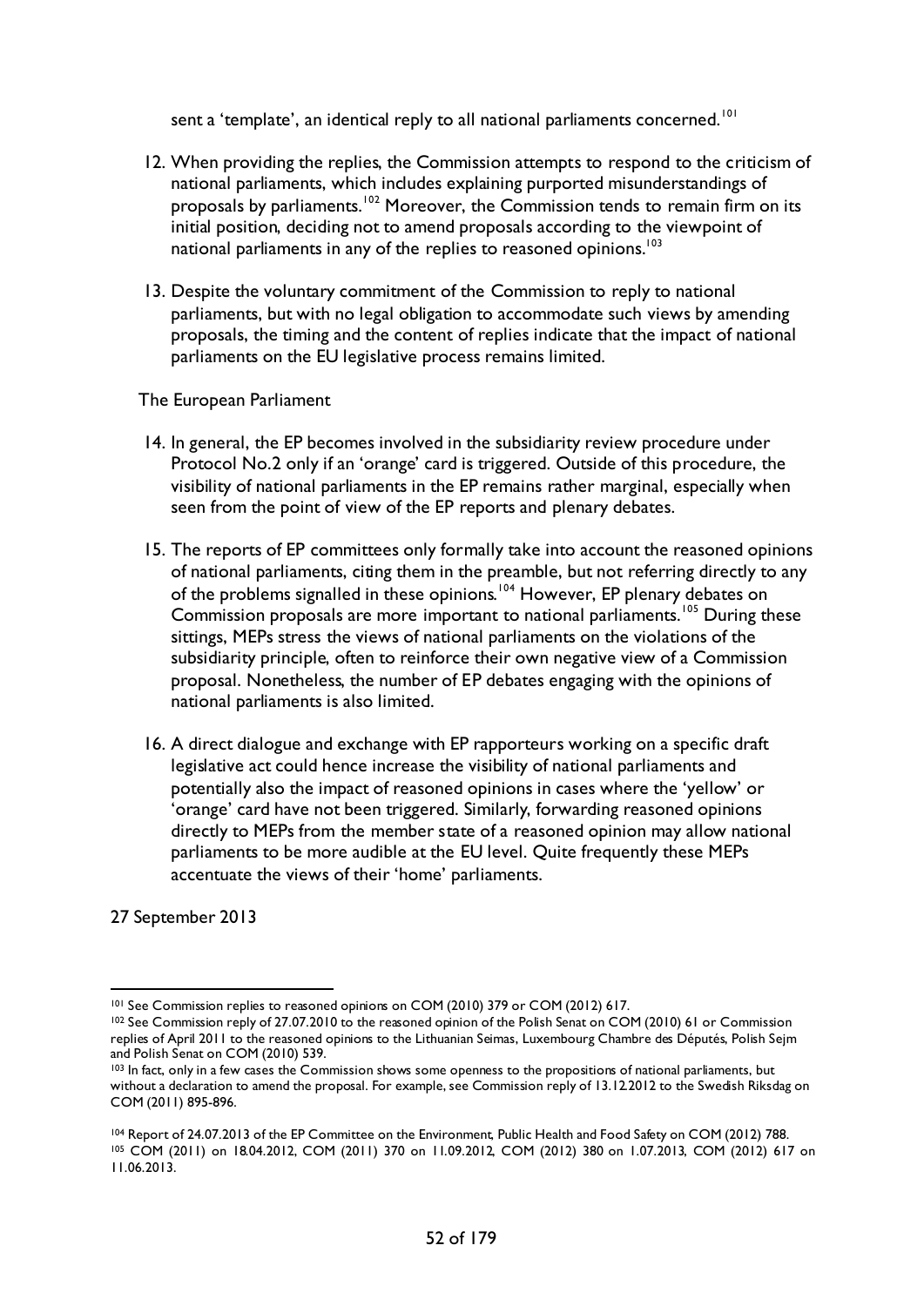sent a 'template', an identical reply to all national parliaments concerned.[101]

12. When providing the replies, the Commission attempts to respond to the criticism of national parliaments, which includes explaining purported misunderstandings of proposals by parliaments.[102] Moreover, the Commission tends to remain firm on its initial position, deciding not to amend proposals according to the viewpoint of national parliaments in any of the replies to reasoned opinions.[103]

13. Despite the voluntary commitment of the Commission to reply to national parliaments, but with no legal obligation to accommodate such views by amending proposals, the timing and the content of replies indicate that the impact of national parliaments on the EU legislative process remains limited.

The European Parliament

14. In general, the EP becomes involved in the subsidiarity review procedure under Protocol No.2 only if an 'orange' card is triggered. Outside of this procedure, the visibility of national parliaments in the EP remains rather marginal, especially when seen from the point of view of the EP reports and plenary debates.

15. The reports of EP committees only formally take into account the reasoned opinions of national parliaments, citing them in the preamble, but not referring directly to any of the problems signalled in these opinions.[104] However, EP plenary debates on Commission proposals are more important to national parliaments.[105] During these sittings, MEPs stress the views of national parliaments on the violations of the subsidiarity principle, often to reinforce their own negative view of a Commission proposal. Nonetheless, the number of EP debates engaging with the opinions of national parliaments is also limited.

16. A direct dialogue and exchange with EP rapporteurs working on a specific draft legislative act could hence increase the visibility of national parliaments and potentially also the impact of reasoned opinions in cases where the 'yellow' or 'orange' card have not been triggered. Similarly, forwarding reasoned opinions directly to MEPs from the member state of a reasoned opinion may allow national parliaments to be more audible at the EU level. Quite frequently these MEPs accentuate the views of their 'home' parliaments.

27 September 2013

---

[101] See Commission replies to reasoned opinions on COM (2010) 379 or COM (2012) 617.

[102] See Commission reply of 27.07.2010 to the reasoned opinion of the Polish Senat on COM (2010) 61 or Commission replies of April 2011 to the reasoned opinions to the Lithuanian Seimas, Luxembourg Chambre des Députés, Polish Sejm and Polish Senat on COM (2010) 539.

[103] In fact, only in a few cases the Commission shows some openness to the propositions of national parliaments, but without a declaration to amend the proposal. For example, see Commission reply of 13.12.2012 to the Swedish Riksdag on COM (2011) 895-896.

[104] Report of 24.07.2013 of the EP Committee on the Environment, Public Health and Food Safety on COM (2012) 788.

[105] COM (2011) on 18.04.2012, COM (2011) 370 on 11.09.2012, COM (2012) 380 on 1.07.2013, COM (2012) 617 on 11.06.2013.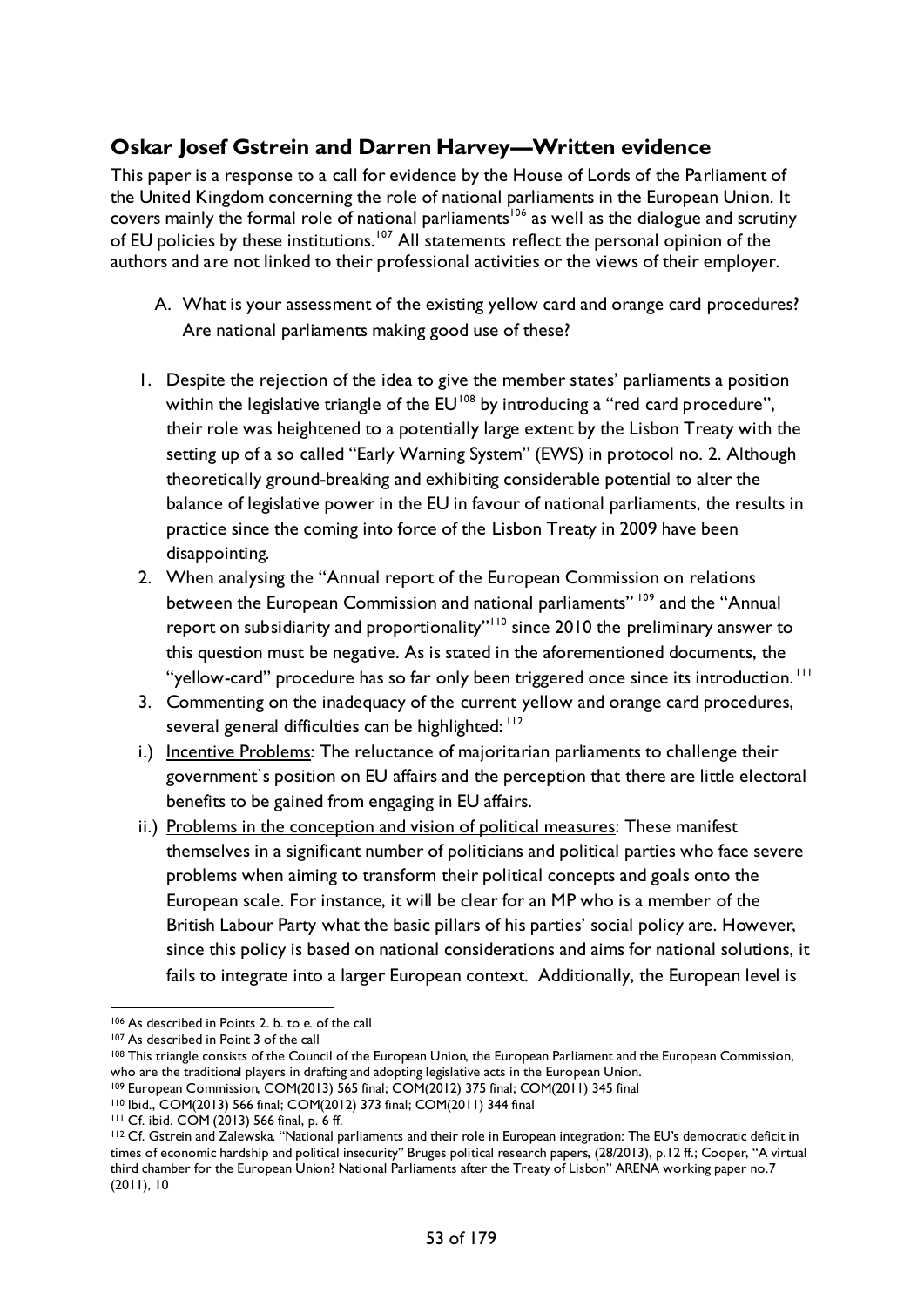## Oskar Josef Gstrein and Darren Harvey—Written evidence

This paper is a response to a call for evidence by the House of Lords of the Parliament of the United Kingdom concerning the role of national parliaments in the European Union. It covers mainly the formal role of national parliaments[106] as well as the dialogue and scrutiny of EU policies by these institutions.[107] All statements reflect the personal opinion of the authors and are not linked to their professional activities or the views of their employer.

A. What is your assessment of the existing yellow card and orange card procedures? Are national parliaments making good use of these?

1. Despite the rejection of the idea to give the member states' parliaments a position within the legislative triangle of the EU[108] by introducing a "red card procedure", their role was heightened to a potentially large extent by the Lisbon Treaty with the setting up of a so called "Early Warning System" (EWS) in protocol no. 2. Although theoretically ground-breaking and exhibiting considerable potential to alter the balance of legislative power in the EU in favour of national parliaments, the results in practice since the coming into force of the Lisbon Treaty in 2009 have been disappointing.
2. When analysing the "Annual report of the European Commission on relations between the European Commission and national parliaments" [109] and the "Annual report on subsidiarity and proportionality"[110] since 2010 the preliminary answer to this question must be negative. As is stated in the aforementioned documents, the "yellow-card" procedure has so far only been triggered once since its introduction.[111]
3. Commenting on the inadequacy of the current yellow and orange card procedures, several general difficulties can be highlighted: [112]

i.) Incentive Problems: The reluctance of majoritarian parliaments to challenge their government`s position on EU affairs and the perception that there are little electoral benefits to be gained from engaging in EU affairs.

ii.) Problems in the conception and vision of political measures: These manifest themselves in a significant number of politicians and political parties who face severe problems when aiming to transform their political concepts and goals onto the European scale. For instance, it will be clear for an MP who is a member of the British Labour Party what the basic pillars of his parties' social policy are. However, since this policy is based on national considerations and aims for national solutions, it fails to integrate into a larger European context. Additionally, the European level is

---

[106] As described in Points 2. b. to e. of the call

[107] As described in Point 3 of the call

[108] This triangle consists of the Council of the European Union, the European Parliament and the European Commission, who are the traditional players in drafting and adopting legislative acts in the European Union.

[109] European Commission, COM(2013) 565 final; COM(2012) 375 final; COM(2011) 345 final

[110] Ibid., COM(2013) 566 final; COM(2012) 373 final; COM(2011) 344 final

[111] Cf. ibid. COM (2013) 566 final, p. 6 ff.

[112] Cf. Gstrein and Zalewska, "National parliaments and their role in European integration: The EU's democratic deficit in times of economic hardship and political insecurity" Bruges political research papers, (28/2013), p.12 ff.; Cooper, "A virtual third chamber for the European Union? National Parliaments after the Treaty of Lisbon" ARENA working paper no.7 (2011), 10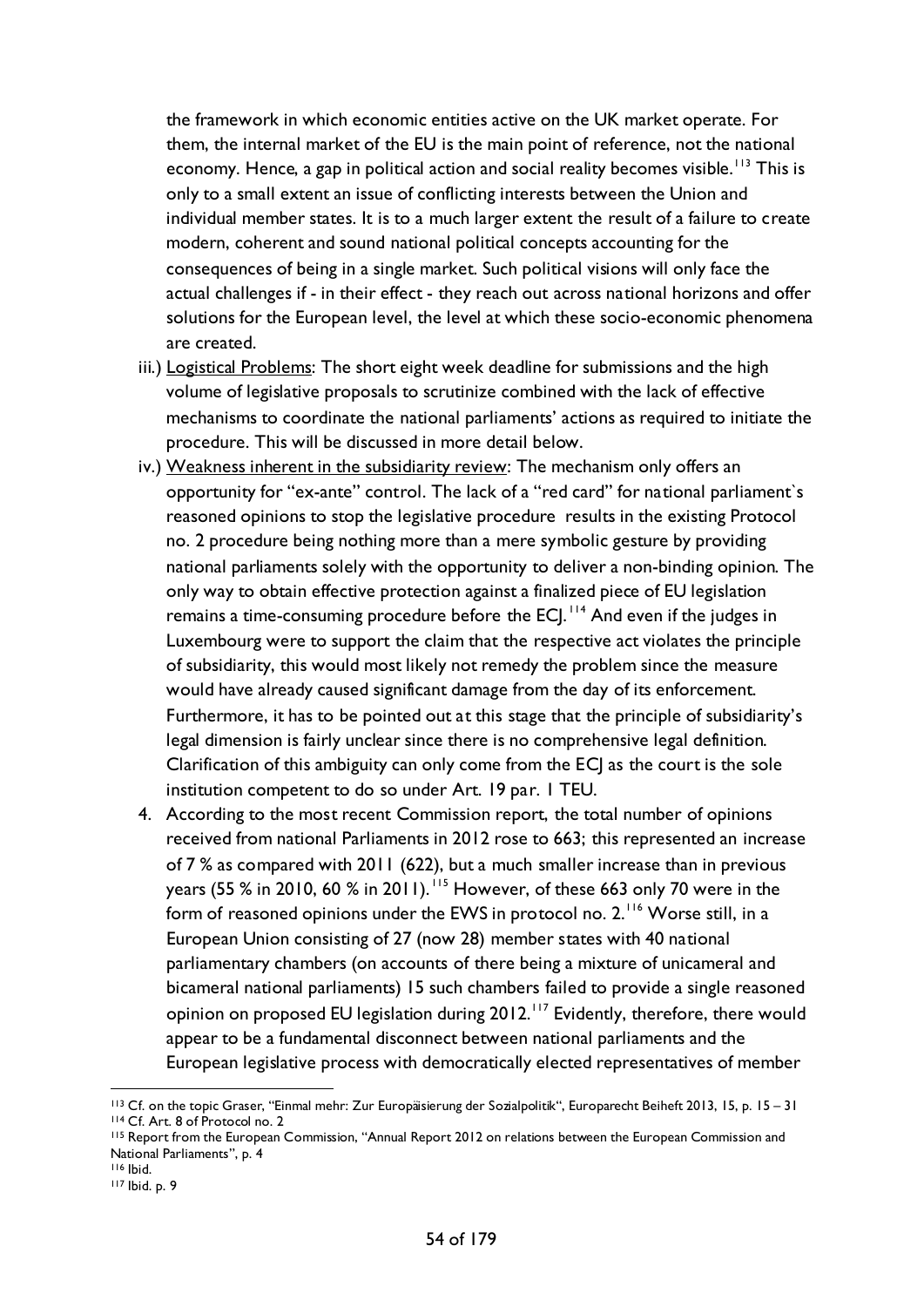the framework in which economic entities active on the UK market operate. For them, the internal market of the EU is the main point of reference, not the national economy. Hence, a gap in political action and social reality becomes visible.[113] This is only to a small extent an issue of conflicting interests between the Union and individual member states. It is to a much larger extent the result of a failure to create modern, coherent and sound national political concepts accounting for the consequences of being in a single market. Such political visions will only face the actual challenges if - in their effect - they reach out across national horizons and offer solutions for the European level, the level at which these socio-economic phenomena are created.

iii.) <u>Logistical Problems</u>: The short eight week deadline for submissions and the high volume of legislative proposals to scrutinize combined with the lack of effective mechanisms to coordinate the national parliaments' actions as required to initiate the procedure. This will be discussed in more detail below.

iv.) <u>Weakness inherent in the subsidiarity review</u>: The mechanism only offers an opportunity for "ex-ante" control. The lack of a "red card" for national parliament`s reasoned opinions to stop the legislative procedure results in the existing Protocol no. 2 procedure being nothing more than a mere symbolic gesture by providing national parliaments solely with the opportunity to deliver a non-binding opinion. The only way to obtain effective protection against a finalized piece of EU legislation remains a time-consuming procedure before the ECJ.[114] And even if the judges in Luxembourg were to support the claim that the respective act violates the principle of subsidiarity, this would most likely not remedy the problem since the measure would have already caused significant damage from the day of its enforcement. Furthermore, it has to be pointed out at this stage that the principle of subsidiarity's legal dimension is fairly unclear since there is no comprehensive legal definition. Clarification of this ambiguity can only come from the ECJ as the court is the sole institution competent to do so under Art. 19 par. 1 TEU.

4. According to the most recent Commission report, the total number of opinions received from national Parliaments in 2012 rose to 663; this represented an increase of 7 % as compared with 2011 (622), but a much smaller increase than in previous years (55 % in 2010, 60 % in 2011).[115] However, of these 663 only 70 were in the form of reasoned opinions under the EWS in protocol no. 2.[116] Worse still, in a European Union consisting of 27 (now 28) member states with 40 national parliamentary chambers (on accounts of there being a mixture of unicameral and bicameral national parliaments) 15 such chambers failed to provide a single reasoned opinion on proposed EU legislation during 2012.[117] Evidently, therefore, there would appear to be a fundamental disconnect between national parliaments and the European legislative process with democratically elected representatives of member

---

[113] Cf. on the topic Graser, "Einmal mehr: Zur Europäisierung der Sozialpolitik", Europarecht Beiheft 2013, 15, p. 15 – 31

[114] Cf. Art. 8 of Protocol no. 2

[115] Report from the European Commission, "Annual Report 2012 on relations between the European Commission and National Parliaments", p. 4

[116] Ibid.

[117] Ibid. p. 9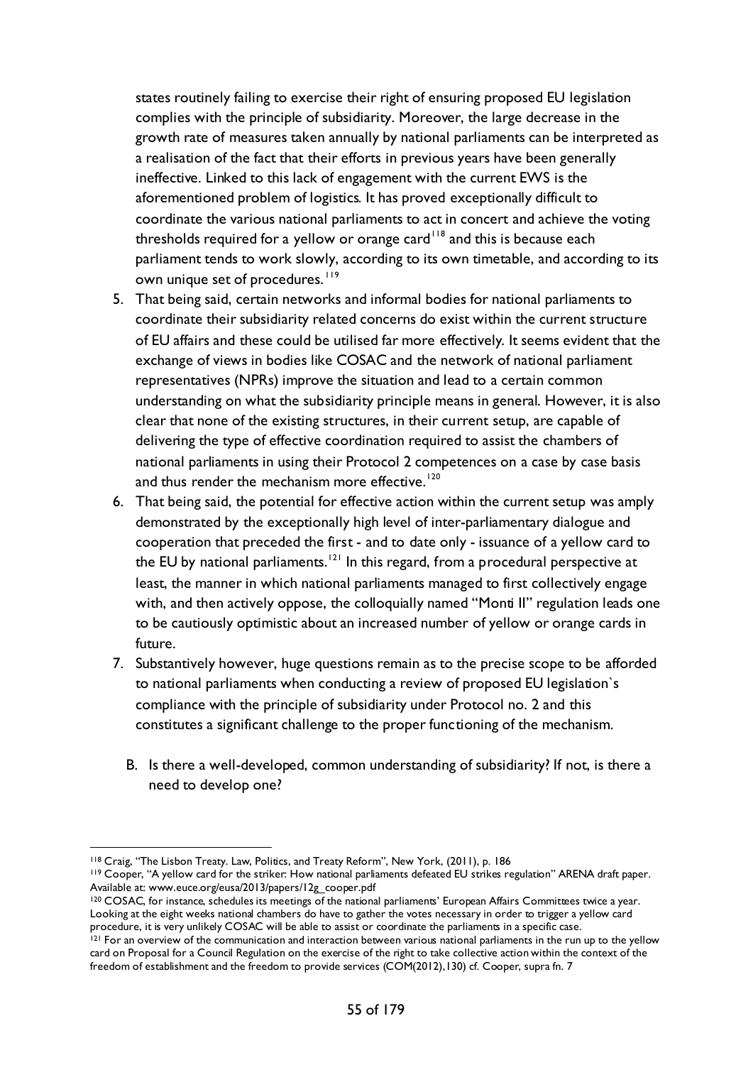states routinely failing to exercise their right of ensuring proposed EU legislation complies with the principle of subsidiarity. Moreover, the large decrease in the growth rate of measures taken annually by national parliaments can be interpreted as a realisation of the fact that their efforts in previous years have been generally ineffective. Linked to this lack of engagement with the current EWS is the aforementioned problem of logistics. It has proved exceptionally difficult to coordinate the various national parliaments to act in concert and achieve the voting thresholds required for a yellow or orange card[118] and this is because each parliament tends to work slowly, according to its own timetable, and according to its own unique set of procedures.[119]

5. That being said, certain networks and informal bodies for national parliaments to coordinate their subsidiarity related concerns do exist within the current structure of EU affairs and these could be utilised far more effectively. It seems evident that the exchange of views in bodies like COSAC and the network of national parliament representatives (NPRs) improve the situation and lead to a certain common understanding on what the subsidiarity principle means in general. However, it is also clear that none of the existing structures, in their current setup, are capable of delivering the type of effective coordination required to assist the chambers of national parliaments in using their Protocol 2 competences on a case by case basis and thus render the mechanism more effective.[120]
6. That being said, the potential for effective action within the current setup was amply demonstrated by the exceptionally high level of inter-parliamentary dialogue and cooperation that preceded the first - and to date only - issuance of a yellow card to the EU by national parliaments.[121] In this regard, from a procedural perspective at least, the manner in which national parliaments managed to first collectively engage with, and then actively oppose, the colloquially named "Monti II" regulation leads one to be cautiously optimistic about an increased number of yellow or orange cards in future.
7. Substantively however, huge questions remain as to the precise scope to be afforded to national parliaments when conducting a review of proposed EU legislation`s compliance with the principle of subsidiarity under Protocol no. 2 and this constitutes a significant challenge to the proper functioning of the mechanism.

B. Is there a well-developed, common understanding of subsidiarity? If not, is there a need to develop one?

---

[118] Craig, "The Lisbon Treaty. Law, Politics, and Treaty Reform", New York, (2011), p. 186

[119] Cooper, "A yellow card for the striker: How national parliaments defeated EU strikes regulation" ARENA draft paper. Available at: www.euce.org/eusa/2013/papers/12g_cooper.pdf

[120] COSAC, for instance, schedules its meetings of the national parliaments' European Affairs Committees twice a year. Looking at the eight weeks national chambers do have to gather the votes necessary in order to trigger a yellow card procedure, it is very unlikely COSAC will be able to assist or coordinate the parliaments in a specific case.

[121] For an overview of the communication and interaction between various national parliaments in the run up to the yellow card on Proposal for a Council Regulation on the exercise of the right to take collective action within the context of the freedom of establishment and the freedom to provide services (COM(2012),130) cf. Cooper, supra fn. 7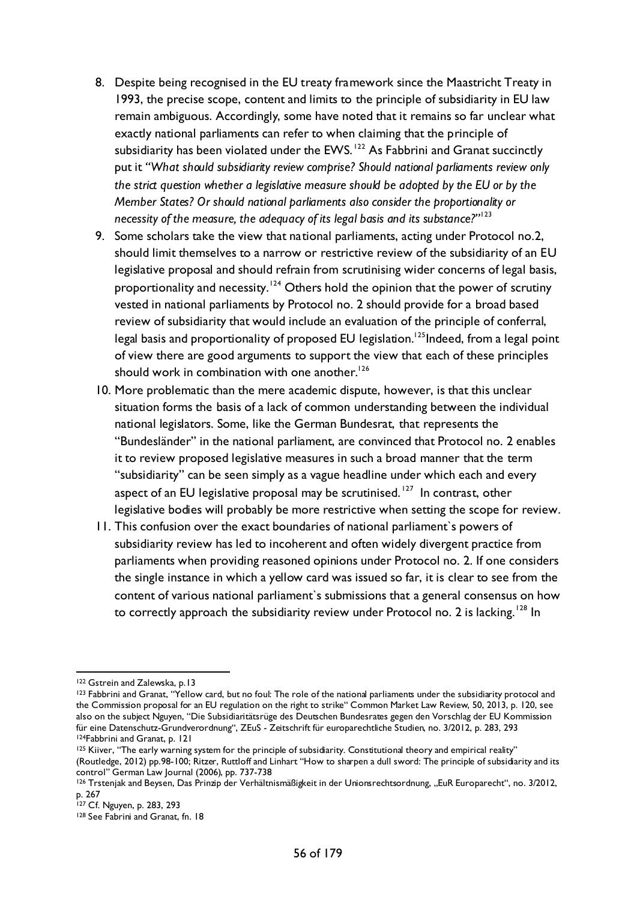8. Despite being recognised in the EU treaty framework since the Maastricht Treaty in 1993, the precise scope, content and limits to the principle of subsidiarity in EU law remain ambiguous. Accordingly, some have noted that it remains so far unclear what exactly national parliaments can refer to when claiming that the principle of subsidiarity has been violated under the EWS.[122] As Fabbrini and Granat succinctly put it "*What should subsidiarity review comprise? Should national parliaments review only the strict question whether a legislative measure should be adopted by the EU or by the Member States? Or should national parliaments also consider the proportionality or necessity of the measure, the adequacy of its legal basis and its substance?*"[123]
9. Some scholars take the view that national parliaments, acting under Protocol no.2, should limit themselves to a narrow or restrictive review of the subsidiarity of an EU legislative proposal and should refrain from scrutinising wider concerns of legal basis, proportionality and necessity.[124] Others hold the opinion that the power of scrutiny vested in national parliaments by Protocol no. 2 should provide for a broad based review of subsidiarity that would include an evaluation of the principle of conferral, legal basis and proportionality of proposed EU legislation.[125]Indeed, from a legal point of view there are good arguments to support the view that each of these principles should work in combination with one another.[126]
10. More problematic than the mere academic dispute, however, is that this unclear situation forms the basis of a lack of common understanding between the individual national legislators. Some, like the German Bundesrat, that represents the "Bundesländer" in the national parliament, are convinced that Protocol no. 2 enables it to review proposed legislative measures in such a broad manner that the term "subsidiarity" can be seen simply as a vague headline under which each and every aspect of an EU legislative proposal may be scrutinised.[127] In contrast, other legislative bodies will probably be more restrictive when setting the scope for review.
11. This confusion over the exact boundaries of national parliament`s powers of subsidiarity review has led to incoherent and often widely divergent practice from parliaments when providing reasoned opinions under Protocol no. 2. If one considers the single instance in which a yellow card was issued so far, it is clear to see from the content of various national parliament`s submissions that a general consensus on how to correctly approach the subsidiarity review under Protocol no. 2 is lacking.[128] In

---

[122] Gstrein and Zalewska, p.13

[123] Fabbrini and Granat, "Yellow card, but no foul: The role of the national parliaments under the subsidiarity protocol and the Commission proposal for an EU regulation on the right to strike" Common Market Law Review, 50, 2013, p. 120, see also on the subject Nguyen, "Die Subsidiaritätsrüge des Deutschen Bundesrates gegen den Vorschlag der EU Kommission für eine Datenschutz-Grundverordnung", ZEuS - Zeitschrift für europarechtliche Studien, no. 3/2012, p. 283, 293

[124] Fabbrini and Granat, p. 121

[125] Kiiver, "The early warning system for the principle of subsidiarity. Constitutional theory and empirical reality" (Routledge, 2012) pp.98-100; Ritzer, Ruttloff and Linhart "How to sharpen a dull sword: The principle of subsidiarity and its control" German Law Journal (2006), pp. 737-738

[126] Trstenjak and Beysen, Das Prinzip der Verhältnismäßigkeit in der Unionsrechtsordnung, „EuR Europarecht", no. 3/2012, p. 267

[127] Cf. Nguyen, p. 283, 293

[128] See Fabrini and Granat, fn. 18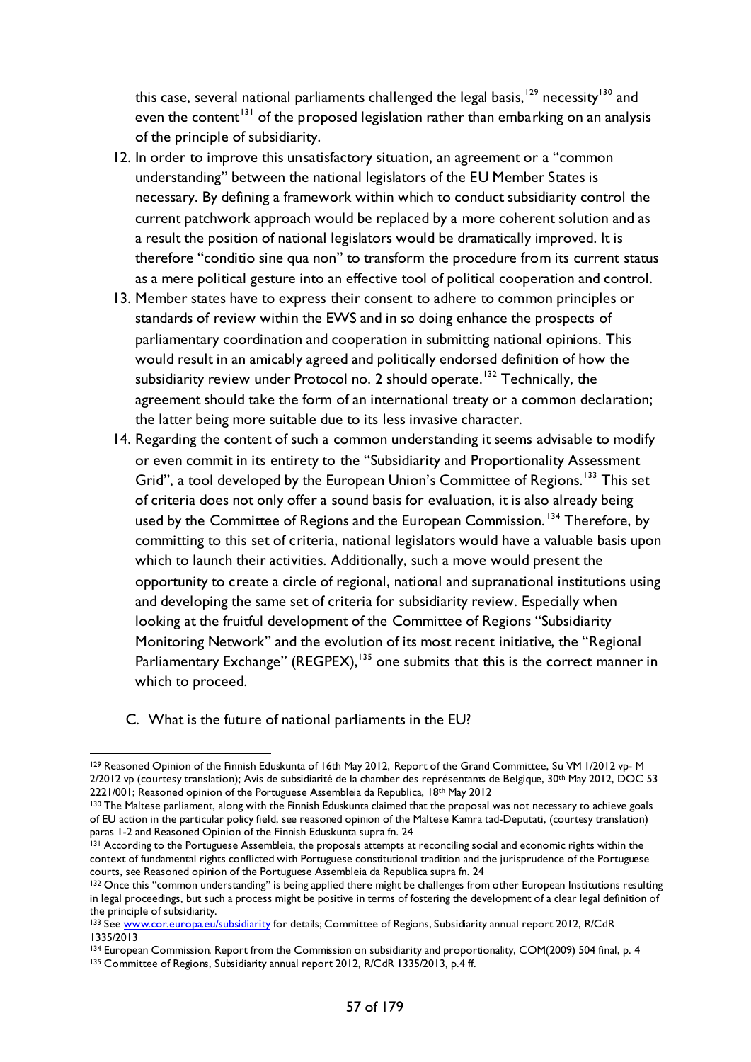this case, several national parliaments challenged the legal basis,[129] necessity[130] and even the content[131] of the proposed legislation rather than embarking on an analysis of the principle of subsidiarity.

12. In order to improve this unsatisfactory situation, an agreement or a "common understanding" between the national legislators of the EU Member States is necessary. By defining a framework within which to conduct subsidiarity control the current patchwork approach would be replaced by a more coherent solution and as a result the position of national legislators would be dramatically improved. It is therefore "conditio sine qua non" to transform the procedure from its current status as a mere political gesture into an effective tool of political cooperation and control.
13. Member states have to express their consent to adhere to common principles or standards of review within the EWS and in so doing enhance the prospects of parliamentary coordination and cooperation in submitting national opinions. This would result in an amicably agreed and politically endorsed definition of how the subsidiarity review under Protocol no. 2 should operate.[132] Technically, the agreement should take the form of an international treaty or a common declaration; the latter being more suitable due to its less invasive character.
14. Regarding the content of such a common understanding it seems advisable to modify or even commit in its entirety to the "Subsidiarity and Proportionality Assessment Grid", a tool developed by the European Union's Committee of Regions.[133] This set of criteria does not only offer a sound basis for evaluation, it is also already being used by the Committee of Regions and the European Commission.[134] Therefore, by committing to this set of criteria, national legislators would have a valuable basis upon which to launch their activities. Additionally, such a move would present the opportunity to create a circle of regional, national and supranational institutions using and developing the same set of criteria for subsidiarity review. Especially when looking at the fruitful development of the Committee of Regions "Subsidiarity Monitoring Network" and the evolution of its most recent initiative, the "Regional Parliamentary Exchange" (REGPEX),[135] one submits that this is the correct manner in which to proceed.

C. What is the future of national parliaments in the EU?

---

[129] Reasoned Opinion of the Finnish Eduskunta of 16th May 2012, Report of the Grand Committee, Su VM 1/2012 vp- M 2/2012 vp (courtesy translation); Avis de subsidiarité de la chamber des représentants de Belgique, 30th May 2012, DOC 53 2221/001; Reasoned opinion of the Portuguese Assembleia da Republica, 18th May 2012

[130] The Maltese parliament, along with the Finnish Eduskunta claimed that the proposal was not necessary to achieve goals of EU action in the particular policy field, see reasoned opinion of the Maltese Kamra tad-Deputati, (courtesy translation) paras 1-2 and Reasoned Opinion of the Finnish Eduskunta supra fn. 24

[131] According to the Portuguese Assembleia, the proposals attempts at reconciling social and economic rights within the context of fundamental rights conflicted with Portuguese constitutional tradition and the jurisprudence of the Portuguese courts, see Reasoned opinion of the Portuguese Assembleia da Republica supra fn. 24

[132] Once this "common understanding" is being applied there might be challenges from other European Institutions resulting in legal proceedings, but such a process might be positive in terms of fostering the development of a clear legal definition of the principle of subsidiarity.

[133] See www.cor.europa.eu/subsidiarity for details; Committee of Regions, Subsidiarity annual report 2012, R/CdR 1335/2013

[134] European Commission, Report from the Commission on subsidiarity and proportionality, COM(2009) 504 final, p. 4

[135] Committee of Regions, Subsidiarity annual report 2012, R/CdR 1335/2013, p.4 ff.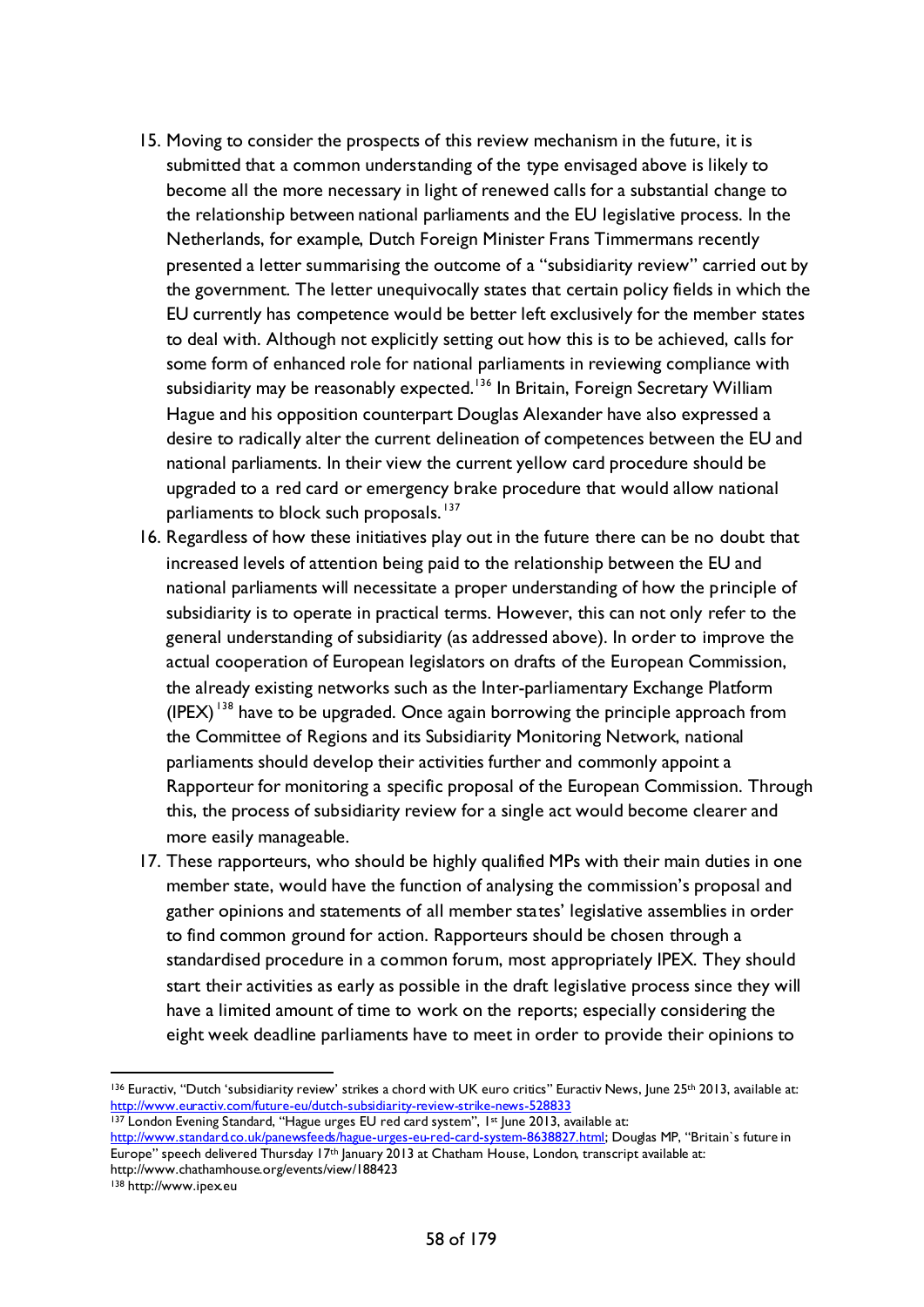15. Moving to consider the prospects of this review mechanism in the future, it is submitted that a common understanding of the type envisaged above is likely to become all the more necessary in light of renewed calls for a substantial change to the relationship between national parliaments and the EU legislative process. In the Netherlands, for example, Dutch Foreign Minister Frans Timmermans recently presented a letter summarising the outcome of a "subsidiarity review" carried out by the government. The letter unequivocally states that certain policy fields in which the EU currently has competence would be better left exclusively for the member states to deal with. Although not explicitly setting out how this is to be achieved, calls for some form of enhanced role for national parliaments in reviewing compliance with subsidiarity may be reasonably expected.[136] In Britain, Foreign Secretary William Hague and his opposition counterpart Douglas Alexander have also expressed a desire to radically alter the current delineation of competences between the EU and national parliaments. In their view the current yellow card procedure should be upgraded to a red card or emergency brake procedure that would allow national parliaments to block such proposals.[137]
16. Regardless of how these initiatives play out in the future there can be no doubt that increased levels of attention being paid to the relationship between the EU and national parliaments will necessitate a proper understanding of how the principle of subsidiarity is to operate in practical terms. However, this can not only refer to the general understanding of subsidiarity (as addressed above). In order to improve the actual cooperation of European legislators on drafts of the European Commission, the already existing networks such as the Inter-parliamentary Exchange Platform (IPEX)[138] have to be upgraded. Once again borrowing the principle approach from the Committee of Regions and its Subsidiarity Monitoring Network, national parliaments should develop their activities further and commonly appoint a Rapporteur for monitoring a specific proposal of the European Commission. Through this, the process of subsidiarity review for a single act would become clearer and more easily manageable.
17. These rapporteurs, who should be highly qualified MPs with their main duties in one member state, would have the function of analysing the commission's proposal and gather opinions and statements of all member states' legislative assemblies in order to find common ground for action. Rapporteurs should be chosen through a standardised procedure in a common forum, most appropriately IPEX. They should start their activities as early as possible in the draft legislative process since they will have a limited amount of time to work on the reports; especially considering the eight week deadline parliaments have to meet in order to provide their opinions to

---

[136] Euractiv, "Dutch 'subsidiarity review' strikes a chord with UK euro critics" Euractiv News, June 25th 2013, available at: http://www.euractiv.com/future-eu/dutch-subsidiarity-review-strike-news-528833

[137] London Evening Standard, "Hague urges EU red card system", 1st June 2013, available at: http://www.standard.co.uk/panewsfeeds/hague-urges-eu-red-card-system-8638827.html; Douglas MP, "Britain`s future in Europe" speech delivered Thursday 17th January 2013 at Chatham House, London, transcript available at: http://www.chathamhouse.org/events/view/188423

[138] http://www.ipex.eu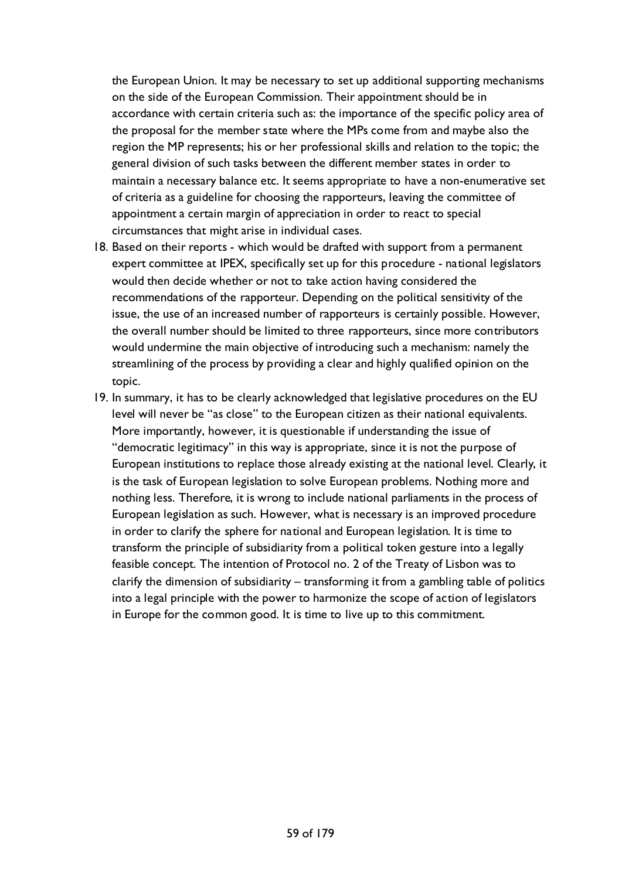the European Union. It may be necessary to set up additional supporting mechanisms on the side of the European Commission. Their appointment should be in accordance with certain criteria such as: the importance of the specific policy area of the proposal for the member state where the MPs come from and maybe also the region the MP represents; his or her professional skills and relation to the topic; the general division of such tasks between the different member states in order to maintain a necessary balance etc. It seems appropriate to have a non-enumerative set of criteria as a guideline for choosing the rapporteurs, leaving the committee of appointment a certain margin of appreciation in order to react to special circumstances that might arise in individual cases.

18. Based on their reports - which would be drafted with support from a permanent expert committee at IPEX, specifically set up for this procedure - national legislators would then decide whether or not to take action having considered the recommendations of the rapporteur. Depending on the political sensitivity of the issue, the use of an increased number of rapporteurs is certainly possible. However, the overall number should be limited to three rapporteurs, since more contributors would undermine the main objective of introducing such a mechanism: namely the streamlining of the process by providing a clear and highly qualified opinion on the topic.
19. In summary, it has to be clearly acknowledged that legislative procedures on the EU level will never be "as close" to the European citizen as their national equivalents. More importantly, however, it is questionable if understanding the issue of "democratic legitimacy" in this way is appropriate, since it is not the purpose of European institutions to replace those already existing at the national level. Clearly, it is the task of European legislation to solve European problems. Nothing more and nothing less. Therefore, it is wrong to include national parliaments in the process of European legislation as such. However, what is necessary is an improved procedure in order to clarify the sphere for national and European legislation. It is time to transform the principle of subsidiarity from a political token gesture into a legally feasible concept. The intention of Protocol no. 2 of the Treaty of Lisbon was to clarify the dimension of subsidiarity – transforming it from a gambling table of politics into a legal principle with the power to harmonize the scope of action of legislators in Europe for the common good. It is time to live up to this commitment.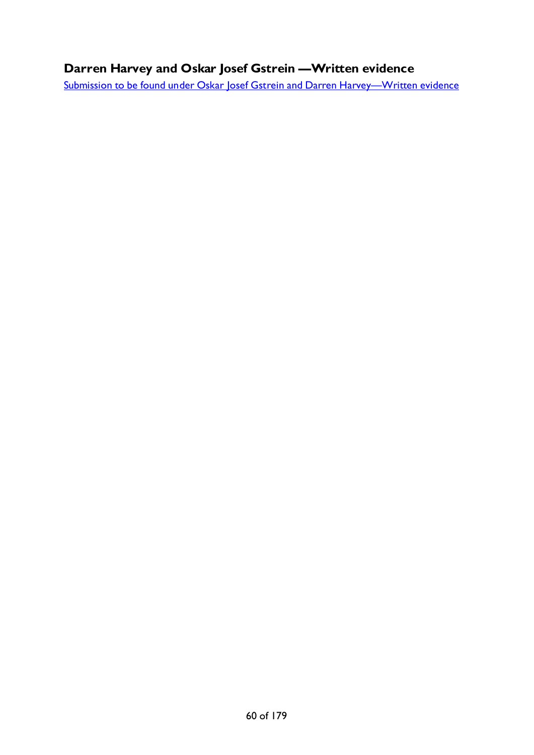# Darren Harvey and Oskar Josef Gstrein —Written evidence

Submission to be found under Oskar Josef Gstrein and Darren Harvey—Written evidence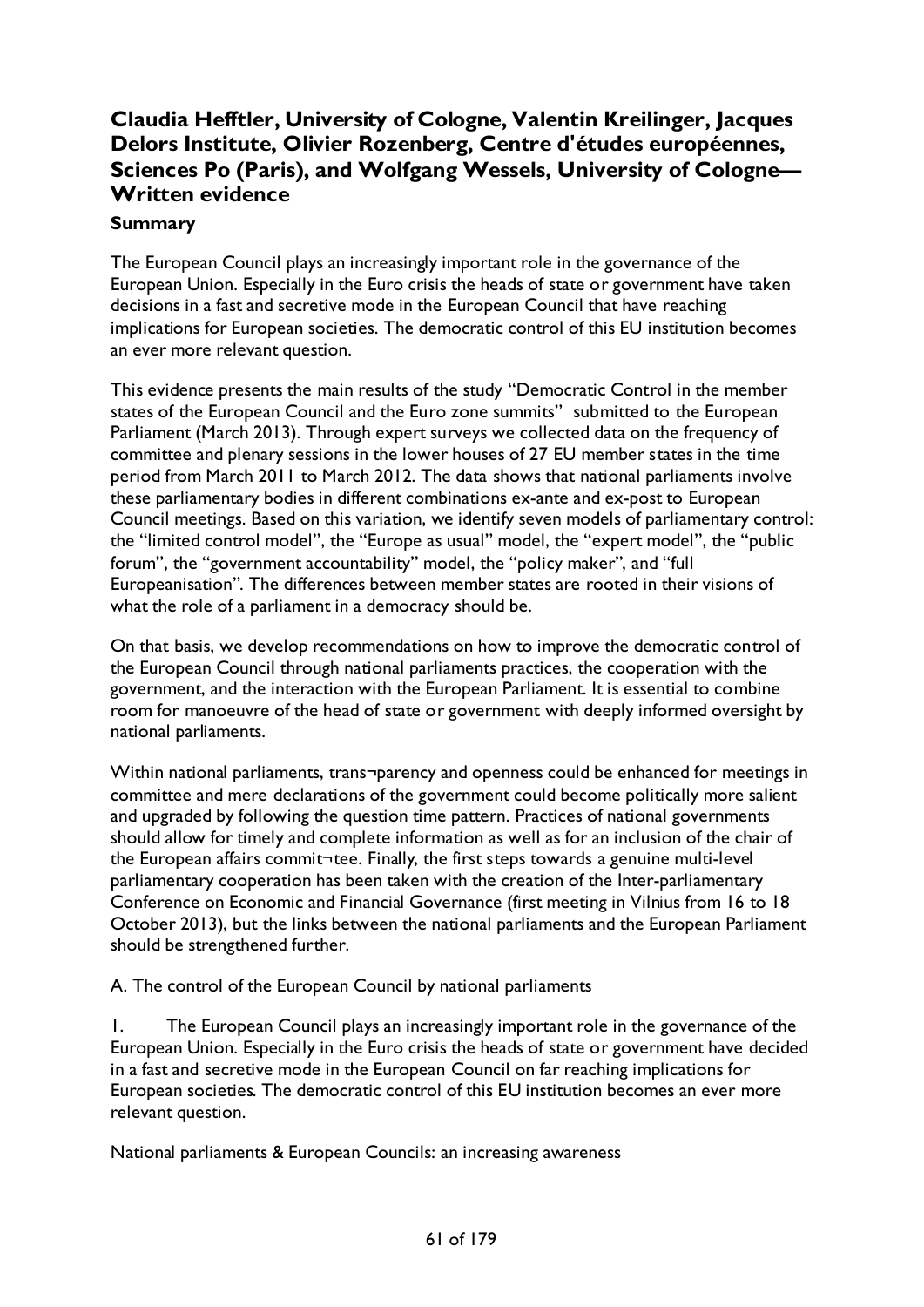## Claudia Hefftler, University of Cologne, Valentin Kreilinger, Jacques Delors Institute, Olivier Rozenberg, Centre d'études européennes, Sciences Po (Paris), and Wolfgang Wessels, University of Cologne—Written evidence

### Summary

The European Council plays an increasingly important role in the governance of the European Union. Especially in the Euro crisis the heads of state or government have taken decisions in a fast and secretive mode in the European Council that have reaching implications for European societies. The democratic control of this EU institution becomes an ever more relevant question.

This evidence presents the main results of the study "Democratic Control in the member states of the European Council and the Euro zone summits" submitted to the European Parliament (March 2013). Through expert surveys we collected data on the frequency of committee and plenary sessions in the lower houses of 27 EU member states in the time period from March 2011 to March 2012. The data shows that national parliaments involve these parliamentary bodies in different combinations ex-ante and ex-post to European Council meetings. Based on this variation, we identify seven models of parliamentary control: the "limited control model", the "Europe as usual" model, the "expert model", the "public forum", the "government accountability" model, the "policy maker", and "full Europeanisation". The differences between member states are rooted in their visions of what the role of a parliament in a democracy should be.

On that basis, we develop recommendations on how to improve the democratic control of the European Council through national parliaments practices, the cooperation with the government, and the interaction with the European Parliament. It is essential to combine room for manoeuvre of the head of state or government with deeply informed oversight by national parliaments.

Within national parliaments, trans¬parency and openness could be enhanced for meetings in committee and mere declarations of the government could become politically more salient and upgraded by following the question time pattern. Practices of national governments should allow for timely and complete information as well as for an inclusion of the chair of the European affairs commit¬tee. Finally, the first steps towards a genuine multi-level parliamentary cooperation has been taken with the creation of the Inter-parliamentary Conference on Economic and Financial Governance (first meeting in Vilnius from 16 to 18 October 2013), but the links between the national parliaments and the European Parliament should be strengthened further.

A. The control of the European Council by national parliaments

1. The European Council plays an increasingly important role in the governance of the European Union. Especially in the Euro crisis the heads of state or government have decided in a fast and secretive mode in the European Council on far reaching implications for European societies. The democratic control of this EU institution becomes an ever more relevant question.

National parliaments & European Councils: an increasing awareness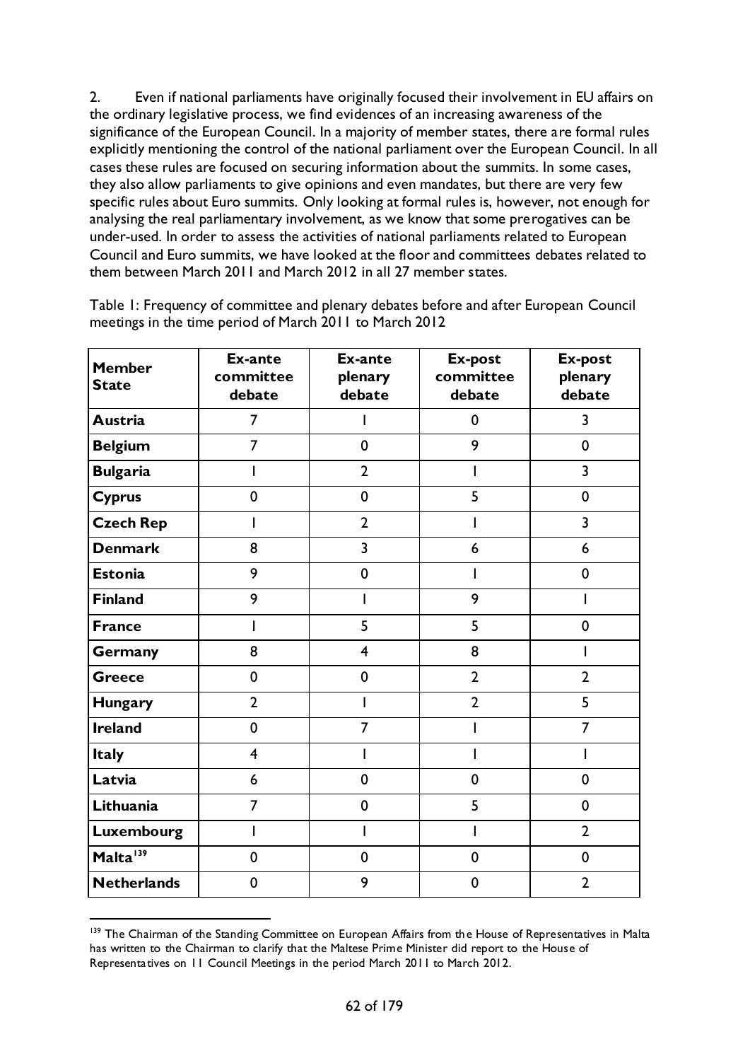2. Even if national parliaments have originally focused their involvement in EU affairs on the ordinary legislative process, we find evidences of an increasing awareness of the significance of the European Council. In a majority of member states, there are formal rules explicitly mentioning the control of the national parliament over the European Council. In all cases these rules are focused on securing information about the summits. In some cases, they also allow parliaments to give opinions and even mandates, but there are very few specific rules about Euro summits. Only looking at formal rules is, however, not enough for analysing the real parliamentary involvement, as we know that some prerogatives can be under-used. In order to assess the activities of national parliaments related to European Council and Euro summits, we have looked at the floor and committees debates related to them between March 2011 and March 2012 in all 27 member states.

Table 1: Frequency of committee and plenary debates before and after European Council meetings in the time period of March 2011 to March 2012

| Member State | Ex-ante committee debate | Ex-ante plenary debate | Ex-post committee debate | Ex-post plenary debate |
|---|---|---|---|---|
| **Austria** | 7 | 1 | 0 | 3 |
| **Belgium** | 7 | 0 | 9 | 0 |
| **Bulgaria** | 1 | 2 | 1 | 3 |
| **Cyprus** | 0 | 0 | 5 | 0 |
| **Czech Rep** | 1 | 2 | 1 | 3 |
| **Denmark** | 8 | 3 | 6 | 6 |
| **Estonia** | 9 | 0 | 1 | 0 |
| **Finland** | 9 | 1 | 9 | 1 |
| **France** | 1 | 5 | 5 | 0 |
| **Germany** | 8 | 4 | 8 | 1 |
| **Greece** | 0 | 0 | 2 | 2 |
| **Hungary** | 2 | 1 | 2 | 5 |
| **Ireland** | 0 | 7 | 1 | 7 |
| **Italy** | 4 | 1 | 1 | 1 |
| **Latvia** | 6 | 0 | 0 | 0 |
| **Lithuania** | 7 | 0 | 5 | 0 |
| **Luxembourg** | 1 | 1 | 1 | 2 |
| **Malta**[139] | 0 | 0 | 0 | 0 |
| **Netherlands** | 0 | 9 | 0 | 2 |

[139] The Chairman of the Standing Committee on European Affairs from the House of Representatives in Malta has written to the Chairman to clarify that the Maltese Prime Minister did report to the House of Representatives on 11 Council Meetings in the period March 2011 to March 2012.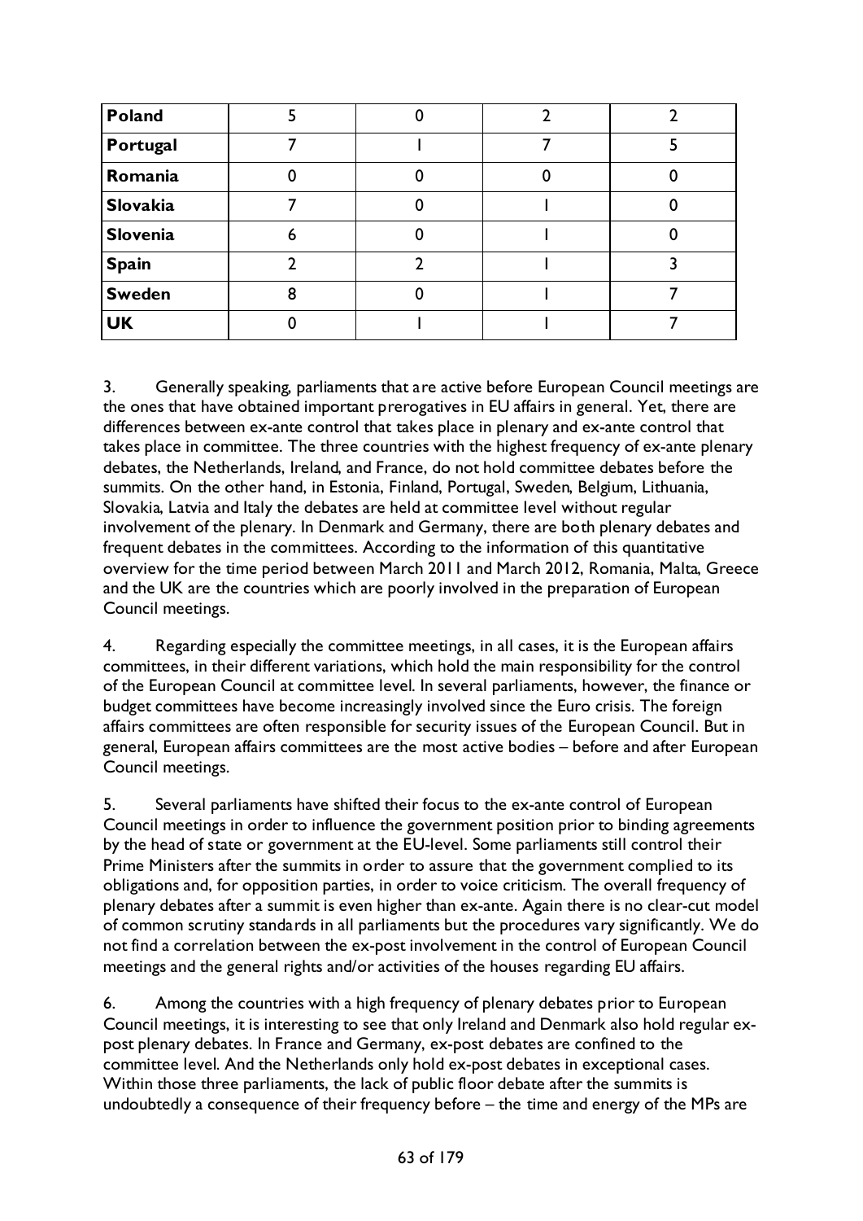| Poland | 5 | 0 | 2 | 2 |
|---|---|---|---|---|
| Portugal | 7 | 1 | 7 | 5 |
| Romania | 0 | 0 | 0 | 0 |
| Slovakia | 7 | 0 | 1 | 0 |
| Slovenia | 6 | 0 | 1 | 0 |
| Spain | 2 | 2 | 1 | 3 |
| Sweden | 8 | 0 | 1 | 7 |
| UK | 0 | 1 | 1 | 7 |

3. Generally speaking, parliaments that are active before European Council meetings are the ones that have obtained important prerogatives in EU affairs in general. Yet, there are differences between ex-ante control that takes place in plenary and ex-ante control that takes place in committee. The three countries with the highest frequency of ex-ante plenary debates, the Netherlands, Ireland, and France, do not hold committee debates before the summits. On the other hand, in Estonia, Finland, Portugal, Sweden, Belgium, Lithuania, Slovakia, Latvia and Italy the debates are held at committee level without regular involvement of the plenary. In Denmark and Germany, there are both plenary debates and frequent debates in the committees. According to the information of this quantitative overview for the time period between March 2011 and March 2012, Romania, Malta, Greece and the UK are the countries which are poorly involved in the preparation of European Council meetings.

4. Regarding especially the committee meetings, in all cases, it is the European affairs committees, in their different variations, which hold the main responsibility for the control of the European Council at committee level. In several parliaments, however, the finance or budget committees have become increasingly involved since the Euro crisis. The foreign affairs committees are often responsible for security issues of the European Council. But in general, European affairs committees are the most active bodies – before and after European Council meetings.

5. Several parliaments have shifted their focus to the ex-ante control of European Council meetings in order to influence the government position prior to binding agreements by the head of state or government at the EU-level. Some parliaments still control their Prime Ministers after the summits in order to assure that the government complied to its obligations and, for opposition parties, in order to voice criticism. The overall frequency of plenary debates after a summit is even higher than ex-ante. Again there is no clear-cut model of common scrutiny standards in all parliaments but the procedures vary significantly. We do not find a correlation between the ex-post involvement in the control of European Council meetings and the general rights and/or activities of the houses regarding EU affairs.

6. Among the countries with a high frequency of plenary debates prior to European Council meetings, it is interesting to see that only Ireland and Denmark also hold regular ex-post plenary debates. In France and Germany, ex-post debates are confined to the committee level. And the Netherlands only hold ex-post debates in exceptional cases. Within those three parliaments, the lack of public floor debate after the summits is undoubtedly a consequence of their frequency before – the time and energy of the MPs are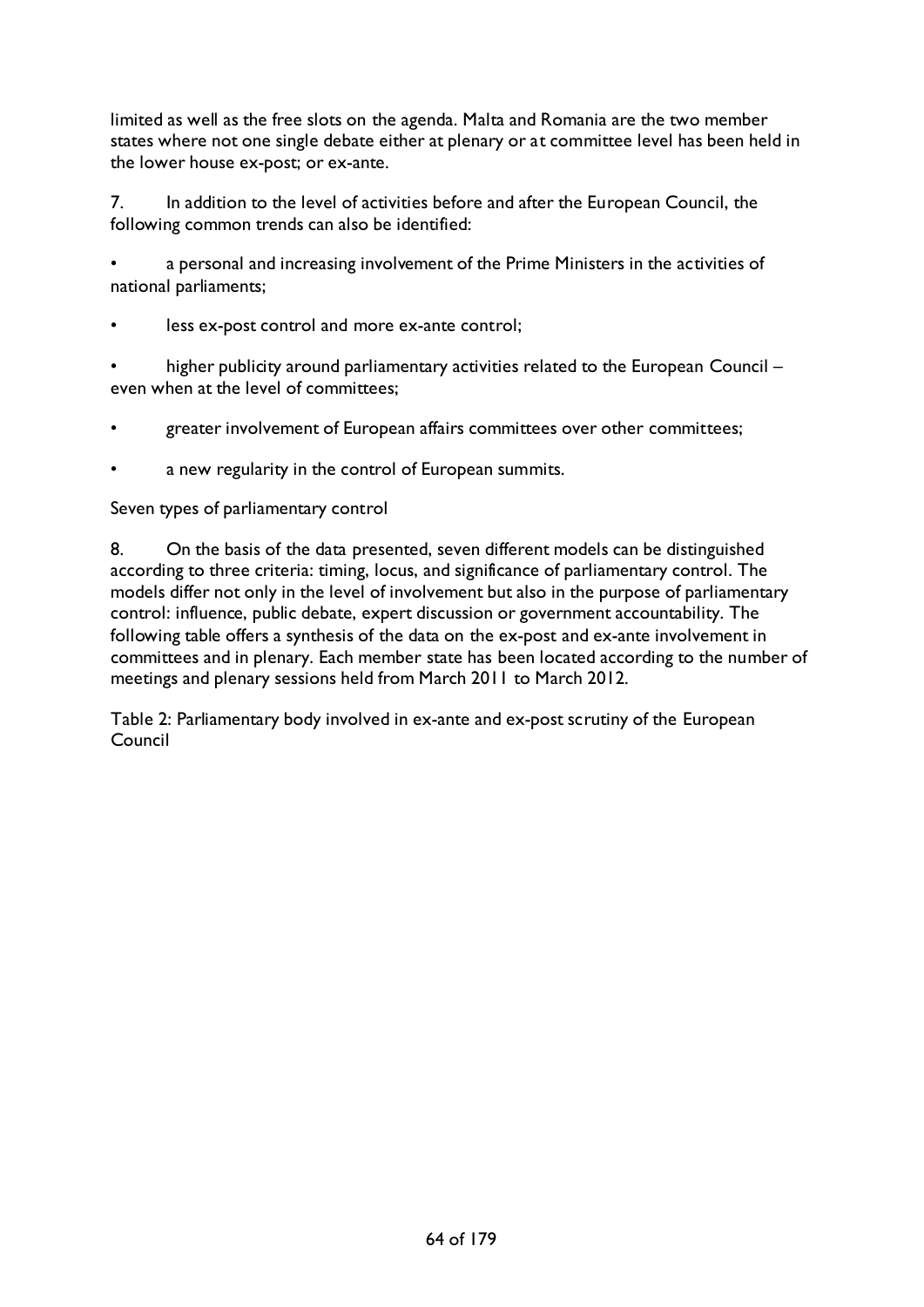limited as well as the free slots on the agenda. Malta and Romania are the two member states where not one single debate either at plenary or at committee level has been held in the lower house ex-post; or ex-ante.

7. In addition to the level of activities before and after the European Council, the following common trends can also be identified:

- a personal and increasing involvement of the Prime Ministers in the activities of national parliaments;
- less ex-post control and more ex-ante control;
- higher publicity around parliamentary activities related to the European Council – even when at the level of committees;
- greater involvement of European affairs committees over other committees;
- a new regularity in the control of European summits.

## Seven types of parliamentary control

8. On the basis of the data presented, seven different models can be distinguished according to three criteria: timing, locus, and significance of parliamentary control. The models differ not only in the level of involvement but also in the purpose of parliamentary control: influence, public debate, expert discussion or government accountability. The following table offers a synthesis of the data on the ex-post and ex-ante involvement in committees and in plenary. Each member state has been located according to the number of meetings and plenary sessions held from March 2011 to March 2012.

Table 2: Parliamentary body involved in ex-ante and ex-post scrutiny of the European Council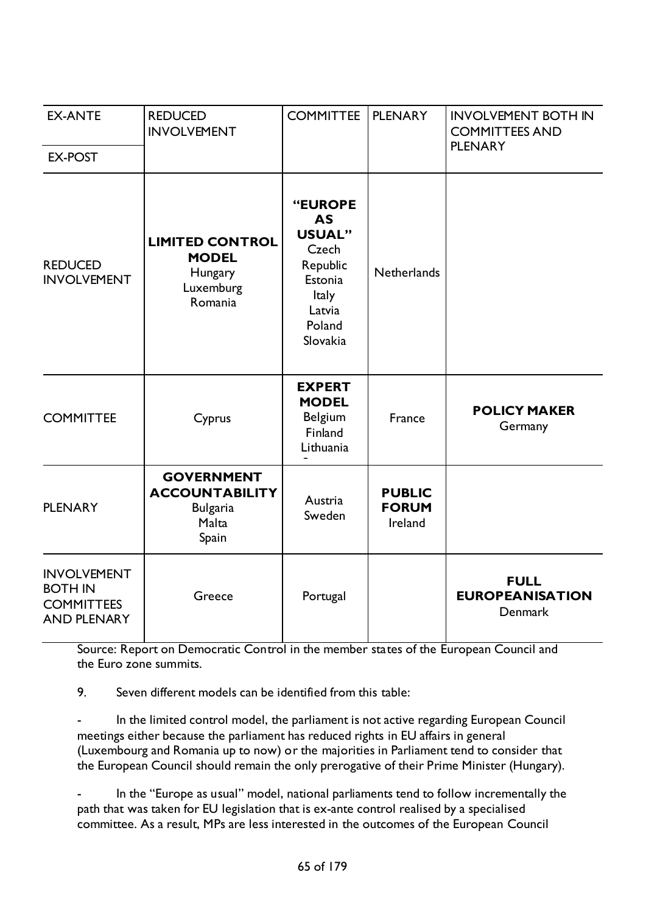| EX-ANTE / EX-POST | REDUCED INVOLVEMENT | COMMITTEE | PLENARY | INVOLVEMENT BOTH IN COMMITTEES AND PLENARY |
|---|---|---|---|---|
| REDUCED INVOLVEMENT | **LIMITED CONTROL MODEL** Hungary Luxemburg Romania | **"EUROPE AS USUAL"** Czech Republic Estonia Italy Latvia Poland Slovakia | Netherlands | |
| COMMITTEE | Cyprus | **EXPERT MODEL** Belgium Finland Lithuania | France | **POLICY MAKER** Germany |
| PLENARY | **GOVERNMENT ACCOUNTABILITY** Bulgaria Malta Spain | Austria Sweden | **PUBLIC FORUM** Ireland | |
| INVOLVEMENT BOTH IN COMMITTEES AND PLENARY | Greece | Portugal | | **FULL EUROPEANISATION** Denmark |

Source: Report on Democratic Control in the member states of the European Council and the Euro zone summits.

9. Seven different models can be identified from this table:

- In the limited control model, the parliament is not active regarding European Council meetings either because the parliament has reduced rights in EU affairs in general (Luxembourg and Romania up to now) or the majorities in Parliament tend to consider that the European Council should remain the only prerogative of their Prime Minister (Hungary).

- In the "Europe as usual" model, national parliaments tend to follow incrementally the path that was taken for EU legislation that is ex-ante control realised by a specialised committee. As a result, MPs are less interested in the outcomes of the European Council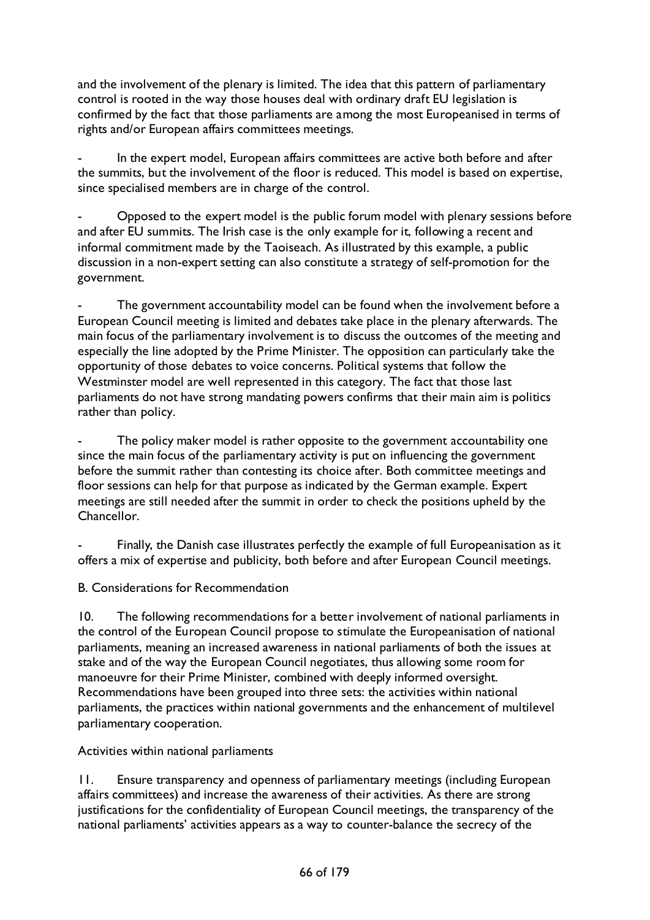and the involvement of the plenary is limited. The idea that this pattern of parliamentary control is rooted in the way those houses deal with ordinary draft EU legislation is confirmed by the fact that those parliaments are among the most Europeanised in terms of rights and/or European affairs committees meetings.

- In the expert model, European affairs committees are active both before and after the summits, but the involvement of the floor is reduced. This model is based on expertise, since specialised members are in charge of the control.

- Opposed to the expert model is the public forum model with plenary sessions before and after EU summits. The Irish case is the only example for it, following a recent and informal commitment made by the Taoiseach. As illustrated by this example, a public discussion in a non-expert setting can also constitute a strategy of self-promotion for the government.

- The government accountability model can be found when the involvement before a European Council meeting is limited and debates take place in the plenary afterwards. The main focus of the parliamentary involvement is to discuss the outcomes of the meeting and especially the line adopted by the Prime Minister. The opposition can particularly take the opportunity of those debates to voice concerns. Political systems that follow the Westminster model are well represented in this category. The fact that those last parliaments do not have strong mandating powers confirms that their main aim is politics rather than policy.

- The policy maker model is rather opposite to the government accountability one since the main focus of the parliamentary activity is put on influencing the government before the summit rather than contesting its choice after. Both committee meetings and floor sessions can help for that purpose as indicated by the German example. Expert meetings are still needed after the summit in order to check the positions upheld by the Chancellor.

- Finally, the Danish case illustrates perfectly the example of full Europeanisation as it offers a mix of expertise and publicity, both before and after European Council meetings.

B. Considerations for Recommendation

10. The following recommendations for a better involvement of national parliaments in the control of the European Council propose to stimulate the Europeanisation of national parliaments, meaning an increased awareness in national parliaments of both the issues at stake and of the way the European Council negotiates, thus allowing some room for manoeuvre for their Prime Minister, combined with deeply informed oversight. Recommendations have been grouped into three sets: the activities within national parliaments, the practices within national governments and the enhancement of multilevel parliamentary cooperation.

Activities within national parliaments

11. Ensure transparency and openness of parliamentary meetings (including European affairs committees) and increase the awareness of their activities. As there are strong justifications for the confidentiality of European Council meetings, the transparency of the national parliaments' activities appears as a way to counter-balance the secrecy of the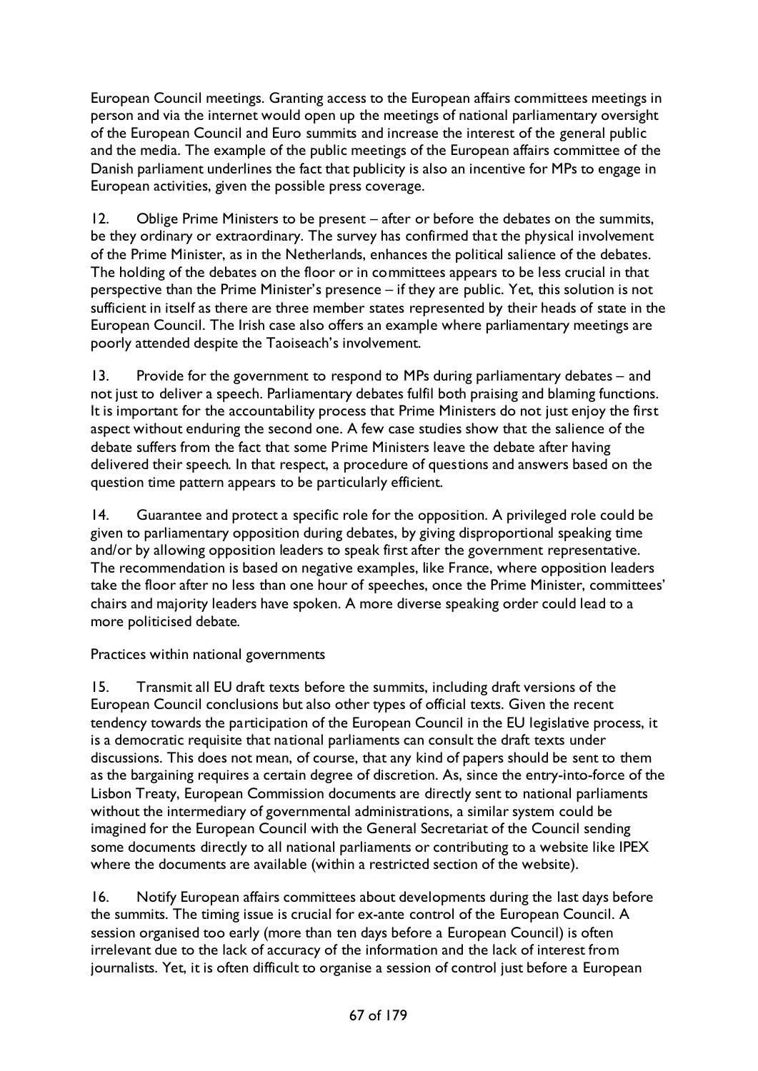European Council meetings. Granting access to the European affairs committees meetings in person and via the internet would open up the meetings of national parliamentary oversight of the European Council and Euro summits and increase the interest of the general public and the media. The example of the public meetings of the European affairs committee of the Danish parliament underlines the fact that publicity is also an incentive for MPs to engage in European activities, given the possible press coverage.

12. Oblige Prime Ministers to be present – after or before the debates on the summits, be they ordinary or extraordinary. The survey has confirmed that the physical involvement of the Prime Minister, as in the Netherlands, enhances the political salience of the debates. The holding of the debates on the floor or in committees appears to be less crucial in that perspective than the Prime Minister's presence – if they are public. Yet, this solution is not sufficient in itself as there are three member states represented by their heads of state in the European Council. The Irish case also offers an example where parliamentary meetings are poorly attended despite the Taoiseach's involvement.

13. Provide for the government to respond to MPs during parliamentary debates – and not just to deliver a speech. Parliamentary debates fulfil both praising and blaming functions. It is important for the accountability process that Prime Ministers do not just enjoy the first aspect without enduring the second one. A few case studies show that the salience of the debate suffers from the fact that some Prime Ministers leave the debate after having delivered their speech. In that respect, a procedure of questions and answers based on the question time pattern appears to be particularly efficient.

14. Guarantee and protect a specific role for the opposition. A privileged role could be given to parliamentary opposition during debates, by giving disproportional speaking time and/or by allowing opposition leaders to speak first after the government representative. The recommendation is based on negative examples, like France, where opposition leaders take the floor after no less than one hour of speeches, once the Prime Minister, committees' chairs and majority leaders have spoken. A more diverse speaking order could lead to a more politicised debate.

Practices within national governments

15. Transmit all EU draft texts before the summits, including draft versions of the European Council conclusions but also other types of official texts. Given the recent tendency towards the participation of the European Council in the EU legislative process, it is a democratic requisite that national parliaments can consult the draft texts under discussions. This does not mean, of course, that any kind of papers should be sent to them as the bargaining requires a certain degree of discretion. As, since the entry-into-force of the Lisbon Treaty, European Commission documents are directly sent to national parliaments without the intermediary of governmental administrations, a similar system could be imagined for the European Council with the General Secretariat of the Council sending some documents directly to all national parliaments or contributing to a website like IPEX where the documents are available (within a restricted section of the website).

16. Notify European affairs committees about developments during the last days before the summits. The timing issue is crucial for ex-ante control of the European Council. A session organised too early (more than ten days before a European Council) is often irrelevant due to the lack of accuracy of the information and the lack of interest from journalists. Yet, it is often difficult to organise a session of control just before a European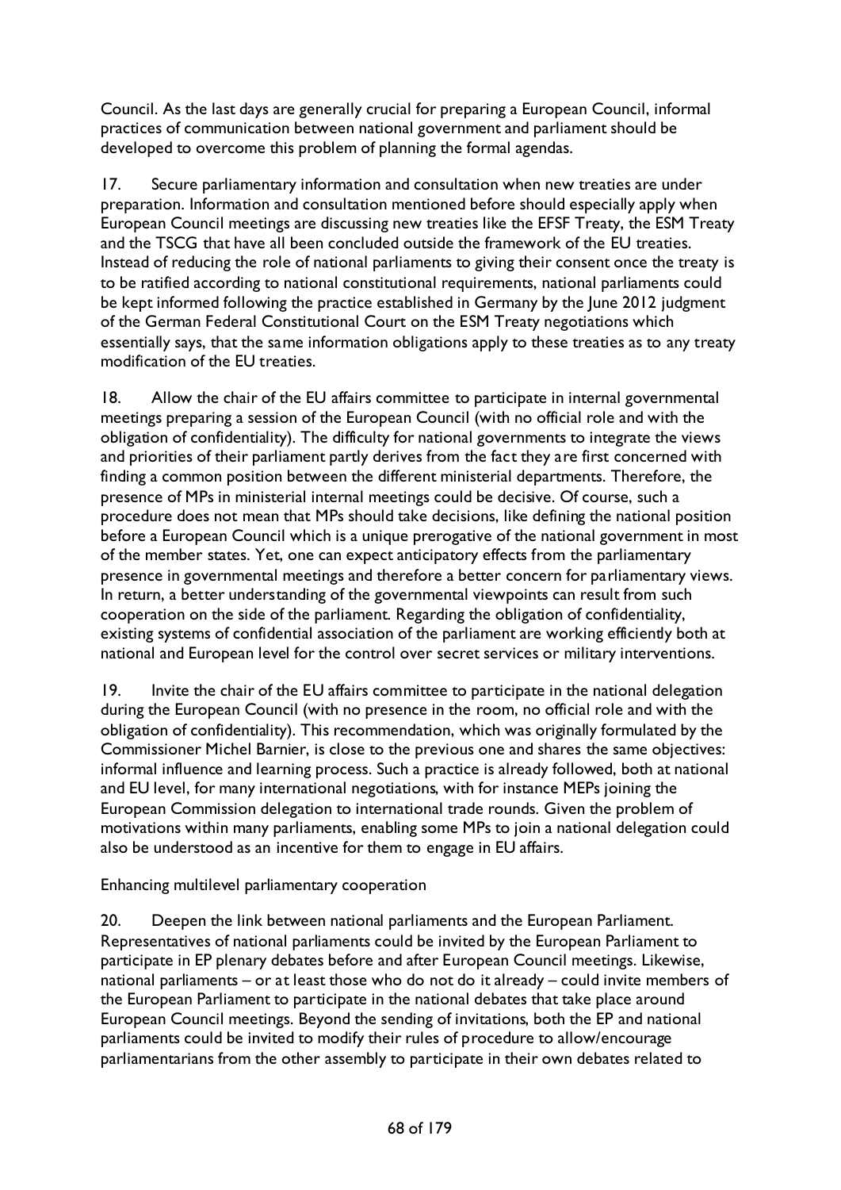Council. As the last days are generally crucial for preparing a European Council, informal practices of communication between national government and parliament should be developed to overcome this problem of planning the formal agendas.

17. Secure parliamentary information and consultation when new treaties are under preparation. Information and consultation mentioned before should especially apply when European Council meetings are discussing new treaties like the EFSF Treaty, the ESM Treaty and the TSCG that have all been concluded outside the framework of the EU treaties. Instead of reducing the role of national parliaments to giving their consent once the treaty is to be ratified according to national constitutional requirements, national parliaments could be kept informed following the practice established in Germany by the June 2012 judgment of the German Federal Constitutional Court on the ESM Treaty negotiations which essentially says, that the same information obligations apply to these treaties as to any treaty modification of the EU treaties.

18. Allow the chair of the EU affairs committee to participate in internal governmental meetings preparing a session of the European Council (with no official role and with the obligation of confidentiality). The difficulty for national governments to integrate the views and priorities of their parliament partly derives from the fact they are first concerned with finding a common position between the different ministerial departments. Therefore, the presence of MPs in ministerial internal meetings could be decisive. Of course, such a procedure does not mean that MPs should take decisions, like defining the national position before a European Council which is a unique prerogative of the national government in most of the member states. Yet, one can expect anticipatory effects from the parliamentary presence in governmental meetings and therefore a better concern for parliamentary views. In return, a better understanding of the governmental viewpoints can result from such cooperation on the side of the parliament. Regarding the obligation of confidentiality, existing systems of confidential association of the parliament are working efficiently both at national and European level for the control over secret services or military interventions.

19. Invite the chair of the EU affairs committee to participate in the national delegation during the European Council (with no presence in the room, no official role and with the obligation of confidentiality). This recommendation, which was originally formulated by the Commissioner Michel Barnier, is close to the previous one and shares the same objectives: informal influence and learning process. Such a practice is already followed, both at national and EU level, for many international negotiations, with for instance MEPs joining the European Commission delegation to international trade rounds. Given the problem of motivations within many parliaments, enabling some MPs to join a national delegation could also be understood as an incentive for them to engage in EU affairs.

Enhancing multilevel parliamentary cooperation

20. Deepen the link between national parliaments and the European Parliament. Representatives of national parliaments could be invited by the European Parliament to participate in EP plenary debates before and after European Council meetings. Likewise, national parliaments – or at least those who do not do it already – could invite members of the European Parliament to participate in the national debates that take place around European Council meetings. Beyond the sending of invitations, both the EP and national parliaments could be invited to modify their rules of procedure to allow/encourage parliamentarians from the other assembly to participate in their own debates related to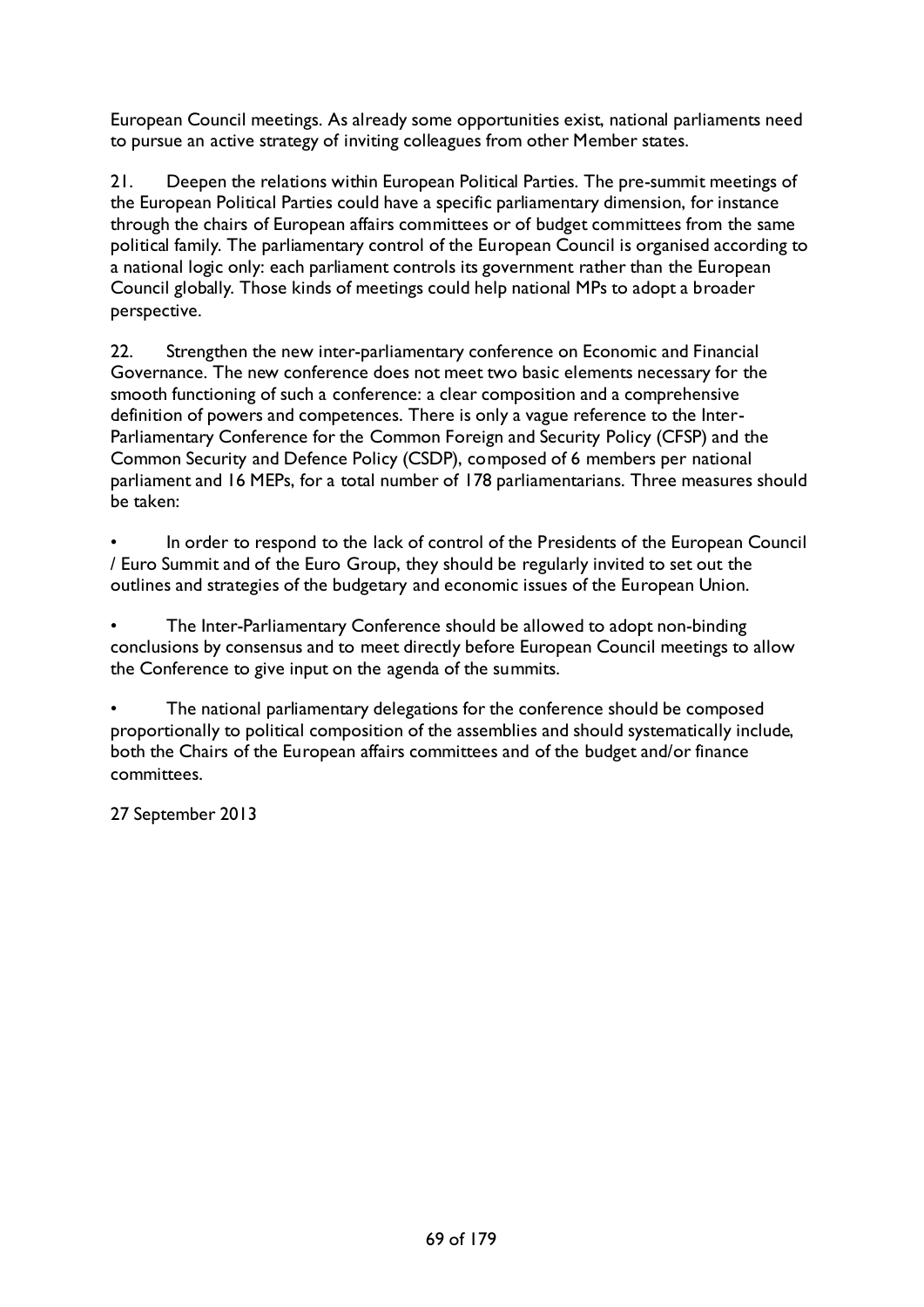European Council meetings. As already some opportunities exist, national parliaments need to pursue an active strategy of inviting colleagues from other Member states.

21. Deepen the relations within European Political Parties. The pre-summit meetings of the European Political Parties could have a specific parliamentary dimension, for instance through the chairs of European affairs committees or of budget committees from the same political family. The parliamentary control of the European Council is organised according to a national logic only: each parliament controls its government rather than the European Council globally. Those kinds of meetings could help national MPs to adopt a broader perspective.

22. Strengthen the new inter-parliamentary conference on Economic and Financial Governance. The new conference does not meet two basic elements necessary for the smooth functioning of such a conference: a clear composition and a comprehensive definition of powers and competences. There is only a vague reference to the Inter-Parliamentary Conference for the Common Foreign and Security Policy (CFSP) and the Common Security and Defence Policy (CSDP), composed of 6 members per national parliament and 16 MEPs, for a total number of 178 parliamentarians. Three measures should be taken:

- In order to respond to the lack of control of the Presidents of the European Council / Euro Summit and of the Euro Group, they should be regularly invited to set out the outlines and strategies of the budgetary and economic issues of the European Union.
- The Inter-Parliamentary Conference should be allowed to adopt non-binding conclusions by consensus and to meet directly before European Council meetings to allow the Conference to give input on the agenda of the summits.
- The national parliamentary delegations for the conference should be composed proportionally to political composition of the assemblies and should systematically include, both the Chairs of the European affairs committees and of the budget and/or finance committees.

27 September 2013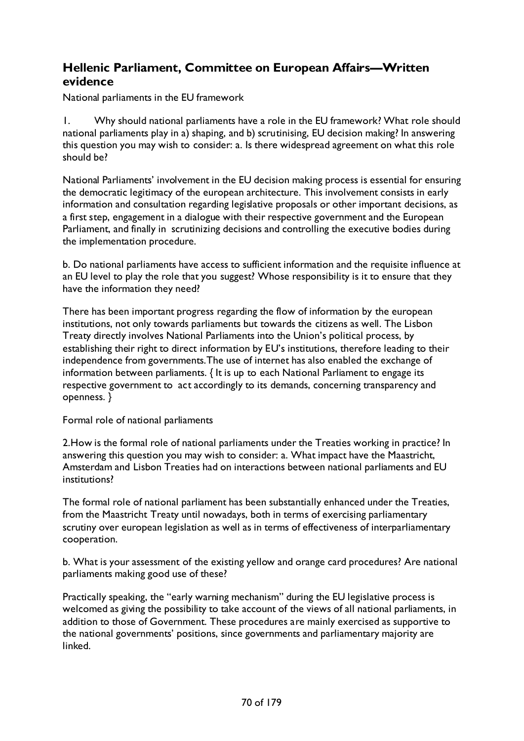## Hellenic Parliament, Committee on European Affairs—Written evidence

National parliaments in the EU framework

1. Why should national parliaments have a role in the EU framework? What role should national parliaments play in a) shaping, and b) scrutinising, EU decision making? In answering this question you may wish to consider: a. Is there widespread agreement on what this role should be?

National Parliaments' involvement in the EU decision making process is essential for ensuring the democratic legitimacy of the european architecture. This involvement consists in early information and consultation regarding legislative proposals or other important decisions, as a first step, engagement in a dialogue with their respective government and the European Parliament, and finally in scrutinizing decisions and controlling the executive bodies during the implementation procedure.

b. Do national parliaments have access to sufficient information and the requisite influence at an EU level to play the role that you suggest? Whose responsibility is it to ensure that they have the information they need?

There has been important progress regarding the flow of information by the european institutions, not only towards parliaments but towards the citizens as well. The Lisbon Treaty directly involves National Parliaments into the Union's political process, by establishing their right to direct information by EU's institutions, therefore leading to their independence from governments.The use of internet has also enabled the exchange of information between parliaments. { It is up to each National Parliament to engage its respective government to act accordingly to its demands, concerning transparency and openness. }

Formal role of national parliaments

2.How is the formal role of national parliaments under the Treaties working in practice? In answering this question you may wish to consider: a. What impact have the Maastricht, Amsterdam and Lisbon Treaties had on interactions between national parliaments and EU institutions?

The formal role of national parliament has been substantially enhanced under the Treaties, from the Maastricht Treaty until nowadays, both in terms of exercising parliamentary scrutiny over european legislation as well as in terms of effectiveness of interparliamentary cooperation.

b. What is your assessment of the existing yellow and orange card procedures? Are national parliaments making good use of these?

Practically speaking, the "early warning mechanism" during the EU legislative process is welcomed as giving the possibility to take account of the views of all national parliaments, in addition to those of Government. These procedures are mainly exercised as supportive to the national governments' positions, since governments and parliamentary majority are linked.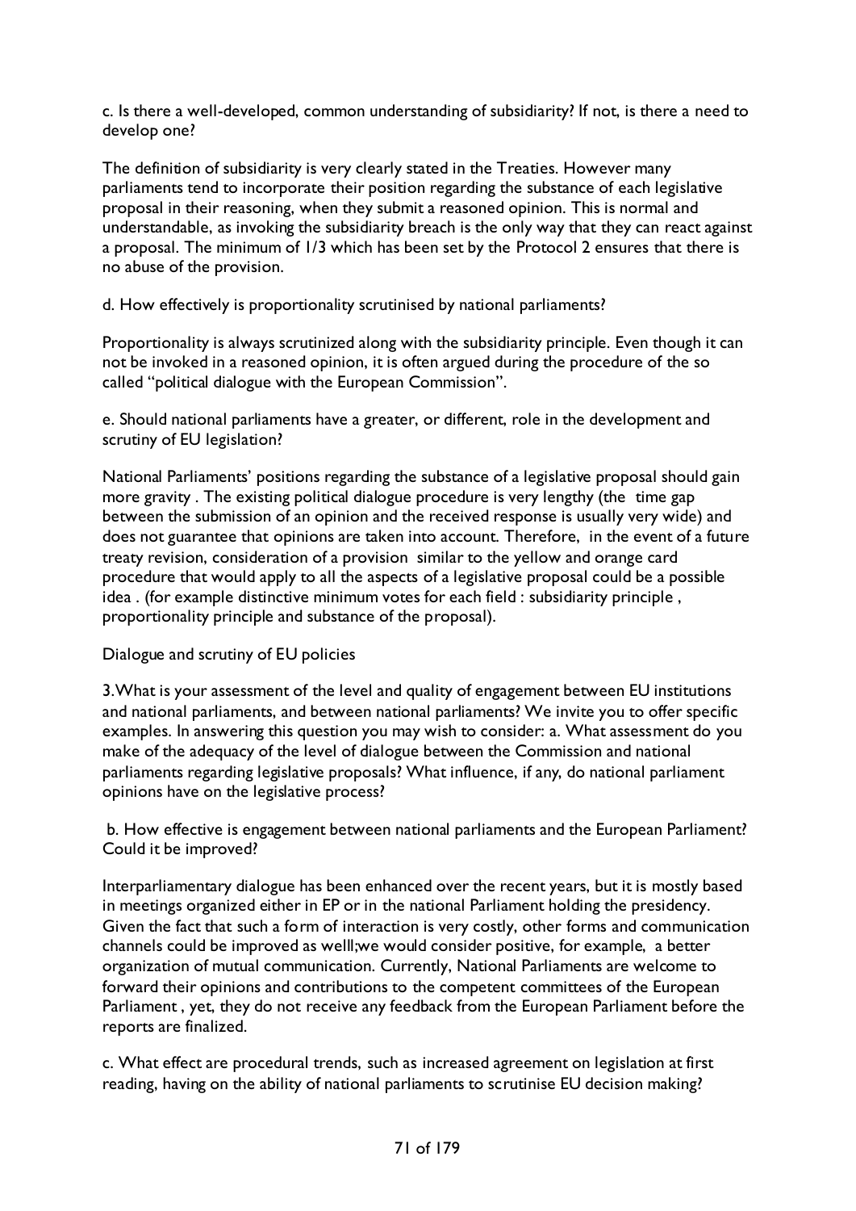c. Is there a well-developed, common understanding of subsidiarity? If not, is there a need to develop one?

The definition of subsidiarity is very clearly stated in the Treaties. However many parliaments tend to incorporate their position regarding the substance of each legislative proposal in their reasoning, when they submit a reasoned opinion. This is normal and understandable, as invoking the subsidiarity breach is the only way that they can react against a proposal. The minimum of 1/3 which has been set by the Protocol 2 ensures that there is no abuse of the provision.

d. How effectively is proportionality scrutinised by national parliaments?

Proportionality is always scrutinized along with the subsidiarity principle. Even though it can not be invoked in a reasoned opinion, it is often argued during the procedure of the so called "political dialogue with the European Commission".

e. Should national parliaments have a greater, or different, role in the development and scrutiny of EU legislation?

National Parliaments' positions regarding the substance of a legislative proposal should gain more gravity . The existing political dialogue procedure is very lengthy (the time gap between the submission of an opinion and the received response is usually very wide) and does not guarantee that opinions are taken into account. Therefore, in the event of a future treaty revision, consideration of a provision similar to the yellow and orange card procedure that would apply to all the aspects of a legislative proposal could be a possible idea . (for example distinctive minimum votes for each field : subsidiarity principle , proportionality principle and substance of the proposal).

Dialogue and scrutiny of EU policies

3.What is your assessment of the level and quality of engagement between EU institutions and national parliaments, and between national parliaments? We invite you to offer specific examples. In answering this question you may wish to consider: a. What assessment do you make of the adequacy of the level of dialogue between the Commission and national parliaments regarding legislative proposals? What influence, if any, do national parliament opinions have on the legislative process?

b. How effective is engagement between national parliaments and the European Parliament? Could it be improved?

Interparliamentary dialogue has been enhanced over the recent years, but it is mostly based in meetings organized either in EP or in the national Parliament holding the presidency. Given the fact that such a form of interaction is very costly, other forms and communication channels could be improved as welll;we would consider positive, for example, a better organization of mutual communication. Currently, National Parliaments are welcome to forward their opinions and contributions to the competent committees of the European Parliament , yet, they do not receive any feedback from the European Parliament before the reports are finalized.

c. What effect are procedural trends, such as increased agreement on legislation at first reading, having on the ability of national parliaments to scrutinise EU decision making?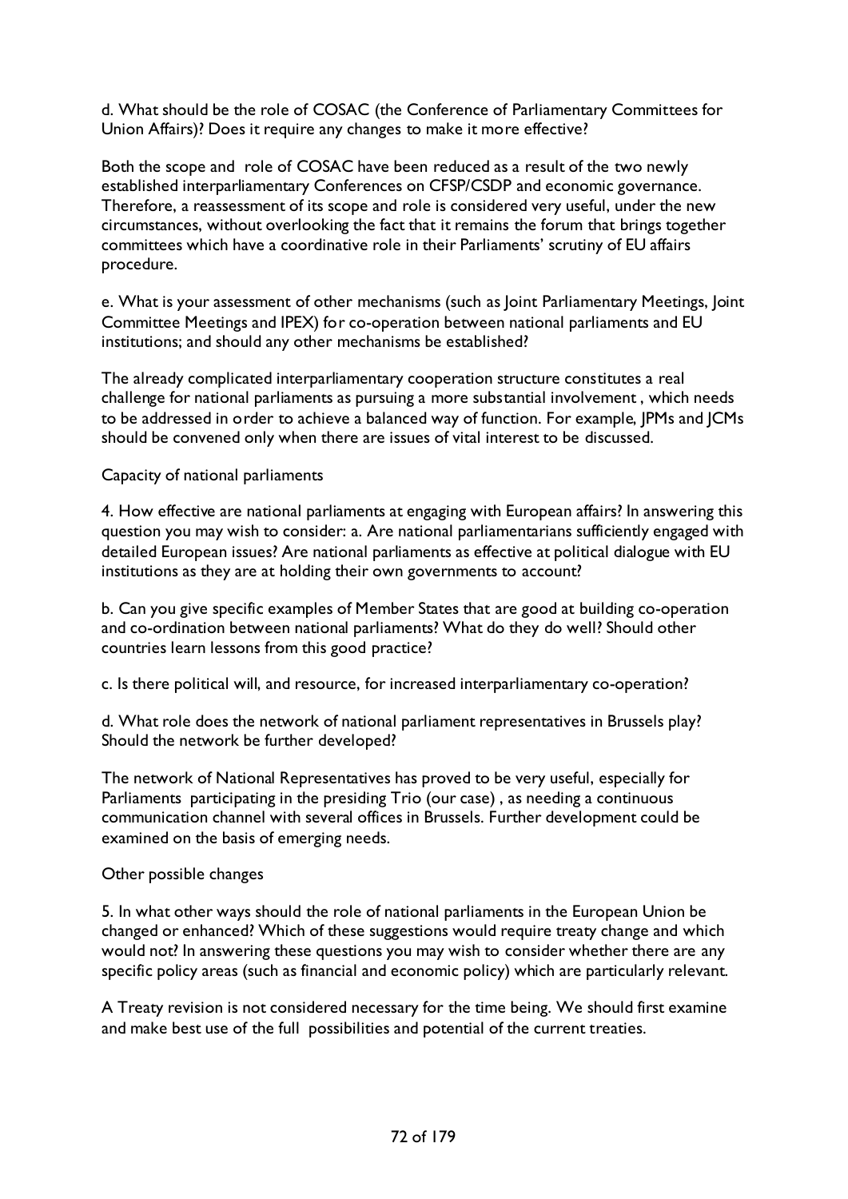d. What should be the role of COSAC (the Conference of Parliamentary Committees for Union Affairs)? Does it require any changes to make it more effective?

Both the scope and role of COSAC have been reduced as a result of the two newly established interparliamentary Conferences on CFSP/CSDP and economic governance. Therefore, a reassessment of its scope and role is considered very useful, under the new circumstances, without overlooking the fact that it remains the forum that brings together committees which have a coordinative role in their Parliaments' scrutiny of EU affairs procedure.

e. What is your assessment of other mechanisms (such as Joint Parliamentary Meetings, Joint Committee Meetings and IPEX) for co-operation between national parliaments and EU institutions; and should any other mechanisms be established?

The already complicated interparliamentary cooperation structure constitutes a real challenge for national parliaments as pursuing a more substantial involvement , which needs to be addressed in order to achieve a balanced way of function. For example, JPMs and JCMs should be convened only when there are issues of vital interest to be discussed.

Capacity of national parliaments

4. How effective are national parliaments at engaging with European affairs? In answering this question you may wish to consider: a. Are national parliamentarians sufficiently engaged with detailed European issues? Are national parliaments as effective at political dialogue with EU institutions as they are at holding their own governments to account?

b. Can you give specific examples of Member States that are good at building co-operation and co-ordination between national parliaments? What do they do well? Should other countries learn lessons from this good practice?

c. Is there political will, and resource, for increased interparliamentary co-operation?

d. What role does the network of national parliament representatives in Brussels play? Should the network be further developed?

The network of National Representatives has proved to be very useful, especially for Parliaments participating in the presiding Trio (our case) , as needing a continuous communication channel with several offices in Brussels. Further development could be examined on the basis of emerging needs.

Other possible changes

5. In what other ways should the role of national parliaments in the European Union be changed or enhanced? Which of these suggestions would require treaty change and which would not? In answering these questions you may wish to consider whether there are any specific policy areas (such as financial and economic policy) which are particularly relevant.

A Treaty revision is not considered necessary for the time being. We should first examine and make best use of the full possibilities and potential of the current treaties.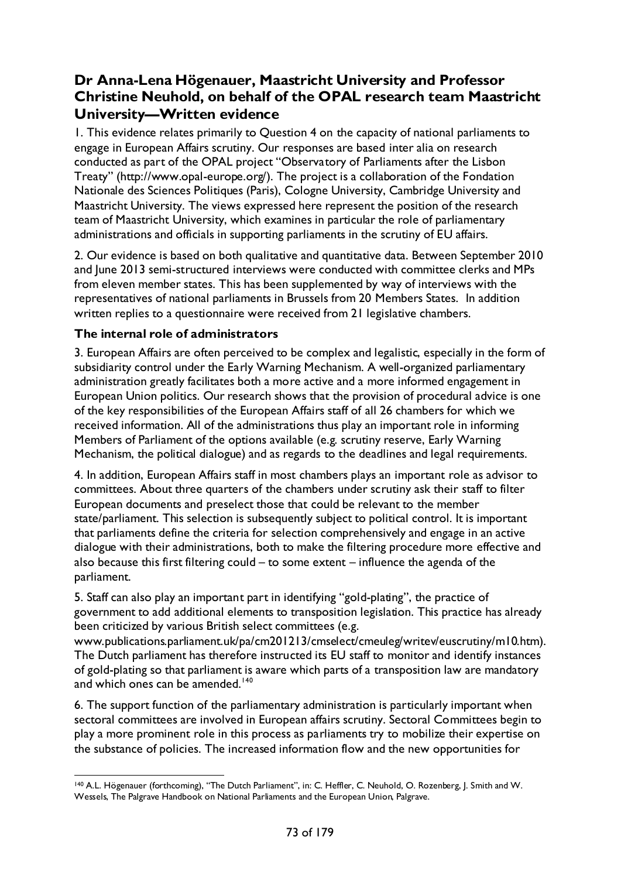## Dr Anna-Lena Högenauer, Maastricht University and Professor Christine Neuhold, on behalf of the OPAL research team Maastricht University—Written evidence

1. This evidence relates primarily to Question 4 on the capacity of national parliaments to engage in European Affairs scrutiny. Our responses are based inter alia on research conducted as part of the OPAL project "Observatory of Parliaments after the Lisbon Treaty" (http://www.opal-europe.org/). The project is a collaboration of the Fondation Nationale des Sciences Politiques (Paris), Cologne University, Cambridge University and Maastricht University. The views expressed here represent the position of the research team of Maastricht University, which examines in particular the role of parliamentary administrations and officials in supporting parliaments in the scrutiny of EU affairs.

2. Our evidence is based on both qualitative and quantitative data. Between September 2010 and June 2013 semi-structured interviews were conducted with committee clerks and MPs from eleven member states. This has been supplemented by way of interviews with the representatives of national parliaments in Brussels from 20 Members States. In addition written replies to a questionnaire were received from 21 legislative chambers.

### The internal role of administrators

3. European Affairs are often perceived to be complex and legalistic, especially in the form of subsidiarity control under the Early Warning Mechanism. A well-organized parliamentary administration greatly facilitates both a more active and a more informed engagement in European Union politics. Our research shows that the provision of procedural advice is one of the key responsibilities of the European Affairs staff of all 26 chambers for which we received information. All of the administrations thus play an important role in informing Members of Parliament of the options available (e.g. scrutiny reserve, Early Warning Mechanism, the political dialogue) and as regards to the deadlines and legal requirements.

4. In addition, European Affairs staff in most chambers plays an important role as advisor to committees. About three quarters of the chambers under scrutiny ask their staff to filter European documents and preselect those that could be relevant to the member state/parliament. This selection is subsequently subject to political control. It is important that parliaments define the criteria for selection comprehensively and engage in an active dialogue with their administrations, both to make the filtering procedure more effective and also because this first filtering could – to some extent – influence the agenda of the parliament.

5. Staff can also play an important part in identifying "gold-plating", the practice of government to add additional elements to transposition legislation. This practice has already been criticized by various British select committees (e.g. www.publications.parliament.uk/pa/cm201213/cmselect/cmeuleg/writev/euscrutiny/m10.htm). The Dutch parliament has therefore instructed its EU staff to monitor and identify instances of gold-plating so that parliament is aware which parts of a transposition law are mandatory and which ones can be amended.[140]

6. The support function of the parliamentary administration is particularly important when sectoral committees are involved in European affairs scrutiny. Sectoral Committees begin to play a more prominent role in this process as parliaments try to mobilize their expertise on the substance of policies. The increased information flow and the new opportunities for

---

[140] A.L. Högenauer (forthcoming), "The Dutch Parliament", in: C. Heffler, C. Neuhold, O. Rozenberg, J. Smith and W. Wessels, The Palgrave Handbook on National Parliaments and the European Union, Palgrave.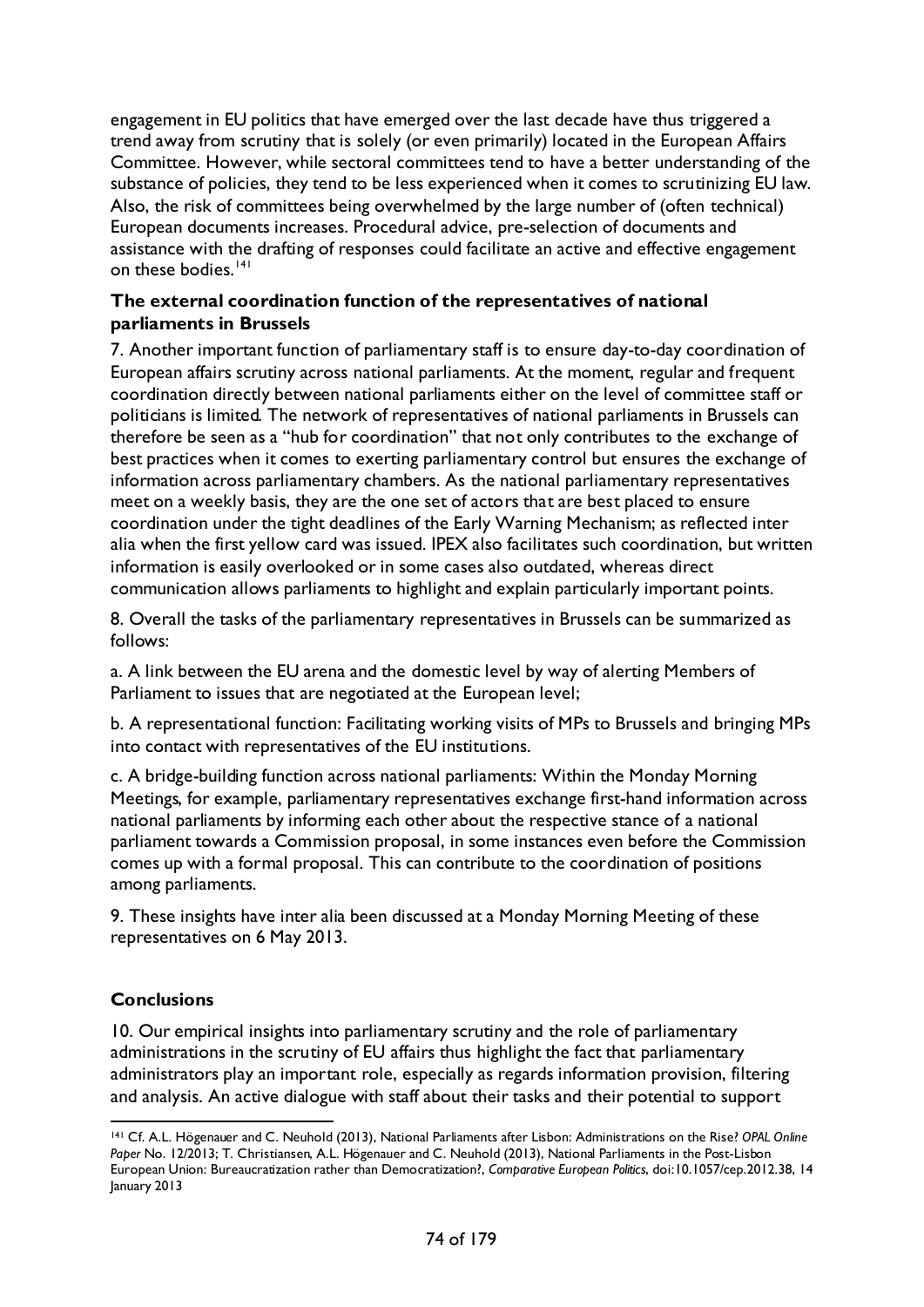engagement in EU politics that have emerged over the last decade have thus triggered a trend away from scrutiny that is solely (or even primarily) located in the European Affairs Committee. However, while sectoral committees tend to have a better understanding of the substance of policies, they tend to be less experienced when it comes to scrutinizing EU law. Also, the risk of committees being overwhelmed by the large number of (often technical) European documents increases. Procedural advice, pre-selection of documents and assistance with the drafting of responses could facilitate an active and effective engagement on these bodies.[141]

**The external coordination function of the representatives of national parliaments in Brussels**

7. Another important function of parliamentary staff is to ensure day-to-day coordination of European affairs scrutiny across national parliaments. At the moment, regular and frequent coordination directly between national parliaments either on the level of committee staff or politicians is limited. The network of representatives of national parliaments in Brussels can therefore be seen as a "hub for coordination" that not only contributes to the exchange of best practices when it comes to exerting parliamentary control but ensures the exchange of information across parliamentary chambers. As the national parliamentary representatives meet on a weekly basis, they are the one set of actors that are best placed to ensure coordination under the tight deadlines of the Early Warning Mechanism; as reflected inter alia when the first yellow card was issued. IPEX also facilitates such coordination, but written information is easily overlooked or in some cases also outdated, whereas direct communication allows parliaments to highlight and explain particularly important points.

8. Overall the tasks of the parliamentary representatives in Brussels can be summarized as follows:

a. A link between the EU arena and the domestic level by way of alerting Members of Parliament to issues that are negotiated at the European level;

b. A representational function: Facilitating working visits of MPs to Brussels and bringing MPs into contact with representatives of the EU institutions.

c. A bridge-building function across national parliaments: Within the Monday Morning Meetings, for example, parliamentary representatives exchange first-hand information across national parliaments by informing each other about the respective stance of a national parliament towards a Commission proposal, in some instances even before the Commission comes up with a formal proposal. This can contribute to the coordination of positions among parliaments.

9. These insights have inter alia been discussed at a Monday Morning Meeting of these representatives on 6 May 2013.

**Conclusions**

10. Our empirical insights into parliamentary scrutiny and the role of parliamentary administrations in the scrutiny of EU affairs thus highlight the fact that parliamentary administrators play an important role, especially as regards information provision, filtering and analysis. An active dialogue with staff about their tasks and their potential to support

[141] Cf. A.L. Högenauer and C. Neuhold (2013), National Parliaments after Lisbon: Administrations on the Rise? *OPAL Online Paper* No. 12/2013; T. Christiansen, A.L. Högenauer and C. Neuhold (2013), National Parliaments in the Post-Lisbon European Union: Bureaucratization rather than Democratization?, *Comparative European Politics*, doi:10.1057/cep.2012.38, 14 January 2013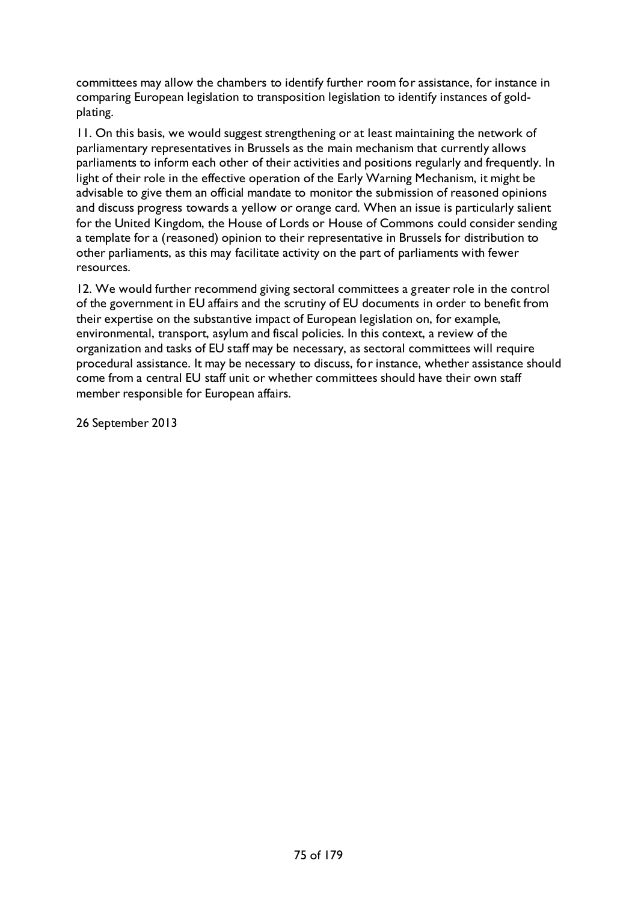committees may allow the chambers to identify further room for assistance, for instance in comparing European legislation to transposition legislation to identify instances of gold-plating.

11. On this basis, we would suggest strengthening or at least maintaining the network of parliamentary representatives in Brussels as the main mechanism that currently allows parliaments to inform each other of their activities and positions regularly and frequently. In light of their role in the effective operation of the Early Warning Mechanism, it might be advisable to give them an official mandate to monitor the submission of reasoned opinions and discuss progress towards a yellow or orange card. When an issue is particularly salient for the United Kingdom, the House of Lords or House of Commons could consider sending a template for a (reasoned) opinion to their representative in Brussels for distribution to other parliaments, as this may facilitate activity on the part of parliaments with fewer resources.

12. We would further recommend giving sectoral committees a greater role in the control of the government in EU affairs and the scrutiny of EU documents in order to benefit from their expertise on the substantive impact of European legislation on, for example, environmental, transport, asylum and fiscal policies. In this context, a review of the organization and tasks of EU staff may be necessary, as sectoral committees will require procedural assistance. It may be necessary to discuss, for instance, whether assistance should come from a central EU staff unit or whether committees should have their own staff member responsible for European affairs.

26 September 2013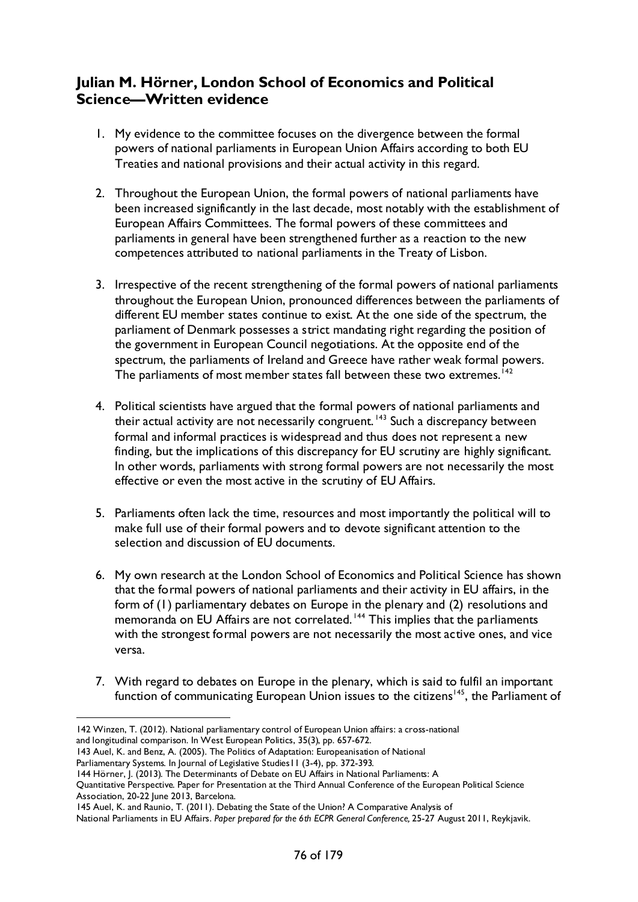## Julian M. Hörner, London School of Economics and Political Science—Written evidence

1. My evidence to the committee focuses on the divergence between the formal powers of national parliaments in European Union Affairs according to both EU Treaties and national provisions and their actual activity in this regard.

2. Throughout the European Union, the formal powers of national parliaments have been increased significantly in the last decade, most notably with the establishment of European Affairs Committees. The formal powers of these committees and parliaments in general have been strengthened further as a reaction to the new competences attributed to national parliaments in the Treaty of Lisbon.

3. Irrespective of the recent strengthening of the formal powers of national parliaments throughout the European Union, pronounced differences between the parliaments of different EU member states continue to exist. At the one side of the spectrum, the parliament of Denmark possesses a strict mandating right regarding the position of the government in European Council negotiations. At the opposite end of the spectrum, the parliaments of Ireland and Greece have rather weak formal powers. The parliaments of most member states fall between these two extremes.[142]

4. Political scientists have argued that the formal powers of national parliaments and their actual activity are not necessarily congruent.[143] Such a discrepancy between formal and informal practices is widespread and thus does not represent a new finding, but the implications of this discrepancy for EU scrutiny are highly significant. In other words, parliaments with strong formal powers are not necessarily the most effective or even the most active in the scrutiny of EU Affairs.

5. Parliaments often lack the time, resources and most importantly the political will to make full use of their formal powers and to devote significant attention to the selection and discussion of EU documents.

6. My own research at the London School of Economics and Political Science has shown that the formal powers of national parliaments and their activity in EU affairs, in the form of (1) parliamentary debates on Europe in the plenary and (2) resolutions and memoranda on EU Affairs are not correlated.[144] This implies that the parliaments with the strongest formal powers are not necessarily the most active ones, and vice versa.

7. With regard to debates on Europe in the plenary, which is said to fulfil an important function of communicating European Union issues to the citizens[145], the Parliament of

---

142 Winzen, T. (2012). National parliamentary control of European Union affairs: a cross-national and longitudinal comparison. In West European Politics, 35(3), pp. 657-672.

143 Auel, K. and Benz, A. (2005). The Politics of Adaptation: Europeanisation of National Parliamentary Systems. In Journal of Legislative Studies11 (3-4), pp. 372-393.

144 Hörner, J. (2013). The Determinants of Debate on EU Affairs in National Parliaments: A Quantitative Perspective. Paper for Presentation at the Third Annual Conference of the European Political Science Association, 20-22 June 2013, Barcelona.

145 Auel, K. and Raunio, T. (2011). Debating the State of the Union? A Comparative Analysis of National Parliaments in EU Affairs. *Paper prepared for the 6th ECPR General Conference,* 25-27 August 2011, Reykjavik.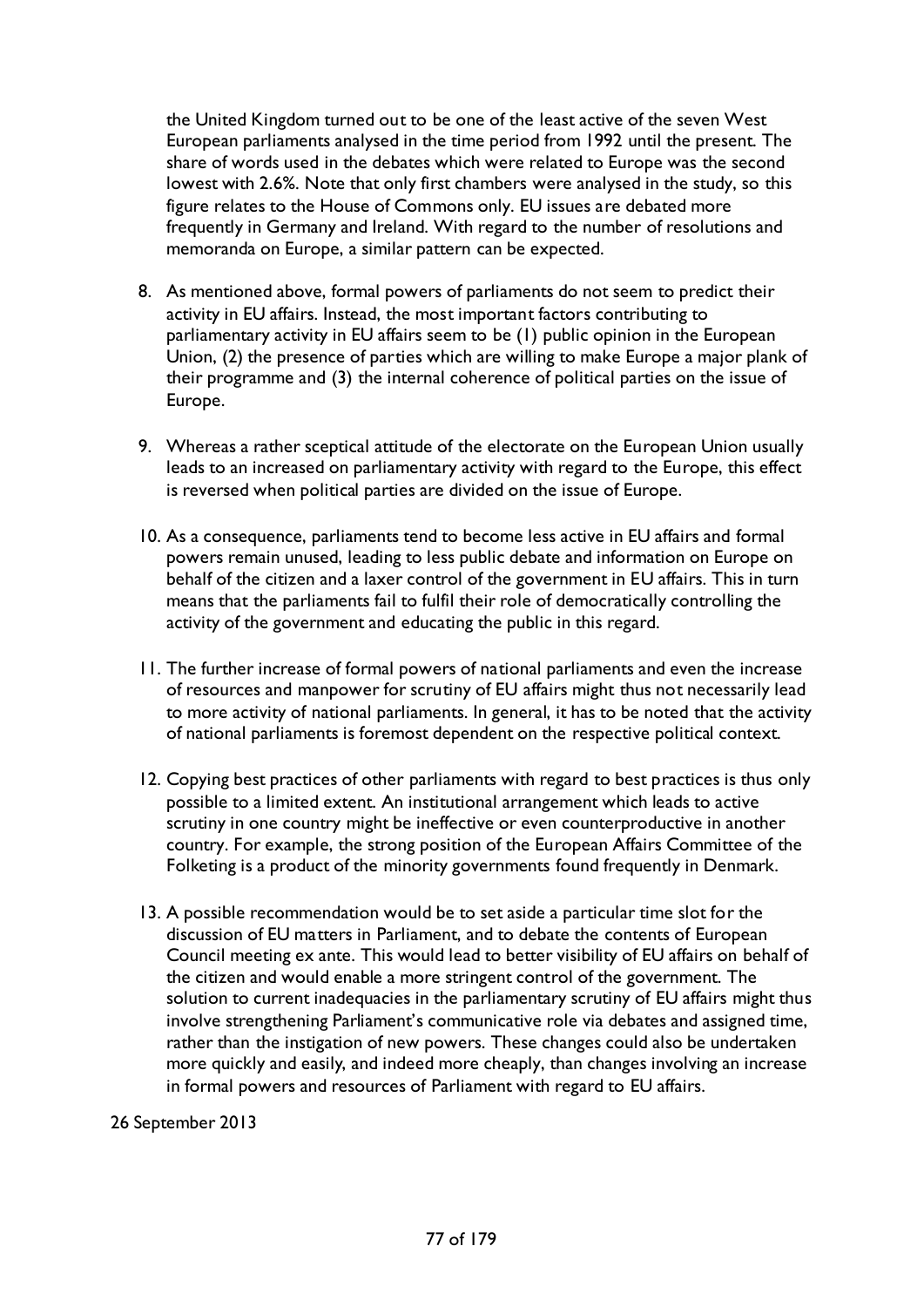the United Kingdom turned out to be one of the least active of the seven West European parliaments analysed in the time period from 1992 until the present. The share of words used in the debates which were related to Europe was the second lowest with 2.6%. Note that only first chambers were analysed in the study, so this figure relates to the House of Commons only. EU issues are debated more frequently in Germany and Ireland. With regard to the number of resolutions and memoranda on Europe, a similar pattern can be expected.

8. As mentioned above, formal powers of parliaments do not seem to predict their activity in EU affairs. Instead, the most important factors contributing to parliamentary activity in EU affairs seem to be (1) public opinion in the European Union, (2) the presence of parties which are willing to make Europe a major plank of their programme and (3) the internal coherence of political parties on the issue of Europe.

9. Whereas a rather sceptical attitude of the electorate on the European Union usually leads to an increased on parliamentary activity with regard to the Europe, this effect is reversed when political parties are divided on the issue of Europe.

10. As a consequence, parliaments tend to become less active in EU affairs and formal powers remain unused, leading to less public debate and information on Europe on behalf of the citizen and a laxer control of the government in EU affairs. This in turn means that the parliaments fail to fulfil their role of democratically controlling the activity of the government and educating the public in this regard.

11. The further increase of formal powers of national parliaments and even the increase of resources and manpower for scrutiny of EU affairs might thus not necessarily lead to more activity of national parliaments. In general, it has to be noted that the activity of national parliaments is foremost dependent on the respective political context.

12. Copying best practices of other parliaments with regard to best practices is thus only possible to a limited extent. An institutional arrangement which leads to active scrutiny in one country might be ineffective or even counterproductive in another country. For example, the strong position of the European Affairs Committee of the Folketing is a product of the minority governments found frequently in Denmark.

13. A possible recommendation would be to set aside a particular time slot for the discussion of EU matters in Parliament, and to debate the contents of European Council meeting ex ante. This would lead to better visibility of EU affairs on behalf of the citizen and would enable a more stringent control of the government. The solution to current inadequacies in the parliamentary scrutiny of EU affairs might thus involve strengthening Parliament's communicative role via debates and assigned time, rather than the instigation of new powers. These changes could also be undertaken more quickly and easily, and indeed more cheaply, than changes involving an increase in formal powers and resources of Parliament with regard to EU affairs.

26 September 2013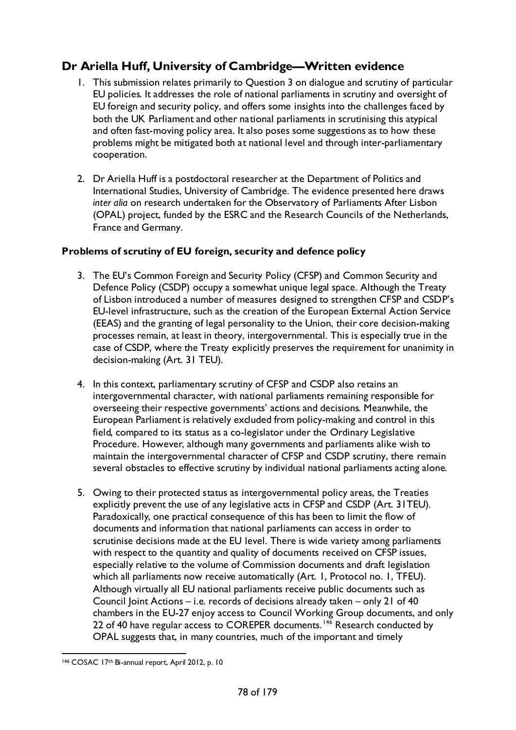## Dr Ariella Huff, University of Cambridge—Written evidence

1. This submission relates primarily to Question 3 on dialogue and scrutiny of particular EU policies. It addresses the role of national parliaments in scrutiny and oversight of EU foreign and security policy, and offers some insights into the challenges faced by both the UK Parliament and other national parliaments in scrutinising this atypical and often fast-moving policy area. It also poses some suggestions as to how these problems might be mitigated both at national level and through inter-parliamentary cooperation.

2. Dr Ariella Huff is a postdoctoral researcher at the Department of Politics and International Studies, University of Cambridge. The evidence presented here draws *inter alia* on research undertaken for the Observatory of Parliaments After Lisbon (OPAL) project, funded by the ESRC and the Research Councils of the Netherlands, France and Germany.

### Problems of scrutiny of EU foreign, security and defence policy

3. The EU's Common Foreign and Security Policy (CFSP) and Common Security and Defence Policy (CSDP) occupy a somewhat unique legal space. Although the Treaty of Lisbon introduced a number of measures designed to strengthen CFSP and CSDP's EU-level infrastructure, such as the creation of the European External Action Service (EEAS) and the granting of legal personality to the Union, their core decision-making processes remain, at least in theory, intergovernmental. This is especially true in the case of CSDP, where the Treaty explicitly preserves the requirement for unanimity in decision-making (Art. 31 TEU).

4. In this context, parliamentary scrutiny of CFSP and CSDP also retains an intergovernmental character, with national parliaments remaining responsible for overseeing their respective governments' actions and decisions. Meanwhile, the European Parliament is relatively excluded from policy-making and control in this field, compared to its status as a co-legislator under the Ordinary Legislative Procedure. However, although many governments and parliaments alike wish to maintain the intergovernmental character of CFSP and CSDP scrutiny, there remain several obstacles to effective scrutiny by individual national parliaments acting alone.

5. Owing to their protected status as intergovernmental policy areas, the Treaties explicitly prevent the use of any legislative acts in CFSP and CSDP (Art. 31TEU). Paradoxically, one practical consequence of this has been to limit the flow of documents and information that national parliaments can access in order to scrutinise decisions made at the EU level. There is wide variety among parliaments with respect to the quantity and quality of documents received on CFSP issues, especially relative to the volume of Commission documents and draft legislation which all parliaments now receive automatically (Art. 1, Protocol no. 1, TFEU). Although virtually all EU national parliaments receive public documents such as Council Joint Actions – i.e. records of decisions already taken – only 21 of 40 chambers in the EU-27 enjoy access to Council Working Group documents, and only 22 of 40 have regular access to COREPER documents.[146] Research conducted by OPAL suggests that, in many countries, much of the important and timely

---

[146] COSAC 17th Bi-annual report, April 2012, p. 10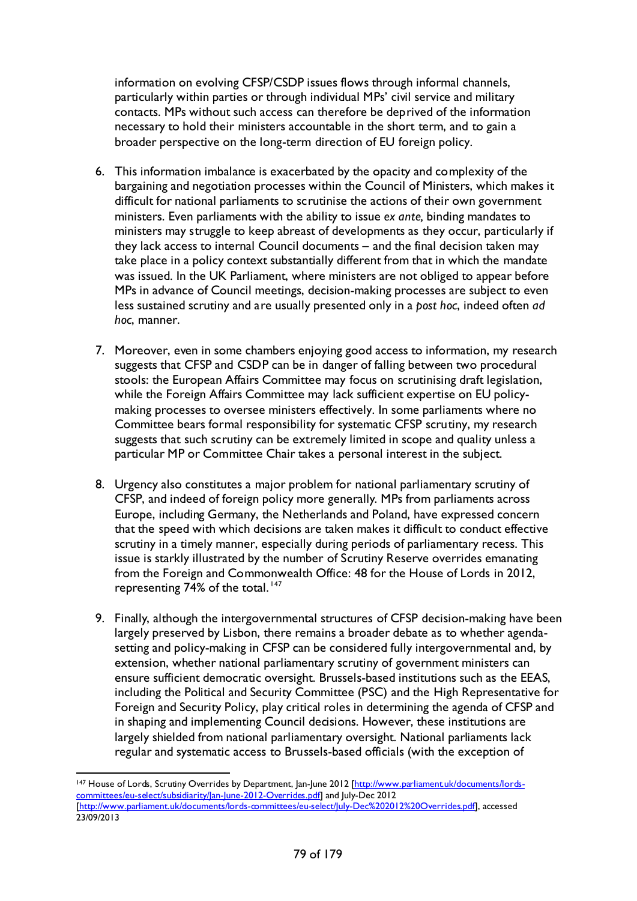information on evolving CFSP/CSDP issues flows through informal channels, particularly within parties or through individual MPs' civil service and military contacts. MPs without such access can therefore be deprived of the information necessary to hold their ministers accountable in the short term, and to gain a broader perspective on the long-term direction of EU foreign policy.

6. This information imbalance is exacerbated by the opacity and complexity of the bargaining and negotiation processes within the Council of Ministers, which makes it difficult for national parliaments to scrutinise the actions of their own government ministers. Even parliaments with the ability to issue *ex ante,* binding mandates to ministers may struggle to keep abreast of developments as they occur, particularly if they lack access to internal Council documents – and the final decision taken may take place in a policy context substantially different from that in which the mandate was issued. In the UK Parliament, where ministers are not obliged to appear before MPs in advance of Council meetings, decision-making processes are subject to even less sustained scrutiny and are usually presented only in a *post hoc*, indeed often *ad hoc*, manner.

7. Moreover, even in some chambers enjoying good access to information, my research suggests that CFSP and CSDP can be in danger of falling between two procedural stools: the European Affairs Committee may focus on scrutinising draft legislation, while the Foreign Affairs Committee may lack sufficient expertise on EU policy-making processes to oversee ministers effectively. In some parliaments where no Committee bears formal responsibility for systematic CFSP scrutiny, my research suggests that such scrutiny can be extremely limited in scope and quality unless a particular MP or Committee Chair takes a personal interest in the subject.

8. Urgency also constitutes a major problem for national parliamentary scrutiny of CFSP, and indeed of foreign policy more generally. MPs from parliaments across Europe, including Germany, the Netherlands and Poland, have expressed concern that the speed with which decisions are taken makes it difficult to conduct effective scrutiny in a timely manner, especially during periods of parliamentary recess. This issue is starkly illustrated by the number of Scrutiny Reserve overrides emanating from the Foreign and Commonwealth Office: 48 for the House of Lords in 2012, representing 74% of the total.[147]

9. Finally, although the intergovernmental structures of CFSP decision-making have been largely preserved by Lisbon, there remains a broader debate as to whether agenda-setting and policy-making in CFSP can be considered fully intergovernmental and, by extension, whether national parliamentary scrutiny of government ministers can ensure sufficient democratic oversight. Brussels-based institutions such as the EEAS, including the Political and Security Committee (PSC) and the High Representative for Foreign and Security Policy, play critical roles in determining the agenda of CFSP and in shaping and implementing Council decisions. However, these institutions are largely shielded from national parliamentary oversight. National parliaments lack regular and systematic access to Brussels-based officials (with the exception of

---

[147] House of Lords, Scrutiny Overrides by Department, Jan-June 2012 [http://www.parliament.uk/documents/lords-committees/eu-select/subsidiarity/Jan-June-2012-Overrides.pdf] and July-Dec 2012 [http://www.parliament.uk/documents/lords-committees/eu-select/July-Dec%202012%20Overrides.pdf], accessed 23/09/2013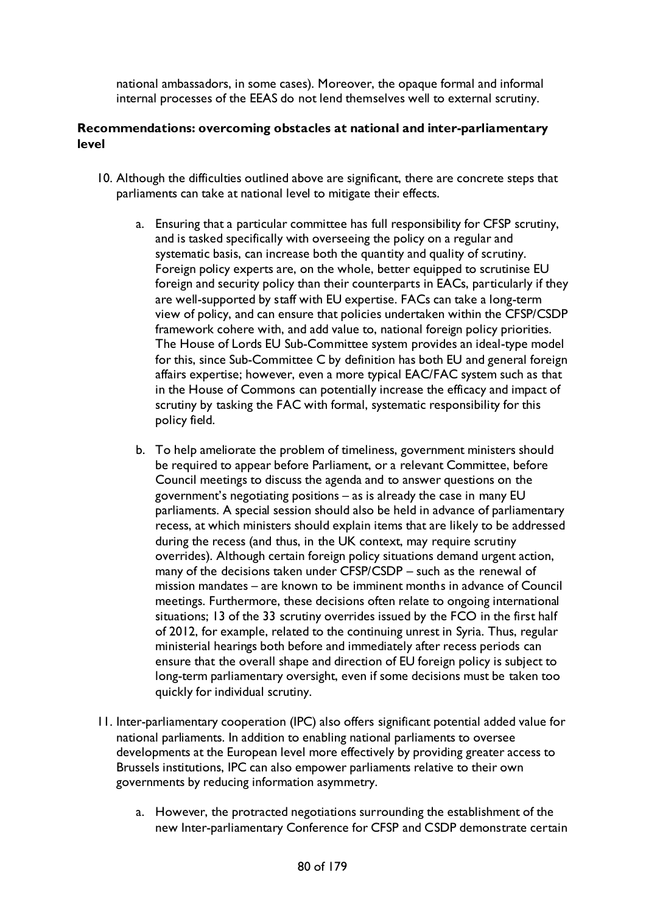national ambassadors, in some cases). Moreover, the opaque formal and informal internal processes of the EEAS do not lend themselves well to external scrutiny.

**Recommendations: overcoming obstacles at national and inter-parliamentary level**

10. Although the difficulties outlined above are significant, there are concrete steps that parliaments can take at national level to mitigate their effects.

    a. Ensuring that a particular committee has full responsibility for CFSP scrutiny, and is tasked specifically with overseeing the policy on a regular and systematic basis, can increase both the quantity and quality of scrutiny. Foreign policy experts are, on the whole, better equipped to scrutinise EU foreign and security policy than their counterparts in EACs, particularly if they are well-supported by staff with EU expertise. FACs can take a long-term view of policy, and can ensure that policies undertaken within the CFSP/CSDP framework cohere with, and add value to, national foreign policy priorities. The House of Lords EU Sub-Committee system provides an ideal-type model for this, since Sub-Committee C by definition has both EU and general foreign affairs expertise; however, even a more typical EAC/FAC system such as that in the House of Commons can potentially increase the efficacy and impact of scrutiny by tasking the FAC with formal, systematic responsibility for this policy field.

    b. To help ameliorate the problem of timeliness, government ministers should be required to appear before Parliament, or a relevant Committee, before Council meetings to discuss the agenda and to answer questions on the government's negotiating positions – as is already the case in many EU parliaments. A special session should also be held in advance of parliamentary recess, at which ministers should explain items that are likely to be addressed during the recess (and thus, in the UK context, may require scrutiny overrides). Although certain foreign policy situations demand urgent action, many of the decisions taken under CFSP/CSDP – such as the renewal of mission mandates – are known to be imminent months in advance of Council meetings. Furthermore, these decisions often relate to ongoing international situations; 13 of the 33 scrutiny overrides issued by the FCO in the first half of 2012, for example, related to the continuing unrest in Syria. Thus, regular ministerial hearings both before and immediately after recess periods can ensure that the overall shape and direction of EU foreign policy is subject to long-term parliamentary oversight, even if some decisions must be taken too quickly for individual scrutiny.

11. Inter-parliamentary cooperation (IPC) also offers significant potential added value for national parliaments. In addition to enabling national parliaments to oversee developments at the European level more effectively by providing greater access to Brussels institutions, IPC can also empower parliaments relative to their own governments by reducing information asymmetry.

    a. However, the protracted negotiations surrounding the establishment of the new Inter-parliamentary Conference for CFSP and CSDP demonstrate certain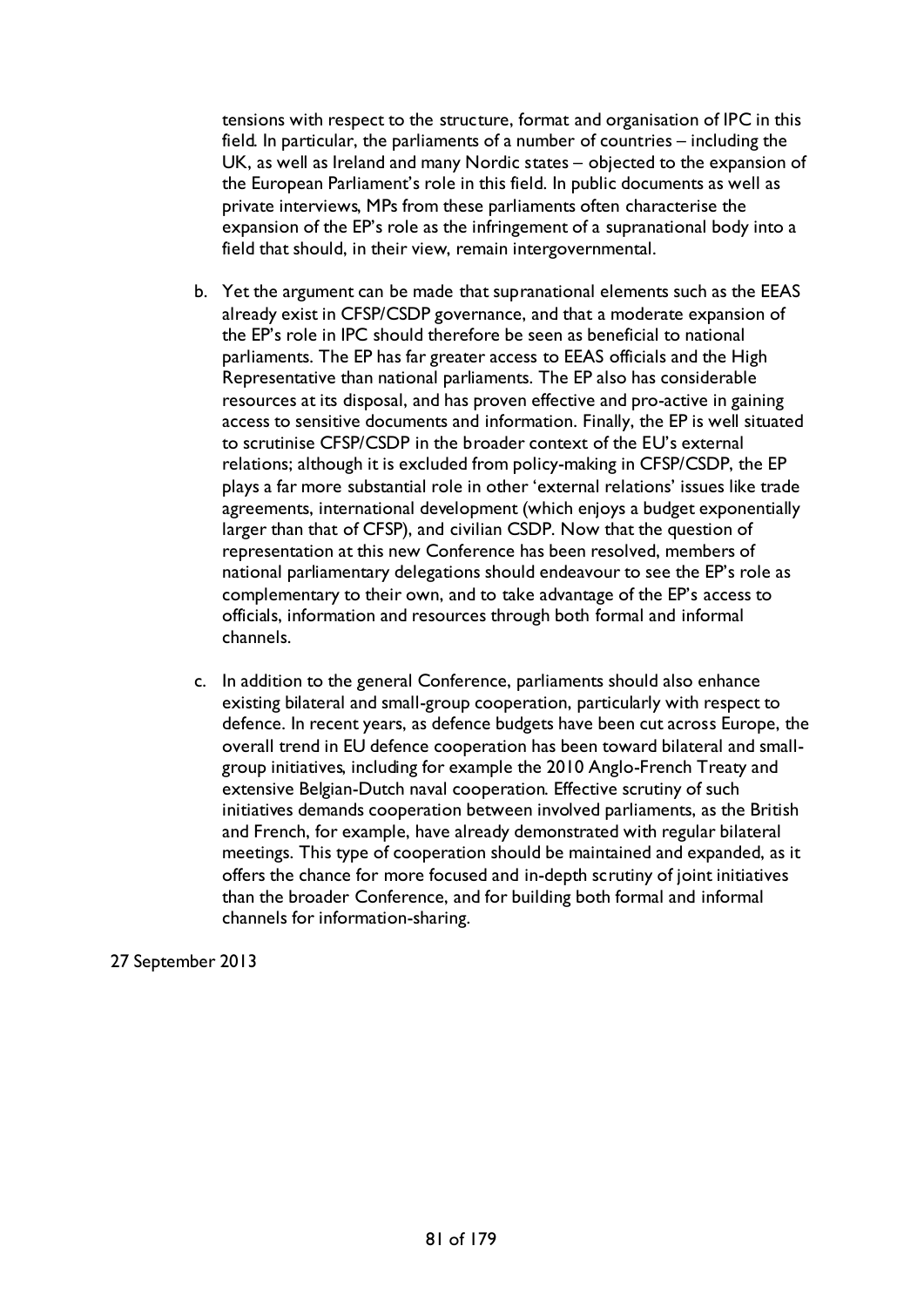tensions with respect to the structure, format and organisation of IPC in this field. In particular, the parliaments of a number of countries – including the UK, as well as Ireland and many Nordic states – objected to the expansion of the European Parliament's role in this field. In public documents as well as private interviews, MPs from these parliaments often characterise the expansion of the EP's role as the infringement of a supranational body into a field that should, in their view, remain intergovernmental.

b. Yet the argument can be made that supranational elements such as the EEAS already exist in CFSP/CSDP governance, and that a moderate expansion of the EP's role in IPC should therefore be seen as beneficial to national parliaments. The EP has far greater access to EEAS officials and the High Representative than national parliaments. The EP also has considerable resources at its disposal, and has proven effective and pro-active in gaining access to sensitive documents and information. Finally, the EP is well situated to scrutinise CFSP/CSDP in the broader context of the EU's external relations; although it is excluded from policy-making in CFSP/CSDP, the EP plays a far more substantial role in other 'external relations' issues like trade agreements, international development (which enjoys a budget exponentially larger than that of CFSP), and civilian CSDP. Now that the question of representation at this new Conference has been resolved, members of national parliamentary delegations should endeavour to see the EP's role as complementary to their own, and to take advantage of the EP's access to officials, information and resources through both formal and informal channels.

c. In addition to the general Conference, parliaments should also enhance existing bilateral and small-group cooperation, particularly with respect to defence. In recent years, as defence budgets have been cut across Europe, the overall trend in EU defence cooperation has been toward bilateral and small-group initiatives, including for example the 2010 Anglo-French Treaty and extensive Belgian-Dutch naval cooperation. Effective scrutiny of such initiatives demands cooperation between involved parliaments, as the British and French, for example, have already demonstrated with regular bilateral meetings. This type of cooperation should be maintained and expanded, as it offers the chance for more focused and in-depth scrutiny of joint initiatives than the broader Conference, and for building both formal and informal channels for information-sharing.

27 September 2013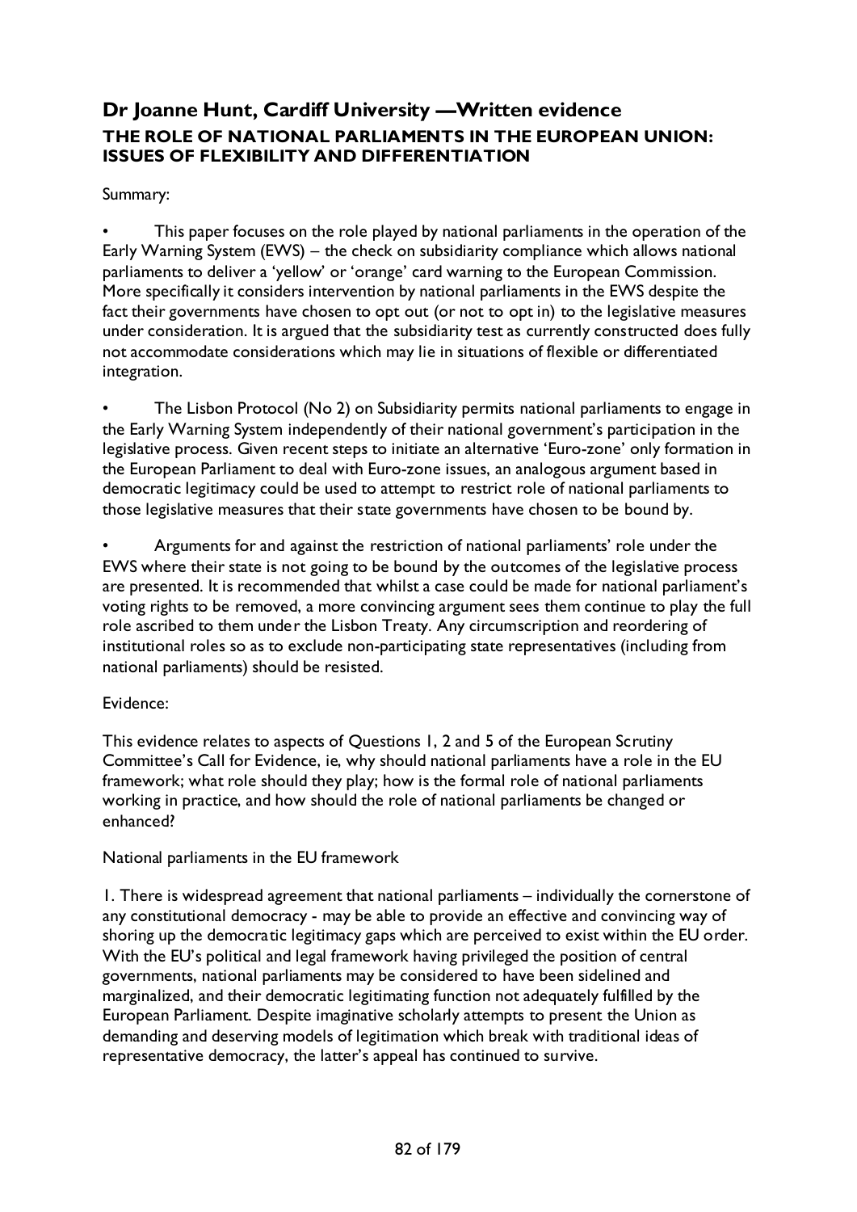## Dr Joanne Hunt, Cardiff University —Written evidence

### THE ROLE OF NATIONAL PARLIAMENTS IN THE EUROPEAN UNION: ISSUES OF FLEXIBILITY AND DIFFERENTIATION

Summary:

- This paper focuses on the role played by national parliaments in the operation of the Early Warning System (EWS) – the check on subsidiarity compliance which allows national parliaments to deliver a 'yellow' or 'orange' card warning to the European Commission. More specifically it considers intervention by national parliaments in the EWS despite the fact their governments have chosen to opt out (or not to opt in) to the legislative measures under consideration. It is argued that the subsidiarity test as currently constructed does fully not accommodate considerations which may lie in situations of flexible or differentiated integration.

- The Lisbon Protocol (No 2) on Subsidiarity permits national parliaments to engage in the Early Warning System independently of their national government's participation in the legislative process. Given recent steps to initiate an alternative 'Euro-zone' only formation in the European Parliament to deal with Euro-zone issues, an analogous argument based in democratic legitimacy could be used to attempt to restrict role of national parliaments to those legislative measures that their state governments have chosen to be bound by.

- Arguments for and against the restriction of national parliaments' role under the EWS where their state is not going to be bound by the outcomes of the legislative process are presented. It is recommended that whilst a case could be made for national parliament's voting rights to be removed, a more convincing argument sees them continue to play the full role ascribed to them under the Lisbon Treaty. Any circumscription and reordering of institutional roles so as to exclude non-participating state representatives (including from national parliaments) should be resisted.

Evidence:

This evidence relates to aspects of Questions 1, 2 and 5 of the European Scrutiny Committee's Call for Evidence, ie, why should national parliaments have a role in the EU framework; what role should they play; how is the formal role of national parliaments working in practice, and how should the role of national parliaments be changed or enhanced?

National parliaments in the EU framework

1. There is widespread agreement that national parliaments – individually the cornerstone of any constitutional democracy - may be able to provide an effective and convincing way of shoring up the democratic legitimacy gaps which are perceived to exist within the EU order. With the EU's political and legal framework having privileged the position of central governments, national parliaments may be considered to have been sidelined and marginalized, and their democratic legitimating function not adequately fulfilled by the European Parliament. Despite imaginative scholarly attempts to present the Union as demanding and deserving models of legitimation which break with traditional ideas of representative democracy, the latter's appeal has continued to survive.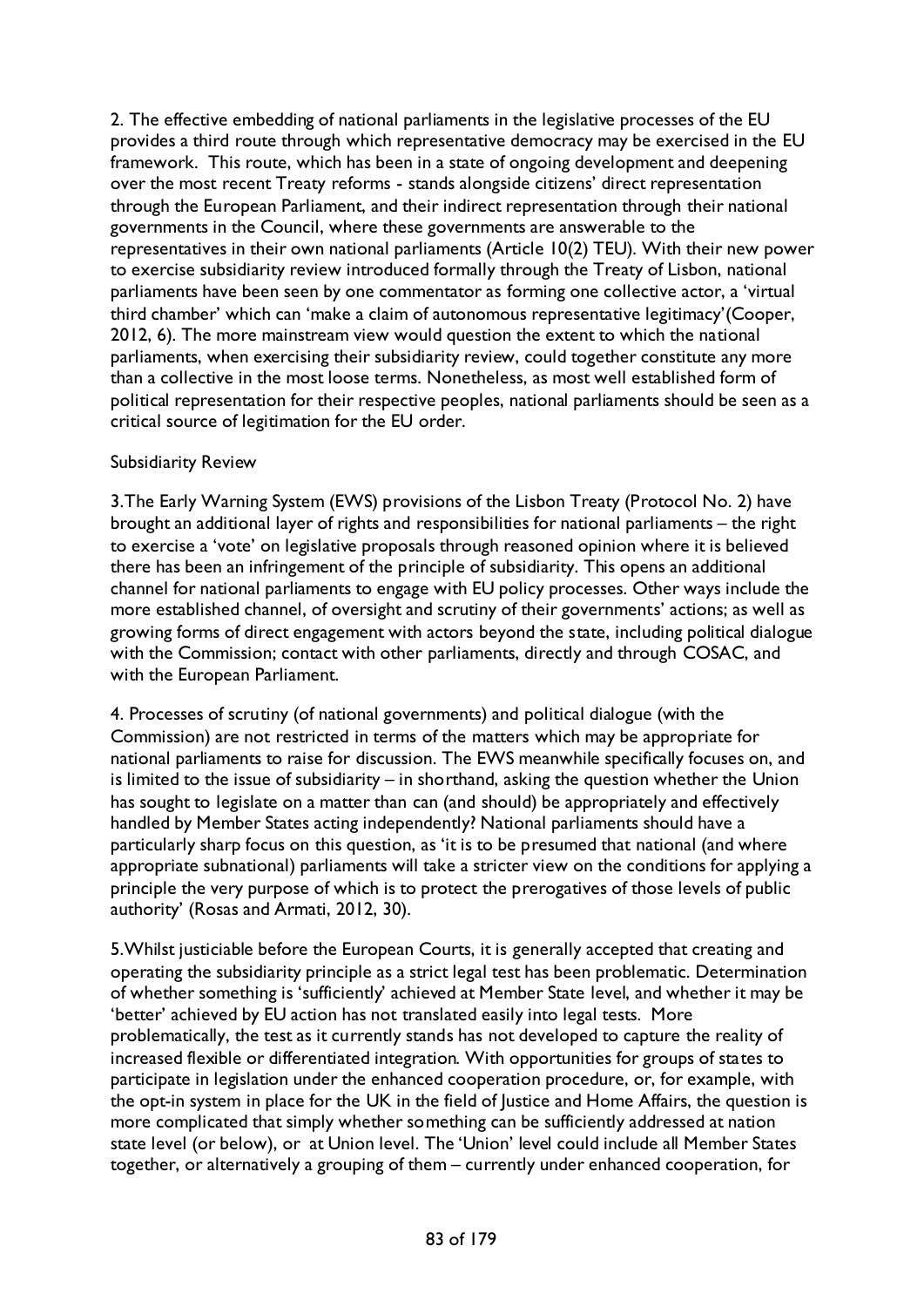2. The effective embedding of national parliaments in the legislative processes of the EU provides a third route through which representative democracy may be exercised in the EU framework. This route, which has been in a state of ongoing development and deepening over the most recent Treaty reforms - stands alongside citizens' direct representation through the European Parliament, and their indirect representation through their national governments in the Council, where these governments are answerable to the representatives in their own national parliaments (Article 10(2) TEU). With their new power to exercise subsidiarity review introduced formally through the Treaty of Lisbon, national parliaments have been seen by one commentator as forming one collective actor, a 'virtual third chamber' which can 'make a claim of autonomous representative legitimacy'(Cooper, 2012, 6). The more mainstream view would question the extent to which the national parliaments, when exercising their subsidiarity review, could together constitute any more than a collective in the most loose terms. Nonetheless, as most well established form of political representation for their respective peoples, national parliaments should be seen as a critical source of legitimation for the EU order.

## Subsidiarity Review

3.The Early Warning System (EWS) provisions of the Lisbon Treaty (Protocol No. 2) have brought an additional layer of rights and responsibilities for national parliaments – the right to exercise a 'vote' on legislative proposals through reasoned opinion where it is believed there has been an infringement of the principle of subsidiarity. This opens an additional channel for national parliaments to engage with EU policy processes. Other ways include the more established channel, of oversight and scrutiny of their governments' actions; as well as growing forms of direct engagement with actors beyond the state, including political dialogue with the Commission; contact with other parliaments, directly and through COSAC, and with the European Parliament.

4. Processes of scrutiny (of national governments) and political dialogue (with the Commission) are not restricted in terms of the matters which may be appropriate for national parliaments to raise for discussion. The EWS meanwhile specifically focuses on, and is limited to the issue of subsidiarity – in shorthand, asking the question whether the Union has sought to legislate on a matter than can (and should) be appropriately and effectively handled by Member States acting independently? National parliaments should have a particularly sharp focus on this question, as 'it is to be presumed that national (and where appropriate subnational) parliaments will take a stricter view on the conditions for applying a principle the very purpose of which is to protect the prerogatives of those levels of public authority' (Rosas and Armati, 2012, 30).

5.Whilst justiciable before the European Courts, it is generally accepted that creating and operating the subsidiarity principle as a strict legal test has been problematic. Determination of whether something is 'sufficiently' achieved at Member State level, and whether it may be 'better' achieved by EU action has not translated easily into legal tests. More problematically, the test as it currently stands has not developed to capture the reality of increased flexible or differentiated integration. With opportunities for groups of states to participate in legislation under the enhanced cooperation procedure, or, for example, with the opt-in system in place for the UK in the field of Justice and Home Affairs, the question is more complicated that simply whether something can be sufficiently addressed at nation state level (or below), or at Union level. The 'Union' level could include all Member States together, or alternatively a grouping of them – currently under enhanced cooperation, for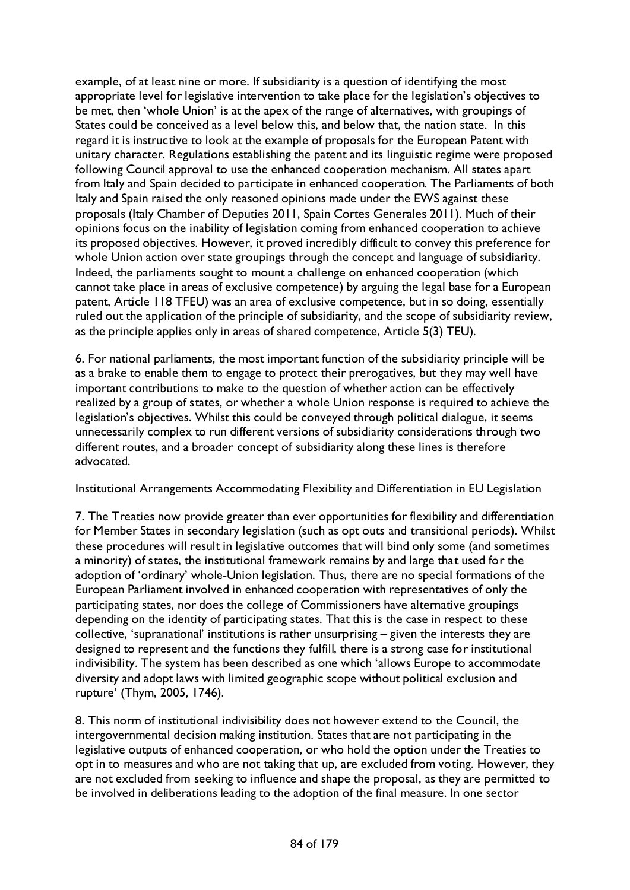example, of at least nine or more. If subsidiarity is a question of identifying the most appropriate level for legislative intervention to take place for the legislation's objectives to be met, then 'whole Union' is at the apex of the range of alternatives, with groupings of States could be conceived as a level below this, and below that, the nation state. In this regard it is instructive to look at the example of proposals for the European Patent with unitary character. Regulations establishing the patent and its linguistic regime were proposed following Council approval to use the enhanced cooperation mechanism. All states apart from Italy and Spain decided to participate in enhanced cooperation. The Parliaments of both Italy and Spain raised the only reasoned opinions made under the EWS against these proposals (Italy Chamber of Deputies 2011, Spain Cortes Generales 2011). Much of their opinions focus on the inability of legislation coming from enhanced cooperation to achieve its proposed objectives. However, it proved incredibly difficult to convey this preference for whole Union action over state groupings through the concept and language of subsidiarity. Indeed, the parliaments sought to mount a challenge on enhanced cooperation (which cannot take place in areas of exclusive competence) by arguing the legal base for a European patent, Article 118 TFEU) was an area of exclusive competence, but in so doing, essentially ruled out the application of the principle of subsidiarity, and the scope of subsidiarity review, as the principle applies only in areas of shared competence, Article 5(3) TEU).

6. For national parliaments, the most important function of the subsidiarity principle will be as a brake to enable them to engage to protect their prerogatives, but they may well have important contributions to make to the question of whether action can be effectively realized by a group of states, or whether a whole Union response is required to achieve the legislation's objectives. Whilst this could be conveyed through political dialogue, it seems unnecessarily complex to run different versions of subsidiarity considerations through two different routes, and a broader concept of subsidiarity along these lines is therefore advocated.

Institutional Arrangements Accommodating Flexibility and Differentiation in EU Legislation

7. The Treaties now provide greater than ever opportunities for flexibility and differentiation for Member States in secondary legislation (such as opt outs and transitional periods). Whilst these procedures will result in legislative outcomes that will bind only some (and sometimes a minority) of states, the institutional framework remains by and large that used for the adoption of 'ordinary' whole-Union legislation. Thus, there are no special formations of the European Parliament involved in enhanced cooperation with representatives of only the participating states, nor does the college of Commissioners have alternative groupings depending on the identity of participating states. That this is the case in respect to these collective, 'supranational' institutions is rather unsurprising – given the interests they are designed to represent and the functions they fulfill, there is a strong case for institutional indivisibility. The system has been described as one which 'allows Europe to accommodate diversity and adopt laws with limited geographic scope without political exclusion and rupture' (Thym, 2005, 1746).

8. This norm of institutional indivisibility does not however extend to the Council, the intergovernmental decision making institution. States that are not participating in the legislative outputs of enhanced cooperation, or who hold the option under the Treaties to opt in to measures and who are not taking that up, are excluded from voting. However, they are not excluded from seeking to influence and shape the proposal, as they are permitted to be involved in deliberations leading to the adoption of the final measure. In one sector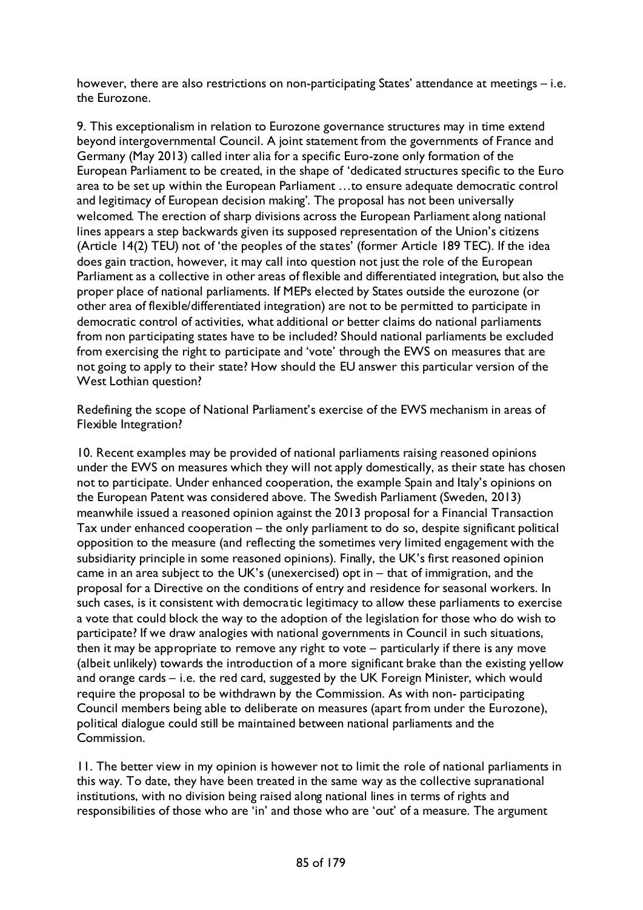however, there are also restrictions on non-participating States' attendance at meetings – i.e. the Eurozone.

9. This exceptionalism in relation to Eurozone governance structures may in time extend beyond intergovernmental Council. A joint statement from the governments of France and Germany (May 2013) called inter alia for a specific Euro-zone only formation of the European Parliament to be created, in the shape of 'dedicated structures specific to the Euro area to be set up within the European Parliament …to ensure adequate democratic control and legitimacy of European decision making'. The proposal has not been universally welcomed. The erection of sharp divisions across the European Parliament along national lines appears a step backwards given its supposed representation of the Union's citizens (Article 14(2) TEU) not of 'the peoples of the states' (former Article 189 TEC). If the idea does gain traction, however, it may call into question not just the role of the European Parliament as a collective in other areas of flexible and differentiated integration, but also the proper place of national parliaments. If MEPs elected by States outside the eurozone (or other area of flexible/differentiated integration) are not to be permitted to participate in democratic control of activities, what additional or better claims do national parliaments from non participating states have to be included? Should national parliaments be excluded from exercising the right to participate and 'vote' through the EWS on measures that are not going to apply to their state? How should the EU answer this particular version of the West Lothian question?

Redefining the scope of National Parliament's exercise of the EWS mechanism in areas of Flexible Integration?

10. Recent examples may be provided of national parliaments raising reasoned opinions under the EWS on measures which they will not apply domestically, as their state has chosen not to participate. Under enhanced cooperation, the example Spain and Italy's opinions on the European Patent was considered above. The Swedish Parliament (Sweden, 2013) meanwhile issued a reasoned opinion against the 2013 proposal for a Financial Transaction Tax under enhanced cooperation – the only parliament to do so, despite significant political opposition to the measure (and reflecting the sometimes very limited engagement with the subsidiarity principle in some reasoned opinions). Finally, the UK's first reasoned opinion came in an area subject to the UK's (unexercised) opt in – that of immigration, and the proposal for a Directive on the conditions of entry and residence for seasonal workers. In such cases, is it consistent with democratic legitimacy to allow these parliaments to exercise a vote that could block the way to the adoption of the legislation for those who do wish to participate? If we draw analogies with national governments in Council in such situations, then it may be appropriate to remove any right to vote – particularly if there is any move (albeit unlikely) towards the introduction of a more significant brake than the existing yellow and orange cards – i.e. the red card, suggested by the UK Foreign Minister, which would require the proposal to be withdrawn by the Commission. As with non- participating Council members being able to deliberate on measures (apart from under the Eurozone), political dialogue could still be maintained between national parliaments and the Commission.

11. The better view in my opinion is however not to limit the role of national parliaments in this way. To date, they have been treated in the same way as the collective supranational institutions, with no division being raised along national lines in terms of rights and responsibilities of those who are 'in' and those who are 'out' of a measure. The argument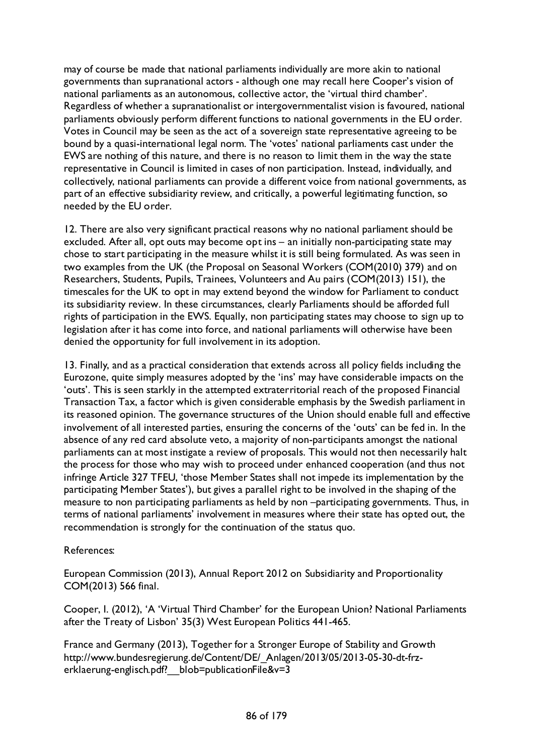may of course be made that national parliaments individually are more akin to national governments than supranational actors - although one may recall here Cooper's vision of national parliaments as an autonomous, collective actor, the 'virtual third chamber'. Regardless of whether a supranationalist or intergovernmentalist vision is favoured, national parliaments obviously perform different functions to national governments in the EU order. Votes in Council may be seen as the act of a sovereign state representative agreeing to be bound by a quasi-international legal norm. The 'votes' national parliaments cast under the EWS are nothing of this nature, and there is no reason to limit them in the way the state representative in Council is limited in cases of non participation. Instead, individually, and collectively, national parliaments can provide a different voice from national governments, as part of an effective subsidiarity review, and critically, a powerful legitimating function, so needed by the EU order.

12. There are also very significant practical reasons why no national parliament should be excluded. After all, opt outs may become opt ins – an initially non-participating state may chose to start participating in the measure whilst it is still being formulated. As was seen in two examples from the UK (the Proposal on Seasonal Workers (COM(2010) 379) and on Researchers, Students, Pupils, Trainees, Volunteers and Au pairs (COM(2013) 151), the timescales for the UK to opt in may extend beyond the window for Parliament to conduct its subsidiarity review. In these circumstances, clearly Parliaments should be afforded full rights of participation in the EWS. Equally, non participating states may choose to sign up to legislation after it has come into force, and national parliaments will otherwise have been denied the opportunity for full involvement in its adoption.

13. Finally, and as a practical consideration that extends across all policy fields including the Eurozone, quite simply measures adopted by the 'ins' may have considerable impacts on the 'outs'. This is seen starkly in the attempted extraterritorial reach of the proposed Financial Transaction Tax, a factor which is given considerable emphasis by the Swedish parliament in its reasoned opinion. The governance structures of the Union should enable full and effective involvement of all interested parties, ensuring the concerns of the 'outs' can be fed in. In the absence of any red card absolute veto, a majority of non-participants amongst the national parliaments can at most instigate a review of proposals. This would not then necessarily halt the process for those who may wish to proceed under enhanced cooperation (and thus not infringe Article 327 TFEU, 'those Member States shall not impede its implementation by the participating Member States'), but gives a parallel right to be involved in the shaping of the measure to non participating parliaments as held by non –participating governments. Thus, in terms of national parliaments' involvement in measures where their state has opted out, the recommendation is strongly for the continuation of the status quo.

References:

European Commission (2013), Annual Report 2012 on Subsidiarity and Proportionality COM(2013) 566 final.

Cooper, I. (2012), 'A 'Virtual Third Chamber' for the European Union? National Parliaments after the Treaty of Lisbon' 35(3) West European Politics 441-465.

France and Germany (2013), Together for a Stronger Europe of Stability and Growth http://www.bundesregierung.de/Content/DE/_Anlagen/2013/05/2013-05-30-dt-frz-erklaerung-englisch.pdf?__blob=publicationFile&v=3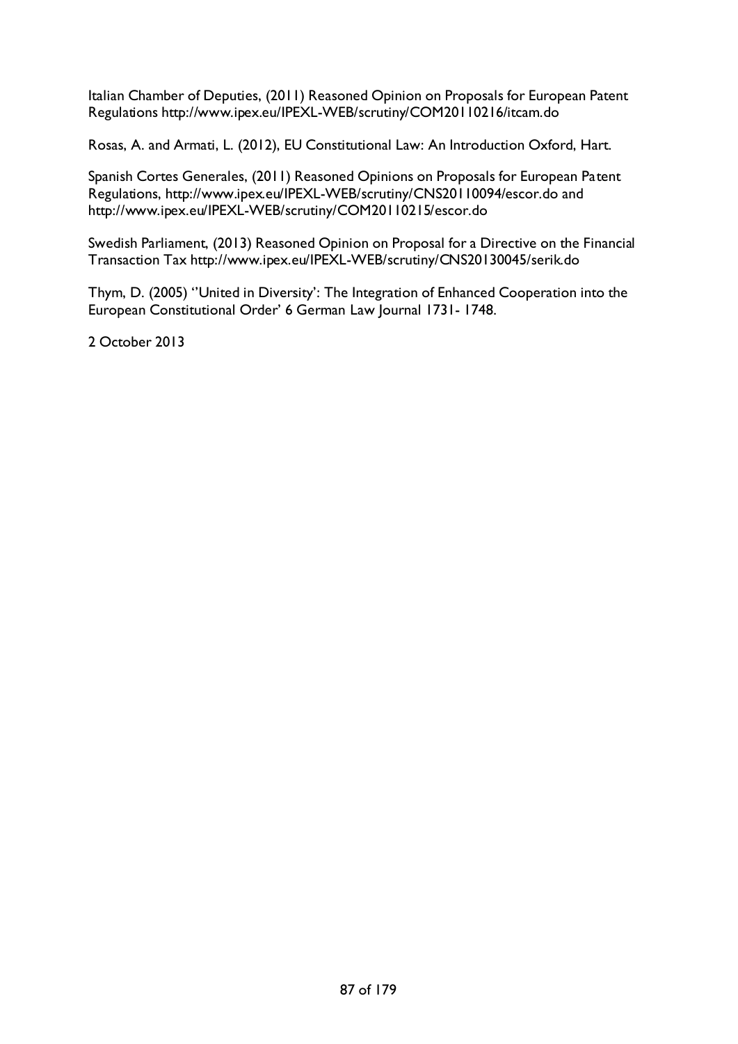Italian Chamber of Deputies, (2011) Reasoned Opinion on Proposals for European Patent Regulations http://www.ipex.eu/IPEXL-WEB/scrutiny/COM20110216/itcam.do

Rosas, A. and Armati, L. (2012), EU Constitutional Law: An Introduction Oxford, Hart.

Spanish Cortes Generales, (2011) Reasoned Opinions on Proposals for European Patent Regulations, http://www.ipex.eu/IPEXL-WEB/scrutiny/CNS20110094/escor.do and http://www.ipex.eu/IPEXL-WEB/scrutiny/COM20110215/escor.do

Swedish Parliament, (2013) Reasoned Opinion on Proposal for a Directive on the Financial Transaction Tax http://www.ipex.eu/IPEXL-WEB/scrutiny/CNS20130045/serik.do

Thym, D. (2005) ''United in Diversity': The Integration of Enhanced Cooperation into the European Constitutional Order' 6 German Law Journal 1731- 1748.

2 October 2013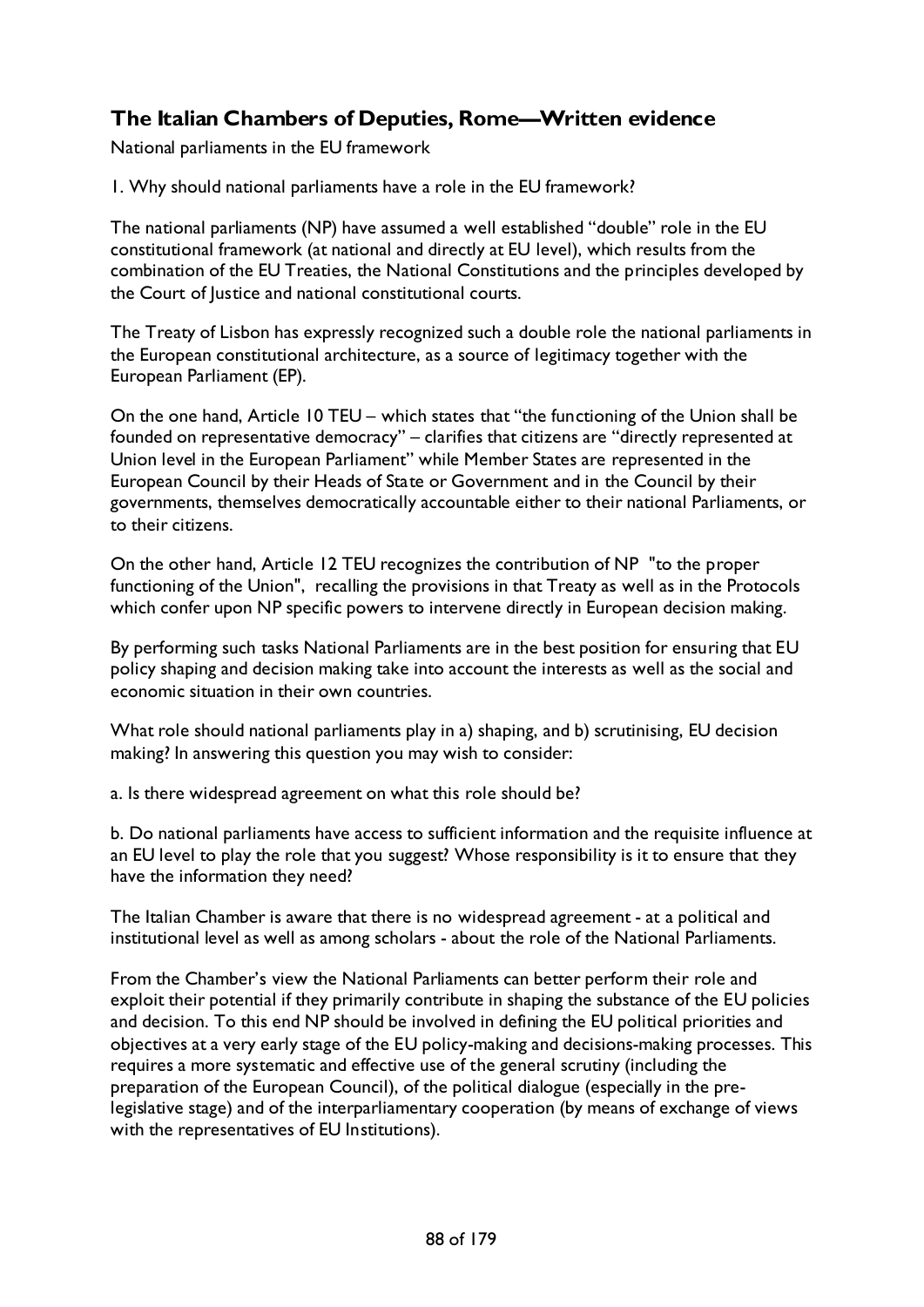## The Italian Chambers of Deputies, Rome—Written evidence

National parliaments in the EU framework

1. Why should national parliaments have a role in the EU framework?

The national parliaments (NP) have assumed a well established "double" role in the EU constitutional framework (at national and directly at EU level), which results from the combination of the EU Treaties, the National Constitutions and the principles developed by the Court of Justice and national constitutional courts.

The Treaty of Lisbon has expressly recognized such a double role the national parliaments in the European constitutional architecture, as a source of legitimacy together with the European Parliament (EP).

On the one hand, Article 10 TEU – which states that "the functioning of the Union shall be founded on representative democracy" – clarifies that citizens are "directly represented at Union level in the European Parliament" while Member States are represented in the European Council by their Heads of State or Government and in the Council by their governments, themselves democratically accountable either to their national Parliaments, or to their citizens.

On the other hand, Article 12 TEU recognizes the contribution of NP "to the proper functioning of the Union", recalling the provisions in that Treaty as well as in the Protocols which confer upon NP specific powers to intervene directly in European decision making.

By performing such tasks National Parliaments are in the best position for ensuring that EU policy shaping and decision making take into account the interests as well as the social and economic situation in their own countries.

What role should national parliaments play in a) shaping, and b) scrutinising, EU decision making? In answering this question you may wish to consider:

a. Is there widespread agreement on what this role should be?

b. Do national parliaments have access to sufficient information and the requisite influence at an EU level to play the role that you suggest? Whose responsibility is it to ensure that they have the information they need?

The Italian Chamber is aware that there is no widespread agreement - at a political and institutional level as well as among scholars - about the role of the National Parliaments.

From the Chamber's view the National Parliaments can better perform their role and exploit their potential if they primarily contribute in shaping the substance of the EU policies and decision. To this end NP should be involved in defining the EU political priorities and objectives at a very early stage of the EU policy-making and decisions-making processes. This requires a more systematic and effective use of the general scrutiny (including the preparation of the European Council), of the political dialogue (especially in the pre-legislative stage) and of the interparliamentary cooperation (by means of exchange of views with the representatives of EU Institutions).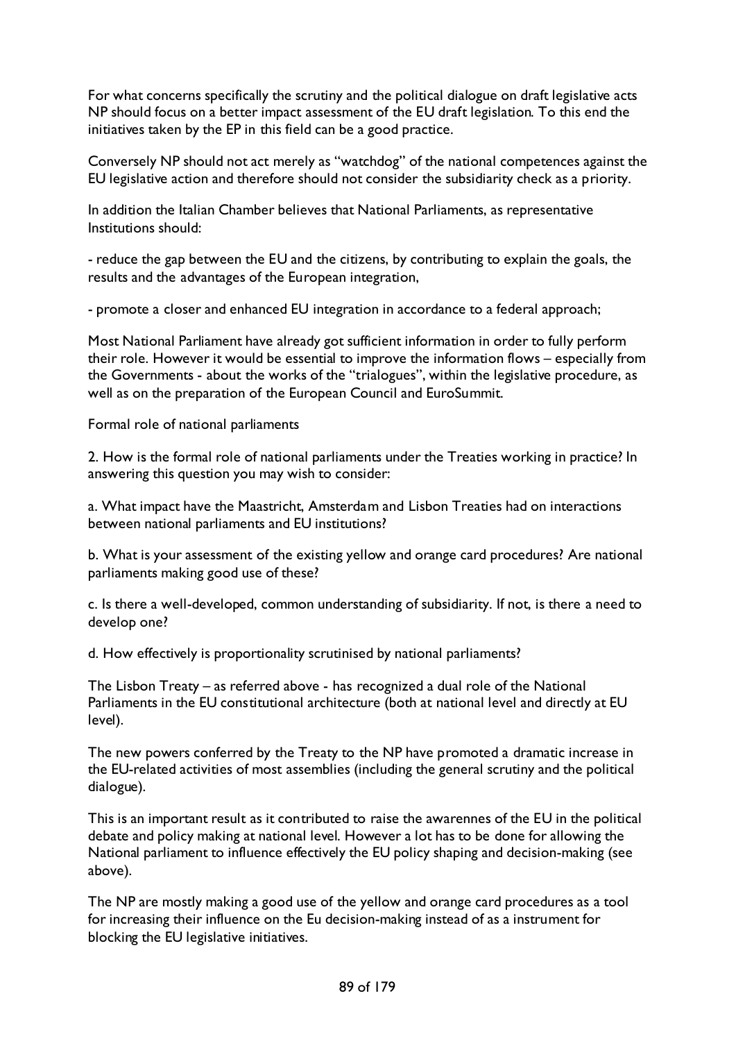For what concerns specifically the scrutiny and the political dialogue on draft legislative acts NP should focus on a better impact assessment of the EU draft legislation. To this end the initiatives taken by the EP in this field can be a good practice.

Conversely NP should not act merely as "watchdog" of the national competences against the EU legislative action and therefore should not consider the subsidiarity check as a priority.

In addition the Italian Chamber believes that National Parliaments, as representative Institutions should:

- reduce the gap between the EU and the citizens, by contributing to explain the goals, the results and the advantages of the European integration,

- promote a closer and enhanced EU integration in accordance to a federal approach;

Most National Parliament have already got sufficient information in order to fully perform their role. However it would be essential to improve the information flows – especially from the Governments - about the works of the "trialogues", within the legislative procedure, as well as on the preparation of the European Council and EuroSummit.

Formal role of national parliaments

2. How is the formal role of national parliaments under the Treaties working in practice? In answering this question you may wish to consider:

a. What impact have the Maastricht, Amsterdam and Lisbon Treaties had on interactions between national parliaments and EU institutions?

b. What is your assessment of the existing yellow and orange card procedures? Are national parliaments making good use of these?

c. Is there a well-developed, common understanding of subsidiarity. If not, is there a need to develop one?

d. How effectively is proportionality scrutinised by national parliaments?

The Lisbon Treaty – as referred above - has recognized a dual role of the National Parliaments in the EU constitutional architecture (both at national level and directly at EU level).

The new powers conferred by the Treaty to the NP have promoted a dramatic increase in the EU-related activities of most assemblies (including the general scrutiny and the political dialogue).

This is an important result as it contributed to raise the awarennes of the EU in the political debate and policy making at national level. However a lot has to be done for allowing the National parliament to influence effectively the EU policy shaping and decision-making (see above).

The NP are mostly making a good use of the yellow and orange card procedures as a tool for increasing their influence on the Eu decision-making instead of as a instrument for blocking the EU legislative initiatives.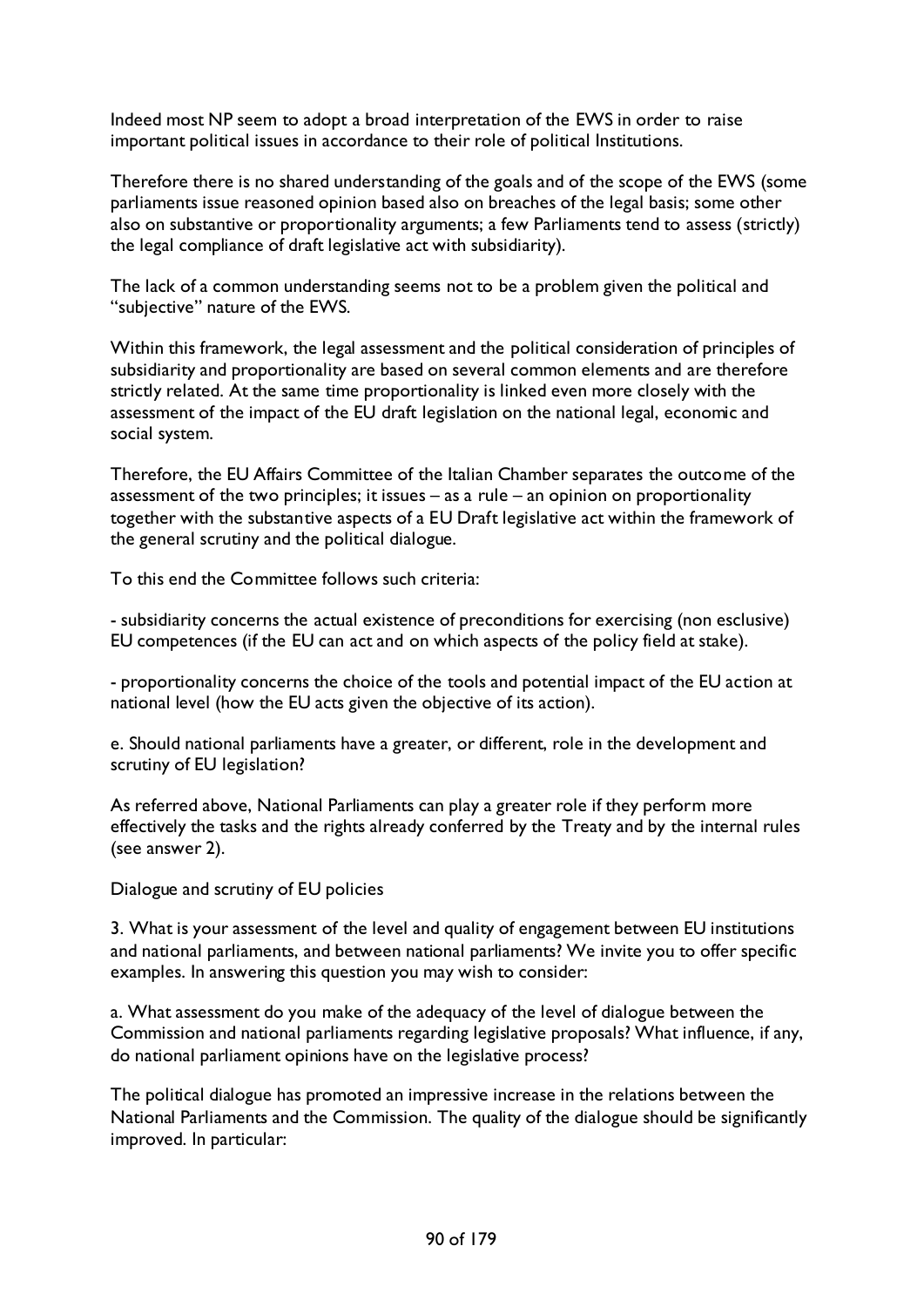Indeed most NP seem to adopt a broad interpretation of the EWS in order to raise important political issues in accordance to their role of political Institutions.

Therefore there is no shared understanding of the goals and of the scope of the EWS (some parliaments issue reasoned opinion based also on breaches of the legal basis; some other also on substantive or proportionality arguments; a few Parliaments tend to assess (strictly) the legal compliance of draft legislative act with subsidiarity).

The lack of a common understanding seems not to be a problem given the political and "subjective" nature of the EWS.

Within this framework, the legal assessment and the political consideration of principles of subsidiarity and proportionality are based on several common elements and are therefore strictly related. At the same time proportionality is linked even more closely with the assessment of the impact of the EU draft legislation on the national legal, economic and social system.

Therefore, the EU Affairs Committee of the Italian Chamber separates the outcome of the assessment of the two principles; it issues – as a rule – an opinion on proportionality together with the substantive aspects of a EU Draft legislative act within the framework of the general scrutiny and the political dialogue.

To this end the Committee follows such criteria:

- subsidiarity concerns the actual existence of preconditions for exercising (non esclusive) EU competences (if the EU can act and on which aspects of the policy field at stake).

- proportionality concerns the choice of the tools and potential impact of the EU action at national level (how the EU acts given the objective of its action).

e. Should national parliaments have a greater, or different, role in the development and scrutiny of EU legislation?

As referred above, National Parliaments can play a greater role if they perform more effectively the tasks and the rights already conferred by the Treaty and by the internal rules (see answer 2).

Dialogue and scrutiny of EU policies

3. What is your assessment of the level and quality of engagement between EU institutions and national parliaments, and between national parliaments? We invite you to offer specific examples. In answering this question you may wish to consider:

a. What assessment do you make of the adequacy of the level of dialogue between the Commission and national parliaments regarding legislative proposals? What influence, if any, do national parliament opinions have on the legislative process?

The political dialogue has promoted an impressive increase in the relations between the National Parliaments and the Commission. The quality of the dialogue should be significantly improved. In particular: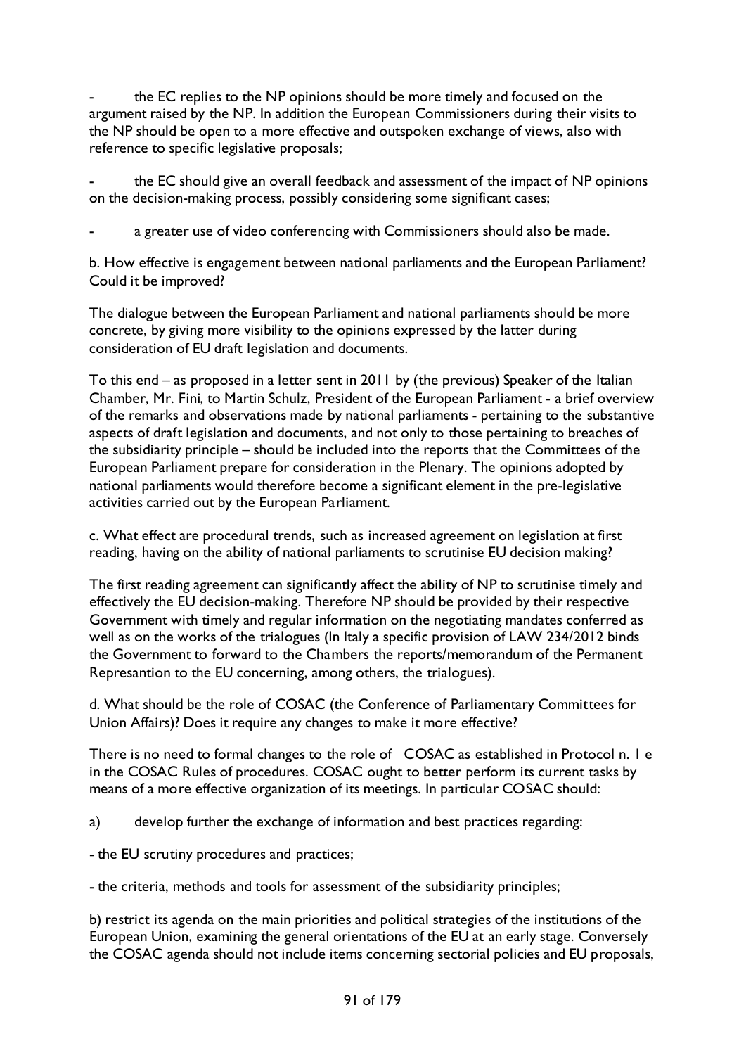- the EC replies to the NP opinions should be more timely and focused on the argument raised by the NP. In addition the European Commissioners during their visits to the NP should be open to a more effective and outspoken exchange of views, also with reference to specific legislative proposals;

- the EC should give an overall feedback and assessment of the impact of NP opinions on the decision-making process, possibly considering some significant cases;

- a greater use of video conferencing with Commissioners should also be made.

b. How effective is engagement between national parliaments and the European Parliament? Could it be improved?

The dialogue between the European Parliament and national parliaments should be more concrete, by giving more visibility to the opinions expressed by the latter during consideration of EU draft legislation and documents.

To this end – as proposed in a letter sent in 2011 by (the previous) Speaker of the Italian Chamber, Mr. Fini, to Martin Schulz, President of the European Parliament - a brief overview of the remarks and observations made by national parliaments - pertaining to the substantive aspects of draft legislation and documents, and not only to those pertaining to breaches of the subsidiarity principle – should be included into the reports that the Committees of the European Parliament prepare for consideration in the Plenary. The opinions adopted by national parliaments would therefore become a significant element in the pre-legislative activities carried out by the European Parliament.

c. What effect are procedural trends, such as increased agreement on legislation at first reading, having on the ability of national parliaments to scrutinise EU decision making?

The first reading agreement can significantly affect the ability of NP to scrutinise timely and effectively the EU decision-making. Therefore NP should be provided by their respective Government with timely and regular information on the negotiating mandates conferred as well as on the works of the trialogues (In Italy a specific provision of LAW 234/2012 binds the Government to forward to the Chambers the reports/memorandum of the Permanent Represantion to the EU concerning, among others, the trialogues).

d. What should be the role of COSAC (the Conference of Parliamentary Committees for Union Affairs)? Does it require any changes to make it more effective?

There is no need to formal changes to the role of COSAC as established in Protocol n. 1 e in the COSAC Rules of procedures. COSAC ought to better perform its current tasks by means of a more effective organization of its meetings. In particular COSAC should:

a) develop further the exchange of information and best practices regarding:

- the EU scrutiny procedures and practices;

- the criteria, methods and tools for assessment of the subsidiarity principles;

b) restrict its agenda on the main priorities and political strategies of the institutions of the European Union, examining the general orientations of the EU at an early stage. Conversely the COSAC agenda should not include items concerning sectorial policies and EU proposals,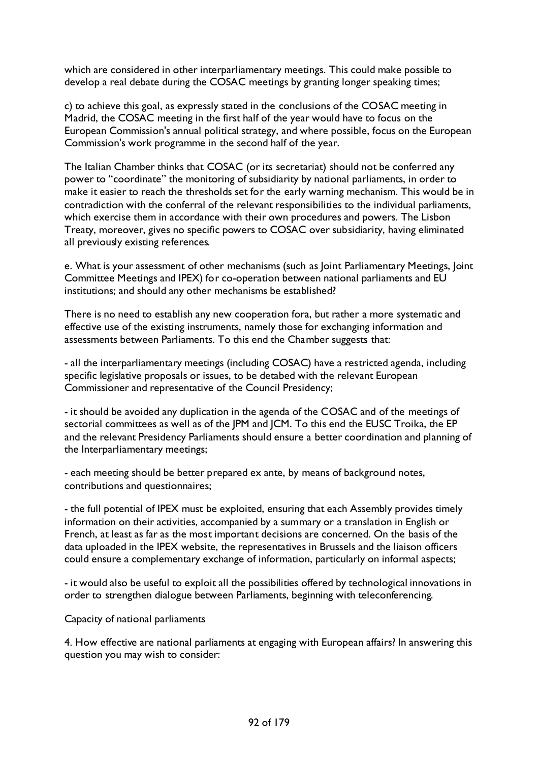which are considered in other interparliamentary meetings. This could make possible to develop a real debate during the COSAC meetings by granting longer speaking times;

c) to achieve this goal, as expressly stated in the conclusions of the COSAC meeting in Madrid, the COSAC meeting in the first half of the year would have to focus on the European Commission's annual political strategy, and where possible, focus on the European Commission's work programme in the second half of the year.

The Italian Chamber thinks that COSAC (or its secretariat) should not be conferred any power to "coordinate" the monitoring of subsidiarity by national parliaments, in order to make it easier to reach the thresholds set for the early warning mechanism. This would be in contradiction with the conferral of the relevant responsibilities to the individual parliaments, which exercise them in accordance with their own procedures and powers. The Lisbon Treaty, moreover, gives no specific powers to COSAC over subsidiarity, having eliminated all previously existing references.

e. What is your assessment of other mechanisms (such as Joint Parliamentary Meetings, Joint Committee Meetings and IPEX) for co-operation between national parliaments and EU institutions; and should any other mechanisms be established?

There is no need to establish any new cooperation fora, but rather a more systematic and effective use of the existing instruments, namely those for exchanging information and assessments between Parliaments. To this end the Chamber suggests that:

- all the interparliamentary meetings (including COSAC) have a restricted agenda, including specific legislative proposals or issues, to be detabed with the relevant European Commissioner and representative of the Council Presidency;

- it should be avoided any duplication in the agenda of the COSAC and of the meetings of sectorial committees as well as of the JPM and JCM. To this end the EUSC Troika, the EP and the relevant Presidency Parliaments should ensure a better coordination and planning of the Interparliamentary meetings;

- each meeting should be better prepared ex ante, by means of background notes, contributions and questionnaires;

- the full potential of IPEX must be exploited, ensuring that each Assembly provides timely information on their activities, accompanied by a summary or a translation in English or French, at least as far as the most important decisions are concerned. On the basis of the data uploaded in the IPEX website, the representatives in Brussels and the liaison officers could ensure a complementary exchange of information, particularly on informal aspects;

- it would also be useful to exploit all the possibilities offered by technological innovations in order to strengthen dialogue between Parliaments, beginning with teleconferencing.

Capacity of national parliaments

4. How effective are national parliaments at engaging with European affairs? In answering this question you may wish to consider: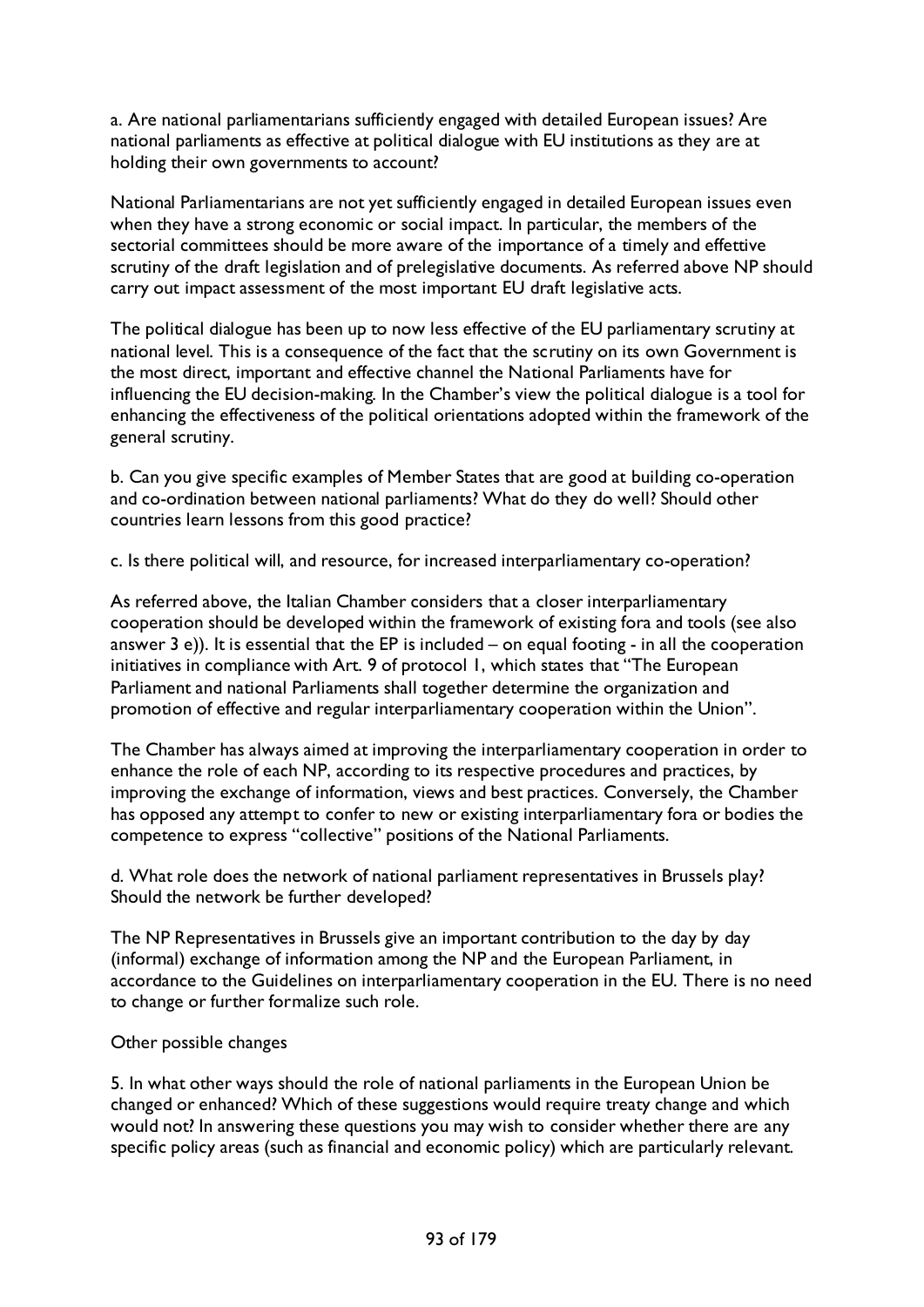a. Are national parliamentarians sufficiently engaged with detailed European issues? Are national parliaments as effective at political dialogue with EU institutions as they are at holding their own governments to account?

National Parliamentarians are not yet sufficiently engaged in detailed European issues even when they have a strong economic or social impact. In particular, the members of the sectorial committees should be more aware of the importance of a timely and effettive scrutiny of the draft legislation and of prelegislative documents. As referred above NP should carry out impact assessment of the most important EU draft legislative acts.

The political dialogue has been up to now less effective of the EU parliamentary scrutiny at national level. This is a consequence of the fact that the scrutiny on its own Government is the most direct, important and effective channel the National Parliaments have for influencing the EU decision-making. In the Chamber's view the political dialogue is a tool for enhancing the effectiveness of the political orientations adopted within the framework of the general scrutiny.

b. Can you give specific examples of Member States that are good at building co-operation and co-ordination between national parliaments? What do they do well? Should other countries learn lessons from this good practice?

c. Is there political will, and resource, for increased interparliamentary co-operation?

As referred above, the Italian Chamber considers that a closer interparliamentary cooperation should be developed within the framework of existing fora and tools (see also answer 3 e)). It is essential that the EP is included – on equal footing - in all the cooperation initiatives in compliance with Art. 9 of protocol 1, which states that "The European Parliament and national Parliaments shall together determine the organization and promotion of effective and regular interparliamentary cooperation within the Union".

The Chamber has always aimed at improving the interparliamentary cooperation in order to enhance the role of each NP, according to its respective procedures and practices, by improving the exchange of information, views and best practices. Conversely, the Chamber has opposed any attempt to confer to new or existing interparliamentary fora or bodies the competence to express "collective" positions of the National Parliaments.

d. What role does the network of national parliament representatives in Brussels play? Should the network be further developed?

The NP Representatives in Brussels give an important contribution to the day by day (informal) exchange of information among the NP and the European Parliament, in accordance to the Guidelines on interparliamentary cooperation in the EU. There is no need to change or further formalize such role.

Other possible changes

5. In what other ways should the role of national parliaments in the European Union be changed or enhanced? Which of these suggestions would require treaty change and which would not? In answering these questions you may wish to consider whether there are any specific policy areas (such as financial and economic policy) which are particularly relevant.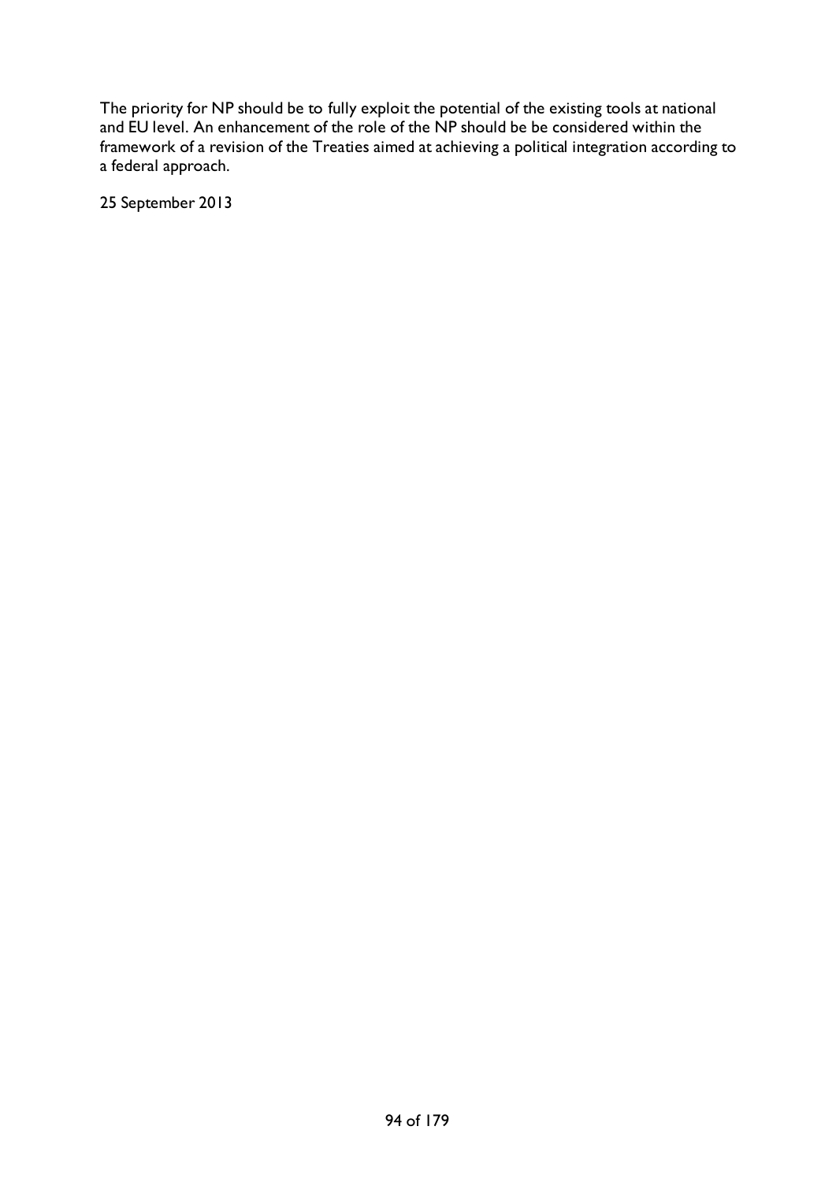The priority for NP should be to fully exploit the potential of the existing tools at national and EU level. An enhancement of the role of the NP should be be considered within the framework of a revision of the Treaties aimed at achieving a political integration according to a federal approach.

25 September 2013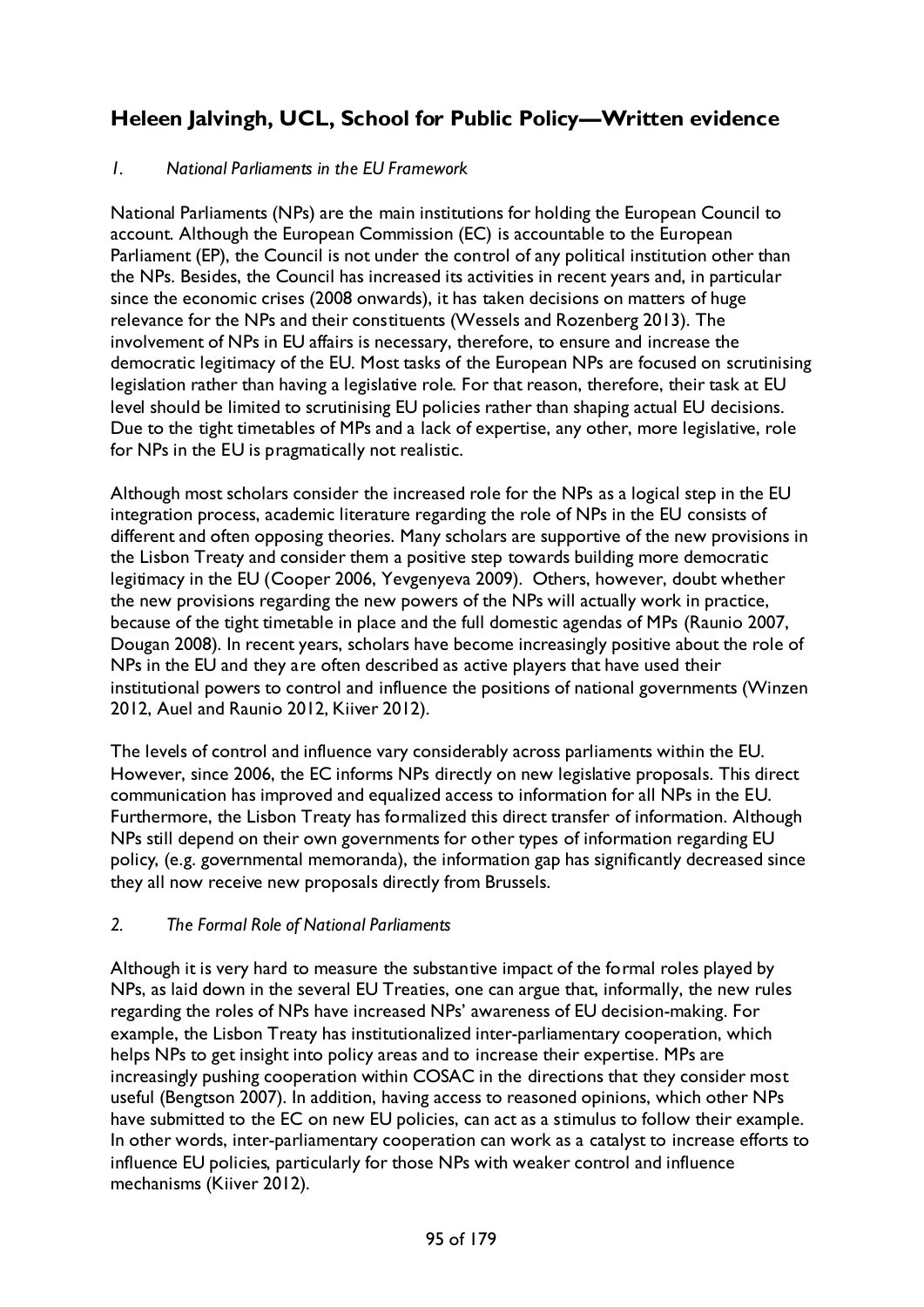## Heleen Jalvingh, UCL, School for Public Policy—Written evidence

### *1. National Parliaments in the EU Framework*

National Parliaments (NPs) are the main institutions for holding the European Council to account. Although the European Commission (EC) is accountable to the European Parliament (EP), the Council is not under the control of any political institution other than the NPs. Besides, the Council has increased its activities in recent years and, in particular since the economic crises (2008 onwards), it has taken decisions on matters of huge relevance for the NPs and their constituents (Wessels and Rozenberg 2013). The involvement of NPs in EU affairs is necessary, therefore, to ensure and increase the democratic legitimacy of the EU. Most tasks of the European NPs are focused on scrutinising legislation rather than having a legislative role. For that reason, therefore, their task at EU level should be limited to scrutinising EU policies rather than shaping actual EU decisions. Due to the tight timetables of MPs and a lack of expertise, any other, more legislative, role for NPs in the EU is pragmatically not realistic.

Although most scholars consider the increased role for the NPs as a logical step in the EU integration process, academic literature regarding the role of NPs in the EU consists of different and often opposing theories. Many scholars are supportive of the new provisions in the Lisbon Treaty and consider them a positive step towards building more democratic legitimacy in the EU (Cooper 2006, Yevgenyeva 2009). Others, however, doubt whether the new provisions regarding the new powers of the NPs will actually work in practice, because of the tight timetable in place and the full domestic agendas of MPs (Raunio 2007, Dougan 2008). In recent years, scholars have become increasingly positive about the role of NPs in the EU and they are often described as active players that have used their institutional powers to control and influence the positions of national governments (Winzen 2012, Auel and Raunio 2012, Kiiver 2012).

The levels of control and influence vary considerably across parliaments within the EU. However, since 2006, the EC informs NPs directly on new legislative proposals. This direct communication has improved and equalized access to information for all NPs in the EU. Furthermore, the Lisbon Treaty has formalized this direct transfer of information. Although NPs still depend on their own governments for other types of information regarding EU policy, (e.g. governmental memoranda), the information gap has significantly decreased since they all now receive new proposals directly from Brussels.

### *2. The Formal Role of National Parliaments*

Although it is very hard to measure the substantive impact of the formal roles played by NPs, as laid down in the several EU Treaties, one can argue that, informally, the new rules regarding the roles of NPs have increased NPs' awareness of EU decision-making. For example, the Lisbon Treaty has institutionalized inter-parliamentary cooperation, which helps NPs to get insight into policy areas and to increase their expertise. MPs are increasingly pushing cooperation within COSAC in the directions that they consider most useful (Bengtson 2007). In addition, having access to reasoned opinions, which other NPs have submitted to the EC on new EU policies, can act as a stimulus to follow their example. In other words, inter-parliamentary cooperation can work as a catalyst to increase efforts to influence EU policies, particularly for those NPs with weaker control and influence mechanisms (Kiiver 2012).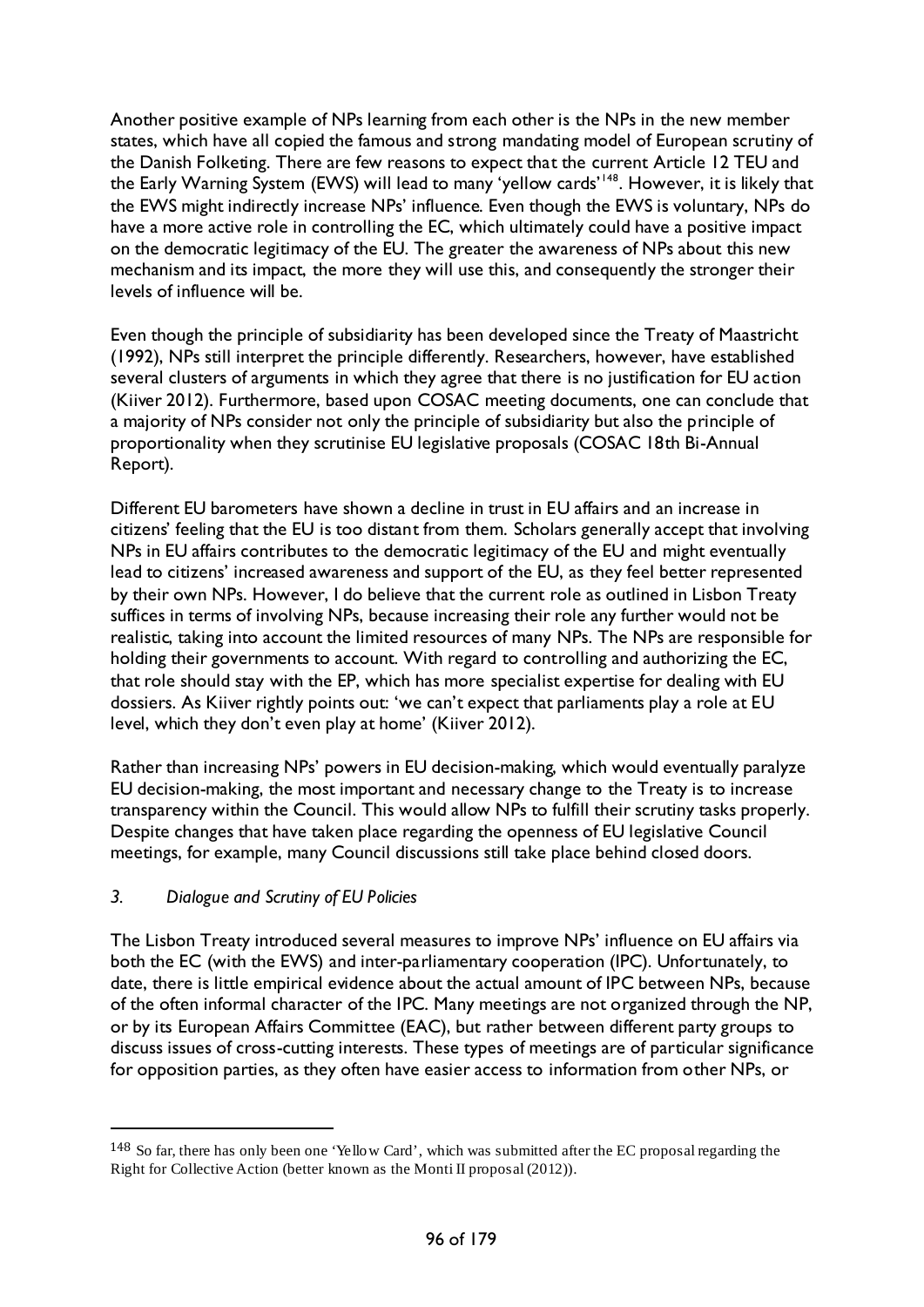Another positive example of NPs learning from each other is the NPs in the new member states, which have all copied the famous and strong mandating model of European scrutiny of the Danish Folketing. There are few reasons to expect that the current Article 12 TEU and the Early Warning System (EWS) will lead to many 'yellow cards'[148]. However, it is likely that the EWS might indirectly increase NPs' influence. Even though the EWS is voluntary, NPs do have a more active role in controlling the EC, which ultimately could have a positive impact on the democratic legitimacy of the EU. The greater the awareness of NPs about this new mechanism and its impact, the more they will use this, and consequently the stronger their levels of influence will be.

Even though the principle of subsidiarity has been developed since the Treaty of Maastricht (1992), NPs still interpret the principle differently. Researchers, however, have established several clusters of arguments in which they agree that there is no justification for EU action (Kiiver 2012). Furthermore, based upon COSAC meeting documents, one can conclude that a majority of NPs consider not only the principle of subsidiarity but also the principle of proportionality when they scrutinise EU legislative proposals (COSAC 18th Bi-Annual Report).

Different EU barometers have shown a decline in trust in EU affairs and an increase in citizens' feeling that the EU is too distant from them. Scholars generally accept that involving NPs in EU affairs contributes to the democratic legitimacy of the EU and might eventually lead to citizens' increased awareness and support of the EU, as they feel better represented by their own NPs. However, I do believe that the current role as outlined in Lisbon Treaty suffices in terms of involving NPs, because increasing their role any further would not be realistic, taking into account the limited resources of many NPs. The NPs are responsible for holding their governments to account. With regard to controlling and authorizing the EC, that role should stay with the EP, which has more specialist expertise for dealing with EU dossiers. As Kiiver rightly points out: 'we can't expect that parliaments play a role at EU level, which they don't even play at home' (Kiiver 2012).

Rather than increasing NPs' powers in EU decision-making, which would eventually paralyze EU decision-making, the most important and necessary change to the Treaty is to increase transparency within the Council. This would allow NPs to fulfill their scrutiny tasks properly. Despite changes that have taken place regarding the openness of EU legislative Council meetings, for example, many Council discussions still take place behind closed doors.

### *3. Dialogue and Scrutiny of EU Policies*

The Lisbon Treaty introduced several measures to improve NPs' influence on EU affairs via both the EC (with the EWS) and inter-parliamentary cooperation (IPC). Unfortunately, to date, there is little empirical evidence about the actual amount of IPC between NPs, because of the often informal character of the IPC. Many meetings are not organized through the NP, or by its European Affairs Committee (EAC), but rather between different party groups to discuss issues of cross-cutting interests. These types of meetings are of particular significance for opposition parties, as they often have easier access to information from other NPs, or

---

[148] So far, there has only been one 'Yellow Card', which was submitted after the EC proposal regarding the Right for Collective Action (better known as the Monti II proposal (2012)).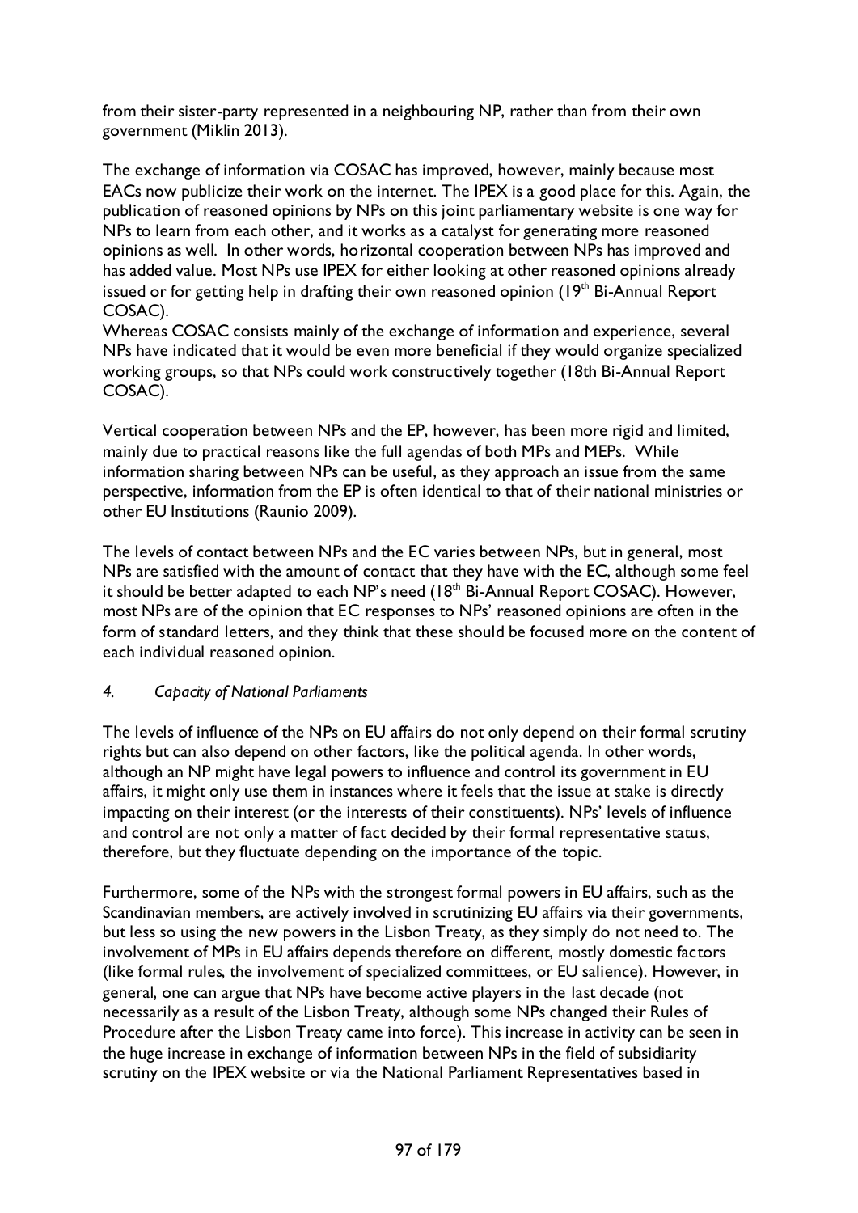from their sister-party represented in a neighbouring NP, rather than from their own government (Miklin 2013).

The exchange of information via COSAC has improved, however, mainly because most EACs now publicize their work on the internet. The IPEX is a good place for this. Again, the publication of reasoned opinions by NPs on this joint parliamentary website is one way for NPs to learn from each other, and it works as a catalyst for generating more reasoned opinions as well. In other words, horizontal cooperation between NPs has improved and has added value. Most NPs use IPEX for either looking at other reasoned opinions already issued or for getting help in drafting their own reasoned opinion (19th Bi-Annual Report COSAC).

Whereas COSAC consists mainly of the exchange of information and experience, several NPs have indicated that it would be even more beneficial if they would organize specialized working groups, so that NPs could work constructively together (18th Bi-Annual Report COSAC).

Vertical cooperation between NPs and the EP, however, has been more rigid and limited, mainly due to practical reasons like the full agendas of both MPs and MEPs. While information sharing between NPs can be useful, as they approach an issue from the same perspective, information from the EP is often identical to that of their national ministries or other EU Institutions (Raunio 2009).

The levels of contact between NPs and the EC varies between NPs, but in general, most NPs are satisfied with the amount of contact that they have with the EC, although some feel it should be better adapted to each NP's need (18th Bi-Annual Report COSAC). However, most NPs are of the opinion that EC responses to NPs' reasoned opinions are often in the form of standard letters, and they think that these should be focused more on the content of each individual reasoned opinion.

### 4. *Capacity of National Parliaments*

The levels of influence of the NPs on EU affairs do not only depend on their formal scrutiny rights but can also depend on other factors, like the political agenda. In other words, although an NP might have legal powers to influence and control its government in EU affairs, it might only use them in instances where it feels that the issue at stake is directly impacting on their interest (or the interests of their constituents). NPs' levels of influence and control are not only a matter of fact decided by their formal representative status, therefore, but they fluctuate depending on the importance of the topic.

Furthermore, some of the NPs with the strongest formal powers in EU affairs, such as the Scandinavian members, are actively involved in scrutinizing EU affairs via their governments, but less so using the new powers in the Lisbon Treaty, as they simply do not need to. The involvement of MPs in EU affairs depends therefore on different, mostly domestic factors (like formal rules, the involvement of specialized committees, or EU salience). However, in general, one can argue that NPs have become active players in the last decade (not necessarily as a result of the Lisbon Treaty, although some NPs changed their Rules of Procedure after the Lisbon Treaty came into force). This increase in activity can be seen in the huge increase in exchange of information between NPs in the field of subsidiarity scrutiny on the IPEX website or via the National Parliament Representatives based in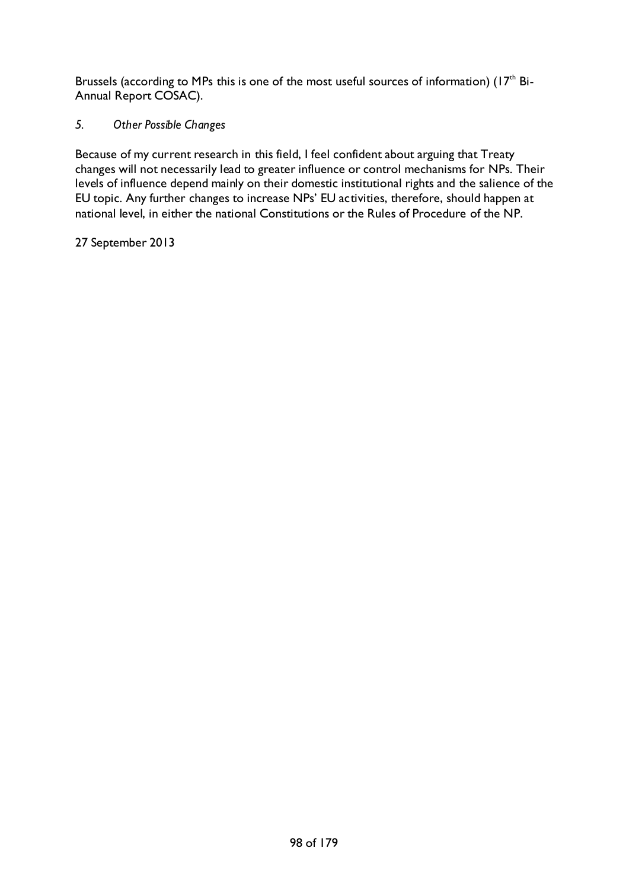Brussels (according to MPs this is one of the most useful sources of information) (17th Bi-Annual Report COSAC).

*5. Other Possible Changes*

Because of my current research in this field, I feel confident about arguing that Treaty changes will not necessarily lead to greater influence or control mechanisms for NPs. Their levels of influence depend mainly on their domestic institutional rights and the salience of the EU topic. Any further changes to increase NPs' EU activities, therefore, should happen at national level, in either the national Constitutions or the Rules of Procedure of the NP.

27 September 2013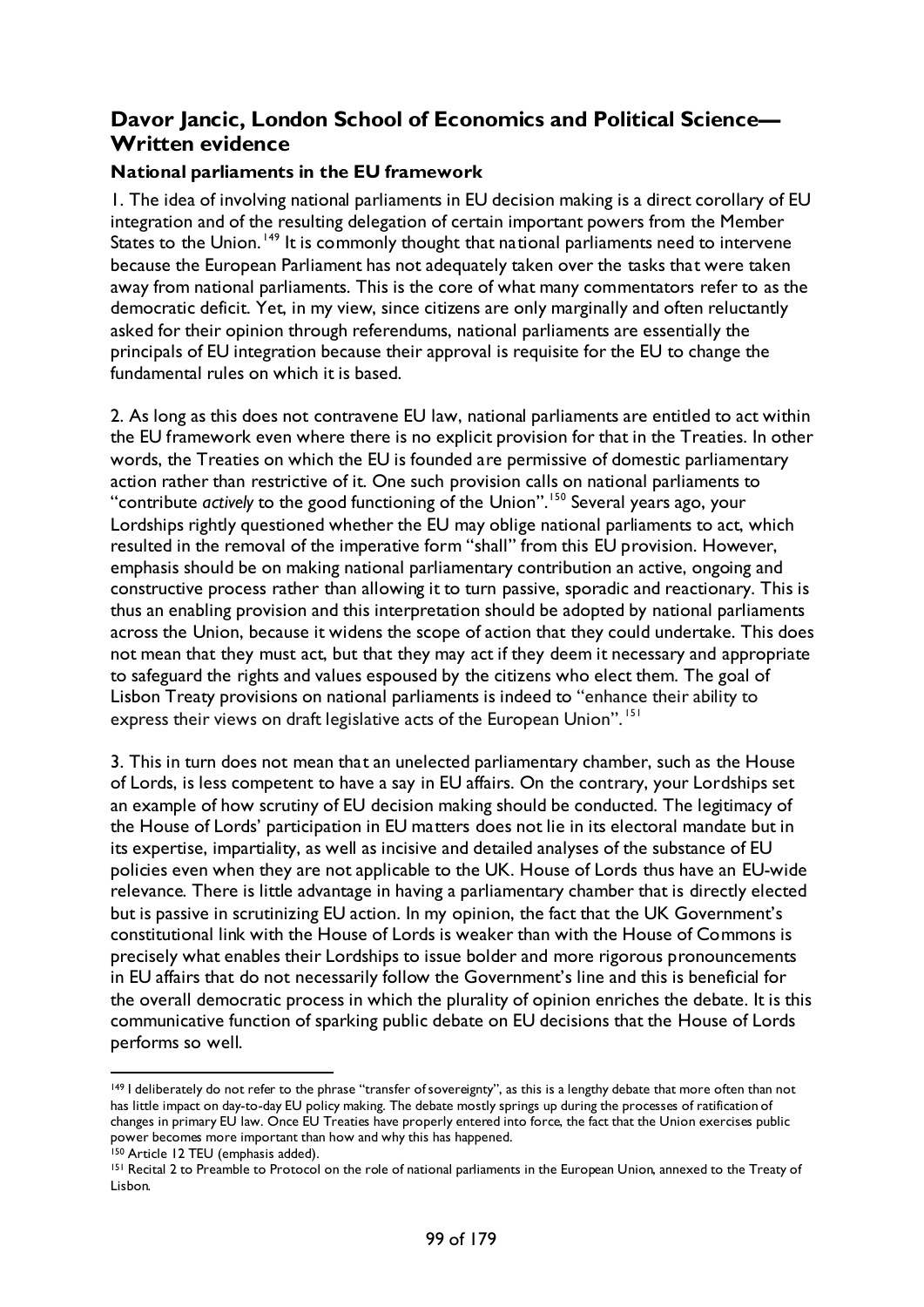## Davor Jancic, London School of Economics and Political Science—Written evidence

### National parliaments in the EU framework

1. The idea of involving national parliaments in EU decision making is a direct corollary of EU integration and of the resulting delegation of certain important powers from the Member States to the Union.[149] It is commonly thought that national parliaments need to intervene because the European Parliament has not adequately taken over the tasks that were taken away from national parliaments. This is the core of what many commentators refer to as the democratic deficit. Yet, in my view, since citizens are only marginally and often reluctantly asked for their opinion through referendums, national parliaments are essentially the principals of EU integration because their approval is requisite for the EU to change the fundamental rules on which it is based.

2. As long as this does not contravene EU law, national parliaments are entitled to act within the EU framework even where there is no explicit provision for that in the Treaties. In other words, the Treaties on which the EU is founded are permissive of domestic parliamentary action rather than restrictive of it. One such provision calls on national parliaments to "contribute *actively* to the good functioning of the Union".[150] Several years ago, your Lordships rightly questioned whether the EU may oblige national parliaments to act, which resulted in the removal of the imperative form "shall" from this EU provision. However, emphasis should be on making national parliamentary contribution an active, ongoing and constructive process rather than allowing it to turn passive, sporadic and reactionary. This is thus an enabling provision and this interpretation should be adopted by national parliaments across the Union, because it widens the scope of action that they could undertake. This does not mean that they must act, but that they may act if they deem it necessary and appropriate to safeguard the rights and values espoused by the citizens who elect them. The goal of Lisbon Treaty provisions on national parliaments is indeed to "enhance their ability to express their views on draft legislative acts of the European Union".[151]

3. This in turn does not mean that an unelected parliamentary chamber, such as the House of Lords, is less competent to have a say in EU affairs. On the contrary, your Lordships set an example of how scrutiny of EU decision making should be conducted. The legitimacy of the House of Lords' participation in EU matters does not lie in its electoral mandate but in its expertise, impartiality, as well as incisive and detailed analyses of the substance of EU policies even when they are not applicable to the UK. House of Lords thus have an EU-wide relevance. There is little advantage in having a parliamentary chamber that is directly elected but is passive in scrutinizing EU action. In my opinion, the fact that the UK Government's constitutional link with the House of Lords is weaker than with the House of Commons is precisely what enables their Lordships to issue bolder and more rigorous pronouncements in EU affairs that do not necessarily follow the Government's line and this is beneficial for the overall democratic process in which the plurality of opinion enriches the debate. It is this communicative function of sparking public debate on EU decisions that the House of Lords performs so well.

---

[149] I deliberately do not refer to the phrase "transfer of sovereignty", as this is a lengthy debate that more often than not has little impact on day-to-day EU policy making. The debate mostly springs up during the processes of ratification of changes in primary EU law. Once EU Treaties have properly entered into force, the fact that the Union exercises public power becomes more important than how and why this has happened.

[150] Article 12 TEU (emphasis added).

[151] Recital 2 to Preamble to Protocol on the role of national parliaments in the European Union, annexed to the Treaty of Lisbon.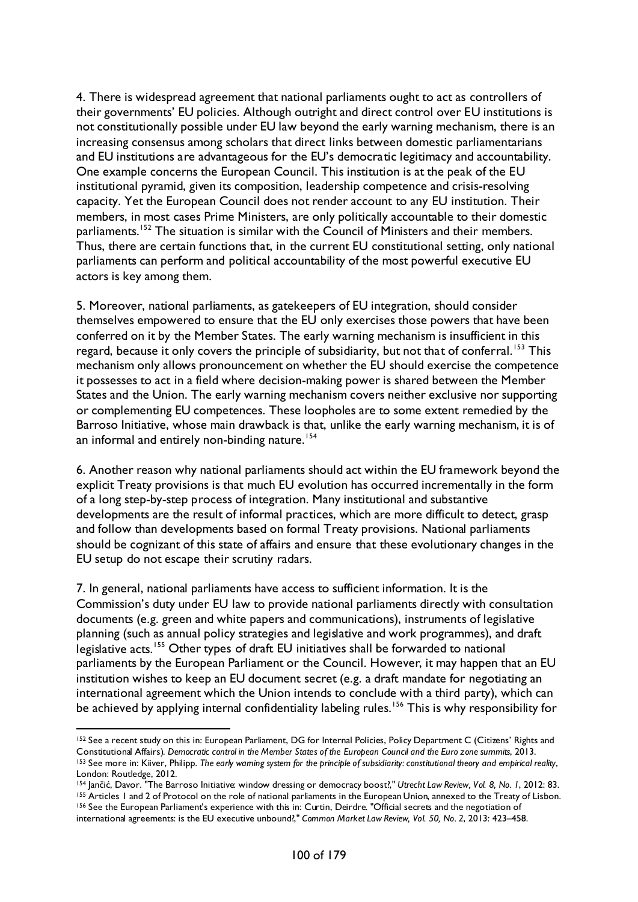4. There is widespread agreement that national parliaments ought to act as controllers of their governments' EU policies. Although outright and direct control over EU institutions is not constitutionally possible under EU law beyond the early warning mechanism, there is an increasing consensus among scholars that direct links between domestic parliamentarians and EU institutions are advantageous for the EU's democratic legitimacy and accountability. One example concerns the European Council. This institution is at the peak of the EU institutional pyramid, given its composition, leadership competence and crisis-resolving capacity. Yet the European Council does not render account to any EU institution. Their members, in most cases Prime Ministers, are only politically accountable to their domestic parliaments.[152] The situation is similar with the Council of Ministers and their members. Thus, there are certain functions that, in the current EU constitutional setting, only national parliaments can perform and political accountability of the most powerful executive EU actors is key among them.

5. Moreover, national parliaments, as gatekeepers of EU integration, should consider themselves empowered to ensure that the EU only exercises those powers that have been conferred on it by the Member States. The early warning mechanism is insufficient in this regard, because it only covers the principle of subsidiarity, but not that of conferral.[153] This mechanism only allows pronouncement on whether the EU should exercise the competence it possesses to act in a field where decision-making power is shared between the Member States and the Union. The early warning mechanism covers neither exclusive nor supporting or complementing EU competences. These loopholes are to some extent remedied by the Barroso Initiative, whose main drawback is that, unlike the early warning mechanism, it is of an informal and entirely non-binding nature.[154]

6. Another reason why national parliaments should act within the EU framework beyond the explicit Treaty provisions is that much EU evolution has occurred incrementally in the form of a long step-by-step process of integration. Many institutional and substantive developments are the result of informal practices, which are more difficult to detect, grasp and follow than developments based on formal Treaty provisions. National parliaments should be cognizant of this state of affairs and ensure that these evolutionary changes in the EU setup do not escape their scrutiny radars.

7. In general, national parliaments have access to sufficient information. It is the Commission's duty under EU law to provide national parliaments directly with consultation documents (e.g. green and white papers and communications), instruments of legislative planning (such as annual policy strategies and legislative and work programmes), and draft legislative acts.[155] Other types of draft EU initiatives shall be forwarded to national parliaments by the European Parliament or the Council. However, it may happen that an EU institution wishes to keep an EU document secret (e.g. a draft mandate for negotiating an international agreement which the Union intends to conclude with a third party), which can be achieved by applying internal confidentiality labeling rules.[156] This is why responsibility for

---

[152] See a recent study on this in: European Parliament, DG for Internal Policies, Policy Department C (Citizens' Rights and Constitutional Affairs). *Democratic control in the Member States of the European Council and the Euro zone summits*, 2013.

[153] See more in: Kiiver, Philipp. *The early warning system for the principle of subsidiarity: constitutional theory and empirical reality*, London: Routledge, 2012.

[154] Jančić, Davor. "The Barroso Initiative: window dressing or democracy boost?," *Utrecht Law Review, Vol. 8, No. 1*, 2012: 83.

[155] Articles 1 and 2 of Protocol on the role of national parliaments in the European Union, annexed to the Treaty of Lisbon.

[156] See the European Parliament's experience with this in: Curtin, Deirdre. "Official secrets and the negotiation of international agreements: is the EU executive unbound?," *Common Market Law Review, Vol. 50, No. 2*, 2013: 423–458.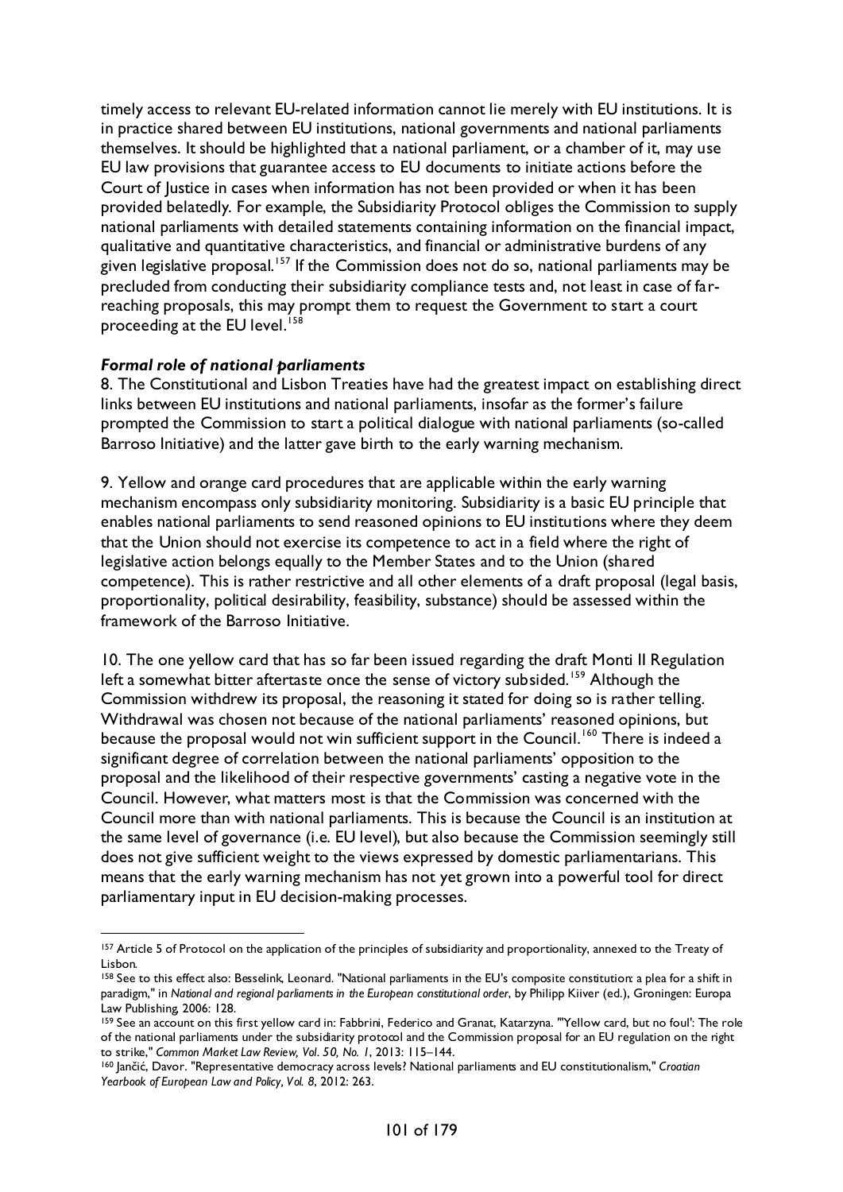timely access to relevant EU-related information cannot lie merely with EU institutions. It is in practice shared between EU institutions, national governments and national parliaments themselves. It should be highlighted that a national parliament, or a chamber of it, may use EU law provisions that guarantee access to EU documents to initiate actions before the Court of Justice in cases when information has not been provided or when it has been provided belatedly. For example, the Subsidiarity Protocol obliges the Commission to supply national parliaments with detailed statements containing information on the financial impact, qualitative and quantitative characteristics, and financial or administrative burdens of any given legislative proposal.[157] If the Commission does not do so, national parliaments may be precluded from conducting their subsidiarity compliance tests and, not least in case of far-reaching proposals, this may prompt them to request the Government to start a court proceeding at the EU level.[158]

***Formal role of national parliaments***

8. The Constitutional and Lisbon Treaties have had the greatest impact on establishing direct links between EU institutions and national parliaments, insofar as the former's failure prompted the Commission to start a political dialogue with national parliaments (so-called Barroso Initiative) and the latter gave birth to the early warning mechanism.

9. Yellow and orange card procedures that are applicable within the early warning mechanism encompass only subsidiarity monitoring. Subsidiarity is a basic EU principle that enables national parliaments to send reasoned opinions to EU institutions where they deem that the Union should not exercise its competence to act in a field where the right of legislative action belongs equally to the Member States and to the Union (shared competence). This is rather restrictive and all other elements of a draft proposal (legal basis, proportionality, political desirability, feasibility, substance) should be assessed within the framework of the Barroso Initiative.

10. The one yellow card that has so far been issued regarding the draft Monti II Regulation left a somewhat bitter aftertaste once the sense of victory subsided.[159] Although the Commission withdrew its proposal, the reasoning it stated for doing so is rather telling. Withdrawal was chosen not because of the national parliaments' reasoned opinions, but because the proposal would not win sufficient support in the Council.[160] There is indeed a significant degree of correlation between the national parliaments' opposition to the proposal and the likelihood of their respective governments' casting a negative vote in the Council. However, what matters most is that the Commission was concerned with the Council more than with national parliaments. This is because the Council is an institution at the same level of governance (i.e. EU level), but also because the Commission seemingly still does not give sufficient weight to the views expressed by domestic parliamentarians. This means that the early warning mechanism has not yet grown into a powerful tool for direct parliamentary input in EU decision-making processes.

---

[157] Article 5 of Protocol on the application of the principles of subsidiarity and proportionality, annexed to the Treaty of Lisbon.

[158] See to this effect also: Besselink, Leonard. "National parliaments in the EU's composite constitution: a plea for a shift in paradigm," in *National and regional parliaments in the European constitutional order*, by Philipp Kiiver (ed.), Groningen: Europa Law Publishing, 2006: 128.

[159] See an account on this first yellow card in: Fabbrini, Federico and Granat, Katarzyna. "'Yellow card, but no foul': The role of the national parliaments under the subsidiarity protocol and the Commission proposal for an EU regulation on the right to strike," *Common Market Law Review, Vol. 50, No. 1*, 2013: 115–144.

[160] Jančić, Davor. "Representative democracy across levels? National parliaments and EU constitutionalism," *Croatian Yearbook of European Law and Policy, Vol. 8*, 2012: 263.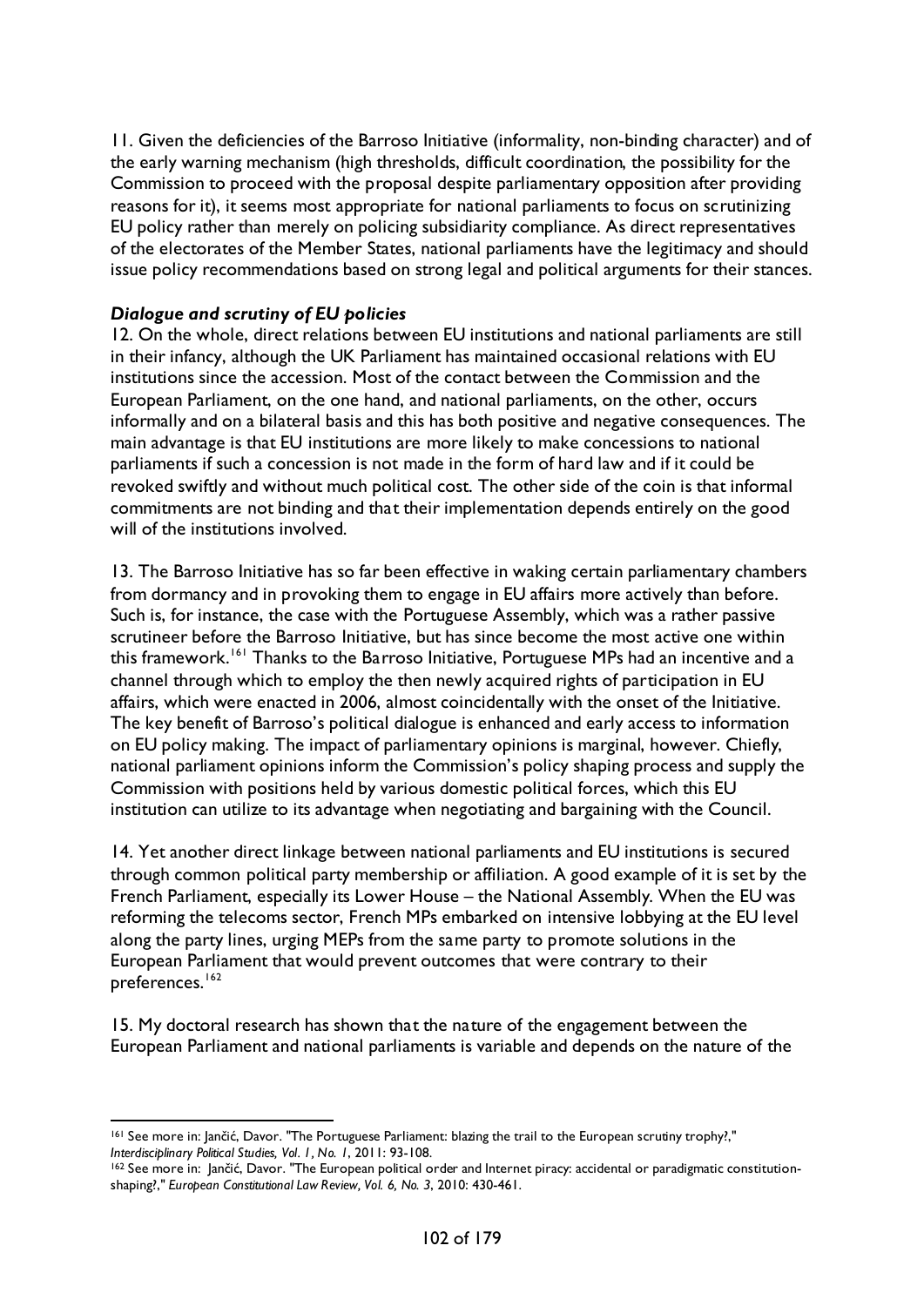11. Given the deficiencies of the Barroso Initiative (informality, non-binding character) and of the early warning mechanism (high thresholds, difficult coordination, the possibility for the Commission to proceed with the proposal despite parliamentary opposition after providing reasons for it), it seems most appropriate for national parliaments to focus on scrutinizing EU policy rather than merely on policing subsidiarity compliance. As direct representatives of the electorates of the Member States, national parliaments have the legitimacy and should issue policy recommendations based on strong legal and political arguments for their stances.

***Dialogue and scrutiny of EU policies***

12. On the whole, direct relations between EU institutions and national parliaments are still in their infancy, although the UK Parliament has maintained occasional relations with EU institutions since the accession. Most of the contact between the Commission and the European Parliament, on the one hand, and national parliaments, on the other, occurs informally and on a bilateral basis and this has both positive and negative consequences. The main advantage is that EU institutions are more likely to make concessions to national parliaments if such a concession is not made in the form of hard law and if it could be revoked swiftly and without much political cost. The other side of the coin is that informal commitments are not binding and that their implementation depends entirely on the good will of the institutions involved.

13. The Barroso Initiative has so far been effective in waking certain parliamentary chambers from dormancy and in provoking them to engage in EU affairs more actively than before. Such is, for instance, the case with the Portuguese Assembly, which was a rather passive scrutineer before the Barroso Initiative, but has since become the most active one within this framework.[161] Thanks to the Barroso Initiative, Portuguese MPs had an incentive and a channel through which to employ the then newly acquired rights of participation in EU affairs, which were enacted in 2006, almost coincidentally with the onset of the Initiative. The key benefit of Barroso's political dialogue is enhanced and early access to information on EU policy making. The impact of parliamentary opinions is marginal, however. Chiefly, national parliament opinions inform the Commission's policy shaping process and supply the Commission with positions held by various domestic political forces, which this EU institution can utilize to its advantage when negotiating and bargaining with the Council.

14. Yet another direct linkage between national parliaments and EU institutions is secured through common political party membership or affiliation. A good example of it is set by the French Parliament, especially its Lower House – the National Assembly. When the EU was reforming the telecoms sector, French MPs embarked on intensive lobbying at the EU level along the party lines, urging MEPs from the same party to promote solutions in the European Parliament that would prevent outcomes that were contrary to their preferences.[162]

15. My doctoral research has shown that the nature of the engagement between the European Parliament and national parliaments is variable and depends on the nature of the

---

[161] See more in: Jančić, Davor. "The Portuguese Parliament: blazing the trail to the European scrutiny trophy?," *Interdisciplinary Political Studies, Vol. 1, No. 1*, 2011: 93-108.

[162] See more in: Jančić, Davor. "The European political order and Internet piracy: accidental or paradigmatic constitution-shaping?," *European Constitutional Law Review, Vol. 6, No. 3*, 2010: 430-461.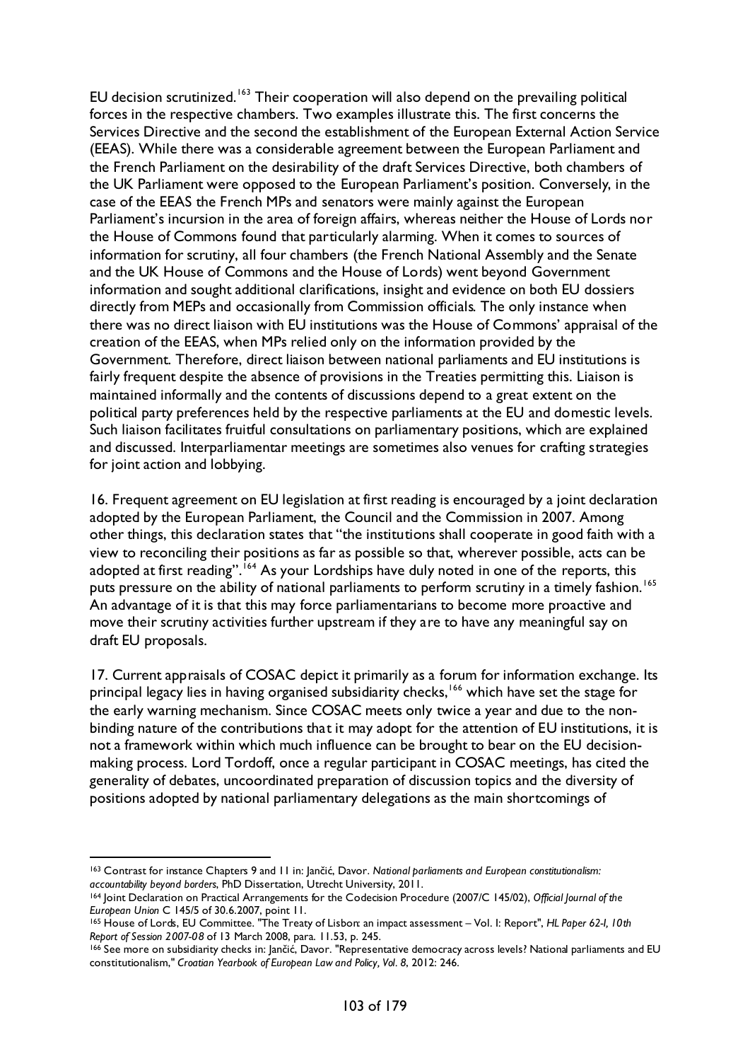EU decision scrutinized.[163] Their cooperation will also depend on the prevailing political forces in the respective chambers. Two examples illustrate this. The first concerns the Services Directive and the second the establishment of the European External Action Service (EEAS). While there was a considerable agreement between the European Parliament and the French Parliament on the desirability of the draft Services Directive, both chambers of the UK Parliament were opposed to the European Parliament's position. Conversely, in the case of the EEAS the French MPs and senators were mainly against the European Parliament's incursion in the area of foreign affairs, whereas neither the House of Lords nor the House of Commons found that particularly alarming. When it comes to sources of information for scrutiny, all four chambers (the French National Assembly and the Senate and the UK House of Commons and the House of Lords) went beyond Government information and sought additional clarifications, insight and evidence on both EU dossiers directly from MEPs and occasionally from Commission officials. The only instance when there was no direct liaison with EU institutions was the House of Commons' appraisal of the creation of the EEAS, when MPs relied only on the information provided by the Government. Therefore, direct liaison between national parliaments and EU institutions is fairly frequent despite the absence of provisions in the Treaties permitting this. Liaison is maintained informally and the contents of discussions depend to a great extent on the political party preferences held by the respective parliaments at the EU and domestic levels. Such liaison facilitates fruitful consultations on parliamentary positions, which are explained and discussed. Interparliamentar meetings are sometimes also venues for crafting strategies for joint action and lobbying.

16. Frequent agreement on EU legislation at first reading is encouraged by a joint declaration adopted by the European Parliament, the Council and the Commission in 2007. Among other things, this declaration states that "the institutions shall cooperate in good faith with a view to reconciling their positions as far as possible so that, wherever possible, acts can be adopted at first reading".[164] As your Lordships have duly noted in one of the reports, this puts pressure on the ability of national parliaments to perform scrutiny in a timely fashion.[165] An advantage of it is that this may force parliamentarians to become more proactive and move their scrutiny activities further upstream if they are to have any meaningful say on draft EU proposals.

17. Current appraisals of COSAC depict it primarily as a forum for information exchange. Its principal legacy lies in having organised subsidiarity checks,[166] which have set the stage for the early warning mechanism. Since COSAC meets only twice a year and due to the non-binding nature of the contributions that it may adopt for the attention of EU institutions, it is not a framework within which much influence can be brought to bear on the EU decision-making process. Lord Tordoff, once a regular participant in COSAC meetings, has cited the generality of debates, uncoordinated preparation of discussion topics and the diversity of positions adopted by national parliamentary delegations as the main shortcomings of

---

[163] Contrast for instance Chapters 9 and 11 in: Jančić, Davor. *National parliaments and European constitutionalism: accountability beyond borders*, PhD Dissertation, Utrecht University, 2011.

[164] Joint Declaration on Practical Arrangements for the Codecision Procedure (2007/C 145/02), *Official Journal of the European Union* C 145/5 of 30.6.2007, point 11.

[165] House of Lords, EU Committee. "The Treaty of Lisbon: an impact assessment – Vol. I: Report", *HL Paper 62-I, 10th Report of Session 2007-08* of 13 March 2008, para. 11.53, p. 245.

[166] See more on subsidiarity checks in: Jančić, Davor. "Representative democracy across levels? National parliaments and EU constitutionalism," *Croatian Yearbook of European Law and Policy, Vol. 8*, 2012: 246.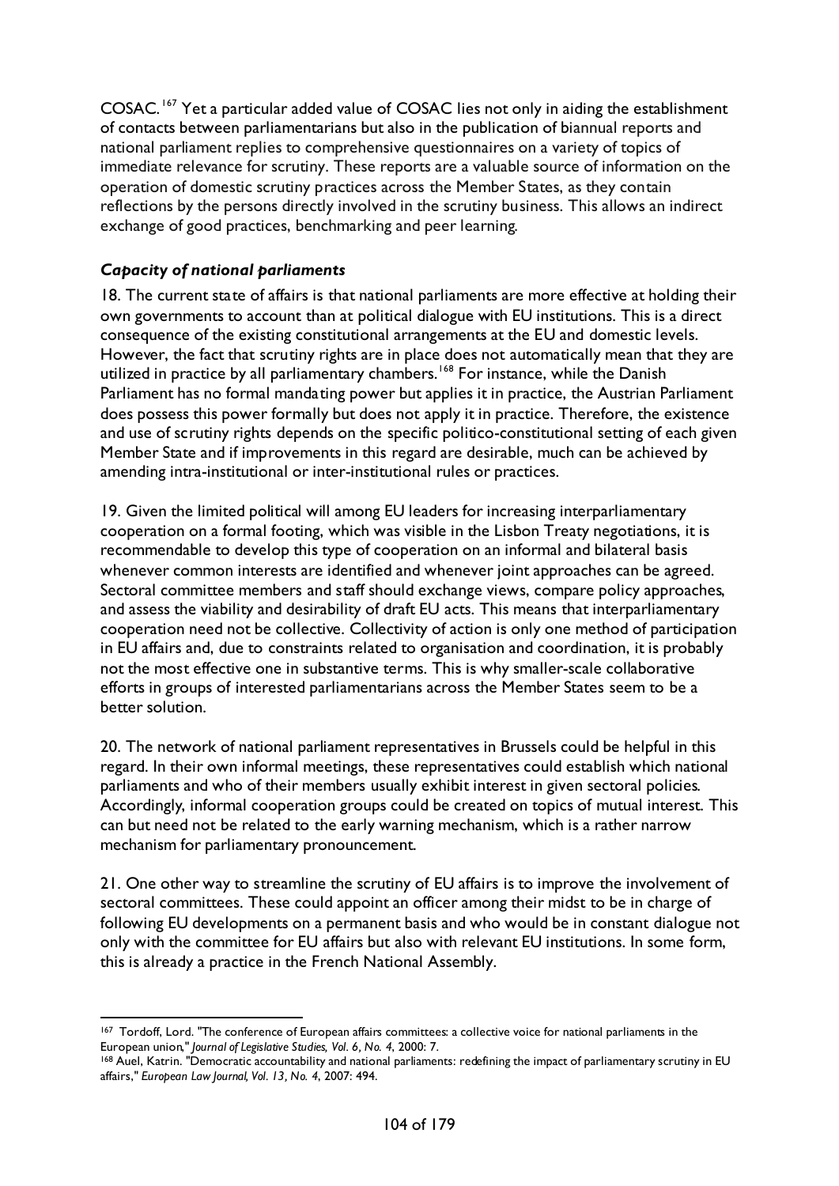COSAC.[167] Yet a particular added value of COSAC lies not only in aiding the establishment of contacts between parliamentarians but also in the publication of biannual reports and national parliament replies to comprehensive questionnaires on a variety of topics of immediate relevance for scrutiny. These reports are a valuable source of information on the operation of domestic scrutiny practices across the Member States, as they contain reflections by the persons directly involved in the scrutiny business. This allows an indirect exchange of good practices, benchmarking and peer learning.

***Capacity of national parliaments***

18. The current state of affairs is that national parliaments are more effective at holding their own governments to account than at political dialogue with EU institutions. This is a direct consequence of the existing constitutional arrangements at the EU and domestic levels. However, the fact that scrutiny rights are in place does not automatically mean that they are utilized in practice by all parliamentary chambers.[168] For instance, while the Danish Parliament has no formal mandating power but applies it in practice, the Austrian Parliament does possess this power formally but does not apply it in practice. Therefore, the existence and use of scrutiny rights depends on the specific politico-constitutional setting of each given Member State and if improvements in this regard are desirable, much can be achieved by amending intra-institutional or inter-institutional rules or practices.

19. Given the limited political will among EU leaders for increasing interparliamentary cooperation on a formal footing, which was visible in the Lisbon Treaty negotiations, it is recommendable to develop this type of cooperation on an informal and bilateral basis whenever common interests are identified and whenever joint approaches can be agreed. Sectoral committee members and staff should exchange views, compare policy approaches, and assess the viability and desirability of draft EU acts. This means that interparliamentary cooperation need not be collective. Collectivity of action is only one method of participation in EU affairs and, due to constraints related to organisation and coordination, it is probably not the most effective one in substantive terms. This is why smaller-scale collaborative efforts in groups of interested parliamentarians across the Member States seem to be a better solution.

20. The network of national parliament representatives in Brussels could be helpful in this regard. In their own informal meetings, these representatives could establish which national parliaments and who of their members usually exhibit interest in given sectoral policies. Accordingly, informal cooperation groups could be created on topics of mutual interest. This can but need not be related to the early warning mechanism, which is a rather narrow mechanism for parliamentary pronouncement.

21. One other way to streamline the scrutiny of EU affairs is to improve the involvement of sectoral committees. These could appoint an officer among their midst to be in charge of following EU developments on a permanent basis and who would be in constant dialogue not only with the committee for EU affairs but also with relevant EU institutions. In some form, this is already a practice in the French National Assembly.

---

[167] Tordoff, Lord. "The conference of European affairs committees: a collective voice for national parliaments in the European union," *Journal of Legislative Studies, Vol. 6, No. 4*, 2000: 7.

[168] Auel, Katrin. "Democratic accountability and national parliaments: redefining the impact of parliamentary scrutiny in EU affairs," *European Law Journal, Vol. 13, No. 4*, 2007: 494.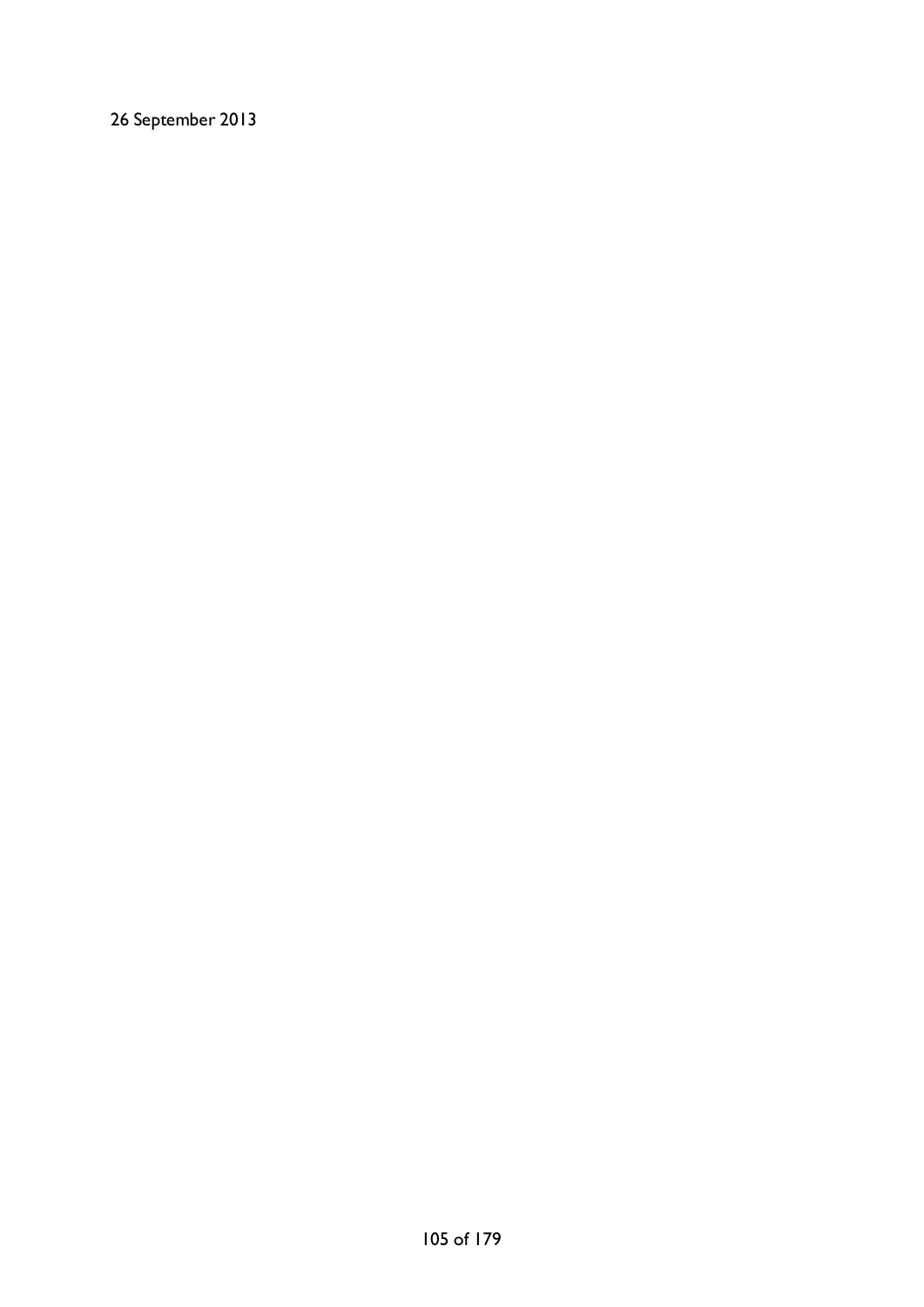26 September 2013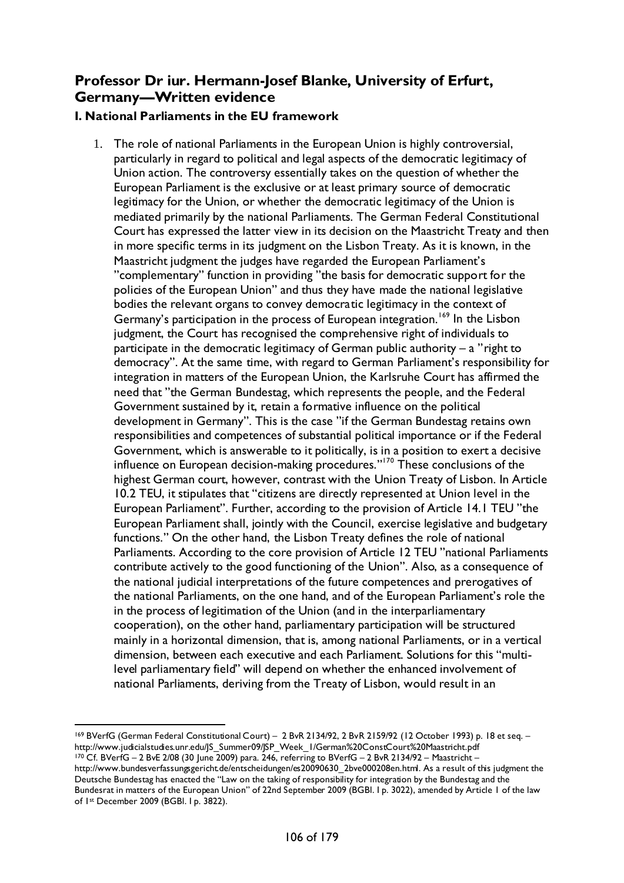## Professor Dr iur. Hermann-Josef Blanke, University of Erfurt, Germany—Written evidence

### I. National Parliaments in the EU framework

1. The role of national Parliaments in the European Union is highly controversial, particularly in regard to political and legal aspects of the democratic legitimacy of Union action. The controversy essentially takes on the question of whether the European Parliament is the exclusive or at least primary source of democratic legitimacy for the Union, or whether the democratic legitimacy of the Union is mediated primarily by the national Parliaments. The German Federal Constitutional Court has expressed the latter view in its decision on the Maastricht Treaty and then in more specific terms in its judgment on the Lisbon Treaty. As it is known, in the Maastricht judgment the judges have regarded the European Parliament's "complementary" function in providing "the basis for democratic support for the policies of the European Union" and thus they have made the national legislative bodies the relevant organs to convey democratic legitimacy in the context of Germany's participation in the process of European integration.[169] In the Lisbon judgment, the Court has recognised the comprehensive right of individuals to participate in the democratic legitimacy of German public authority – a "right to democracy". At the same time, with regard to German Parliament's responsibility for integration in matters of the European Union, the Karlsruhe Court has affirmed the need that "the German Bundestag, which represents the people, and the Federal Government sustained by it, retain a formative influence on the political development in Germany". This is the case "if the German Bundestag retains own responsibilities and competences of substantial political importance or if the Federal Government, which is answerable to it politically, is in a position to exert a decisive influence on European decision-making procedures."[170] These conclusions of the highest German court, however, contrast with the Union Treaty of Lisbon. In Article 10.2 TEU, it stipulates that "citizens are directly represented at Union level in the European Parliament". Further, according to the provision of Article 14.1 TEU "the European Parliament shall, jointly with the Council, exercise legislative and budgetary functions." On the other hand, the Lisbon Treaty defines the role of national Parliaments. According to the core provision of Article 12 TEU "national Parliaments contribute actively to the good functioning of the Union". Also, as a consequence of the national judicial interpretations of the future competences and prerogatives of the national Parliaments, on the one hand, and of the European Parliament's role the in the process of legitimation of the Union (and in the interparliamentary cooperation), on the other hand, parliamentary participation will be structured mainly in a horizontal dimension, that is, among national Parliaments, or in a vertical dimension, between each executive and each Parliament. Solutions for this "multi-level parliamentary field" will depend on whether the enhanced involvement of national Parliaments, deriving from the Treaty of Lisbon, would result in an

---

[169] BVerfG (German Federal Constitutional Court) – 2 BvR 2134/92, 2 BvR 2159/92 (12 October 1993) p. 18 et seq. – http://www.judicialstudies.unr.edu/JS_Summer09/JSP_Week_1/German%20ConstCourt%20Maastricht.pdf

[170] Cf. BVerfG – 2 BvE 2/08 (30 June 2009) para. 246, referring to BVerfG – 2 BvR 2134/92 – Maastricht – http://www.bundesverfassungsgericht.de/entscheidungen/es20090630_2bve000208en.html. As a result of this judgment the Deutsche Bundestag has enacted the "Law on the taking of responsibility for integration by the Bundestag and the Bundesrat in matters of the European Union" of 22nd September 2009 (BGBl. I p. 3022), amended by Article 1 of the law of 1st December 2009 (BGBl. I p. 3822).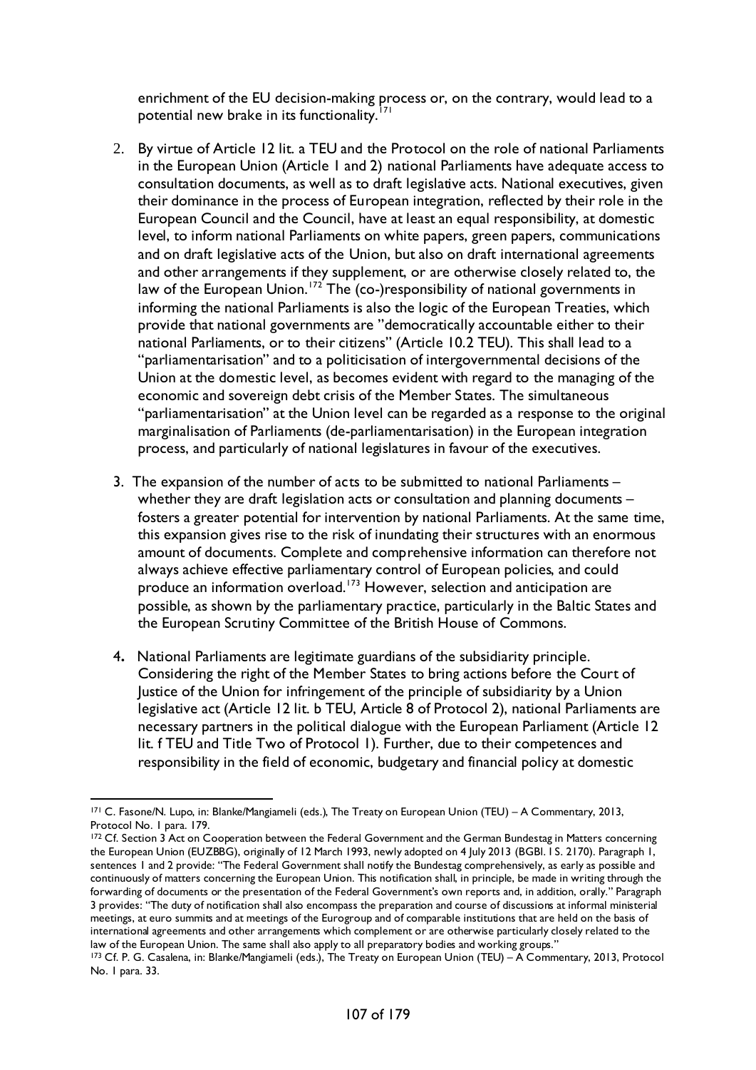enrichment of the EU decision-making process or, on the contrary, would lead to a potential new brake in its functionality.[171]

2. By virtue of Article 12 lit. a TEU and the Protocol on the role of national Parliaments in the European Union (Article 1 and 2) national Parliaments have adequate access to consultation documents, as well as to draft legislative acts. National executives, given their dominance in the process of European integration, reflected by their role in the European Council and the Council, have at least an equal responsibility, at domestic level, to inform national Parliaments on white papers, green papers, communications and on draft legislative acts of the Union, but also on draft international agreements and other arrangements if they supplement, or are otherwise closely related to, the law of the European Union.[172] The (co-)responsibility of national governments in informing the national Parliaments is also the logic of the European Treaties, which provide that national governments are "democratically accountable either to their national Parliaments, or to their citizens" (Article 10.2 TEU). This shall lead to a "parliamentarisation" and to a politicisation of intergovernmental decisions of the Union at the domestic level, as becomes evident with regard to the managing of the economic and sovereign debt crisis of the Member States. The simultaneous "parliamentarisation" at the Union level can be regarded as a response to the original marginalisation of Parliaments (de-parliamentarisation) in the European integration process, and particularly of national legislatures in favour of the executives.

3. The expansion of the number of acts to be submitted to national Parliaments – whether they are draft legislation acts or consultation and planning documents – fosters a greater potential for intervention by national Parliaments. At the same time, this expansion gives rise to the risk of inundating their structures with an enormous amount of documents. Complete and comprehensive information can therefore not always achieve effective parliamentary control of European policies, and could produce an information overload.[173] However, selection and anticipation are possible, as shown by the parliamentary practice, particularly in the Baltic States and the European Scrutiny Committee of the British House of Commons.

4. National Parliaments are legitimate guardians of the subsidiarity principle. Considering the right of the Member States to bring actions before the Court of Justice of the Union for infringement of the principle of subsidiarity by a Union legislative act (Article 12 lit. b TEU, Article 8 of Protocol 2), national Parliaments are necessary partners in the political dialogue with the European Parliament (Article 12 lit. f TEU and Title Two of Protocol 1). Further, due to their competences and responsibility in the field of economic, budgetary and financial policy at domestic

---

[171] C. Fasone/N. Lupo, in: Blanke/Mangiameli (eds.), The Treaty on European Union (TEU) – A Commentary, 2013, Protocol No. 1 para. 179.

[172] Cf. Section 3 Act on Cooperation between the Federal Government and the German Bundestag in Matters concerning the European Union (EUZBBG), originally of 12 March 1993, newly adopted on 4 July 2013 (BGBl. I S. 2170). Paragraph 1, sentences 1 and 2 provide: "The Federal Government shall notify the Bundestag comprehensively, as early as possible and continuously of matters concerning the European Union. This notification shall, in principle, be made in writing through the forwarding of documents or the presentation of the Federal Government's own reports and, in addition, orally." Paragraph 3 provides: "The duty of notification shall also encompass the preparation and course of discussions at informal ministerial meetings, at euro summits and at meetings of the Eurogroup and of comparable institutions that are held on the basis of international agreements and other arrangements which complement or are otherwise particularly closely related to the law of the European Union. The same shall also apply to all preparatory bodies and working groups."

[173] Cf. P. G. Casalena, in: Blanke/Mangiameli (eds.), The Treaty on European Union (TEU) – A Commentary, 2013, Protocol No. 1 para. 33.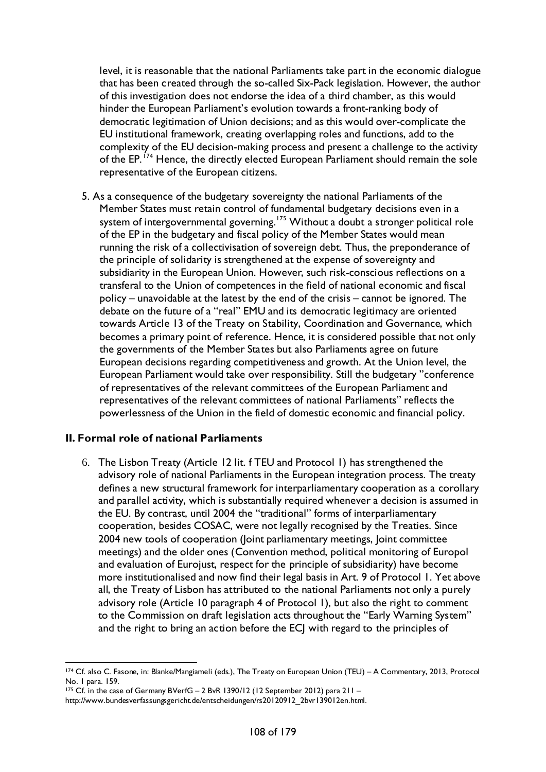level, it is reasonable that the national Parliaments take part in the economic dialogue that has been created through the so-called Six-Pack legislation. However, the author of this investigation does not endorse the idea of a third chamber, as this would hinder the European Parliament's evolution towards a front-ranking body of democratic legitimation of Union decisions; and as this would over-complicate the EU institutional framework, creating overlapping roles and functions, add to the complexity of the EU decision-making process and present a challenge to the activity of the EP.[174] Hence, the directly elected European Parliament should remain the sole representative of the European citizens.

5. As a consequence of the budgetary sovereignty the national Parliaments of the Member States must retain control of fundamental budgetary decisions even in a system of intergovernmental governing.[175] Without a doubt a stronger political role of the EP in the budgetary and fiscal policy of the Member States would mean running the risk of a collectivisation of sovereign debt. Thus, the preponderance of the principle of solidarity is strengthened at the expense of sovereignty and subsidiarity in the European Union. However, such risk-conscious reflections on a transferal to the Union of competences in the field of national economic and fiscal policy – unavoidable at the latest by the end of the crisis – cannot be ignored. The debate on the future of a "real" EMU and its democratic legitimacy are oriented towards Article 13 of the Treaty on Stability, Coordination and Governance, which becomes a primary point of reference. Hence, it is considered possible that not only the governments of the Member States but also Parliaments agree on future European decisions regarding competitiveness and growth. At the Union level, the European Parliament would take over responsibility. Still the budgetary "conference of representatives of the relevant committees of the European Parliament and representatives of the relevant committees of national Parliaments" reflects the powerlessness of the Union in the field of domestic economic and financial policy.

## II. Formal role of national Parliaments

6. The Lisbon Treaty (Article 12 lit. f TEU and Protocol 1) has strengthened the advisory role of national Parliaments in the European integration process. The treaty defines a new structural framework for interparliamentary cooperation as a corollary and parallel activity, which is substantially required whenever a decision is assumed in the EU. By contrast, until 2004 the "traditional" forms of interparliamentary cooperation, besides COSAC, were not legally recognised by the Treaties. Since 2004 new tools of cooperation (Joint parliamentary meetings, Joint committee meetings) and the older ones (Convention method, political monitoring of Europol and evaluation of Eurojust, respect for the principle of subsidiarity) have become more institutionalised and now find their legal basis in Art. 9 of Protocol 1. Yet above all, the Treaty of Lisbon has attributed to the national Parliaments not only a purely advisory role (Article 10 paragraph 4 of Protocol 1), but also the right to comment to the Commission on draft legislation acts throughout the "Early Warning System" and the right to bring an action before the ECJ with regard to the principles of

---

[174] Cf. also C. Fasone, in: Blanke/Mangiameli (eds.), The Treaty on European Union (TEU) – A Commentary, 2013, Protocol No. 1 para. 159.

[175] Cf. in the case of Germany BVerfG – 2 BvR 1390/12 (12 September 2012) para 211 – http://www.bundesverfassungsgericht.de/entscheidungen/rs20120912_2bvr139012en.html.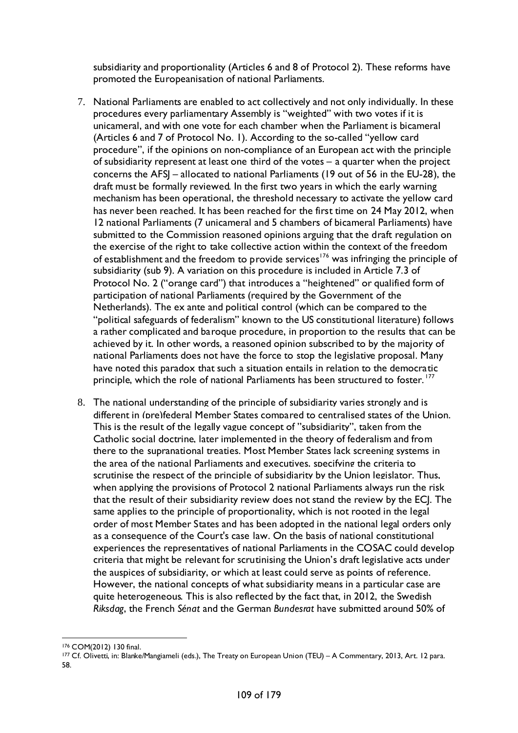subsidiarity and proportionality (Articles 6 and 8 of Protocol 2). These reforms have promoted the Europeanisation of national Parliaments.

7. National Parliaments are enabled to act collectively and not only individually. In these procedures every parliamentary Assembly is "weighted" with two votes if it is unicameral, and with one vote for each chamber when the Parliament is bicameral (Articles 6 and 7 of Protocol No. 1). According to the so-called "yellow card procedure", if the opinions on non-compliance of an European act with the principle of subsidiarity represent at least one third of the votes – a quarter when the project concerns the AFSJ – allocated to national Parliaments (19 out of 56 in the EU-28), the draft must be formally reviewed. In the first two years in which the early warning mechanism has been operational, the threshold necessary to activate the yellow card has never been reached. It has been reached for the first time on 24 May 2012, when 12 national Parliaments (7 unicameral and 5 chambers of bicameral Parliaments) have submitted to the Commission reasoned opinions arguing that the draft regulation on the exercise of the right to take collective action within the context of the freedom of establishment and the freedom to provide services[176] was infringing the principle of subsidiarity (sub 9). A variation on this procedure is included in Article 7.3 of Protocol No. 2 ("orange card") that introduces a "heightened" or qualified form of participation of national Parliaments (required by the Government of the Netherlands). The ex ante and political control (which can be compared to the "political safeguards of federalism" known to the US constitutional literature) follows a rather complicated and baroque procedure, in proportion to the results that can be achieved by it. In other words, a reasoned opinion subscribed to by the majority of national Parliaments does not have the force to stop the legislative proposal. Many have noted this paradox that such a situation entails in relation to the democratic principle, which the role of national Parliaments has been structured to foster.[177]

8. The national understanding of the principle of subsidiarity varies strongly and is different in (pre)federal Member States compared to centralised states of the Union. This is the result of the legally vague concept of "subsidiarity", taken from the Catholic social doctrine, later implemented in the theory of federalism and from there to the supranational treaties. Most Member States lack screening systems in the area of the national Parliaments and executives, specifying the criteria to scrutinise the respect of the principle of subsidiarity by the Union legislator. Thus, when applying the provisions of Protocol 2 national Parliaments always run the risk that the result of their subsidiarity review does not stand the review by the ECJ. The same applies to the principle of proportionality, which is not rooted in the legal order of most Member States and has been adopted in the national legal orders only as a consequence of the Court's case law. On the basis of national constitutional experiences the representatives of national Parliaments in the COSAC could develop criteria that might be relevant for scrutinising the Union's draft legislative acts under the auspices of subsidiarity, or which at least could serve as points of reference. However, the national concepts of what subsidiarity means in a particular case are quite heterogeneous. This is also reflected by the fact that, in 2012, the Swedish *Riksdag*, the French *Sénat* and the German *Bundesrat* have submitted around 50% of

---

[176] COM(2012) 130 final.

[177] Cf. Olivetti, in: Blanke/Mangiameli (eds.), The Treaty on European Union (TEU) – A Commentary, 2013, Art. 12 para. 58.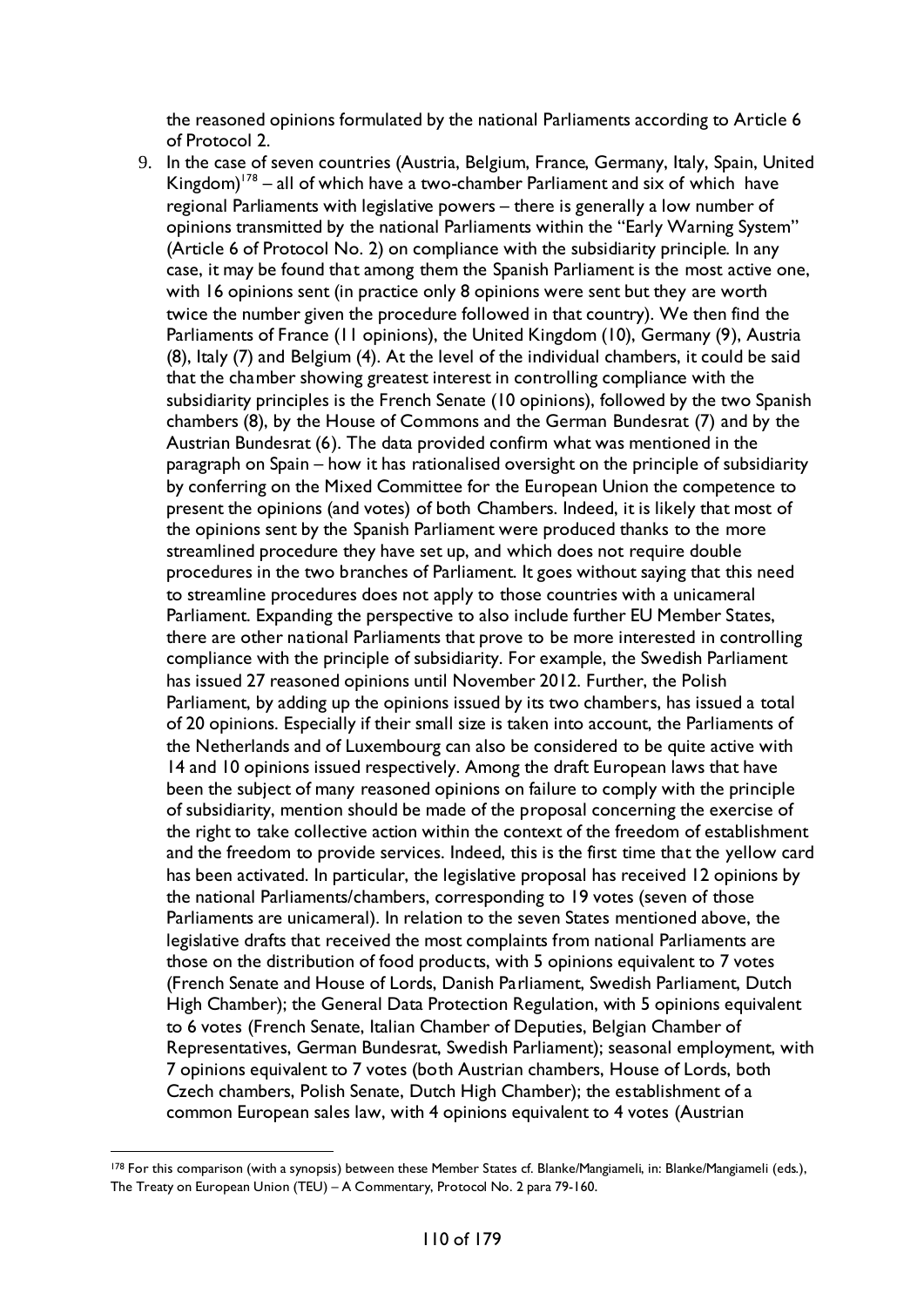the reasoned opinions formulated by the national Parliaments according to Article 6 of Protocol 2.

9. In the case of seven countries (Austria, Belgium, France, Germany, Italy, Spain, United Kingdom)[178] – all of which have a two-chamber Parliament and six of which have regional Parliaments with legislative powers – there is generally a low number of opinions transmitted by the national Parliaments within the "Early Warning System" (Article 6 of Protocol No. 2) on compliance with the subsidiarity principle. In any case, it may be found that among them the Spanish Parliament is the most active one, with 16 opinions sent (in practice only 8 opinions were sent but they are worth twice the number given the procedure followed in that country). We then find the Parliaments of France (11 opinions), the United Kingdom (10), Germany (9), Austria (8), Italy (7) and Belgium (4). At the level of the individual chambers, it could be said that the chamber showing greatest interest in controlling compliance with the subsidiarity principles is the French Senate (10 opinions), followed by the two Spanish chambers (8), by the House of Commons and the German Bundesrat (7) and by the Austrian Bundesrat (6). The data provided confirm what was mentioned in the paragraph on Spain – how it has rationalised oversight on the principle of subsidiarity by conferring on the Mixed Committee for the European Union the competence to present the opinions (and votes) of both Chambers. Indeed, it is likely that most of the opinions sent by the Spanish Parliament were produced thanks to the more streamlined procedure they have set up, and which does not require double procedures in the two branches of Parliament. It goes without saying that this need to streamline procedures does not apply to those countries with a unicameral Parliament. Expanding the perspective to also include further EU Member States, there are other national Parliaments that prove to be more interested in controlling compliance with the principle of subsidiarity. For example, the Swedish Parliament has issued 27 reasoned opinions until November 2012. Further, the Polish Parliament, by adding up the opinions issued by its two chambers, has issued a total of 20 opinions. Especially if their small size is taken into account, the Parliaments of the Netherlands and of Luxembourg can also be considered to be quite active with 14 and 10 opinions issued respectively. Among the draft European laws that have been the subject of many reasoned opinions on failure to comply with the principle of subsidiarity, mention should be made of the proposal concerning the exercise of the right to take collective action within the context of the freedom of establishment and the freedom to provide services. Indeed, this is the first time that the yellow card has been activated. In particular, the legislative proposal has received 12 opinions by the national Parliaments/chambers, corresponding to 19 votes (seven of those Parliaments are unicameral). In relation to the seven States mentioned above, the legislative drafts that received the most complaints from national Parliaments are those on the distribution of food products, with 5 opinions equivalent to 7 votes (French Senate and House of Lords, Danish Parliament, Swedish Parliament, Dutch High Chamber); the General Data Protection Regulation, with 5 opinions equivalent to 6 votes (French Senate, Italian Chamber of Deputies, Belgian Chamber of Representatives, German Bundesrat, Swedish Parliament); seasonal employment, with 7 opinions equivalent to 7 votes (both Austrian chambers, House of Lords, both Czech chambers, Polish Senate, Dutch High Chamber); the establishment of a common European sales law, with 4 opinions equivalent to 4 votes (Austrian

[178] For this comparison (with a synopsis) between these Member States cf. Blanke/Mangiameli, in: Blanke/Mangiameli (eds.), The Treaty on European Union (TEU) – A Commentary, Protocol No. 2 para 79-160.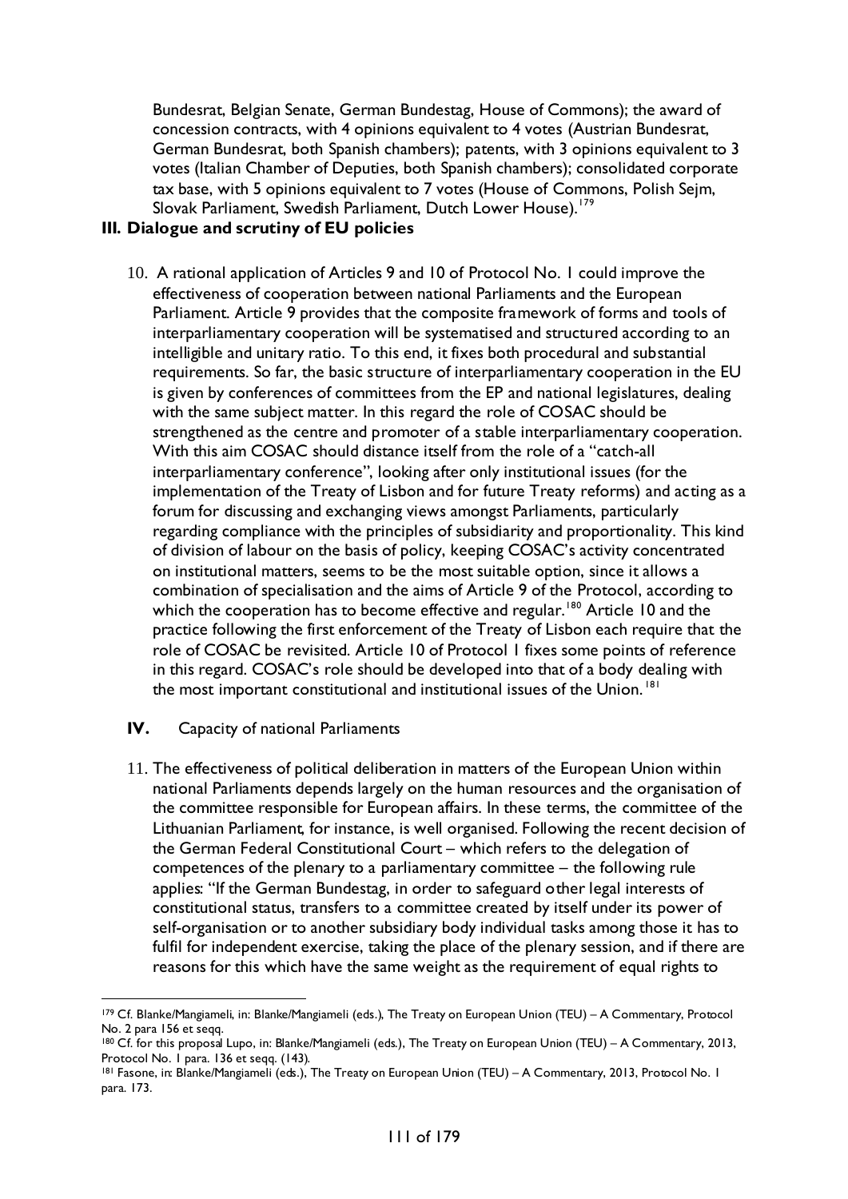Bundesrat, Belgian Senate, German Bundestag, House of Commons); the award of concession contracts, with 4 opinions equivalent to 4 votes (Austrian Bundesrat, German Bundesrat, both Spanish chambers); patents, with 3 opinions equivalent to 3 votes (Italian Chamber of Deputies, both Spanish chambers); consolidated corporate tax base, with 5 opinions equivalent to 7 votes (House of Commons, Polish Sejm, Slovak Parliament, Swedish Parliament, Dutch Lower House).[179]

### III. Dialogue and scrutiny of EU policies

10. A rational application of Articles 9 and 10 of Protocol No. 1 could improve the effectiveness of cooperation between national Parliaments and the European Parliament. Article 9 provides that the composite framework of forms and tools of interparliamentary cooperation will be systematised and structured according to an intelligible and unitary ratio. To this end, it fixes both procedural and substantial requirements. So far, the basic structure of interparliamentary cooperation in the EU is given by conferences of committees from the EP and national legislatures, dealing with the same subject matter. In this regard the role of COSAC should be strengthened as the centre and promoter of a stable interparliamentary cooperation. With this aim COSAC should distance itself from the role of a "catch-all interparliamentary conference", looking after only institutional issues (for the implementation of the Treaty of Lisbon and for future Treaty reforms) and acting as a forum for discussing and exchanging views amongst Parliaments, particularly regarding compliance with the principles of subsidiarity and proportionality. This kind of division of labour on the basis of policy, keeping COSAC's activity concentrated on institutional matters, seems to be the most suitable option, since it allows a combination of specialisation and the aims of Article 9 of the Protocol, according to which the cooperation has to become effective and regular.[180] Article 10 and the practice following the first enforcement of the Treaty of Lisbon each require that the role of COSAC be revisited. Article 10 of Protocol 1 fixes some points of reference in this regard. COSAC's role should be developed into that of a body dealing with the most important constitutional and institutional issues of the Union.[181]

### IV. Capacity of national Parliaments

11. The effectiveness of political deliberation in matters of the European Union within national Parliaments depends largely on the human resources and the organisation of the committee responsible for European affairs. In these terms, the committee of the Lithuanian Parliament, for instance, is well organised. Following the recent decision of the German Federal Constitutional Court – which refers to the delegation of competences of the plenary to a parliamentary committee – the following rule applies: "If the German Bundestag, in order to safeguard other legal interests of constitutional status, transfers to a committee created by itself under its power of self-organisation or to another subsidiary body individual tasks among those it has to fulfil for independent exercise, taking the place of the plenary session, and if there are reasons for this which have the same weight as the requirement of equal rights to

---

[179] Cf. Blanke/Mangiameli, in: Blanke/Mangiameli (eds.), The Treaty on European Union (TEU) – A Commentary, Protocol No. 2 para 156 et seqq.

[180] Cf. for this proposal Lupo, in: Blanke/Mangiameli (eds.), The Treaty on European Union (TEU) – A Commentary, 2013, Protocol No. 1 para. 136 et seqq. (143).

[181] Fasone, in: Blanke/Mangiameli (eds.), The Treaty on European Union (TEU) – A Commentary, 2013, Protocol No. 1 para. 173.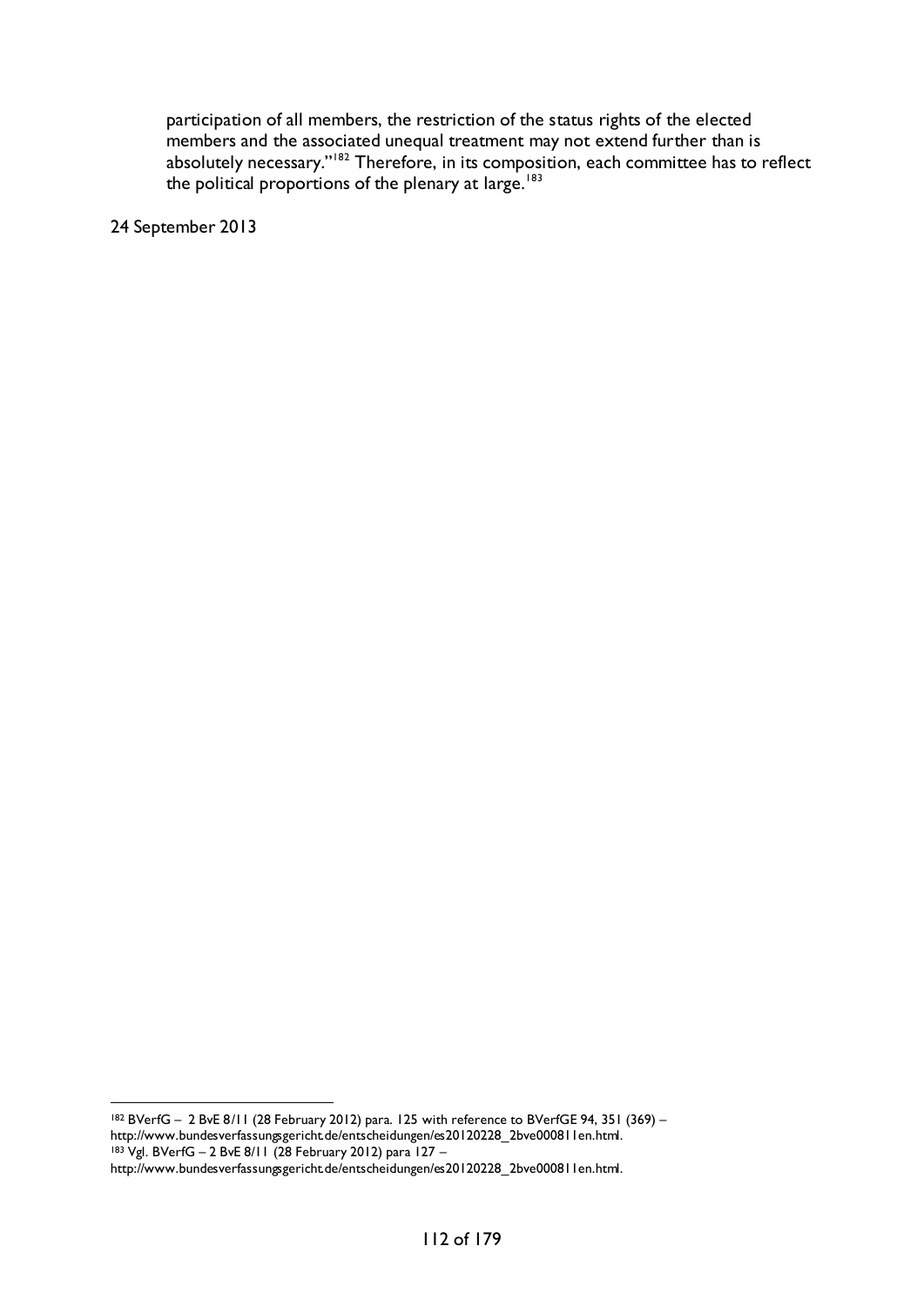participation of all members, the restriction of the status rights of the elected members and the associated unequal treatment may not extend further than is absolutely necessary."[182] Therefore, in its composition, each committee has to reflect the political proportions of the plenary at large.[183]

24 September 2013

---

[182] BVerfG – 2 BvE 8/11 (28 February 2012) para. 125 with reference to BVerfGE 94, 351 (369) – http://www.bundesverfassungsgericht.de/entscheidungen/es20120228_2bve000811en.html.

[183] Vgl. BVerfG – 2 BvE 8/11 (28 February 2012) para 127 – http://www.bundesverfassungsgericht.de/entscheidungen/es20120228_2bve000811en.html.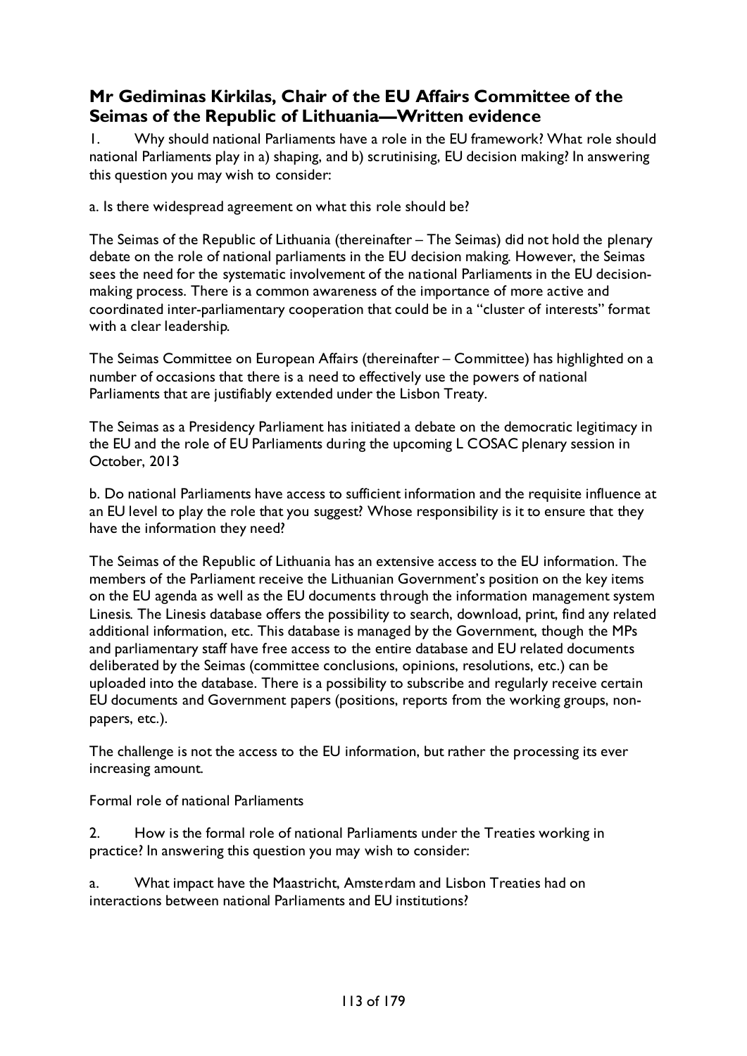## Mr Gediminas Kirkilas, Chair of the EU Affairs Committee of the Seimas of the Republic of Lithuania—Written evidence

1. Why should national Parliaments have a role in the EU framework? What role should national Parliaments play in a) shaping, and b) scrutinising, EU decision making? In answering this question you may wish to consider:

a. Is there widespread agreement on what this role should be?

The Seimas of the Republic of Lithuania (thereinafter – The Seimas) did not hold the plenary debate on the role of national parliaments in the EU decision making. However, the Seimas sees the need for the systematic involvement of the national Parliaments in the EU decision-making process. There is a common awareness of the importance of more active and coordinated inter-parliamentary cooperation that could be in a "cluster of interests" format with a clear leadership.

The Seimas Committee on European Affairs (thereinafter – Committee) has highlighted on a number of occasions that there is a need to effectively use the powers of national Parliaments that are justifiably extended under the Lisbon Treaty.

The Seimas as a Presidency Parliament has initiated a debate on the democratic legitimacy in the EU and the role of EU Parliaments during the upcoming L COSAC plenary session in October, 2013

b. Do national Parliaments have access to sufficient information and the requisite influence at an EU level to play the role that you suggest? Whose responsibility is it to ensure that they have the information they need?

The Seimas of the Republic of Lithuania has an extensive access to the EU information. The members of the Parliament receive the Lithuanian Government's position on the key items on the EU agenda as well as the EU documents through the information management system Linesis. The Linesis database offers the possibility to search, download, print, find any related additional information, etc. This database is managed by the Government, though the MPs and parliamentary staff have free access to the entire database and EU related documents deliberated by the Seimas (committee conclusions, opinions, resolutions, etc.) can be uploaded into the database. There is a possibility to subscribe and regularly receive certain EU documents and Government papers (positions, reports from the working groups, non-papers, etc.).

The challenge is not the access to the EU information, but rather the processing its ever increasing amount.

Formal role of national Parliaments

2. How is the formal role of national Parliaments under the Treaties working in practice? In answering this question you may wish to consider:

a. What impact have the Maastricht, Amsterdam and Lisbon Treaties had on interactions between national Parliaments and EU institutions?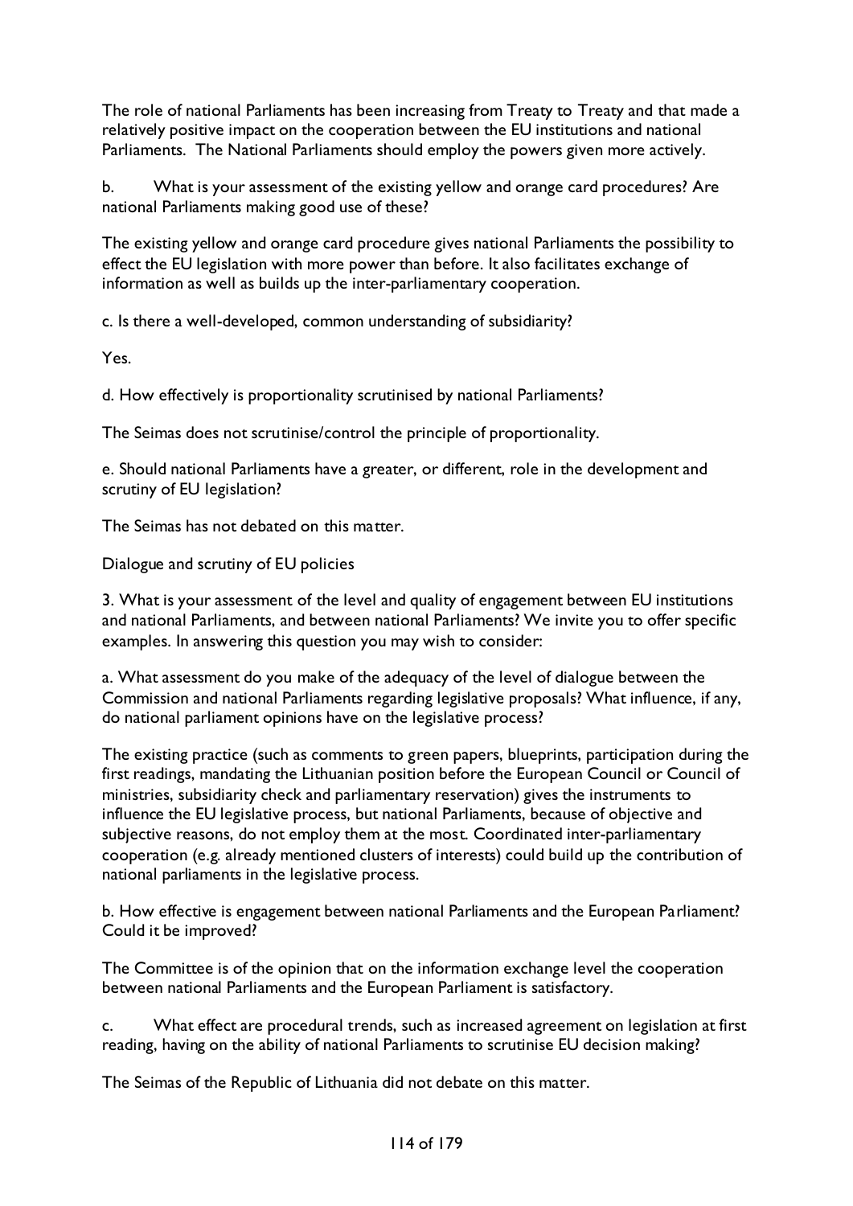The role of national Parliaments has been increasing from Treaty to Treaty and that made a relatively positive impact on the cooperation between the EU institutions and national Parliaments.  The National Parliaments should employ the powers given more actively.

b. What is your assessment of the existing yellow and orange card procedures? Are national Parliaments making good use of these?

The existing yellow and orange card procedure gives national Parliaments the possibility to effect the EU legislation with more power than before. It also facilitates exchange of information as well as builds up the inter-parliamentary cooperation.

c. Is there a well-developed, common understanding of subsidiarity?

Yes.

d. How effectively is proportionality scrutinised by national Parliaments?

The Seimas does not scrutinise/control the principle of proportionality.

e. Should national Parliaments have a greater, or different, role in the development and scrutiny of EU legislation?

The Seimas has not debated on this matter.

Dialogue and scrutiny of EU policies

3. What is your assessment of the level and quality of engagement between EU institutions and national Parliaments, and between national Parliaments? We invite you to offer specific examples. In answering this question you may wish to consider:

a. What assessment do you make of the adequacy of the level of dialogue between the Commission and national Parliaments regarding legislative proposals? What influence, if any, do national parliament opinions have on the legislative process?

The existing practice (such as comments to green papers, blueprints, participation during the first readings, mandating the Lithuanian position before the European Council or Council of ministries, subsidiarity check and parliamentary reservation) gives the instruments to influence the EU legislative process, but national Parliaments, because of objective and subjective reasons, do not employ them at the most. Coordinated inter-parliamentary cooperation (e.g. already mentioned clusters of interests) could build up the contribution of national parliaments in the legislative process.

b. How effective is engagement between national Parliaments and the European Parliament? Could it be improved?

The Committee is of the opinion that on the information exchange level the cooperation between national Parliaments and the European Parliament is satisfactory.

c. What effect are procedural trends, such as increased agreement on legislation at first reading, having on the ability of national Parliaments to scrutinise EU decision making?

The Seimas of the Republic of Lithuania did not debate on this matter.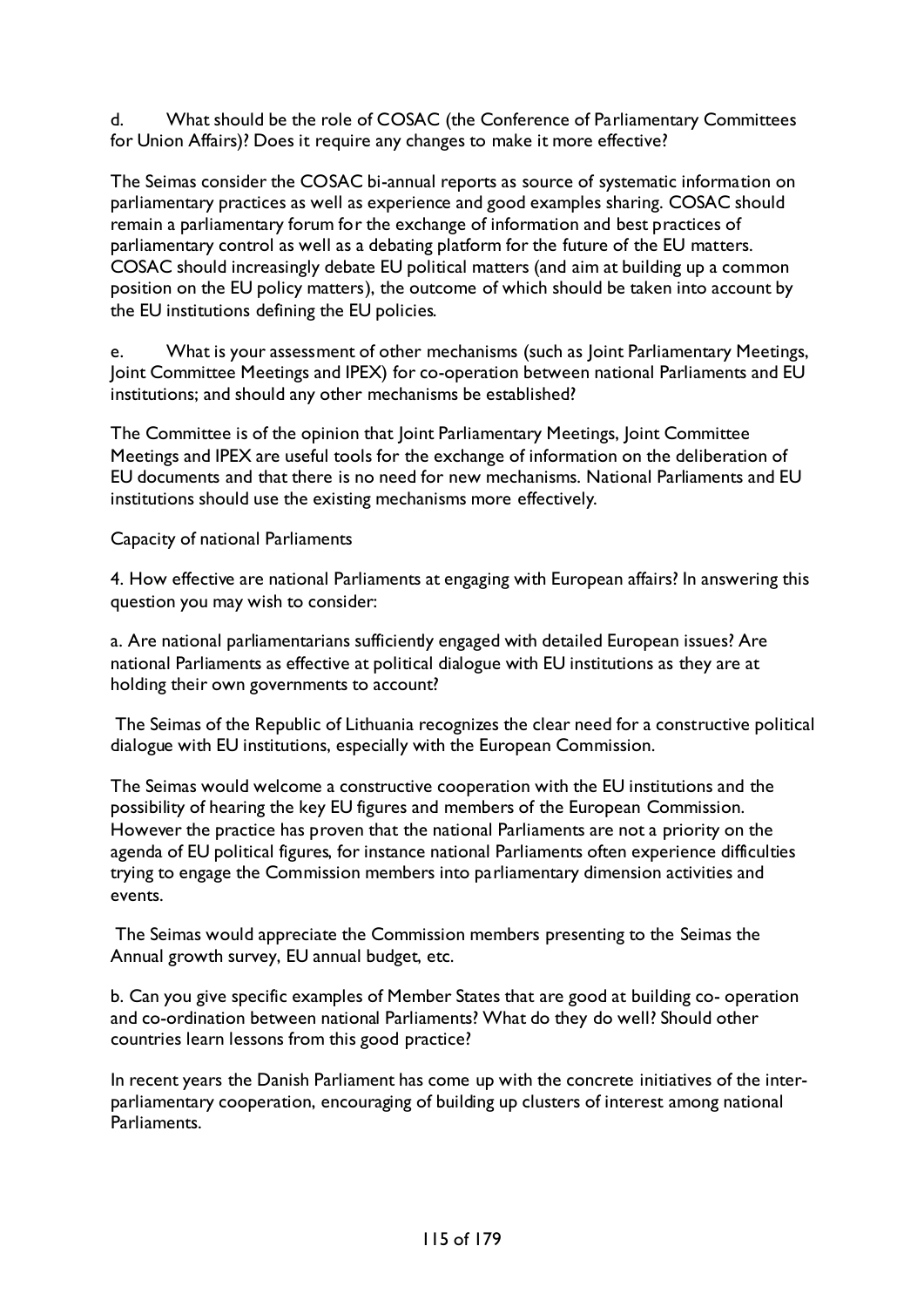d. What should be the role of COSAC (the Conference of Parliamentary Committees for Union Affairs)? Does it require any changes to make it more effective?

The Seimas consider the COSAC bi-annual reports as source of systematic information on parliamentary practices as well as experience and good examples sharing. COSAC should remain a parliamentary forum for the exchange of information and best practices of parliamentary control as well as a debating platform for the future of the EU matters. COSAC should increasingly debate EU political matters (and aim at building up a common position on the EU policy matters), the outcome of which should be taken into account by the EU institutions defining the EU policies.

e. What is your assessment of other mechanisms (such as Joint Parliamentary Meetings, Joint Committee Meetings and IPEX) for co-operation between national Parliaments and EU institutions; and should any other mechanisms be established?

The Committee is of the opinion that Joint Parliamentary Meetings, Joint Committee Meetings and IPEX are useful tools for the exchange of information on the deliberation of EU documents and that there is no need for new mechanisms. National Parliaments and EU institutions should use the existing mechanisms more effectively.

Capacity of national Parliaments

4. How effective are national Parliaments at engaging with European affairs? In answering this question you may wish to consider:

a. Are national parliamentarians sufficiently engaged with detailed European issues? Are national Parliaments as effective at political dialogue with EU institutions as they are at holding their own governments to account?

The Seimas of the Republic of Lithuania recognizes the clear need for a constructive political dialogue with EU institutions, especially with the European Commission.

The Seimas would welcome a constructive cooperation with the EU institutions and the possibility of hearing the key EU figures and members of the European Commission. However the practice has proven that the national Parliaments are not a priority on the agenda of EU political figures, for instance national Parliaments often experience difficulties trying to engage the Commission members into parliamentary dimension activities and events.

The Seimas would appreciate the Commission members presenting to the Seimas the Annual growth survey, EU annual budget, etc.

b. Can you give specific examples of Member States that are good at building co- operation and co-ordination between national Parliaments? What do they do well? Should other countries learn lessons from this good practice?

In recent years the Danish Parliament has come up with the concrete initiatives of the inter-parliamentary cooperation, encouraging of building up clusters of interest among national Parliaments.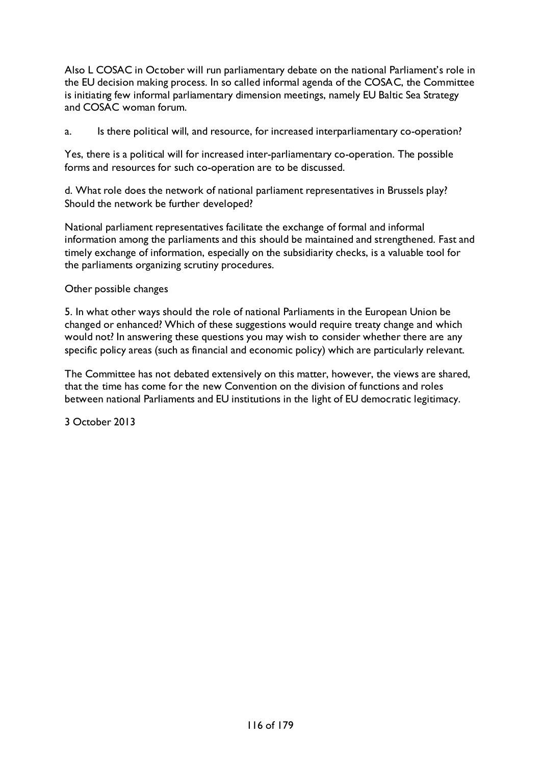Also L COSAC in October will run parliamentary debate on the national Parliament's role in the EU decision making process. In so called informal agenda of the COSAC, the Committee is initiating few informal parliamentary dimension meetings, namely EU Baltic Sea Strategy and COSAC woman forum.

a. Is there political will, and resource, for increased interparliamentary co-operation?

Yes, there is a political will for increased inter-parliamentary co-operation. The possible forms and resources for such co-operation are to be discussed.

d. What role does the network of national parliament representatives in Brussels play? Should the network be further developed?

National parliament representatives facilitate the exchange of formal and informal information among the parliaments and this should be maintained and strengthened. Fast and timely exchange of information, especially on the subsidiarity checks, is a valuable tool for the parliaments organizing scrutiny procedures.

Other possible changes

5. In what other ways should the role of national Parliaments in the European Union be changed or enhanced? Which of these suggestions would require treaty change and which would not? In answering these questions you may wish to consider whether there are any specific policy areas (such as financial and economic policy) which are particularly relevant.

The Committee has not debated extensively on this matter, however, the views are shared, that the time has come for the new Convention on the division of functions and roles between national Parliaments and EU institutions in the light of EU democratic legitimacy.

3 October 2013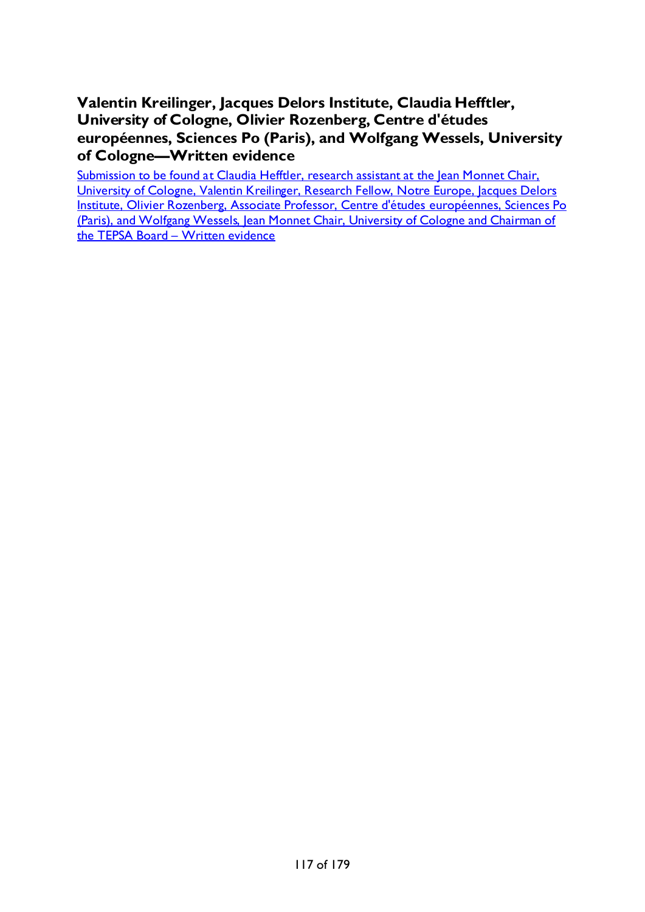## Valentin Kreilinger, Jacques Delors Institute, Claudia Hefftler, University of Cologne, Olivier Rozenberg, Centre d'études européennes, Sciences Po (Paris), and Wolfgang Wessels, University of Cologne—Written evidence

Submission to be found at Claudia Hefftler, research assistant at the Jean Monnet Chair, University of Cologne, Valentin Kreilinger, Research Fellow, Notre Europe, Jacques Delors Institute, Olivier Rozenberg, Associate Professor, Centre d'études européennes, Sciences Po (Paris), and Wolfgang Wessels, Jean Monnet Chair, University of Cologne and Chairman of the TEPSA Board – Written evidence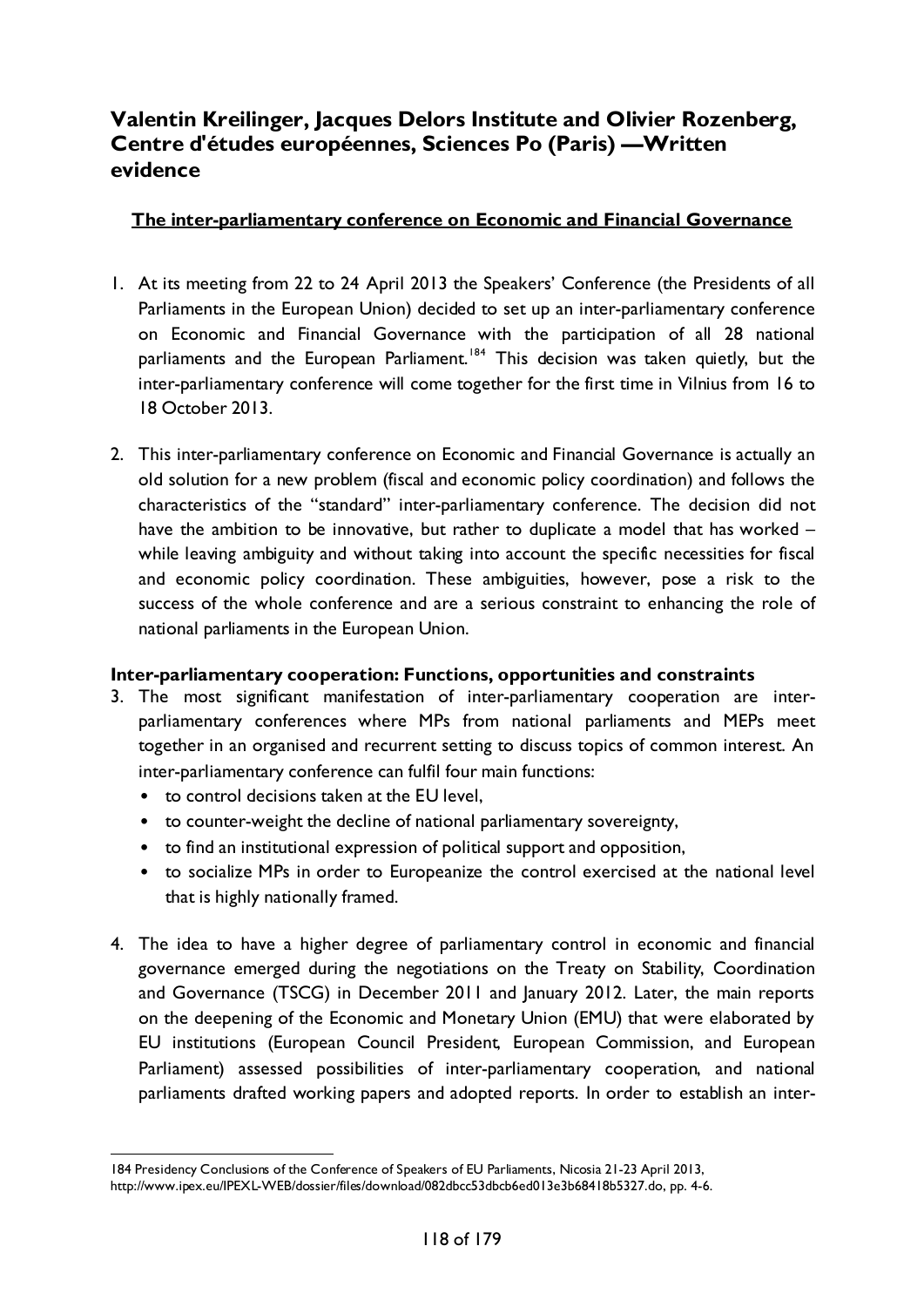## Valentin Kreilinger, Jacques Delors Institute and Olivier Rozenberg, Centre d'études européennes, Sciences Po (Paris) —Written evidence

**The inter-parliamentary conference on Economic and Financial Governance**

1. At its meeting from 22 to 24 April 2013 the Speakers' Conference (the Presidents of all Parliaments in the European Union) decided to set up an inter-parliamentary conference on Economic and Financial Governance with the participation of all 28 national parliaments and the European Parliament.[184] This decision was taken quietly, but the inter-parliamentary conference will come together for the first time in Vilnius from 16 to 18 October 2013.

2. This inter-parliamentary conference on Economic and Financial Governance is actually an old solution for a new problem (fiscal and economic policy coordination) and follows the characteristics of the "standard" inter-parliamentary conference. The decision did not have the ambition to be innovative, but rather to duplicate a model that has worked – while leaving ambiguity and without taking into account the specific necessities for fiscal and economic policy coordination. These ambiguities, however, pose a risk to the success of the whole conference and are a serious constraint to enhancing the role of national parliaments in the European Union.

**Inter-parliamentary cooperation: Functions, opportunities and constraints**

3. The most significant manifestation of inter-parliamentary cooperation are inter-parliamentary conferences where MPs from national parliaments and MEPs meet together in an organised and recurrent setting to discuss topics of common interest. An inter-parliamentary conference can fulfil four main functions:
   - to control decisions taken at the EU level,
   - to counter-weight the decline of national parliamentary sovereignty,
   - to find an institutional expression of political support and opposition,
   - to socialize MPs in order to Europeanize the control exercised at the national level that is highly nationally framed.

4. The idea to have a higher degree of parliamentary control in economic and financial governance emerged during the negotiations on the Treaty on Stability, Coordination and Governance (TSCG) in December 2011 and January 2012. Later, the main reports on the deepening of the Economic and Monetary Union (EMU) that were elaborated by EU institutions (European Council President, European Commission, and European Parliament) assessed possibilities of inter-parliamentary cooperation, and national parliaments drafted working papers and adopted reports. In order to establish an inter-

---

184 Presidency Conclusions of the Conference of Speakers of EU Parliaments, Nicosia 21-23 April 2013, http://www.ipex.eu/IPEXL-WEB/dossier/files/download/082dbcc53dbcb6ed013e3b68418b5327.do, pp. 4-6.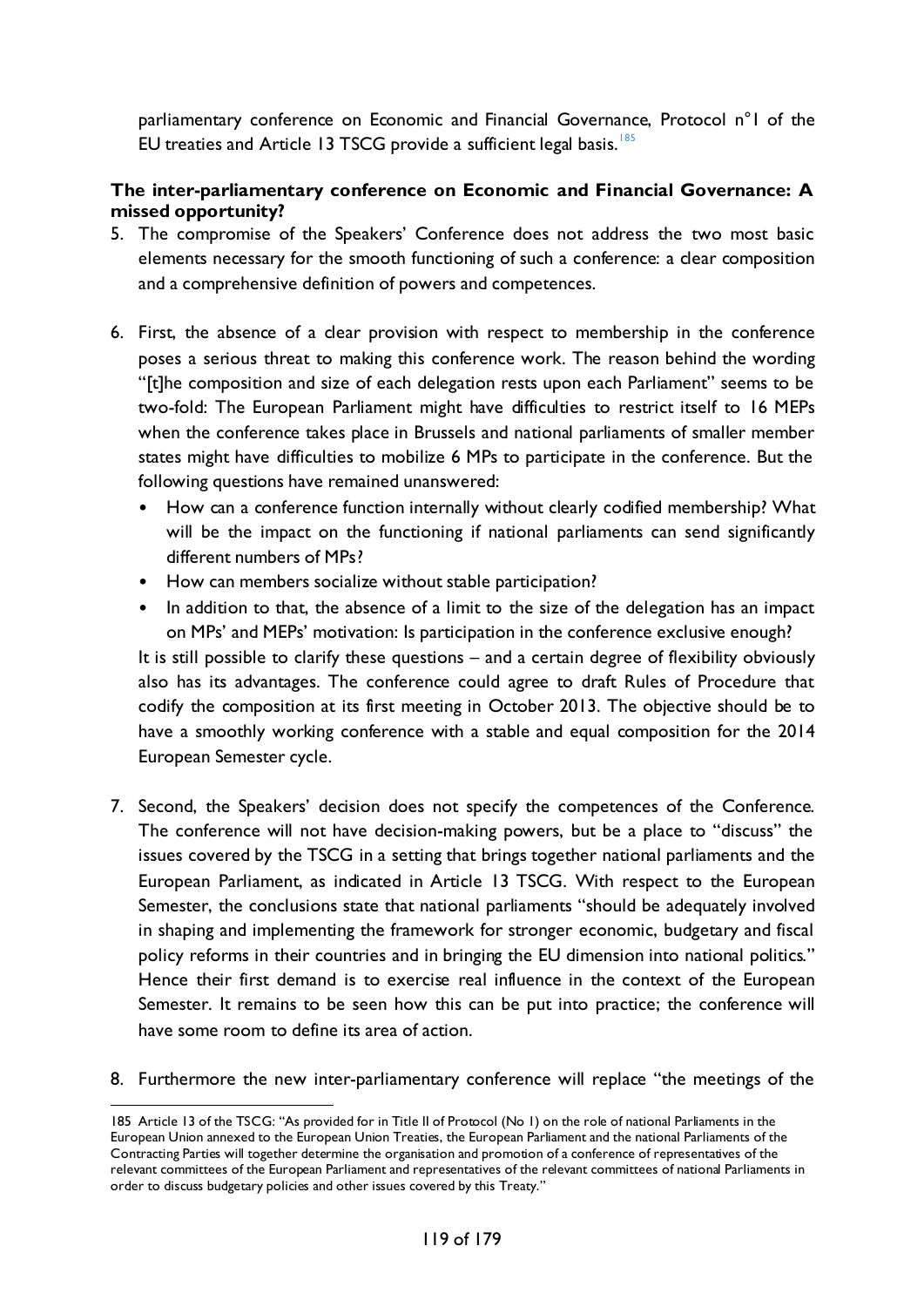parliamentary conference on Economic and Financial Governance, Protocol n°1 of the EU treaties and Article 13 TSCG provide a sufficient legal basis.[185]

**The inter-parliamentary conference on Economic and Financial Governance: A missed opportunity?**

5. The compromise of the Speakers' Conference does not address the two most basic elements necessary for the smooth functioning of such a conference: a clear composition and a comprehensive definition of powers and competences.

6. First, the absence of a clear provision with respect to membership in the conference poses a serious threat to making this conference work. The reason behind the wording "[t]he composition and size of each delegation rests upon each Parliament" seems to be two-fold: The European Parliament might have difficulties to restrict itself to 16 MEPs when the conference takes place in Brussels and national parliaments of smaller member states might have difficulties to mobilize 6 MPs to participate in the conference. But the following questions have remained unanswered:
   - How can a conference function internally without clearly codified membership? What will be the impact on the functioning if national parliaments can send significantly different numbers of MPs?
   - How can members socialize without stable participation?
   - In addition to that, the absence of a limit to the size of the delegation has an impact on MPs' and MEPs' motivation: Is participation in the conference exclusive enough?

   It is still possible to clarify these questions – and a certain degree of flexibility obviously also has its advantages. The conference could agree to draft Rules of Procedure that codify the composition at its first meeting in October 2013. The objective should be to have a smoothly working conference with a stable and equal composition for the 2014 European Semester cycle.

7. Second, the Speakers' decision does not specify the competences of the Conference. The conference will not have decision-making powers, but be a place to "discuss" the issues covered by the TSCG in a setting that brings together national parliaments and the European Parliament, as indicated in Article 13 TSCG. With respect to the European Semester, the conclusions state that national parliaments "should be adequately involved in shaping and implementing the framework for stronger economic, budgetary and fiscal policy reforms in their countries and in bringing the EU dimension into national politics." Hence their first demand is to exercise real influence in the context of the European Semester. It remains to be seen how this can be put into practice; the conference will have some room to define its area of action.

8. Furthermore the new inter-parliamentary conference will replace "the meetings of the

---

185 Article 13 of the TSCG: "As provided for in Title II of Protocol (No 1) on the role of national Parliaments in the European Union annexed to the European Union Treaties, the European Parliament and the national Parliaments of the Contracting Parties will together determine the organisation and promotion of a conference of representatives of the relevant committees of the European Parliament and representatives of the relevant committees of national Parliaments in order to discuss budgetary policies and other issues covered by this Treaty."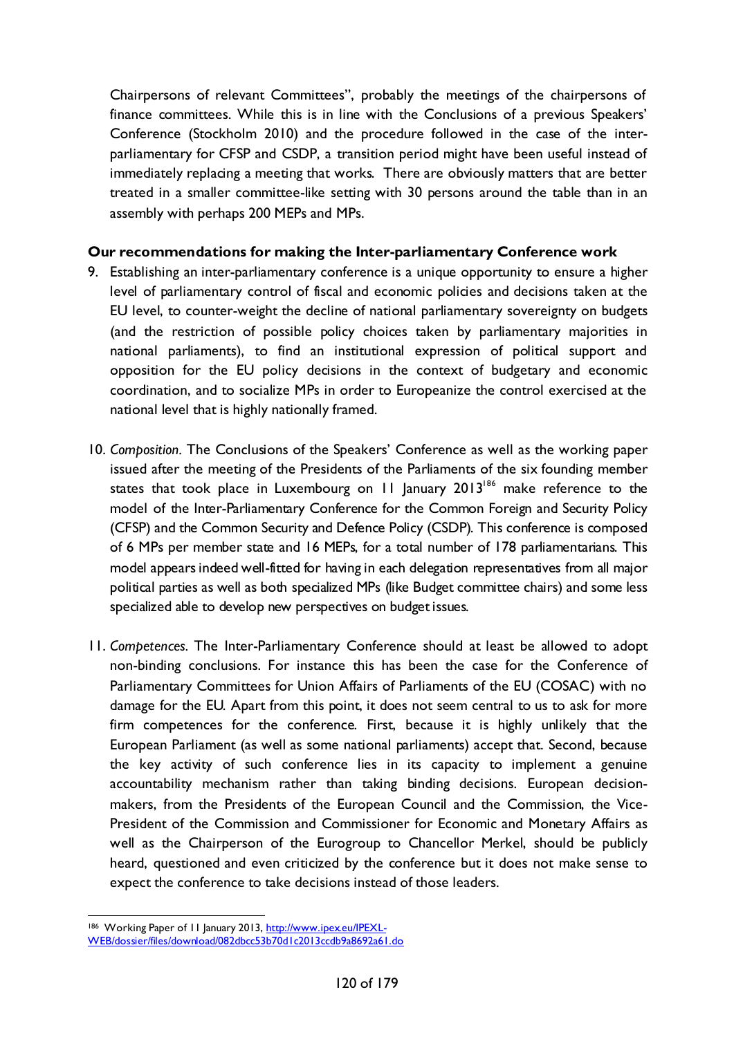Chairpersons of relevant Committees", probably the meetings of the chairpersons of finance committees. While this is in line with the Conclusions of a previous Speakers' Conference (Stockholm 2010) and the procedure followed in the case of the inter-parliamentary for CFSP and CSDP, a transition period might have been useful instead of immediately replacing a meeting that works. There are obviously matters that are better treated in a smaller committee-like setting with 30 persons around the table than in an assembly with perhaps 200 MEPs and MPs.

**Our recommendations for making the Inter-parliamentary Conference work**

9. Establishing an inter-parliamentary conference is a unique opportunity to ensure a higher level of parliamentary control of fiscal and economic policies and decisions taken at the EU level, to counter-weight the decline of national parliamentary sovereignty on budgets (and the restriction of possible policy choices taken by parliamentary majorities in national parliaments), to find an institutional expression of political support and opposition for the EU policy decisions in the context of budgetary and economic coordination, and to socialize MPs in order to Europeanize the control exercised at the national level that is highly nationally framed.

10. *Composition*. The Conclusions of the Speakers' Conference as well as the working paper issued after the meeting of the Presidents of the Parliaments of the six founding member states that took place in Luxembourg on 11 January 2013[186] make reference to the model of the Inter-Parliamentary Conference for the Common Foreign and Security Policy (CFSP) and the Common Security and Defence Policy (CSDP). This conference is composed of 6 MPs per member state and 16 MEPs, for a total number of 178 parliamentarians. This model appears indeed well-fitted for having in each delegation representatives from all major political parties as well as both specialized MPs (like Budget committee chairs) and some less specialized able to develop new perspectives on budget issues.

11. *Competences*. The Inter-Parliamentary Conference should at least be allowed to adopt non-binding conclusions. For instance this has been the case for the Conference of Parliamentary Committees for Union Affairs of Parliaments of the EU (COSAC) with no damage for the EU. Apart from this point, it does not seem central to us to ask for more firm competences for the conference. First, because it is highly unlikely that the European Parliament (as well as some national parliaments) accept that. Second, because the key activity of such conference lies in its capacity to implement a genuine accountability mechanism rather than taking binding decisions. European decision-makers, from the Presidents of the European Council and the Commission, the Vice-President of the Commission and Commissioner for Economic and Monetary Affairs as well as the Chairperson of the Eurogroup to Chancellor Merkel, should be publicly heard, questioned and even criticized by the conference but it does not make sense to expect the conference to take decisions instead of those leaders.

---

[186] Working Paper of 11 January 2013, http://www.ipex.eu/IPEXL-WEB/dossier/files/download/082dbcc53b70d1c2013ccdb9a8692a61.do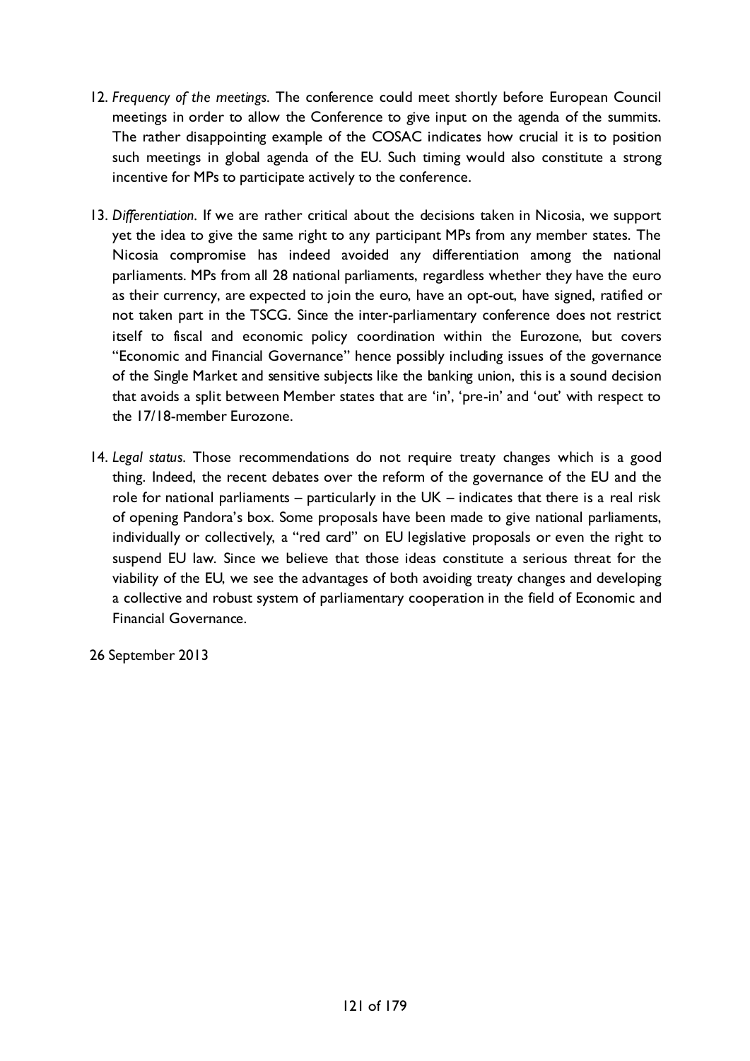12. *Frequency of the meetings*. The conference could meet shortly before European Council meetings in order to allow the Conference to give input on the agenda of the summits. The rather disappointing example of the COSAC indicates how crucial it is to position such meetings in global agenda of the EU. Such timing would also constitute a strong incentive for MPs to participate actively to the conference.

13. *Differentiation*. If we are rather critical about the decisions taken in Nicosia, we support yet the idea to give the same right to any participant MPs from any member states. The Nicosia compromise has indeed avoided any differentiation among the national parliaments. MPs from all 28 national parliaments, regardless whether they have the euro as their currency, are expected to join the euro, have an opt-out, have signed, ratified or not taken part in the TSCG. Since the inter-parliamentary conference does not restrict itself to fiscal and economic policy coordination within the Eurozone, but covers "Economic and Financial Governance" hence possibly including issues of the governance of the Single Market and sensitive subjects like the banking union, this is a sound decision that avoids a split between Member states that are 'in', 'pre-in' and 'out' with respect to the 17/18-member Eurozone.

14. *Legal status*. Those recommendations do not require treaty changes which is a good thing. Indeed, the recent debates over the reform of the governance of the EU and the role for national parliaments – particularly in the UK – indicates that there is a real risk of opening Pandora's box. Some proposals have been made to give national parliaments, individually or collectively, a "red card" on EU legislative proposals or even the right to suspend EU law. Since we believe that those ideas constitute a serious threat for the viability of the EU, we see the advantages of both avoiding treaty changes and developing a collective and robust system of parliamentary cooperation in the field of Economic and Financial Governance.

26 September 2013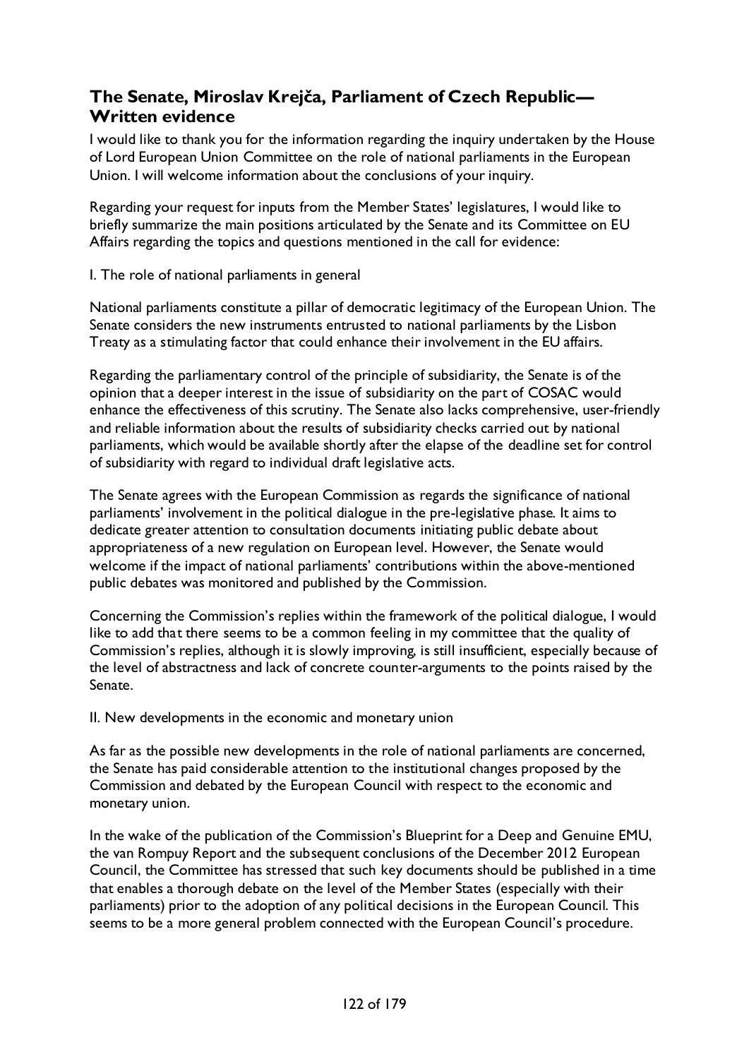## The Senate, Miroslav Krejča, Parliament of Czech Republic—Written evidence

I would like to thank you for the information regarding the inquiry undertaken by the House of Lord European Union Committee on the role of national parliaments in the European Union. I will welcome information about the conclusions of your inquiry.

Regarding your request for inputs from the Member States' legislatures, I would like to briefly summarize the main positions articulated by the Senate and its Committee on EU Affairs regarding the topics and questions mentioned in the call for evidence:

I. The role of national parliaments in general

National parliaments constitute a pillar of democratic legitimacy of the European Union. The Senate considers the new instruments entrusted to national parliaments by the Lisbon Treaty as a stimulating factor that could enhance their involvement in the EU affairs.

Regarding the parliamentary control of the principle of subsidiarity, the Senate is of the opinion that a deeper interest in the issue of subsidiarity on the part of COSAC would enhance the effectiveness of this scrutiny. The Senate also lacks comprehensive, user-friendly and reliable information about the results of subsidiarity checks carried out by national parliaments, which would be available shortly after the elapse of the deadline set for control of subsidiarity with regard to individual draft legislative acts.

The Senate agrees with the European Commission as regards the significance of national parliaments' involvement in the political dialogue in the pre-legislative phase. It aims to dedicate greater attention to consultation documents initiating public debate about appropriateness of a new regulation on European level. However, the Senate would welcome if the impact of national parliaments' contributions within the above-mentioned public debates was monitored and published by the Commission.

Concerning the Commission's replies within the framework of the political dialogue, I would like to add that there seems to be a common feeling in my committee that the quality of Commission's replies, although it is slowly improving, is still insufficient, especially because of the level of abstractness and lack of concrete counter-arguments to the points raised by the Senate.

II. New developments in the economic and monetary union

As far as the possible new developments in the role of national parliaments are concerned, the Senate has paid considerable attention to the institutional changes proposed by the Commission and debated by the European Council with respect to the economic and monetary union.

In the wake of the publication of the Commission's Blueprint for a Deep and Genuine EMU, the van Rompuy Report and the subsequent conclusions of the December 2012 European Council, the Committee has stressed that such key documents should be published in a time that enables a thorough debate on the level of the Member States (especially with their parliaments) prior to the adoption of any political decisions in the European Council. This seems to be a more general problem connected with the European Council's procedure.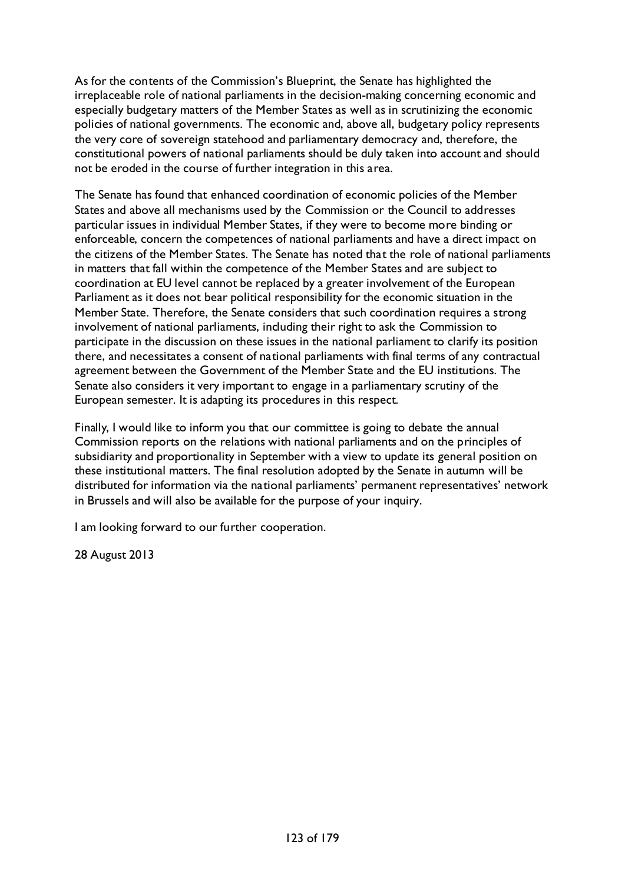As for the contents of the Commission's Blueprint, the Senate has highlighted the irreplaceable role of national parliaments in the decision-making concerning economic and especially budgetary matters of the Member States as well as in scrutinizing the economic policies of national governments. The economic and, above all, budgetary policy represents the very core of sovereign statehood and parliamentary democracy and, therefore, the constitutional powers of national parliaments should be duly taken into account and should not be eroded in the course of further integration in this area.

The Senate has found that enhanced coordination of economic policies of the Member States and above all mechanisms used by the Commission or the Council to addresses particular issues in individual Member States, if they were to become more binding or enforceable, concern the competences of national parliaments and have a direct impact on the citizens of the Member States. The Senate has noted that the role of national parliaments in matters that fall within the competence of the Member States and are subject to coordination at EU level cannot be replaced by a greater involvement of the European Parliament as it does not bear political responsibility for the economic situation in the Member State. Therefore, the Senate considers that such coordination requires a strong involvement of national parliaments, including their right to ask the Commission to participate in the discussion on these issues in the national parliament to clarify its position there, and necessitates a consent of national parliaments with final terms of any contractual agreement between the Government of the Member State and the EU institutions. The Senate also considers it very important to engage in a parliamentary scrutiny of the European semester. It is adapting its procedures in this respect.

Finally, I would like to inform you that our committee is going to debate the annual Commission reports on the relations with national parliaments and on the principles of subsidiarity and proportionality in September with a view to update its general position on these institutional matters. The final resolution adopted by the Senate in autumn will be distributed for information via the national parliaments' permanent representatives' network in Brussels and will also be available for the purpose of your inquiry.

I am looking forward to our further cooperation.

28 August 2013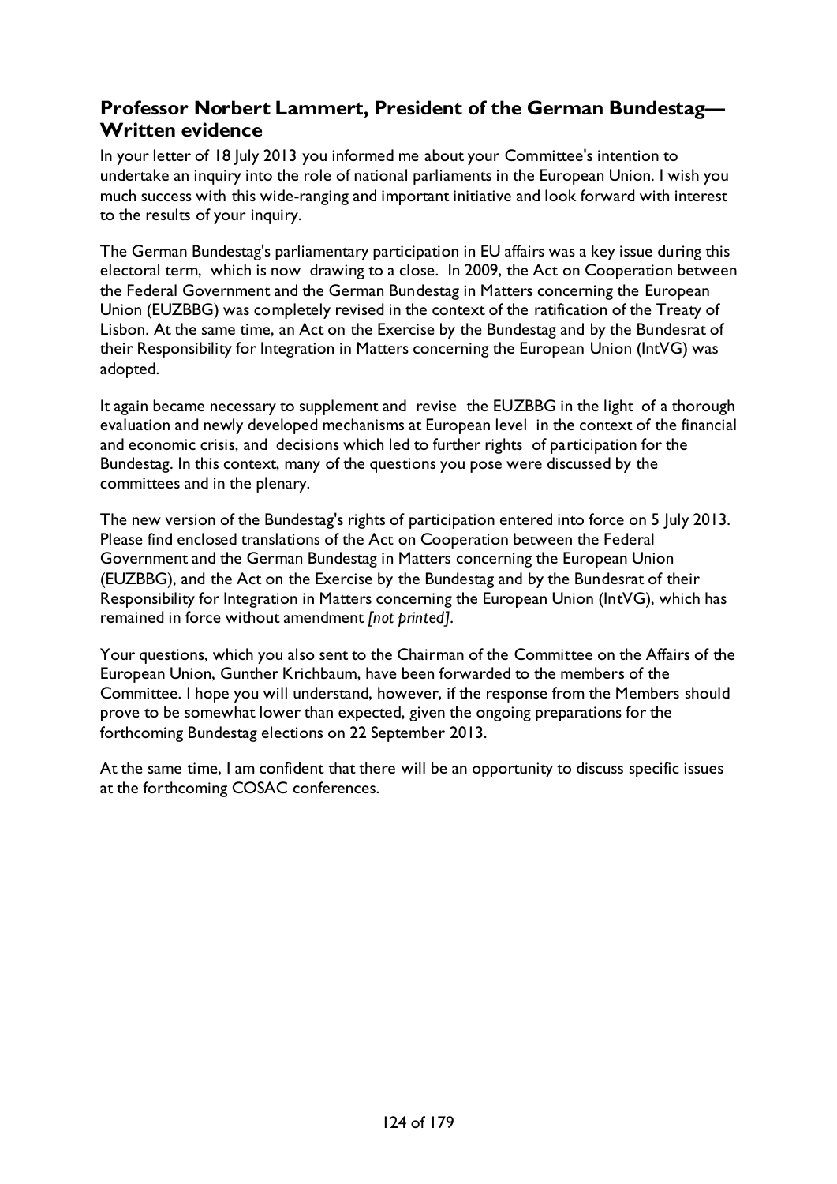## Professor Norbert Lammert, President of the German Bundestag—Written evidence

In your letter of 18 July 2013 you informed me about your Committee's intention to undertake an inquiry into the role of national parliaments in the European Union. I wish you much success with this wide-ranging and important initiative and look forward with interest to the results of your inquiry.

The German Bundestag's parliamentary participation in EU affairs was a key issue during this electoral term, which is now drawing to a close. In 2009, the Act on Cooperation between the Federal Government and the German Bundestag in Matters concerning the European Union (EUZBBG) was completely revised in the context of the ratification of the Treaty of Lisbon. At the same time, an Act on the Exercise by the Bundestag and by the Bundesrat of their Responsibility for Integration in Matters concerning the European Union (IntVG) was adopted.

It again became necessary to supplement and revise the EUZBBG in the light of a thorough evaluation and newly developed mechanisms at European level in the context of the financial and economic crisis, and decisions which led to further rights of participation for the Bundestag. In this context, many of the questions you pose were discussed by the committees and in the plenary.

The new version of the Bundestag's rights of participation entered into force on 5 July 2013. Please find enclosed translations of the Act on Cooperation between the Federal Government and the German Bundestag in Matters concerning the European Union (EUZBBG), and the Act on the Exercise by the Bundestag and by the Bundesrat of their Responsibility for Integration in Matters concerning the European Union (IntVG), which has remained in force without amendment *[not printed]*.

Your questions, which you also sent to the Chairman of the Committee on the Affairs of the European Union, Gunther Krichbaum, have been forwarded to the members of the Committee. I hope you will understand, however, if the response from the Members should prove to be somewhat lower than expected, given the ongoing preparations for the forthcoming Bundestag elections on 22 September 2013.

At the same time, I am confident that there will be an opportunity to discuss specific issues at the forthcoming COSAC conferences.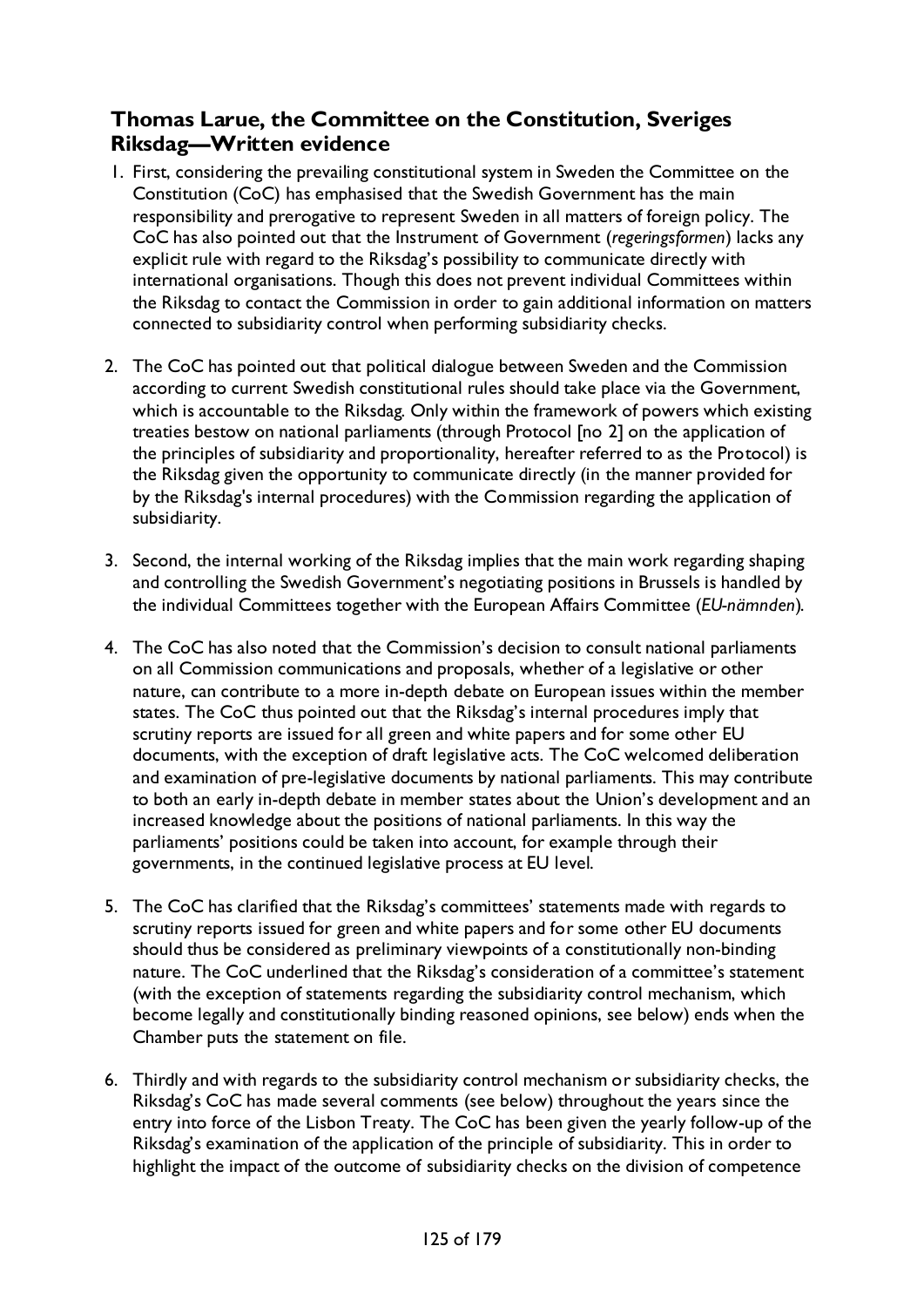## Thomas Larue, the Committee on the Constitution, Sveriges Riksdag—Written evidence

1. First, considering the prevailing constitutional system in Sweden the Committee on the Constitution (CoC) has emphasised that the Swedish Government has the main responsibility and prerogative to represent Sweden in all matters of foreign policy. The CoC has also pointed out that the Instrument of Government (*regeringsformen*) lacks any explicit rule with regard to the Riksdag's possibility to communicate directly with international organisations. Though this does not prevent individual Committees within the Riksdag to contact the Commission in order to gain additional information on matters connected to subsidiarity control when performing subsidiarity checks.

2. The CoC has pointed out that political dialogue between Sweden and the Commission according to current Swedish constitutional rules should take place via the Government, which is accountable to the Riksdag. Only within the framework of powers which existing treaties bestow on national parliaments (through Protocol [no 2] on the application of the principles of subsidiarity and proportionality, hereafter referred to as the Protocol) is the Riksdag given the opportunity to communicate directly (in the manner provided for by the Riksdag's internal procedures) with the Commission regarding the application of subsidiarity.

3. Second, the internal working of the Riksdag implies that the main work regarding shaping and controlling the Swedish Government's negotiating positions in Brussels is handled by the individual Committees together with the European Affairs Committee (*EU-nämnden*).

4. The CoC has also noted that the Commission's decision to consult national parliaments on all Commission communications and proposals, whether of a legislative or other nature, can contribute to a more in-depth debate on European issues within the member states. The CoC thus pointed out that the Riksdag's internal procedures imply that scrutiny reports are issued for all green and white papers and for some other EU documents, with the exception of draft legislative acts. The CoC welcomed deliberation and examination of pre-legislative documents by national parliaments. This may contribute to both an early in-depth debate in member states about the Union's development and an increased knowledge about the positions of national parliaments. In this way the parliaments' positions could be taken into account, for example through their governments, in the continued legislative process at EU level.

5. The CoC has clarified that the Riksdag's committees' statements made with regards to scrutiny reports issued for green and white papers and for some other EU documents should thus be considered as preliminary viewpoints of a constitutionally non-binding nature. The CoC underlined that the Riksdag's consideration of a committee's statement (with the exception of statements regarding the subsidiarity control mechanism, which become legally and constitutionally binding reasoned opinions, see below) ends when the Chamber puts the statement on file.

6. Thirdly and with regards to the subsidiarity control mechanism or subsidiarity checks, the Riksdag's CoC has made several comments (see below) throughout the years since the entry into force of the Lisbon Treaty. The CoC has been given the yearly follow-up of the Riksdag's examination of the application of the principle of subsidiarity. This in order to highlight the impact of the outcome of subsidiarity checks on the division of competence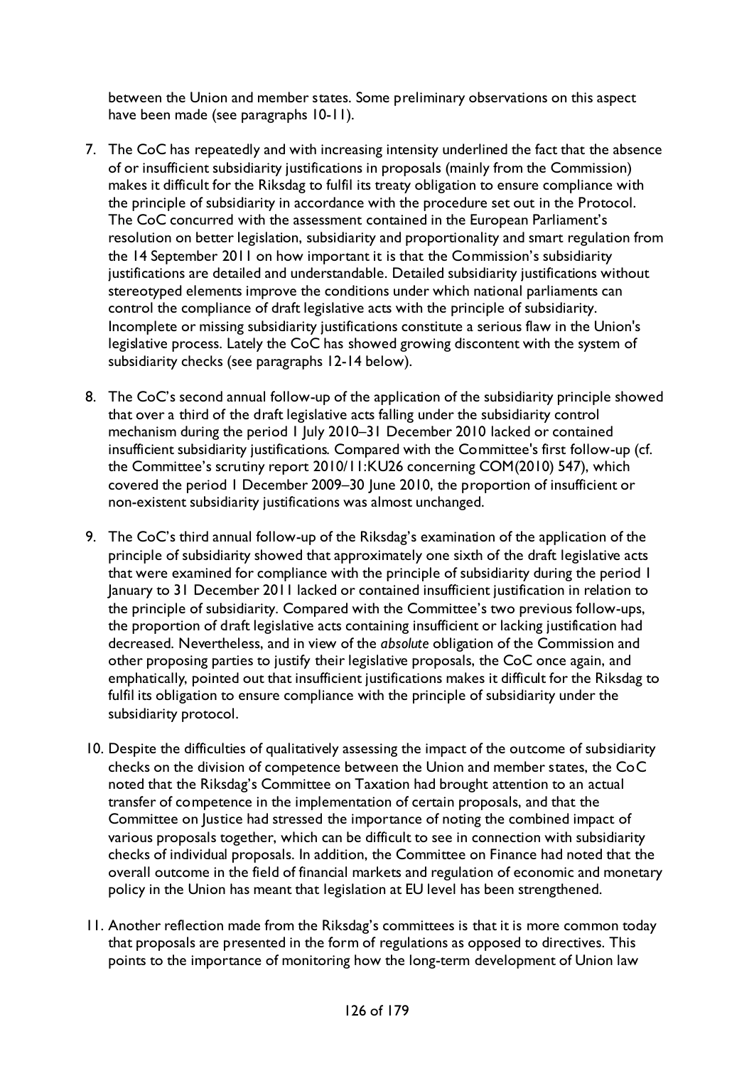between the Union and member states. Some preliminary observations on this aspect have been made (see paragraphs 10-11).

7. The CoC has repeatedly and with increasing intensity underlined the fact that the absence of or insufficient subsidiarity justifications in proposals (mainly from the Commission) makes it difficult for the Riksdag to fulfil its treaty obligation to ensure compliance with the principle of subsidiarity in accordance with the procedure set out in the Protocol. The CoC concurred with the assessment contained in the European Parliament's resolution on better legislation, subsidiarity and proportionality and smart regulation from the 14 September 2011 on how important it is that the Commission's subsidiarity justifications are detailed and understandable. Detailed subsidiarity justifications without stereotyped elements improve the conditions under which national parliaments can control the compliance of draft legislative acts with the principle of subsidiarity. Incomplete or missing subsidiarity justifications constitute a serious flaw in the Union's legislative process. Lately the CoC has showed growing discontent with the system of subsidiarity checks (see paragraphs 12-14 below).

8. The CoC's second annual follow-up of the application of the subsidiarity principle showed that over a third of the draft legislative acts falling under the subsidiarity control mechanism during the period 1 July 2010–31 December 2010 lacked or contained insufficient subsidiarity justifications. Compared with the Committee's first follow-up (cf. the Committee's scrutiny report 2010/11:KU26 concerning COM(2010) 547), which covered the period 1 December 2009–30 June 2010, the proportion of insufficient or non-existent subsidiarity justifications was almost unchanged.

9. The CoC's third annual follow-up of the Riksdag's examination of the application of the principle of subsidiarity showed that approximately one sixth of the draft legislative acts that were examined for compliance with the principle of subsidiarity during the period 1 January to 31 December 2011 lacked or contained insufficient justification in relation to the principle of subsidiarity. Compared with the Committee's two previous follow-ups, the proportion of draft legislative acts containing insufficient or lacking justification had decreased. Nevertheless, and in view of the *absolute* obligation of the Commission and other proposing parties to justify their legislative proposals, the CoC once again, and emphatically, pointed out that insufficient justifications makes it difficult for the Riksdag to fulfil its obligation to ensure compliance with the principle of subsidiarity under the subsidiarity protocol.

10. Despite the difficulties of qualitatively assessing the impact of the outcome of subsidiarity checks on the division of competence between the Union and member states, the CoC noted that the Riksdag's Committee on Taxation had brought attention to an actual transfer of competence in the implementation of certain proposals, and that the Committee on Justice had stressed the importance of noting the combined impact of various proposals together, which can be difficult to see in connection with subsidiarity checks of individual proposals. In addition, the Committee on Finance had noted that the overall outcome in the field of financial markets and regulation of economic and monetary policy in the Union has meant that legislation at EU level has been strengthened.

11. Another reflection made from the Riksdag's committees is that it is more common today that proposals are presented in the form of regulations as opposed to directives. This points to the importance of monitoring how the long-term development of Union law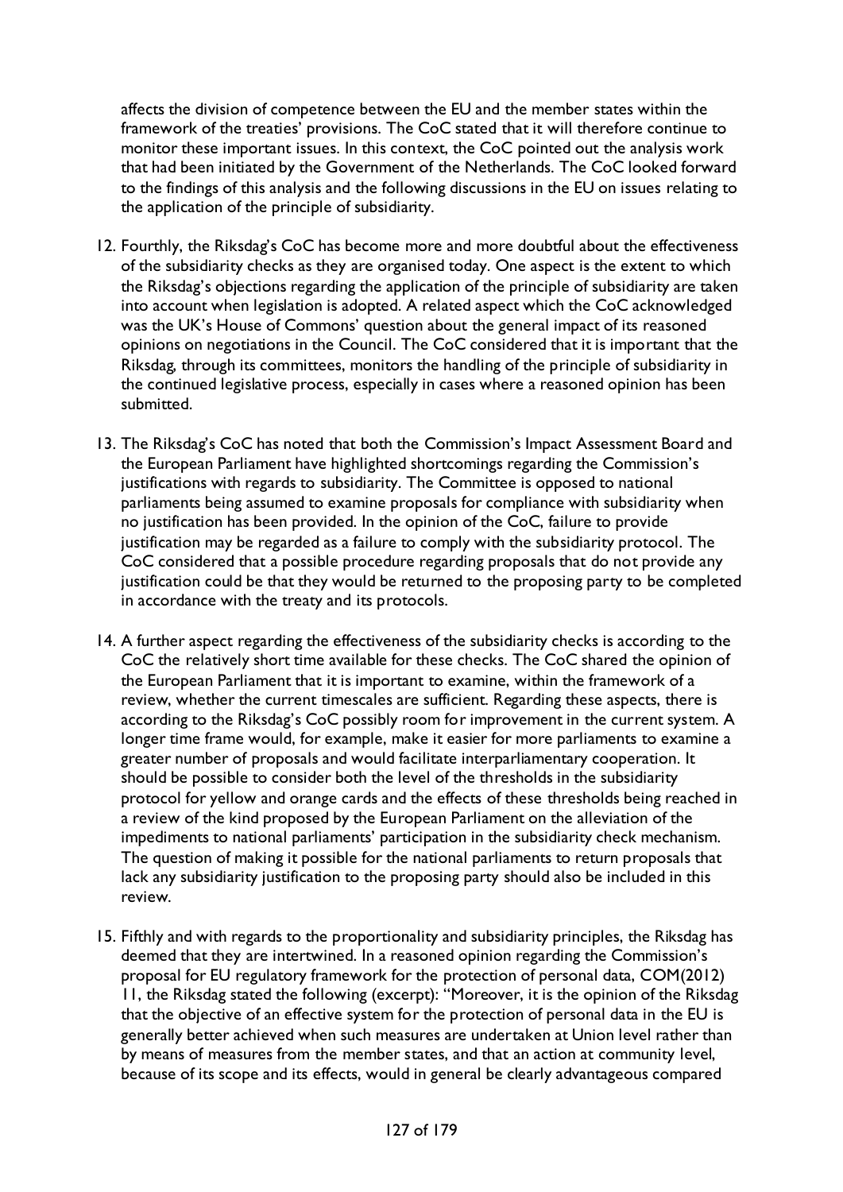affects the division of competence between the EU and the member states within the framework of the treaties' provisions. The CoC stated that it will therefore continue to monitor these important issues. In this context, the CoC pointed out the analysis work that had been initiated by the Government of the Netherlands. The CoC looked forward to the findings of this analysis and the following discussions in the EU on issues relating to the application of the principle of subsidiarity.

12. Fourthly, the Riksdag's CoC has become more and more doubtful about the effectiveness of the subsidiarity checks as they are organised today. One aspect is the extent to which the Riksdag's objections regarding the application of the principle of subsidiarity are taken into account when legislation is adopted. A related aspect which the CoC acknowledged was the UK's House of Commons' question about the general impact of its reasoned opinions on negotiations in the Council. The CoC considered that it is important that the Riksdag, through its committees, monitors the handling of the principle of subsidiarity in the continued legislative process, especially in cases where a reasoned opinion has been submitted.

13. The Riksdag's CoC has noted that both the Commission's Impact Assessment Board and the European Parliament have highlighted shortcomings regarding the Commission's justifications with regards to subsidiarity. The Committee is opposed to national parliaments being assumed to examine proposals for compliance with subsidiarity when no justification has been provided. In the opinion of the CoC, failure to provide justification may be regarded as a failure to comply with the subsidiarity protocol. The CoC considered that a possible procedure regarding proposals that do not provide any justification could be that they would be returned to the proposing party to be completed in accordance with the treaty and its protocols.

14. A further aspect regarding the effectiveness of the subsidiarity checks is according to the CoC the relatively short time available for these checks. The CoC shared the opinion of the European Parliament that it is important to examine, within the framework of a review, whether the current timescales are sufficient. Regarding these aspects, there is according to the Riksdag's CoC possibly room for improvement in the current system. A longer time frame would, for example, make it easier for more parliaments to examine a greater number of proposals and would facilitate interparliamentary cooperation. It should be possible to consider both the level of the thresholds in the subsidiarity protocol for yellow and orange cards and the effects of these thresholds being reached in a review of the kind proposed by the European Parliament on the alleviation of the impediments to national parliaments' participation in the subsidiarity check mechanism. The question of making it possible for the national parliaments to return proposals that lack any subsidiarity justification to the proposing party should also be included in this review.

15. Fifthly and with regards to the proportionality and subsidiarity principles, the Riksdag has deemed that they are intertwined. In a reasoned opinion regarding the Commission's proposal for EU regulatory framework for the protection of personal data, COM(2012) 11, the Riksdag stated the following (excerpt): "Moreover, it is the opinion of the Riksdag that the objective of an effective system for the protection of personal data in the EU is generally better achieved when such measures are undertaken at Union level rather than by means of measures from the member states, and that an action at community level, because of its scope and its effects, would in general be clearly advantageous compared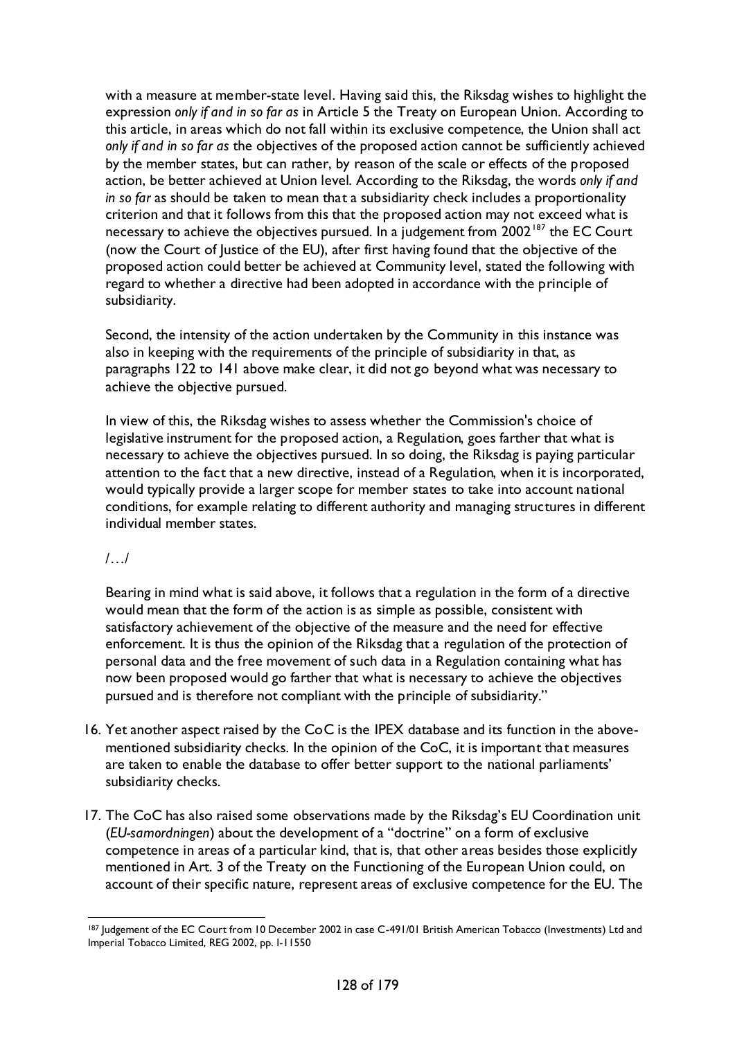with a measure at member-state level. Having said this, the Riksdag wishes to highlight the expression *only if and in so far as* in Article 5 the Treaty on European Union. According to this article, in areas which do not fall within its exclusive competence, the Union shall act *only if and in so far as* the objectives of the proposed action cannot be sufficiently achieved by the member states, but can rather, by reason of the scale or effects of the proposed action, be better achieved at Union level. According to the Riksdag, the words *only if and in so far* as should be taken to mean that a subsidiarity check includes a proportionality criterion and that it follows from this that the proposed action may not exceed what is necessary to achieve the objectives pursued. In a judgement from 2002[187] the EC Court (now the Court of Justice of the EU), after first having found that the objective of the proposed action could better be achieved at Community level, stated the following with regard to whether a directive had been adopted in accordance with the principle of subsidiarity.

Second, the intensity of the action undertaken by the Community in this instance was also in keeping with the requirements of the principle of subsidiarity in that, as paragraphs 122 to 141 above make clear, it did not go beyond what was necessary to achieve the objective pursued.

In view of this, the Riksdag wishes to assess whether the Commission's choice of legislative instrument for the proposed action, a Regulation, goes farther that what is necessary to achieve the objectives pursued. In so doing, the Riksdag is paying particular attention to the fact that a new directive, instead of a Regulation, when it is incorporated, would typically provide a larger scope for member states to take into account national conditions, for example relating to different authority and managing structures in different individual member states.

/…/

Bearing in mind what is said above, it follows that a regulation in the form of a directive would mean that the form of the action is as simple as possible, consistent with satisfactory achievement of the objective of the measure and the need for effective enforcement. It is thus the opinion of the Riksdag that a regulation of the protection of personal data and the free movement of such data in a Regulation containing what has now been proposed would go farther that what is necessary to achieve the objectives pursued and is therefore not compliant with the principle of subsidiarity."

16. Yet another aspect raised by the CoC is the IPEX database and its function in the above-mentioned subsidiarity checks. In the opinion of the CoC, it is important that measures are taken to enable the database to offer better support to the national parliaments' subsidiarity checks.

17. The CoC has also raised some observations made by the Riksdag's EU Coordination unit (*EU-samordningen*) about the development of a "doctrine" on a form of exclusive competence in areas of a particular kind, that is, that other areas besides those explicitly mentioned in Art. 3 of the Treaty on the Functioning of the European Union could, on account of their specific nature, represent areas of exclusive competence for the EU. The

---

[187] Judgement of the EC Court from 10 December 2002 in case C-491/01 British American Tobacco (Investments) Ltd and Imperial Tobacco Limited, REG 2002, pp. I-11550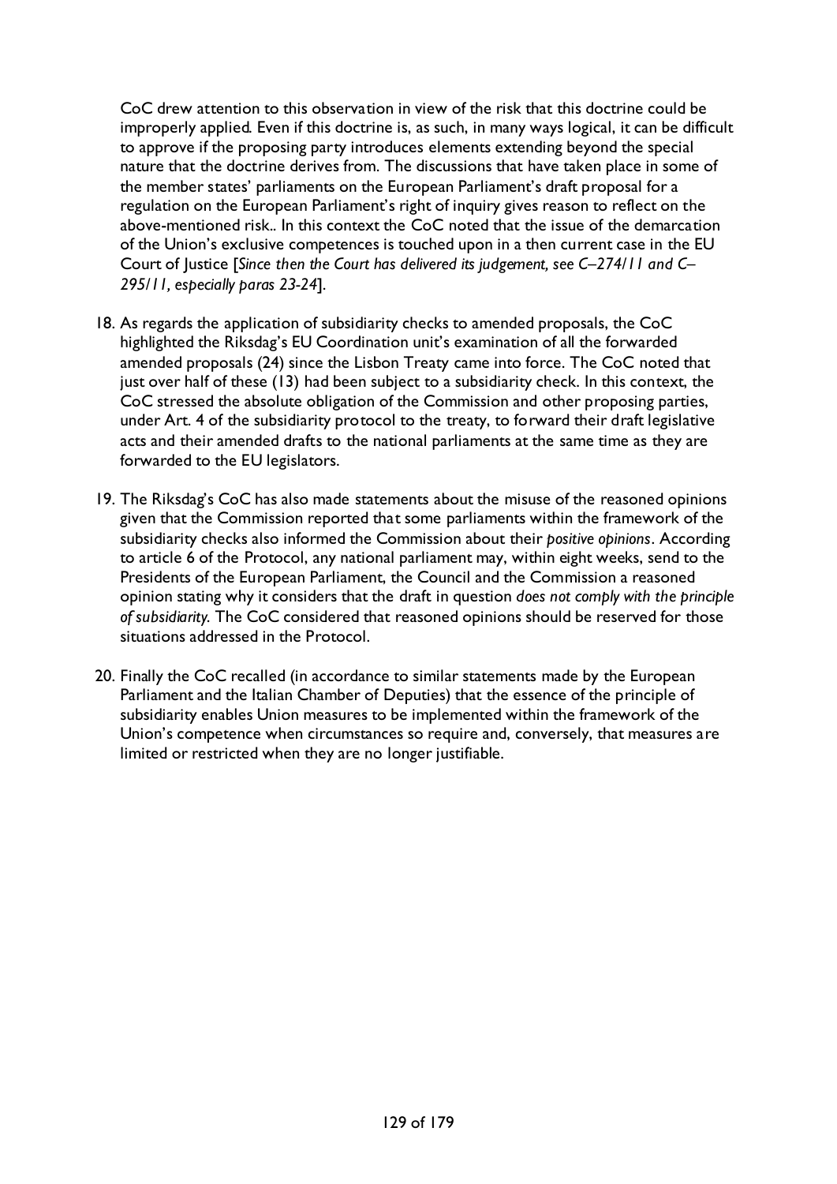CoC drew attention to this observation in view of the risk that this doctrine could be improperly applied. Even if this doctrine is, as such, in many ways logical, it can be difficult to approve if the proposing party introduces elements extending beyond the special nature that the doctrine derives from. The discussions that have taken place in some of the member states' parliaments on the European Parliament's draft proposal for a regulation on the European Parliament's right of inquiry gives reason to reflect on the above-mentioned risk.. In this context the CoC noted that the issue of the demarcation of the Union's exclusive competences is touched upon in a then current case in the EU Court of Justice [*Since then the Court has delivered its judgement, see C–274/11 and C–295/11, especially paras 23-24*].

18. As regards the application of subsidiarity checks to amended proposals, the CoC highlighted the Riksdag's EU Coordination unit's examination of all the forwarded amended proposals (24) since the Lisbon Treaty came into force. The CoC noted that just over half of these (13) had been subject to a subsidiarity check. In this context, the CoC stressed the absolute obligation of the Commission and other proposing parties, under Art. 4 of the subsidiarity protocol to the treaty, to forward their draft legislative acts and their amended drafts to the national parliaments at the same time as they are forwarded to the EU legislators.

19. The Riksdag's CoC has also made statements about the misuse of the reasoned opinions given that the Commission reported that some parliaments within the framework of the subsidiarity checks also informed the Commission about their *positive opinions*. According to article 6 of the Protocol, any national parliament may, within eight weeks, send to the Presidents of the European Parliament, the Council and the Commission a reasoned opinion stating why it considers that the draft in question *does not comply with the principle of subsidiarity.* The CoC considered that reasoned opinions should be reserved for those situations addressed in the Protocol.

20. Finally the CoC recalled (in accordance to similar statements made by the European Parliament and the Italian Chamber of Deputies) that the essence of the principle of subsidiarity enables Union measures to be implemented within the framework of the Union's competence when circumstances so require and, conversely, that measures are limited or restricted when they are no longer justifiable.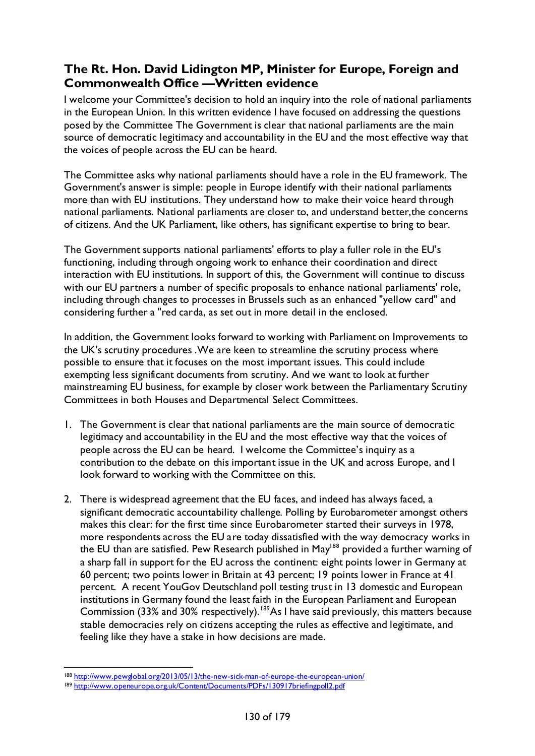## The Rt. Hon. David Lidington MP, Minister for Europe, Foreign and Commonwealth Office —Written evidence

I welcome your Committee's decision to hold an inquiry into the role of national parliaments in the European Union. In this written evidence I have focused on addressing the questions posed by the Committee The Government is clear that national parliaments are the main source of democratic legitimacy and accountability in the EU and the most effective way that the voices of people across the EU can be heard.

The Committee asks why national parliaments should have a role in the EU framework. The Government's answer is simple: people in Europe identify with their national parliaments more than with EU institutions. They understand how to make their voice heard through national parliaments. National parliaments are closer to, and understand better,the concerns of citizens. And the UK Parliament, like others, has significant expertise to bring to bear.

The Government supports national parliaments' efforts to play a fuller role in the EU's functioning, including through ongoing work to enhance their coordination and direct interaction with EU institutions. In support of this, the Government will continue to discuss with our EU partners a number of specific proposals to enhance national parliaments' role, including through changes to processes in Brussels such as an enhanced "yellow card" and considering further a "red carda, as set out in more detail in the enclosed.

In addition, the Government looks forward to working with Parliament on Improvements to the UK's scrutiny procedures .We are keen to streamline the scrutiny process where possible to ensure that it focuses on the most important issues. This could include exempting less significant documents from scrutiny. And we want to look at further mainstreaming EU business, for example by closer work between the Parliamentary Scrutiny Committees in both Houses and Departmental Select Committees.

1. The Government is clear that national parliaments are the main source of democratic legitimacy and accountability in the EU and the most effective way that the voices of people across the EU can be heard. I welcome the Committee's inquiry as a contribution to the debate on this important issue in the UK and across Europe, and I look forward to working with the Committee on this.

2. There is widespread agreement that the EU faces, and indeed has always faced, a significant democratic accountability challenge. Polling by Eurobarometer amongst others makes this clear: for the first time since Eurobarometer started their surveys in 1978, more respondents across the EU are today dissatisfied with the way democracy works in the EU than are satisfied. Pew Research published in May[188] provided a further warning of a sharp fall in support for the EU across the continent: eight points lower in Germany at 60 percent; two points lower in Britain at 43 percent; 19 points lower in France at 41 percent. A recent YouGov Deutschland poll testing trust in 13 domestic and European institutions in Germany found the least faith in the European Parliament and European Commission (33% and 30% respectively).[189]As I have said previously, this matters because stable democracies rely on citizens accepting the rules as effective and legitimate, and feeling like they have a stake in how decisions are made.

---

[188] http://www.pewglobal.org/2013/05/13/the-new-sick-man-of-europe-the-european-union/

[189] http://www.openeurope.org.uk/Content/Documents/PDFs/130917briefingpoll2.pdf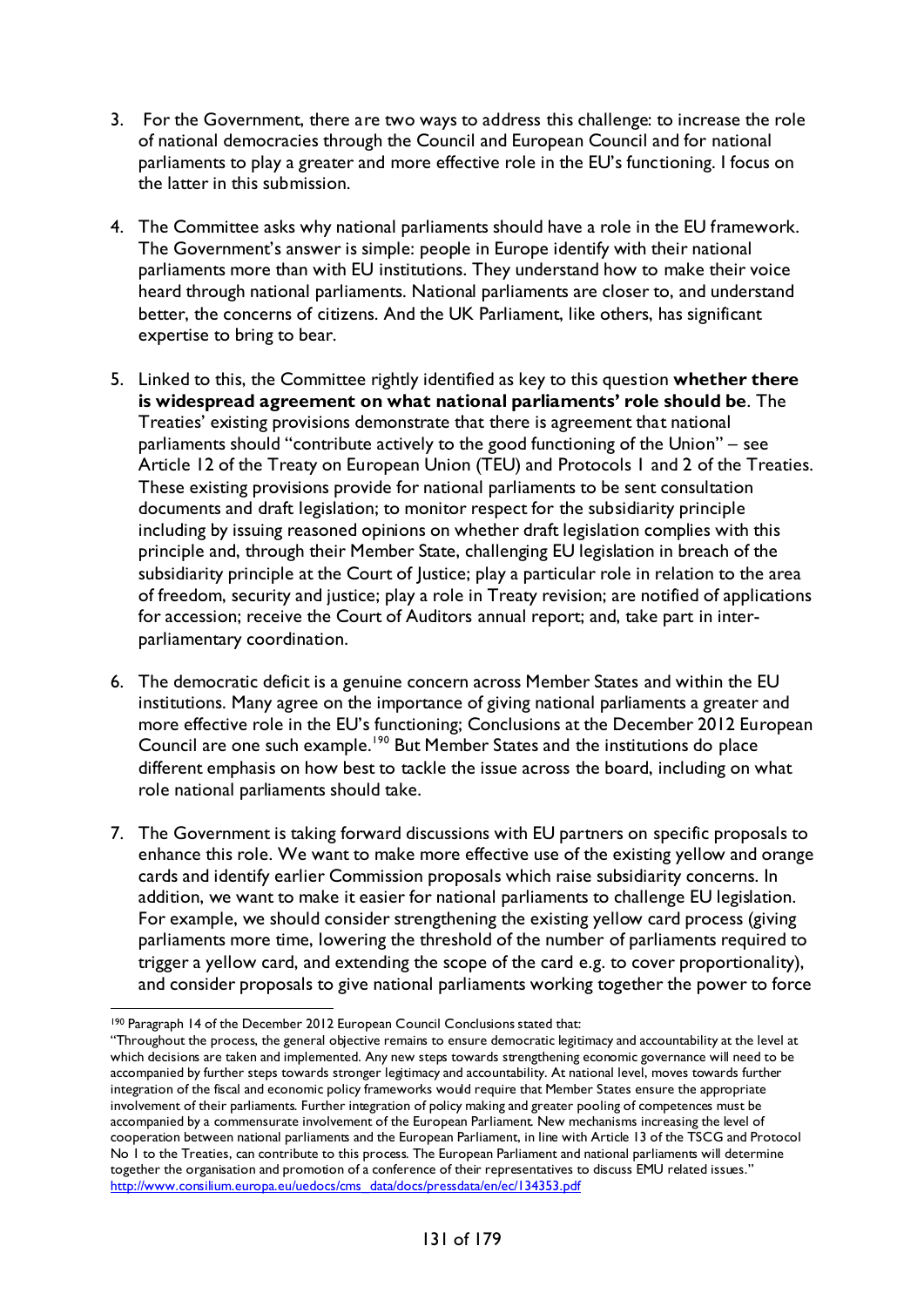3. For the Government, there are two ways to address this challenge: to increase the role of national democracies through the Council and European Council and for national parliaments to play a greater and more effective role in the EU's functioning. I focus on the latter in this submission.

4. The Committee asks why national parliaments should have a role in the EU framework. The Government's answer is simple: people in Europe identify with their national parliaments more than with EU institutions. They understand how to make their voice heard through national parliaments. National parliaments are closer to, and understand better, the concerns of citizens. And the UK Parliament, like others, has significant expertise to bring to bear.

5. Linked to this, the Committee rightly identified as key to this question **whether there is widespread agreement on what national parliaments' role should be**. The Treaties' existing provisions demonstrate that there is agreement that national parliaments should "contribute actively to the good functioning of the Union" – see Article 12 of the Treaty on European Union (TEU) and Protocols 1 and 2 of the Treaties. These existing provisions provide for national parliaments to be sent consultation documents and draft legislation; to monitor respect for the subsidiarity principle including by issuing reasoned opinions on whether draft legislation complies with this principle and, through their Member State, challenging EU legislation in breach of the subsidiarity principle at the Court of Justice; play a particular role in relation to the area of freedom, security and justice; play a role in Treaty revision; are notified of applications for accession; receive the Court of Auditors annual report; and, take part in inter-parliamentary coordination.

6. The democratic deficit is a genuine concern across Member States and within the EU institutions. Many agree on the importance of giving national parliaments a greater and more effective role in the EU's functioning; Conclusions at the December 2012 European Council are one such example.[190] But Member States and the institutions do place different emphasis on how best to tackle the issue across the board, including on what role national parliaments should take.

7. The Government is taking forward discussions with EU partners on specific proposals to enhance this role. We want to make more effective use of the existing yellow and orange cards and identify earlier Commission proposals which raise subsidiarity concerns. In addition, we want to make it easier for national parliaments to challenge EU legislation. For example, we should consider strengthening the existing yellow card process (giving parliaments more time, lowering the threshold of the number of parliaments required to trigger a yellow card, and extending the scope of the card e.g. to cover proportionality), and consider proposals to give national parliaments working together the power to force

---

[190] Paragraph 14 of the December 2012 European Council Conclusions stated that:
"Throughout the process, the general objective remains to ensure democratic legitimacy and accountability at the level at which decisions are taken and implemented. Any new steps towards strengthening economic governance will need to be accompanied by further steps towards stronger legitimacy and accountability. At national level, moves towards further integration of the fiscal and economic policy frameworks would require that Member States ensure the appropriate involvement of their parliaments. Further integration of policy making and greater pooling of competences must be accompanied by a commensurate involvement of the European Parliament. New mechanisms increasing the level of cooperation between national parliaments and the European Parliament, in line with Article 13 of the TSCG and Protocol No 1 to the Treaties, can contribute to this process. The European Parliament and national parliaments will determine together the organisation and promotion of a conference of their representatives to discuss EMU related issues."
http://www.consilium.europa.eu/uedocs/cms_data/docs/pressdata/en/ec/134353.pdf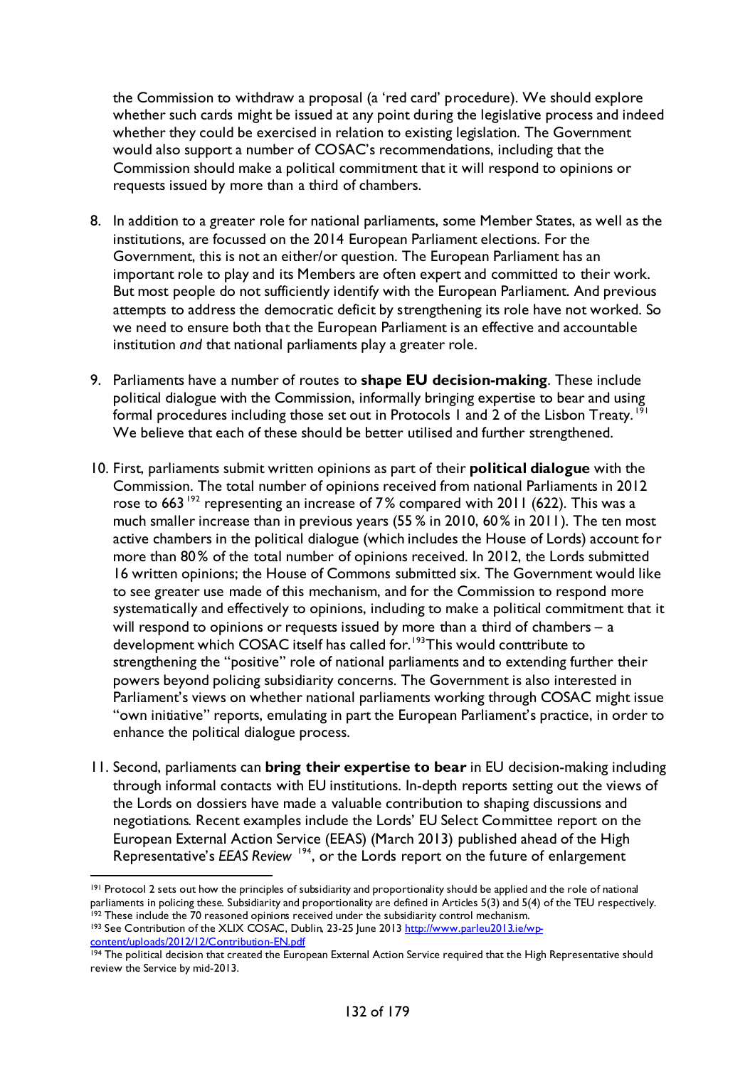the Commission to withdraw a proposal (a 'red card' procedure). We should explore whether such cards might be issued at any point during the legislative process and indeed whether they could be exercised in relation to existing legislation. The Government would also support a number of COSAC's recommendations, including that the Commission should make a political commitment that it will respond to opinions or requests issued by more than a third of chambers.

8. In addition to a greater role for national parliaments, some Member States, as well as the institutions, are focussed on the 2014 European Parliament elections. For the Government, this is not an either/or question. The European Parliament has an important role to play and its Members are often expert and committed to their work. But most people do not sufficiently identify with the European Parliament. And previous attempts to address the democratic deficit by strengthening its role have not worked. So we need to ensure both that the European Parliament is an effective and accountable institution *and* that national parliaments play a greater role.

9. Parliaments have a number of routes to **shape EU decision-making**. These include political dialogue with the Commission, informally bringing expertise to bear and using formal procedures including those set out in Protocols 1 and 2 of the Lisbon Treaty.[191] We believe that each of these should be better utilised and further strengthened.

10. First, parliaments submit written opinions as part of their **political dialogue** with the Commission. The total number of opinions received from national Parliaments in 2012 rose to 663[192] representing an increase of 7% compared with 2011 (622). This was a much smaller increase than in previous years (55% in 2010, 60% in 2011). The ten most active chambers in the political dialogue (which includes the House of Lords) account for more than 80% of the total number of opinions received. In 2012, the Lords submitted 16 written opinions; the House of Commons submitted six. The Government would like to see greater use made of this mechanism, and for the Commission to respond more systematically and effectively to opinions, including to make a political commitment that it will respond to opinions or requests issued by more than a third of chambers – a development which COSAC itself has called for.[193]This would conttribute to strengthening the "positive" role of national parliaments and to extending further their powers beyond policing subsidiarity concerns. The Government is also interested in Parliament's views on whether national parliaments working through COSAC might issue "own initiative" reports, emulating in part the European Parliament's practice, in order to enhance the political dialogue process.

11. Second, parliaments can **bring their expertise to bear** in EU decision-making including through informal contacts with EU institutions. In-depth reports setting out the views of the Lords on dossiers have made a valuable contribution to shaping discussions and negotiations. Recent examples include the Lords' EU Select Committee report on the European External Action Service (EEAS) (March 2013) published ahead of the High Representative's *EEAS Review* [194], or the Lords report on the future of enlargement

---

[191] Protocol 2 sets out how the principles of subsidiarity and proportionality should be applied and the role of national parliaments in policing these. Subsidiarity and proportionality are defined in Articles 5(3) and 5(4) of the TEU respectively.

[192] These include the 70 reasoned opinions received under the subsidiarity control mechanism.

[193] See Contribution of the XLIX COSAC, Dublin, 23-25 June 2013 http://www.parleu2013.ie/wp-content/uploads/2012/12/Contribution-EN.pdf

[194] The political decision that created the European External Action Service required that the High Representative should review the Service by mid-2013.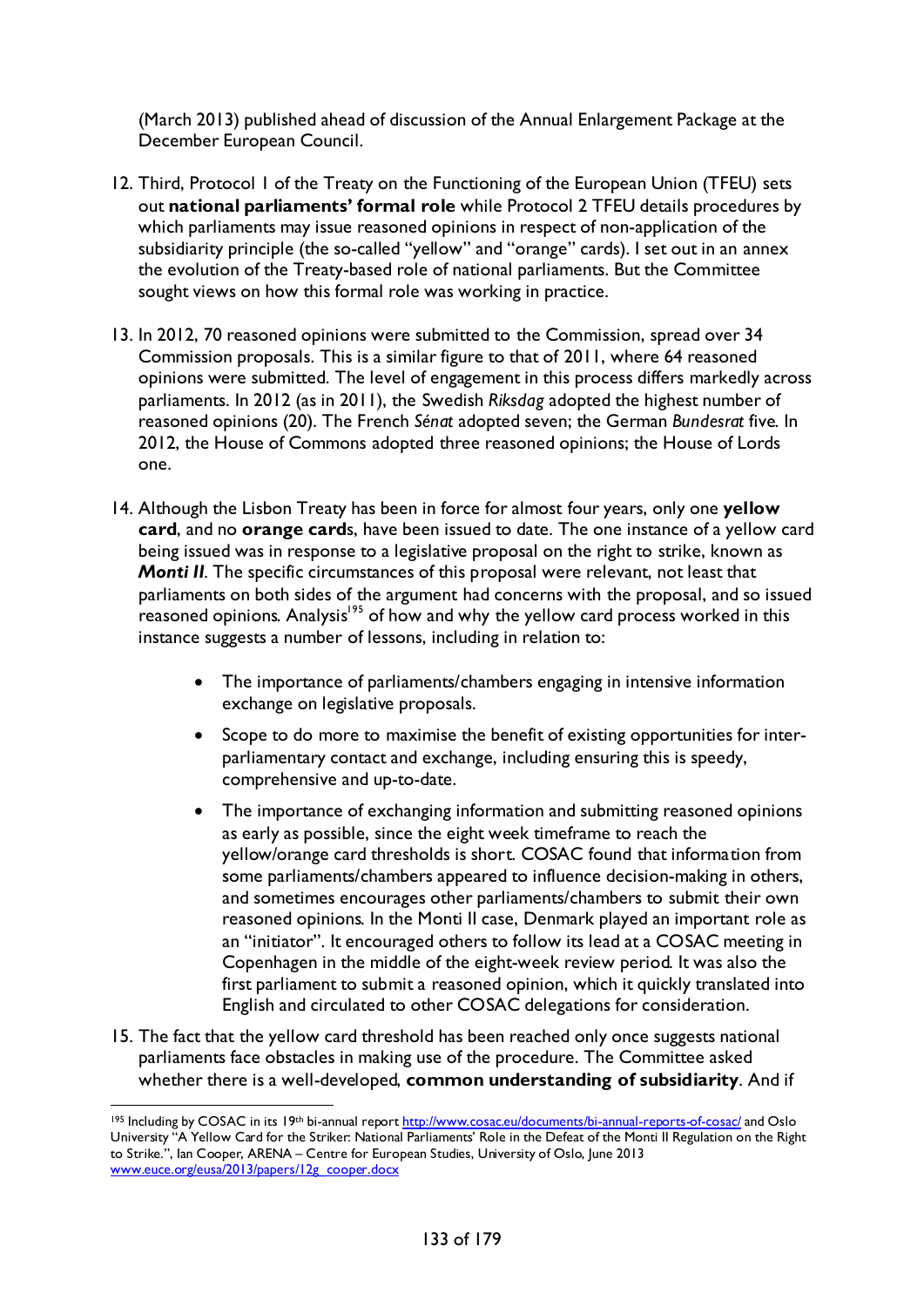(March 2013) published ahead of discussion of the Annual Enlargement Package at the December European Council.

12. Third, Protocol 1 of the Treaty on the Functioning of the European Union (TFEU) sets out **national parliaments' formal role** while Protocol 2 TFEU details procedures by which parliaments may issue reasoned opinions in respect of non-application of the subsidiarity principle (the so-called "yellow" and "orange" cards). I set out in an annex the evolution of the Treaty-based role of national parliaments. But the Committee sought views on how this formal role was working in practice.

13. In 2012, 70 reasoned opinions were submitted to the Commission, spread over 34 Commission proposals. This is a similar figure to that of 2011, where 64 reasoned opinions were submitted. The level of engagement in this process differs markedly across parliaments. In 2012 (as in 2011), the Swedish *Riksdag* adopted the highest number of reasoned opinions (20). The French *Sénat* adopted seven; the German *Bundesrat* five. In 2012, the House of Commons adopted three reasoned opinions; the House of Lords one.

14. Although the Lisbon Treaty has been in force for almost four years, only one **yellow card**, and no **orange card**s, have been issued to date. The one instance of a yellow card being issued was in response to a legislative proposal on the right to strike, known as ***Monti II***. The specific circumstances of this proposal were relevant, not least that parliaments on both sides of the argument had concerns with the proposal, and so issued reasoned opinions. Analysis[195] of how and why the yellow card process worked in this instance suggests a number of lessons, including in relation to:

    - The importance of parliaments/chambers engaging in intensive information exchange on legislative proposals.
    - Scope to do more to maximise the benefit of existing opportunities for inter-parliamentary contact and exchange, including ensuring this is speedy, comprehensive and up-to-date.
    - The importance of exchanging information and submitting reasoned opinions as early as possible, since the eight week timeframe to reach the yellow/orange card thresholds is short. COSAC found that information from some parliaments/chambers appeared to influence decision-making in others, and sometimes encourages other parliaments/chambers to submit their own reasoned opinions. In the Monti II case, Denmark played an important role as an "initiator". It encouraged others to follow its lead at a COSAC meeting in Copenhagen in the middle of the eight-week review period. It was also the first parliament to submit a reasoned opinion, which it quickly translated into English and circulated to other COSAC delegations for consideration.

15. The fact that the yellow card threshold has been reached only once suggests national parliaments face obstacles in making use of the procedure. The Committee asked whether there is a well-developed, **common understanding of subsidiarity**. And if

---

[195] Including by COSAC in its 19th bi-annual report http://www.cosac.eu/documents/bi-annual-reports-of-cosac/ and Oslo University "A Yellow Card for the Striker: National Parliaments' Role in the Defeat of the Monti II Regulation on the Right to Strike.", Ian Cooper, ARENA – Centre for European Studies, University of Oslo, June 2013 www.euce.org/eusa/2013/papers/12g_cooper.docx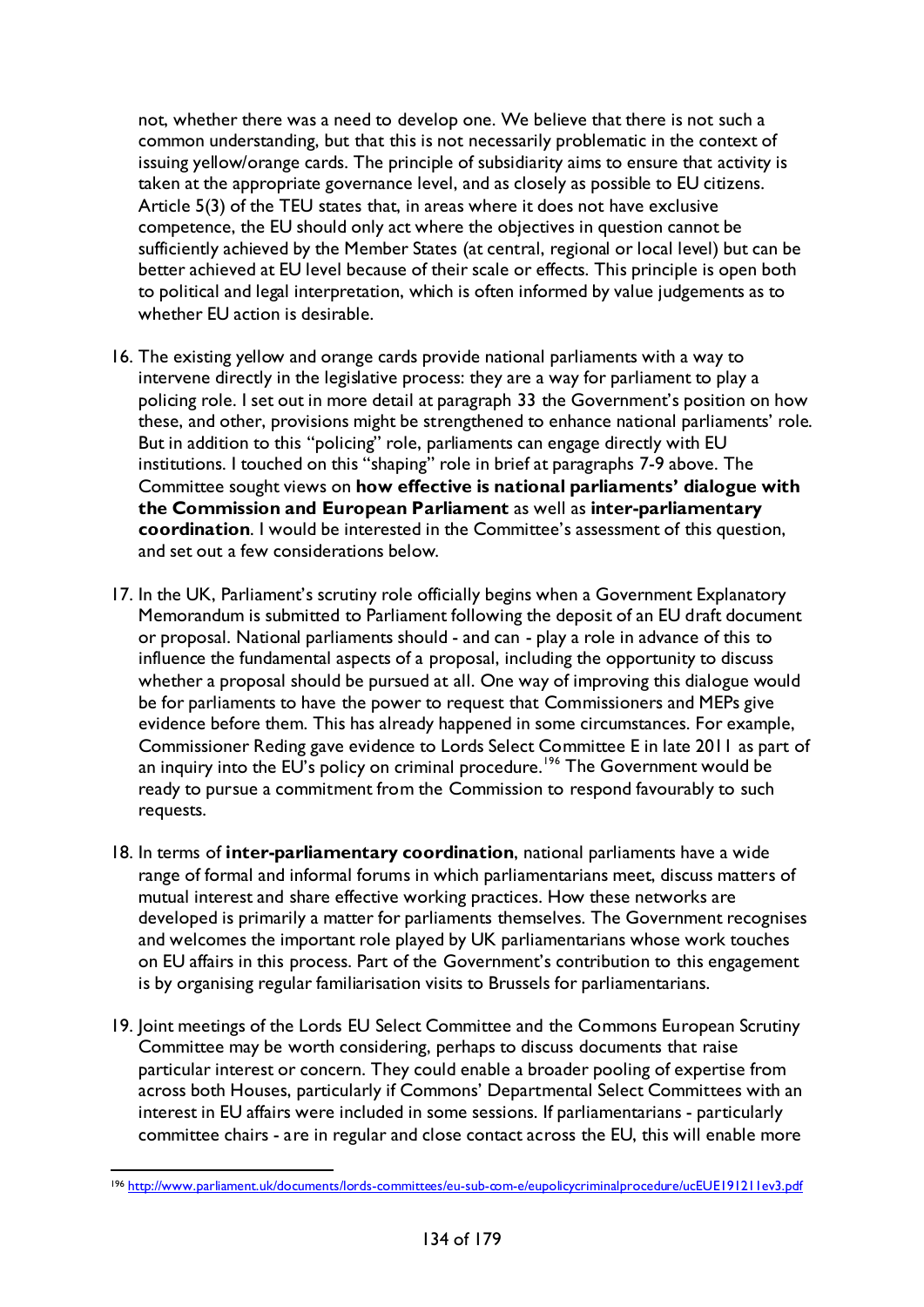not, whether there was a need to develop one. We believe that there is not such a common understanding, but that this is not necessarily problematic in the context of issuing yellow/orange cards. The principle of subsidiarity aims to ensure that activity is taken at the appropriate governance level, and as closely as possible to EU citizens. Article 5(3) of the TEU states that, in areas where it does not have exclusive competence, the EU should only act where the objectives in question cannot be sufficiently achieved by the Member States (at central, regional or local level) but can be better achieved at EU level because of their scale or effects. This principle is open both to political and legal interpretation, which is often informed by value judgements as to whether EU action is desirable.

16. The existing yellow and orange cards provide national parliaments with a way to intervene directly in the legislative process: they are a way for parliament to play a policing role. I set out in more detail at paragraph 33 the Government's position on how these, and other, provisions might be strengthened to enhance national parliaments' role. But in addition to this "policing" role, parliaments can engage directly with EU institutions. I touched on this "shaping" role in brief at paragraphs 7-9 above. The Committee sought views on **how effective is national parliaments' dialogue with the Commission and European Parliament** as well as **inter-parliamentary coordination**. I would be interested in the Committee's assessment of this question, and set out a few considerations below.

17. In the UK, Parliament's scrutiny role officially begins when a Government Explanatory Memorandum is submitted to Parliament following the deposit of an EU draft document or proposal. National parliaments should - and can - play a role in advance of this to influence the fundamental aspects of a proposal, including the opportunity to discuss whether a proposal should be pursued at all. One way of improving this dialogue would be for parliaments to have the power to request that Commissioners and MEPs give evidence before them. This has already happened in some circumstances. For example, Commissioner Reding gave evidence to Lords Select Committee E in late 2011 as part of an inquiry into the EU's policy on criminal procedure.[196] The Government would be ready to pursue a commitment from the Commission to respond favourably to such requests.

18. In terms of **inter-parliamentary coordination**, national parliaments have a wide range of formal and informal forums in which parliamentarians meet, discuss matters of mutual interest and share effective working practices. How these networks are developed is primarily a matter for parliaments themselves. The Government recognises and welcomes the important role played by UK parliamentarians whose work touches on EU affairs in this process. Part of the Government's contribution to this engagement is by organising regular familiarisation visits to Brussels for parliamentarians.

19. Joint meetings of the Lords EU Select Committee and the Commons European Scrutiny Committee may be worth considering, perhaps to discuss documents that raise particular interest or concern. They could enable a broader pooling of expertise from across both Houses, particularly if Commons' Departmental Select Committees with an interest in EU affairs were included in some sessions. If parliamentarians - particularly committee chairs - are in regular and close contact across the EU, this will enable more

---

[196] http://www.parliament.uk/documents/lords-committees/eu-sub-com-e/eupolicycriminalprocedure/ucEUE191211ev3.pdf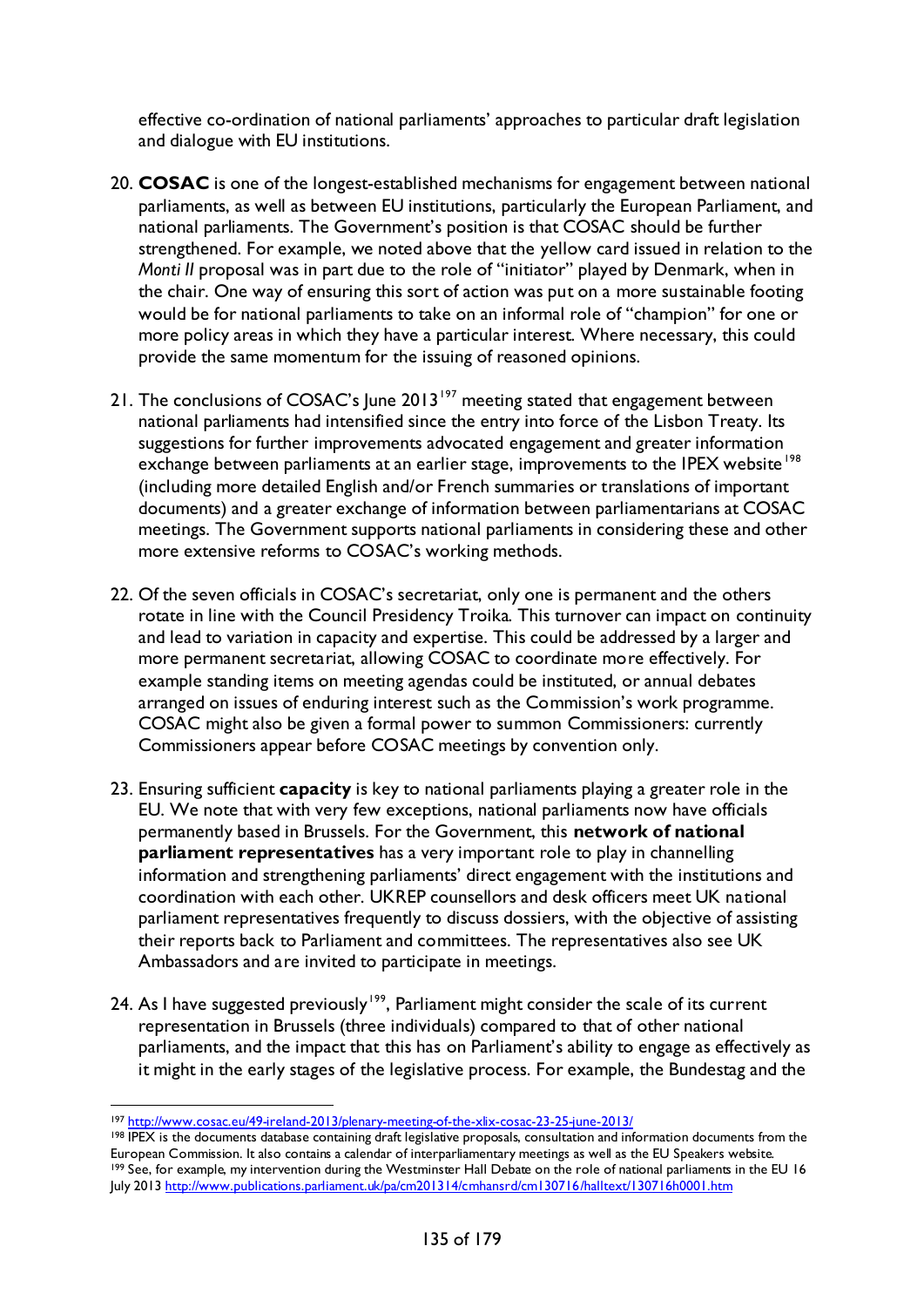effective co-ordination of national parliaments' approaches to particular draft legislation and dialogue with EU institutions.

20. **COSAC** is one of the longest-established mechanisms for engagement between national parliaments, as well as between EU institutions, particularly the European Parliament, and national parliaments. The Government's position is that COSAC should be further strengthened. For example, we noted above that the yellow card issued in relation to the *Monti II* proposal was in part due to the role of "initiator" played by Denmark, when in the chair. One way of ensuring this sort of action was put on a more sustainable footing would be for national parliaments to take on an informal role of "champion" for one or more policy areas in which they have a particular interest. Where necessary, this could provide the same momentum for the issuing of reasoned opinions.

21. The conclusions of COSAC's June 2013[197] meeting stated that engagement between national parliaments had intensified since the entry into force of the Lisbon Treaty. Its suggestions for further improvements advocated engagement and greater information exchange between parliaments at an earlier stage, improvements to the IPEX website[198] (including more detailed English and/or French summaries or translations of important documents) and a greater exchange of information between parliamentarians at COSAC meetings. The Government supports national parliaments in considering these and other more extensive reforms to COSAC's working methods.

22. Of the seven officials in COSAC's secretariat, only one is permanent and the others rotate in line with the Council Presidency Troika. This turnover can impact on continuity and lead to variation in capacity and expertise. This could be addressed by a larger and more permanent secretariat, allowing COSAC to coordinate more effectively. For example standing items on meeting agendas could be instituted, or annual debates arranged on issues of enduring interest such as the Commission's work programme. COSAC might also be given a formal power to summon Commissioners: currently Commissioners appear before COSAC meetings by convention only.

23. Ensuring sufficient **capacity** is key to national parliaments playing a greater role in the EU. We note that with very few exceptions, national parliaments now have officials permanently based in Brussels. For the Government, this **network of national parliament representatives** has a very important role to play in channelling information and strengthening parliaments' direct engagement with the institutions and coordination with each other. UKREP counsellors and desk officers meet UK national parliament representatives frequently to discuss dossiers, with the objective of assisting their reports back to Parliament and committees. The representatives also see UK Ambassadors and are invited to participate in meetings.

24. As I have suggested previously[199], Parliament might consider the scale of its current representation in Brussels (three individuals) compared to that of other national parliaments, and the impact that this has on Parliament's ability to engage as effectively as it might in the early stages of the legislative process. For example, the Bundestag and the

---

[197] http://www.cosac.eu/49-ireland-2013/plenary-meeting-of-the-xlix-cosac-23-25-june-2013/

[198] IPEX is the documents database containing draft legislative proposals, consultation and information documents from the European Commission. It also contains a calendar of interparliamentary meetings as well as the EU Speakers website.

[199] See, for example, my intervention during the Westminster Hall Debate on the role of national parliaments in the EU 16 July 2013 http://www.publications.parliament.uk/pa/cm201314/cmhansrd/cm130716/halltext/130716h0001.htm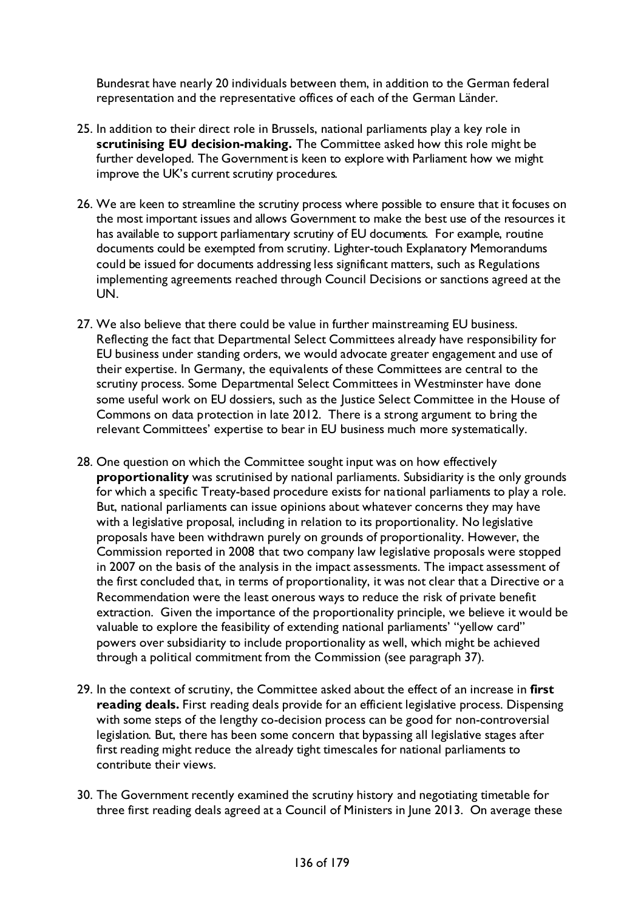Bundesrat have nearly 20 individuals between them, in addition to the German federal representation and the representative offices of each of the German Länder.

25. In addition to their direct role in Brussels, national parliaments play a key role in **scrutinising EU decision-making.** The Committee asked how this role might be further developed. The Government is keen to explore with Parliament how we might improve the UK's current scrutiny procedures.

26. We are keen to streamline the scrutiny process where possible to ensure that it focuses on the most important issues and allows Government to make the best use of the resources it has available to support parliamentary scrutiny of EU documents. For example, routine documents could be exempted from scrutiny. Lighter-touch Explanatory Memorandums could be issued for documents addressing less significant matters, such as Regulations implementing agreements reached through Council Decisions or sanctions agreed at the UN.

27. We also believe that there could be value in further mainstreaming EU business. Reflecting the fact that Departmental Select Committees already have responsibility for EU business under standing orders, we would advocate greater engagement and use of their expertise. In Germany, the equivalents of these Committees are central to the scrutiny process. Some Departmental Select Committees in Westminster have done some useful work on EU dossiers, such as the Justice Select Committee in the House of Commons on data protection in late 2012. There is a strong argument to bring the relevant Committees' expertise to bear in EU business much more systematically.

28. One question on which the Committee sought input was on how effectively **proportionality** was scrutinised by national parliaments. Subsidiarity is the only grounds for which a specific Treaty-based procedure exists for national parliaments to play a role. But, national parliaments can issue opinions about whatever concerns they may have with a legislative proposal, including in relation to its proportionality. No legislative proposals have been withdrawn purely on grounds of proportionality. However, the Commission reported in 2008 that two company law legislative proposals were stopped in 2007 on the basis of the analysis in the impact assessments. The impact assessment of the first concluded that, in terms of proportionality, it was not clear that a Directive or a Recommendation were the least onerous ways to reduce the risk of private benefit extraction. Given the importance of the proportionality principle, we believe it would be valuable to explore the feasibility of extending national parliaments' "yellow card" powers over subsidiarity to include proportionality as well, which might be achieved through a political commitment from the Commission (see paragraph 37).

29. In the context of scrutiny, the Committee asked about the effect of an increase in **first reading deals.** First reading deals provide for an efficient legislative process. Dispensing with some steps of the lengthy co-decision process can be good for non-controversial legislation. But, there has been some concern that bypassing all legislative stages after first reading might reduce the already tight timescales for national parliaments to contribute their views.

30. The Government recently examined the scrutiny history and negotiating timetable for three first reading deals agreed at a Council of Ministers in June 2013. On average these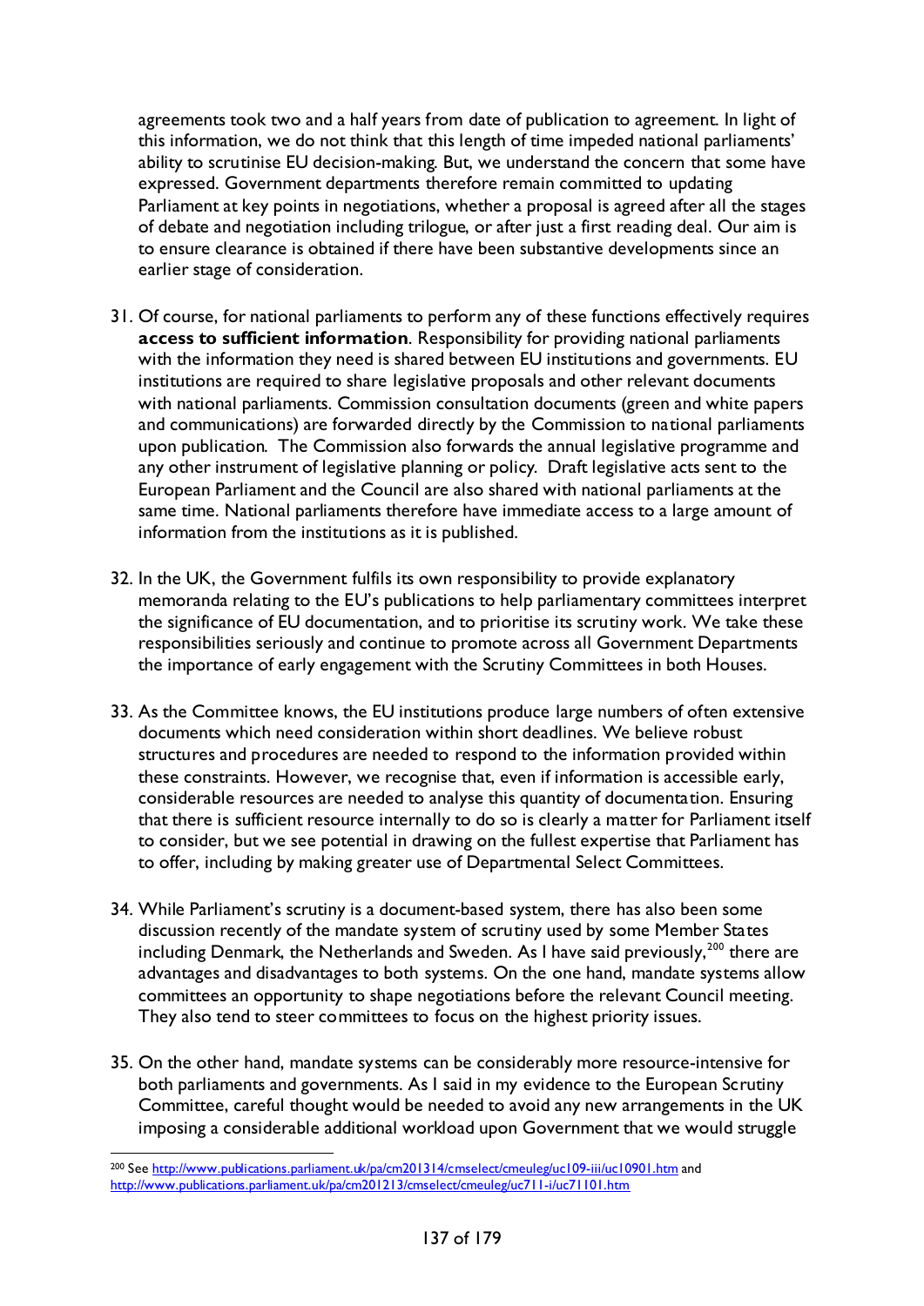agreements took two and a half years from date of publication to agreement. In light of this information, we do not think that this length of time impeded national parliaments' ability to scrutinise EU decision-making. But, we understand the concern that some have expressed. Government departments therefore remain committed to updating Parliament at key points in negotiations, whether a proposal is agreed after all the stages of debate and negotiation including trilogue, or after just a first reading deal. Our aim is to ensure clearance is obtained if there have been substantive developments since an earlier stage of consideration.

31. Of course, for national parliaments to perform any of these functions effectively requires **access to sufficient information**. Responsibility for providing national parliaments with the information they need is shared between EU institutions and governments. EU institutions are required to share legislative proposals and other relevant documents with national parliaments. Commission consultation documents (green and white papers and communications) are forwarded directly by the Commission to national parliaments upon publication. The Commission also forwards the annual legislative programme and any other instrument of legislative planning or policy. Draft legislative acts sent to the European Parliament and the Council are also shared with national parliaments at the same time. National parliaments therefore have immediate access to a large amount of information from the institutions as it is published.

32. In the UK, the Government fulfils its own responsibility to provide explanatory memoranda relating to the EU's publications to help parliamentary committees interpret the significance of EU documentation, and to prioritise its scrutiny work. We take these responsibilities seriously and continue to promote across all Government Departments the importance of early engagement with the Scrutiny Committees in both Houses.

33. As the Committee knows, the EU institutions produce large numbers of often extensive documents which need consideration within short deadlines. We believe robust structures and procedures are needed to respond to the information provided within these constraints. However, we recognise that, even if information is accessible early, considerable resources are needed to analyse this quantity of documentation. Ensuring that there is sufficient resource internally to do so is clearly a matter for Parliament itself to consider, but we see potential in drawing on the fullest expertise that Parliament has to offer, including by making greater use of Departmental Select Committees.

34. While Parliament's scrutiny is a document-based system, there has also been some discussion recently of the mandate system of scrutiny used by some Member States including Denmark, the Netherlands and Sweden. As I have said previously,[200] there are advantages and disadvantages to both systems. On the one hand, mandate systems allow committees an opportunity to shape negotiations before the relevant Council meeting. They also tend to steer committees to focus on the highest priority issues.

35. On the other hand, mandate systems can be considerably more resource-intensive for both parliaments and governments. As I said in my evidence to the European Scrutiny Committee, careful thought would be needed to avoid any new arrangements in the UK imposing a considerable additional workload upon Government that we would struggle

---

[200] See http://www.publications.parliament.uk/pa/cm201314/cmselect/cmeuleg/uc109-iii/uc10901.htm and http://www.publications.parliament.uk/pa/cm201213/cmselect/cmeuleg/uc711-i/uc71101.htm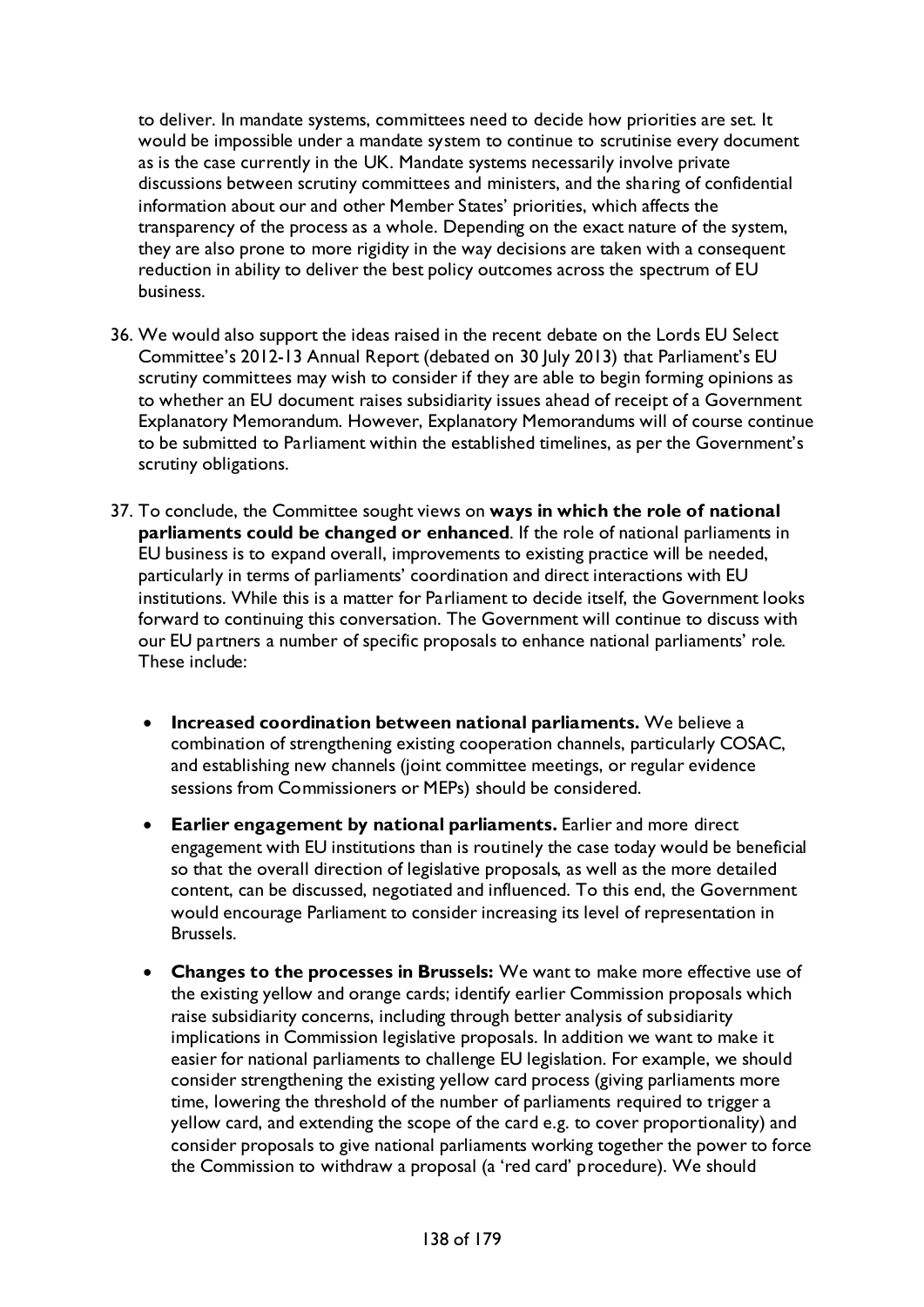to deliver. In mandate systems, committees need to decide how priorities are set. It would be impossible under a mandate system to continue to scrutinise every document as is the case currently in the UK. Mandate systems necessarily involve private discussions between scrutiny committees and ministers, and the sharing of confidential information about our and other Member States' priorities, which affects the transparency of the process as a whole. Depending on the exact nature of the system, they are also prone to more rigidity in the way decisions are taken with a consequent reduction in ability to deliver the best policy outcomes across the spectrum of EU business.

36. We would also support the ideas raised in the recent debate on the Lords EU Select Committee's 2012-13 Annual Report (debated on 30 July 2013) that Parliament's EU scrutiny committees may wish to consider if they are able to begin forming opinions as to whether an EU document raises subsidiarity issues ahead of receipt of a Government Explanatory Memorandum. However, Explanatory Memorandums will of course continue to be submitted to Parliament within the established timelines, as per the Government's scrutiny obligations.

37. To conclude, the Committee sought views on **ways in which the role of national parliaments could be changed or enhanced**. If the role of national parliaments in EU business is to expand overall, improvements to existing practice will be needed, particularly in terms of parliaments' coordination and direct interactions with EU institutions. While this is a matter for Parliament to decide itself, the Government looks forward to continuing this conversation. The Government will continue to discuss with our EU partners a number of specific proposals to enhance national parliaments' role. These include:

    - **Increased coordination between national parliaments.** We believe a combination of strengthening existing cooperation channels, particularly COSAC, and establishing new channels (joint committee meetings, or regular evidence sessions from Commissioners or MEPs) should be considered.

    - **Earlier engagement by national parliaments.** Earlier and more direct engagement with EU institutions than is routinely the case today would be beneficial so that the overall direction of legislative proposals, as well as the more detailed content, can be discussed, negotiated and influenced. To this end, the Government would encourage Parliament to consider increasing its level of representation in Brussels.

    - **Changes to the processes in Brussels:** We want to make more effective use of the existing yellow and orange cards; identify earlier Commission proposals which raise subsidiarity concerns, including through better analysis of subsidiarity implications in Commission legislative proposals. In addition we want to make it easier for national parliaments to challenge EU legislation. For example, we should consider strengthening the existing yellow card process (giving parliaments more time, lowering the threshold of the number of parliaments required to trigger a yellow card, and extending the scope of the card e.g. to cover proportionality) and consider proposals to give national parliaments working together the power to force the Commission to withdraw a proposal (a 'red card' procedure). We should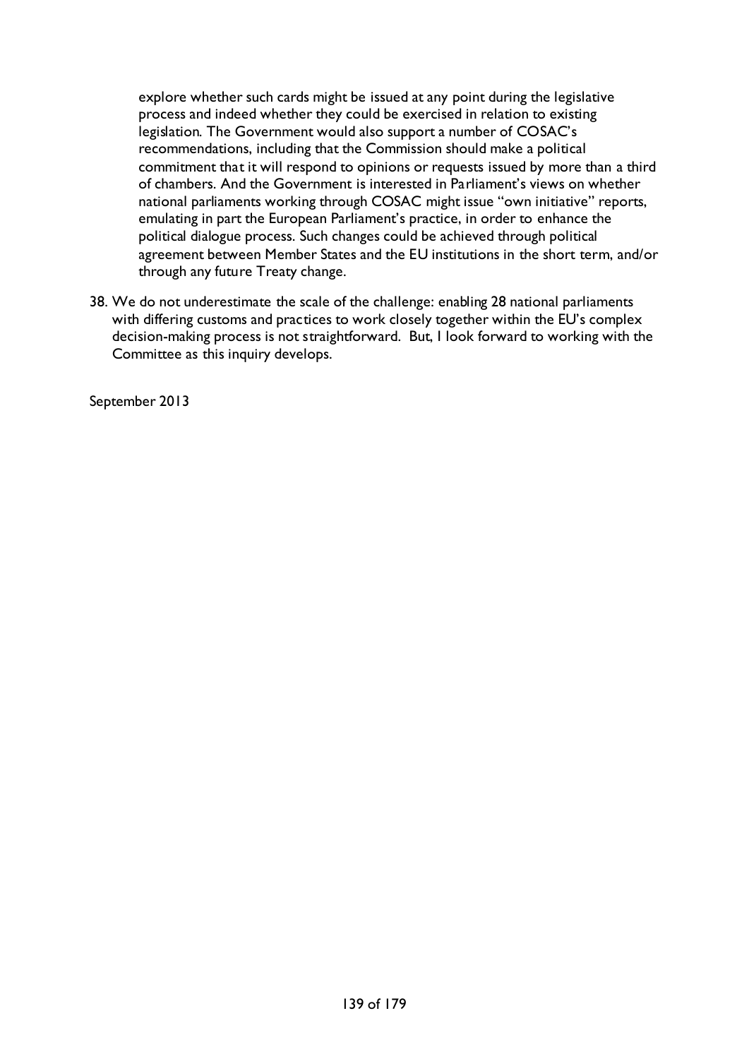explore whether such cards might be issued at any point during the legislative process and indeed whether they could be exercised in relation to existing legislation. The Government would also support a number of COSAC's recommendations, including that the Commission should make a political commitment that it will respond to opinions or requests issued by more than a third of chambers. And the Government is interested in Parliament's views on whether national parliaments working through COSAC might issue "own initiative" reports, emulating in part the European Parliament's practice, in order to enhance the political dialogue process. Such changes could be achieved through political agreement between Member States and the EU institutions in the short term, and/or through any future Treaty change.

38. We do not underestimate the scale of the challenge: enabling 28 national parliaments with differing customs and practices to work closely together within the EU's complex decision-making process is not straightforward. But, I look forward to working with the Committee as this inquiry develops.

September 2013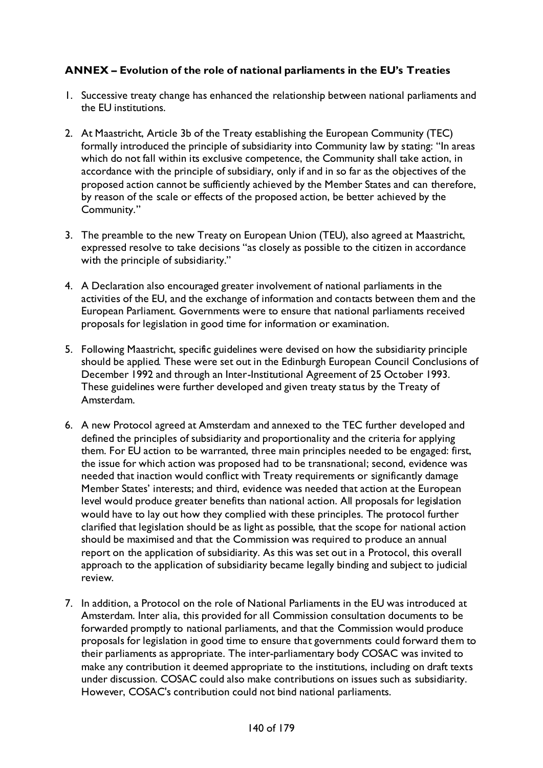**ANNEX – Evolution of the role of national parliaments in the EU's Treaties**

1. Successive treaty change has enhanced the relationship between national parliaments and the EU institutions.

2. At Maastricht, Article 3b of the Treaty establishing the European Community (TEC) formally introduced the principle of subsidiarity into Community law by stating: "In areas which do not fall within its exclusive competence, the Community shall take action, in accordance with the principle of subsidiary, only if and in so far as the objectives of the proposed action cannot be sufficiently achieved by the Member States and can therefore, by reason of the scale or effects of the proposed action, be better achieved by the Community."

3. The preamble to the new Treaty on European Union (TEU), also agreed at Maastricht, expressed resolve to take decisions "as closely as possible to the citizen in accordance with the principle of subsidiarity."

4. A Declaration also encouraged greater involvement of national parliaments in the activities of the EU, and the exchange of information and contacts between them and the European Parliament. Governments were to ensure that national parliaments received proposals for legislation in good time for information or examination.

5. Following Maastricht, specific guidelines were devised on how the subsidiarity principle should be applied. These were set out in the Edinburgh European Council Conclusions of December 1992 and through an Inter-Institutional Agreement of 25 October 1993. These guidelines were further developed and given treaty status by the Treaty of Amsterdam.

6. A new Protocol agreed at Amsterdam and annexed to the TEC further developed and defined the principles of subsidiarity and proportionality and the criteria for applying them. For EU action to be warranted, three main principles needed to be engaged: first, the issue for which action was proposed had to be transnational; second, evidence was needed that inaction would conflict with Treaty requirements or significantly damage Member States' interests; and third, evidence was needed that action at the European level would produce greater benefits than national action. All proposals for legislation would have to lay out how they complied with these principles. The protocol further clarified that legislation should be as light as possible, that the scope for national action should be maximised and that the Commission was required to produce an annual report on the application of subsidiarity. As this was set out in a Protocol, this overall approach to the application of subsidiarity became legally binding and subject to judicial review.

7. In addition, a Protocol on the role of National Parliaments in the EU was introduced at Amsterdam. Inter alia, this provided for all Commission consultation documents to be forwarded promptly to national parliaments, and that the Commission would produce proposals for legislation in good time to ensure that governments could forward them to their parliaments as appropriate. The inter-parliamentary body COSAC was invited to make any contribution it deemed appropriate to the institutions, including on draft texts under discussion. COSAC could also make contributions on issues such as subsidiarity. However, COSAC's contribution could not bind national parliaments.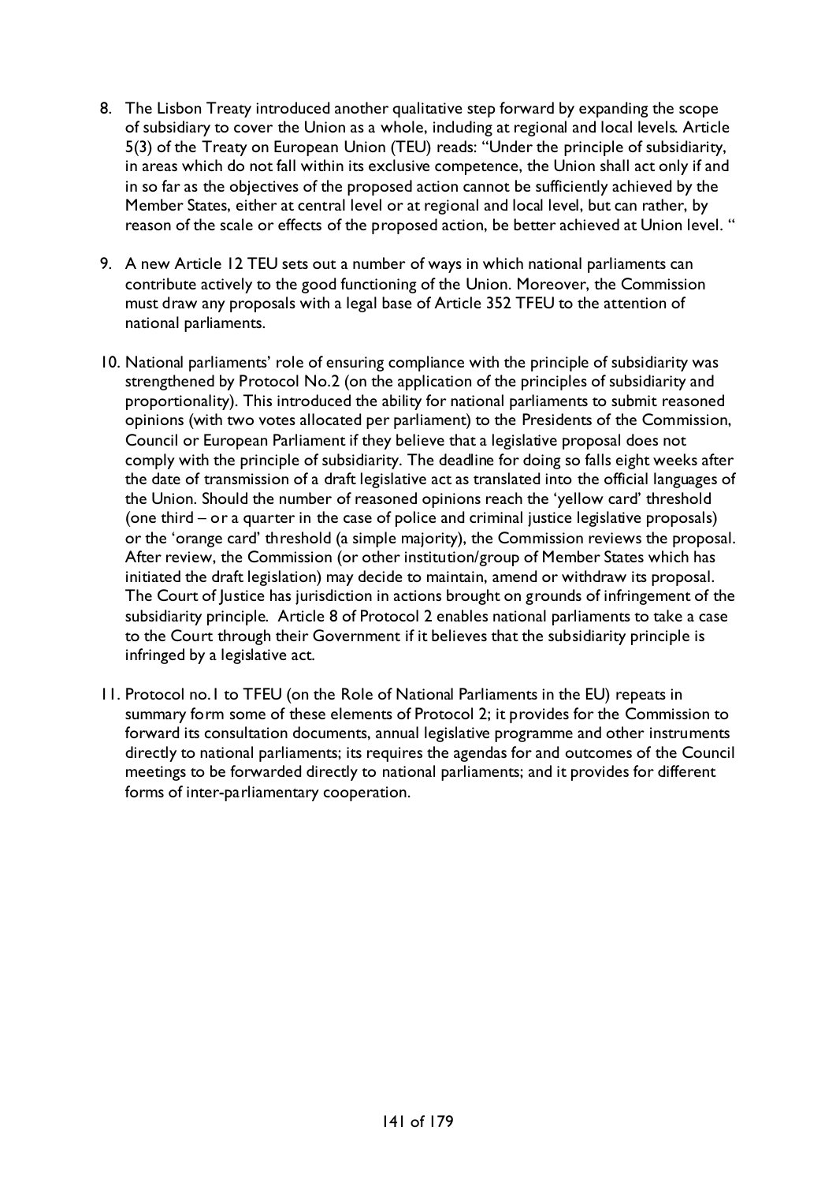8. The Lisbon Treaty introduced another qualitative step forward by expanding the scope of subsidiary to cover the Union as a whole, including at regional and local levels. Article 5(3) of the Treaty on European Union (TEU) reads: "Under the principle of subsidiarity, in areas which do not fall within its exclusive competence, the Union shall act only if and in so far as the objectives of the proposed action cannot be sufficiently achieved by the Member States, either at central level or at regional and local level, but can rather, by reason of the scale or effects of the proposed action, be better achieved at Union level. "

9. A new Article 12 TEU sets out a number of ways in which national parliaments can contribute actively to the good functioning of the Union. Moreover, the Commission must draw any proposals with a legal base of Article 352 TFEU to the attention of national parliaments.

10. National parliaments' role of ensuring compliance with the principle of subsidiarity was strengthened by Protocol No.2 (on the application of the principles of subsidiarity and proportionality). This introduced the ability for national parliaments to submit reasoned opinions (with two votes allocated per parliament) to the Presidents of the Commission, Council or European Parliament if they believe that a legislative proposal does not comply with the principle of subsidiarity. The deadline for doing so falls eight weeks after the date of transmission of a draft legislative act as translated into the official languages of the Union. Should the number of reasoned opinions reach the 'yellow card' threshold (one third – or a quarter in the case of police and criminal justice legislative proposals) or the 'orange card' threshold (a simple majority), the Commission reviews the proposal. After review, the Commission (or other institution/group of Member States which has initiated the draft legislation) may decide to maintain, amend or withdraw its proposal. The Court of Justice has jurisdiction in actions brought on grounds of infringement of the subsidiarity principle. Article 8 of Protocol 2 enables national parliaments to take a case to the Court through their Government if it believes that the subsidiarity principle is infringed by a legislative act.

11. Protocol no.1 to TFEU (on the Role of National Parliaments in the EU) repeats in summary form some of these elements of Protocol 2; it provides for the Commission to forward its consultation documents, annual legislative programme and other instruments directly to national parliaments; its requires the agendas for and outcomes of the Council meetings to be forwarded directly to national parliaments; and it provides for different forms of inter-parliamentary cooperation.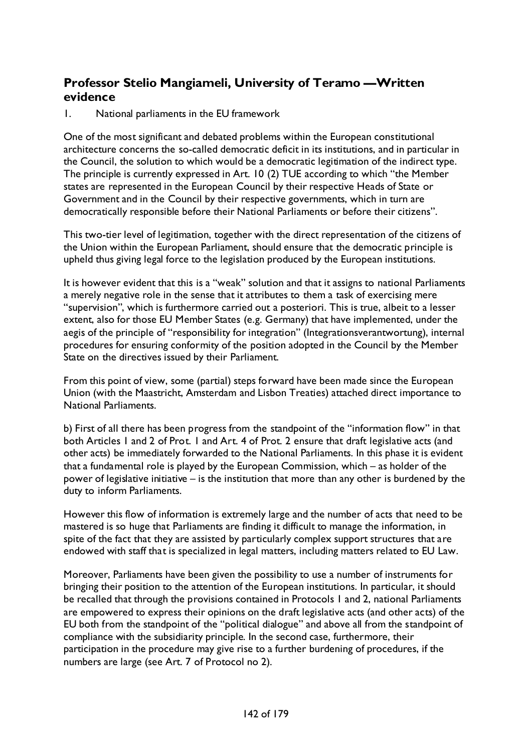## Professor Stelio Mangiameli, University of Teramo —Written evidence

1. National parliaments in the EU framework

One of the most significant and debated problems within the European constitutional architecture concerns the so-called democratic deficit in its institutions, and in particular in the Council, the solution to which would be a democratic legitimation of the indirect type. The principle is currently expressed in Art. 10 (2) TUE according to which "the Member states are represented in the European Council by their respective Heads of State or Government and in the Council by their respective governments, which in turn are democratically responsible before their National Parliaments or before their citizens".

This two-tier level of legitimation, together with the direct representation of the citizens of the Union within the European Parliament, should ensure that the democratic principle is upheld thus giving legal force to the legislation produced by the European institutions.

It is however evident that this is a "weak" solution and that it assigns to national Parliaments a merely negative role in the sense that it attributes to them a task of exercising mere "supervision", which is furthermore carried out a posteriori. This is true, albeit to a lesser extent, also for those EU Member States (e.g. Germany) that have implemented, under the aegis of the principle of "responsibility for integration" (Integrationsverantwortung), internal procedures for ensuring conformity of the position adopted in the Council by the Member State on the directives issued by their Parliament.

From this point of view, some (partial) steps forward have been made since the European Union (with the Maastricht, Amsterdam and Lisbon Treaties) attached direct importance to National Parliaments.

b) First of all there has been progress from the standpoint of the "information flow" in that both Articles 1 and 2 of Prot. 1 and Art. 4 of Prot. 2 ensure that draft legislative acts (and other acts) be immediately forwarded to the National Parliaments. In this phase it is evident that a fundamental role is played by the European Commission, which – as holder of the power of legislative initiative – is the institution that more than any other is burdened by the duty to inform Parliaments.

However this flow of information is extremely large and the number of acts that need to be mastered is so huge that Parliaments are finding it difficult to manage the information, in spite of the fact that they are assisted by particularly complex support structures that are endowed with staff that is specialized in legal matters, including matters related to EU Law.

Moreover, Parliaments have been given the possibility to use a number of instruments for bringing their position to the attention of the European institutions. In particular, it should be recalled that through the provisions contained in Protocols 1 and 2, national Parliaments are empowered to express their opinions on the draft legislative acts (and other acts) of the EU both from the standpoint of the "political dialogue" and above all from the standpoint of compliance with the subsidiarity principle. In the second case, furthermore, their participation in the procedure may give rise to a further burdening of procedures, if the numbers are large (see Art. 7 of Protocol no 2).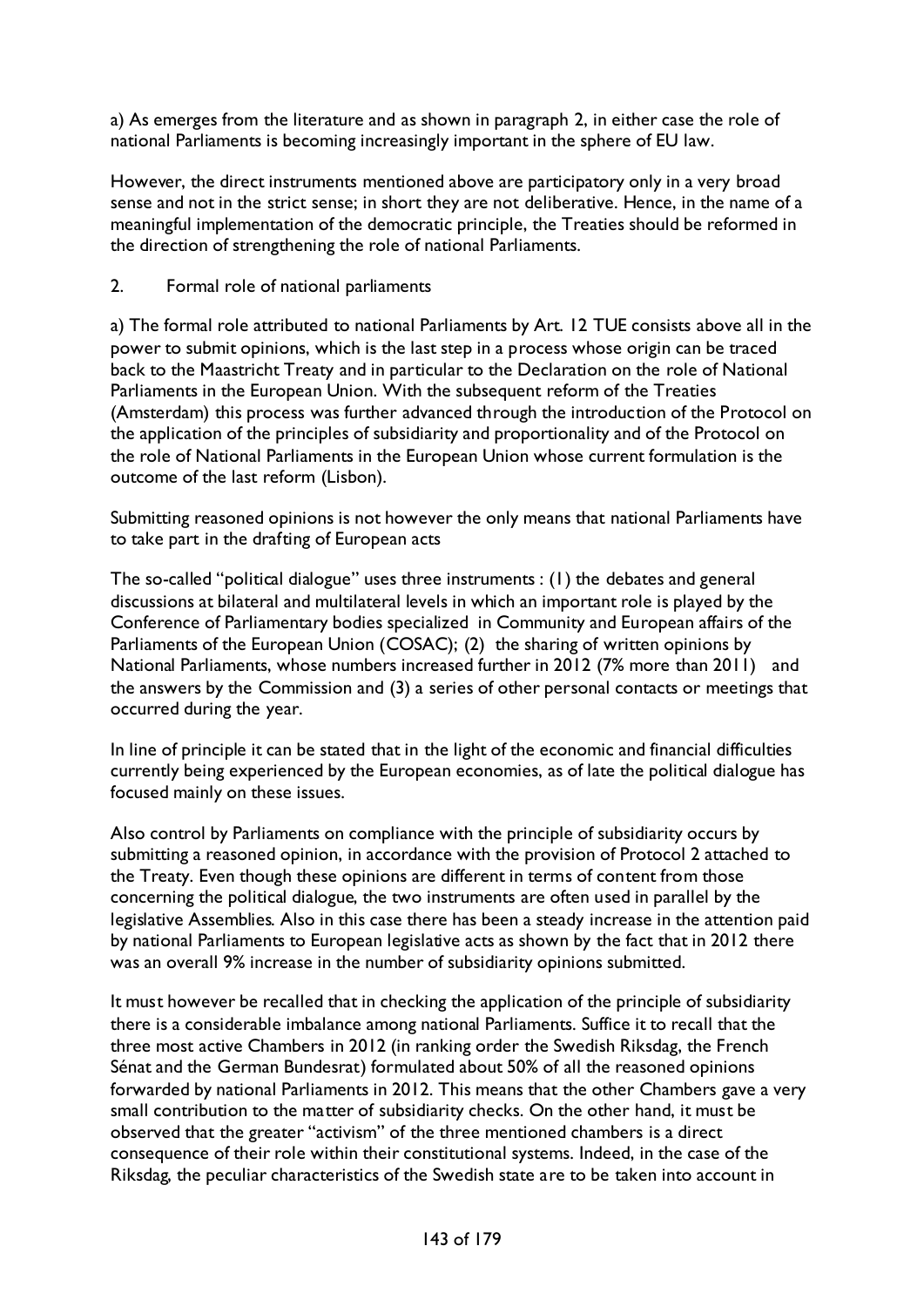a) As emerges from the literature and as shown in paragraph 2, in either case the role of national Parliaments is becoming increasingly important in the sphere of EU law.

However, the direct instruments mentioned above are participatory only in a very broad sense and not in the strict sense; in short they are not deliberative. Hence, in the name of a meaningful implementation of the democratic principle, the Treaties should be reformed in the direction of strengthening the role of national Parliaments.

## 2. Formal role of national parliaments

a) The formal role attributed to national Parliaments by Art. 12 TUE consists above all in the power to submit opinions, which is the last step in a process whose origin can be traced back to the Maastricht Treaty and in particular to the Declaration on the role of National Parliaments in the European Union. With the subsequent reform of the Treaties (Amsterdam) this process was further advanced through the introduction of the Protocol on the application of the principles of subsidiarity and proportionality and of the Protocol on the role of National Parliaments in the European Union whose current formulation is the outcome of the last reform (Lisbon).

Submitting reasoned opinions is not however the only means that national Parliaments have to take part in the drafting of European acts

The so-called "political dialogue" uses three instruments : (1) the debates and general discussions at bilateral and multilateral levels in which an important role is played by the Conference of Parliamentary bodies specialized in Community and European affairs of the Parliaments of the European Union (COSAC); (2) the sharing of written opinions by National Parliaments, whose numbers increased further in 2012 (7% more than 2011) and the answers by the Commission and (3) a series of other personal contacts or meetings that occurred during the year.

In line of principle it can be stated that in the light of the economic and financial difficulties currently being experienced by the European economies, as of late the political dialogue has focused mainly on these issues.

Also control by Parliaments on compliance with the principle of subsidiarity occurs by submitting a reasoned opinion, in accordance with the provision of Protocol 2 attached to the Treaty. Even though these opinions are different in terms of content from those concerning the political dialogue, the two instruments are often used in parallel by the legislative Assemblies. Also in this case there has been a steady increase in the attention paid by national Parliaments to European legislative acts as shown by the fact that in 2012 there was an overall 9% increase in the number of subsidiarity opinions submitted.

It must however be recalled that in checking the application of the principle of subsidiarity there is a considerable imbalance among national Parliaments. Suffice it to recall that the three most active Chambers in 2012 (in ranking order the Swedish Riksdag, the French Sénat and the German Bundesrat) formulated about 50% of all the reasoned opinions forwarded by national Parliaments in 2012. This means that the other Chambers gave a very small contribution to the matter of subsidiarity checks. On the other hand, it must be observed that the greater "activism" of the three mentioned chambers is a direct consequence of their role within their constitutional systems. Indeed, in the case of the Riksdag, the peculiar characteristics of the Swedish state are to be taken into account in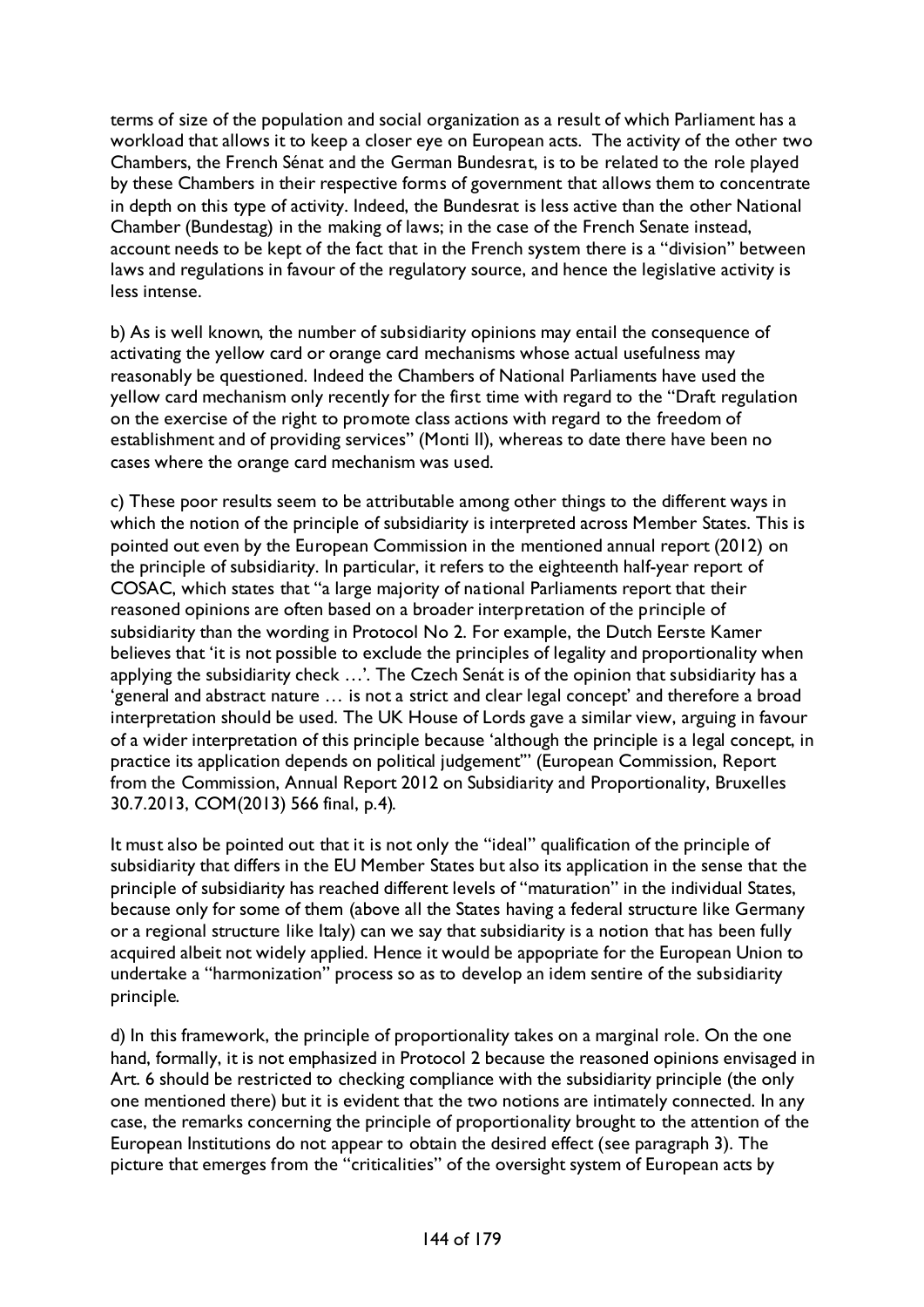terms of size of the population and social organization as a result of which Parliament has a workload that allows it to keep a closer eye on European acts. The activity of the other two Chambers, the French Sénat and the German Bundesrat, is to be related to the role played by these Chambers in their respective forms of government that allows them to concentrate in depth on this type of activity. Indeed, the Bundesrat is less active than the other National Chamber (Bundestag) in the making of laws; in the case of the French Senate instead, account needs to be kept of the fact that in the French system there is a "division" between laws and regulations in favour of the regulatory source, and hence the legislative activity is less intense.

b) As is well known, the number of subsidiarity opinions may entail the consequence of activating the yellow card or orange card mechanisms whose actual usefulness may reasonably be questioned. Indeed the Chambers of National Parliaments have used the yellow card mechanism only recently for the first time with regard to the "Draft regulation on the exercise of the right to promote class actions with regard to the freedom of establishment and of providing services" (Monti II), whereas to date there have been no cases where the orange card mechanism was used.

c) These poor results seem to be attributable among other things to the different ways in which the notion of the principle of subsidiarity is interpreted across Member States. This is pointed out even by the European Commission in the mentioned annual report (2012) on the principle of subsidiarity. In particular, it refers to the eighteenth half-year report of COSAC, which states that "a large majority of national Parliaments report that their reasoned opinions are often based on a broader interpretation of the principle of subsidiarity than the wording in Protocol No 2. For example, the Dutch Eerste Kamer believes that 'it is not possible to exclude the principles of legality and proportionality when applying the subsidiarity check …'. The Czech Senát is of the opinion that subsidiarity has a 'general and abstract nature … is not a strict and clear legal concept' and therefore a broad interpretation should be used. The UK House of Lords gave a similar view, arguing in favour of a wider interpretation of this principle because 'although the principle is a legal concept, in practice its application depends on political judgement'" (European Commission, Report from the Commission, Annual Report 2012 on Subsidiarity and Proportionality, Bruxelles 30.7.2013, COM(2013) 566 final, p.4).

It must also be pointed out that it is not only the "ideal" qualification of the principle of subsidiarity that differs in the EU Member States but also its application in the sense that the principle of subsidiarity has reached different levels of "maturation" in the individual States, because only for some of them (above all the States having a federal structure like Germany or a regional structure like Italy) can we say that subsidiarity is a notion that has been fully acquired albeit not widely applied. Hence it would be appopriate for the European Union to undertake a "harmonization" process so as to develop an idem sentire of the subsidiarity principle.

d) In this framework, the principle of proportionality takes on a marginal role. On the one hand, formally, it is not emphasized in Protocol 2 because the reasoned opinions envisaged in Art. 6 should be restricted to checking compliance with the subsidiarity principle (the only one mentioned there) but it is evident that the two notions are intimately connected. In any case, the remarks concerning the principle of proportionality brought to the attention of the European Institutions do not appear to obtain the desired effect (see paragraph 3). The picture that emerges from the "criticalities" of the oversight system of European acts by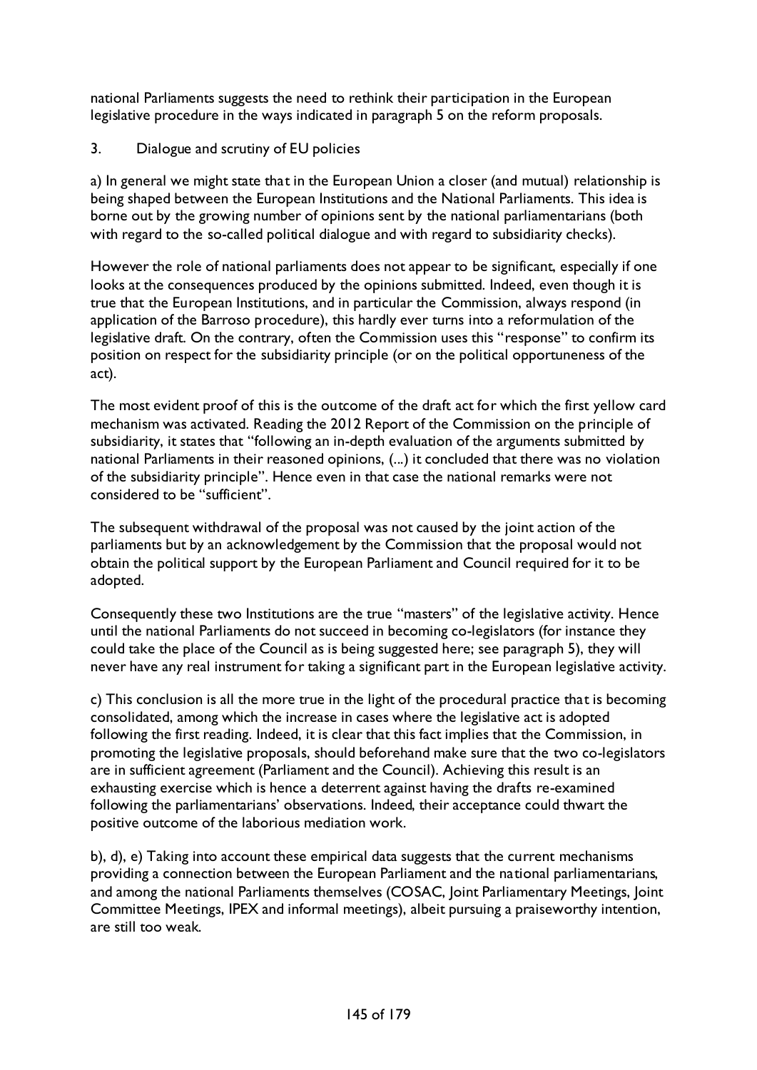national Parliaments suggests the need to rethink their participation in the European legislative procedure in the ways indicated in paragraph 5 on the reform proposals.

3. Dialogue and scrutiny of EU policies

a) In general we might state that in the European Union a closer (and mutual) relationship is being shaped between the European Institutions and the National Parliaments. This idea is borne out by the growing number of opinions sent by the national parliamentarians (both with regard to the so-called political dialogue and with regard to subsidiarity checks).

However the role of national parliaments does not appear to be significant, especially if one looks at the consequences produced by the opinions submitted. Indeed, even though it is true that the European Institutions, and in particular the Commission, always respond (in application of the Barroso procedure), this hardly ever turns into a reformulation of the legislative draft. On the contrary, often the Commission uses this "response" to confirm its position on respect for the subsidiarity principle (or on the political opportuneness of the act).

The most evident proof of this is the outcome of the draft act for which the first yellow card mechanism was activated. Reading the 2012 Report of the Commission on the principle of subsidiarity, it states that "following an in-depth evaluation of the arguments submitted by national Parliaments in their reasoned opinions, (...) it concluded that there was no violation of the subsidiarity principle". Hence even in that case the national remarks were not considered to be "sufficient".

The subsequent withdrawal of the proposal was not caused by the joint action of the parliaments but by an acknowledgement by the Commission that the proposal would not obtain the political support by the European Parliament and Council required for it to be adopted.

Consequently these two Institutions are the true "masters" of the legislative activity. Hence until the national Parliaments do not succeed in becoming co-legislators (for instance they could take the place of the Council as is being suggested here; see paragraph 5), they will never have any real instrument for taking a significant part in the European legislative activity.

c) This conclusion is all the more true in the light of the procedural practice that is becoming consolidated, among which the increase in cases where the legislative act is adopted following the first reading. Indeed, it is clear that this fact implies that the Commission, in promoting the legislative proposals, should beforehand make sure that the two co-legislators are in sufficient agreement (Parliament and the Council). Achieving this result is an exhausting exercise which is hence a deterrent against having the drafts re-examined following the parliamentarians' observations. Indeed, their acceptance could thwart the positive outcome of the laborious mediation work.

b), d), e) Taking into account these empirical data suggests that the current mechanisms providing a connection between the European Parliament and the national parliamentarians, and among the national Parliaments themselves (COSAC, Joint Parliamentary Meetings, Joint Committee Meetings, IPEX and informal meetings), albeit pursuing a praiseworthy intention, are still too weak.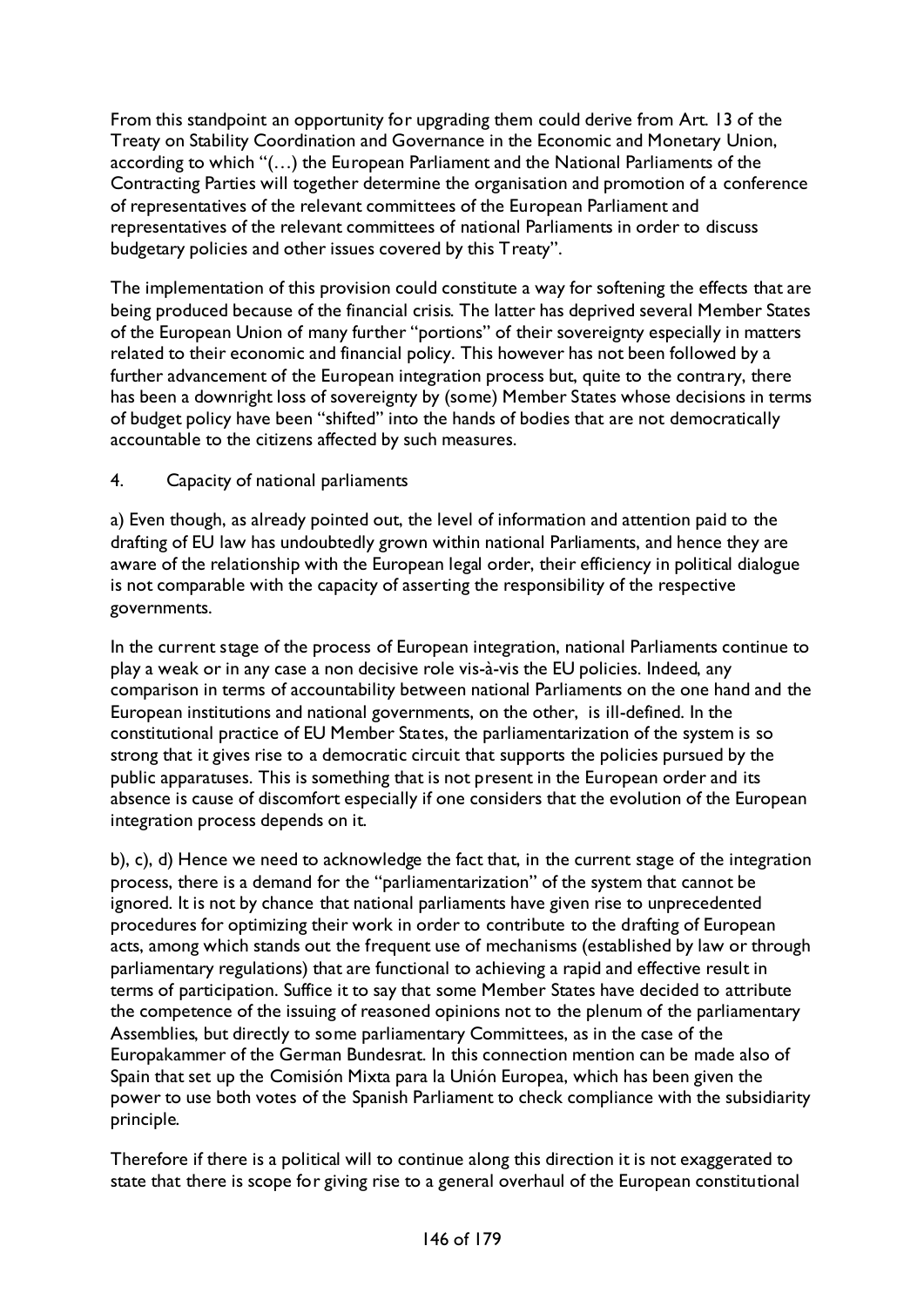From this standpoint an opportunity for upgrading them could derive from Art. 13 of the Treaty on Stability Coordination and Governance in the Economic and Monetary Union, according to which "(…) the European Parliament and the National Parliaments of the Contracting Parties will together determine the organisation and promotion of a conference of representatives of the relevant committees of the European Parliament and representatives of the relevant committees of national Parliaments in order to discuss budgetary policies and other issues covered by this Treaty".

The implementation of this provision could constitute a way for softening the effects that are being produced because of the financial crisis. The latter has deprived several Member States of the European Union of many further "portions" of their sovereignty especially in matters related to their economic and financial policy. This however has not been followed by a further advancement of the European integration process but, quite to the contrary, there has been a downright loss of sovereignty by (some) Member States whose decisions in terms of budget policy have been "shifted" into the hands of bodies that are not democratically accountable to the citizens affected by such measures.

4. Capacity of national parliaments

a) Even though, as already pointed out, the level of information and attention paid to the drafting of EU law has undoubtedly grown within national Parliaments, and hence they are aware of the relationship with the European legal order, their efficiency in political dialogue is not comparable with the capacity of asserting the responsibility of the respective governments.

In the current stage of the process of European integration, national Parliaments continue to play a weak or in any case a non decisive role vis-à-vis the EU policies. Indeed, any comparison in terms of accountability between national Parliaments on the one hand and the European institutions and national governments, on the other, is ill-defined. In the constitutional practice of EU Member States, the parliamentarization of the system is so strong that it gives rise to a democratic circuit that supports the policies pursued by the public apparatuses. This is something that is not present in the European order and its absence is cause of discomfort especially if one considers that the evolution of the European integration process depends on it.

b), c), d) Hence we need to acknowledge the fact that, in the current stage of the integration process, there is a demand for the "parliamentarization" of the system that cannot be ignored. It is not by chance that national parliaments have given rise to unprecedented procedures for optimizing their work in order to contribute to the drafting of European acts, among which stands out the frequent use of mechanisms (established by law or through parliamentary regulations) that are functional to achieving a rapid and effective result in terms of participation. Suffice it to say that some Member States have decided to attribute the competence of the issuing of reasoned opinions not to the plenum of the parliamentary Assemblies, but directly to some parliamentary Committees, as in the case of the Europakammer of the German Bundesrat. In this connection mention can be made also of Spain that set up the Comisión Mixta para la Unión Europea, which has been given the power to use both votes of the Spanish Parliament to check compliance with the subsidiarity principle.

Therefore if there is a political will to continue along this direction it is not exaggerated to state that there is scope for giving rise to a general overhaul of the European constitutional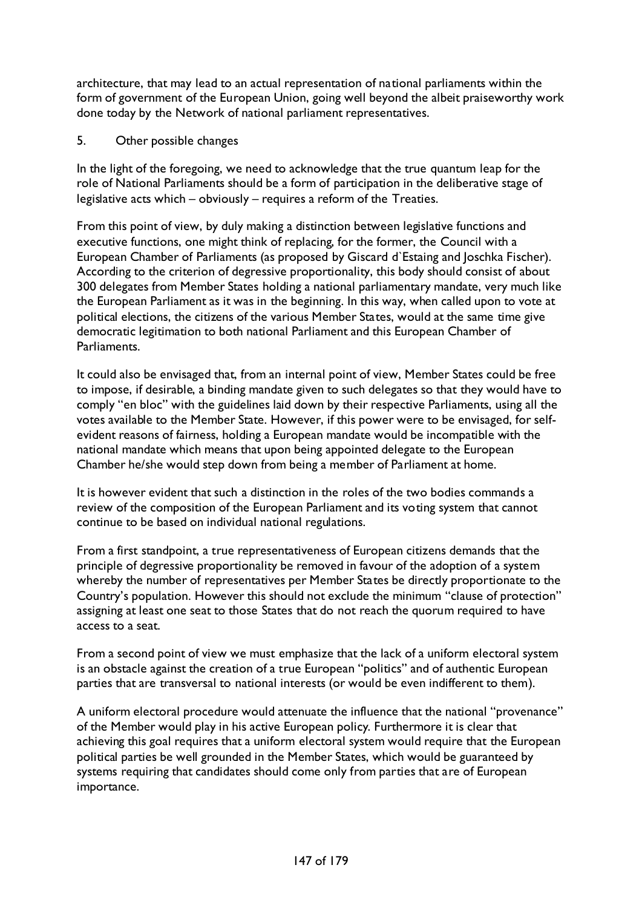architecture, that may lead to an actual representation of national parliaments within the form of government of the European Union, going well beyond the albeit praiseworthy work done today by the Network of national parliament representatives.

## 5. Other possible changes

In the light of the foregoing, we need to acknowledge that the true quantum leap for the role of National Parliaments should be a form of participation in the deliberative stage of legislative acts which – obviously – requires a reform of the Treaties.

From this point of view, by duly making a distinction between legislative functions and executive functions, one might think of replacing, for the former, the Council with a European Chamber of Parliaments (as proposed by Giscard d`Estaing and Joschka Fischer). According to the criterion of degressive proportionality, this body should consist of about 300 delegates from Member States holding a national parliamentary mandate, very much like the European Parliament as it was in the beginning. In this way, when called upon to vote at political elections, the citizens of the various Member States, would at the same time give democratic legitimation to both national Parliament and this European Chamber of Parliaments.

It could also be envisaged that, from an internal point of view, Member States could be free to impose, if desirable, a binding mandate given to such delegates so that they would have to comply "en bloc" with the guidelines laid down by their respective Parliaments, using all the votes available to the Member State. However, if this power were to be envisaged, for self-evident reasons of fairness, holding a European mandate would be incompatible with the national mandate which means that upon being appointed delegate to the European Chamber he/she would step down from being a member of Parliament at home.

It is however evident that such a distinction in the roles of the two bodies commands a review of the composition of the European Parliament and its voting system that cannot continue to be based on individual national regulations.

From a first standpoint, a true representativeness of European citizens demands that the principle of degressive proportionality be removed in favour of the adoption of a system whereby the number of representatives per Member States be directly proportionate to the Country's population. However this should not exclude the minimum "clause of protection" assigning at least one seat to those States that do not reach the quorum required to have access to a seat.

From a second point of view we must emphasize that the lack of a uniform electoral system is an obstacle against the creation of a true European "politics" and of authentic European parties that are transversal to national interests (or would be even indifferent to them).

A uniform electoral procedure would attenuate the influence that the national "provenance" of the Member would play in his active European policy. Furthermore it is clear that achieving this goal requires that a uniform electoral system would require that the European political parties be well grounded in the Member States, which would be guaranteed by systems requiring that candidates should come only from parties that are of European importance.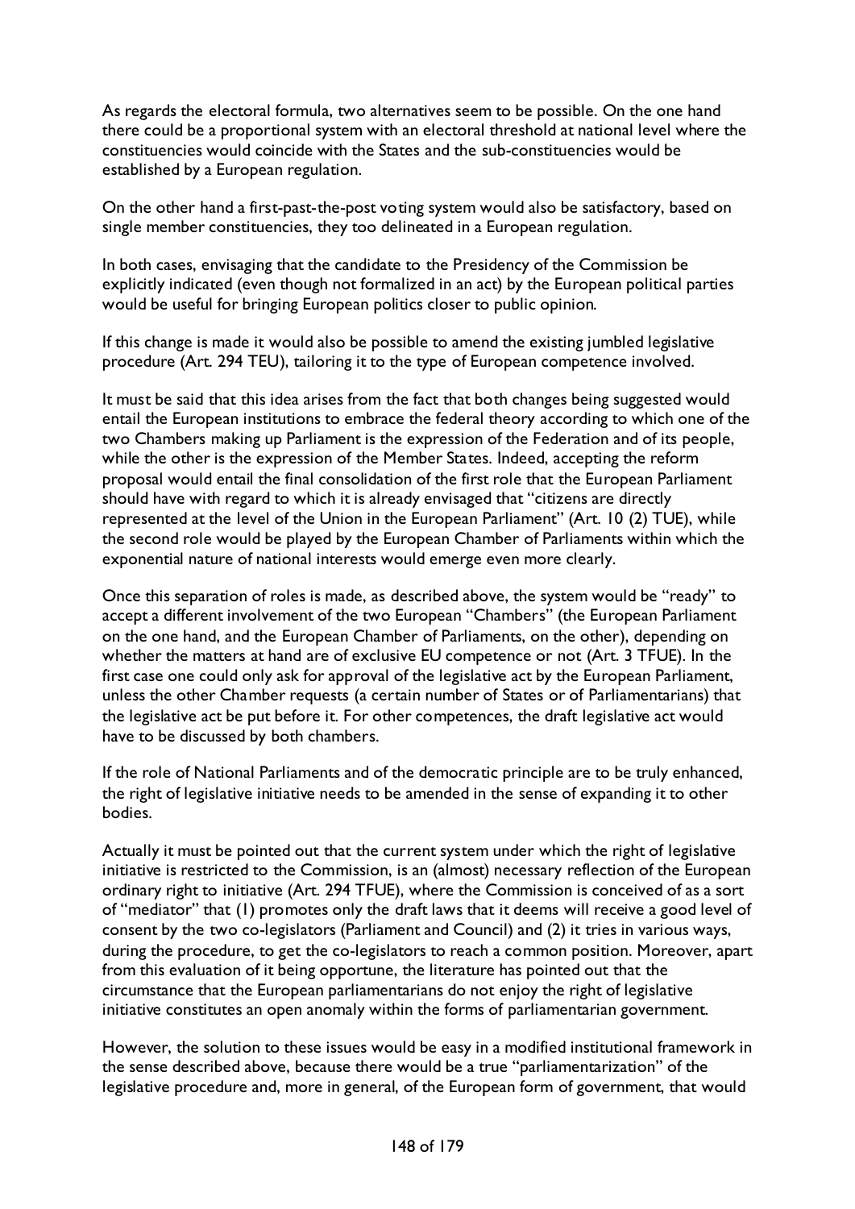As regards the electoral formula, two alternatives seem to be possible. On the one hand there could be a proportional system with an electoral threshold at national level where the constituencies would coincide with the States and the sub-constituencies would be established by a European regulation.

On the other hand a first-past-the-post voting system would also be satisfactory, based on single member constituencies, they too delineated in a European regulation.

In both cases, envisaging that the candidate to the Presidency of the Commission be explicitly indicated (even though not formalized in an act) by the European political parties would be useful for bringing European politics closer to public opinion.

If this change is made it would also be possible to amend the existing jumbled legislative procedure (Art. 294 TEU), tailoring it to the type of European competence involved.

It must be said that this idea arises from the fact that both changes being suggested would entail the European institutions to embrace the federal theory according to which one of the two Chambers making up Parliament is the expression of the Federation and of its people, while the other is the expression of the Member States. Indeed, accepting the reform proposal would entail the final consolidation of the first role that the European Parliament should have with regard to which it is already envisaged that "citizens are directly represented at the level of the Union in the European Parliament" (Art. 10 (2) TUE), while the second role would be played by the European Chamber of Parliaments within which the exponential nature of national interests would emerge even more clearly.

Once this separation of roles is made, as described above, the system would be "ready" to accept a different involvement of the two European "Chambers" (the European Parliament on the one hand, and the European Chamber of Parliaments, on the other), depending on whether the matters at hand are of exclusive EU competence or not (Art. 3 TFUE). In the first case one could only ask for approval of the legislative act by the European Parliament, unless the other Chamber requests (a certain number of States or of Parliamentarians) that the legislative act be put before it. For other competences, the draft legislative act would have to be discussed by both chambers.

If the role of National Parliaments and of the democratic principle are to be truly enhanced, the right of legislative initiative needs to be amended in the sense of expanding it to other bodies.

Actually it must be pointed out that the current system under which the right of legislative initiative is restricted to the Commission, is an (almost) necessary reflection of the European ordinary right to initiative (Art. 294 TFUE), where the Commission is conceived of as a sort of "mediator" that (1) promotes only the draft laws that it deems will receive a good level of consent by the two co-legislators (Parliament and Council) and (2) it tries in various ways, during the procedure, to get the co-legislators to reach a common position. Moreover, apart from this evaluation of it being opportune, the literature has pointed out that the circumstance that the European parliamentarians do not enjoy the right of legislative initiative constitutes an open anomaly within the forms of parliamentarian government.

However, the solution to these issues would be easy in a modified institutional framework in the sense described above, because there would be a true "parliamentarization" of the legislative procedure and, more in general, of the European form of government, that would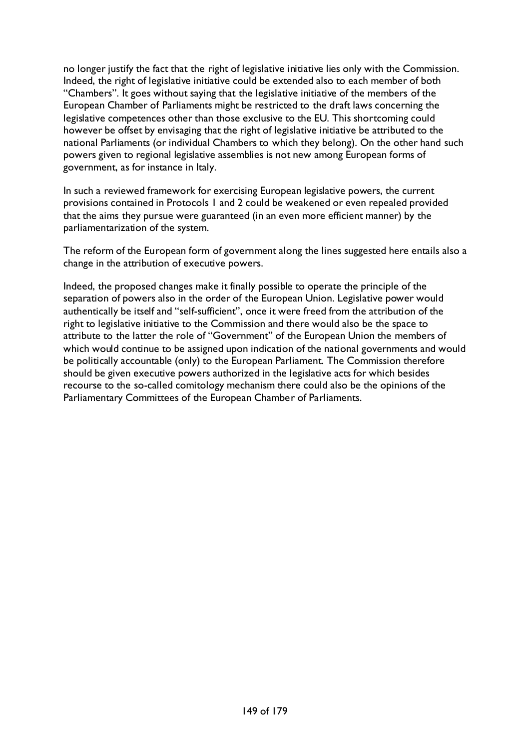no longer justify the fact that the right of legislative initiative lies only with the Commission. Indeed, the right of legislative initiative could be extended also to each member of both "Chambers". It goes without saying that the legislative initiative of the members of the European Chamber of Parliaments might be restricted to the draft laws concerning the legislative competences other than those exclusive to the EU. This shortcoming could however be offset by envisaging that the right of legislative initiative be attributed to the national Parliaments (or individual Chambers to which they belong). On the other hand such powers given to regional legislative assemblies is not new among European forms of government, as for instance in Italy.

In such a reviewed framework for exercising European legislative powers, the current provisions contained in Protocols 1 and 2 could be weakened or even repealed provided that the aims they pursue were guaranteed (in an even more efficient manner) by the parliamentarization of the system.

The reform of the European form of government along the lines suggested here entails also a change in the attribution of executive powers.

Indeed, the proposed changes make it finally possible to operate the principle of the separation of powers also in the order of the European Union. Legislative power would authentically be itself and "self-sufficient", once it were freed from the attribution of the right to legislative initiative to the Commission and there would also be the space to attribute to the latter the role of "Government" of the European Union the members of which would continue to be assigned upon indication of the national governments and would be politically accountable (only) to the European Parliament. The Commission therefore should be given executive powers authorized in the legislative acts for which besides recourse to the so-called comitology mechanism there could also be the opinions of the Parliamentary Committees of the European Chamber of Parliaments.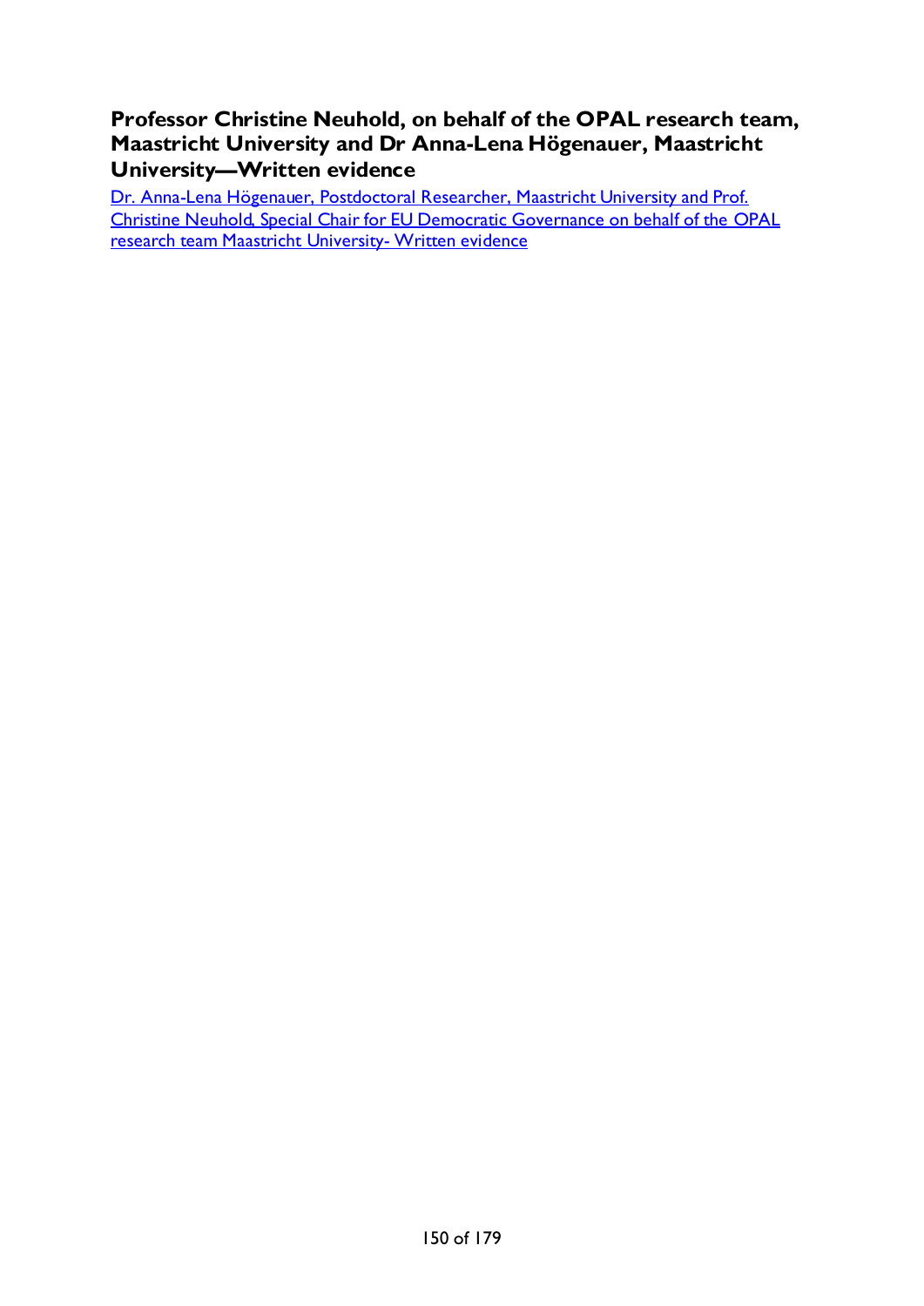## Professor Christine Neuhold, on behalf of the OPAL research team, Maastricht University and Dr Anna-Lena Högenauer, Maastricht University—Written evidence

Dr. Anna-Lena Högenauer, Postdoctoral Researcher, Maastricht University and Prof. Christine Neuhold, Special Chair for EU Democratic Governance on behalf of the OPAL research team Maastricht University- Written evidence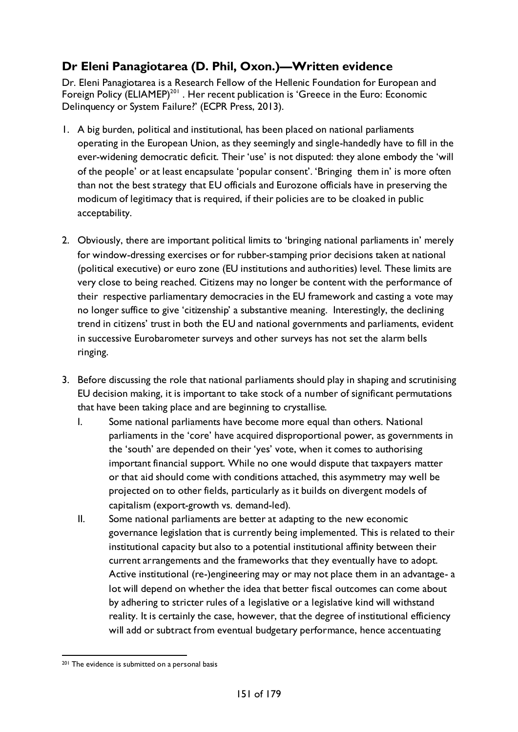## Dr Eleni Panagiotarea (D. Phil, Oxon.)—Written evidence

Dr. Eleni Panagiotarea is a Research Fellow of the Hellenic Foundation for European and Foreign Policy (ELIAMEP)[201] . Her recent publication is 'Greece in the Euro: Economic Delinquency or System Failure?' (ECPR Press, 2013).

1. A big burden, political and institutional, has been placed on national parliaments operating in the European Union, as they seemingly and single-handedly have to fill in the ever-widening democratic deficit. Their 'use' is not disputed: they alone embody the 'will of the people' or at least encapsulate 'popular consent'. 'Bringing them in' is more often than not the best strategy that EU officials and Eurozone officials have in preserving the modicum of legitimacy that is required, if their policies are to be cloaked in public acceptability.

2. Obviously, there are important political limits to 'bringing national parliaments in' merely for window-dressing exercises or for rubber-stamping prior decisions taken at national (political executive) or euro zone (EU institutions and authorities) level. These limits are very close to being reached. Citizens may no longer be content with the performance of their respective parliamentary democracies in the EU framework and casting a vote may no longer suffice to give 'citizenship' a substantive meaning. Interestingly, the declining trend in citizens' trust in both the EU and national governments and parliaments, evident in successive Eurobarometer surveys and other surveys has not set the alarm bells ringing.

3. Before discussing the role that national parliaments should play in shaping and scrutinising EU decision making, it is important to take stock of a number of significant permutations that have been taking place and are beginning to crystallise.
   I. Some national parliaments have become more equal than others. National parliaments in the 'core' have acquired disproportional power, as governments in the 'south' are depended on their 'yes' vote, when it comes to authorising important financial support. While no one would dispute that taxpayers matter or that aid should come with conditions attached, this asymmetry may well be projected on to other fields, particularly as it builds on divergent models of capitalism (export-growth vs. demand-led).
   II. Some national parliaments are better at adapting to the new economic governance legislation that is currently being implemented. This is related to their institutional capacity but also to a potential institutional affinity between their current arrangements and the frameworks that they eventually have to adopt. Active institutional (re-)engineering may or may not place them in an advantage- a lot will depend on whether the idea that better fiscal outcomes can come about by adhering to stricter rules of a legislative or a legislative kind will withstand reality. It is certainly the case, however, that the degree of institutional efficiency will add or subtract from eventual budgetary performance, hence accentuating

[201] The evidence is submitted on a personal basis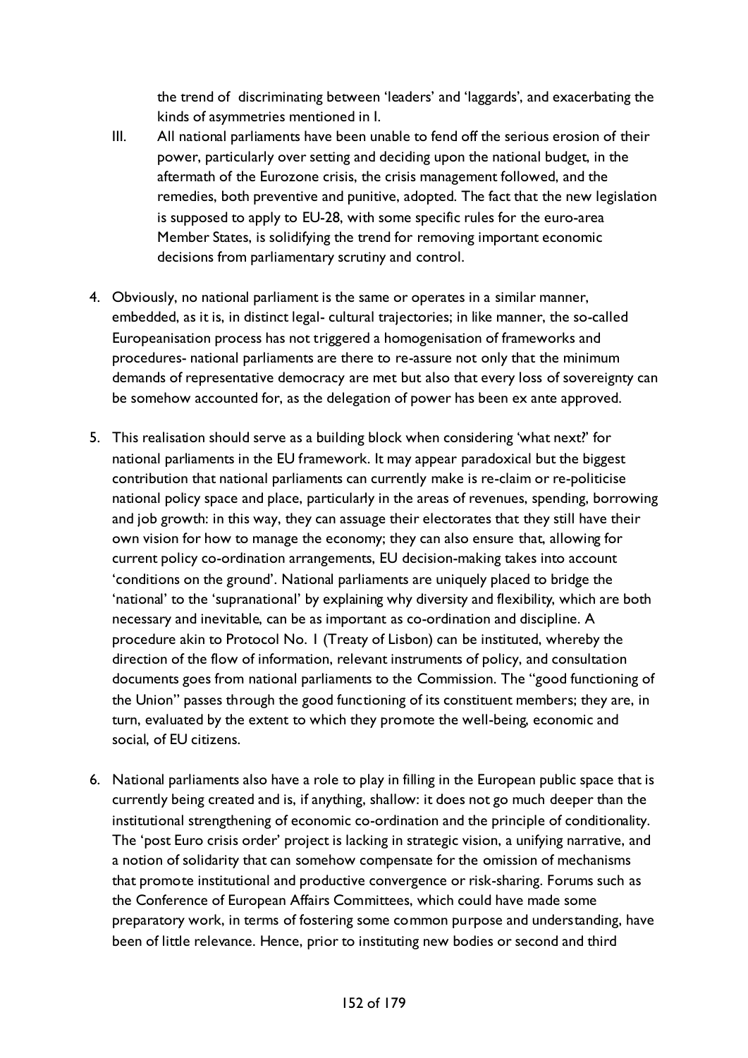the trend of discriminating between 'leaders' and 'laggards', and exacerbating the kinds of asymmetries mentioned in I.

III. All national parliaments have been unable to fend off the serious erosion of their power, particularly over setting and deciding upon the national budget, in the aftermath of the Eurozone crisis, the crisis management followed, and the remedies, both preventive and punitive, adopted. The fact that the new legislation is supposed to apply to EU-28, with some specific rules for the euro-area Member States, is solidifying the trend for removing important economic decisions from parliamentary scrutiny and control.

4. Obviously, no national parliament is the same or operates in a similar manner, embedded, as it is, in distinct legal- cultural trajectories; in like manner, the so-called Europeanisation process has not triggered a homogenisation of frameworks and procedures- national parliaments are there to re-assure not only that the minimum demands of representative democracy are met but also that every loss of sovereignty can be somehow accounted for, as the delegation of power has been ex ante approved.

5. This realisation should serve as a building block when considering 'what next?' for national parliaments in the EU framework. It may appear paradoxical but the biggest contribution that national parliaments can currently make is re-claim or re-politicise national policy space and place, particularly in the areas of revenues, spending, borrowing and job growth: in this way, they can assuage their electorates that they still have their own vision for how to manage the economy; they can also ensure that, allowing for current policy co-ordination arrangements, EU decision-making takes into account 'conditions on the ground'. National parliaments are uniquely placed to bridge the 'national' to the 'supranational' by explaining why diversity and flexibility, which are both necessary and inevitable, can be as important as co-ordination and discipline. A procedure akin to Protocol No. 1 (Treaty of Lisbon) can be instituted, whereby the direction of the flow of information, relevant instruments of policy, and consultation documents goes from national parliaments to the Commission. The "good functioning of the Union" passes through the good functioning of its constituent members; they are, in turn, evaluated by the extent to which they promote the well-being, economic and social, of EU citizens.

6. National parliaments also have a role to play in filling in the European public space that is currently being created and is, if anything, shallow: it does not go much deeper than the institutional strengthening of economic co-ordination and the principle of conditionality. The 'post Euro crisis order' project is lacking in strategic vision, a unifying narrative, and a notion of solidarity that can somehow compensate for the omission of mechanisms that promote institutional and productive convergence or risk-sharing. Forums such as the Conference of European Affairs Committees, which could have made some preparatory work, in terms of fostering some common purpose and understanding, have been of little relevance. Hence, prior to instituting new bodies or second and third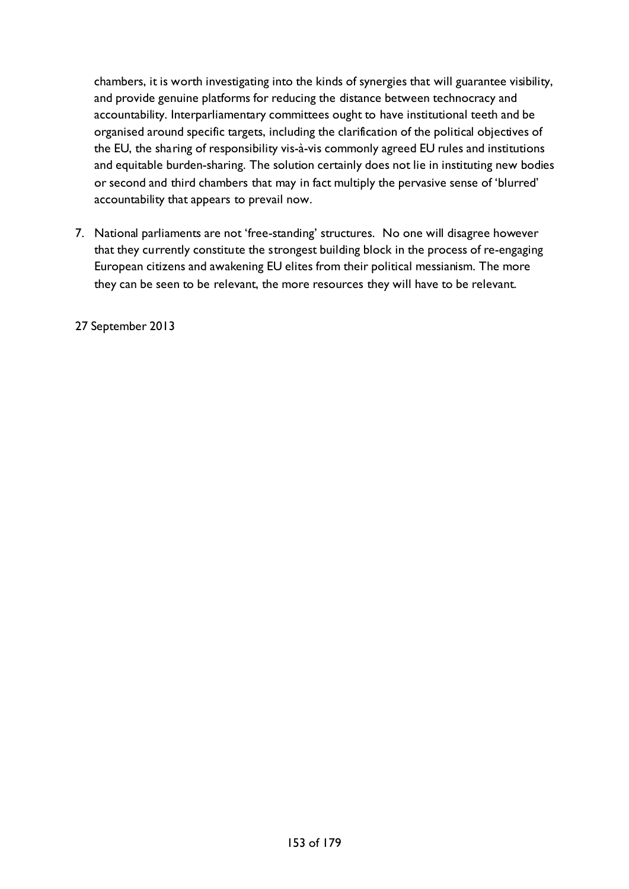chambers, it is worth investigating into the kinds of synergies that will guarantee visibility, and provide genuine platforms for reducing the distance between technocracy and accountability. Interparliamentary committees ought to have institutional teeth and be organised around specific targets, including the clarification of the political objectives of the EU, the sharing of responsibility vis-à-vis commonly agreed EU rules and institutions and equitable burden-sharing. The solution certainly does not lie in instituting new bodies or second and third chambers that may in fact multiply the pervasive sense of 'blurred' accountability that appears to prevail now.

7. National parliaments are not 'free-standing' structures. No one will disagree however that they currently constitute the strongest building block in the process of re-engaging European citizens and awakening EU elites from their political messianism. The more they can be seen to be relevant, the more resources they will have to be relevant.

27 September 2013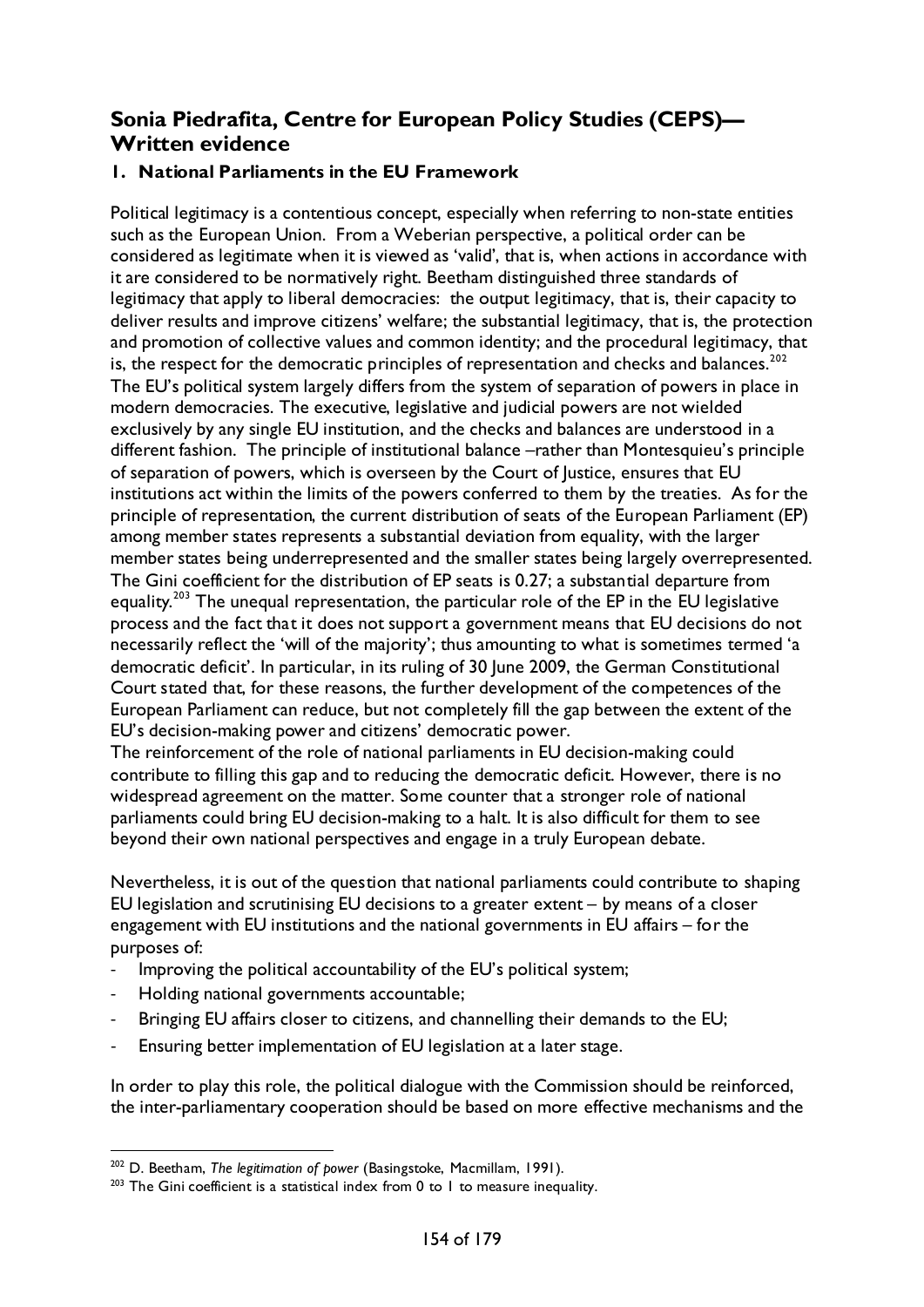## Sonia Piedrafita, Centre for European Policy Studies (CEPS)—Written evidence

### 1. National Parliaments in the EU Framework

Political legitimacy is a contentious concept, especially when referring to non-state entities such as the European Union. From a Weberian perspective, a political order can be considered as legitimate when it is viewed as 'valid', that is, when actions in accordance with it are considered to be normatively right. Beetham distinguished three standards of legitimacy that apply to liberal democracies: the output legitimacy, that is, their capacity to deliver results and improve citizens' welfare; the substantial legitimacy, that is, the protection and promotion of collective values and common identity; and the procedural legitimacy, that is, the respect for the democratic principles of representation and checks and balances.[202] The EU's political system largely differs from the system of separation of powers in place in modern democracies. The executive, legislative and judicial powers are not wielded exclusively by any single EU institution, and the checks and balances are understood in a different fashion. The principle of institutional balance –rather than Montesquieu's principle of separation of powers, which is overseen by the Court of Justice, ensures that EU institutions act within the limits of the powers conferred to them by the treaties. As for the principle of representation, the current distribution of seats of the European Parliament (EP) among member states represents a substantial deviation from equality, with the larger member states being underrepresented and the smaller states being largely overrepresented. The Gini coefficient for the distribution of EP seats is 0.27; a substantial departure from equality.[203] The unequal representation, the particular role of the EP in the EU legislative process and the fact that it does not support a government means that EU decisions do not necessarily reflect the 'will of the majority'; thus amounting to what is sometimes termed 'a democratic deficit'. In particular, in its ruling of 30 June 2009, the German Constitutional Court stated that, for these reasons, the further development of the competences of the European Parliament can reduce, but not completely fill the gap between the extent of the EU's decision-making power and citizens' democratic power.

The reinforcement of the role of national parliaments in EU decision-making could contribute to filling this gap and to reducing the democratic deficit. However, there is no widespread agreement on the matter. Some counter that a stronger role of national parliaments could bring EU decision-making to a halt. It is also difficult for them to see beyond their own national perspectives and engage in a truly European debate.

Nevertheless, it is out of the question that national parliaments could contribute to shaping EU legislation and scrutinising EU decisions to a greater extent – by means of a closer engagement with EU institutions and the national governments in EU affairs – for the purposes of:

- Improving the political accountability of the EU's political system;
- Holding national governments accountable;
- Bringing EU affairs closer to citizens, and channelling their demands to the EU;
- Ensuring better implementation of EU legislation at a later stage.

In order to play this role, the political dialogue with the Commission should be reinforced, the inter-parliamentary cooperation should be based on more effective mechanisms and the

---

[202] D. Beetham, *The legitimation of power* (Basingstoke, Macmillam, 1991).

[203] The Gini coefficient is a statistical index from 0 to 1 to measure inequality.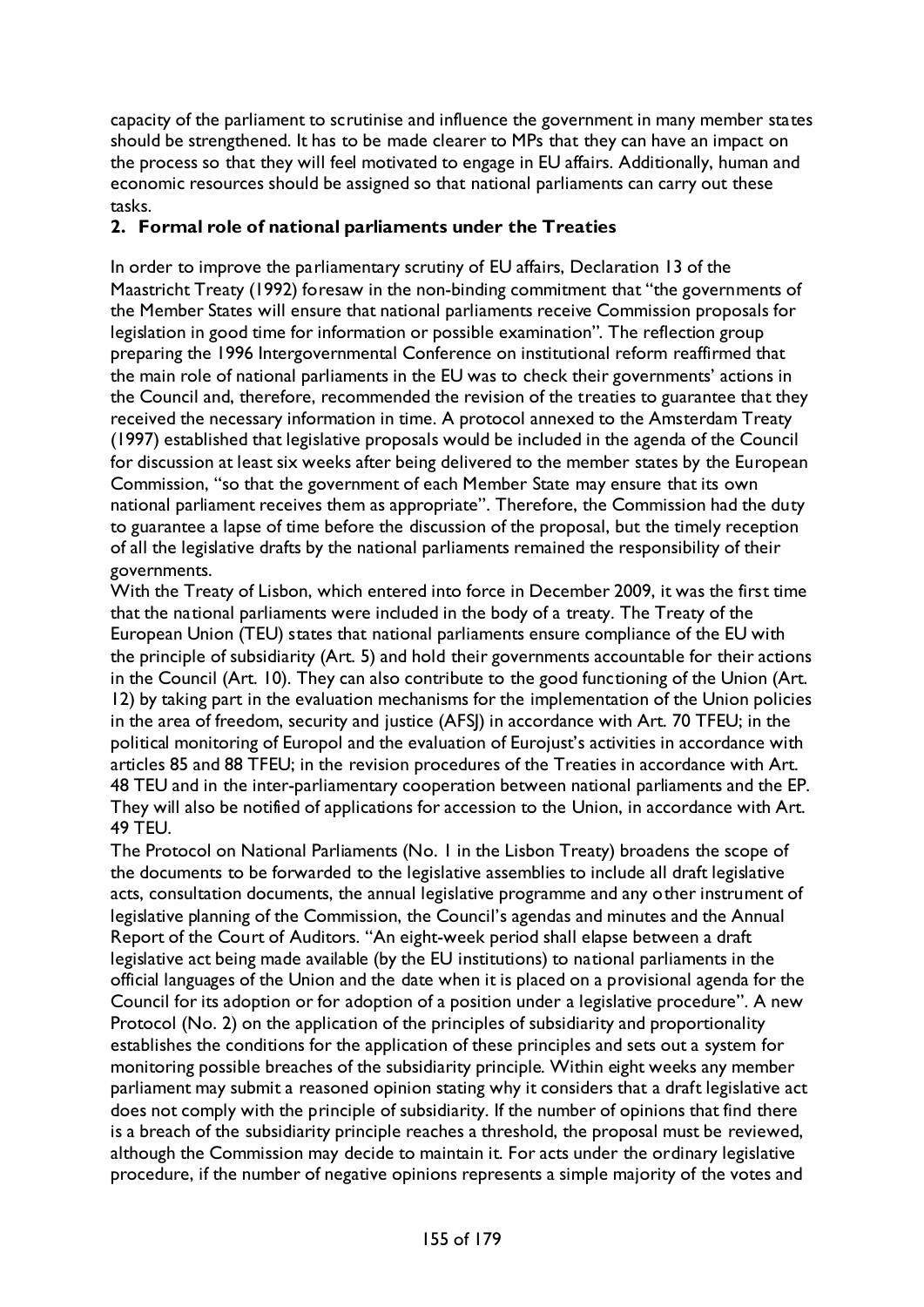capacity of the parliament to scrutinise and influence the government in many member states should be strengthened. It has to be made clearer to MPs that they can have an impact on the process so that they will feel motivated to engage in EU affairs. Additionally, human and economic resources should be assigned so that national parliaments can carry out these tasks.

## 2. Formal role of national parliaments under the Treaties

In order to improve the parliamentary scrutiny of EU affairs, Declaration 13 of the Maastricht Treaty (1992) foresaw in the non-binding commitment that "the governments of the Member States will ensure that national parliaments receive Commission proposals for legislation in good time for information or possible examination". The reflection group preparing the 1996 Intergovernmental Conference on institutional reform reaffirmed that the main role of national parliaments in the EU was to check their governments' actions in the Council and, therefore, recommended the revision of the treaties to guarantee that they received the necessary information in time. A protocol annexed to the Amsterdam Treaty (1997) established that legislative proposals would be included in the agenda of the Council for discussion at least six weeks after being delivered to the member states by the European Commission, "so that the government of each Member State may ensure that its own national parliament receives them as appropriate". Therefore, the Commission had the duty to guarantee a lapse of time before the discussion of the proposal, but the timely reception of all the legislative drafts by the national parliaments remained the responsibility of their governments.

With the Treaty of Lisbon, which entered into force in December 2009, it was the first time that the national parliaments were included in the body of a treaty. The Treaty of the European Union (TEU) states that national parliaments ensure compliance of the EU with the principle of subsidiarity (Art. 5) and hold their governments accountable for their actions in the Council (Art. 10). They can also contribute to the good functioning of the Union (Art. 12) by taking part in the evaluation mechanisms for the implementation of the Union policies in the area of freedom, security and justice (AFSJ) in accordance with Art. 70 TFEU; in the political monitoring of Europol and the evaluation of Eurojust's activities in accordance with articles 85 and 88 TFEU; in the revision procedures of the Treaties in accordance with Art. 48 TEU and in the inter-parliamentary cooperation between national parliaments and the EP. They will also be notified of applications for accession to the Union, in accordance with Art. 49 TEU.

The Protocol on National Parliaments (No. 1 in the Lisbon Treaty) broadens the scope of the documents to be forwarded to the legislative assemblies to include all draft legislative acts, consultation documents, the annual legislative programme and any other instrument of legislative planning of the Commission, the Council's agendas and minutes and the Annual Report of the Court of Auditors. "An eight-week period shall elapse between a draft legislative act being made available (by the EU institutions) to national parliaments in the official languages of the Union and the date when it is placed on a provisional agenda for the Council for its adoption or for adoption of a position under a legislative procedure". A new Protocol (No. 2) on the application of the principles of subsidiarity and proportionality establishes the conditions for the application of these principles and sets out a system for monitoring possible breaches of the subsidiarity principle. Within eight weeks any member parliament may submit a reasoned opinion stating why it considers that a draft legislative act does not comply with the principle of subsidiarity. If the number of opinions that find there is a breach of the subsidiarity principle reaches a threshold, the proposal must be reviewed, although the Commission may decide to maintain it. For acts under the ordinary legislative procedure, if the number of negative opinions represents a simple majority of the votes and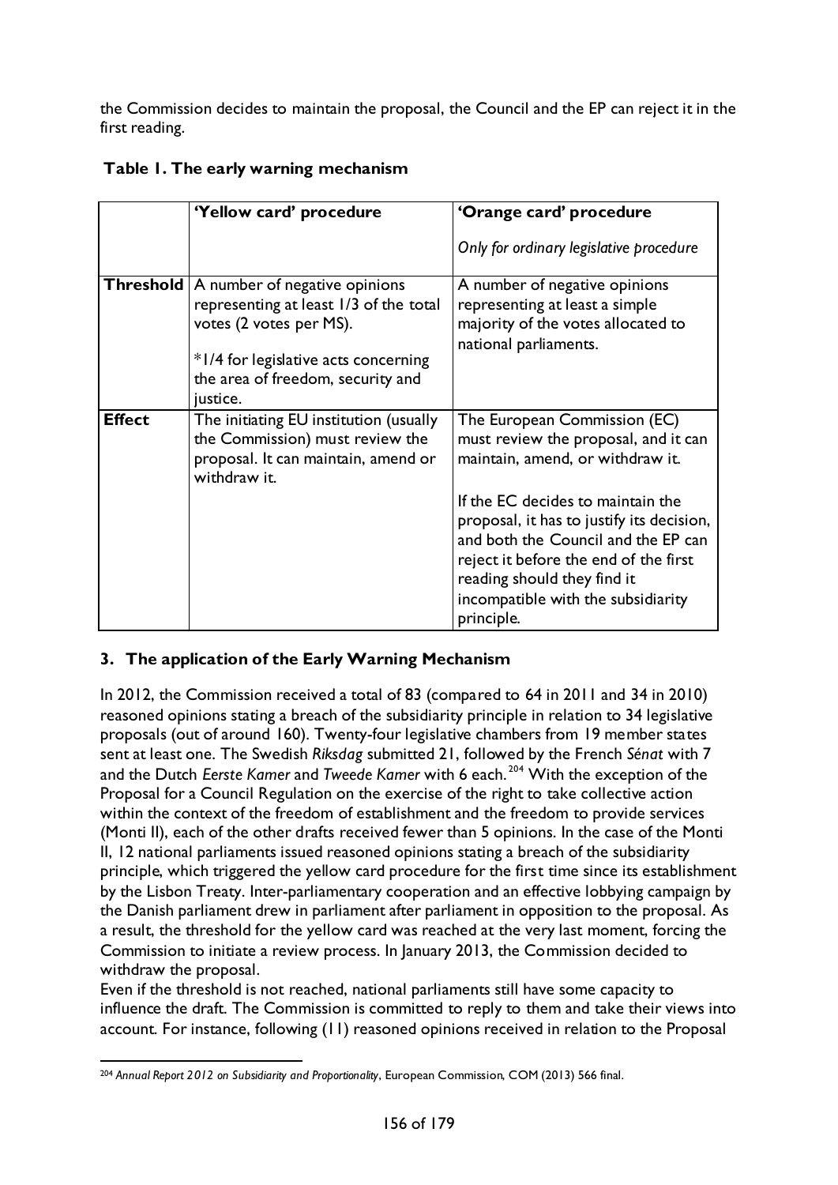the Commission decides to maintain the proposal, the Council and the EP can reject it in the first reading.

**Table 1. The early warning mechanism**

| | **'Yellow card' procedure** | **'Orange card' procedure**<br><br>*Only for ordinary legislative procedure* |
|---|---|---|
| **Threshold** | A number of negative opinions representing at least 1/3 of the total votes (2 votes per MS).<br><br>*1/4 for legislative acts concerning the area of freedom, security and justice. | A number of negative opinions representing at least a simple majority of the votes allocated to national parliaments. |
| **Effect** | The initiating EU institution (usually the Commission) must review the proposal. It can maintain, amend or withdraw it. | The European Commission (EC) must review the proposal, and it can maintain, amend, or withdraw it.<br><br>If the EC decides to maintain the proposal, it has to justify its decision, and both the Council and the EP can reject it before the end of the first reading should they find it incompatible with the subsidiarity principle. |

### 3. The application of the Early Warning Mechanism

In 2012, the Commission received a total of 83 (compared to 64 in 2011 and 34 in 2010) reasoned opinions stating a breach of the subsidiarity principle in relation to 34 legislative proposals (out of around 160). Twenty-four legislative chambers from 19 member states sent at least one. The Swedish *Riksdag* submitted 21, followed by the French *Sénat* with 7 and the Dutch *Eerste Kamer* and *Tweede Kamer* with 6 each.[204] With the exception of the Proposal for a Council Regulation on the exercise of the right to take collective action within the context of the freedom of establishment and the freedom to provide services (Monti II), each of the other drafts received fewer than 5 opinions. In the case of the Monti II, 12 national parliaments issued reasoned opinions stating a breach of the subsidiarity principle, which triggered the yellow card procedure for the first time since its establishment by the Lisbon Treaty. Inter-parliamentary cooperation and an effective lobbying campaign by the Danish parliament drew in parliament after parliament in opposition to the proposal. As a result, the threshold for the yellow card was reached at the very last moment, forcing the Commission to initiate a review process. In January 2013, the Commission decided to withdraw the proposal.

Even if the threshold is not reached, national parliaments still have some capacity to influence the draft. The Commission is committed to reply to them and take their views into account. For instance, following (11) reasoned opinions received in relation to the Proposal

[204] *Annual Report 2012 on Subsidiarity and Proportionality*, European Commission, COM (2013) 566 final.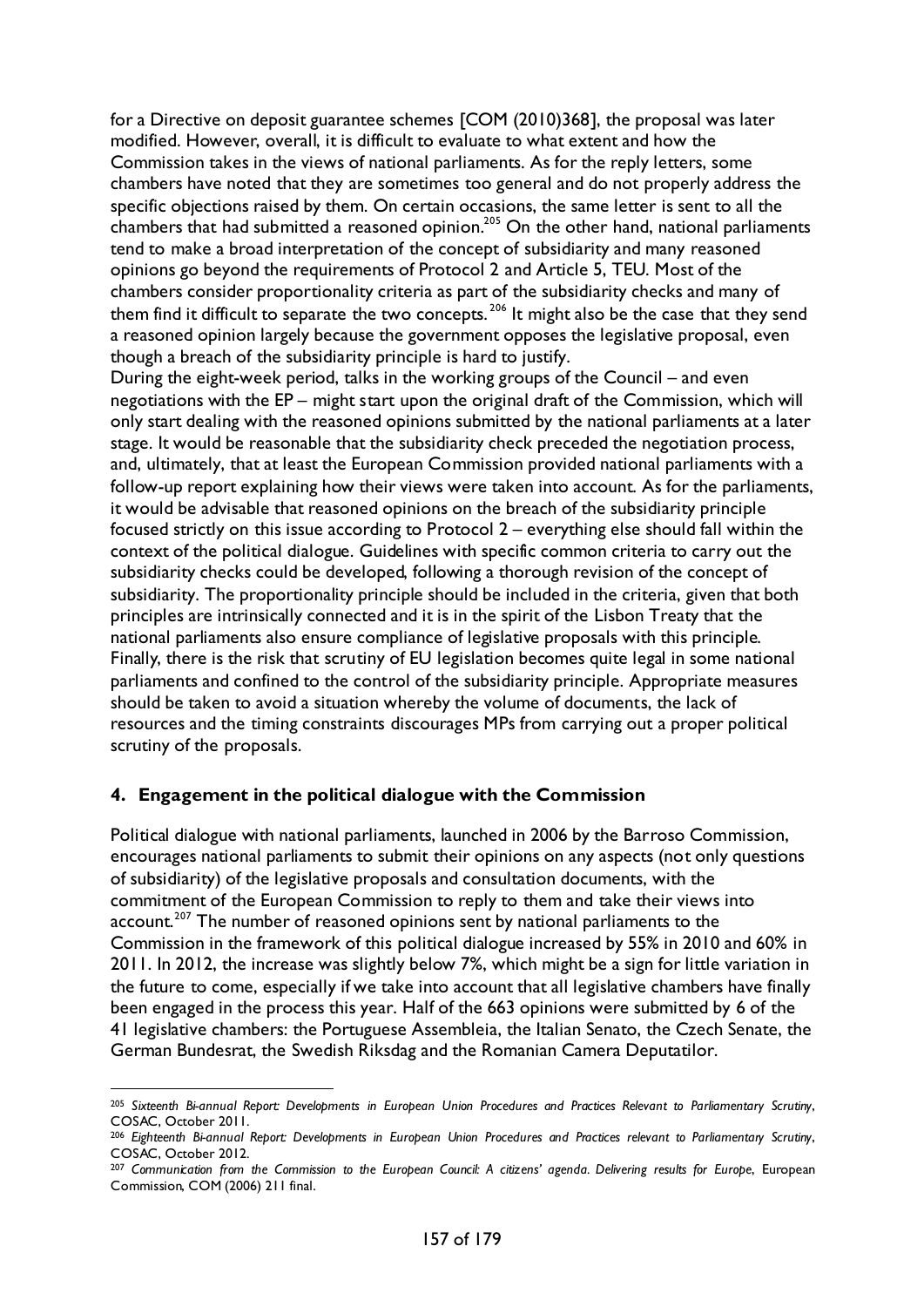for a Directive on deposit guarantee schemes [COM (2010)368], the proposal was later modified. However, overall, it is difficult to evaluate to what extent and how the Commission takes in the views of national parliaments. As for the reply letters, some chambers have noted that they are sometimes too general and do not properly address the specific objections raised by them. On certain occasions, the same letter is sent to all the chambers that had submitted a reasoned opinion.[205] On the other hand, national parliaments tend to make a broad interpretation of the concept of subsidiarity and many reasoned opinions go beyond the requirements of Protocol 2 and Article 5, TEU. Most of the chambers consider proportionality criteria as part of the subsidiarity checks and many of them find it difficult to separate the two concepts.[206] It might also be the case that they send a reasoned opinion largely because the government opposes the legislative proposal, even though a breach of the subsidiarity principle is hard to justify.

During the eight-week period, talks in the working groups of the Council – and even negotiations with the EP – might start upon the original draft of the Commission, which will only start dealing with the reasoned opinions submitted by the national parliaments at a later stage. It would be reasonable that the subsidiarity check preceded the negotiation process, and, ultimately, that at least the European Commission provided national parliaments with a follow-up report explaining how their views were taken into account. As for the parliaments, it would be advisable that reasoned opinions on the breach of the subsidiarity principle focused strictly on this issue according to Protocol 2 – everything else should fall within the context of the political dialogue. Guidelines with specific common criteria to carry out the subsidiarity checks could be developed, following a thorough revision of the concept of subsidiarity. The proportionality principle should be included in the criteria, given that both principles are intrinsically connected and it is in the spirit of the Lisbon Treaty that the national parliaments also ensure compliance of legislative proposals with this principle. Finally, there is the risk that scrutiny of EU legislation becomes quite legal in some national parliaments and confined to the control of the subsidiarity principle. Appropriate measures should be taken to avoid a situation whereby the volume of documents, the lack of resources and the timing constraints discourages MPs from carrying out a proper political scrutiny of the proposals.

### 4. Engagement in the political dialogue with the Commission

Political dialogue with national parliaments, launched in 2006 by the Barroso Commission, encourages national parliaments to submit their opinions on any aspects (not only questions of subsidiarity) of the legislative proposals and consultation documents, with the commitment of the European Commission to reply to them and take their views into account.[207] The number of reasoned opinions sent by national parliaments to the Commission in the framework of this political dialogue increased by 55% in 2010 and 60% in 2011. In 2012, the increase was slightly below 7%, which might be a sign for little variation in the future to come, especially if we take into account that all legislative chambers have finally been engaged in the process this year. Half of the 663 opinions were submitted by 6 of the 41 legislative chambers: the Portuguese Assembleia, the Italian Senato, the Czech Senate, the German Bundesrat, the Swedish Riksdag and the Romanian Camera Deputatilor.

---

[205] *Sixteenth Bi-annual Report: Developments in European Union Procedures and Practices Relevant to Parliamentary Scrutiny*, COSAC, October 2011.

[206] *Eighteenth Bi-annual Report: Developments in European Union Procedures and Practices relevant to Parliamentary Scrutiny*, COSAC, October 2012.

[207] *Communication from the Commission to the European Council: A citizens' agenda. Delivering results for Europe*, European Commission, COM (2006) 211 final.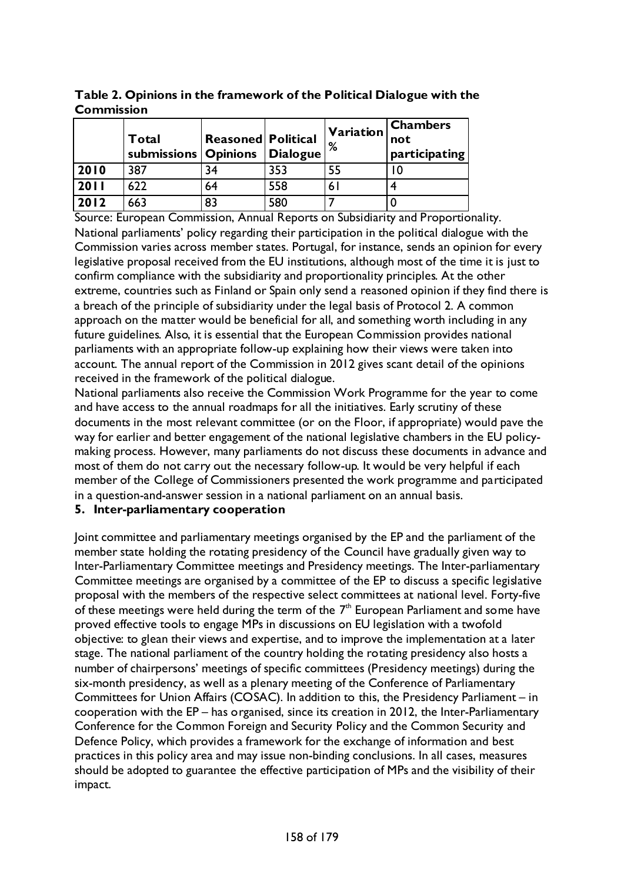**Table 2. Opinions in the framework of the Political Dialogue with the Commission**

| | Total submissions | Reasoned Opinions | Political Dialogue | Variation % | Chambers not participating |
|---|---|---|---|---|---|
| **2010** | 387 | 34 | 353 | 55 | 10 |
| **2011** | 622 | 64 | 558 | 61 | 4 |
| **2012** | 663 | 83 | 580 | 7 | 0 |

Source: European Commission, Annual Reports on Subsidiarity and Proportionality.

National parliaments' policy regarding their participation in the political dialogue with the Commission varies across member states. Portugal, for instance, sends an opinion for every legislative proposal received from the EU institutions, although most of the time it is just to confirm compliance with the subsidiarity and proportionality principles. At the other extreme, countries such as Finland or Spain only send a reasoned opinion if they find there is a breach of the principle of subsidiarity under the legal basis of Protocol 2. A common approach on the matter would be beneficial for all, and something worth including in any future guidelines. Also, it is essential that the European Commission provides national parliaments with an appropriate follow-up explaining how their views were taken into account. The annual report of the Commission in 2012 gives scant detail of the opinions received in the framework of the political dialogue.

National parliaments also receive the Commission Work Programme for the year to come and have access to the annual roadmaps for all the initiatives. Early scrutiny of these documents in the most relevant committee (or on the Floor, if appropriate) would pave the way for earlier and better engagement of the national legislative chambers in the EU policy-making process. However, many parliaments do not discuss these documents in advance and most of them do not carry out the necessary follow-up. It would be very helpful if each member of the College of Commissioners presented the work programme and participated in a question-and-answer session in a national parliament on an annual basis.

## 5. Inter-parliamentary cooperation

Joint committee and parliamentary meetings organised by the EP and the parliament of the member state holding the rotating presidency of the Council have gradually given way to Inter-Parliamentary Committee meetings and Presidency meetings. The Inter-parliamentary Committee meetings are organised by a committee of the EP to discuss a specific legislative proposal with the members of the respective select committees at national level. Forty-five of these meetings were held during the term of the 7th European Parliament and some have proved effective tools to engage MPs in discussions on EU legislation with a twofold objective: to glean their views and expertise, and to improve the implementation at a later stage. The national parliament of the country holding the rotating presidency also hosts a number of chairpersons' meetings of specific committees (Presidency meetings) during the six-month presidency, as well as a plenary meeting of the Conference of Parliamentary Committees for Union Affairs (COSAC). In addition to this, the Presidency Parliament – in cooperation with the EP – has organised, since its creation in 2012, the Inter-Parliamentary Conference for the Common Foreign and Security Policy and the Common Security and Defence Policy, which provides a framework for the exchange of information and best practices in this policy area and may issue non-binding conclusions. In all cases, measures should be adopted to guarantee the effective participation of MPs and the visibility of their impact.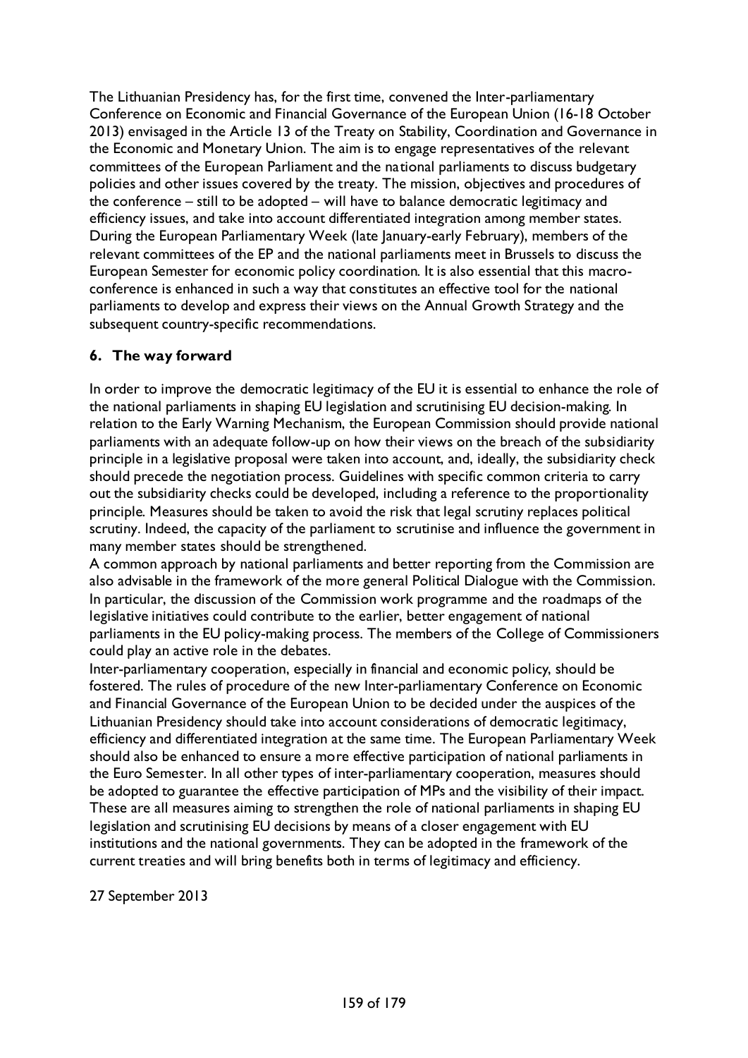The Lithuanian Presidency has, for the first time, convened the Inter-parliamentary Conference on Economic and Financial Governance of the European Union (16-18 October 2013) envisaged in the Article 13 of the Treaty on Stability, Coordination and Governance in the Economic and Monetary Union. The aim is to engage representatives of the relevant committees of the European Parliament and the national parliaments to discuss budgetary policies and other issues covered by the treaty. The mission, objectives and procedures of the conference – still to be adopted – will have to balance democratic legitimacy and efficiency issues, and take into account differentiated integration among member states. During the European Parliamentary Week (late January-early February), members of the relevant committees of the EP and the national parliaments meet in Brussels to discuss the European Semester for economic policy coordination. It is also essential that this macro-conference is enhanced in such a way that constitutes an effective tool for the national parliaments to develop and express their views on the Annual Growth Strategy and the subsequent country-specific recommendations.

## 6. The way forward

In order to improve the democratic legitimacy of the EU it is essential to enhance the role of the national parliaments in shaping EU legislation and scrutinising EU decision-making. In relation to the Early Warning Mechanism, the European Commission should provide national parliaments with an adequate follow-up on how their views on the breach of the subsidiarity principle in a legislative proposal were taken into account, and, ideally, the subsidiarity check should precede the negotiation process. Guidelines with specific common criteria to carry out the subsidiarity checks could be developed, including a reference to the proportionality principle. Measures should be taken to avoid the risk that legal scrutiny replaces political scrutiny. Indeed, the capacity of the parliament to scrutinise and influence the government in many member states should be strengthened.

A common approach by national parliaments and better reporting from the Commission are also advisable in the framework of the more general Political Dialogue with the Commission. In particular, the discussion of the Commission work programme and the roadmaps of the legislative initiatives could contribute to the earlier, better engagement of national parliaments in the EU policy-making process. The members of the College of Commissioners could play an active role in the debates.

Inter-parliamentary cooperation, especially in financial and economic policy, should be fostered. The rules of procedure of the new Inter-parliamentary Conference on Economic and Financial Governance of the European Union to be decided under the auspices of the Lithuanian Presidency should take into account considerations of democratic legitimacy, efficiency and differentiated integration at the same time. The European Parliamentary Week should also be enhanced to ensure a more effective participation of national parliaments in the Euro Semester. In all other types of inter-parliamentary cooperation, measures should be adopted to guarantee the effective participation of MPs and the visibility of their impact. These are all measures aiming to strengthen the role of national parliaments in shaping EU legislation and scrutinising EU decisions by means of a closer engagement with EU institutions and the national governments. They can be adopted in the framework of the current treaties and will bring benefits both in terms of legitimacy and efficiency.

27 September 2013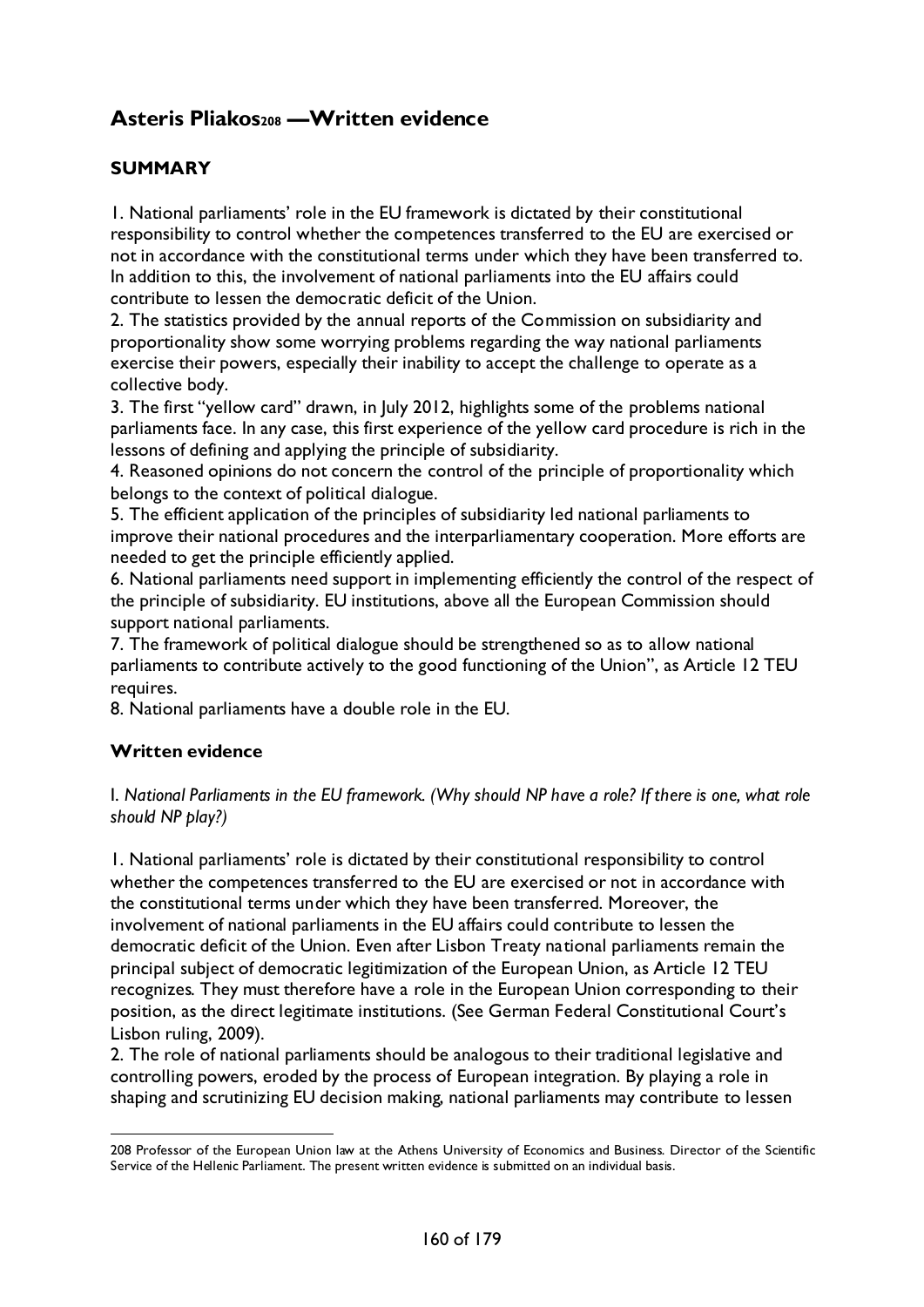# Asteris Pliakos[208] —Written evidence

## SUMMARY

1. National parliaments' role in the EU framework is dictated by their constitutional responsibility to control whether the competences transferred to the EU are exercised or not in accordance with the constitutional terms under which they have been transferred to. In addition to this, the involvement of national parliaments into the EU affairs could contribute to lessen the democratic deficit of the Union.
2. The statistics provided by the annual reports of the Commission on subsidiarity and proportionality show some worrying problems regarding the way national parliaments exercise their powers, especially their inability to accept the challenge to operate as a collective body.
3. The first "yellow card" drawn, in July 2012, highlights some of the problems national parliaments face. In any case, this first experience of the yellow card procedure is rich in the lessons of defining and applying the principle of subsidiarity.
4. Reasoned opinions do not concern the control of the principle of proportionality which belongs to the context of political dialogue.
5. The efficient application of the principles of subsidiarity led national parliaments to improve their national procedures and the interparliamentary cooperation. More efforts are needed to get the principle efficiently applied.
6. National parliaments need support in implementing efficiently the control of the respect of the principle of subsidiarity. EU institutions, above all the European Commission should support national parliaments.
7. The framework of political dialogue should be strengthened so as to allow national parliaments to contribute actively to the good functioning of the Union", as Article 12 TEU requires.
8. National parliaments have a double role in the EU.

## Written evidence

*I. National Parliaments in the EU framework. (Why should NP have a role? If there is one, what role should NP play?)*

1. National parliaments' role is dictated by their constitutional responsibility to control whether the competences transferred to the EU are exercised or not in accordance with the constitutional terms under which they have been transferred. Moreover, the involvement of national parliaments in the EU affairs could contribute to lessen the democratic deficit of the Union. Even after Lisbon Treaty national parliaments remain the principal subject of democratic legitimization of the European Union, as Article 12 TEU recognizes. They must therefore have a role in the European Union corresponding to their position, as the direct legitimate institutions. (See German Federal Constitutional Court's Lisbon ruling, 2009).
2. The role of national parliaments should be analogous to their traditional legislative and controlling powers, eroded by the process of European integration. By playing a role in shaping and scrutinizing EU decision making, national parliaments may contribute to lessen

---

208 Professor of the European Union law at the Athens University of Economics and Business. Director of the Scientific Service of the Hellenic Parliament. The present written evidence is submitted on an individual basis.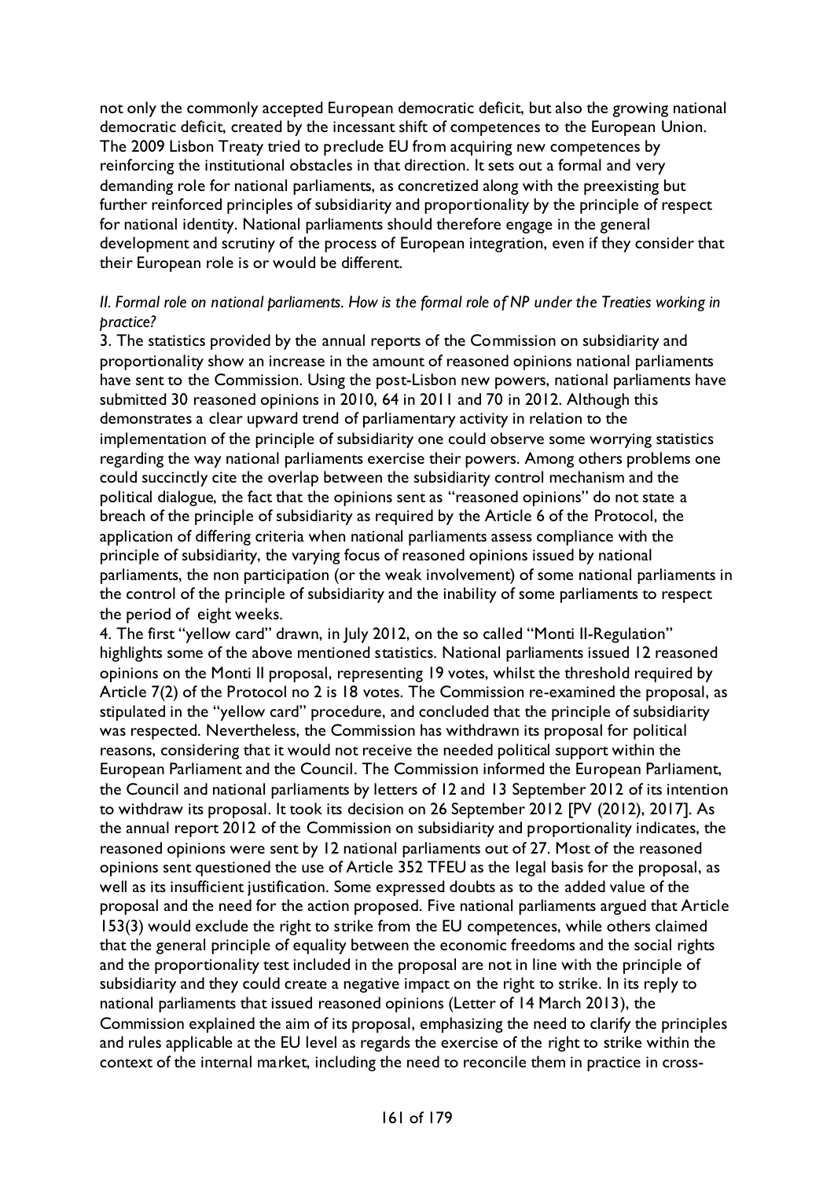not only the commonly accepted European democratic deficit, but also the growing national democratic deficit, created by the incessant shift of competences to the European Union. The 2009 Lisbon Treaty tried to preclude EU from acquiring new competences by reinforcing the institutional obstacles in that direction. It sets out a formal and very demanding role for national parliaments, as concretized along with the preexisting but further reinforced principles of subsidiarity and proportionality by the principle of respect for national identity. National parliaments should therefore engage in the general development and scrutiny of the process of European integration, even if they consider that their European role is or would be different.

*II. Formal role on national parliaments. How is the formal role of NP under the Treaties working in practice?*

3. The statistics provided by the annual reports of the Commission on subsidiarity and proportionality show an increase in the amount of reasoned opinions national parliaments have sent to the Commission. Using the post-Lisbon new powers, national parliaments have submitted 30 reasoned opinions in 2010, 64 in 2011 and 70 in 2012. Although this demonstrates a clear upward trend of parliamentary activity in relation to the implementation of the principle of subsidiarity one could observe some worrying statistics regarding the way national parliaments exercise their powers. Among others problems one could succinctly cite the overlap between the subsidiarity control mechanism and the political dialogue, the fact that the opinions sent as "reasoned opinions" do not state a breach of the principle of subsidiarity as required by the Article 6 of the Protocol, the application of differing criteria when national parliaments assess compliance with the principle of subsidiarity, the varying focus of reasoned opinions issued by national parliaments, the non participation (or the weak involvement) of some national parliaments in the control of the principle of subsidiarity and the inability of some parliaments to respect the period of eight weeks.

4. The first "yellow card" drawn, in July 2012, on the so called "Monti II-Regulation" highlights some of the above mentioned statistics. National parliaments issued 12 reasoned opinions on the Monti II proposal, representing 19 votes, whilst the threshold required by Article 7(2) of the Protocol no 2 is 18 votes. The Commission re-examined the proposal, as stipulated in the "yellow card" procedure, and concluded that the principle of subsidiarity was respected. Nevertheless, the Commission has withdrawn its proposal for political reasons, considering that it would not receive the needed political support within the European Parliament and the Council. The Commission informed the European Parliament, the Council and national parliaments by letters of 12 and 13 September 2012 of its intention to withdraw its proposal. It took its decision on 26 September 2012 [PV (2012), 2017]. As the annual report 2012 of the Commission on subsidiarity and proportionality indicates, the reasoned opinions were sent by 12 national parliaments out of 27. Most of the reasoned opinions sent questioned the use of Article 352 TFEU as the legal basis for the proposal, as well as its insufficient justification. Some expressed doubts as to the added value of the proposal and the need for the action proposed. Five national parliaments argued that Article 153(3) would exclude the right to strike from the EU competences, while others claimed that the general principle of equality between the economic freedoms and the social rights and the proportionality test included in the proposal are not in line with the principle of subsidiarity and they could create a negative impact on the right to strike. In its reply to national parliaments that issued reasoned opinions (Letter of 14 March 2013), the Commission explained the aim of its proposal, emphasizing the need to clarify the principles and rules applicable at the EU level as regards the exercise of the right to strike within the context of the internal market, including the need to reconcile them in practice in cross-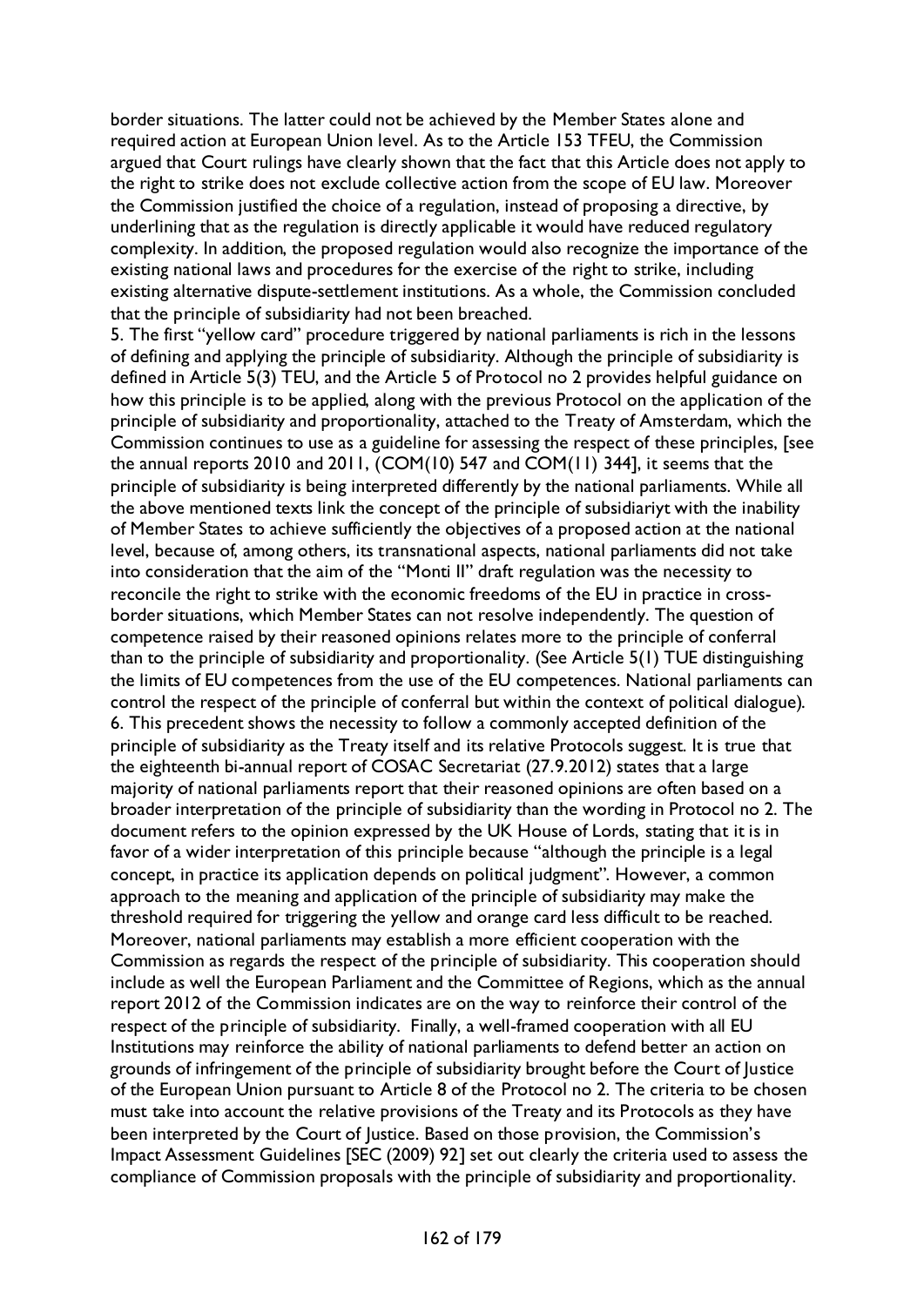border situations. The latter could not be achieved by the Member States alone and required action at European Union level. As to the Article 153 TFEU, the Commission argued that Court rulings have clearly shown that the fact that this Article does not apply to the right to strike does not exclude collective action from the scope of EU law. Moreover the Commission justified the choice of a regulation, instead of proposing a directive, by underlining that as the regulation is directly applicable it would have reduced regulatory complexity. In addition, the proposed regulation would also recognize the importance of the existing national laws and procedures for the exercise of the right to strike, including existing alternative dispute-settlement institutions. As a whole, the Commission concluded that the principle of subsidiarity had not been breached.

5. The first "yellow card" procedure triggered by national parliaments is rich in the lessons of defining and applying the principle of subsidiarity. Although the principle of subsidiarity is defined in Article 5(3) TEU, and the Article 5 of Protocol no 2 provides helpful guidance on how this principle is to be applied, along with the previous Protocol on the application of the principle of subsidiarity and proportionality, attached to the Treaty of Amsterdam, which the Commission continues to use as a guideline for assessing the respect of these principles, [see the annual reports 2010 and 2011, (COM(10) 547 and COM(11) 344], it seems that the principle of subsidiarity is being interpreted differently by the national parliaments. While all the above mentioned texts link the concept of the principle of subsidiariyt with the inability of Member States to achieve sufficiently the objectives of a proposed action at the national level, because of, among others, its transnational aspects, national parliaments did not take into consideration that the aim of the "Monti II" draft regulation was the necessity to reconcile the right to strike with the economic freedoms of the EU in practice in cross-border situations, which Member States can not resolve independently. The question of competence raised by their reasoned opinions relates more to the principle of conferral than to the principle of subsidiarity and proportionality. (See Article 5(1) TUE distinguishing the limits of EU competences from the use of the EU competences. National parliaments can control the respect of the principle of conferral but within the context of political dialogue).

6. This precedent shows the necessity to follow a commonly accepted definition of the principle of subsidiarity as the Treaty itself and its relative Protocols suggest. It is true that the eighteenth bi-annual report of COSAC Secretariat (27.9.2012) states that a large majority of national parliaments report that their reasoned opinions are often based on a broader interpretation of the principle of subsidiarity than the wording in Protocol no 2. The document refers to the opinion expressed by the UK House of Lords, stating that it is in favor of a wider interpretation of this principle because "although the principle is a legal concept, in practice its application depends on political judgment". However, a common approach to the meaning and application of the principle of subsidiarity may make the threshold required for triggering the yellow and orange card less difficult to be reached. Moreover, national parliaments may establish a more efficient cooperation with the Commission as regards the respect of the principle of subsidiarity. This cooperation should include as well the European Parliament and the Committee of Regions, which as the annual report 2012 of the Commission indicates are on the way to reinforce their control of the respect of the principle of subsidiarity. Finally, a well-framed cooperation with all EU Institutions may reinforce the ability of national parliaments to defend better an action on grounds of infringement of the principle of subsidiarity brought before the Court of Justice of the European Union pursuant to Article 8 of the Protocol no 2. The criteria to be chosen must take into account the relative provisions of the Treaty and its Protocols as they have been interpreted by the Court of Justice. Based on those provision, the Commission's Impact Assessment Guidelines [SEC (2009) 92] set out clearly the criteria used to assess the compliance of Commission proposals with the principle of subsidiarity and proportionality.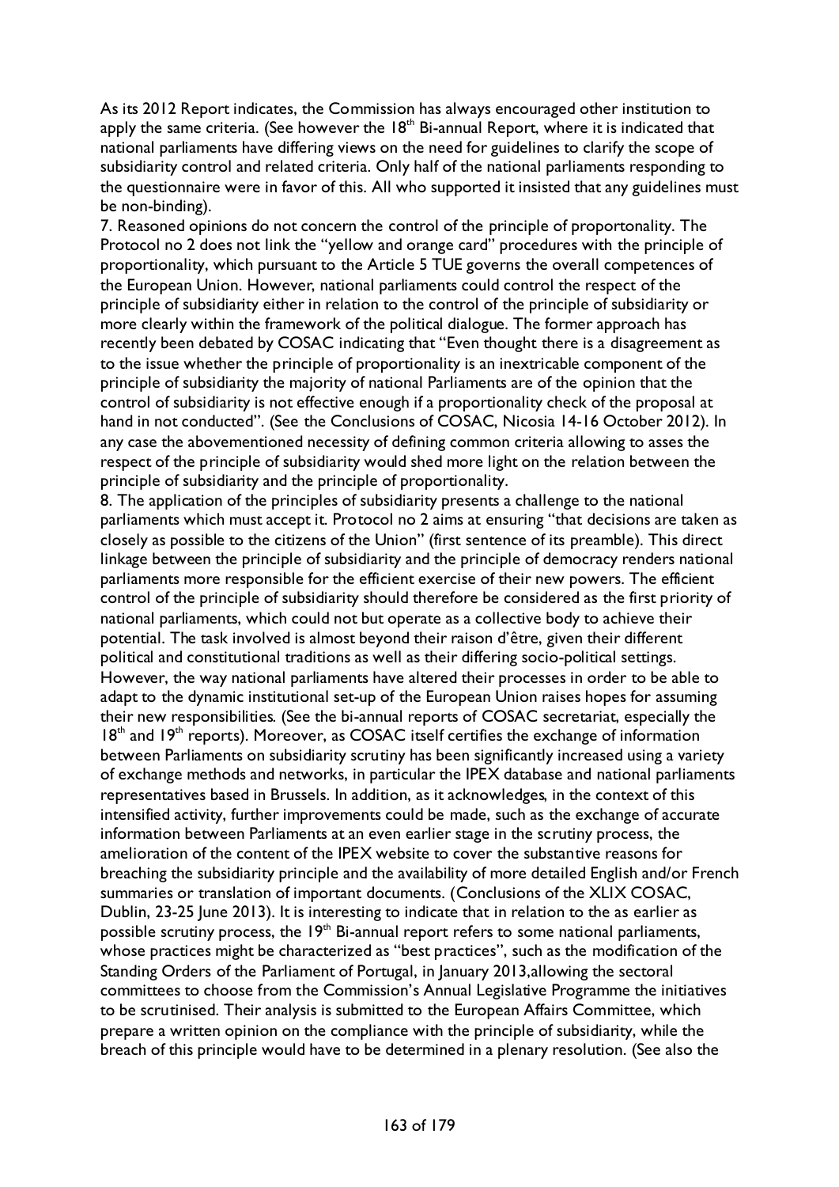As its 2012 Report indicates, the Commission has always encouraged other institution to apply the same criteria. (See however the 18th Bi-annual Report, where it is indicated that national parliaments have differing views on the need for guidelines to clarify the scope of subsidiarity control and related criteria. Only half of the national parliaments responding to the questionnaire were in favor of this. All who supported it insisted that any guidelines must be non-binding).

7. Reasoned opinions do not concern the control of the principle of proportonality. The Protocol no 2 does not link the "yellow and orange card" procedures with the principle of proportionality, which pursuant to the Article 5 TUE governs the overall competences of the European Union. However, national parliaments could control the respect of the principle of subsidiarity either in relation to the control of the principle of subsidiarity or more clearly within the framework of the political dialogue. The former approach has recently been debated by COSAC indicating that "Even thought there is a disagreement as to the issue whether the principle of proportionality is an inextricable component of the principle of subsidiarity the majority of national Parliaments are of the opinion that the control of subsidiarity is not effective enough if a proportionality check of the proposal at hand in not conducted". (See the Conclusions of COSAC, Nicosia 14-16 October 2012). In any case the abovementioned necessity of defining common criteria allowing to asses the respect of the principle of subsidiarity would shed more light on the relation between the principle of subsidiarity and the principle of proportionality.

8. The application of the principles of subsidiarity presents a challenge to the national parliaments which must accept it. Protocol no 2 aims at ensuring "that decisions are taken as closely as possible to the citizens of the Union" (first sentence of its preamble). This direct linkage between the principle of subsidiarity and the principle of democracy renders national parliaments more responsible for the efficient exercise of their new powers. The efficient control of the principle of subsidiarity should therefore be considered as the first priority of national parliaments, which could not but operate as a collective body to achieve their potential. The task involved is almost beyond their raison d'être, given their different political and constitutional traditions as well as their differing socio-political settings. However, the way national parliaments have altered their processes in order to be able to adapt to the dynamic institutional set-up of the European Union raises hopes for assuming their new responsibilities. (See the bi-annual reports of COSAC secretariat, especially the 18th and 19th reports). Moreover, as COSAC itself certifies the exchange of information between Parliaments on subsidiarity scrutiny has been significantly increased using a variety of exchange methods and networks, in particular the IPEX database and national parliaments representatives based in Brussels. In addition, as it acknowledges, in the context of this intensified activity, further improvements could be made, such as the exchange of accurate information between Parliaments at an even earlier stage in the scrutiny process, the amelioration of the content of the IPEX website to cover the substantive reasons for breaching the subsidiarity principle and the availability of more detailed English and/or French summaries or translation of important documents. (Conclusions of the XLIX COSAC, Dublin, 23-25 June 2013). It is interesting to indicate that in relation to the as earlier as possible scrutiny process, the 19th Bi-annual report refers to some national parliaments, whose practices might be characterized as "best practices", such as the modification of the Standing Orders of the Parliament of Portugal, in January 2013,allowing the sectoral committees to choose from the Commission's Annual Legislative Programme the initiatives to be scrutinised. Their analysis is submitted to the European Affairs Committee, which prepare a written opinion on the compliance with the principle of subsidiarity, while the breach of this principle would have to be determined in a plenary resolution. (See also the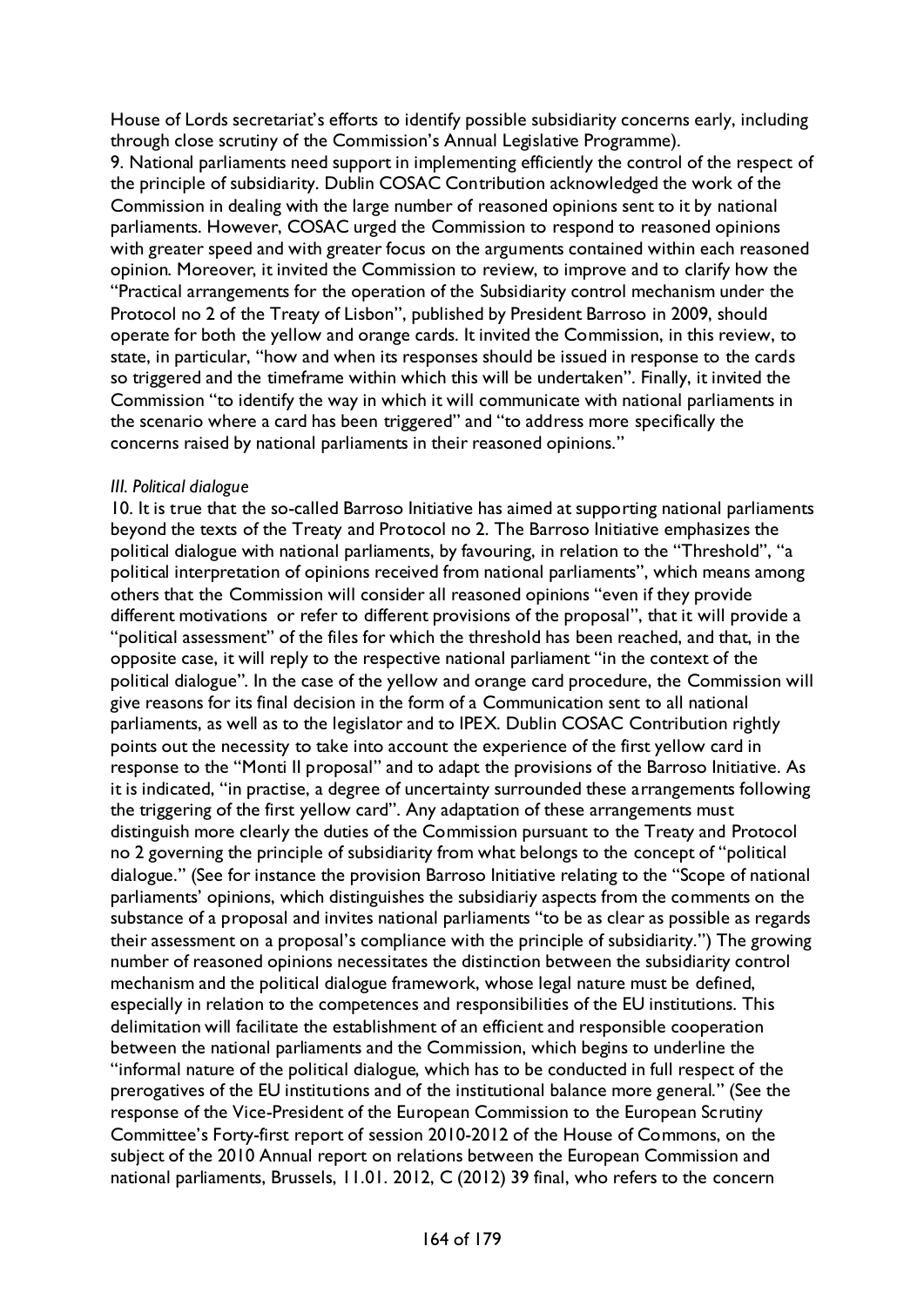House of Lords secretariat's efforts to identify possible subsidiarity concerns early, including through close scrutiny of the Commission's Annual Legislative Programme).

9. National parliaments need support in implementing efficiently the control of the respect of the principle of subsidiarity. Dublin COSAC Contribution acknowledged the work of the Commission in dealing with the large number of reasoned opinions sent to it by national parliaments. However, COSAC urged the Commission to respond to reasoned opinions with greater speed and with greater focus on the arguments contained within each reasoned opinion. Moreover, it invited the Commission to review, to improve and to clarify how the "Practical arrangements for the operation of the Subsidiarity control mechanism under the Protocol no 2 of the Treaty of Lisbon", published by President Barroso in 2009, should operate for both the yellow and orange cards. It invited the Commission, in this review, to state, in particular, "how and when its responses should be issued in response to the cards so triggered and the timeframe within which this will be undertaken". Finally, it invited the Commission "to identify the way in which it will communicate with national parliaments in the scenario where a card has been triggered" and "to address more specifically the concerns raised by national parliaments in their reasoned opinions."

*III. Political dialogue*

10. It is true that the so-called Barroso Initiative has aimed at supporting national parliaments beyond the texts of the Treaty and Protocol no 2. The Barroso Initiative emphasizes the political dialogue with national parliaments, by favouring, in relation to the "Threshold", "a political interpretation of opinions received from national parliaments", which means among others that the Commission will consider all reasoned opinions "even if they provide different motivations or refer to different provisions of the proposal", that it will provide a "political assessment" of the files for which the threshold has been reached, and that, in the opposite case, it will reply to the respective national parliament "in the context of the political dialogue". In the case of the yellow and orange card procedure, the Commission will give reasons for its final decision in the form of a Communication sent to all national parliaments, as well as to the legislator and to IPEX. Dublin COSAC Contribution rightly points out the necessity to take into account the experience of the first yellow card in response to the "Monti II proposal" and to adapt the provisions of the Barroso Initiative. As it is indicated, "in practise, a degree of uncertainty surrounded these arrangements following the triggering of the first yellow card". Any adaptation of these arrangements must distinguish more clearly the duties of the Commission pursuant to the Treaty and Protocol no 2 governing the principle of subsidiarity from what belongs to the concept of "political dialogue." (See for instance the provision Barroso Initiative relating to the "Scope of national parliaments' opinions, which distinguishes the subsidiariy aspects from the comments on the substance of a proposal and invites national parliaments "to be as clear as possible as regards their assessment on a proposal's compliance with the principle of subsidiarity.") The growing number of reasoned opinions necessitates the distinction between the subsidiarity control mechanism and the political dialogue framework, whose legal nature must be defined, especially in relation to the competences and responsibilities of the EU institutions. This delimitation will facilitate the establishment of an efficient and responsible cooperation between the national parliaments and the Commission, which begins to underline the "informal nature of the political dialogue, which has to be conducted in full respect of the prerogatives of the EU institutions and of the institutional balance more general." (See the response of the Vice-President of the European Commission to the European Scrutiny Committee's Forty-first report of session 2010-2012 of the House of Commons, on the subject of the 2010 Annual report on relations between the European Commission and national parliaments, Brussels, 11.01. 2012, C (2012) 39 final, who refers to the concern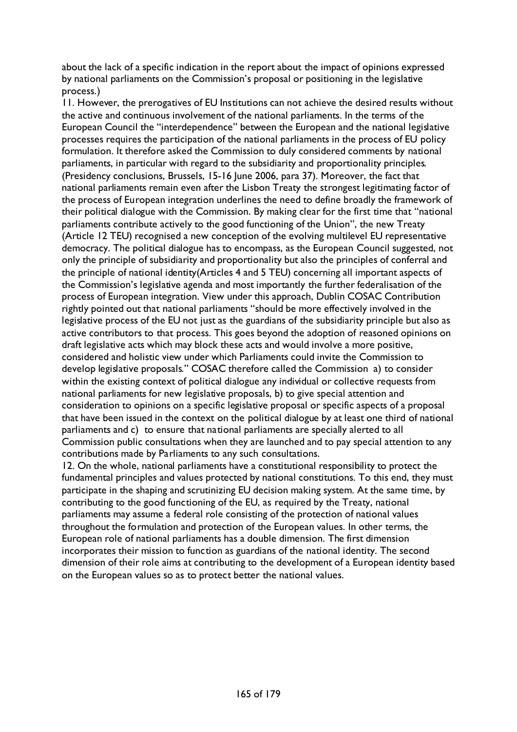about the lack of a specific indication in the report about the impact of opinions expressed by national parliaments on the Commission's proposal or positioning in the legislative process.)

11. However, the prerogatives of EU Institutions can not achieve the desired results without the active and continuous involvement of the national parliaments. In the terms of the European Council the "interdependence" between the European and the national legislative processes requires the participation of the national parliaments in the process of EU policy formulation. It therefore asked the Commission to duly considered comments by national parliaments, in particular with regard to the subsidiarity and proportionality principles. (Presidency conclusions, Brussels, 15-16 June 2006, para 37). Moreover, the fact that national parliaments remain even after the Lisbon Treaty the strongest legitimating factor of the process of European integration underlines the need to define broadly the framework of their political dialogue with the Commission. By making clear for the first time that "national parliaments contribute actively to the good functioning of the Union", the new Treaty (Article 12 TEU) recognised a new conception of the evolving multilevel EU representative democracy. The political dialogue has to encompass, as the European Council suggested, not only the principle of subsidiarity and proportionality but also the principles of conferral and the principle of national identity(Articles 4 and 5 TEU) concerning all important aspects of the Commission's legislative agenda and most importantly the further federalisation of the process of European integration. View under this approach, Dublin COSAC Contribution rightly pointed out that national parliaments "should be more effectively involved in the legislative process of the EU not just as the guardians of the subsidiarity principle but also as active contributors to that process. This goes beyond the adoption of reasoned opinions on draft legislative acts which may block these acts and would involve a more positive, considered and holistic view under which Parliaments could invite the Commission to develop legislative proposals." COSAC therefore called the Commission a) to consider within the existing context of political dialogue any individual or collective requests from national parliaments for new legislative proposals, b) to give special attention and consideration to opinions on a specific legislative proposal or specific aspects of a proposal that have been issued in the context on the political dialogue by at least one third of national parliaments and c) to ensure that national parliaments are specially alerted to all Commission public consultations when they are launched and to pay special attention to any contributions made by Parliaments to any such consultations.

12. On the whole, national parliaments have a constitutional responsibility to protect the fundamental principles and values protected by national constitutions. To this end, they must participate in the shaping and scrutinizing EU decision making system. At the same time, by contributing to the good functioning of the EU, as required by the Treaty, national parliaments may assume a federal role consisting of the protection of national values throughout the formulation and protection of the European values. In other terms, the European role of national parliaments has a double dimension. The first dimension incorporates their mission to function as guardians of the national identity. The second dimension of their role aims at contributing to the development of a European identity based on the European values so as to protect better the national values.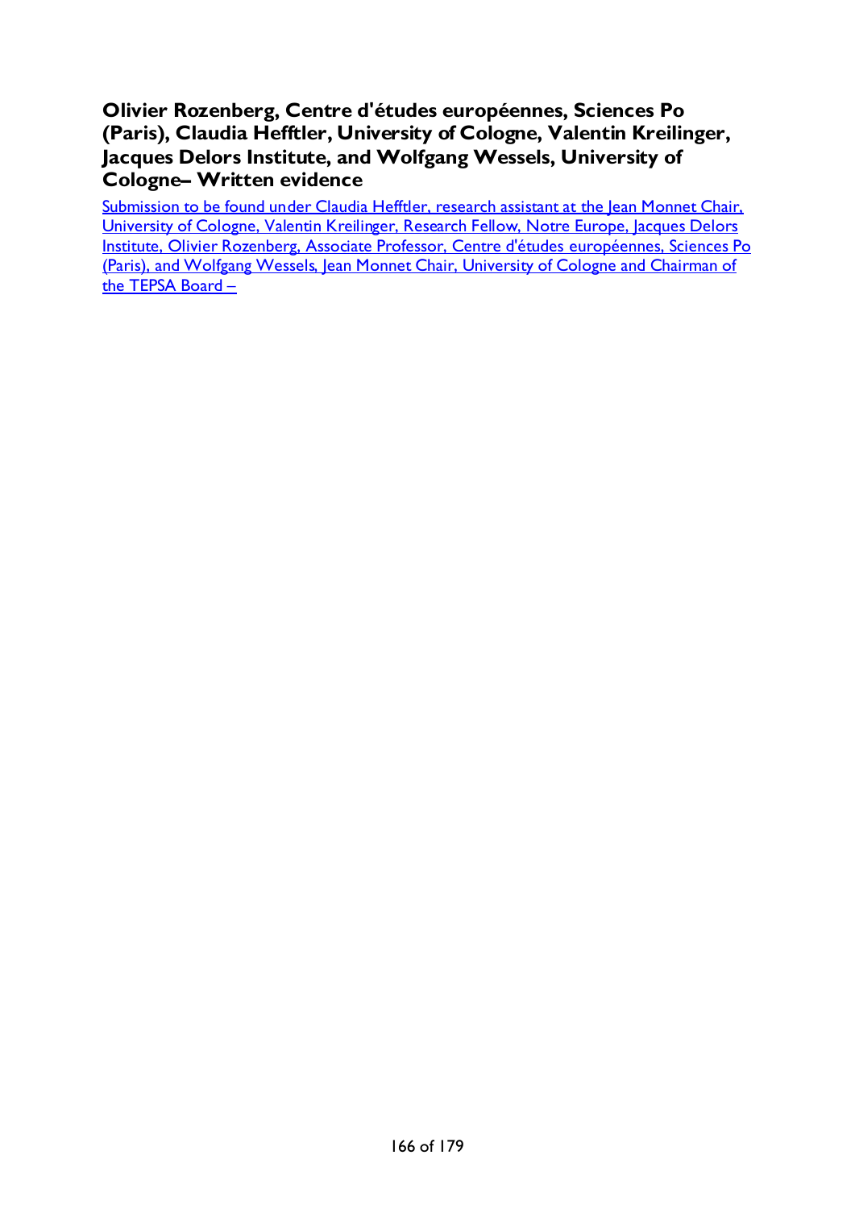# Olivier Rozenberg, Centre d'études européennes, Sciences Po (Paris), Claudia Hefftler, University of Cologne, Valentin Kreilinger, Jacques Delors Institute, and Wolfgang Wessels, University of Cologne– Written evidence

Submission to be found under Claudia Hefftler, research assistant at the Jean Monnet Chair, University of Cologne, Valentin Kreilinger, Research Fellow, Notre Europe, Jacques Delors Institute, Olivier Rozenberg, Associate Professor, Centre d'études européennes, Sciences Po (Paris), and Wolfgang Wessels, Jean Monnet Chair, University of Cologne and Chairman of the TEPSA Board –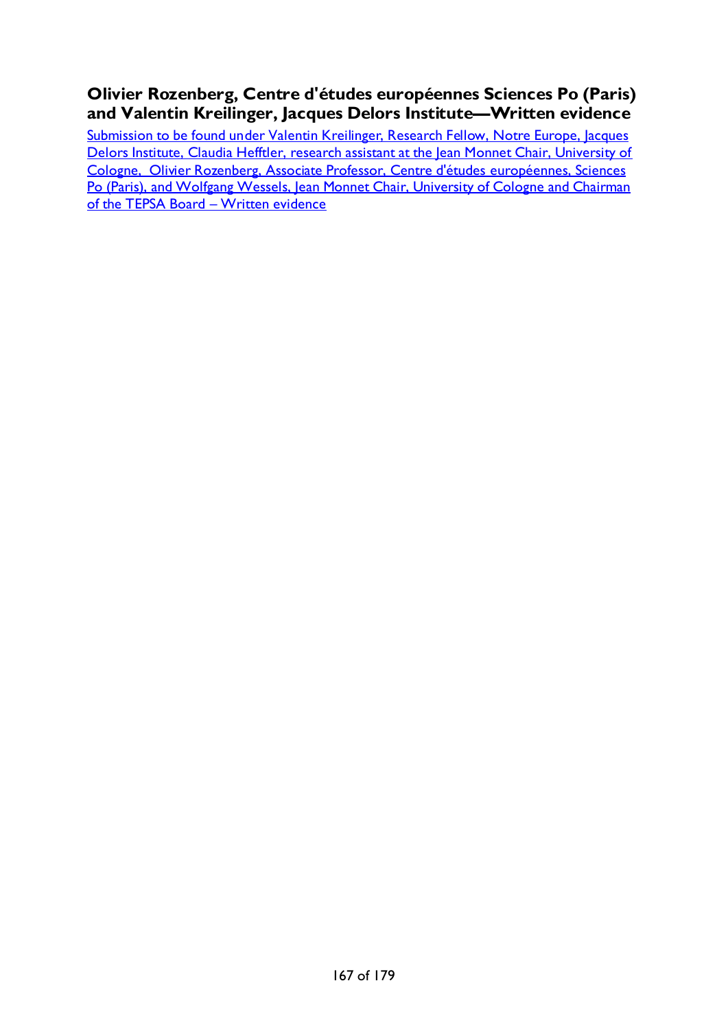## Olivier Rozenberg, Centre d'études européennes Sciences Po (Paris) and Valentin Kreilinger, Jacques Delors Institute—Written evidence

Submission to be found under Valentin Kreilinger, Research Fellow, Notre Europe, Jacques Delors Institute, Claudia Hefftler, research assistant at the Jean Monnet Chair, University of Cologne, Olivier Rozenberg, Associate Professor, Centre d'études européennes, Sciences Po (Paris), and Wolfgang Wessels, Jean Monnet Chair, University of Cologne and Chairman of the TEPSA Board – Written evidence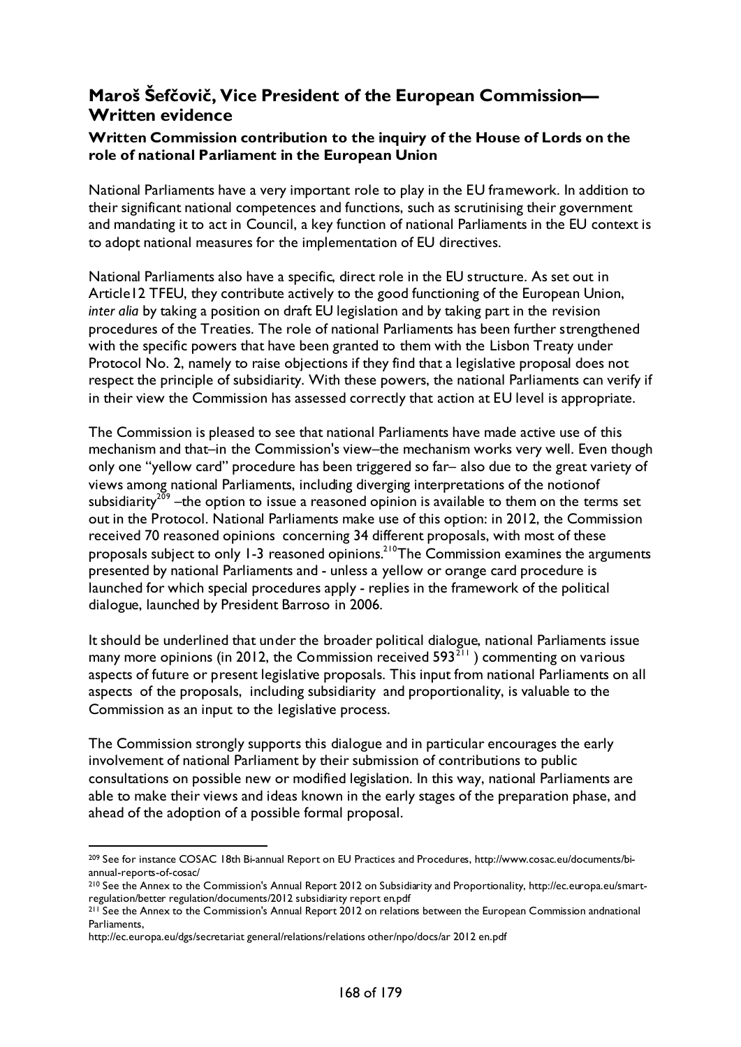## Maroš Šefčovič, Vice President of the European Commission—Written evidence

### Written Commission contribution to the inquiry of the House of Lords on the role of national Parliament in the European Union

National Parliaments have a very important role to play in the EU framework. In addition to their significant national competences and functions, such as scrutinising their government and mandating it to act in Council, a key function of national Parliaments in the EU context is to adopt national measures for the implementation of EU directives.

National Parliaments also have a specific, direct role in the EU structure. As set out in Article12 TFEU, they contribute actively to the good functioning of the European Union, *inter alia* by taking a position on draft EU legislation and by taking part in the revision procedures of the Treaties. The role of national Parliaments has been further strengthened with the specific powers that have been granted to them with the Lisbon Treaty under Protocol No. 2, namely to raise objections if they find that a legislative proposal does not respect the principle of subsidiarity. With these powers, the national Parliaments can verify if in their view the Commission has assessed correctly that action at EU level is appropriate.

The Commission is pleased to see that national Parliaments have made active use of this mechanism and that–in the Commission's view–the mechanism works very well. Even though only one "yellow card" procedure has been triggered so far– also due to the great variety of views among national Parliaments, including diverging interpretations of the notionof subsidiarity[209] –the option to issue a reasoned opinion is available to them on the terms set out in the Protocol. National Parliaments make use of this option: in 2012, the Commission received 70 reasoned opinions concerning 34 different proposals, with most of these proposals subject to only 1-3 reasoned opinions.[210]The Commission examines the arguments presented by national Parliaments and - unless a yellow or orange card procedure is launched for which special procedures apply - replies in the framework of the political dialogue, launched by President Barroso in 2006.

It should be underlined that under the broader political dialogue, national Parliaments issue many more opinions (in 2012, the Commission received 593[211] ) commenting on various aspects of future or present legislative proposals. This input from national Parliaments on all aspects of the proposals, including subsidiarity and proportionality, is valuable to the Commission as an input to the legislative process.

The Commission strongly supports this dialogue and in particular encourages the early involvement of national Parliament by their submission of contributions to public consultations on possible new or modified legislation. In this way, national Parliaments are able to make their views and ideas known in the early stages of the preparation phase, and ahead of the adoption of a possible formal proposal.

---

[209] See for instance COSAC 18th Bi-annual Report on EU Practices and Procedures, http://www.cosac.eu/documents/bi-annual-reports-of-cosac/

[210] See the Annex to the Commission's Annual Report 2012 on Subsidiarity and Proportionality, http://ec.europa.eu/smart-regulation/better regulation/documents/2012 subsidiarity report en.pdf

[211] See the Annex to the Commission's Annual Report 2012 on relations between the European Commission andnational Parliaments,
http://ec.europa.eu/dgs/secretariat general/relations/relations other/npo/docs/ar 2012 en.pdf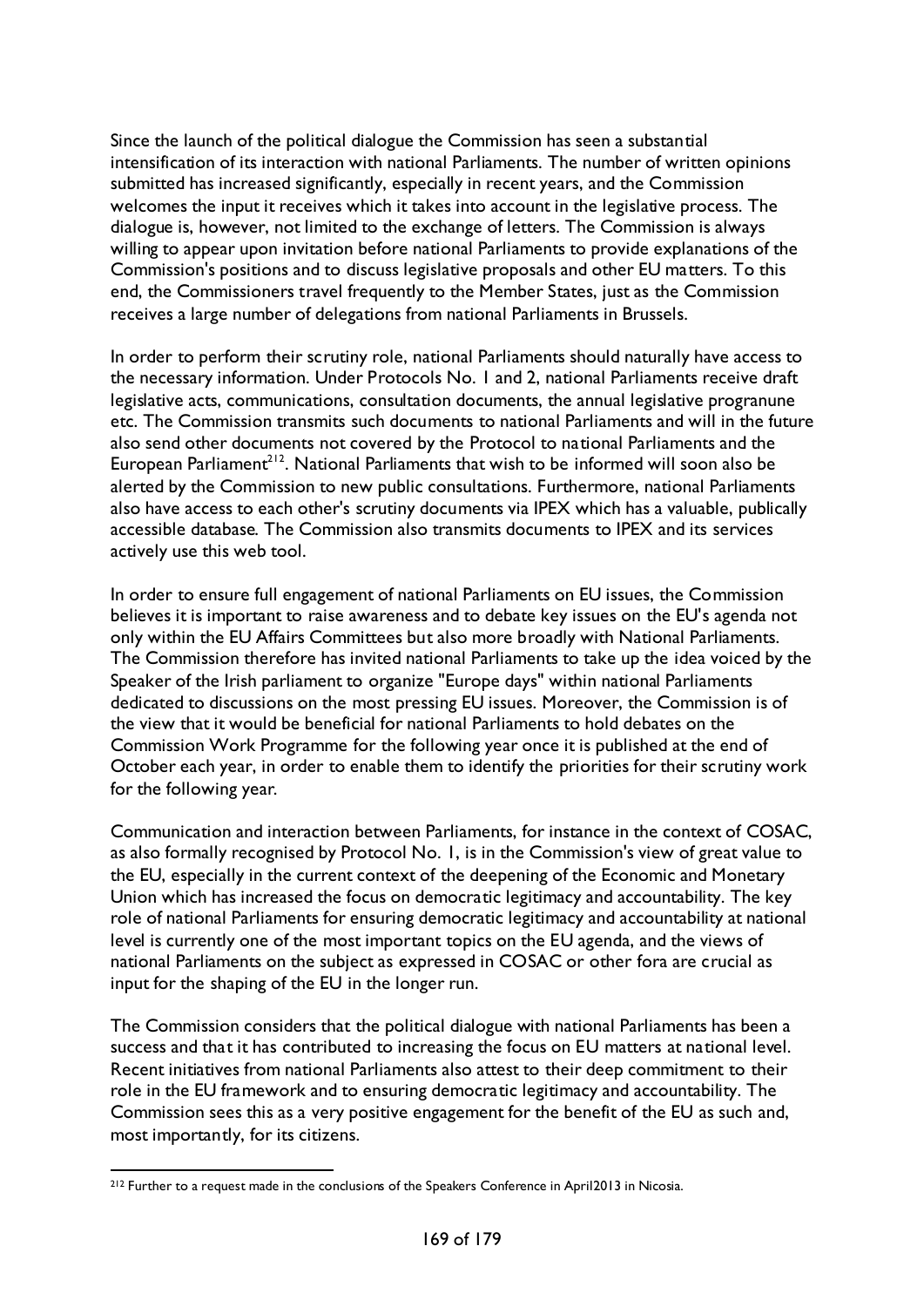Since the launch of the political dialogue the Commission has seen a substantial intensification of its interaction with national Parliaments. The number of written opinions submitted has increased significantly, especially in recent years, and the Commission welcomes the input it receives which it takes into account in the legislative process. The dialogue is, however, not limited to the exchange of letters. The Commission is always willing to appear upon invitation before national Parliaments to provide explanations of the Commission's positions and to discuss legislative proposals and other EU matters. To this end, the Commissioners travel frequently to the Member States, just as the Commission receives a large number of delegations from national Parliaments in Brussels.

In order to perform their scrutiny role, national Parliaments should naturally have access to the necessary information. Under Protocols No. 1 and 2, national Parliaments receive draft legislative acts, communications, consultation documents, the annual legislative progranune etc. The Commission transmits such documents to national Parliaments and will in the future also send other documents not covered by the Protocol to national Parliaments and the European Parliament[212]. National Parliaments that wish to be informed will soon also be alerted by the Commission to new public consultations. Furthermore, national Parliaments also have access to each other's scrutiny documents via IPEX which has a valuable, publically accessible database. The Commission also transmits documents to IPEX and its services actively use this web tool.

In order to ensure full engagement of national Parliaments on EU issues, the Commission believes it is important to raise awareness and to debate key issues on the EU's agenda not only within the EU Affairs Committees but also more broadly with National Parliaments. The Commission therefore has invited national Parliaments to take up the idea voiced by the Speaker of the Irish parliament to organize "Europe days" within national Parliaments dedicated to discussions on the most pressing EU issues. Moreover, the Commission is of the view that it would be beneficial for national Parliaments to hold debates on the Commission Work Programme for the following year once it is published at the end of October each year, in order to enable them to identify the priorities for their scrutiny work for the following year.

Communication and interaction between Parliaments, for instance in the context of COSAC, as also formally recognised by Protocol No. 1, is in the Commission's view of great value to the EU, especially in the current context of the deepening of the Economic and Monetary Union which has increased the focus on democratic legitimacy and accountability. The key role of national Parliaments for ensuring democratic legitimacy and accountability at national level is currently one of the most important topics on the EU agenda, and the views of national Parliaments on the subject as expressed in COSAC or other fora are crucial as input for the shaping of the EU in the longer run.

The Commission considers that the political dialogue with national Parliaments has been a success and that it has contributed to increasing the focus on EU matters at national level. Recent initiatives from national Parliaments also attest to their deep commitment to their role in the EU framework and to ensuring democratic legitimacy and accountability. The Commission sees this as a very positive engagement for the benefit of the EU as such and, most importantly, for its citizens.

---

[212] Further to a request made in the conclusions of the Speakers Conference in April2013 in Nicosia.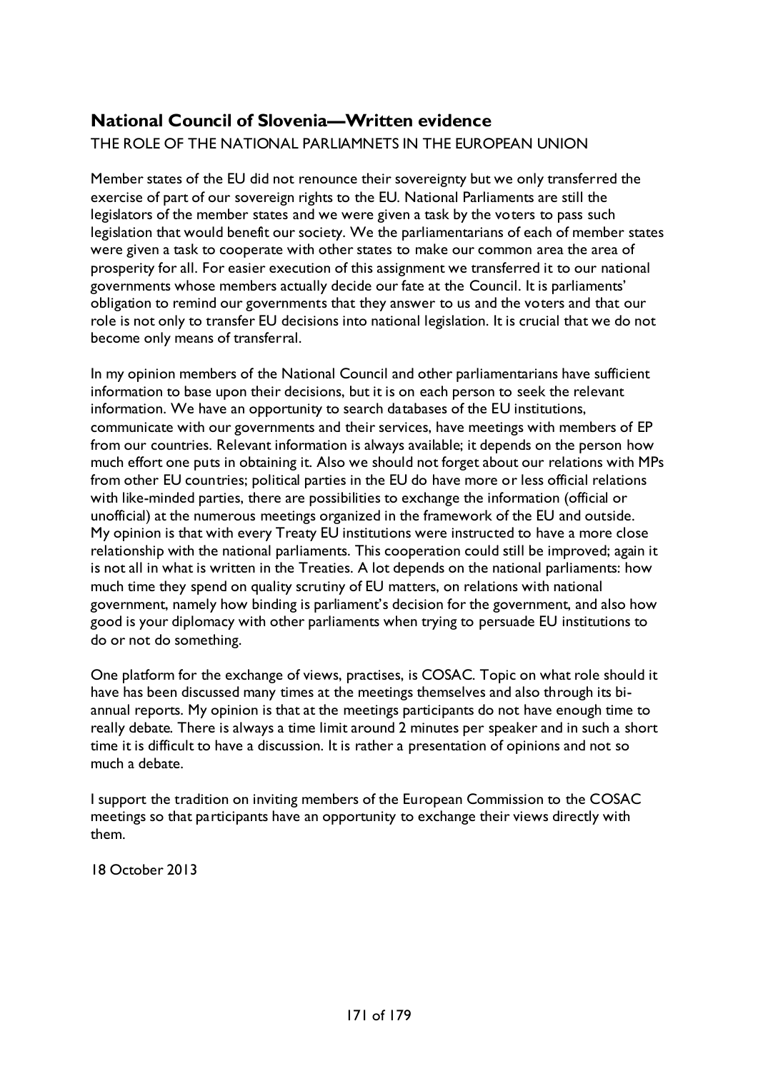## National Council of Slovenia—Written evidence

THE ROLE OF THE NATIONAL PARLIAMNETS IN THE EUROPEAN UNION

Member states of the EU did not renounce their sovereignty but we only transferred the exercise of part of our sovereign rights to the EU. National Parliaments are still the legislators of the member states and we were given a task by the voters to pass such legislation that would benefit our society. We the parliamentarians of each of member states were given a task to cooperate with other states to make our common area the area of prosperity for all. For easier execution of this assignment we transferred it to our national governments whose members actually decide our fate at the Council. It is parliaments' obligation to remind our governments that they answer to us and the voters and that our role is not only to transfer EU decisions into national legislation. It is crucial that we do not become only means of transferral.

In my opinion members of the National Council and other parliamentarians have sufficient information to base upon their decisions, but it is on each person to seek the relevant information. We have an opportunity to search databases of the EU institutions, communicate with our governments and their services, have meetings with members of EP from our countries. Relevant information is always available; it depends on the person how much effort one puts in obtaining it. Also we should not forget about our relations with MPs from other EU countries; political parties in the EU do have more or less official relations with like-minded parties, there are possibilities to exchange the information (official or unofficial) at the numerous meetings organized in the framework of the EU and outside. My opinion is that with every Treaty EU institutions were instructed to have a more close relationship with the national parliaments. This cooperation could still be improved; again it is not all in what is written in the Treaties. A lot depends on the national parliaments: how much time they spend on quality scrutiny of EU matters, on relations with national government, namely how binding is parliament's decision for the government, and also how good is your diplomacy with other parliaments when trying to persuade EU institutions to do or not do something.

One platform for the exchange of views, practises, is COSAC. Topic on what role should it have has been discussed many times at the meetings themselves and also through its bi-annual reports. My opinion is that at the meetings participants do not have enough time to really debate. There is always a time limit around 2 minutes per speaker and in such a short time it is difficult to have a discussion. It is rather a presentation of opinions and not so much a debate.

I support the tradition on inviting members of the European Commission to the COSAC meetings so that participants have an opportunity to exchange their views directly with them.

18 October 2013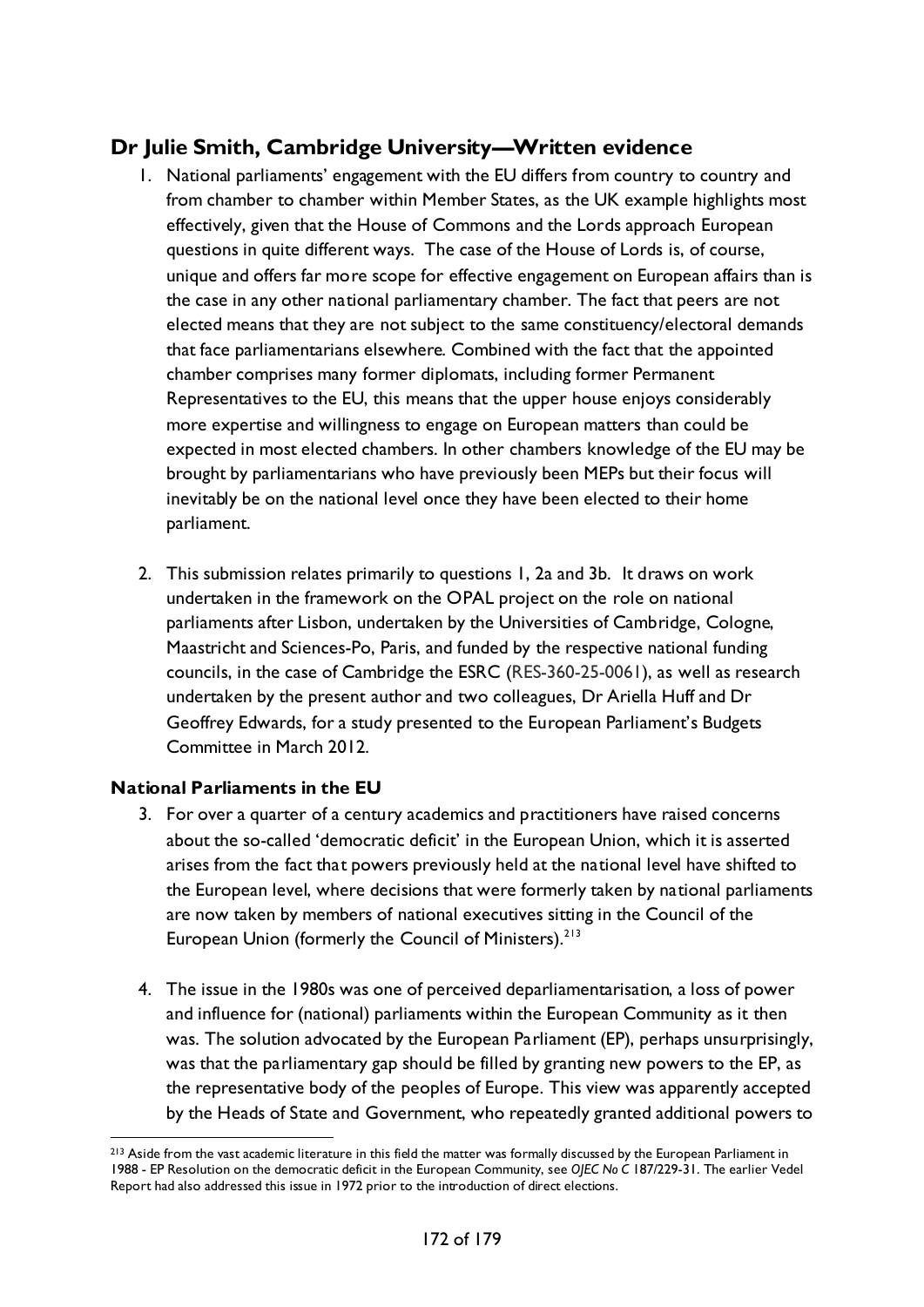## Dr Julie Smith, Cambridge University—Written evidence

1. National parliaments' engagement with the EU differs from country to country and from chamber to chamber within Member States, as the UK example highlights most effectively, given that the House of Commons and the Lords approach European questions in quite different ways. The case of the House of Lords is, of course, unique and offers far more scope for effective engagement on European affairs than is the case in any other national parliamentary chamber. The fact that peers are not elected means that they are not subject to the same constituency/electoral demands that face parliamentarians elsewhere. Combined with the fact that the appointed chamber comprises many former diplomats, including former Permanent Representatives to the EU, this means that the upper house enjoys considerably more expertise and willingness to engage on European matters than could be expected in most elected chambers. In other chambers knowledge of the EU may be brought by parliamentarians who have previously been MEPs but their focus will inevitably be on the national level once they have been elected to their home parliament.

2. This submission relates primarily to questions 1, 2a and 3b. It draws on work undertaken in the framework on the OPAL project on the role on national parliaments after Lisbon, undertaken by the Universities of Cambridge, Cologne, Maastricht and Sciences-Po, Paris, and funded by the respective national funding councils, in the case of Cambridge the ESRC (RES-360-25-0061), as well as research undertaken by the present author and two colleagues, Dr Ariella Huff and Dr Geoffrey Edwards, for a study presented to the European Parliament's Budgets Committee in March 2012.

### National Parliaments in the EU

3. For over a quarter of a century academics and practitioners have raised concerns about the so-called 'democratic deficit' in the European Union, which it is asserted arises from the fact that powers previously held at the national level have shifted to the European level, where decisions that were formerly taken by national parliaments are now taken by members of national executives sitting in the Council of the European Union (formerly the Council of Ministers).[213]

4. The issue in the 1980s was one of perceived deparliamentarisation, a loss of power and influence for (national) parliaments within the European Community as it then was. The solution advocated by the European Parliament (EP), perhaps unsurprisingly, was that the parliamentary gap should be filled by granting new powers to the EP, as the representative body of the peoples of Europe. This view was apparently accepted by the Heads of State and Government, who repeatedly granted additional powers to

[213] Aside from the vast academic literature in this field the matter was formally discussed by the European Parliament in 1988 - EP Resolution on the democratic deficit in the European Community, see *OJEC No C* 187/229-31. The earlier Vedel Report had also addressed this issue in 1972 prior to the introduction of direct elections.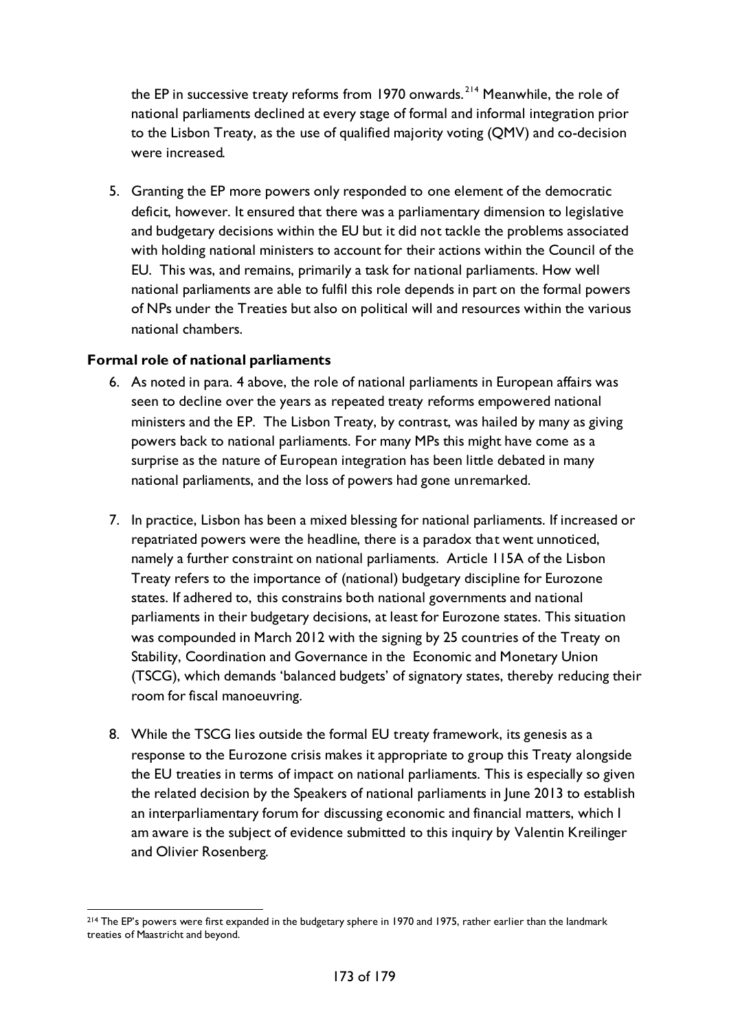the EP in successive treaty reforms from 1970 onwards.[214] Meanwhile, the role of national parliaments declined at every stage of formal and informal integration prior to the Lisbon Treaty, as the use of qualified majority voting (QMV) and co-decision were increased.

5. Granting the EP more powers only responded to one element of the democratic deficit, however. It ensured that there was a parliamentary dimension to legislative and budgetary decisions within the EU but it did not tackle the problems associated with holding national ministers to account for their actions within the Council of the EU. This was, and remains, primarily a task for national parliaments. How well national parliaments are able to fulfil this role depends in part on the formal powers of NPs under the Treaties but also on political will and resources within the various national chambers.

**Formal role of national parliaments**

6. As noted in para. 4 above, the role of national parliaments in European affairs was seen to decline over the years as repeated treaty reforms empowered national ministers and the EP. The Lisbon Treaty, by contrast, was hailed by many as giving powers back to national parliaments. For many MPs this might have come as a surprise as the nature of European integration has been little debated in many national parliaments, and the loss of powers had gone unremarked.

7. In practice, Lisbon has been a mixed blessing for national parliaments. If increased or repatriated powers were the headline, there is a paradox that went unnoticed, namely a further constraint on national parliaments. Article 115A of the Lisbon Treaty refers to the importance of (national) budgetary discipline for Eurozone states. If adhered to, this constrains both national governments and national parliaments in their budgetary decisions, at least for Eurozone states. This situation was compounded in March 2012 with the signing by 25 countries of the Treaty on Stability, Coordination and Governance in the Economic and Monetary Union (TSCG), which demands 'balanced budgets' of signatory states, thereby reducing their room for fiscal manoeuvring.

8. While the TSCG lies outside the formal EU treaty framework, its genesis as a response to the Eurozone crisis makes it appropriate to group this Treaty alongside the EU treaties in terms of impact on national parliaments. This is especially so given the related decision by the Speakers of national parliaments in June 2013 to establish an interparliamentary forum for discussing economic and financial matters, which I am aware is the subject of evidence submitted to this inquiry by Valentin Kreilinger and Olivier Rosenberg.

---

[214] The EP's powers were first expanded in the budgetary sphere in 1970 and 1975, rather earlier than the landmark treaties of Maastricht and beyond.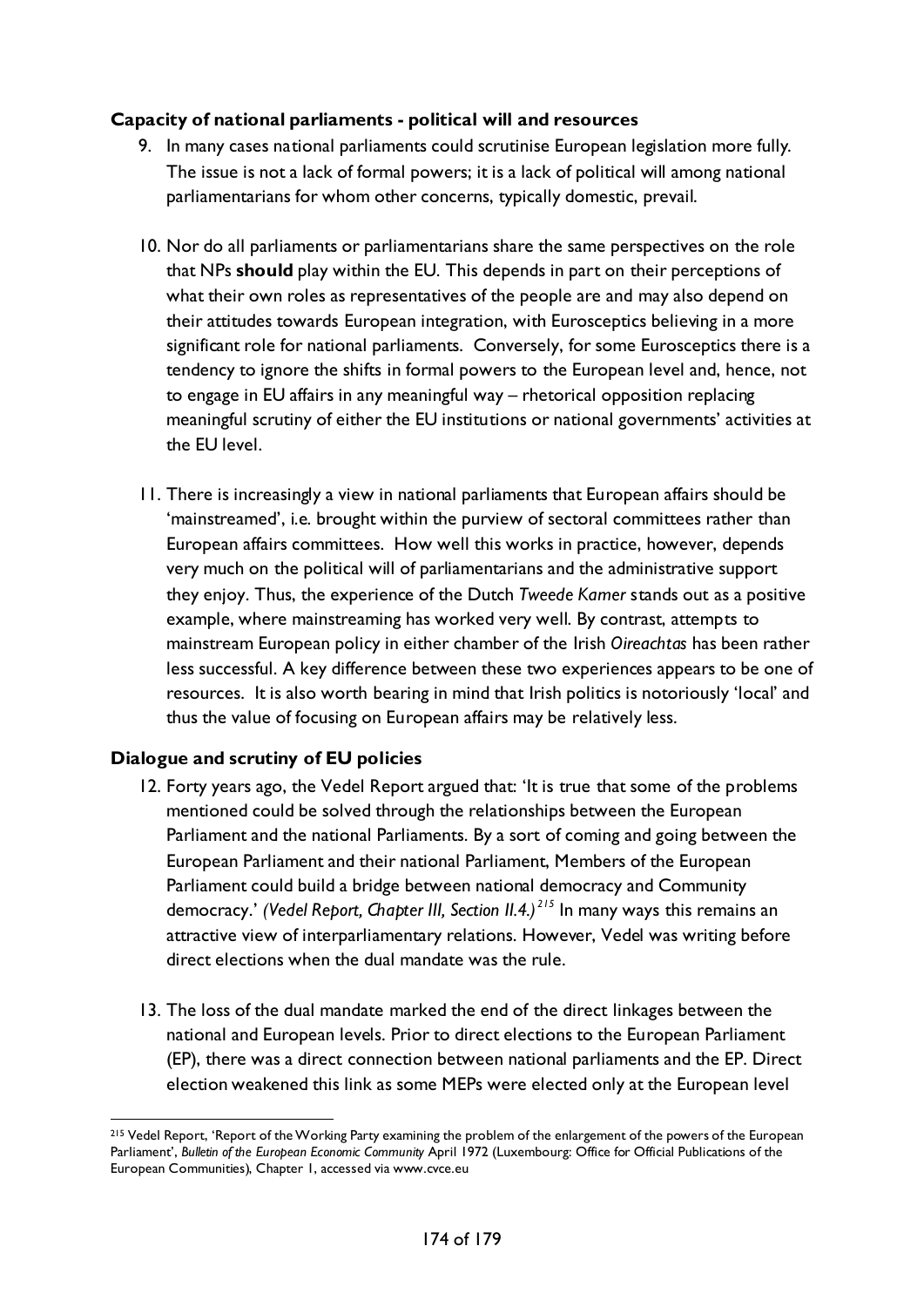### Capacity of national parliaments - political will and resources

9. In many cases national parliaments could scrutinise European legislation more fully. The issue is not a lack of formal powers; it is a lack of political will among national parliamentarians for whom other concerns, typically domestic, prevail.

10. Nor do all parliaments or parliamentarians share the same perspectives on the role that NPs **should** play within the EU. This depends in part on their perceptions of what their own roles as representatives of the people are and may also depend on their attitudes towards European integration, with Eurosceptics believing in a more significant role for national parliaments. Conversely, for some Eurosceptics there is a tendency to ignore the shifts in formal powers to the European level and, hence, not to engage in EU affairs in any meaningful way – rhetorical opposition replacing meaningful scrutiny of either the EU institutions or national governments' activities at the EU level.

11. There is increasingly a view in national parliaments that European affairs should be 'mainstreamed', i.e. brought within the purview of sectoral committees rather than European affairs committees. How well this works in practice, however, depends very much on the political will of parliamentarians and the administrative support they enjoy. Thus, the experience of the Dutch *Tweede Kamer* stands out as a positive example, where mainstreaming has worked very well. By contrast, attempts to mainstream European policy in either chamber of the Irish *Oireachtas* has been rather less successful. A key difference between these two experiences appears to be one of resources. It is also worth bearing in mind that Irish politics is notoriously 'local' and thus the value of focusing on European affairs may be relatively less.

### Dialogue and scrutiny of EU policies

12. Forty years ago, the Vedel Report argued that: 'It is true that some of the problems mentioned could be solved through the relationships between the European Parliament and the national Parliaments. By a sort of coming and going between the European Parliament and their national Parliament, Members of the European Parliament could build a bridge between national democracy and Community democracy.' *(Vedel Report, Chapter III, Section II.4.)*[215] In many ways this remains an attractive view of interparliamentary relations. However, Vedel was writing before direct elections when the dual mandate was the rule.

13. The loss of the dual mandate marked the end of the direct linkages between the national and European levels. Prior to direct elections to the European Parliament (EP), there was a direct connection between national parliaments and the EP. Direct election weakened this link as some MEPs were elected only at the European level

[215] Vedel Report, 'Report of the Working Party examining the problem of the enlargement of the powers of the European Parliament', *Bulletin of the European Economic Community* April 1972 (Luxembourg: Office for Official Publications of the European Communities), Chapter 1, accessed via www.cvce.eu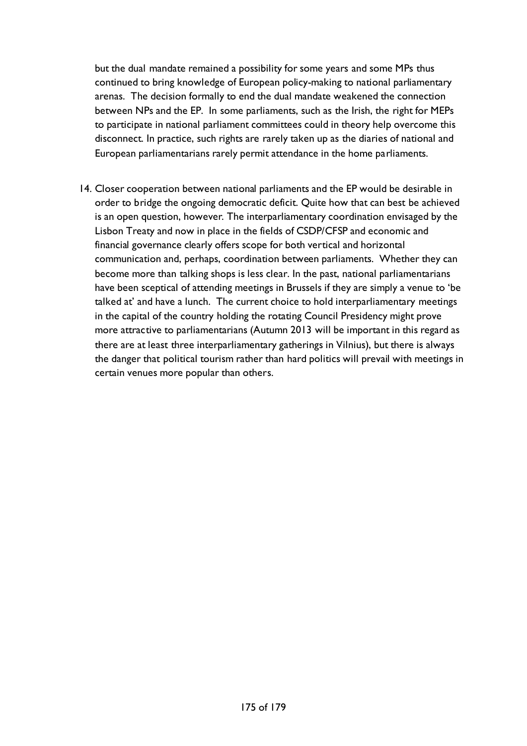but the dual mandate remained a possibility for some years and some MPs thus continued to bring knowledge of European policy-making to national parliamentary arenas. The decision formally to end the dual mandate weakened the connection between NPs and the EP. In some parliaments, such as the Irish, the right for MEPs to participate in national parliament committees could in theory help overcome this disconnect. In practice, such rights are rarely taken up as the diaries of national and European parliamentarians rarely permit attendance in the home parliaments.

14. Closer cooperation between national parliaments and the EP would be desirable in order to bridge the ongoing democratic deficit. Quite how that can best be achieved is an open question, however. The interparliamentary coordination envisaged by the Lisbon Treaty and now in place in the fields of CSDP/CFSP and economic and financial governance clearly offers scope for both vertical and horizontal communication and, perhaps, coordination between parliaments. Whether they can become more than talking shops is less clear. In the past, national parliamentarians have been sceptical of attending meetings in Brussels if they are simply a venue to 'be talked at' and have a lunch. The current choice to hold interparliamentary meetings in the capital of the country holding the rotating Council Presidency might prove more attractive to parliamentarians (Autumn 2013 will be important in this regard as there are at least three interparliamentary gatherings in Vilnius), but there is always the danger that political tourism rather than hard politics will prevail with meetings in certain venues more popular than others.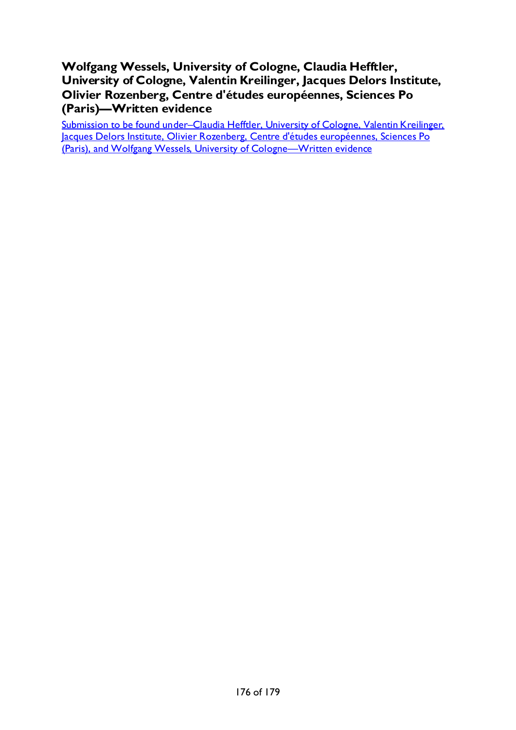## Wolfgang Wessels, University of Cologne, Claudia Hefftler, University of Cologne, Valentin Kreilinger, Jacques Delors Institute, Olivier Rozenberg, Centre d'études européennes, Sciences Po (Paris)—Written evidence

Submission to be found under–Claudia Hefftler, University of Cologne, Valentin Kreilinger, Jacques Delors Institute, Olivier Rozenberg, Centre d'études européennes, Sciences Po (Paris), and Wolfgang Wessels, University of Cologne—Written evidence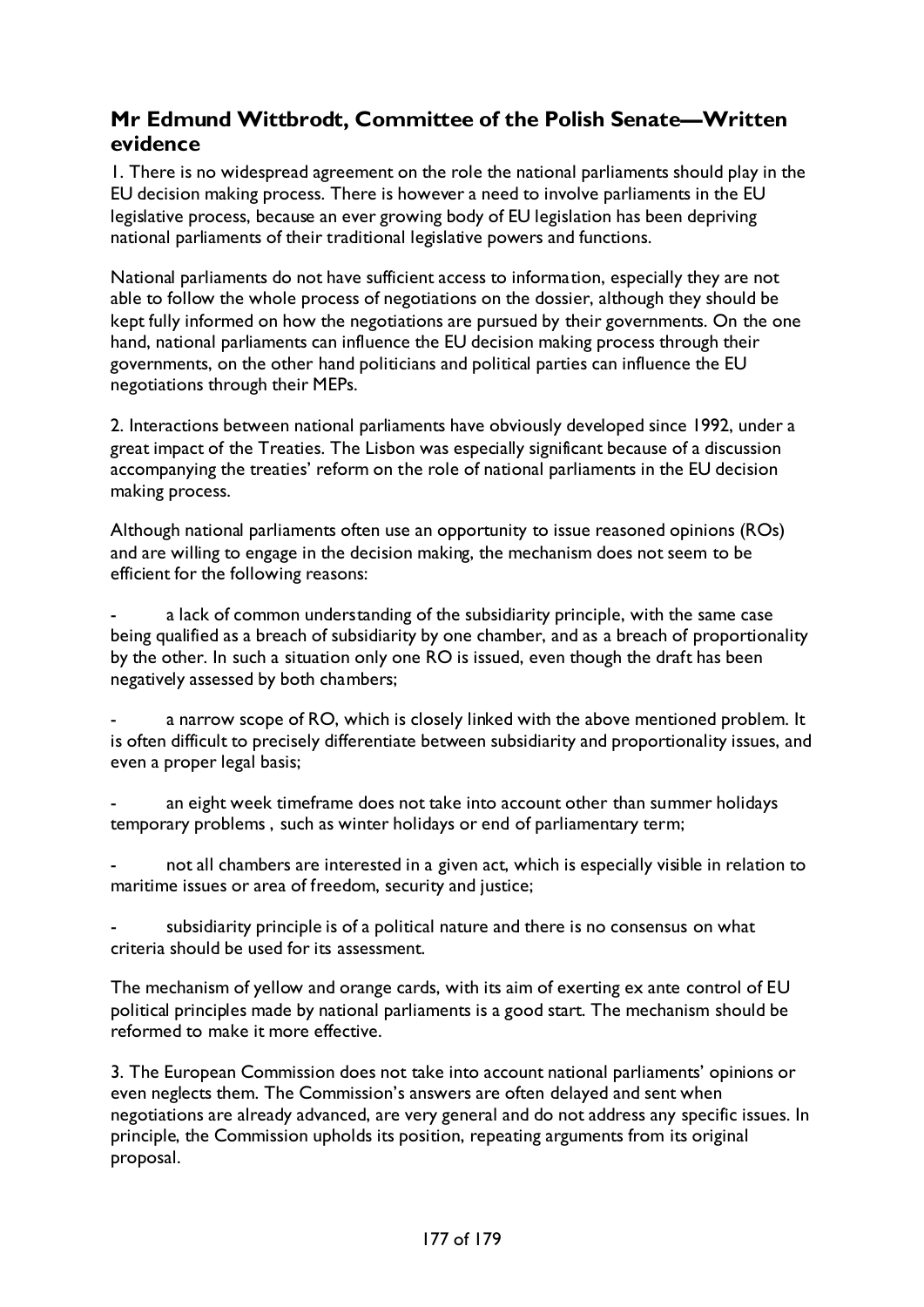## Mr Edmund Wittbrodt, Committee of the Polish Senate—Written evidence

1. There is no widespread agreement on the role the national parliaments should play in the EU decision making process. There is however a need to involve parliaments in the EU legislative process, because an ever growing body of EU legislation has been depriving national parliaments of their traditional legislative powers and functions.

National parliaments do not have sufficient access to information, especially they are not able to follow the whole process of negotiations on the dossier, although they should be kept fully informed on how the negotiations are pursued by their governments. On the one hand, national parliaments can influence the EU decision making process through their governments, on the other hand politicians and political parties can influence the EU negotiations through their MEPs.

2. Interactions between national parliaments have obviously developed since 1992, under a great impact of the Treaties. The Lisbon was especially significant because of a discussion accompanying the treaties' reform on the role of national parliaments in the EU decision making process.

Although national parliaments often use an opportunity to issue reasoned opinions (ROs) and are willing to engage in the decision making, the mechanism does not seem to be efficient for the following reasons:

- a lack of common understanding of the subsidiarity principle, with the same case being qualified as a breach of subsidiarity by one chamber, and as a breach of proportionality by the other. In such a situation only one RO is issued, even though the draft has been negatively assessed by both chambers;

- a narrow scope of RO, which is closely linked with the above mentioned problem. It is often difficult to precisely differentiate between subsidiarity and proportionality issues, and even a proper legal basis;

- an eight week timeframe does not take into account other than summer holidays temporary problems , such as winter holidays or end of parliamentary term;

- not all chambers are interested in a given act, which is especially visible in relation to maritime issues or area of freedom, security and justice;

- subsidiarity principle is of a political nature and there is no consensus on what criteria should be used for its assessment.

The mechanism of yellow and orange cards, with its aim of exerting ex ante control of EU political principles made by national parliaments is a good start. The mechanism should be reformed to make it more effective.

3. The European Commission does not take into account national parliaments' opinions or even neglects them. The Commission's answers are often delayed and sent when negotiations are already advanced, are very general and do not address any specific issues. In principle, the Commission upholds its position, repeating arguments from its original proposal.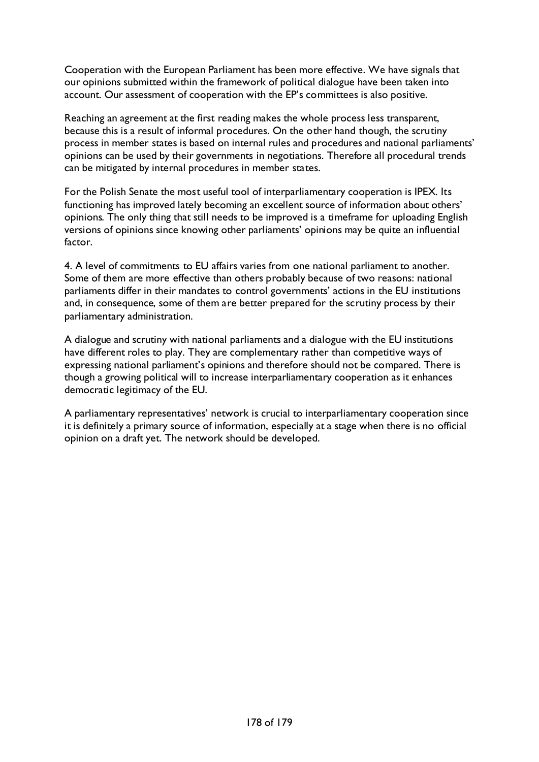Cooperation with the European Parliament has been more effective. We have signals that our opinions submitted within the framework of political dialogue have been taken into account. Our assessment of cooperation with the EP's committees is also positive.

Reaching an agreement at the first reading makes the whole process less transparent, because this is a result of informal procedures. On the other hand though, the scrutiny process in member states is based on internal rules and procedures and national parliaments' opinions can be used by their governments in negotiations. Therefore all procedural trends can be mitigated by internal procedures in member states.

For the Polish Senate the most useful tool of interparliamentary cooperation is IPEX. Its functioning has improved lately becoming an excellent source of information about others' opinions. The only thing that still needs to be improved is a timeframe for uploading English versions of opinions since knowing other parliaments' opinions may be quite an influential factor.

4. A level of commitments to EU affairs varies from one national parliament to another. Some of them are more effective than others probably because of two reasons: national parliaments differ in their mandates to control governments' actions in the EU institutions and, in consequence, some of them are better prepared for the scrutiny process by their parliamentary administration.

A dialogue and scrutiny with national parliaments and a dialogue with the EU institutions have different roles to play. They are complementary rather than competitive ways of expressing national parliament's opinions and therefore should not be compared. There is though a growing political will to increase interparliamentary cooperation as it enhances democratic legitimacy of the EU.

A parliamentary representatives' network is crucial to interparliamentary cooperation since it is definitely a primary source of information, especially at a stage when there is no official opinion on a draft yet. The network should be developed.